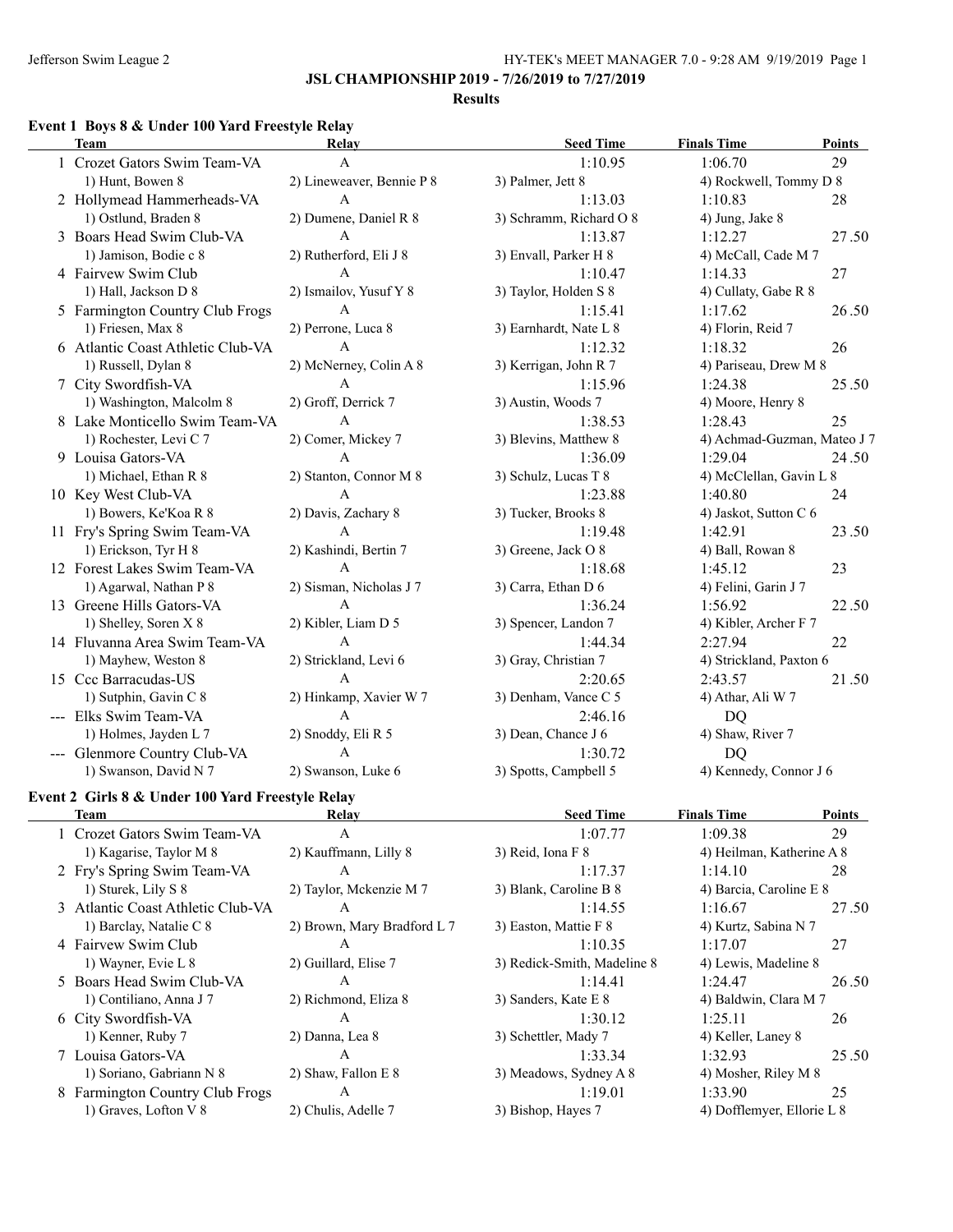## JSL CHAMPIONSHIP 2019 - 7/26/2019 to 7/27/2019

### Results

### Event 1 Boys 8 & Under 100 Yard Freestyle Relay

| | Team | Relay | Seed Time | Finals Time | Points |
|---|---|---|---|---|---|
| 1 | Crozet Gators Swim Team-VA | A | 1:10.95 | 1:06.70 | 29 |
| | 1) Hunt, Bowen 8 | 2) Lineweaver, Bennie P 8 | 3) Palmer, Jett 8 | 4) Rockwell, Tommy D 8 | |
| 2 | Hollymead Hammerheads-VA | A | 1:13.03 | 1:10.83 | 28 |
| | 1) Ostlund, Braden 8 | 2) Dumene, Daniel R 8 | 3) Schramm, Richard O 8 | 4) Jung, Jake 8 | |
| 3 | Boars Head Swim Club-VA | A | 1:13.87 | 1:12.27 | 27.50 |
| | 1) Jamison, Bodie c 8 | 2) Rutherford, Eli J 8 | 3) Envall, Parker H 8 | 4) McCall, Cade M 7 | |
| 4 | Fairvew Swim Club | A | 1:10.47 | 1:14.33 | 27 |
| | 1) Hall, Jackson D 8 | 2) Ismailov, Yusuf Y 8 | 3) Taylor, Holden S 8 | 4) Cullaty, Gabe R 8 | |
| 5 | Farmington Country Club Frogs | A | 1:15.41 | 1:17.62 | 26.50 |
| | 1) Friesen, Max 8 | 2) Perrone, Luca 8 | 3) Earnhardt, Nate L 8 | 4) Florin, Reid 7 | |
| 6 | Atlantic Coast Athletic Club-VA | A | 1:12.32 | 1:18.32 | 26 |
| | 1) Russell, Dylan 8 | 2) McNerney, Colin A 8 | 3) Kerrigan, John R 7 | 4) Pariseau, Drew M 8 | |
| 7 | City Swordfish-VA | A | 1:15.96 | 1:24.38 | 25.50 |
| | 1) Washington, Malcolm 8 | 2) Groff, Derrick 7 | 3) Austin, Woods 7 | 4) Moore, Henry 8 | |
| 8 | Lake Monticello Swim Team-VA | A | 1:38.53 | 1:28.43 | 25 |
| | 1) Rochester, Levi C 7 | 2) Comer, Mickey 7 | 3) Blevins, Matthew 8 | 4) Achmad-Guzman, Mateo J 7 | |
| 9 | Louisa Gators-VA | A | 1:36.09 | 1:29.04 | 24.50 |
| | 1) Michael, Ethan R 8 | 2) Stanton, Connor M 8 | 3) Schulz, Lucas T 8 | 4) McClellan, Gavin L 8 | |
| 10 | Key West Club-VA | A | 1:23.88 | 1:40.80 | 24 |
| | 1) Bowers, Ke'Koa R 8 | 2) Davis, Zachary 8 | 3) Tucker, Brooks 8 | 4) Jaskot, Sutton C 6 | |
| 11 | Fry's Spring Swim Team-VA | A | 1:19.48 | 1:42.91 | 23.50 |
| | 1) Erickson, Tyr H 8 | 2) Kashindi, Bertin 7 | 3) Greene, Jack O 8 | 4) Ball, Rowan 8 | |
| 12 | Forest Lakes Swim Team-VA | A | 1:18.68 | 1:45.12 | 23 |
| | 1) Agarwal, Nathan P 8 | 2) Sisman, Nicholas J 7 | 3) Carra, Ethan D 6 | 4) Felini, Garin J 7 | |
| 13 | Greene Hills Gators-VA | A | 1:36.24 | 1:56.92 | 22.50 |
| | 1) Shelley, Soren X 8 | 2) Kibler, Liam D 5 | 3) Spencer, Landon 7 | 4) Kibler, Archer F 7 | |
| 14 | Fluvanna Area Swim Team-VA | A | 1:44.34 | 2:27.94 | 22 |
| | 1) Mayhew, Weston 8 | 2) Strickland, Levi 6 | 3) Gray, Christian 7 | 4) Strickland, Paxton 6 | |
| 15 | Ccc Barracudas-US | A | 2:20.65 | 2:43.57 | 21.50 |
| | 1) Sutphin, Gavin C 8 | 2) Hinkamp, Xavier W 7 | 3) Denham, Vance C 5 | 4) Athar, Ali W 7 | |
| --- | Elks Swim Team-VA | A | 2:46.16 | DQ | |
| | 1) Holmes, Jayden L 7 | 2) Snoddy, Eli R 5 | 3) Dean, Chance J 6 | 4) Shaw, River 7 | |
| --- | Glenmore Country Club-VA | A | 1:30.72 | DQ | |
| | 1) Swanson, David N 7 | 2) Swanson, Luke 6 | 3) Spotts, Campbell 5 | 4) Kennedy, Connor J 6 | |

### Event 2 Girls 8 & Under 100 Yard Freestyle Relay

| | Team | Relay | Seed Time | Finals Time | Points |
|---|---|---|---|---|---|
| 1 | Crozet Gators Swim Team-VA | A | 1:07.77 | 1:09.38 | 29 |
| | 1) Kagarise, Taylor M 8 | 2) Kauffmann, Lilly 8 | 3) Reid, Iona F 8 | 4) Heilman, Katherine A 8 | |
| 2 | Fry's Spring Swim Team-VA | A | 1:17.37 | 1:14.10 | 28 |
| | 1) Sturek, Lily S 8 | 2) Taylor, Mckenzie M 7 | 3) Blank, Caroline B 8 | 4) Barcia, Caroline E 8 | |
| 3 | Atlantic Coast Athletic Club-VA | A | 1:14.55 | 1:16.67 | 27.50 |
| | 1) Barclay, Natalie C 8 | 2) Brown, Mary Bradford L 7 | 3) Easton, Mattie F 8 | 4) Kurtz, Sabina N 7 | |
| 4 | Fairvew Swim Club | A | 1:10.35 | 1:17.07 | 27 |
| | 1) Wayner, Evie L 8 | 2) Guillard, Elise 7 | 3) Redick-Smith, Madeline 8 | 4) Lewis, Madeline 8 | |
| 5 | Boars Head Swim Club-VA | A | 1:14.41 | 1:24.47 | 26.50 |
| | 1) Contiliano, Anna J 7 | 2) Richmond, Eliza 8 | 3) Sanders, Kate E 8 | 4) Baldwin, Clara M 7 | |
| 6 | City Swordfish-VA | A | 1:30.12 | 1:25.11 | 26 |
| | 1) Kenner, Ruby 7 | 2) Danna, Lea 8 | 3) Schettler, Mady 7 | 4) Keller, Laney 8 | |
| 7 | Louisa Gators-VA | A | 1:33.34 | 1:32.93 | 25.50 |
| | 1) Soriano, Gabriann N 8 | 2) Shaw, Fallon E 8 | 3) Meadows, Sydney A 8 | 4) Mosher, Riley M 8 | |
| 8 | Farmington Country Club Frogs | A | 1:19.01 | 1:33.90 | 25 |
| | 1) Graves, Lofton V 8 | 2) Chulis, Adelle 7 | 3) Bishop, Hayes 7 | 4) Dofflemyer, Ellorie L 8 | |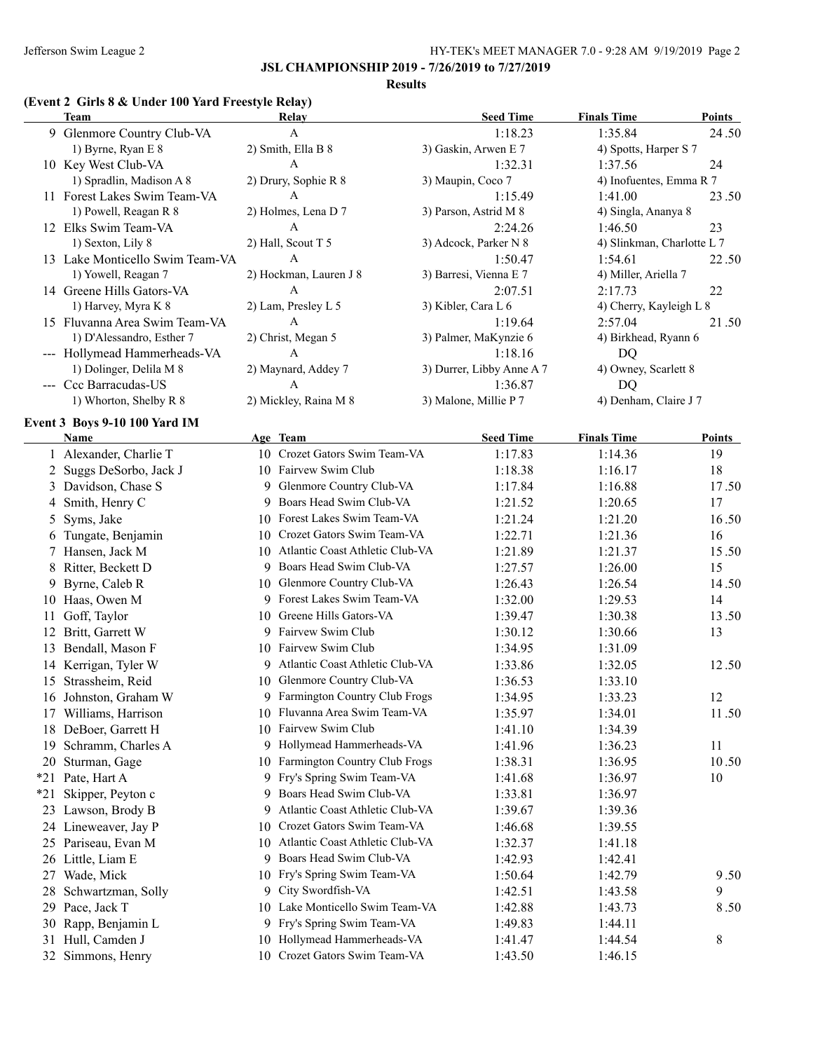**JSL CHAMPIONSHIP 2019 - 7/26/2019 to 7/27/2019**

**Results**

### (Event 2 Girls 8 & Under 100 Yard Freestyle Relay)

| | Team | Relay | Seed Time | Finals Time | Points |
|---|---|---|---|---|---|
| 9 | Glenmore Country Club-VA | A | 1:18.23 | 1:35.84 | 24.50 |
| | 1) Byrne, Ryan E 8 | 2) Smith, Ella B 8 | 3) Gaskin, Arwen E 7 | 4) Spotts, Harper S 7 | |
| 10 | Key West Club-VA | A | 1:32.31 | 1:37.56 | 24 |
| | 1) Spradlin, Madison A 8 | 2) Drury, Sophie R 8 | 3) Maupin, Coco 7 | 4) Inofuentes, Emma R 7 | |
| 11 | Forest Lakes Swim Team-VA | A | 1:15.49 | 1:41.00 | 23.50 |
| | 1) Powell, Reagan R 8 | 2) Holmes, Lena D 7 | 3) Parson, Astrid M 8 | 4) Singla, Ananya 8 | |
| 12 | Elks Swim Team-VA | A | 2:24.26 | 1:46.50 | 23 |
| | 1) Sexton, Lily 8 | 2) Hall, Scout T 5 | 3) Adcock, Parker N 8 | 4) Slinkman, Charlotte L 7 | |
| 13 | Lake Monticello Swim Team-VA | A | 1:50.47 | 1:54.61 | 22.50 |
| | 1) Yowell, Reagan 7 | 2) Hockman, Lauren J 8 | 3) Barresi, Vienna E 7 | 4) Miller, Ariella 7 | |
| 14 | Greene Hills Gators-VA | A | 2:07.51 | 2:17.73 | 22 |
| | 1) Harvey, Myra K 8 | 2) Lam, Presley L 5 | 3) Kibler, Cara L 6 | 4) Cherry, Kayleigh L 8 | |
| 15 | Fluvanna Area Swim Team-VA | A | 1:19.64 | 2:57.04 | 21.50 |
| | 1) D'Alessandro, Esther 7 | 2) Christ, Megan 5 | 3) Palmer, MaKynzie 6 | 4) Birkhead, Ryann 6 | |
| --- | Hollymead Hammerheads-VA | A | 1:18.16 | DQ | |
| | 1) Dolinger, Delila M 8 | 2) Maynard, Addey 7 | 3) Durrer, Libby Anne A 7 | 4) Owney, Scarlett 8 | |
| --- | Ccc Barracudas-US | A | 1:36.87 | DQ | |
| | 1) Whorton, Shelby R 8 | 2) Mickley, Raina M 8 | 3) Malone, Millie P 7 | 4) Denham, Claire J 7 | |

### Event 3 Boys 9-10 100 Yard IM

| | Name | Age | Team | Seed Time | Finals Time | Points |
|---|---|---|---|---|---|---|
| 1 | Alexander, Charlie T | 10 | Crozet Gators Swim Team-VA | 1:17.83 | 1:14.36 | 19 |
| 2 | Suggs DeSorbo, Jack J | 10 | Fairvew Swim Club | 1:18.38 | 1:16.17 | 18 |
| 3 | Davidson, Chase S | 9 | Glenmore Country Club-VA | 1:17.84 | 1:16.88 | 17.50 |
| 4 | Smith, Henry C | 9 | Boars Head Swim Club-VA | 1:21.52 | 1:20.65 | 17 |
| 5 | Syms, Jake | 10 | Forest Lakes Swim Team-VA | 1:21.24 | 1:21.20 | 16.50 |
| 6 | Tungate, Benjamin | 10 | Crozet Gators Swim Team-VA | 1:22.71 | 1:21.36 | 16 |
| 7 | Hansen, Jack M | 10 | Atlantic Coast Athletic Club-VA | 1:21.89 | 1:21.37 | 15.50 |
| 8 | Ritter, Beckett D | 9 | Boars Head Swim Club-VA | 1:27.57 | 1:26.00 | 15 |
| 9 | Byrne, Caleb R | 10 | Glenmore Country Club-VA | 1:26.43 | 1:26.54 | 14.50 |
| 10 | Haas, Owen M | 9 | Forest Lakes Swim Team-VA | 1:32.00 | 1:29.53 | 14 |
| 11 | Goff, Taylor | 10 | Greene Hills Gators-VA | 1:39.47 | 1:30.38 | 13.50 |
| 12 | Britt, Garrett W | 9 | Fairvew Swim Club | 1:30.12 | 1:30.66 | 13 |
| 13 | Bendall, Mason F | 10 | Fairvew Swim Club | 1:34.95 | 1:31.09 | |
| 14 | Kerrigan, Tyler W | 9 | Atlantic Coast Athletic Club-VA | 1:33.86 | 1:32.05 | 12.50 |
| 15 | Strassheim, Reid | 10 | Glenmore Country Club-VA | 1:36.53 | 1:33.10 | |
| 16 | Johnston, Graham W | 9 | Farmington Country Club Frogs | 1:34.95 | 1:33.23 | 12 |
| 17 | Williams, Harrison | 10 | Fluvanna Area Swim Team-VA | 1:35.97 | 1:34.01 | 11.50 |
| 18 | DeBoer, Garrett H | 10 | Fairvew Swim Club | 1:41.10 | 1:34.39 | |
| 19 | Schramm, Charles A | 9 | Hollymead Hammerheads-VA | 1:41.96 | 1:36.23 | 11 |
| 20 | Sturman, Gage | 10 | Farmington Country Club Frogs | 1:38.31 | 1:36.95 | 10.50 |
| *21 | Pate, Hart A | 9 | Fry's Spring Swim Team-VA | 1:41.68 | 1:36.97 | 10 |
| *21 | Skipper, Peyton c | 9 | Boars Head Swim Club-VA | 1:33.81 | 1:36.97 | |
| 23 | Lawson, Brody B | 9 | Atlantic Coast Athletic Club-VA | 1:39.67 | 1:39.36 | |
| 24 | Lineweaver, Jay P | 10 | Crozet Gators Swim Team-VA | 1:46.68 | 1:39.55 | |
| 25 | Pariseau, Evan M | 10 | Atlantic Coast Athletic Club-VA | 1:32.37 | 1:41.18 | |
| 26 | Little, Liam E | 9 | Boars Head Swim Club-VA | 1:42.93 | 1:42.41 | |
| 27 | Wade, Mick | 10 | Fry's Spring Swim Team-VA | 1:50.64 | 1:42.79 | 9.50 |
| 28 | Schwartzman, Solly | 9 | City Swordfish-VA | 1:42.51 | 1:43.58 | 9 |
| 29 | Pace, Jack T | 10 | Lake Monticello Swim Team-VA | 1:42.88 | 1:43.73 | 8.50 |
| 30 | Rapp, Benjamin L | 9 | Fry's Spring Swim Team-VA | 1:49.83 | 1:44.11 | |
| 31 | Hull, Camden J | 10 | Hollymead Hammerheads-VA | 1:41.47 | 1:44.54 | 8 |
| 32 | Simmons, Henry | 10 | Crozet Gators Swim Team-VA | 1:43.50 | 1:46.15 | |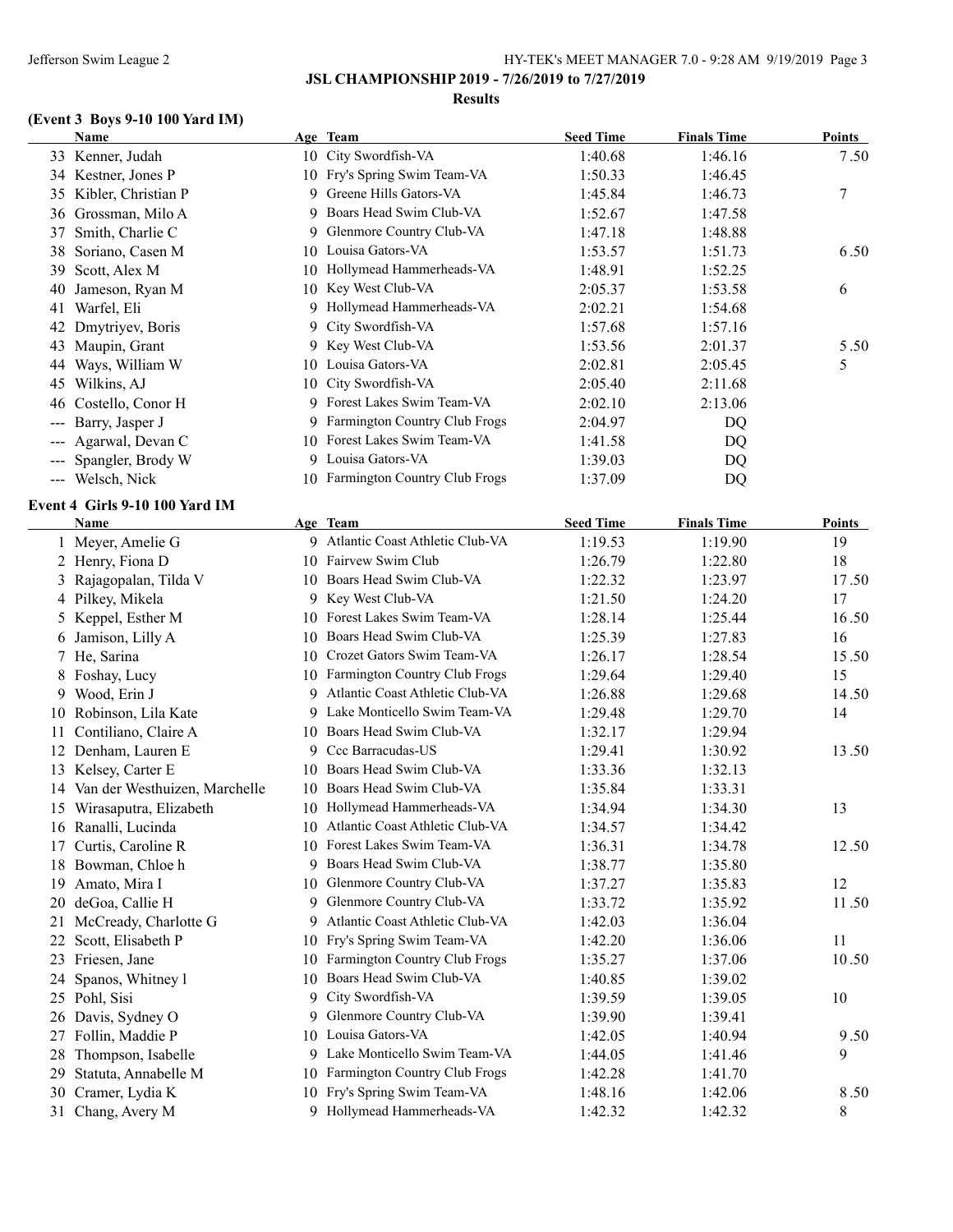**JSL CHAMPIONSHIP 2019 - 7/26/2019 to 7/27/2019**

**Results**

## (Event 3 Boys 9-10 100 Yard IM)

| | Name | Age | Team | Seed Time | Finals Time | Points |
|---|---|---|---|---|---|---|
| 33 | Kenner, Judah | 10 | City Swordfish-VA | 1:40.68 | 1:46.16 | 7.50 |
| 34 | Kestner, Jones P | 10 | Fry's Spring Swim Team-VA | 1:50.33 | 1:46.45 | |
| 35 | Kibler, Christian P | 9 | Greene Hills Gators-VA | 1:45.84 | 1:46.73 | 7 |
| 36 | Grossman, Milo A | 9 | Boars Head Swim Club-VA | 1:52.67 | 1:47.58 | |
| 37 | Smith, Charlie C | 9 | Glenmore Country Club-VA | 1:47.18 | 1:48.88 | |
| 38 | Soriano, Casen M | 10 | Louisa Gators-VA | 1:53.57 | 1:51.73 | 6.50 |
| 39 | Scott, Alex M | 10 | Hollymead Hammerheads-VA | 1:48.91 | 1:52.25 | |
| 40 | Jameson, Ryan M | 10 | Key West Club-VA | 2:05.37 | 1:53.58 | 6 |
| 41 | Warfel, Eli | 9 | Hollymead Hammerheads-VA | 2:02.21 | 1:54.68 | |
| 42 | Dmytriyev, Boris | 9 | City Swordfish-VA | 1:57.68 | 1:57.16 | |
| 43 | Maupin, Grant | 9 | Key West Club-VA | 1:53.56 | 2:01.37 | 5.50 |
| 44 | Ways, William W | 10 | Louisa Gators-VA | 2:02.81 | 2:05.45 | 5 |
| 45 | Wilkins, AJ | 10 | City Swordfish-VA | 2:05.40 | 2:11.68 | |
| 46 | Costello, Conor H | 9 | Forest Lakes Swim Team-VA | 2:02.10 | 2:13.06 | |
| --- | Barry, Jasper J | 9 | Farmington Country Club Frogs | 2:04.97 | DQ | |
| --- | Agarwal, Devan C | 10 | Forest Lakes Swim Team-VA | 1:41.58 | DQ | |
| --- | Spangler, Brody W | 9 | Louisa Gators-VA | 1:39.03 | DQ | |
| --- | Welsch, Nick | 10 | Farmington Country Club Frogs | 1:37.09 | DQ | |

## Event 4 Girls 9-10 100 Yard IM

| | Name | Age | Team | Seed Time | Finals Time | Points |
|---|---|---|---|---|---|---|
| 1 | Meyer, Amelie G | 9 | Atlantic Coast Athletic Club-VA | 1:19.53 | 1:19.90 | 19 |
| 2 | Henry, Fiona D | 10 | Fairvew Swim Club | 1:26.79 | 1:22.80 | 18 |
| 3 | Rajagopalan, Tilda V | 10 | Boars Head Swim Club-VA | 1:22.32 | 1:23.97 | 17.50 |
| 4 | Pilkey, Mikela | 9 | Key West Club-VA | 1:21.50 | 1:24.20 | 17 |
| 5 | Keppel, Esther M | 10 | Forest Lakes Swim Team-VA | 1:28.14 | 1:25.44 | 16.50 |
| 6 | Jamison, Lilly A | 10 | Boars Head Swim Club-VA | 1:25.39 | 1:27.83 | 16 |
| 7 | He, Sarina | 10 | Crozet Gators Swim Team-VA | 1:26.17 | 1:28.54 | 15.50 |
| 8 | Foshay, Lucy | 10 | Farmington Country Club Frogs | 1:29.64 | 1:29.40 | 15 |
| 9 | Wood, Erin J | 9 | Atlantic Coast Athletic Club-VA | 1:26.88 | 1:29.68 | 14.50 |
| 10 | Robinson, Lila Kate | 9 | Lake Monticello Swim Team-VA | 1:29.48 | 1:29.70 | 14 |
| 11 | Contiliano, Claire A | 10 | Boars Head Swim Club-VA | 1:32.17 | 1:29.94 | |
| 12 | Denham, Lauren E | 9 | Ccc Barracudas-US | 1:29.41 | 1:30.92 | 13.50 |
| 13 | Kelsey, Carter E | 10 | Boars Head Swim Club-VA | 1:33.36 | 1:32.13 | |
| 14 | Van der Westhuizen, Marchelle | 10 | Boars Head Swim Club-VA | 1:35.84 | 1:33.31 | |
| 15 | Wirasaputra, Elizabeth | 10 | Hollymead Hammerheads-VA | 1:34.94 | 1:34.30 | 13 |
| 16 | Ranalli, Lucinda | 10 | Atlantic Coast Athletic Club-VA | 1:34.57 | 1:34.42 | |
| 17 | Curtis, Caroline R | 10 | Forest Lakes Swim Team-VA | 1:36.31 | 1:34.78 | 12.50 |
| 18 | Bowman, Chloe h | 9 | Boars Head Swim Club-VA | 1:38.77 | 1:35.80 | |
| 19 | Amato, Mira I | 10 | Glenmore Country Club-VA | 1:37.27 | 1:35.83 | 12 |
| 20 | deGoa, Callie H | 9 | Glenmore Country Club-VA | 1:33.72 | 1:35.92 | 11.50 |
| 21 | McCready, Charlotte G | 9 | Atlantic Coast Athletic Club-VA | 1:42.03 | 1:36.04 | |
| 22 | Scott, Elisabeth P | 10 | Fry's Spring Swim Team-VA | 1:42.20 | 1:36.06 | 11 |
| 23 | Friesen, Jane | 10 | Farmington Country Club Frogs | 1:35.27 | 1:37.06 | 10.50 |
| 24 | Spanos, Whitney l | 10 | Boars Head Swim Club-VA | 1:40.85 | 1:39.02 | |
| 25 | Pohl, Sisi | 9 | City Swordfish-VA | 1:39.59 | 1:39.05 | 10 |
| 26 | Davis, Sydney O | 9 | Glenmore Country Club-VA | 1:39.90 | 1:39.41 | |
| 27 | Follin, Maddie P | 10 | Louisa Gators-VA | 1:42.05 | 1:40.94 | 9.50 |
| 28 | Thompson, Isabelle | 9 | Lake Monticello Swim Team-VA | 1:44.05 | 1:41.46 | 9 |
| 29 | Statuta, Annabelle M | 10 | Farmington Country Club Frogs | 1:42.28 | 1:41.70 | |
| 30 | Cramer, Lydia K | 10 | Fry's Spring Swim Team-VA | 1:48.16 | 1:42.06 | 8.50 |
| 31 | Chang, Avery M | 9 | Hollymead Hammerheads-VA | 1:42.32 | 1:42.32 | 8 |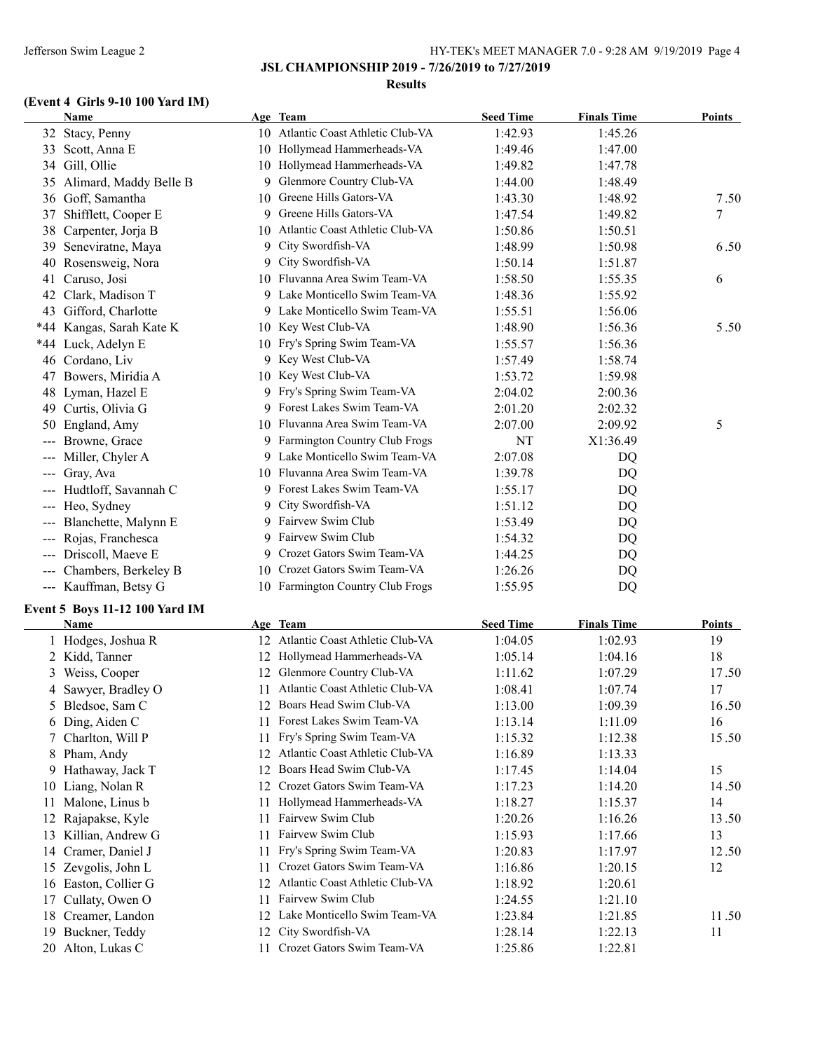**JSL CHAMPIONSHIP 2019 - 7/26/2019 to 7/27/2019**

**Results**

### (Event 4 Girls 9-10 100 Yard IM)

| | Name | Age | Team | Seed Time | Finals Time | Points |
|---|---|---|---|---|---|---|
| 32 | Stacy, Penny | 10 | Atlantic Coast Athletic Club-VA | 1:42.93 | 1:45.26 | |
| 33 | Scott, Anna E | 10 | Hollymead Hammerheads-VA | 1:49.46 | 1:47.00 | |
| 34 | Gill, Ollie | 10 | Hollymead Hammerheads-VA | 1:49.82 | 1:47.78 | |
| 35 | Alimard, Maddy Belle B | 9 | Glenmore Country Club-VA | 1:44.00 | 1:48.49 | |
| 36 | Goff, Samantha | 10 | Greene Hills Gators-VA | 1:43.30 | 1:48.92 | 7.50 |
| 37 | Shifflett, Cooper E | 9 | Greene Hills Gators-VA | 1:47.54 | 1:49.82 | 7 |
| 38 | Carpenter, Jorja B | 10 | Atlantic Coast Athletic Club-VA | 1:50.86 | 1:50.51 | |
| 39 | Seneviratne, Maya | 9 | City Swordfish-VA | 1:48.99 | 1:50.98 | 6.50 |
| 40 | Rosensweig, Nora | 9 | City Swordfish-VA | 1:50.14 | 1:51.87 | |
| 41 | Caruso, Josi | 10 | Fluvanna Area Swim Team-VA | 1:58.50 | 1:55.35 | 6 |
| 42 | Clark, Madison T | 9 | Lake Monticello Swim Team-VA | 1:48.36 | 1:55.92 | |
| 43 | Gifford, Charlotte | 9 | Lake Monticello Swim Team-VA | 1:55.51 | 1:56.06 | |
| *44 | Kangas, Sarah Kate K | 10 | Key West Club-VA | 1:48.90 | 1:56.36 | 5.50 |
| *44 | Luck, Adelyn E | 10 | Fry's Spring Swim Team-VA | 1:55.57 | 1:56.36 | |
| 46 | Cordano, Liv | 9 | Key West Club-VA | 1:57.49 | 1:58.74 | |
| 47 | Bowers, Miridia A | 10 | Key West Club-VA | 1:53.72 | 1:59.98 | |
| 48 | Lyman, Hazel E | 9 | Fry's Spring Swim Team-VA | 2:04.02 | 2:00.36 | |
| 49 | Curtis, Olivia G | 9 | Forest Lakes Swim Team-VA | 2:01.20 | 2:02.32 | |
| 50 | England, Amy | 10 | Fluvanna Area Swim Team-VA | 2:07.00 | 2:09.92 | 5 |
| --- | Browne, Grace | 9 | Farmington Country Club Frogs | NT | X1:36.49 | |
| --- | Miller, Chyler A | 9 | Lake Monticello Swim Team-VA | 2:07.08 | DQ | |
| --- | Gray, Ava | 10 | Fluvanna Area Swim Team-VA | 1:39.78 | DQ | |
| --- | Hudtloff, Savannah C | 9 | Forest Lakes Swim Team-VA | 1:55.17 | DQ | |
| --- | Heo, Sydney | 9 | City Swordfish-VA | 1:51.12 | DQ | |
| --- | Blanchette, Malynn E | 9 | Fairvew Swim Club | 1:53.49 | DQ | |
| --- | Rojas, Franchesca | 9 | Fairvew Swim Club | 1:54.32 | DQ | |
| --- | Driscoll, Maeve E | 9 | Crozet Gators Swim Team-VA | 1:44.25 | DQ | |
| --- | Chambers, Berkeley B | 10 | Crozet Gators Swim Team-VA | 1:26.26 | DQ | |
| --- | Kauffman, Betsy G | 10 | Farmington Country Club Frogs | 1:55.95 | DQ | |

### Event 5 Boys 11-12 100 Yard IM

| | Name | Age | Team | Seed Time | Finals Time | Points |
|---|---|---|---|---|---|---|
| 1 | Hodges, Joshua R | 12 | Atlantic Coast Athletic Club-VA | 1:04.05 | 1:02.93 | 19 |
| 2 | Kidd, Tanner | 12 | Hollymead Hammerheads-VA | 1:05.14 | 1:04.16 | 18 |
| 3 | Weiss, Cooper | 12 | Glenmore Country Club-VA | 1:11.62 | 1:07.29 | 17.50 |
| 4 | Sawyer, Bradley O | 11 | Atlantic Coast Athletic Club-VA | 1:08.41 | 1:07.74 | 17 |
| 5 | Bledsoe, Sam C | 12 | Boars Head Swim Club-VA | 1:13.00 | 1:09.39 | 16.50 |
| 6 | Ding, Aiden C | 11 | Forest Lakes Swim Team-VA | 1:13.14 | 1:11.09 | 16 |
| 7 | Charlton, Will P | 11 | Fry's Spring Swim Team-VA | 1:15.32 | 1:12.38 | 15.50 |
| 8 | Pham, Andy | 12 | Atlantic Coast Athletic Club-VA | 1:16.89 | 1:13.33 | |
| 9 | Hathaway, Jack T | 12 | Boars Head Swim Club-VA | 1:17.45 | 1:14.04 | 15 |
| 10 | Liang, Nolan R | 12 | Crozet Gators Swim Team-VA | 1:17.23 | 1:14.20 | 14.50 |
| 11 | Malone, Linus b | 11 | Hollymead Hammerheads-VA | 1:18.27 | 1:15.37 | 14 |
| 12 | Rajapakse, Kyle | 11 | Fairvew Swim Club | 1:20.26 | 1:16.26 | 13.50 |
| 13 | Killian, Andrew G | 11 | Fairvew Swim Club | 1:15.93 | 1:17.66 | 13 |
| 14 | Cramer, Daniel J | 11 | Fry's Spring Swim Team-VA | 1:20.83 | 1:17.97 | 12.50 |
| 15 | Zevgolis, John L | 11 | Crozet Gators Swim Team-VA | 1:16.86 | 1:20.15 | 12 |
| 16 | Easton, Collier G | 12 | Atlantic Coast Athletic Club-VA | 1:18.92 | 1:20.61 | |
| 17 | Cullaty, Owen O | 11 | Fairvew Swim Club | 1:24.55 | 1:21.10 | |
| 18 | Creamer, Landon | 12 | Lake Monticello Swim Team-VA | 1:23.84 | 1:21.85 | 11.50 |
| 19 | Buckner, Teddy | 12 | City Swordfish-VA | 1:28.14 | 1:22.13 | 11 |
| 20 | Alton, Lukas C | 11 | Crozet Gators Swim Team-VA | 1:25.86 | 1:22.81 | |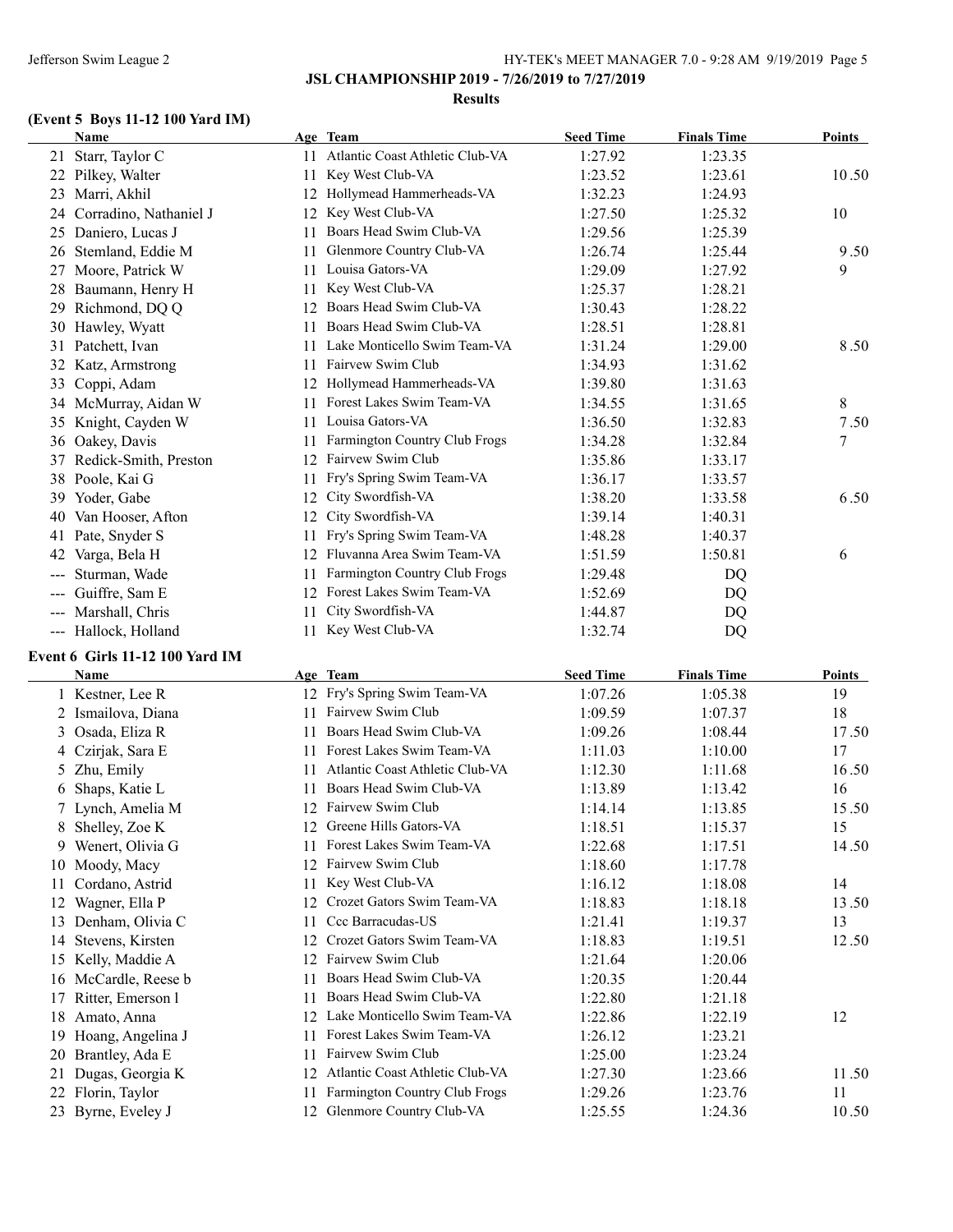## JSL CHAMPIONSHIP 2019 - 7/26/2019 to 7/27/2019

### Results

### (Event 5 Boys 11-12 100 Yard IM)

| | Name | Age | Team | Seed Time | Finals Time | Points |
|---|---|---|---|---|---|---|
| 21 | Starr, Taylor C | 11 | Atlantic Coast Athletic Club-VA | 1:27.92 | 1:23.35 | |
| 22 | Pilkey, Walter | 11 | Key West Club-VA | 1:23.52 | 1:23.61 | 10.50 |
| 23 | Marri, Akhil | 12 | Hollymead Hammerheads-VA | 1:32.23 | 1:24.93 | |
| 24 | Corradino, Nathaniel J | 12 | Key West Club-VA | 1:27.50 | 1:25.32 | 10 |
| 25 | Daniero, Lucas J | 11 | Boars Head Swim Club-VA | 1:29.56 | 1:25.39 | |
| 26 | Stemland, Eddie M | 11 | Glenmore Country Club-VA | 1:26.74 | 1:25.44 | 9.50 |
| 27 | Moore, Patrick W | 11 | Louisa Gators-VA | 1:29.09 | 1:27.92 | 9 |
| 28 | Baumann, Henry H | 11 | Key West Club-VA | 1:25.37 | 1:28.21 | |
| 29 | Richmond, DQ Q | 12 | Boars Head Swim Club-VA | 1:30.43 | 1:28.22 | |
| 30 | Hawley, Wyatt | 11 | Boars Head Swim Club-VA | 1:28.51 | 1:28.81 | |
| 31 | Patchett, Ivan | 11 | Lake Monticello Swim Team-VA | 1:31.24 | 1:29.00 | 8.50 |
| 32 | Katz, Armstrong | 11 | Fairvew Swim Club | 1:34.93 | 1:31.62 | |
| 33 | Coppi, Adam | 12 | Hollymead Hammerheads-VA | 1:39.80 | 1:31.63 | |
| 34 | McMurray, Aidan W | 11 | Forest Lakes Swim Team-VA | 1:34.55 | 1:31.65 | 8 |
| 35 | Knight, Cayden W | 11 | Louisa Gators-VA | 1:36.50 | 1:32.83 | 7.50 |
| 36 | Oakey, Davis | 11 | Farmington Country Club Frogs | 1:34.28 | 1:32.84 | 7 |
| 37 | Redick-Smith, Preston | 12 | Fairvew Swim Club | 1:35.86 | 1:33.17 | |
| 38 | Poole, Kai G | 11 | Fry's Spring Swim Team-VA | 1:36.17 | 1:33.57 | |
| 39 | Yoder, Gabe | 12 | City Swordfish-VA | 1:38.20 | 1:33.58 | 6.50 |
| 40 | Van Hooser, Afton | 12 | City Swordfish-VA | 1:39.14 | 1:40.31 | |
| 41 | Pate, Snyder S | 11 | Fry's Spring Swim Team-VA | 1:48.28 | 1:40.37 | |
| 42 | Varga, Bela H | 12 | Fluvanna Area Swim Team-VA | 1:51.59 | 1:50.81 | 6 |
| --- | Sturman, Wade | 11 | Farmington Country Club Frogs | 1:29.48 | DQ | |
| --- | Guiffre, Sam E | 12 | Forest Lakes Swim Team-VA | 1:52.69 | DQ | |
| --- | Marshall, Chris | 11 | City Swordfish-VA | 1:44.87 | DQ | |
| --- | Hallock, Holland | 11 | Key West Club-VA | 1:32.74 | DQ | |

### Event 6 Girls 11-12 100 Yard IM

| | Name | Age | Team | Seed Time | Finals Time | Points |
|---|---|---|---|---|---|---|
| 1 | Kestner, Lee R | 12 | Fry's Spring Swim Team-VA | 1:07.26 | 1:05.38 | 19 |
| 2 | Ismailova, Diana | 11 | Fairvew Swim Club | 1:09.59 | 1:07.37 | 18 |
| 3 | Osada, Eliza R | 11 | Boars Head Swim Club-VA | 1:09.26 | 1:08.44 | 17.50 |
| 4 | Czirjak, Sara E | 11 | Forest Lakes Swim Team-VA | 1:11.03 | 1:10.00 | 17 |
| 5 | Zhu, Emily | 11 | Atlantic Coast Athletic Club-VA | 1:12.30 | 1:11.68 | 16.50 |
| 6 | Shaps, Katie L | 11 | Boars Head Swim Club-VA | 1:13.89 | 1:13.42 | 16 |
| 7 | Lynch, Amelia M | 12 | Fairvew Swim Club | 1:14.14 | 1:13.85 | 15.50 |
| 8 | Shelley, Zoe K | 12 | Greene Hills Gators-VA | 1:18.51 | 1:15.37 | 15 |
| 9 | Wenert, Olivia G | 11 | Forest Lakes Swim Team-VA | 1:22.68 | 1:17.51 | 14.50 |
| 10 | Moody, Macy | 12 | Fairvew Swim Club | 1:18.60 | 1:17.78 | |
| 11 | Cordano, Astrid | 11 | Key West Club-VA | 1:16.12 | 1:18.08 | 14 |
| 12 | Wagner, Ella P | 12 | Crozet Gators Swim Team-VA | 1:18.83 | 1:18.18 | 13.50 |
| 13 | Denham, Olivia C | 11 | Ccc Barracudas-US | 1:21.41 | 1:19.37 | 13 |
| 14 | Stevens, Kirsten | 12 | Crozet Gators Swim Team-VA | 1:18.83 | 1:19.51 | 12.50 |
| 15 | Kelly, Maddie A | 12 | Fairvew Swim Club | 1:21.64 | 1:20.06 | |
| 16 | McCardle, Reese b | 11 | Boars Head Swim Club-VA | 1:20.35 | 1:20.44 | |
| 17 | Ritter, Emerson l | 11 | Boars Head Swim Club-VA | 1:22.80 | 1:21.18 | |
| 18 | Amato, Anna | 12 | Lake Monticello Swim Team-VA | 1:22.86 | 1:22.19 | 12 |
| 19 | Hoang, Angelina J | 11 | Forest Lakes Swim Team-VA | 1:26.12 | 1:23.21 | |
| 20 | Brantley, Ada E | 11 | Fairvew Swim Club | 1:25.00 | 1:23.24 | |
| 21 | Dugas, Georgia K | 12 | Atlantic Coast Athletic Club-VA | 1:27.30 | 1:23.66 | 11.50 |
| 22 | Florin, Taylor | 11 | Farmington Country Club Frogs | 1:29.26 | 1:23.76 | 11 |
| 23 | Byrne, Eveley J | 12 | Glenmore Country Club-VA | 1:25.55 | 1:24.36 | 10.50 |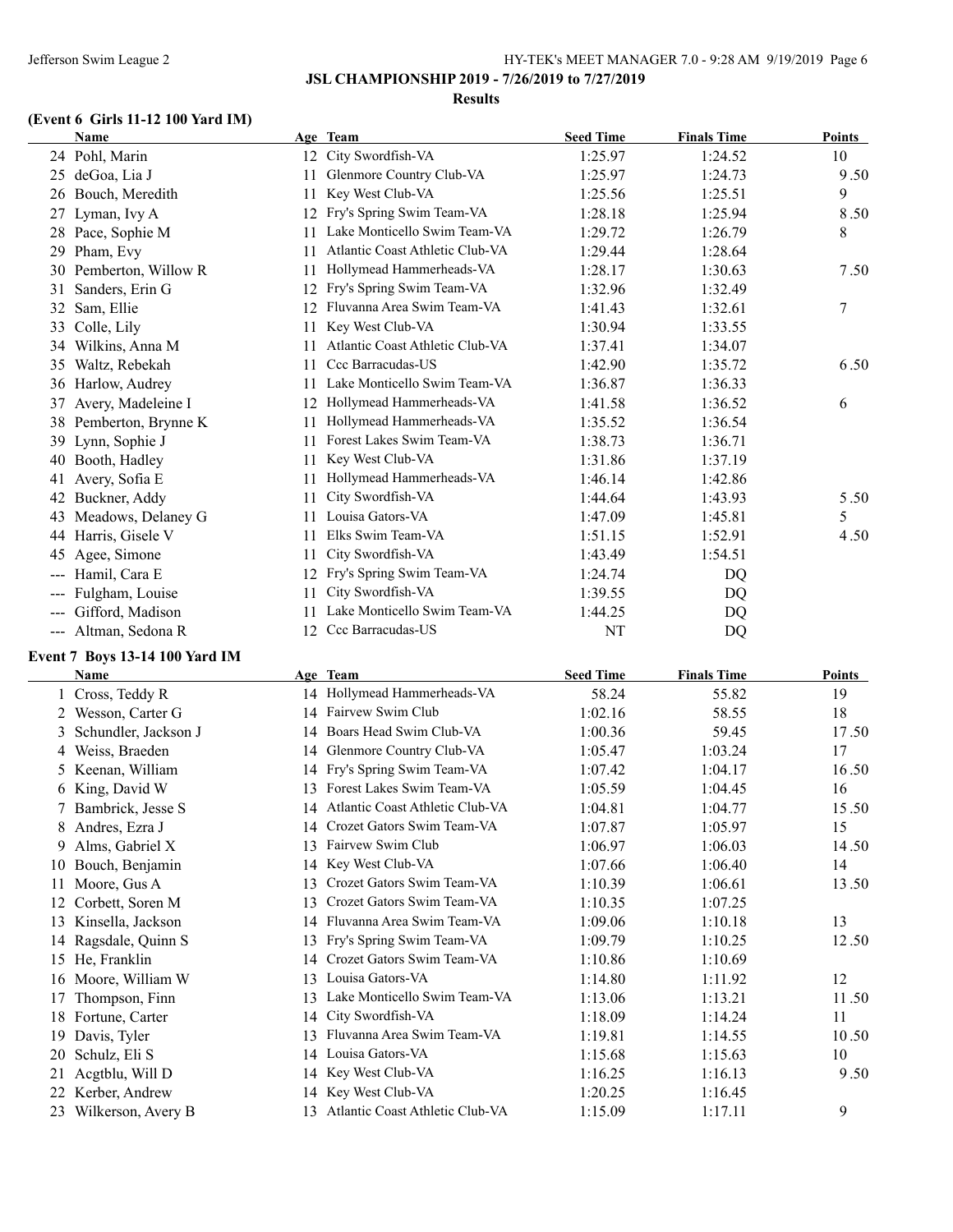**JSL CHAMPIONSHIP 2019 - 7/26/2019 to 7/27/2019**

**Results**

### (Event 6 Girls 11-12 100 Yard IM)

| | Name | Age | Team | Seed Time | Finals Time | Points |
|---|---|---|---|---|---|---|
| 24 | Pohl, Marin | 12 | City Swordfish-VA | 1:25.97 | 1:24.52 | 10 |
| 25 | deGoa, Lia J | 11 | Glenmore Country Club-VA | 1:25.97 | 1:24.73 | 9.50 |
| 26 | Bouch, Meredith | 11 | Key West Club-VA | 1:25.56 | 1:25.51 | 9 |
| 27 | Lyman, Ivy A | 12 | Fry's Spring Swim Team-VA | 1:28.18 | 1:25.94 | 8.50 |
| 28 | Pace, Sophie M | 11 | Lake Monticello Swim Team-VA | 1:29.72 | 1:26.79 | 8 |
| 29 | Pham, Evy | 11 | Atlantic Coast Athletic Club-VA | 1:29.44 | 1:28.64 | |
| 30 | Pemberton, Willow R | 11 | Hollymead Hammerheads-VA | 1:28.17 | 1:30.63 | 7.50 |
| 31 | Sanders, Erin G | 12 | Fry's Spring Swim Team-VA | 1:32.96 | 1:32.49 | |
| 32 | Sam, Ellie | 12 | Fluvanna Area Swim Team-VA | 1:41.43 | 1:32.61 | 7 |
| 33 | Colle, Lily | 11 | Key West Club-VA | 1:30.94 | 1:33.55 | |
| 34 | Wilkins, Anna M | 11 | Atlantic Coast Athletic Club-VA | 1:37.41 | 1:34.07 | |
| 35 | Waltz, Rebekah | 11 | Ccc Barracudas-US | 1:42.90 | 1:35.72 | 6.50 |
| 36 | Harlow, Audrey | 11 | Lake Monticello Swim Team-VA | 1:36.87 | 1:36.33 | |
| 37 | Avery, Madeleine I | 12 | Hollymead Hammerheads-VA | 1:41.58 | 1:36.52 | 6 |
| 38 | Pemberton, Brynne K | 11 | Hollymead Hammerheads-VA | 1:35.52 | 1:36.54 | |
| 39 | Lynn, Sophie J | 11 | Forest Lakes Swim Team-VA | 1:38.73 | 1:36.71 | |
| 40 | Booth, Hadley | 11 | Key West Club-VA | 1:31.86 | 1:37.19 | |
| 41 | Avery, Sofia E | 11 | Hollymead Hammerheads-VA | 1:46.14 | 1:42.86 | |
| 42 | Buckner, Addy | 11 | City Swordfish-VA | 1:44.64 | 1:43.93 | 5.50 |
| 43 | Meadows, Delaney G | 11 | Louisa Gators-VA | 1:47.09 | 1:45.81 | 5 |
| 44 | Harris, Gisele V | 11 | Elks Swim Team-VA | 1:51.15 | 1:52.91 | 4.50 |
| 45 | Agee, Simone | 11 | City Swordfish-VA | 1:43.49 | 1:54.51 | |
| --- | Hamil, Cara E | 12 | Fry's Spring Swim Team-VA | 1:24.74 | DQ | |
| --- | Fulgham, Louise | 11 | City Swordfish-VA | 1:39.55 | DQ | |
| --- | Gifford, Madison | 11 | Lake Monticello Swim Team-VA | 1:44.25 | DQ | |
| --- | Altman, Sedona R | 12 | Ccc Barracudas-US | NT | DQ | |

### Event 7 Boys 13-14 100 Yard IM

| | Name | Age | Team | Seed Time | Finals Time | Points |
|---|---|---|---|---|---|---|
| 1 | Cross, Teddy R | 14 | Hollymead Hammerheads-VA | 58.24 | 55.82 | 19 |
| 2 | Wesson, Carter G | 14 | Fairvew Swim Club | 1:02.16 | 58.55 | 18 |
| 3 | Schundler, Jackson J | 14 | Boars Head Swim Club-VA | 1:00.36 | 59.45 | 17.50 |
| 4 | Weiss, Braeden | 14 | Glenmore Country Club-VA | 1:05.47 | 1:03.24 | 17 |
| 5 | Keenan, William | 14 | Fry's Spring Swim Team-VA | 1:07.42 | 1:04.17 | 16.50 |
| 6 | King, David W | 13 | Forest Lakes Swim Team-VA | 1:05.59 | 1:04.45 | 16 |
| 7 | Bambrick, Jesse S | 14 | Atlantic Coast Athletic Club-VA | 1:04.81 | 1:04.77 | 15.50 |
| 8 | Andres, Ezra J | 14 | Crozet Gators Swim Team-VA | 1:07.87 | 1:05.97 | 15 |
| 9 | Alms, Gabriel X | 13 | Fairvew Swim Club | 1:06.97 | 1:06.03 | 14.50 |
| 10 | Bouch, Benjamin | 14 | Key West Club-VA | 1:07.66 | 1:06.40 | 14 |
| 11 | Moore, Gus A | 13 | Crozet Gators Swim Team-VA | 1:10.39 | 1:06.61 | 13.50 |
| 12 | Corbett, Soren M | 13 | Crozet Gators Swim Team-VA | 1:10.35 | 1:07.25 | |
| 13 | Kinsella, Jackson | 14 | Fluvanna Area Swim Team-VA | 1:09.06 | 1:10.18 | 13 |
| 14 | Ragsdale, Quinn S | 13 | Fry's Spring Swim Team-VA | 1:09.79 | 1:10.25 | 12.50 |
| 15 | He, Franklin | 14 | Crozet Gators Swim Team-VA | 1:10.86 | 1:10.69 | |
| 16 | Moore, William W | 13 | Louisa Gators-VA | 1:14.80 | 1:11.92 | 12 |
| 17 | Thompson, Finn | 13 | Lake Monticello Swim Team-VA | 1:13.06 | 1:13.21 | 11.50 |
| 18 | Fortune, Carter | 14 | City Swordfish-VA | 1:18.09 | 1:14.24 | 11 |
| 19 | Davis, Tyler | 13 | Fluvanna Area Swim Team-VA | 1:19.81 | 1:14.55 | 10.50 |
| 20 | Schulz, Eli S | 14 | Louisa Gators-VA | 1:15.68 | 1:15.63 | 10 |
| 21 | Acgtblu, Will D | 14 | Key West Club-VA | 1:16.25 | 1:16.13 | 9.50 |
| 22 | Kerber, Andrew | 14 | Key West Club-VA | 1:20.25 | 1:16.45 | |
| 23 | Wilkerson, Avery B | 13 | Atlantic Coast Athletic Club-VA | 1:15.09 | 1:17.11 | 9 |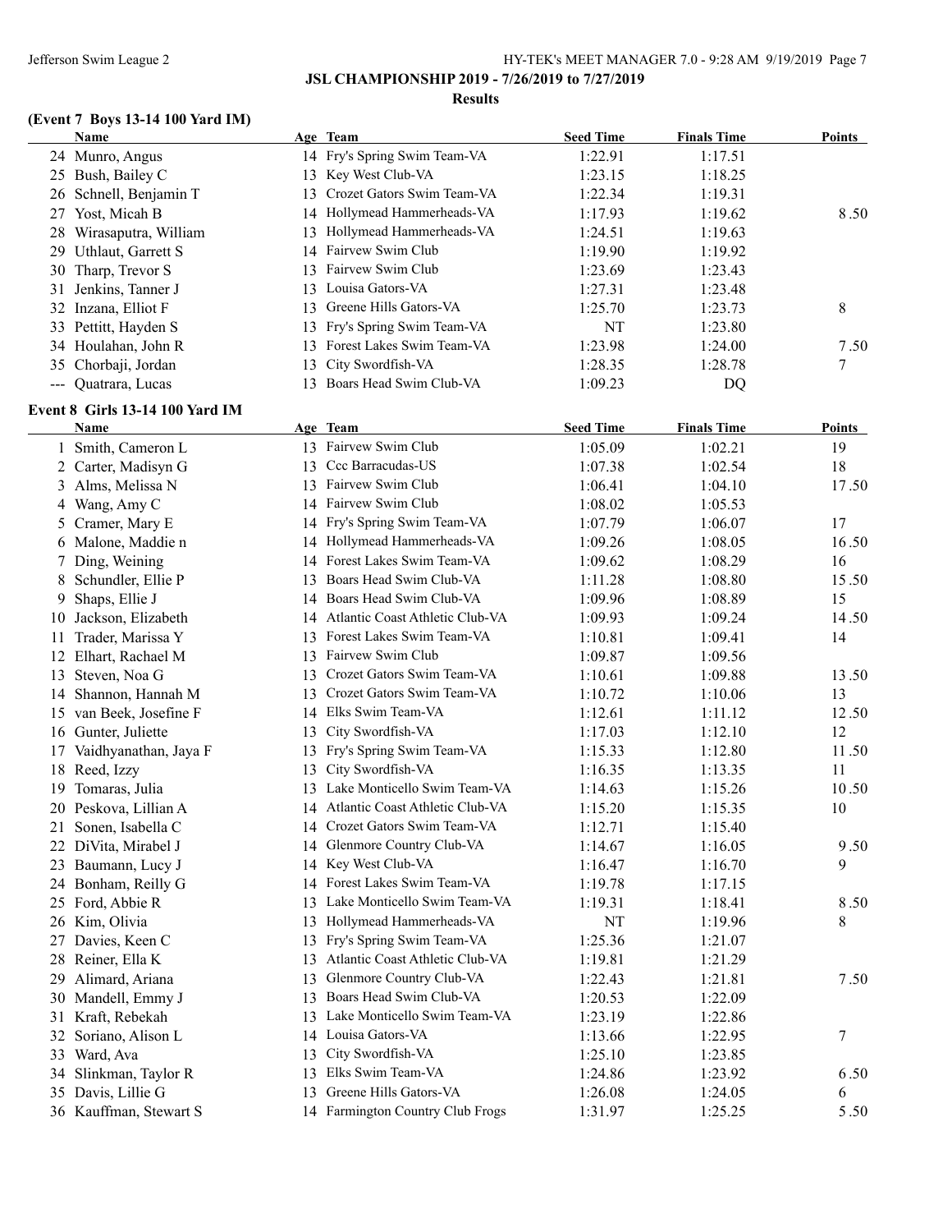**JSL CHAMPIONSHIP 2019 - 7/26/2019 to 7/27/2019**

**Results**

### (Event 7 Boys 13-14 100 Yard IM)

| | Name | Age | Team | Seed Time | Finals Time | Points |
|---|---|---|---|---|---|---|
| 24 | Munro, Angus | 14 | Fry's Spring Swim Team-VA | 1:22.91 | 1:17.51 | |
| 25 | Bush, Bailey C | 13 | Key West Club-VA | 1:23.15 | 1:18.25 | |
| 26 | Schnell, Benjamin T | 13 | Crozet Gators Swim Team-VA | 1:22.34 | 1:19.31 | |
| 27 | Yost, Micah B | 14 | Hollymead Hammerheads-VA | 1:17.93 | 1:19.62 | 8.50 |
| 28 | Wirasaputra, William | 13 | Hollymead Hammerheads-VA | 1:24.51 | 1:19.63 | |
| 29 | Uthlaut, Garrett S | 14 | Fairvew Swim Club | 1:19.90 | 1:19.92 | |
| 30 | Tharp, Trevor S | 13 | Fairvew Swim Club | 1:23.69 | 1:23.43 | |
| 31 | Jenkins, Tanner J | 13 | Louisa Gators-VA | 1:27.31 | 1:23.48 | |
| 32 | Inzana, Elliot F | 13 | Greene Hills Gators-VA | 1:25.70 | 1:23.73 | 8 |
| 33 | Pettitt, Hayden S | 13 | Fry's Spring Swim Team-VA | NT | 1:23.80 | |
| 34 | Houlahan, John R | 13 | Forest Lakes Swim Team-VA | 1:23.98 | 1:24.00 | 7.50 |
| 35 | Chorbaji, Jordan | 13 | City Swordfish-VA | 1:28.35 | 1:28.78 | 7 |
| --- | Quatrara, Lucas | 13 | Boars Head Swim Club-VA | 1:09.23 | DQ | |

### Event 8 Girls 13-14 100 Yard IM

| | Name | Age | Team | Seed Time | Finals Time | Points |
|---|---|---|---|---|---|---|
| 1 | Smith, Cameron L | 13 | Fairvew Swim Club | 1:05.09 | 1:02.21 | 19 |
| 2 | Carter, Madisyn G | 13 | Ccc Barracudas-US | 1:07.38 | 1:02.54 | 18 |
| 3 | Alms, Melissa N | 13 | Fairvew Swim Club | 1:06.41 | 1:04.10 | 17.50 |
| 4 | Wang, Amy C | 14 | Fairvew Swim Club | 1:08.02 | 1:05.53 | |
| 5 | Cramer, Mary E | 14 | Fry's Spring Swim Team-VA | 1:07.79 | 1:06.07 | 17 |
| 6 | Malone, Maddie n | 14 | Hollymead Hammerheads-VA | 1:09.26 | 1:08.05 | 16.50 |
| 7 | Ding, Weining | 14 | Forest Lakes Swim Team-VA | 1:09.62 | 1:08.29 | 16 |
| 8 | Schundler, Ellie P | 13 | Boars Head Swim Club-VA | 1:11.28 | 1:08.80 | 15.50 |
| 9 | Shaps, Ellie J | 14 | Boars Head Swim Club-VA | 1:09.96 | 1:08.89 | 15 |
| 10 | Jackson, Elizabeth | 14 | Atlantic Coast Athletic Club-VA | 1:09.93 | 1:09.24 | 14.50 |
| 11 | Trader, Marissa Y | 13 | Forest Lakes Swim Team-VA | 1:10.81 | 1:09.41 | 14 |
| 12 | Elhart, Rachael M | 13 | Fairvew Swim Club | 1:09.87 | 1:09.56 | |
| 13 | Steven, Noa G | 13 | Crozet Gators Swim Team-VA | 1:10.61 | 1:09.88 | 13.50 |
| 14 | Shannon, Hannah M | 13 | Crozet Gators Swim Team-VA | 1:10.72 | 1:10.06 | 13 |
| 15 | van Beek, Josefine F | 14 | Elks Swim Team-VA | 1:12.61 | 1:11.12 | 12.50 |
| 16 | Gunter, Juliette | 13 | City Swordfish-VA | 1:17.03 | 1:12.10 | 12 |
| 17 | Vaidhyanathan, Jaya F | 13 | Fry's Spring Swim Team-VA | 1:15.33 | 1:12.80 | 11.50 |
| 18 | Reed, Izzy | 13 | City Swordfish-VA | 1:16.35 | 1:13.35 | 11 |
| 19 | Tomaras, Julia | 13 | Lake Monticello Swim Team-VA | 1:14.63 | 1:15.26 | 10.50 |
| 20 | Peskova, Lillian A | 14 | Atlantic Coast Athletic Club-VA | 1:15.20 | 1:15.35 | 10 |
| 21 | Sonen, Isabella C | 14 | Crozet Gators Swim Team-VA | 1:12.71 | 1:15.40 | |
| 22 | DiVita, Mirabel J | 14 | Glenmore Country Club-VA | 1:14.67 | 1:16.05 | 9.50 |
| 23 | Baumann, Lucy J | 14 | Key West Club-VA | 1:16.47 | 1:16.70 | 9 |
| 24 | Bonham, Reilly G | 14 | Forest Lakes Swim Team-VA | 1:19.78 | 1:17.15 | |
| 25 | Ford, Abbie R | 13 | Lake Monticello Swim Team-VA | 1:19.31 | 1:18.41 | 8.50 |
| 26 | Kim, Olivia | 13 | Hollymead Hammerheads-VA | NT | 1:19.96 | 8 |
| 27 | Davies, Keen C | 13 | Fry's Spring Swim Team-VA | 1:25.36 | 1:21.07 | |
| 28 | Reiner, Ella K | 13 | Atlantic Coast Athletic Club-VA | 1:19.81 | 1:21.29 | |
| 29 | Alimard, Ariana | 13 | Glenmore Country Club-VA | 1:22.43 | 1:21.81 | 7.50 |
| 30 | Mandell, Emmy J | 13 | Boars Head Swim Club-VA | 1:20.53 | 1:22.09 | |
| 31 | Kraft, Rebekah | 13 | Lake Monticello Swim Team-VA | 1:23.19 | 1:22.86 | |
| 32 | Soriano, Alison L | 14 | Louisa Gators-VA | 1:13.66 | 1:22.95 | 7 |
| 33 | Ward, Ava | 13 | City Swordfish-VA | 1:25.10 | 1:23.85 | |
| 34 | Slinkman, Taylor R | 13 | Elks Swim Team-VA | 1:24.86 | 1:23.92 | 6.50 |
| 35 | Davis, Lillie G | 13 | Greene Hills Gators-VA | 1:26.08 | 1:24.05 | 6 |
| 36 | Kauffman, Stewart S | 14 | Farmington Country Club Frogs | 1:31.97 | 1:25.25 | 5.50 |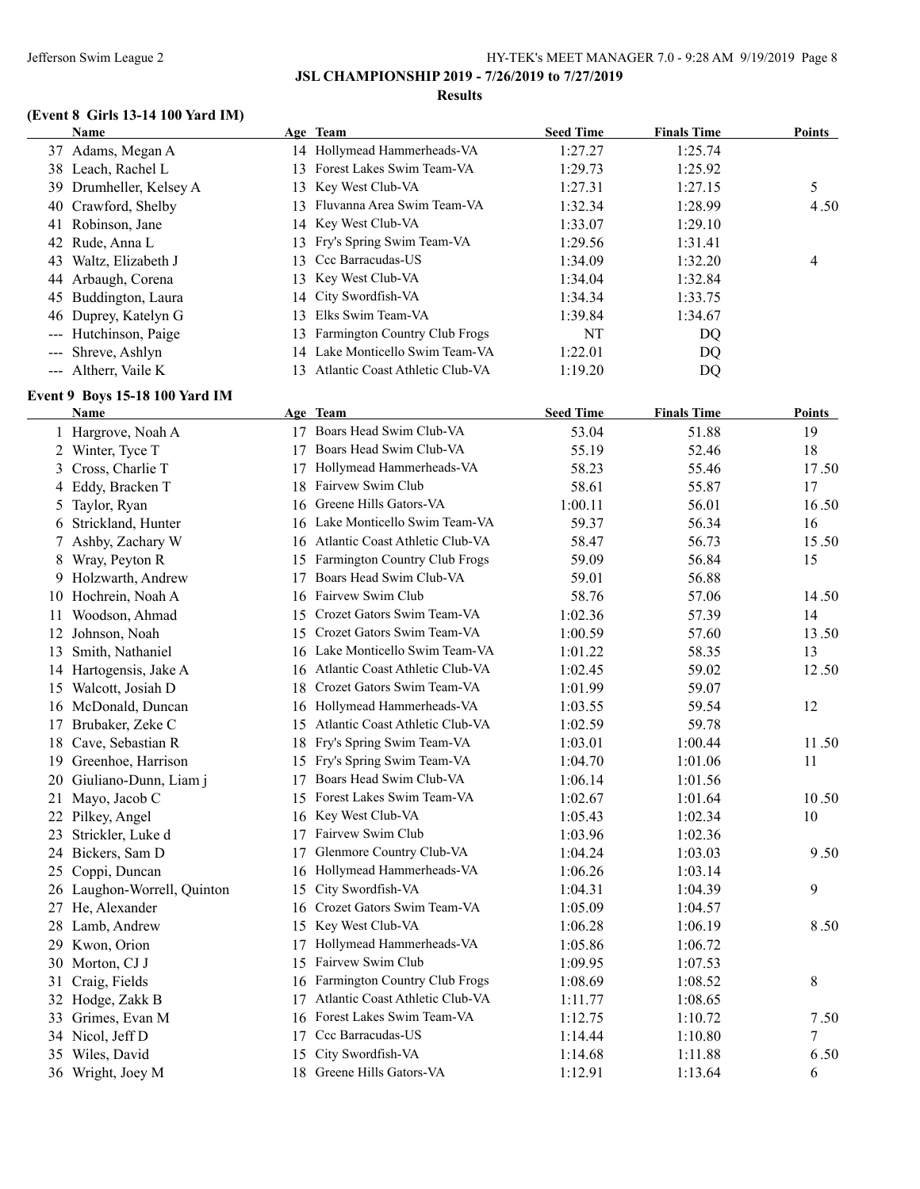**JSL CHAMPIONSHIP 2019 - 7/26/2019 to 7/27/2019**

**Results**

### (Event 8 Girls 13-14 100 Yard IM)

| | Name | Age | Team | Seed Time | Finals Time | Points |
|---|---|---|---|---|---|---|
| 37 | Adams, Megan A | 14 | Hollymead Hammerheads-VA | 1:27.27 | 1:25.74 | |
| 38 | Leach, Rachel L | 13 | Forest Lakes Swim Team-VA | 1:29.73 | 1:25.92 | |
| 39 | Drumheller, Kelsey A | 13 | Key West Club-VA | 1:27.31 | 1:27.15 | 5 |
| 40 | Crawford, Shelby | 13 | Fluvanna Area Swim Team-VA | 1:32.34 | 1:28.99 | 4.50 |
| 41 | Robinson, Jane | 14 | Key West Club-VA | 1:33.07 | 1:29.10 | |
| 42 | Rude, Anna L | 13 | Fry's Spring Swim Team-VA | 1:29.56 | 1:31.41 | |
| 43 | Waltz, Elizabeth J | 13 | Ccc Barracudas-US | 1:34.09 | 1:32.20 | 4 |
| 44 | Arbaugh, Corena | 13 | Key West Club-VA | 1:34.04 | 1:32.84 | |
| 45 | Buddington, Laura | 14 | City Swordfish-VA | 1:34.34 | 1:33.75 | |
| 46 | Duprey, Katelyn G | 13 | Elks Swim Team-VA | 1:39.84 | 1:34.67 | |
| --- | Hutchinson, Paige | 13 | Farmington Country Club Frogs | NT | DQ | |
| --- | Shreve, Ashlyn | 14 | Lake Monticello Swim Team-VA | 1:22.01 | DQ | |
| --- | Altherr, Vaile K | 13 | Atlantic Coast Athletic Club-VA | 1:19.20 | DQ | |

### Event 9 Boys 15-18 100 Yard IM

| | Name | Age | Team | Seed Time | Finals Time | Points |
|---|---|---|---|---|---|---|
| 1 | Hargrove, Noah A | 17 | Boars Head Swim Club-VA | 53.04 | 51.88 | 19 |
| 2 | Winter, Tyce T | 17 | Boars Head Swim Club-VA | 55.19 | 52.46 | 18 |
| 3 | Cross, Charlie T | 17 | Hollymead Hammerheads-VA | 58.23 | 55.46 | 17.50 |
| 4 | Eddy, Bracken T | 18 | Fairvew Swim Club | 58.61 | 55.87 | 17 |
| 5 | Taylor, Ryan | 16 | Greene Hills Gators-VA | 1:00.11 | 56.01 | 16.50 |
| 6 | Strickland, Hunter | 16 | Lake Monticello Swim Team-VA | 59.37 | 56.34 | 16 |
| 7 | Ashby, Zachary W | 16 | Atlantic Coast Athletic Club-VA | 58.47 | 56.73 | 15.50 |
| 8 | Wray, Peyton R | 15 | Farmington Country Club Frogs | 59.09 | 56.84 | 15 |
| 9 | Holzwarth, Andrew | 17 | Boars Head Swim Club-VA | 59.01 | 56.88 | |
| 10 | Hochrein, Noah A | 16 | Fairvew Swim Club | 58.76 | 57.06 | 14.50 |
| 11 | Woodson, Ahmad | 15 | Crozet Gators Swim Team-VA | 1:02.36 | 57.39 | 14 |
| 12 | Johnson, Noah | 15 | Crozet Gators Swim Team-VA | 1:00.59 | 57.60 | 13.50 |
| 13 | Smith, Nathaniel | 16 | Lake Monticello Swim Team-VA | 1:01.22 | 58.35 | 13 |
| 14 | Hartogensis, Jake A | 16 | Atlantic Coast Athletic Club-VA | 1:02.45 | 59.02 | 12.50 |
| 15 | Walcott, Josiah D | 18 | Crozet Gators Swim Team-VA | 1:01.99 | 59.07 | |
| 16 | McDonald, Duncan | 16 | Hollymead Hammerheads-VA | 1:03.55 | 59.54 | 12 |
| 17 | Brubaker, Zeke C | 15 | Atlantic Coast Athletic Club-VA | 1:02.59 | 59.78 | |
| 18 | Cave, Sebastian R | 18 | Fry's Spring Swim Team-VA | 1:03.01 | 1:00.44 | 11.50 |
| 19 | Greenhoe, Harrison | 15 | Fry's Spring Swim Team-VA | 1:04.70 | 1:01.06 | 11 |
| 20 | Giuliano-Dunn, Liam j | 17 | Boars Head Swim Club-VA | 1:06.14 | 1:01.56 | |
| 21 | Mayo, Jacob C | 15 | Forest Lakes Swim Team-VA | 1:02.67 | 1:01.64 | 10.50 |
| 22 | Pilkey, Angel | 16 | Key West Club-VA | 1:05.43 | 1:02.34 | 10 |
| 23 | Strickler, Luke d | 17 | Fairvew Swim Club | 1:03.96 | 1:02.36 | |
| 24 | Bickers, Sam D | 17 | Glenmore Country Club-VA | 1:04.24 | 1:03.03 | 9.50 |
| 25 | Coppi, Duncan | 16 | Hollymead Hammerheads-VA | 1:06.26 | 1:03.14 | |
| 26 | Laughon-Worrell, Quinton | 15 | City Swordfish-VA | 1:04.31 | 1:04.39 | 9 |
| 27 | He, Alexander | 16 | Crozet Gators Swim Team-VA | 1:05.09 | 1:04.57 | |
| 28 | Lamb, Andrew | 15 | Key West Club-VA | 1:06.28 | 1:06.19 | 8.50 |
| 29 | Kwon, Orion | 17 | Hollymead Hammerheads-VA | 1:05.86 | 1:06.72 | |
| 30 | Morton, CJ J | 15 | Fairvew Swim Club | 1:09.95 | 1:07.53 | |
| 31 | Craig, Fields | 16 | Farmington Country Club Frogs | 1:08.69 | 1:08.52 | 8 |
| 32 | Hodge, Zakk B | 17 | Atlantic Coast Athletic Club-VA | 1:11.77 | 1:08.65 | |
| 33 | Grimes, Evan M | 16 | Forest Lakes Swim Team-VA | 1:12.75 | 1:10.72 | 7.50 |
| 34 | Nicol, Jeff D | 17 | Ccc Barracudas-US | 1:14.44 | 1:10.80 | 7 |
| 35 | Wiles, David | 15 | City Swordfish-VA | 1:14.68 | 1:11.88 | 6.50 |
| 36 | Wright, Joey M | 18 | Greene Hills Gators-VA | 1:12.91 | 1:13.64 | 6 |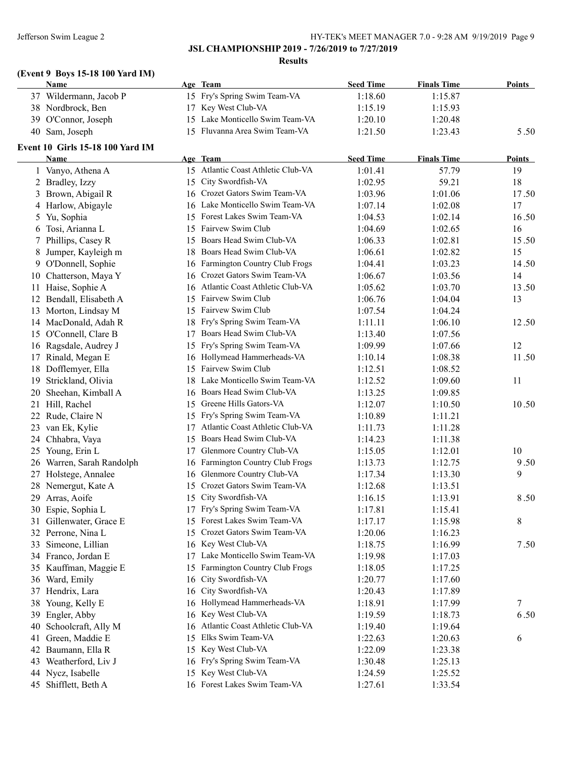**JSL CHAMPIONSHIP 2019 - 7/26/2019 to 7/27/2019**

**Results**

### (Event 9 Boys 15-18 100 Yard IM)

| | Name | Age | Team | Seed Time | Finals Time | Points |
|---|---|---|---|---|---|---|
| 37 | Wildermann, Jacob P | 15 | Fry's Spring Swim Team-VA | 1:18.60 | 1:15.87 | |
| 38 | Nordbrock, Ben | 17 | Key West Club-VA | 1:15.19 | 1:15.93 | |
| 39 | O'Connor, Joseph | 15 | Lake Monticello Swim Team-VA | 1:20.10 | 1:20.48 | |
| 40 | Sam, Joseph | 15 | Fluvanna Area Swim Team-VA | 1:21.50 | 1:23.43 | 5.50 |

### Event 10 Girls 15-18 100 Yard IM

| | Name | Age | Team | Seed Time | Finals Time | Points |
|---|---|---|---|---|---|---|
| 1 | Vanyo, Athena A | 15 | Atlantic Coast Athletic Club-VA | 1:01.41 | 57.79 | 19 |
| 2 | Bradley, Izzy | 15 | City Swordfish-VA | 1:02.95 | 59.21 | 18 |
| 3 | Brown, Abigail R | 16 | Crozet Gators Swim Team-VA | 1:03.96 | 1:01.06 | 17.50 |
| 4 | Harlow, Abigayle | 16 | Lake Monticello Swim Team-VA | 1:07.14 | 1:02.08 | 17 |
| 5 | Yu, Sophia | 15 | Forest Lakes Swim Team-VA | 1:04.53 | 1:02.14 | 16.50 |
| 6 | Tosi, Arianna L | 15 | Fairvew Swim Club | 1:04.69 | 1:02.65 | 16 |
| 7 | Phillips, Casey R | 15 | Boars Head Swim Club-VA | 1:06.33 | 1:02.81 | 15.50 |
| 8 | Jumper, Kayleigh m | 18 | Boars Head Swim Club-VA | 1:06.61 | 1:02.82 | 15 |
| 9 | O'Donnell, Sophie | 16 | Farmington Country Club Frogs | 1:04.41 | 1:03.23 | 14.50 |
| 10 | Chatterson, Maya Y | 16 | Crozet Gators Swim Team-VA | 1:06.67 | 1:03.56 | 14 |
| 11 | Haise, Sophie A | 16 | Atlantic Coast Athletic Club-VA | 1:05.62 | 1:03.70 | 13.50 |
| 12 | Bendall, Elisabeth A | 15 | Fairvew Swim Club | 1:06.76 | 1:04.04 | 13 |
| 13 | Morton, Lindsay M | 15 | Fairvew Swim Club | 1:07.54 | 1:04.24 | |
| 14 | MacDonald, Adah R | 18 | Fry's Spring Swim Team-VA | 1:11.11 | 1:06.10 | 12.50 |
| 15 | O'Connell, Clare B | 17 | Boars Head Swim Club-VA | 1:13.40 | 1:07.56 | |
| 16 | Ragsdale, Audrey J | 15 | Fry's Spring Swim Team-VA | 1:09.99 | 1:07.66 | 12 |
| 17 | Rinald, Megan E | 16 | Hollymead Hammerheads-VA | 1:10.14 | 1:08.38 | 11.50 |
| 18 | Dofflemyer, Ella | 15 | Fairvew Swim Club | 1:12.51 | 1:08.52 | |
| 19 | Strickland, Olivia | 18 | Lake Monticello Swim Team-VA | 1:12.52 | 1:09.60 | 11 |
| 20 | Sheehan, Kimball A | 16 | Boars Head Swim Club-VA | 1:13.25 | 1:09.85 | |
| 21 | Hill, Rachel | 15 | Greene Hills Gators-VA | 1:12.07 | 1:10.50 | 10.50 |
| 22 | Rude, Claire N | 15 | Fry's Spring Swim Team-VA | 1:10.89 | 1:11.21 | |
| 23 | van Ek, Kylie | 17 | Atlantic Coast Athletic Club-VA | 1:11.73 | 1:11.28 | |
| 24 | Chhabra, Vaya | 15 | Boars Head Swim Club-VA | 1:14.23 | 1:11.38 | |
| 25 | Young, Erin L | 17 | Glenmore Country Club-VA | 1:15.05 | 1:12.01 | 10 |
| 26 | Warren, Sarah Randolph | 16 | Farmington Country Club Frogs | 1:13.73 | 1:12.75 | 9.50 |
| 27 | Holstege, Annalee | 16 | Glenmore Country Club-VA | 1:17.34 | 1:13.30 | 9 |
| 28 | Nemergut, Kate A | 15 | Crozet Gators Swim Team-VA | 1:12.68 | 1:13.51 | |
| 29 | Arras, Aoife | 15 | City Swordfish-VA | 1:16.15 | 1:13.91 | 8.50 |
| 30 | Espie, Sophia L | 17 | Fry's Spring Swim Team-VA | 1:17.81 | 1:15.41 | |
| 31 | Gillenwater, Grace E | 15 | Forest Lakes Swim Team-VA | 1:17.17 | 1:15.98 | 8 |
| 32 | Perrone, Nina L | 15 | Crozet Gators Swim Team-VA | 1:20.06 | 1:16.23 | |
| 33 | Simeone, Lillian | 16 | Key West Club-VA | 1:18.75 | 1:16.99 | 7.50 |
| 34 | Franco, Jordan E | 17 | Lake Monticello Swim Team-VA | 1:19.98 | 1:17.03 | |
| 35 | Kauffman, Maggie E | 15 | Farmington Country Club Frogs | 1:18.05 | 1:17.25 | |
| 36 | Ward, Emily | 16 | City Swordfish-VA | 1:20.77 | 1:17.60 | |
| 37 | Hendrix, Lara | 16 | City Swordfish-VA | 1:20.43 | 1:17.89 | |
| 38 | Young, Kelly E | 16 | Hollymead Hammerheads-VA | 1:18.91 | 1:17.99 | 7 |
| 39 | Engler, Abby | 16 | Key West Club-VA | 1:19.59 | 1:18.73 | 6.50 |
| 40 | Schoolcraft, Ally M | 16 | Atlantic Coast Athletic Club-VA | 1:19.40 | 1:19.64 | |
| 41 | Green, Maddie E | 15 | Elks Swim Team-VA | 1:22.63 | 1:20.63 | 6 |
| 42 | Baumann, Ella R | 15 | Key West Club-VA | 1:22.09 | 1:23.38 | |
| 43 | Weatherford, Liv J | 16 | Fry's Spring Swim Team-VA | 1:30.48 | 1:25.13 | |
| 44 | Nycz, Isabelle | 15 | Key West Club-VA | 1:24.59 | 1:25.52 | |
| 45 | Shifflett, Beth A | 16 | Forest Lakes Swim Team-VA | 1:27.61 | 1:33.54 | |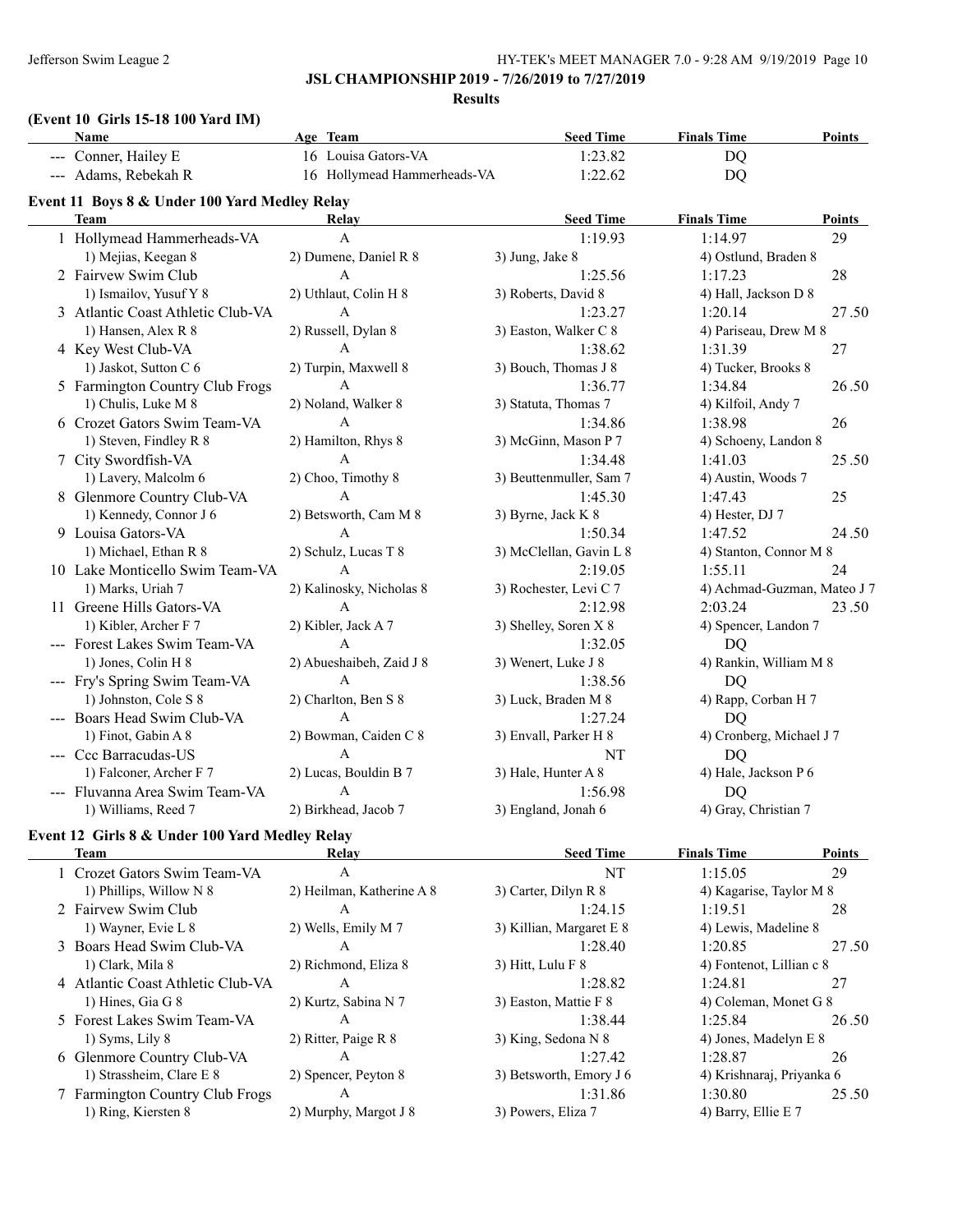**JSL CHAMPIONSHIP 2019 - 7/26/2019 to 7/27/2019**

**Results**

### (Event 10 Girls 15-18 100 Yard IM)

| | Name | Age | Team | Seed Time | Finals Time | Points |
|---|---|---|---|---|---|---|
| --- | Conner, Hailey E | 16 | Louisa Gators-VA | 1:23.82 | DQ | |
| --- | Adams, Rebekah R | 16 | Hollymead Hammerheads-VA | 1:22.62 | DQ | |

### Event 11 Boys 8 & Under 100 Yard Medley Relay

| | Team | Relay | Seed Time | Finals Time | Points |
|---|---|---|---|---|---|
| 1 | Hollymead Hammerheads-VA | A | 1:19.93 | 1:14.97 | 29 |
| | 1) Mejias, Keegan 8 | 2) Dumene, Daniel R 8 | 3) Jung, Jake 8 | 4) Ostlund, Braden 8 | |
| 2 | Fairvew Swim Club | A | 1:25.56 | 1:17.23 | 28 |
| | 1) Ismailov, Yusuf Y 8 | 2) Uthlaut, Colin H 8 | 3) Roberts, David 8 | 4) Hall, Jackson D 8 | |
| 3 | Atlantic Coast Athletic Club-VA | A | 1:23.27 | 1:20.14 | 27.50 |
| | 1) Hansen, Alex R 8 | 2) Russell, Dylan 8 | 3) Easton, Walker C 8 | 4) Pariseau, Drew M 8 | |
| 4 | Key West Club-VA | A | 1:38.62 | 1:31.39 | 27 |
| | 1) Jaskot, Sutton C 6 | 2) Turpin, Maxwell 8 | 3) Bouch, Thomas J 8 | 4) Tucker, Brooks 8 | |
| 5 | Farmington Country Club Frogs | A | 1:36.77 | 1:34.84 | 26.50 |
| | 1) Chulis, Luke M 8 | 2) Noland, Walker 8 | 3) Statuta, Thomas 7 | 4) Kilfoil, Andy 7 | |
| 6 | Crozet Gators Swim Team-VA | A | 1:34.86 | 1:38.98 | 26 |
| | 1) Steven, Findley R 8 | 2) Hamilton, Rhys 8 | 3) McGinn, Mason P 7 | 4) Schoeny, Landon 8 | |
| 7 | City Swordfish-VA | A | 1:34.48 | 1:41.03 | 25.50 |
| | 1) Lavery, Malcolm 6 | 2) Choo, Timothy 8 | 3) Beuttenmuller, Sam 7 | 4) Austin, Woods 7 | |
| 8 | Glenmore Country Club-VA | A | 1:45.30 | 1:47.43 | 25 |
| | 1) Kennedy, Connor J 6 | 2) Betsworth, Cam M 8 | 3) Byrne, Jack K 8 | 4) Hester, DJ 7 | |
| 9 | Louisa Gators-VA | A | 1:50.34 | 1:47.52 | 24.50 |
| | 1) Michael, Ethan R 8 | 2) Schulz, Lucas T 8 | 3) McClellan, Gavin L 8 | 4) Stanton, Connor M 8 | |
| 10 | Lake Monticello Swim Team-VA | A | 2:19.05 | 1:55.11 | 24 |
| | 1) Marks, Uriah 7 | 2) Kalinosky, Nicholas 8 | 3) Rochester, Levi C 7 | 4) Achmad-Guzman, Mateo J 7 | |
| 11 | Greene Hills Gators-VA | A | 2:12.98 | 2:03.24 | 23.50 |
| | 1) Kibler, Archer F 7 | 2) Kibler, Jack A 7 | 3) Shelley, Soren X 8 | 4) Spencer, Landon 7 | |
| --- | Forest Lakes Swim Team-VA | A | 1:32.05 | DQ | |
| | 1) Jones, Colin H 8 | 2) Abueshaibeh, Zaid J 8 | 3) Wenert, Luke J 8 | 4) Rankin, William M 8 | |
| --- | Fry's Spring Swim Team-VA | A | 1:38.56 | DQ | |
| | 1) Johnston, Cole S 8 | 2) Charlton, Ben S 8 | 3) Luck, Braden M 8 | 4) Rapp, Corban H 7 | |
| --- | Boars Head Swim Club-VA | A | 1:27.24 | DQ | |
| | 1) Finot, Gabin A 8 | 2) Bowman, Caiden C 8 | 3) Envall, Parker H 8 | 4) Cronberg, Michael J 7 | |
| --- | Ccc Barracudas-US | A | NT | DQ | |
| | 1) Falconer, Archer F 7 | 2) Lucas, Bouldin B 7 | 3) Hale, Hunter A 8 | 4) Hale, Jackson P 6 | |
| --- | Fluvanna Area Swim Team-VA | A | 1:56.98 | DQ | |
| | 1) Williams, Reed 7 | 2) Birkhead, Jacob 7 | 3) England, Jonah 6 | 4) Gray, Christian 7 | |

### Event 12 Girls 8 & Under 100 Yard Medley Relay

| | Team | Relay | Seed Time | Finals Time | Points |
|---|---|---|---|---|---|
| 1 | Crozet Gators Swim Team-VA | A | NT | 1:15.05 | 29 |
| | 1) Phillips, Willow N 8 | 2) Heilman, Katherine A 8 | 3) Carter, Dilyn R 8 | 4) Kagarise, Taylor M 8 | |
| 2 | Fairvew Swim Club | A | 1:24.15 | 1:19.51 | 28 |
| | 1) Wayner, Evie L 8 | 2) Wells, Emily M 7 | 3) Killian, Margaret E 8 | 4) Lewis, Madeline 8 | |
| 3 | Boars Head Swim Club-VA | A | 1:28.40 | 1:20.85 | 27.50 |
| | 1) Clark, Mila 8 | 2) Richmond, Eliza 8 | 3) Hitt, Lulu F 8 | 4) Fontenot, Lillian c 8 | |
| 4 | Atlantic Coast Athletic Club-VA | A | 1:28.82 | 1:24.81 | 27 |
| | 1) Hines, Gia G 8 | 2) Kurtz, Sabina N 7 | 3) Easton, Mattie F 8 | 4) Coleman, Monet G 8 | |
| 5 | Forest Lakes Swim Team-VA | A | 1:38.44 | 1:25.84 | 26.50 |
| | 1) Syms, Lily 8 | 2) Ritter, Paige R 8 | 3) King, Sedona N 8 | 4) Jones, Madelyn E 8 | |
| 6 | Glenmore Country Club-VA | A | 1:27.42 | 1:28.87 | 26 |
| | 1) Strassheim, Clare E 8 | 2) Spencer, Peyton 8 | 3) Betsworth, Emory J 6 | 4) Krishnaraj, Priyanka 6 | |
| 7 | Farmington Country Club Frogs | A | 1:31.86 | 1:30.80 | 25.50 |
| | 1) Ring, Kiersten 8 | 2) Murphy, Margot J 8 | 3) Powers, Eliza 7 | 4) Barry, Ellie E 7 | |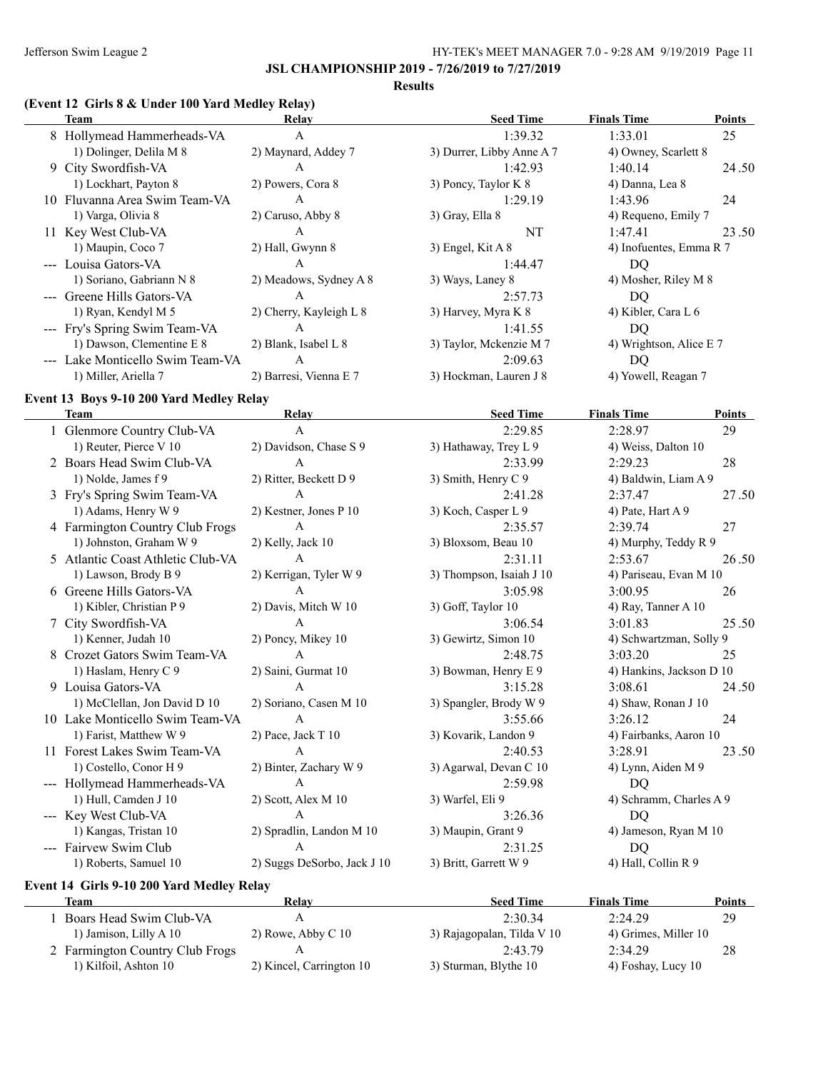## JSL CHAMPIONSHIP 2019 - 7/26/2019 to 7/27/2019

### Results

### (Event 12 Girls 8 & Under 100 Yard Medley Relay)

| | Team | Relay | Seed Time | Finals Time | Points |
|---|---|---|---|---|---|
| 8 | Hollymead Hammerheads-VA | A | 1:39.32 | 1:33.01 | 25 |
| | 1) Dolinger, Delila M 8 | 2) Maynard, Addey 7 | 3) Durrer, Libby Anne A 7 | 4) Owney, Scarlett 8 | |
| 9 | City Swordfish-VA | A | 1:42.93 | 1:40.14 | 24.50 |
| | 1) Lockhart, Payton 8 | 2) Powers, Cora 8 | 3) Poncy, Taylor K 8 | 4) Danna, Lea 8 | |
| 10 | Fluvanna Area Swim Team-VA | A | 1:29.19 | 1:43.96 | 24 |
| | 1) Varga, Olivia 8 | 2) Caruso, Abby 8 | 3) Gray, Ella 8 | 4) Requeno, Emily 7 | |
| 11 | Key West Club-VA | A | NT | 1:47.41 | 23.50 |
| | 1) Maupin, Coco 7 | 2) Hall, Gwynn 8 | 3) Engel, Kit A 8 | 4) Inofuentes, Emma R 7 | |
| --- | Louisa Gators-VA | A | 1:44.47 | DQ | |
| | 1) Soriano, Gabriann N 8 | 2) Meadows, Sydney A 8 | 3) Ways, Laney 8 | 4) Mosher, Riley M 8 | |
| --- | Greene Hills Gators-VA | A | 2:57.73 | DQ | |
| | 1) Ryan, Kendyl M 5 | 2) Cherry, Kayleigh L 8 | 3) Harvey, Myra K 8 | 4) Kibler, Cara L 6 | |
| --- | Fry's Spring Swim Team-VA | A | 1:41.55 | DQ | |
| | 1) Dawson, Clementine E 8 | 2) Blank, Isabel L 8 | 3) Taylor, Mckenzie M 7 | 4) Wrightson, Alice E 7 | |
| --- | Lake Monticello Swim Team-VA | A | 2:09.63 | DQ | |
| | 1) Miller, Ariella 7 | 2) Barresi, Vienna E 7 | 3) Hockman, Lauren J 8 | 4) Yowell, Reagan 7 | |

### Event 13 Boys 9-10 200 Yard Medley Relay

| | Team | Relay | Seed Time | Finals Time | Points |
|---|---|---|---|---|---|
| 1 | Glenmore Country Club-VA | A | 2:29.85 | 2:28.97 | 29 |
| | 1) Reuter, Pierce V 10 | 2) Davidson, Chase S 9 | 3) Hathaway, Trey L 9 | 4) Weiss, Dalton 10 | |
| 2 | Boars Head Swim Club-VA | A | 2:33.99 | 2:29.23 | 28 |
| | 1) Nolde, James f 9 | 2) Ritter, Beckett D 9 | 3) Smith, Henry C 9 | 4) Baldwin, Liam A 9 | |
| 3 | Fry's Spring Swim Team-VA | A | 2:41.28 | 2:37.47 | 27.50 |
| | 1) Adams, Henry W 9 | 2) Kestner, Jones P 10 | 3) Koch, Casper L 9 | 4) Pate, Hart A 9 | |
| 4 | Farmington Country Club Frogs | A | 2:35.57 | 2:39.74 | 27 |
| | 1) Johnston, Graham W 9 | 2) Kelly, Jack 10 | 3) Bloxsom, Beau 10 | 4) Murphy, Teddy R 9 | |
| 5 | Atlantic Coast Athletic Club-VA | A | 2:31.11 | 2:53.67 | 26.50 |
| | 1) Lawson, Brody B 9 | 2) Kerrigan, Tyler W 9 | 3) Thompson, Isaiah J 10 | 4) Pariseau, Evan M 10 | |
| 6 | Greene Hills Gators-VA | A | 3:05.98 | 3:00.95 | 26 |
| | 1) Kibler, Christian P 9 | 2) Davis, Mitch W 10 | 3) Goff, Taylor 10 | 4) Ray, Tanner A 10 | |
| 7 | City Swordfish-VA | A | 3:06.54 | 3:01.83 | 25.50 |
| | 1) Kenner, Judah 10 | 2) Poncy, Mikey 10 | 3) Gewirtz, Simon 10 | 4) Schwartzman, Solly 9 | |
| 8 | Crozet Gators Swim Team-VA | A | 2:48.75 | 3:03.20 | 25 |
| | 1) Haslam, Henry C 9 | 2) Saini, Gurmat 10 | 3) Bowman, Henry E 9 | 4) Hankins, Jackson D 10 | |
| 9 | Louisa Gators-VA | A | 3:15.28 | 3:08.61 | 24.50 |
| | 1) McClellan, Jon David D 10 | 2) Soriano, Casen M 10 | 3) Spangler, Brody W 9 | 4) Shaw, Ronan J 10 | |
| 10 | Lake Monticello Swim Team-VA | A | 3:55.66 | 3:26.12 | 24 |
| | 1) Farist, Matthew W 9 | 2) Pace, Jack T 10 | 3) Kovarik, Landon 9 | 4) Fairbanks, Aaron 10 | |
| 11 | Forest Lakes Swim Team-VA | A | 2:40.53 | 3:28.91 | 23.50 |
| | 1) Costello, Conor H 9 | 2) Binter, Zachary W 9 | 3) Agarwal, Devan C 10 | 4) Lynn, Aiden M 9 | |
| --- | Hollymead Hammerheads-VA | A | 2:59.98 | DQ | |
| | 1) Hull, Camden J 10 | 2) Scott, Alex M 10 | 3) Warfel, Eli 9 | 4) Schramm, Charles A 9 | |
| --- | Key West Club-VA | A | 3:26.36 | DQ | |
| | 1) Kangas, Tristan 10 | 2) Spradlin, Landon M 10 | 3) Maupin, Grant 9 | 4) Jameson, Ryan M 10 | |
| --- | Fairvew Swim Club | A | 2:31.25 | DQ | |
| | 1) Roberts, Samuel 10 | 2) Suggs DeSorbo, Jack J 10 | 3) Britt, Garrett W 9 | 4) Hall, Collin R 9 | |

### Event 14 Girls 9-10 200 Yard Medley Relay

| | Team | Relay | Seed Time | Finals Time | Points |
|---|---|---|---|---|---|
| 1 | Boars Head Swim Club-VA | A | 2:30.34 | 2:24.29 | 29 |
| | 1) Jamison, Lilly A 10 | 2) Rowe, Abby C 10 | 3) Rajagopalan, Tilda V 10 | 4) Grimes, Miller 10 | |
| 2 | Farmington Country Club Frogs | A | 2:43.79 | 2:34.29 | 28 |
| | 1) Kilfoil, Ashton 10 | 2) Kincel, Carrington 10 | 3) Sturman, Blythe 10 | 4) Foshay, Lucy 10 | |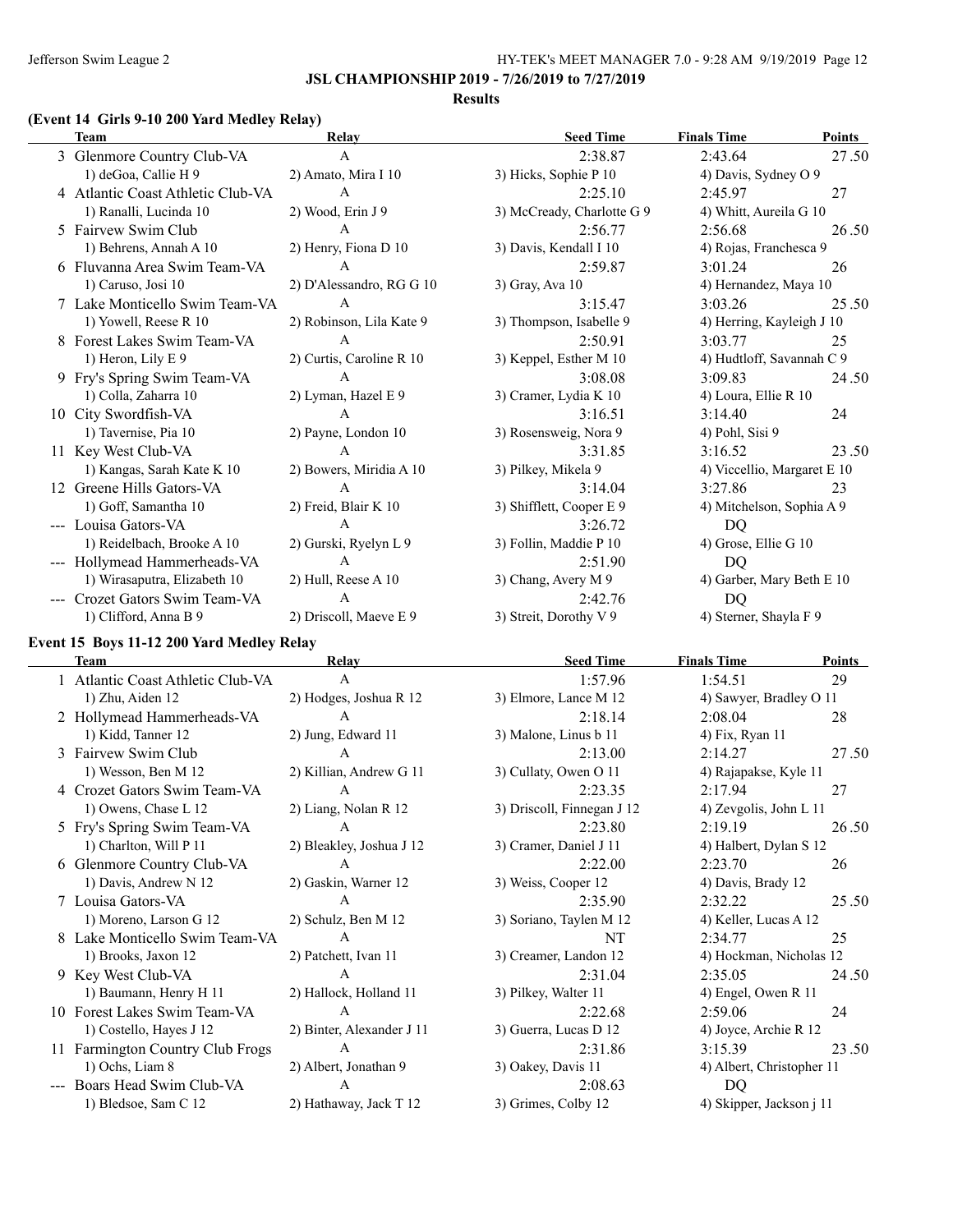**JSL CHAMPIONSHIP 2019 - 7/26/2019 to 7/27/2019**

**Results**

### (Event 14 Girls 9-10 200 Yard Medley Relay)

| | Team | Relay | Seed Time | Finals Time | Points |
|---|---|---|---|---|---|
| 3 | Glenmore Country Club-VA | A | 2:38.87 | 2:43.64 | 27.50 |
| | 1) deGoa, Callie H 9 | 2) Amato, Mira I 10 | 3) Hicks, Sophie P 10 | 4) Davis, Sydney O 9 | |
| 4 | Atlantic Coast Athletic Club-VA | A | 2:25.10 | 2:45.97 | 27 |
| | 1) Ranalli, Lucinda 10 | 2) Wood, Erin J 9 | 3) McCready, Charlotte G 9 | 4) Whitt, Aureila G 10 | |
| 5 | Fairvew Swim Club | A | 2:56.77 | 2:56.68 | 26.50 |
| | 1) Behrens, Annah A 10 | 2) Henry, Fiona D 10 | 3) Davis, Kendall I 10 | 4) Rojas, Franchesca 9 | |
| 6 | Fluvanna Area Swim Team-VA | A | 2:59.87 | 3:01.24 | 26 |
| | 1) Caruso, Josi 10 | 2) D'Alessandro, RG G 10 | 3) Gray, Ava 10 | 4) Hernandez, Maya 10 | |
| 7 | Lake Monticello Swim Team-VA | A | 3:15.47 | 3:03.26 | 25.50 |
| | 1) Yowell, Reese R 10 | 2) Robinson, Lila Kate 9 | 3) Thompson, Isabelle 9 | 4) Herring, Kayleigh J 10 | |
| 8 | Forest Lakes Swim Team-VA | A | 2:50.91 | 3:03.77 | 25 |
| | 1) Heron, Lily E 9 | 2) Curtis, Caroline R 10 | 3) Keppel, Esther M 10 | 4) Hudtloff, Savannah C 9 | |
| 9 | Fry's Spring Swim Team-VA | A | 3:08.08 | 3:09.83 | 24.50 |
| | 1) Colla, Zaharra 10 | 2) Lyman, Hazel E 9 | 3) Cramer, Lydia K 10 | 4) Loura, Ellie R 10 | |
| 10 | City Swordfish-VA | A | 3:16.51 | 3:14.40 | 24 |
| | 1) Tavernise, Pia 10 | 2) Payne, London 10 | 3) Rosensweig, Nora 9 | 4) Pohl, Sisi 9 | |
| 11 | Key West Club-VA | A | 3:31.85 | 3:16.52 | 23.50 |
| | 1) Kangas, Sarah Kate K 10 | 2) Bowers, Miridia A 10 | 3) Pilkey, Mikela 9 | 4) Viccellio, Margaret E 10 | |
| 12 | Greene Hills Gators-VA | A | 3:14.04 | 3:27.86 | 23 |
| | 1) Goff, Samantha 10 | 2) Freid, Blair K 10 | 3) Shifflett, Cooper E 9 | 4) Mitchelson, Sophia A 9 | |
| --- | Louisa Gators-VA | A | 3:26.72 | DQ | |
| | 1) Reidelbach, Brooke A 10 | 2) Gurski, Ryelyn L 9 | 3) Follin, Maddie P 10 | 4) Grose, Ellie G 10 | |
| --- | Hollymead Hammerheads-VA | A | 2:51.90 | DQ | |
| | 1) Wirasaputra, Elizabeth 10 | 2) Hull, Reese A 10 | 3) Chang, Avery M 9 | 4) Garber, Mary Beth E 10 | |
| --- | Crozet Gators Swim Team-VA | A | 2:42.76 | DQ | |
| | 1) Clifford, Anna B 9 | 2) Driscoll, Maeve E 9 | 3) Streit, Dorothy V 9 | 4) Sterner, Shayla F 9 | |

### Event 15 Boys 11-12 200 Yard Medley Relay

| | Team | Relay | Seed Time | Finals Time | Points |
|---|---|---|---|---|---|
| 1 | Atlantic Coast Athletic Club-VA | A | 1:57.96 | 1:54.51 | 29 |
| | 1) Zhu, Aiden 12 | 2) Hodges, Joshua R 12 | 3) Elmore, Lance M 12 | 4) Sawyer, Bradley O 11 | |
| 2 | Hollymead Hammerheads-VA | A | 2:18.14 | 2:08.04 | 28 |
| | 1) Kidd, Tanner 12 | 2) Jung, Edward 11 | 3) Malone, Linus b 11 | 4) Fix, Ryan 11 | |
| 3 | Fairvew Swim Club | A | 2:13.00 | 2:14.27 | 27.50 |
| | 1) Wesson, Ben M 12 | 2) Killian, Andrew G 11 | 3) Cullaty, Owen O 11 | 4) Rajapakse, Kyle 11 | |
| 4 | Crozet Gators Swim Team-VA | A | 2:23.35 | 2:17.94 | 27 |
| | 1) Owens, Chase L 12 | 2) Liang, Nolan R 12 | 3) Driscoll, Finnegan J 12 | 4) Zevgolis, John L 11 | |
| 5 | Fry's Spring Swim Team-VA | A | 2:23.80 | 2:19.19 | 26.50 |
| | 1) Charlton, Will P 11 | 2) Bleakley, Joshua J 12 | 3) Cramer, Daniel J 11 | 4) Halbert, Dylan S 12 | |
| 6 | Glenmore Country Club-VA | A | 2:22.00 | 2:23.70 | 26 |
| | 1) Davis, Andrew N 12 | 2) Gaskin, Warner 12 | 3) Weiss, Cooper 12 | 4) Davis, Brady 12 | |
| 7 | Louisa Gators-VA | A | 2:35.90 | 2:32.22 | 25.50 |
| | 1) Moreno, Larson G 12 | 2) Schulz, Ben M 12 | 3) Soriano, Taylen M 12 | 4) Keller, Lucas A 12 | |
| 8 | Lake Monticello Swim Team-VA | A | NT | 2:34.77 | 25 |
| | 1) Brooks, Jaxon 12 | 2) Patchett, Ivan 11 | 3) Creamer, Landon 12 | 4) Hockman, Nicholas 12 | |
| 9 | Key West Club-VA | A | 2:31.04 | 2:35.05 | 24.50 |
| | 1) Baumann, Henry H 11 | 2) Hallock, Holland 11 | 3) Pilkey, Walter 11 | 4) Engel, Owen R 11 | |
| 10 | Forest Lakes Swim Team-VA | A | 2:22.68 | 2:59.06 | 24 |
| | 1) Costello, Hayes J 12 | 2) Binter, Alexander J 11 | 3) Guerra, Lucas D 12 | 4) Joyce, Archie R 12 | |
| 11 | Farmington Country Club Frogs | A | 2:31.86 | 3:15.39 | 23.50 |
| | 1) Ochs, Liam 8 | 2) Albert, Jonathan 9 | 3) Oakey, Davis 11 | 4) Albert, Christopher 11 | |
| --- | Boars Head Swim Club-VA | A | 2:08.63 | DQ | |
| | 1) Bledsoe, Sam C 12 | 2) Hathaway, Jack T 12 | 3) Grimes, Colby 12 | 4) Skipper, Jackson j 11 | |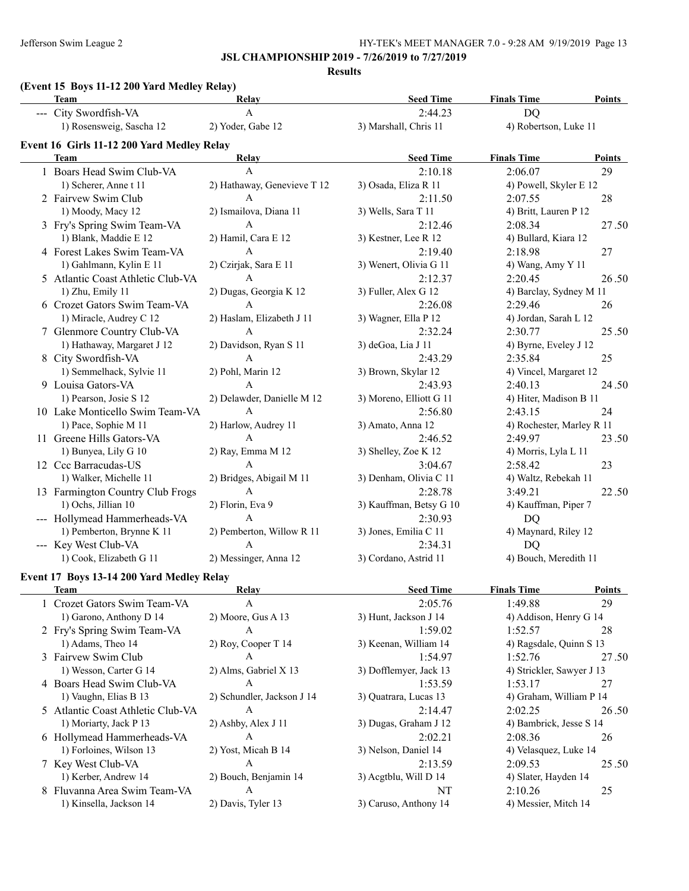## JSL CHAMPIONSHIP 2019 - 7/26/2019 to 7/27/2019

### Results

#### (Event 15 Boys 11-12 200 Yard Medley Relay)

| | Team | Relay | Seed Time | Finals Time | Points |
|---|---|---|---|---|---|
| --- | City Swordfish-VA | A | 2:44.23 | DQ | |
| | 1) Rosensweig, Sascha 12 | 2) Yoder, Gabe 12 | 3) Marshall, Chris 11 | 4) Robertson, Luke 11 | |

#### Event 16 Girls 11-12 200 Yard Medley Relay

| | Team | Relay | Seed Time | Finals Time | Points |
|---|---|---|---|---|---|
| 1 | Boars Head Swim Club-VA | A | 2:10.18 | 2:06.07 | 29 |
| | 1) Scherer, Anne t 11 | 2) Hathaway, Genevieve T 12 | 3) Osada, Eliza R 11 | 4) Powell, Skyler E 12 | |
| 2 | Fairvew Swim Club | A | 2:11.50 | 2:07.55 | 28 |
| | 1) Moody, Macy 12 | 2) Ismailova, Diana 11 | 3) Wells, Sara T 11 | 4) Britt, Lauren P 12 | |
| 3 | Fry's Spring Swim Team-VA | A | 2:12.46 | 2:08.34 | 27.50 |
| | 1) Blank, Maddie E 12 | 2) Hamil, Cara E 12 | 3) Kestner, Lee R 12 | 4) Bullard, Kiara 12 | |
| 4 | Forest Lakes Swim Team-VA | A | 2:19.40 | 2:18.98 | 27 |
| | 1) Gahlmann, Kylin E 11 | 2) Czirjak, Sara E 11 | 3) Wenert, Olivia G 11 | 4) Wang, Amy Y 11 | |
| 5 | Atlantic Coast Athletic Club-VA | A | 2:12.37 | 2:20.45 | 26.50 |
| | 1) Zhu, Emily 11 | 2) Dugas, Georgia K 12 | 3) Fuller, Alex G 12 | 4) Barclay, Sydney M 11 | |
| 6 | Crozet Gators Swim Team-VA | A | 2:26.08 | 2:29.46 | 26 |
| | 1) Miracle, Audrey C 12 | 2) Haslam, Elizabeth J 11 | 3) Wagner, Ella P 12 | 4) Jordan, Sarah L 12 | |
| 7 | Glenmore Country Club-VA | A | 2:32.24 | 2:30.77 | 25.50 |
| | 1) Hathaway, Margaret J 12 | 2) Davidson, Ryan S 11 | 3) deGoa, Lia J 11 | 4) Byrne, Eveley J 12 | |
| 8 | City Swordfish-VA | A | 2:43.29 | 2:35.84 | 25 |
| | 1) Semmelhack, Sylvie 11 | 2) Pohl, Marin 12 | 3) Brown, Skylar 12 | 4) Vincel, Margaret 12 | |
| 9 | Louisa Gators-VA | A | 2:43.93 | 2:40.13 | 24.50 |
| | 1) Pearson, Josie S 12 | 2) Delawder, Danielle M 12 | 3) Moreno, Elliott G 11 | 4) Hiter, Madison B 11 | |
| 10 | Lake Monticello Swim Team-VA | A | 2:56.80 | 2:43.15 | 24 |
| | 1) Pace, Sophie M 11 | 2) Harlow, Audrey 11 | 3) Amato, Anna 12 | 4) Rochester, Marley R 11 | |
| 11 | Greene Hills Gators-VA | A | 2:46.52 | 2:49.97 | 23.50 |
| | 1) Bunyea, Lily G 10 | 2) Ray, Emma M 12 | 3) Shelley, Zoe K 12 | 4) Morris, Lyla L 11 | |
| 12 | Ccc Barracudas-US | A | 3:04.67 | 2:58.42 | 23 |
| | 1) Walker, Michelle 11 | 2) Bridges, Abigail M 11 | 3) Denham, Olivia C 11 | 4) Waltz, Rebekah 11 | |
| 13 | Farmington Country Club Frogs | A | 2:28.78 | 3:49.21 | 22.50 |
| | 1) Ochs, Jillian 10 | 2) Florin, Eva 9 | 3) Kauffman, Betsy G 10 | 4) Kauffman, Piper 7 | |
| --- | Hollymead Hammerheads-VA | A | 2:30.93 | DQ | |
| | 1) Pemberton, Brynne K 11 | 2) Pemberton, Willow R 11 | 3) Jones, Emilia C 11 | 4) Maynard, Riley 12 | |
| --- | Key West Club-VA | A | 2:34.31 | DQ | |
| | 1) Cook, Elizabeth G 11 | 2) Messinger, Anna 12 | 3) Cordano, Astrid 11 | 4) Bouch, Meredith 11 | |

#### Event 17 Boys 13-14 200 Yard Medley Relay

| | Team | Relay | Seed Time | Finals Time | Points |
|---|---|---|---|---|---|
| 1 | Crozet Gators Swim Team-VA | A | 2:05.76 | 1:49.88 | 29 |
| | 1) Garono, Anthony D 14 | 2) Moore, Gus A 13 | 3) Hunt, Jackson J 14 | 4) Addison, Henry G 14 | |
| 2 | Fry's Spring Swim Team-VA | A | 1:59.02 | 1:52.57 | 28 |
| | 1) Adams, Theo 14 | 2) Roy, Cooper T 14 | 3) Keenan, William 14 | 4) Ragsdale, Quinn S 13 | |
| 3 | Fairvew Swim Club | A | 1:54.97 | 1:52.76 | 27.50 |
| | 1) Wesson, Carter G 14 | 2) Alms, Gabriel X 13 | 3) Dofflemyer, Jack 13 | 4) Strickler, Sawyer J 13 | |
| 4 | Boars Head Swim Club-VA | A | 1:53.59 | 1:53.17 | 27 |
| | 1) Vaughn, Elias B 13 | 2) Schundler, Jackson J 14 | 3) Quatrara, Lucas 13 | 4) Graham, William P 14 | |
| 5 | Atlantic Coast Athletic Club-VA | A | 2:14.47 | 2:02.25 | 26.50 |
| | 1) Moriarty, Jack P 13 | 2) Ashby, Alex J 11 | 3) Dugas, Graham J 12 | 4) Bambrick, Jesse S 14 | |
| 6 | Hollymead Hammerheads-VA | A | 2:02.21 | 2:08.36 | 26 |
| | 1) Forloines, Wilson 13 | 2) Yost, Micah B 14 | 3) Nelson, Daniel 14 | 4) Velasquez, Luke 14 | |
| 7 | Key West Club-VA | A | 2:13.59 | 2:09.53 | 25.50 |
| | 1) Kerber, Andrew 14 | 2) Bouch, Benjamin 14 | 3) Acgtblu, Will D 14 | 4) Slater, Hayden 14 | |
| 8 | Fluvanna Area Swim Team-VA | A | NT | 2:10.26 | 25 |
| | 1) Kinsella, Jackson 14 | 2) Davis, Tyler 13 | 3) Caruso, Anthony 14 | 4) Messier, Mitch 14 | |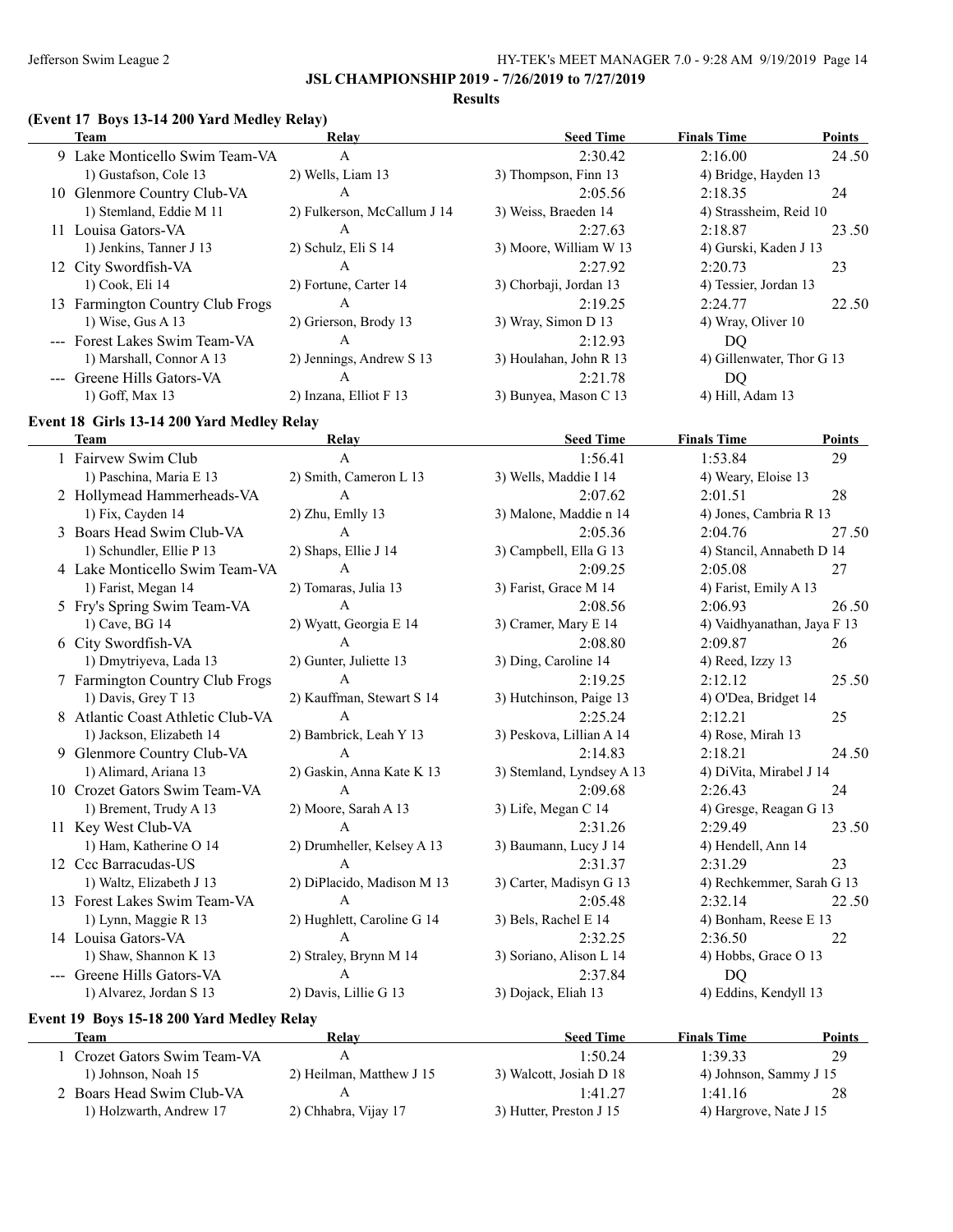## JSL CHAMPIONSHIP 2019 - 7/26/2019 to 7/27/2019

### Results

#### (Event 17 Boys 13-14 200 Yard Medley Relay)

| | Team | Relay | Seed Time | Finals Time | Points |
|---|---|---|---|---|---|
| 9 | Lake Monticello Swim Team-VA | A | 2:30.42 | 2:16.00 | 24.50 |
| | 1) Gustafson, Cole 13 | 2) Wells, Liam 13 | 3) Thompson, Finn 13 | 4) Bridge, Hayden 13 | |
| 10 | Glenmore Country Club-VA | A | 2:05.56 | 2:18.35 | 24 |
| | 1) Stemland, Eddie M 11 | 2) Fulkerson, McCallum J 14 | 3) Weiss, Braeden 14 | 4) Strassheim, Reid 10 | |
| 11 | Louisa Gators-VA | A | 2:27.63 | 2:18.87 | 23.50 |
| | 1) Jenkins, Tanner J 13 | 2) Schulz, Eli S 14 | 3) Moore, William W 13 | 4) Gurski, Kaden J 13 | |
| 12 | City Swordfish-VA | A | 2:27.92 | 2:20.73 | 23 |
| | 1) Cook, Eli 14 | 2) Fortune, Carter 14 | 3) Chorbaji, Jordan 13 | 4) Tessier, Jordan 13 | |
| 13 | Farmington Country Club Frogs | A | 2:19.25 | 2:24.77 | 22.50 |
| | 1) Wise, Gus A 13 | 2) Grierson, Brody 13 | 3) Wray, Simon D 13 | 4) Wray, Oliver 10 | |
| --- | Forest Lakes Swim Team-VA | A | 2:12.93 | DQ | |
| | 1) Marshall, Connor A 13 | 2) Jennings, Andrew S 13 | 3) Houlahan, John R 13 | 4) Gillenwater, Thor G 13 | |
| --- | Greene Hills Gators-VA | A | 2:21.78 | DQ | |
| | 1) Goff, Max 13 | 2) Inzana, Elliot F 13 | 3) Bunyea, Mason C 13 | 4) Hill, Adam 13 | |

#### Event 18 Girls 13-14 200 Yard Medley Relay

| | Team | Relay | Seed Time | Finals Time | Points |
|---|---|---|---|---|---|
| 1 | Fairvew Swim Club | A | 1:56.41 | 1:53.84 | 29 |
| | 1) Paschina, Maria E 13 | 2) Smith, Cameron L 13 | 3) Wells, Maddie I 14 | 4) Weary, Eloise 13 | |
| 2 | Hollymead Hammerheads-VA | A | 2:07.62 | 2:01.51 | 28 |
| | 1) Fix, Cayden 14 | 2) Zhu, Emlly 13 | 3) Malone, Maddie n 14 | 4) Jones, Cambria R 13 | |
| 3 | Boars Head Swim Club-VA | A | 2:05.36 | 2:04.76 | 27.50 |
| | 1) Schundler, Ellie P 13 | 2) Shaps, Ellie J 14 | 3) Campbell, Ella G 13 | 4) Stancil, Annabeth D 14 | |
| 4 | Lake Monticello Swim Team-VA | A | 2:09.25 | 2:05.08 | 27 |
| | 1) Farist, Megan 14 | 2) Tomaras, Julia 13 | 3) Farist, Grace M 14 | 4) Farist, Emily A 13 | |
| 5 | Fry's Spring Swim Team-VA | A | 2:08.56 | 2:06.93 | 26.50 |
| | 1) Cave, BG 14 | 2) Wyatt, Georgia E 14 | 3) Cramer, Mary E 14 | 4) Vaidhyanathan, Jaya F 13 | |
| 6 | City Swordfish-VA | A | 2:08.80 | 2:09.87 | 26 |
| | 1) Dmytriyeva, Lada 13 | 2) Gunter, Juliette 13 | 3) Ding, Caroline 14 | 4) Reed, Izzy 13 | |
| 7 | Farmington Country Club Frogs | A | 2:19.25 | 2:12.12 | 25.50 |
| | 1) Davis, Grey T 13 | 2) Kauffman, Stewart S 14 | 3) Hutchinson, Paige 13 | 4) O'Dea, Bridget 14 | |
| 8 | Atlantic Coast Athletic Club-VA | A | 2:25.24 | 2:12.21 | 25 |
| | 1) Jackson, Elizabeth 14 | 2) Bambrick, Leah Y 13 | 3) Peskova, Lillian A 14 | 4) Rose, Mirah 13 | |
| 9 | Glenmore Country Club-VA | A | 2:14.83 | 2:18.21 | 24.50 |
| | 1) Alimard, Ariana 13 | 2) Gaskin, Anna Kate K 13 | 3) Stemland, Lyndsey A 13 | 4) DiVita, Mirabel J 14 | |
| 10 | Crozet Gators Swim Team-VA | A | 2:09.68 | 2:26.43 | 24 |
| | 1) Brement, Trudy A 13 | 2) Moore, Sarah A 13 | 3) Life, Megan C 14 | 4) Gresge, Reagan G 13 | |
| 11 | Key West Club-VA | A | 2:31.26 | 2:29.49 | 23.50 |
| | 1) Ham, Katherine O 14 | 2) Drumheller, Kelsey A 13 | 3) Baumann, Lucy J 14 | 4) Hendell, Ann 14 | |
| 12 | Ccc Barracudas-US | A | 2:31.37 | 2:31.29 | 23 |
| | 1) Waltz, Elizabeth J 13 | 2) DiPlacido, Madison M 13 | 3) Carter, Madisyn G 13 | 4) Rechkemmer, Sarah G 13 | |
| 13 | Forest Lakes Swim Team-VA | A | 2:05.48 | 2:32.14 | 22.50 |
| | 1) Lynn, Maggie R 13 | 2) Hughlett, Caroline G 14 | 3) Bels, Rachel E 14 | 4) Bonham, Reese E 13 | |
| 14 | Louisa Gators-VA | A | 2:32.25 | 2:36.50 | 22 |
| | 1) Shaw, Shannon K 13 | 2) Straley, Brynn M 14 | 3) Soriano, Alison L 14 | 4) Hobbs, Grace O 13 | |
| --- | Greene Hills Gators-VA | A | 2:37.84 | DQ | |
| | 1) Alvarez, Jordan S 13 | 2) Davis, Lillie G 13 | 3) Dojack, Eliah 13 | 4) Eddins, Kendyll 13 | |

#### Event 19 Boys 15-18 200 Yard Medley Relay

| | Team | Relay | Seed Time | Finals Time | Points |
|---|---|---|---|---|---|
| 1 | Crozet Gators Swim Team-VA | A | 1:50.24 | 1:39.33 | 29 |
| | 1) Johnson, Noah 15 | 2) Heilman, Matthew J 15 | 3) Walcott, Josiah D 18 | 4) Johnson, Sammy J 15 | |
| 2 | Boars Head Swim Club-VA | A | 1:41.27 | 1:41.16 | 28 |
| | 1) Holzwarth, Andrew 17 | 2) Chhabra, Vijay 17 | 3) Hutter, Preston J 15 | 4) Hargrove, Nate J 15 | |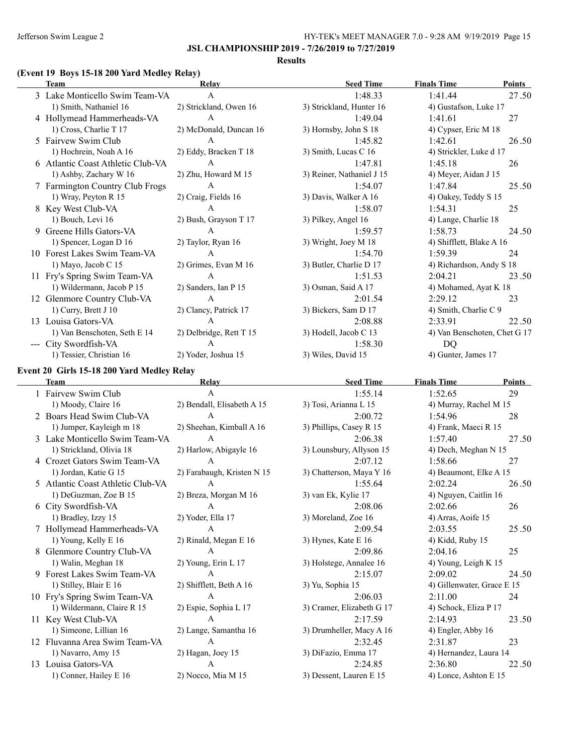## JSL CHAMPIONSHIP 2019 - 7/26/2019 to 7/27/2019

### Results

### (Event 19 Boys 15-18 200 Yard Medley Relay)

| | Team | Relay | Seed Time | Finals Time | Points |
|---|---|---|---|---|---|
| 3 | Lake Monticello Swim Team-VA | A | 1:48.33 | 1:41.44 | 27.50 |
| | 1) Smith, Nathaniel 16 | 2) Strickland, Owen 16 | 3) Strickland, Hunter 16 | 4) Gustafson, Luke 17 | |
| 4 | Hollymead Hammerheads-VA | A | 1:49.04 | 1:41.61 | 27 |
| | 1) Cross, Charlie T 17 | 2) McDonald, Duncan 16 | 3) Hornsby, John S 18 | 4) Cypser, Eric M 18 | |
| 5 | Fairvew Swim Club | A | 1:45.82 | 1:42.61 | 26.50 |
| | 1) Hochrein, Noah A 16 | 2) Eddy, Bracken T 18 | 3) Smith, Lucas C 16 | 4) Strickler, Luke d 17 | |
| 6 | Atlantic Coast Athletic Club-VA | A | 1:47.81 | 1:45.18 | 26 |
| | 1) Ashby, Zachary W 16 | 2) Zhu, Howard M 15 | 3) Reiner, Nathaniel J 15 | 4) Meyer, Aidan J 15 | |
| 7 | Farmington Country Club Frogs | A | 1:54.07 | 1:47.84 | 25.50 |
| | 1) Wray, Peyton R 15 | 2) Craig, Fields 16 | 3) Davis, Walker A 16 | 4) Oakey, Teddy S 15 | |
| 8 | Key West Club-VA | A | 1:58.07 | 1:54.31 | 25 |
| | 1) Bouch, Levi 16 | 2) Bush, Grayson T 17 | 3) Pilkey, Angel 16 | 4) Lange, Charlie 18 | |
| 9 | Greene Hills Gators-VA | A | 1:59.57 | 1:58.73 | 24.50 |
| | 1) Spencer, Logan D 16 | 2) Taylor, Ryan 16 | 3) Wright, Joey M 18 | 4) Shifflett, Blake A 16 | |
| 10 | Forest Lakes Swim Team-VA | A | 1:54.70 | 1:59.39 | 24 |
| | 1) Mayo, Jacob C 15 | 2) Grimes, Evan M 16 | 3) Butler, Charlie D 17 | 4) Richardson, Andy S 18 | |
| 11 | Fry's Spring Swim Team-VA | A | 1:51.53 | 2:04.21 | 23.50 |
| | 1) Wildermann, Jacob P 15 | 2) Sanders, Ian P 15 | 3) Osman, Said A 17 | 4) Mohamed, Ayat K 18 | |
| 12 | Glenmore Country Club-VA | A | 2:01.54 | 2:29.12 | 23 |
| | 1) Curry, Brett J 10 | 2) Clancy, Patrick 17 | 3) Bickers, Sam D 17 | 4) Smith, Charlie C 9 | |
| 13 | Louisa Gators-VA | A | 2:08.88 | 2:33.91 | 22.50 |
| | 1) Van Benschoten, Seth E 14 | 2) Delbridge, Rett T 15 | 3) Hodell, Jacob C 13 | 4) Van Benschoten, Chet G 17 | |
| --- | City Swordfish-VA | A | 1:58.30 | DQ | |
| | 1) Tessier, Christian 16 | 2) Yoder, Joshua 15 | 3) Wiles, David 15 | 4) Gunter, James 17 | |

### Event 20 Girls 15-18 200 Yard Medley Relay

| | Team | Relay | Seed Time | Finals Time | Points |
|---|---|---|---|---|---|
| 1 | Fairvew Swim Club | A | 1:55.14 | 1:52.65 | 29 |
| | 1) Moody, Claire 16 | 2) Bendall, Elisabeth A 15 | 3) Tosi, Arianna L 15 | 4) Murray, Rachel M 15 | |
| 2 | Boars Head Swim Club-VA | A | 2:00.72 | 1:54.96 | 28 |
| | 1) Jumper, Kayleigh m 18 | 2) Sheehan, Kimball A 16 | 3) Phillips, Casey R 15 | 4) Frank, Maeci R 15 | |
| 3 | Lake Monticello Swim Team-VA | A | 2:06.38 | 1:57.40 | 27.50 |
| | 1) Strickland, Olivia 18 | 2) Harlow, Abigayle 16 | 3) Lounsbury, Allyson 15 | 4) Dech, Meghan N 15 | |
| 4 | Crozet Gators Swim Team-VA | A | 2:07.12 | 1:58.66 | 27 |
| | 1) Jordan, Katie G 15 | 2) Farabaugh, Kristen N 15 | 3) Chatterson, Maya Y 16 | 4) Beaumont, Elke A 15 | |
| 5 | Atlantic Coast Athletic Club-VA | A | 1:55.64 | 2:02.24 | 26.50 |
| | 1) DeGuzman, Zoe B 15 | 2) Breza, Morgan M 16 | 3) van Ek, Kylie 17 | 4) Nguyen, Caitlin 16 | |
| 6 | City Swordfish-VA | A | 2:08.06 | 2:02.66 | 26 |
| | 1) Bradley, Izzy 15 | 2) Yoder, Ella 17 | 3) Moreland, Zoe 16 | 4) Arras, Aoife 15 | |
| 7 | Hollymead Hammerheads-VA | A | 2:09.54 | 2:03.55 | 25.50 |
| | 1) Young, Kelly E 16 | 2) Rinald, Megan E 16 | 3) Hynes, Kate E 16 | 4) Kidd, Ruby 15 | |
| 8 | Glenmore Country Club-VA | A | 2:09.86 | 2:04.16 | 25 |
| | 1) Walin, Meghan 18 | 2) Young, Erin L 17 | 3) Holstege, Annalee 16 | 4) Young, Leigh K 15 | |
| 9 | Forest Lakes Swim Team-VA | A | 2:15.07 | 2:09.02 | 24.50 |
| | 1) Stilley, Blair E 16 | 2) Shifflett, Beth A 16 | 3) Yu, Sophia 15 | 4) Gillenwater, Grace E 15 | |
| 10 | Fry's Spring Swim Team-VA | A | 2:06.03 | 2:11.00 | 24 |
| | 1) Wildermann, Claire R 15 | 2) Espie, Sophia L 17 | 3) Cramer, Elizabeth G 17 | 4) Schock, Eliza P 17 | |
| 11 | Key West Club-VA | A | 2:17.59 | 2:14.93 | 23.50 |
| | 1) Simeone, Lillian 16 | 2) Lange, Samantha 16 | 3) Drumheller, Macy A 16 | 4) Engler, Abby 16 | |
| 12 | Fluvanna Area Swim Team-VA | A | 2:32.45 | 2:31.87 | 23 |
| | 1) Navarro, Amy 15 | 2) Hagan, Joey 15 | 3) DiFazio, Emma 17 | 4) Hernandez, Laura 14 | |
| 13 | Louisa Gators-VA | A | 2:24.85 | 2:36.80 | 22.50 |
| | 1) Conner, Hailey E 16 | 2) Nocco, Mia M 15 | 3) Dessent, Lauren E 15 | 4) Lonce, Ashton E 15 | |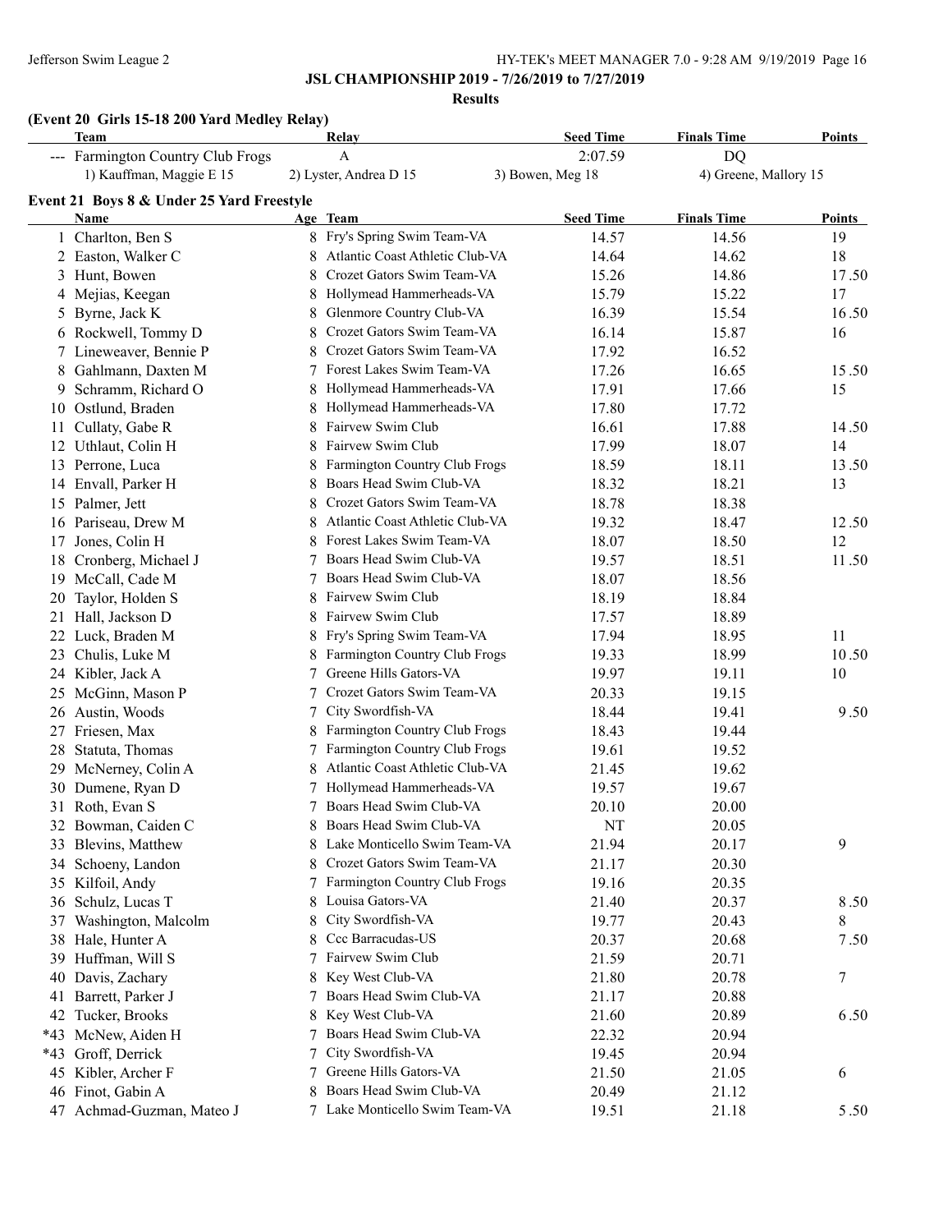## JSL CHAMPIONSHIP 2019 - 7/26/2019 to 7/27/2019

### Results

**(Event 20 Girls 15-18 200 Yard Medley Relay)**

| Team | Relay | Seed Time | Finals Time | Points |
|---|---|---|---|---|
| --- Farmington Country Club Frogs | A | 2:07.59 | DQ | |
| 1) Kauffman, Maggie E 15 | 2) Lyster, Andrea D 15 | 3) Bowen, Meg 18 | 4) Greene, Mallory 15 | |

**Event 21 Boys 8 & Under 25 Yard Freestyle**

| | Name | Age | Team | Seed Time | Finals Time | Points |
|---|---|---|---|---|---|---|
| 1 | Charlton, Ben S | 8 | Fry's Spring Swim Team-VA | 14.57 | 14.56 | 19 |
| 2 | Easton, Walker C | 8 | Atlantic Coast Athletic Club-VA | 14.64 | 14.62 | 18 |
| 3 | Hunt, Bowen | 8 | Crozet Gators Swim Team-VA | 15.26 | 14.86 | 17.50 |
| 4 | Mejias, Keegan | 8 | Hollymead Hammerheads-VA | 15.79 | 15.22 | 17 |
| 5 | Byrne, Jack K | 8 | Glenmore Country Club-VA | 16.39 | 15.54 | 16.50 |
| 6 | Rockwell, Tommy D | 8 | Crozet Gators Swim Team-VA | 16.14 | 15.87 | 16 |
| 7 | Lineweaver, Bennie P | 8 | Crozet Gators Swim Team-VA | 17.92 | 16.52 | |
| 8 | Gahlmann, Daxten M | 7 | Forest Lakes Swim Team-VA | 17.26 | 16.65 | 15.50 |
| 9 | Schramm, Richard O | 8 | Hollymead Hammerheads-VA | 17.91 | 17.66 | 15 |
| 10 | Ostlund, Braden | 8 | Hollymead Hammerheads-VA | 17.80 | 17.72 | |
| 11 | Cullaty, Gabe R | 8 | Fairvew Swim Club | 16.61 | 17.88 | 14.50 |
| 12 | Uthlaut, Colin H | 8 | Fairvew Swim Club | 17.99 | 18.07 | 14 |
| 13 | Perrone, Luca | 8 | Farmington Country Club Frogs | 18.59 | 18.11 | 13.50 |
| 14 | Envall, Parker H | 8 | Boars Head Swim Club-VA | 18.32 | 18.21 | 13 |
| 15 | Palmer, Jett | 8 | Crozet Gators Swim Team-VA | 18.78 | 18.38 | |
| 16 | Pariseau, Drew M | 8 | Atlantic Coast Athletic Club-VA | 19.32 | 18.47 | 12.50 |
| 17 | Jones, Colin H | 8 | Forest Lakes Swim Team-VA | 18.07 | 18.50 | 12 |
| 18 | Cronberg, Michael J | 7 | Boars Head Swim Club-VA | 19.57 | 18.51 | 11.50 |
| 19 | McCall, Cade M | 7 | Boars Head Swim Club-VA | 18.07 | 18.56 | |
| 20 | Taylor, Holden S | 8 | Fairvew Swim Club | 18.19 | 18.84 | |
| 21 | Hall, Jackson D | 8 | Fairvew Swim Club | 17.57 | 18.89 | |
| 22 | Luck, Braden M | 8 | Fry's Spring Swim Team-VA | 17.94 | 18.95 | 11 |
| 23 | Chulis, Luke M | 8 | Farmington Country Club Frogs | 19.33 | 18.99 | 10.50 |
| 24 | Kibler, Jack A | 7 | Greene Hills Gators-VA | 19.97 | 19.11 | 10 |
| 25 | McGinn, Mason P | 7 | Crozet Gators Swim Team-VA | 20.33 | 19.15 | |
| 26 | Austin, Woods | 7 | City Swordfish-VA | 18.44 | 19.41 | 9.50 |
| 27 | Friesen, Max | 8 | Farmington Country Club Frogs | 18.43 | 19.44 | |
| 28 | Statuta, Thomas | 7 | Farmington Country Club Frogs | 19.61 | 19.52 | |
| 29 | McNerney, Colin A | 8 | Atlantic Coast Athletic Club-VA | 21.45 | 19.62 | |
| 30 | Dumene, Ryan D | 7 | Hollymead Hammerheads-VA | 19.57 | 19.67 | |
| 31 | Roth, Evan S | 7 | Boars Head Swim Club-VA | 20.10 | 20.00 | |
| 32 | Bowman, Caiden C | 8 | Boars Head Swim Club-VA | NT | 20.05 | |
| 33 | Blevins, Matthew | 8 | Lake Monticello Swim Team-VA | 21.94 | 20.17 | 9 |
| 34 | Schoeny, Landon | 8 | Crozet Gators Swim Team-VA | 21.17 | 20.30 | |
| 35 | Kilfoil, Andy | 7 | Farmington Country Club Frogs | 19.16 | 20.35 | |
| 36 | Schulz, Lucas T | 8 | Louisa Gators-VA | 21.40 | 20.37 | 8.50 |
| 37 | Washington, Malcolm | 8 | City Swordfish-VA | 19.77 | 20.43 | 8 |
| 38 | Hale, Hunter A | 8 | Ccc Barracudas-US | 20.37 | 20.68 | 7.50 |
| 39 | Huffman, Will S | 7 | Fairvew Swim Club | 21.59 | 20.71 | |
| 40 | Davis, Zachary | 8 | Key West Club-VA | 21.80 | 20.78 | 7 |
| 41 | Barrett, Parker J | 7 | Boars Head Swim Club-VA | 21.17 | 20.88 | |
| 42 | Tucker, Brooks | 8 | Key West Club-VA | 21.60 | 20.89 | 6.50 |
| *43 | McNew, Aiden H | 7 | Boars Head Swim Club-VA | 22.32 | 20.94 | |
| *43 | Groff, Derrick | 7 | City Swordfish-VA | 19.45 | 20.94 | |
| 45 | Kibler, Archer F | 7 | Greene Hills Gators-VA | 21.50 | 21.05 | 6 |
| 46 | Finot, Gabin A | 8 | Boars Head Swim Club-VA | 20.49 | 21.12 | |
| 47 | Achmad-Guzman, Mateo J | 7 | Lake Monticello Swim Team-VA | 19.51 | 21.18 | 5.50 |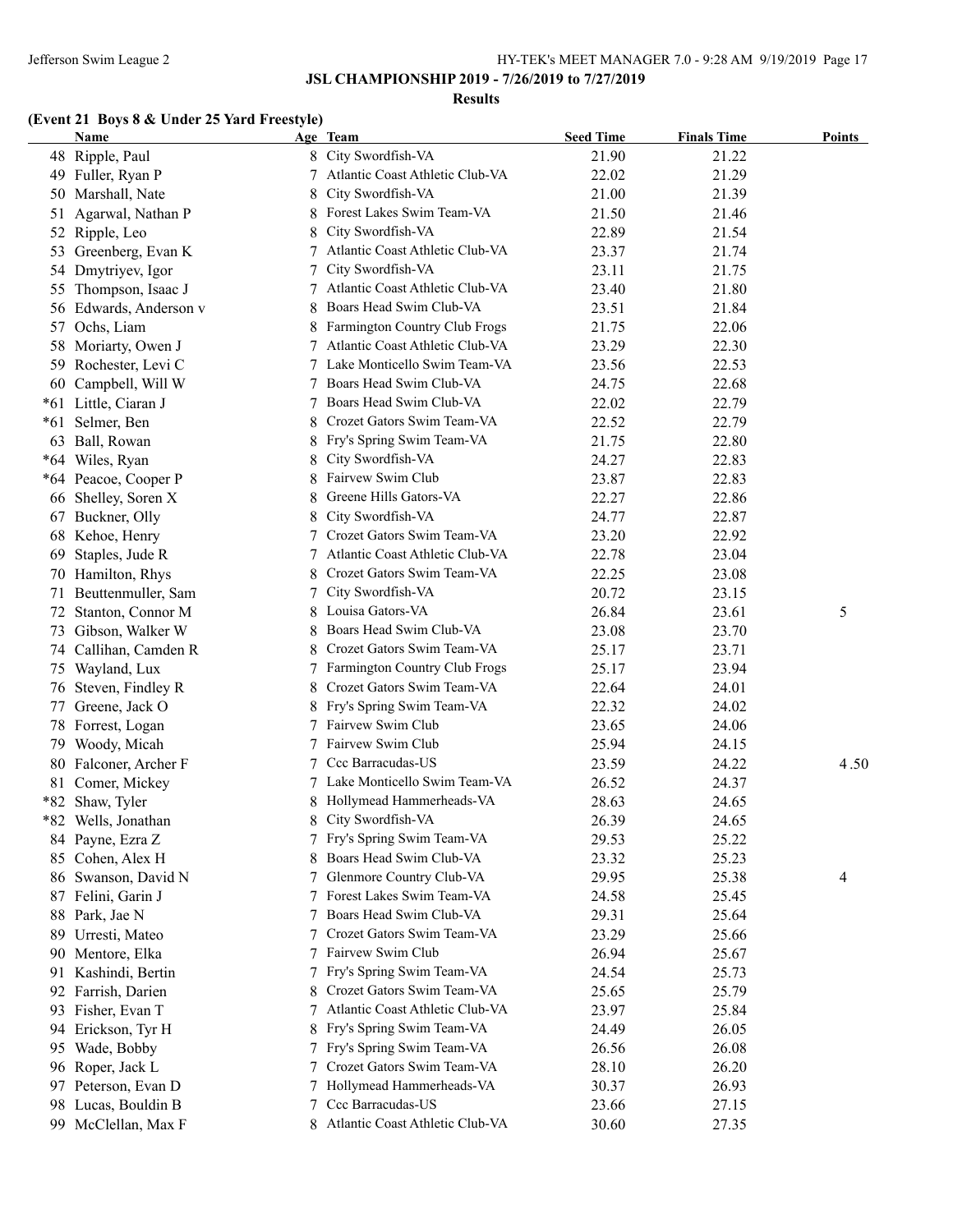**JSL CHAMPIONSHIP 2019 - 7/26/2019 to 7/27/2019**

**Results**

### (Event 21 Boys 8 & Under 25 Yard Freestyle)

| | Name | Age | Team | Seed Time | Finals Time | Points |
|---|---|---|---|---|---|---|
| 48 | Ripple, Paul | 8 | City Swordfish-VA | 21.90 | 21.22 | |
| 49 | Fuller, Ryan P | 7 | Atlantic Coast Athletic Club-VA | 22.02 | 21.29 | |
| 50 | Marshall, Nate | 8 | City Swordfish-VA | 21.00 | 21.39 | |
| 51 | Agarwal, Nathan P | 8 | Forest Lakes Swim Team-VA | 21.50 | 21.46 | |
| 52 | Ripple, Leo | 8 | City Swordfish-VA | 22.89 | 21.54 | |
| 53 | Greenberg, Evan K | 7 | Atlantic Coast Athletic Club-VA | 23.37 | 21.74 | |
| 54 | Dmytriyev, Igor | 7 | City Swordfish-VA | 23.11 | 21.75 | |
| 55 | Thompson, Isaac J | 7 | Atlantic Coast Athletic Club-VA | 23.40 | 21.80 | |
| 56 | Edwards, Anderson v | 8 | Boars Head Swim Club-VA | 23.51 | 21.84 | |
| 57 | Ochs, Liam | 8 | Farmington Country Club Frogs | 21.75 | 22.06 | |
| 58 | Moriarty, Owen J | 7 | Atlantic Coast Athletic Club-VA | 23.29 | 22.30 | |
| 59 | Rochester, Levi C | 7 | Lake Monticello Swim Team-VA | 23.56 | 22.53 | |
| 60 | Campbell, Will W | 7 | Boars Head Swim Club-VA | 24.75 | 22.68 | |
| *61 | Little, Ciaran J | 7 | Boars Head Swim Club-VA | 22.02 | 22.79 | |
| *61 | Selmer, Ben | 8 | Crozet Gators Swim Team-VA | 22.52 | 22.79 | |
| 63 | Ball, Rowan | 8 | Fry's Spring Swim Team-VA | 21.75 | 22.80 | |
| *64 | Wiles, Ryan | 8 | City Swordfish-VA | 24.27 | 22.83 | |
| *64 | Peacoe, Cooper P | 8 | Fairvew Swim Club | 23.87 | 22.83 | |
| 66 | Shelley, Soren X | 8 | Greene Hills Gators-VA | 22.27 | 22.86 | |
| 67 | Buckner, Olly | 8 | City Swordfish-VA | 24.77 | 22.87 | |
| 68 | Kehoe, Henry | 7 | Crozet Gators Swim Team-VA | 23.20 | 22.92 | |
| 69 | Staples, Jude R | 7 | Atlantic Coast Athletic Club-VA | 22.78 | 23.04 | |
| 70 | Hamilton, Rhys | 8 | Crozet Gators Swim Team-VA | 22.25 | 23.08 | |
| 71 | Beuttenmuller, Sam | 7 | City Swordfish-VA | 20.72 | 23.15 | |
| 72 | Stanton, Connor M | 8 | Louisa Gators-VA | 26.84 | 23.61 | 5 |
| 73 | Gibson, Walker W | 8 | Boars Head Swim Club-VA | 23.08 | 23.70 | |
| 74 | Callihan, Camden R | 8 | Crozet Gators Swim Team-VA | 25.17 | 23.71 | |
| 75 | Wayland, Lux | 7 | Farmington Country Club Frogs | 25.17 | 23.94 | |
| 76 | Steven, Findley R | 8 | Crozet Gators Swim Team-VA | 22.64 | 24.01 | |
| 77 | Greene, Jack O | 8 | Fry's Spring Swim Team-VA | 22.32 | 24.02 | |
| 78 | Forrest, Logan | 7 | Fairvew Swim Club | 23.65 | 24.06 | |
| 79 | Woody, Micah | 7 | Fairvew Swim Club | 25.94 | 24.15 | |
| 80 | Falconer, Archer F | 7 | Ccc Barracudas-US | 23.59 | 24.22 | 4.50 |
| 81 | Comer, Mickey | 7 | Lake Monticello Swim Team-VA | 26.52 | 24.37 | |
| *82 | Shaw, Tyler | 8 | Hollymead Hammerheads-VA | 28.63 | 24.65 | |
| *82 | Wells, Jonathan | 8 | City Swordfish-VA | 26.39 | 24.65 | |
| 84 | Payne, Ezra Z | 7 | Fry's Spring Swim Team-VA | 29.53 | 25.22 | |
| 85 | Cohen, Alex H | 8 | Boars Head Swim Club-VA | 23.32 | 25.23 | |
| 86 | Swanson, David N | 7 | Glenmore Country Club-VA | 29.95 | 25.38 | 4 |
| 87 | Felini, Garin J | 7 | Forest Lakes Swim Team-VA | 24.58 | 25.45 | |
| 88 | Park, Jae N | 7 | Boars Head Swim Club-VA | 29.31 | 25.64 | |
| 89 | Urresti, Mateo | 7 | Crozet Gators Swim Team-VA | 23.29 | 25.66 | |
| 90 | Mentore, Elka | 7 | Fairvew Swim Club | 26.94 | 25.67 | |
| 91 | Kashindi, Bertin | 7 | Fry's Spring Swim Team-VA | 24.54 | 25.73 | |
| 92 | Farrish, Darien | 8 | Crozet Gators Swim Team-VA | 25.65 | 25.79 | |
| 93 | Fisher, Evan T | 7 | Atlantic Coast Athletic Club-VA | 23.97 | 25.84 | |
| 94 | Erickson, Tyr H | 8 | Fry's Spring Swim Team-VA | 24.49 | 26.05 | |
| 95 | Wade, Bobby | 7 | Fry's Spring Swim Team-VA | 26.56 | 26.08 | |
| 96 | Roper, Jack L | 7 | Crozet Gators Swim Team-VA | 28.10 | 26.20 | |
| 97 | Peterson, Evan D | 7 | Hollymead Hammerheads-VA | 30.37 | 26.93 | |
| 98 | Lucas, Bouldin B | 7 | Ccc Barracudas-US | 23.66 | 27.15 | |
| 99 | McClellan, Max F | 8 | Atlantic Coast Athletic Club-VA | 30.60 | 27.35 | |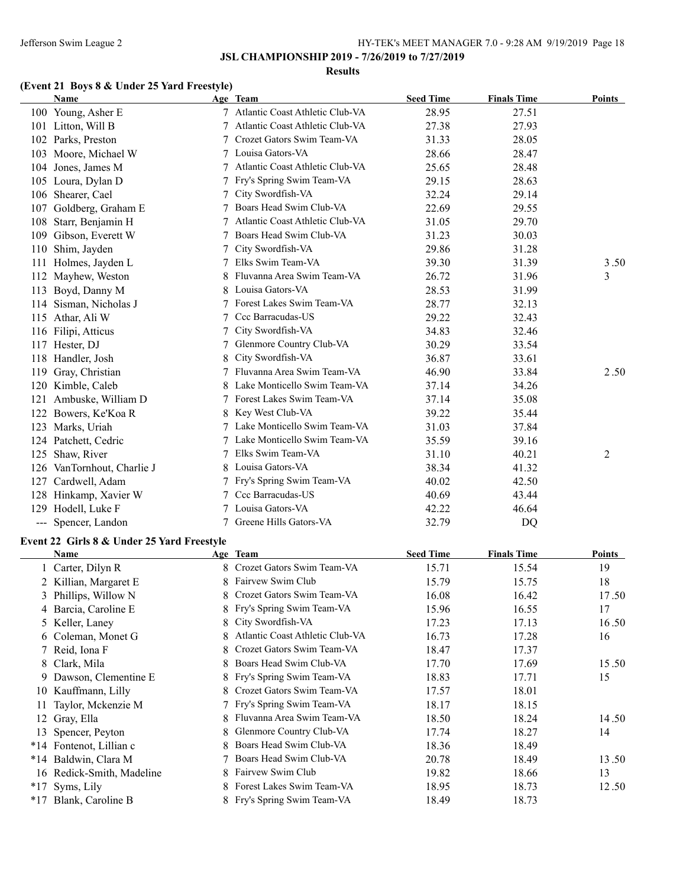## JSL CHAMPIONSHIP 2019 - 7/26/2019 to 7/27/2019

### Results

### (Event 21 Boys 8 & Under 25 Yard Freestyle)

| | Name | Age | Team | Seed Time | Finals Time | Points |
|---|---|---|---|---|---|---|
| 100 | Young, Asher E | 7 | Atlantic Coast Athletic Club-VA | 28.95 | 27.51 | |
| 101 | Litton, Will B | 7 | Atlantic Coast Athletic Club-VA | 27.38 | 27.93 | |
| 102 | Parks, Preston | 7 | Crozet Gators Swim Team-VA | 31.33 | 28.05 | |
| 103 | Moore, Michael W | 7 | Louisa Gators-VA | 28.66 | 28.47 | |
| 104 | Jones, James M | 7 | Atlantic Coast Athletic Club-VA | 25.65 | 28.48 | |
| 105 | Loura, Dylan D | 7 | Fry's Spring Swim Team-VA | 29.15 | 28.63 | |
| 106 | Shearer, Cael | 7 | City Swordfish-VA | 32.24 | 29.14 | |
| 107 | Goldberg, Graham E | 7 | Boars Head Swim Club-VA | 22.69 | 29.55 | |
| 108 | Starr, Benjamin H | 7 | Atlantic Coast Athletic Club-VA | 31.05 | 29.70 | |
| 109 | Gibson, Everett W | 7 | Boars Head Swim Club-VA | 31.23 | 30.03 | |
| 110 | Shim, Jayden | 7 | City Swordfish-VA | 29.86 | 31.28 | |
| 111 | Holmes, Jayden L | 7 | Elks Swim Team-VA | 39.30 | 31.39 | 3.50 |
| 112 | Mayhew, Weston | 8 | Fluvanna Area Swim Team-VA | 26.72 | 31.96 | 3 |
| 113 | Boyd, Danny M | 8 | Louisa Gators-VA | 28.53 | 31.99 | |
| 114 | Sisman, Nicholas J | 7 | Forest Lakes Swim Team-VA | 28.77 | 32.13 | |
| 115 | Athar, Ali W | 7 | Ccc Barracudas-US | 29.22 | 32.43 | |
| 116 | Filipi, Atticus | 7 | City Swordfish-VA | 34.83 | 32.46 | |
| 117 | Hester, DJ | 7 | Glenmore Country Club-VA | 30.29 | 33.54 | |
| 118 | Handler, Josh | 8 | City Swordfish-VA | 36.87 | 33.61 | |
| 119 | Gray, Christian | 7 | Fluvanna Area Swim Team-VA | 46.90 | 33.84 | 2.50 |
| 120 | Kimble, Caleb | 8 | Lake Monticello Swim Team-VA | 37.14 | 34.26 | |
| 121 | Ambuske, William D | 7 | Forest Lakes Swim Team-VA | 37.14 | 35.08 | |
| 122 | Bowers, Ke'Koa R | 8 | Key West Club-VA | 39.22 | 35.44 | |
| 123 | Marks, Uriah | 7 | Lake Monticello Swim Team-VA | 31.03 | 37.84 | |
| 124 | Patchett, Cedric | 7 | Lake Monticello Swim Team-VA | 35.59 | 39.16 | |
| 125 | Shaw, River | 7 | Elks Swim Team-VA | 31.10 | 40.21 | 2 |
| 126 | VanTornhout, Charlie J | 8 | Louisa Gators-VA | 38.34 | 41.32 | |
| 127 | Cardwell, Adam | 7 | Fry's Spring Swim Team-VA | 40.02 | 42.50 | |
| 128 | Hinkamp, Xavier W | 7 | Ccc Barracudas-US | 40.69 | 43.44 | |
| 129 | Hodell, Luke F | 7 | Louisa Gators-VA | 42.22 | 46.64 | |
| --- | Spencer, Landon | 7 | Greene Hills Gators-VA | 32.79 | DQ | |

### Event 22 Girls 8 & Under 25 Yard Freestyle

| | Name | Age | Team | Seed Time | Finals Time | Points |
|---|---|---|---|---|---|---|
| 1 | Carter, Dilyn R | 8 | Crozet Gators Swim Team-VA | 15.71 | 15.54 | 19 |
| 2 | Killian, Margaret E | 8 | Fairvew Swim Club | 15.79 | 15.75 | 18 |
| 3 | Phillips, Willow N | 8 | Crozet Gators Swim Team-VA | 16.08 | 16.42 | 17.50 |
| 4 | Barcia, Caroline E | 8 | Fry's Spring Swim Team-VA | 15.96 | 16.55 | 17 |
| 5 | Keller, Laney | 8 | City Swordfish-VA | 17.23 | 17.13 | 16.50 |
| 6 | Coleman, Monet G | 8 | Atlantic Coast Athletic Club-VA | 16.73 | 17.28 | 16 |
| 7 | Reid, Iona F | 8 | Crozet Gators Swim Team-VA | 18.47 | 17.37 | |
| 8 | Clark, Mila | 8 | Boars Head Swim Club-VA | 17.70 | 17.69 | 15.50 |
| 9 | Dawson, Clementine E | 8 | Fry's Spring Swim Team-VA | 18.83 | 17.71 | 15 |
| 10 | Kauffmann, Lilly | 8 | Crozet Gators Swim Team-VA | 17.57 | 18.01 | |
| 11 | Taylor, Mckenzie M | 7 | Fry's Spring Swim Team-VA | 18.17 | 18.15 | |
| 12 | Gray, Ella | 8 | Fluvanna Area Swim Team-VA | 18.50 | 18.24 | 14.50 |
| 13 | Spencer, Peyton | 8 | Glenmore Country Club-VA | 17.74 | 18.27 | 14 |
| *14 | Fontenot, Lillian c | 8 | Boars Head Swim Club-VA | 18.36 | 18.49 | |
| *14 | Baldwin, Clara M | 7 | Boars Head Swim Club-VA | 20.78 | 18.49 | 13.50 |
| 16 | Redick-Smith, Madeline | 8 | Fairvew Swim Club | 19.82 | 18.66 | 13 |
| *17 | Syms, Lily | 8 | Forest Lakes Swim Team-VA | 18.95 | 18.73 | 12.50 |
| *17 | Blank, Caroline B | 8 | Fry's Spring Swim Team-VA | 18.49 | 18.73 | |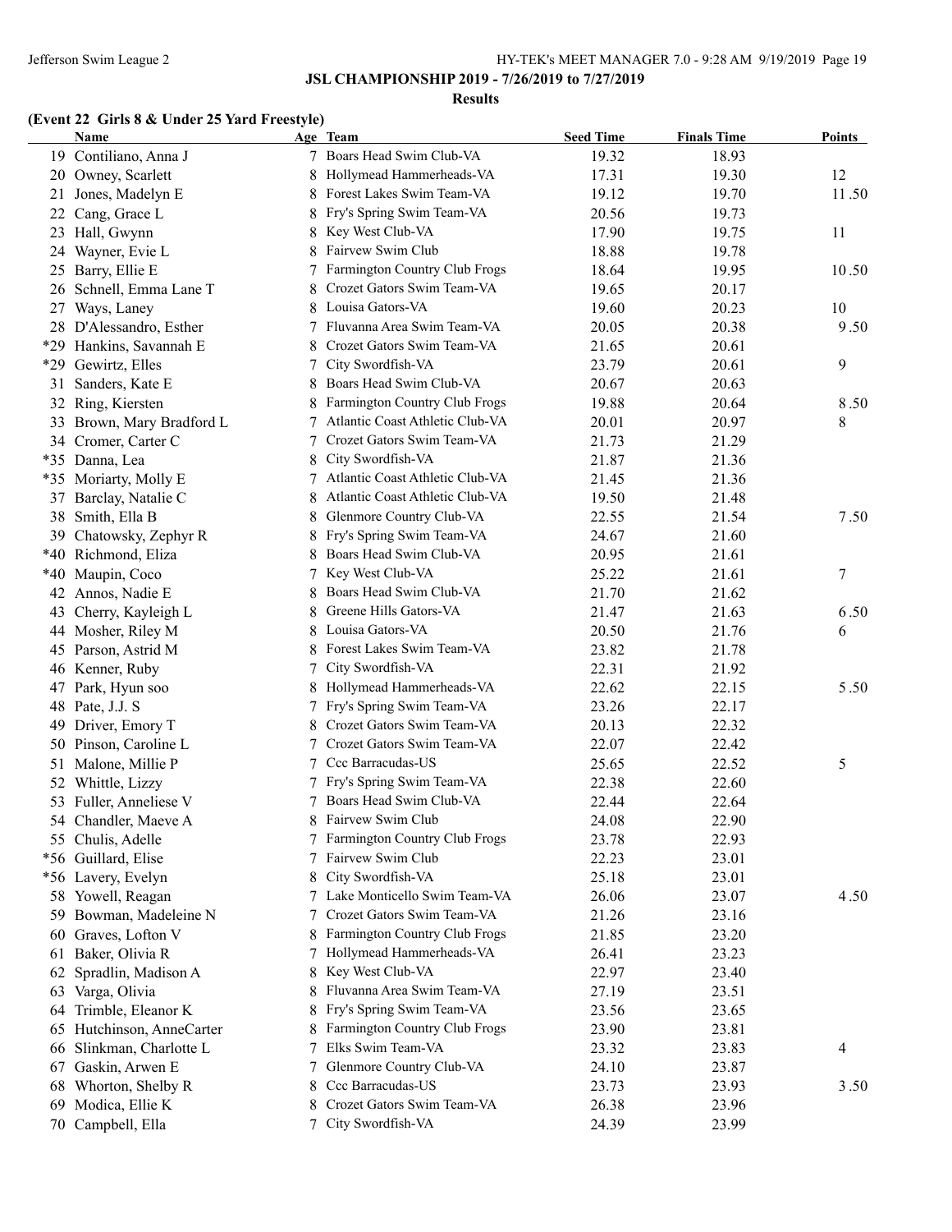## JSL CHAMPIONSHIP 2019 - 7/26/2019 to 7/27/2019

### Results

#### (Event 22 Girls 8 & Under 25 Yard Freestyle)

| | Name | Age | Team | Seed Time | Finals Time | Points |
|---|---|---|---|---|---|---|
| 19 | Contiliano, Anna J | 7 | Boars Head Swim Club-VA | 19.32 | 18.93 | |
| 20 | Owney, Scarlett | 8 | Hollymead Hammerheads-VA | 17.31 | 19.30 | 12 |
| 21 | Jones, Madelyn E | 8 | Forest Lakes Swim Team-VA | 19.12 | 19.70 | 11.50 |
| 22 | Cang, Grace L | 8 | Fry's Spring Swim Team-VA | 20.56 | 19.73 | |
| 23 | Hall, Gwynn | 8 | Key West Club-VA | 17.90 | 19.75 | 11 |
| 24 | Wayner, Evie L | 8 | Fairvew Swim Club | 18.88 | 19.78 | |
| 25 | Barry, Ellie E | 7 | Farmington Country Club Frogs | 18.64 | 19.95 | 10.50 |
| 26 | Schnell, Emma Lane T | 8 | Crozet Gators Swim Team-VA | 19.65 | 20.17 | |
| 27 | Ways, Laney | 8 | Louisa Gators-VA | 19.60 | 20.23 | 10 |
| 28 | D'Alessandro, Esther | 7 | Fluvanna Area Swim Team-VA | 20.05 | 20.38 | 9.50 |
| *29 | Hankins, Savannah E | 8 | Crozet Gators Swim Team-VA | 21.65 | 20.61 | |
| *29 | Gewirtz, Elles | 7 | City Swordfish-VA | 23.79 | 20.61 | 9 |
| 31 | Sanders, Kate E | 8 | Boars Head Swim Club-VA | 20.67 | 20.63 | |
| 32 | Ring, Kiersten | 8 | Farmington Country Club Frogs | 19.88 | 20.64 | 8.50 |
| 33 | Brown, Mary Bradford L | 7 | Atlantic Coast Athletic Club-VA | 20.01 | 20.97 | 8 |
| 34 | Cromer, Carter C | 7 | Crozet Gators Swim Team-VA | 21.73 | 21.29 | |
| *35 | Danna, Lea | 8 | City Swordfish-VA | 21.87 | 21.36 | |
| *35 | Moriarty, Molly E | 7 | Atlantic Coast Athletic Club-VA | 21.45 | 21.36 | |
| 37 | Barclay, Natalie C | 8 | Atlantic Coast Athletic Club-VA | 19.50 | 21.48 | |
| 38 | Smith, Ella B | 8 | Glenmore Country Club-VA | 22.55 | 21.54 | 7.50 |
| 39 | Chatowsky, Zephyr R | 8 | Fry's Spring Swim Team-VA | 24.67 | 21.60 | |
| *40 | Richmond, Eliza | 8 | Boars Head Swim Club-VA | 20.95 | 21.61 | |
| *40 | Maupin, Coco | 7 | Key West Club-VA | 25.22 | 21.61 | 7 |
| 42 | Annos, Nadie E | 8 | Boars Head Swim Club-VA | 21.70 | 21.62 | |
| 43 | Cherry, Kayleigh L | 8 | Greene Hills Gators-VA | 21.47 | 21.63 | 6.50 |
| 44 | Mosher, Riley M | 8 | Louisa Gators-VA | 20.50 | 21.76 | 6 |
| 45 | Parson, Astrid M | 8 | Forest Lakes Swim Team-VA | 23.82 | 21.78 | |
| 46 | Kenner, Ruby | 7 | City Swordfish-VA | 22.31 | 21.92 | |
| 47 | Park, Hyun soo | 8 | Hollymead Hammerheads-VA | 22.62 | 22.15 | 5.50 |
| 48 | Pate, J.J. S | 7 | Fry's Spring Swim Team-VA | 23.26 | 22.17 | |
| 49 | Driver, Emory T | 8 | Crozet Gators Swim Team-VA | 20.13 | 22.32 | |
| 50 | Pinson, Caroline L | 7 | Crozet Gators Swim Team-VA | 22.07 | 22.42 | |
| 51 | Malone, Millie P | 7 | Ccc Barracudas-US | 25.65 | 22.52 | 5 |
| 52 | Whittle, Lizzy | 7 | Fry's Spring Swim Team-VA | 22.38 | 22.60 | |
| 53 | Fuller, Anneliese V | 7 | Boars Head Swim Club-VA | 22.44 | 22.64 | |
| 54 | Chandler, Maeve A | 8 | Fairvew Swim Club | 24.08 | 22.90 | |
| 55 | Chulis, Adelle | 7 | Farmington Country Club Frogs | 23.78 | 22.93 | |
| *56 | Guillard, Elise | 7 | Fairvew Swim Club | 22.23 | 23.01 | |
| *56 | Lavery, Evelyn | 8 | City Swordfish-VA | 25.18 | 23.01 | |
| 58 | Yowell, Reagan | 7 | Lake Monticello Swim Team-VA | 26.06 | 23.07 | 4.50 |
| 59 | Bowman, Madeleine N | 7 | Crozet Gators Swim Team-VA | 21.26 | 23.16 | |
| 60 | Graves, Lofton V | 8 | Farmington Country Club Frogs | 21.85 | 23.20 | |
| 61 | Baker, Olivia R | 7 | Hollymead Hammerheads-VA | 26.41 | 23.23 | |
| 62 | Spradlin, Madison A | 8 | Key West Club-VA | 22.97 | 23.40 | |
| 63 | Varga, Olivia | 8 | Fluvanna Area Swim Team-VA | 27.19 | 23.51 | |
| 64 | Trimble, Eleanor K | 8 | Fry's Spring Swim Team-VA | 23.56 | 23.65 | |
| 65 | Hutchinson, AnneCarter | 8 | Farmington Country Club Frogs | 23.90 | 23.81 | |
| 66 | Slinkman, Charlotte L | 7 | Elks Swim Team-VA | 23.32 | 23.83 | 4 |
| 67 | Gaskin, Arwen E | 7 | Glenmore Country Club-VA | 24.10 | 23.87 | |
| 68 | Whorton, Shelby R | 8 | Ccc Barracudas-US | 23.73 | 23.93 | 3.50 |
| 69 | Modica, Ellie K | 8 | Crozet Gators Swim Team-VA | 26.38 | 23.96 | |
| 70 | Campbell, Ella | 7 | City Swordfish-VA | 24.39 | 23.99 | |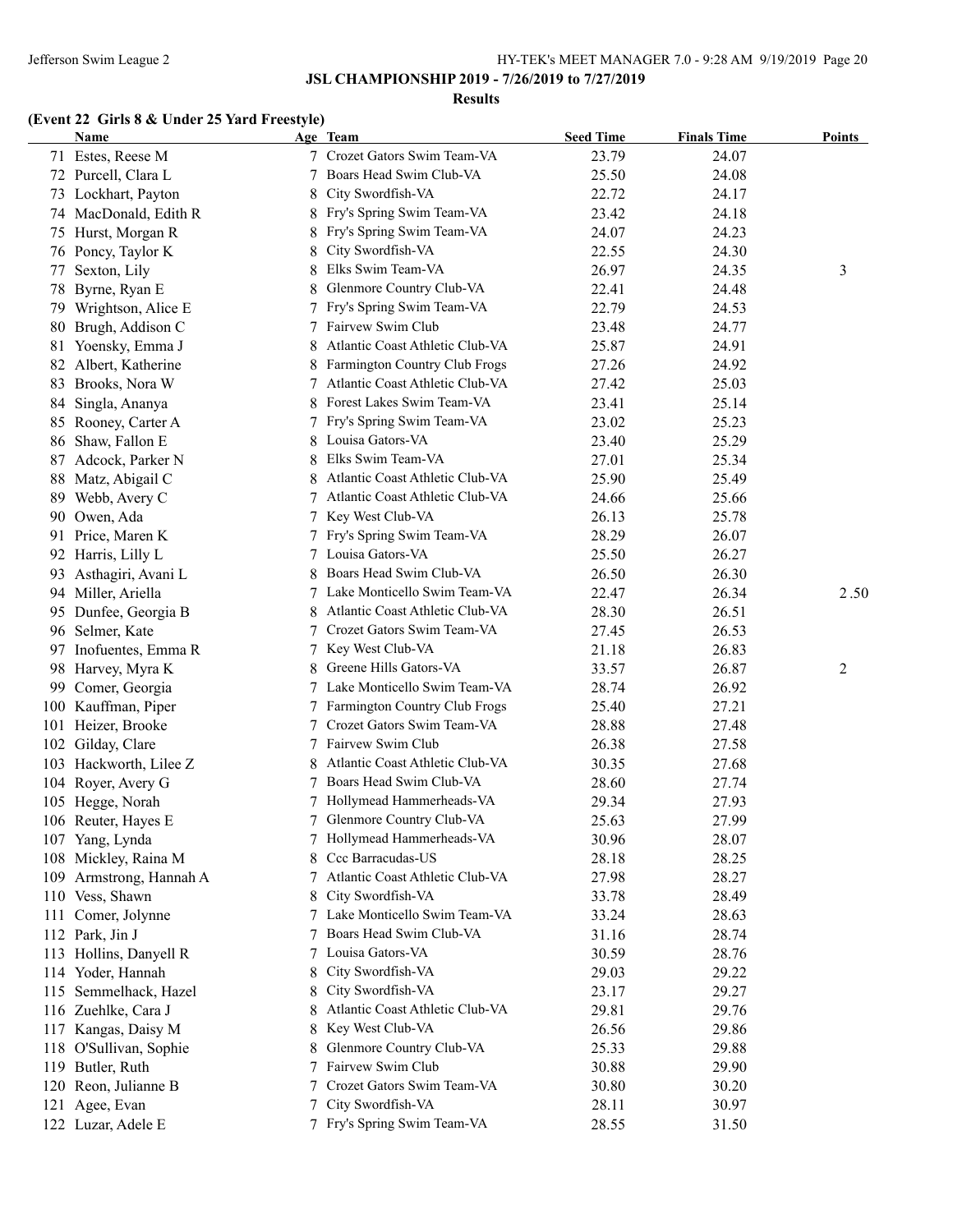**JSL CHAMPIONSHIP 2019 - 7/26/2019 to 7/27/2019**

**Results**

### (Event 22 Girls 8 & Under 25 Yard Freestyle)

| | Name | Age | Team | Seed Time | Finals Time | Points |
|---|---|---|---|---|---|---|
| 71 | Estes, Reese M | 7 | Crozet Gators Swim Team-VA | 23.79 | 24.07 | |
| 72 | Purcell, Clara L | 7 | Boars Head Swim Club-VA | 25.50 | 24.08 | |
| 73 | Lockhart, Payton | 8 | City Swordfish-VA | 22.72 | 24.17 | |
| 74 | MacDonald, Edith R | 8 | Fry's Spring Swim Team-VA | 23.42 | 24.18 | |
| 75 | Hurst, Morgan R | 8 | Fry's Spring Swim Team-VA | 24.07 | 24.23 | |
| 76 | Poncy, Taylor K | 8 | City Swordfish-VA | 22.55 | 24.30 | |
| 77 | Sexton, Lily | 8 | Elks Swim Team-VA | 26.97 | 24.35 | 3 |
| 78 | Byrne, Ryan E | 8 | Glenmore Country Club-VA | 22.41 | 24.48 | |
| 79 | Wrightson, Alice E | 7 | Fry's Spring Swim Team-VA | 22.79 | 24.53 | |
| 80 | Brugh, Addison C | 7 | Fairvew Swim Club | 23.48 | 24.77 | |
| 81 | Yoensky, Emma J | 8 | Atlantic Coast Athletic Club-VA | 25.87 | 24.91 | |
| 82 | Albert, Katherine | 8 | Farmington Country Club Frogs | 27.26 | 24.92 | |
| 83 | Brooks, Nora W | 7 | Atlantic Coast Athletic Club-VA | 27.42 | 25.03 | |
| 84 | Singla, Ananya | 8 | Forest Lakes Swim Team-VA | 23.41 | 25.14 | |
| 85 | Rooney, Carter A | 7 | Fry's Spring Swim Team-VA | 23.02 | 25.23 | |
| 86 | Shaw, Fallon E | 8 | Louisa Gators-VA | 23.40 | 25.29 | |
| 87 | Adcock, Parker N | 8 | Elks Swim Team-VA | 27.01 | 25.34 | |
| 88 | Matz, Abigail C | 8 | Atlantic Coast Athletic Club-VA | 25.90 | 25.49 | |
| 89 | Webb, Avery C | 7 | Atlantic Coast Athletic Club-VA | 24.66 | 25.66 | |
| 90 | Owen, Ada | 7 | Key West Club-VA | 26.13 | 25.78 | |
| 91 | Price, Maren K | 7 | Fry's Spring Swim Team-VA | 28.29 | 26.07 | |
| 92 | Harris, Lilly L | 7 | Louisa Gators-VA | 25.50 | 26.27 | |
| 93 | Asthagiri, Avani L | 8 | Boars Head Swim Club-VA | 26.50 | 26.30 | |
| 94 | Miller, Ariella | 7 | Lake Monticello Swim Team-VA | 22.47 | 26.34 | 2.50 |
| 95 | Dunfee, Georgia B | 8 | Atlantic Coast Athletic Club-VA | 28.30 | 26.51 | |
| 96 | Selmer, Kate | 7 | Crozet Gators Swim Team-VA | 27.45 | 26.53 | |
| 97 | Inofuentes, Emma R | 7 | Key West Club-VA | 21.18 | 26.83 | |
| 98 | Harvey, Myra K | 8 | Greene Hills Gators-VA | 33.57 | 26.87 | 2 |
| 99 | Comer, Georgia | 7 | Lake Monticello Swim Team-VA | 28.74 | 26.92 | |
| 100 | Kauffman, Piper | 7 | Farmington Country Club Frogs | 25.40 | 27.21 | |
| 101 | Heizer, Brooke | 7 | Crozet Gators Swim Team-VA | 28.88 | 27.48 | |
| 102 | Gilday, Clare | 7 | Fairvew Swim Club | 26.38 | 27.58 | |
| 103 | Hackworth, Lilee Z | 8 | Atlantic Coast Athletic Club-VA | 30.35 | 27.68 | |
| 104 | Royer, Avery G | 7 | Boars Head Swim Club-VA | 28.60 | 27.74 | |
| 105 | Hegge, Norah | 7 | Hollymead Hammerheads-VA | 29.34 | 27.93 | |
| 106 | Reuter, Hayes E | 7 | Glenmore Country Club-VA | 25.63 | 27.99 | |
| 107 | Yang, Lynda | 7 | Hollymead Hammerheads-VA | 30.96 | 28.07 | |
| 108 | Mickley, Raina M | 8 | Ccc Barracudas-US | 28.18 | 28.25 | |
| 109 | Armstrong, Hannah A | 7 | Atlantic Coast Athletic Club-VA | 27.98 | 28.27 | |
| 110 | Vess, Shawn | 8 | City Swordfish-VA | 33.78 | 28.49 | |
| 111 | Comer, Jolynne | 7 | Lake Monticello Swim Team-VA | 33.24 | 28.63 | |
| 112 | Park, Jin J | 7 | Boars Head Swim Club-VA | 31.16 | 28.74 | |
| 113 | Hollins, Danyell R | 7 | Louisa Gators-VA | 30.59 | 28.76 | |
| 114 | Yoder, Hannah | 8 | City Swordfish-VA | 29.03 | 29.22 | |
| 115 | Semmelhack, Hazel | 8 | City Swordfish-VA | 23.17 | 29.27 | |
| 116 | Zuehlke, Cara J | 8 | Atlantic Coast Athletic Club-VA | 29.81 | 29.76 | |
| 117 | Kangas, Daisy M | 8 | Key West Club-VA | 26.56 | 29.86 | |
| 118 | O'Sullivan, Sophie | 8 | Glenmore Country Club-VA | 25.33 | 29.88 | |
| 119 | Butler, Ruth | 7 | Fairvew Swim Club | 30.88 | 29.90 | |
| 120 | Reon, Julianne B | 7 | Crozet Gators Swim Team-VA | 30.80 | 30.20 | |
| 121 | Agee, Evan | 7 | City Swordfish-VA | 28.11 | 30.97 | |
| 122 | Luzar, Adele E | 7 | Fry's Spring Swim Team-VA | 28.55 | 31.50 | |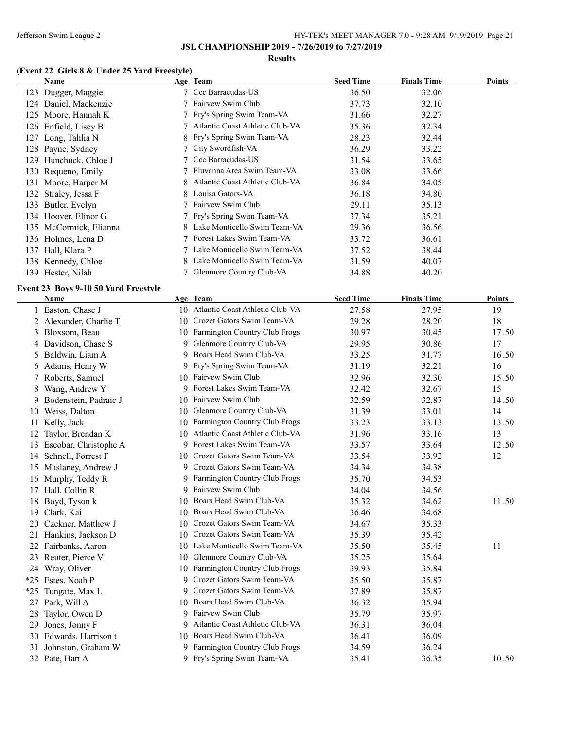## JSL CHAMPIONSHIP 2019 - 7/26/2019 to 7/27/2019

### Results

### (Event 22 Girls 8 & Under 25 Yard Freestyle)

| | Name | Age | Team | Seed Time | Finals Time | Points |
|---|---|---|---|---|---|---|
| 123 | Dugger, Maggie | 7 | Ccc Barracudas-US | 36.50 | 32.06 | |
| 124 | Daniel, Mackenzie | 7 | Fairvew Swim Club | 37.73 | 32.10 | |
| 125 | Moore, Hannah K | 7 | Fry's Spring Swim Team-VA | 31.66 | 32.27 | |
| 126 | Enfield, Lisey B | 7 | Atlantic Coast Athletic Club-VA | 35.36 | 32.34 | |
| 127 | Long, Tahlia N | 8 | Fry's Spring Swim Team-VA | 28.23 | 32.44 | |
| 128 | Payne, Sydney | 7 | City Swordfish-VA | 36.29 | 33.22 | |
| 129 | Hunchuck, Chloe J | 7 | Ccc Barracudas-US | 31.54 | 33.65 | |
| 130 | Requeno, Emily | 7 | Fluvanna Area Swim Team-VA | 33.08 | 33.66 | |
| 131 | Moore, Harper M | 8 | Atlantic Coast Athletic Club-VA | 36.84 | 34.05 | |
| 132 | Straley, Jessa F | 8 | Louisa Gators-VA | 36.18 | 34.80 | |
| 133 | Butler, Evelyn | 7 | Fairvew Swim Club | 29.11 | 35.13 | |
| 134 | Hoover, Elinor G | 7 | Fry's Spring Swim Team-VA | 37.34 | 35.21 | |
| 135 | McCormick, Elianna | 8 | Lake Monticello Swim Team-VA | 29.36 | 36.56 | |
| 136 | Holmes, Lena D | 7 | Forest Lakes Swim Team-VA | 33.72 | 36.61 | |
| 137 | Hall, Klara P | 7 | Lake Monticello Swim Team-VA | 37.52 | 38.44 | |
| 138 | Kennedy, Chloe | 8 | Lake Monticello Swim Team-VA | 31.59 | 40.07 | |
| 139 | Hester, Nilah | 7 | Glenmore Country Club-VA | 34.88 | 40.20 | |

### Event 23 Boys 9-10 50 Yard Freestyle

| | Name | Age | Team | Seed Time | Finals Time | Points |
|---|---|---|---|---|---|---|
| 1 | Easton, Chase J | 10 | Atlantic Coast Athletic Club-VA | 27.58 | 27.95 | 19 |
| 2 | Alexander, Charlie T | 10 | Crozet Gators Swim Team-VA | 29.28 | 28.20 | 18 |
| 3 | Bloxsom, Beau | 10 | Farmington Country Club Frogs | 30.97 | 30.45 | 17.50 |
| 4 | Davidson, Chase S | 9 | Glenmore Country Club-VA | 29.95 | 30.86 | 17 |
| 5 | Baldwin, Liam A | 9 | Boars Head Swim Club-VA | 33.25 | 31.77 | 16.50 |
| 6 | Adams, Henry W | 9 | Fry's Spring Swim Team-VA | 31.19 | 32.21 | 16 |
| 7 | Roberts, Samuel | 10 | Fairvew Swim Club | 32.96 | 32.30 | 15.50 |
| 8 | Wang, Andrew Y | 9 | Forest Lakes Swim Team-VA | 32.42 | 32.67 | 15 |
| 9 | Bodenstein, Padraic J | 10 | Fairvew Swim Club | 32.59 | 32.87 | 14.50 |
| 10 | Weiss, Dalton | 10 | Glenmore Country Club-VA | 31.39 | 33.01 | 14 |
| 11 | Kelly, Jack | 10 | Farmington Country Club Frogs | 33.23 | 33.13 | 13.50 |
| 12 | Taylor, Brendan K | 10 | Atlantic Coast Athletic Club-VA | 31.96 | 33.16 | 13 |
| 13 | Escobar, Christophe A | 9 | Forest Lakes Swim Team-VA | 33.57 | 33.64 | 12.50 |
| 14 | Schnell, Forrest F | 10 | Crozet Gators Swim Team-VA | 33.54 | 33.92 | 12 |
| 15 | Maslaney, Andrew J | 9 | Crozet Gators Swim Team-VA | 34.34 | 34.38 | |
| 16 | Murphy, Teddy R | 9 | Farmington Country Club Frogs | 35.70 | 34.53 | |
| 17 | Hall, Collin R | 9 | Fairvew Swim Club | 34.04 | 34.56 | |
| 18 | Boyd, Tyson k | 10 | Boars Head Swim Club-VA | 35.32 | 34.62 | 11.50 |
| 19 | Clark, Kai | 10 | Boars Head Swim Club-VA | 36.46 | 34.68 | |
| 20 | Czekner, Matthew J | 10 | Crozet Gators Swim Team-VA | 34.67 | 35.33 | |
| 21 | Hankins, Jackson D | 10 | Crozet Gators Swim Team-VA | 35.39 | 35.42 | |
| 22 | Fairbanks, Aaron | 10 | Lake Monticello Swim Team-VA | 35.50 | 35.45 | 11 |
| 23 | Reuter, Pierce V | 10 | Glenmore Country Club-VA | 35.25 | 35.64 | |
| 24 | Wray, Oliver | 10 | Farmington Country Club Frogs | 39.93 | 35.84 | |
| *25 | Estes, Noah P | 9 | Crozet Gators Swim Team-VA | 35.50 | 35.87 | |
| *25 | Tungate, Max L | 9 | Crozet Gators Swim Team-VA | 37.89 | 35.87 | |
| 27 | Park, Will A | 10 | Boars Head Swim Club-VA | 36.32 | 35.94 | |
| 28 | Taylor, Owen D | 9 | Fairvew Swim Club | 35.79 | 35.97 | |
| 29 | Jones, Jonny F | 9 | Atlantic Coast Athletic Club-VA | 36.31 | 36.04 | |
| 30 | Edwards, Harrison t | 10 | Boars Head Swim Club-VA | 36.41 | 36.09 | |
| 31 | Johnston, Graham W | 9 | Farmington Country Club Frogs | 34.59 | 36.24 | |
| 32 | Pate, Hart A | 9 | Fry's Spring Swim Team-VA | 35.41 | 36.35 | 10.50 |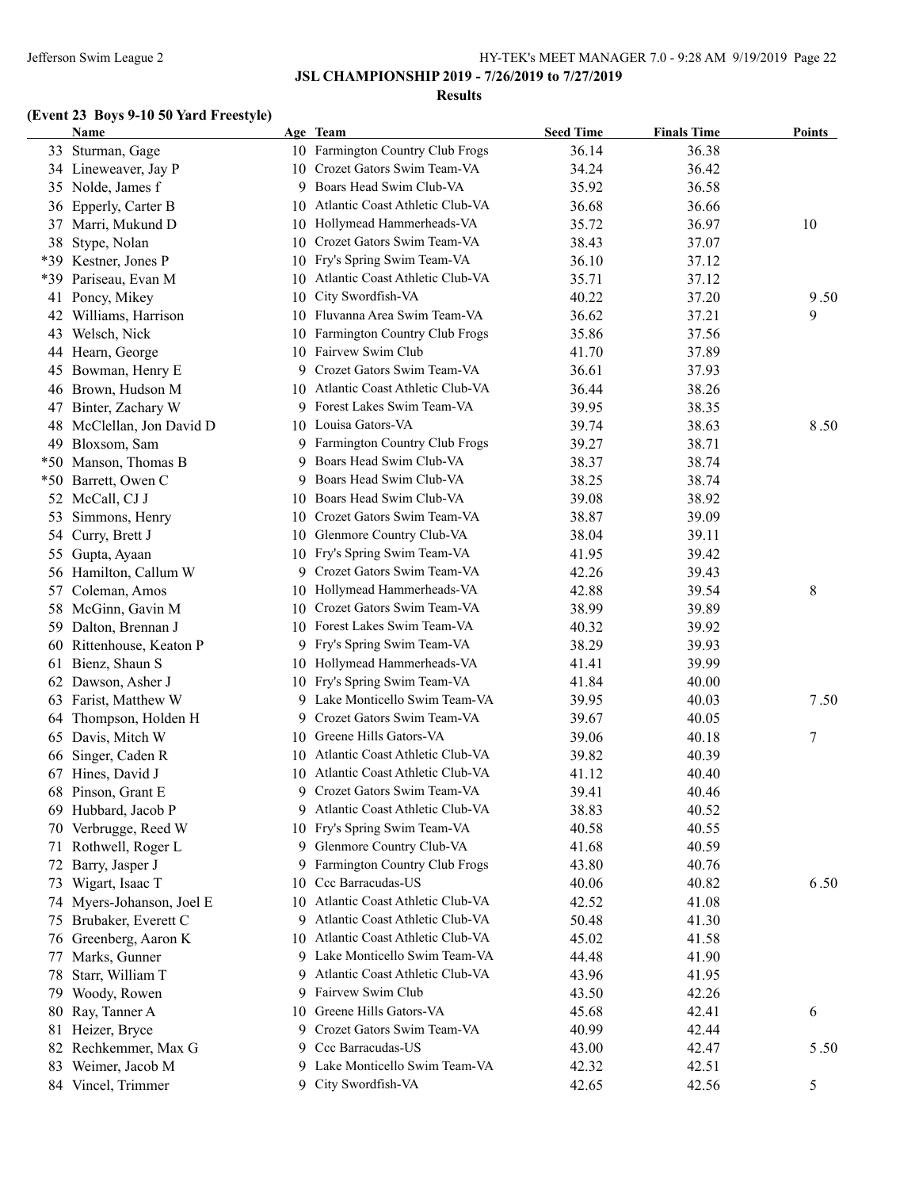## JSL CHAMPIONSHIP 2019 - 7/26/2019 to 7/27/2019

### Results

### (Event 23 Boys 9-10 50 Yard Freestyle)

| | Name | Age | Team | Seed Time | Finals Time | Points |
|---|---|---|---|---|---|---|
| 33 | Sturman, Gage | 10 | Farmington Country Club Frogs | 36.14 | 36.38 | |
| 34 | Lineweaver, Jay P | 10 | Crozet Gators Swim Team-VA | 34.24 | 36.42 | |
| 35 | Nolde, James f | 9 | Boars Head Swim Club-VA | 35.92 | 36.58 | |
| 36 | Epperly, Carter B | 10 | Atlantic Coast Athletic Club-VA | 36.68 | 36.66 | |
| 37 | Marri, Mukund D | 10 | Hollymead Hammerheads-VA | 35.72 | 36.97 | 10 |
| 38 | Stype, Nolan | 10 | Crozet Gators Swim Team-VA | 38.43 | 37.07 | |
| *39 | Kestner, Jones P | 10 | Fry's Spring Swim Team-VA | 36.10 | 37.12 | |
| *39 | Pariseau, Evan M | 10 | Atlantic Coast Athletic Club-VA | 35.71 | 37.12 | |
| 41 | Poncy, Mikey | 10 | City Swordfish-VA | 40.22 | 37.20 | 9.50 |
| 42 | Williams, Harrison | 10 | Fluvanna Area Swim Team-VA | 36.62 | 37.21 | 9 |
| 43 | Welsch, Nick | 10 | Farmington Country Club Frogs | 35.86 | 37.56 | |
| 44 | Hearn, George | 10 | Fairvew Swim Club | 41.70 | 37.89 | |
| 45 | Bowman, Henry E | 9 | Crozet Gators Swim Team-VA | 36.61 | 37.93 | |
| 46 | Brown, Hudson M | 10 | Atlantic Coast Athletic Club-VA | 36.44 | 38.26 | |
| 47 | Binter, Zachary W | 9 | Forest Lakes Swim Team-VA | 39.95 | 38.35 | |
| 48 | McClellan, Jon David D | 10 | Louisa Gators-VA | 39.74 | 38.63 | 8.50 |
| 49 | Bloxsom, Sam | 9 | Farmington Country Club Frogs | 39.27 | 38.71 | |
| *50 | Manson, Thomas B | 9 | Boars Head Swim Club-VA | 38.37 | 38.74 | |
| *50 | Barrett, Owen C | 9 | Boars Head Swim Club-VA | 38.25 | 38.74 | |
| 52 | McCall, CJ J | 10 | Boars Head Swim Club-VA | 39.08 | 38.92 | |
| 53 | Simmons, Henry | 10 | Crozet Gators Swim Team-VA | 38.87 | 39.09 | |
| 54 | Curry, Brett J | 10 | Glenmore Country Club-VA | 38.04 | 39.11 | |
| 55 | Gupta, Ayaan | 10 | Fry's Spring Swim Team-VA | 41.95 | 39.42 | |
| 56 | Hamilton, Callum W | 9 | Crozet Gators Swim Team-VA | 42.26 | 39.43 | |
| 57 | Coleman, Amos | 10 | Hollymead Hammerheads-VA | 42.88 | 39.54 | 8 |
| 58 | McGinn, Gavin M | 10 | Crozet Gators Swim Team-VA | 38.99 | 39.89 | |
| 59 | Dalton, Brennan J | 10 | Forest Lakes Swim Team-VA | 40.32 | 39.92 | |
| 60 | Rittenhouse, Keaton P | 9 | Fry's Spring Swim Team-VA | 38.29 | 39.93 | |
| 61 | Bienz, Shaun S | 10 | Hollymead Hammerheads-VA | 41.41 | 39.99 | |
| 62 | Dawson, Asher J | 10 | Fry's Spring Swim Team-VA | 41.84 | 40.00 | |
| 63 | Farist, Matthew W | 9 | Lake Monticello Swim Team-VA | 39.95 | 40.03 | 7.50 |
| 64 | Thompson, Holden H | 9 | Crozet Gators Swim Team-VA | 39.67 | 40.05 | |
| 65 | Davis, Mitch W | 10 | Greene Hills Gators-VA | 39.06 | 40.18 | 7 |
| 66 | Singer, Caden R | 10 | Atlantic Coast Athletic Club-VA | 39.82 | 40.39 | |
| 67 | Hines, David J | 10 | Atlantic Coast Athletic Club-VA | 41.12 | 40.40 | |
| 68 | Pinson, Grant E | 9 | Crozet Gators Swim Team-VA | 39.41 | 40.46 | |
| 69 | Hubbard, Jacob P | 9 | Atlantic Coast Athletic Club-VA | 38.83 | 40.52 | |
| 70 | Verbrugge, Reed W | 10 | Fry's Spring Swim Team-VA | 40.58 | 40.55 | |
| 71 | Rothwell, Roger L | 9 | Glenmore Country Club-VA | 41.68 | 40.59 | |
| 72 | Barry, Jasper J | 9 | Farmington Country Club Frogs | 43.80 | 40.76 | |
| 73 | Wigart, Isaac T | 10 | Ccc Barracudas-US | 40.06 | 40.82 | 6.50 |
| 74 | Myers-Johanson, Joel E | 10 | Atlantic Coast Athletic Club-VA | 42.52 | 41.08 | |
| 75 | Brubaker, Everett C | 9 | Atlantic Coast Athletic Club-VA | 50.48 | 41.30 | |
| 76 | Greenberg, Aaron K | 10 | Atlantic Coast Athletic Club-VA | 45.02 | 41.58 | |
| 77 | Marks, Gunner | 9 | Lake Monticello Swim Team-VA | 44.48 | 41.90 | |
| 78 | Starr, William T | 9 | Atlantic Coast Athletic Club-VA | 43.96 | 41.95 | |
| 79 | Woody, Rowen | 9 | Fairvew Swim Club | 43.50 | 42.26 | |
| 80 | Ray, Tanner A | 10 | Greene Hills Gators-VA | 45.68 | 42.41 | 6 |
| 81 | Heizer, Bryce | 9 | Crozet Gators Swim Team-VA | 40.99 | 42.44 | |
| 82 | Rechkemmer, Max G | 9 | Ccc Barracudas-US | 43.00 | 42.47 | 5.50 |
| 83 | Weimer, Jacob M | 9 | Lake Monticello Swim Team-VA | 42.32 | 42.51 | |
| 84 | Vincel, Trimmer | 9 | City Swordfish-VA | 42.65 | 42.56 | 5 |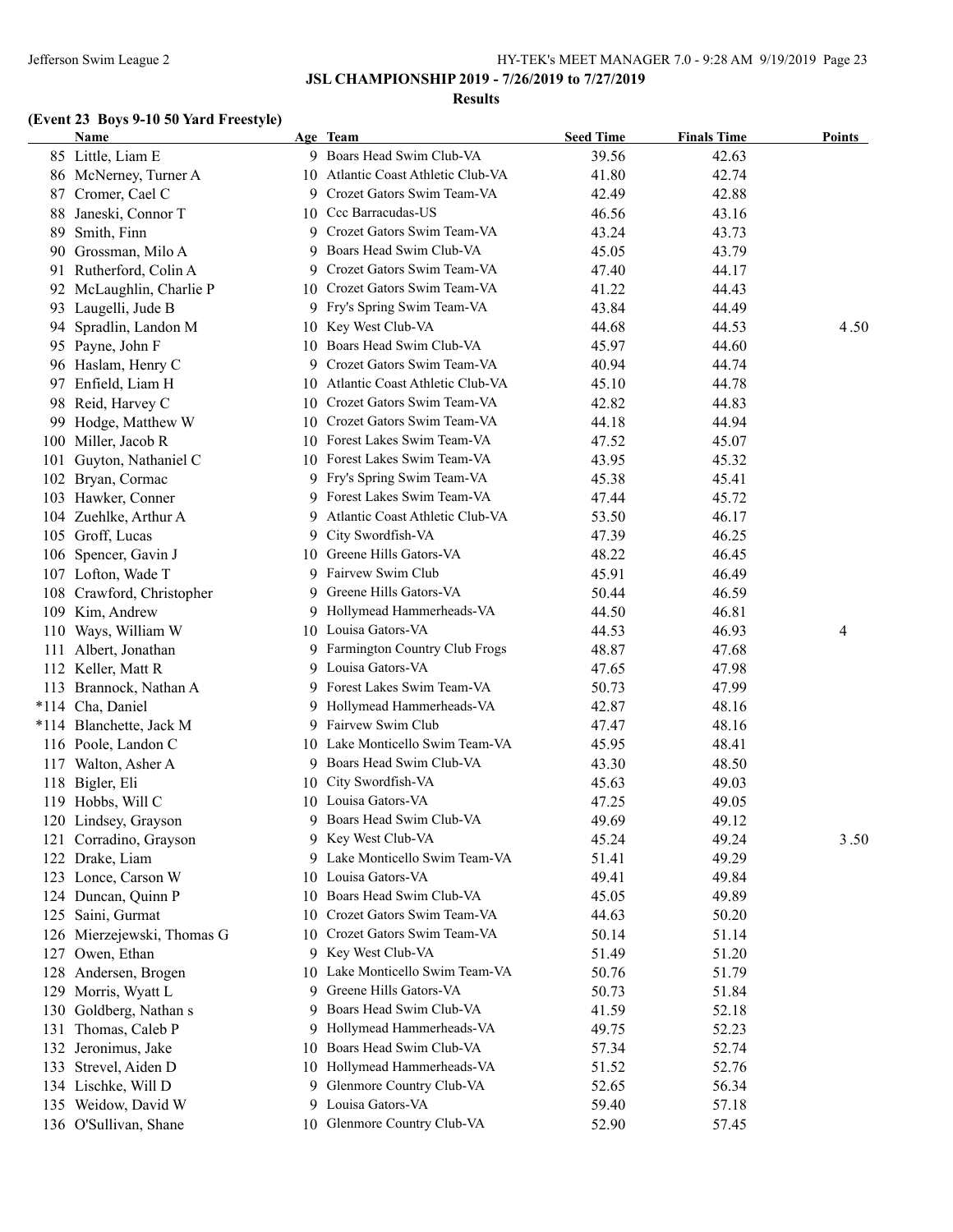## JSL CHAMPIONSHIP 2019 - 7/26/2019 to 7/27/2019

### Results

#### (Event 23 Boys 9-10 50 Yard Freestyle)

| | Name | Age | Team | Seed Time | Finals Time | Points |
|---|---|---|---|---|---|---|
| 85 | Little, Liam E | 9 | Boars Head Swim Club-VA | 39.56 | 42.63 | |
| 86 | McNerney, Turner A | 10 | Atlantic Coast Athletic Club-VA | 41.80 | 42.74 | |
| 87 | Cromer, Cael C | 9 | Crozet Gators Swim Team-VA | 42.49 | 42.88 | |
| 88 | Janeski, Connor T | 10 | Ccc Barracudas-US | 46.56 | 43.16 | |
| 89 | Smith, Finn | 9 | Crozet Gators Swim Team-VA | 43.24 | 43.73 | |
| 90 | Grossman, Milo A | 9 | Boars Head Swim Club-VA | 45.05 | 43.79 | |
| 91 | Rutherford, Colin A | 9 | Crozet Gators Swim Team-VA | 47.40 | 44.17 | |
| 92 | McLaughlin, Charlie P | 10 | Crozet Gators Swim Team-VA | 41.22 | 44.43 | |
| 93 | Laugelli, Jude B | 9 | Fry's Spring Swim Team-VA | 43.84 | 44.49 | |
| 94 | Spradlin, Landon M | 10 | Key West Club-VA | 44.68 | 44.53 | 4.50 |
| 95 | Payne, John F | 10 | Boars Head Swim Club-VA | 45.97 | 44.60 | |
| 96 | Haslam, Henry C | 9 | Crozet Gators Swim Team-VA | 40.94 | 44.74 | |
| 97 | Enfield, Liam H | 10 | Atlantic Coast Athletic Club-VA | 45.10 | 44.78 | |
| 98 | Reid, Harvey C | 10 | Crozet Gators Swim Team-VA | 42.82 | 44.83 | |
| 99 | Hodge, Matthew W | 10 | Crozet Gators Swim Team-VA | 44.18 | 44.94 | |
| 100 | Miller, Jacob R | 10 | Forest Lakes Swim Team-VA | 47.52 | 45.07 | |
| 101 | Guyton, Nathaniel C | 10 | Forest Lakes Swim Team-VA | 43.95 | 45.32 | |
| 102 | Bryan, Cormac | 9 | Fry's Spring Swim Team-VA | 45.38 | 45.41 | |
| 103 | Hawker, Conner | 9 | Forest Lakes Swim Team-VA | 47.44 | 45.72 | |
| 104 | Zuehlke, Arthur A | 9 | Atlantic Coast Athletic Club-VA | 53.50 | 46.17 | |
| 105 | Groff, Lucas | 9 | City Swordfish-VA | 47.39 | 46.25 | |
| 106 | Spencer, Gavin J | 10 | Greene Hills Gators-VA | 48.22 | 46.45 | |
| 107 | Lofton, Wade T | 9 | Fairvew Swim Club | 45.91 | 46.49 | |
| 108 | Crawford, Christopher | 9 | Greene Hills Gators-VA | 50.44 | 46.59 | |
| 109 | Kim, Andrew | 9 | Hollymead Hammerheads-VA | 44.50 | 46.81 | |
| 110 | Ways, William W | 10 | Louisa Gators-VA | 44.53 | 46.93 | 4 |
| 111 | Albert, Jonathan | 9 | Farmington Country Club Frogs | 48.87 | 47.68 | |
| 112 | Keller, Matt R | 9 | Louisa Gators-VA | 47.65 | 47.98 | |
| 113 | Brannock, Nathan A | 9 | Forest Lakes Swim Team-VA | 50.73 | 47.99 | |
| *114 | Cha, Daniel | 9 | Hollymead Hammerheads-VA | 42.87 | 48.16 | |
| *114 | Blanchette, Jack M | 9 | Fairvew Swim Club | 47.47 | 48.16 | |
| 116 | Poole, Landon C | 10 | Lake Monticello Swim Team-VA | 45.95 | 48.41 | |
| 117 | Walton, Asher A | 9 | Boars Head Swim Club-VA | 43.30 | 48.50 | |
| 118 | Bigler, Eli | 10 | City Swordfish-VA | 45.63 | 49.03 | |
| 119 | Hobbs, Will C | 10 | Louisa Gators-VA | 47.25 | 49.05 | |
| 120 | Lindsey, Grayson | 9 | Boars Head Swim Club-VA | 49.69 | 49.12 | |
| 121 | Corradino, Grayson | 9 | Key West Club-VA | 45.24 | 49.24 | 3.50 |
| 122 | Drake, Liam | 9 | Lake Monticello Swim Team-VA | 51.41 | 49.29 | |
| 123 | Lonce, Carson W | 10 | Louisa Gators-VA | 49.41 | 49.84 | |
| 124 | Duncan, Quinn P | 10 | Boars Head Swim Club-VA | 45.05 | 49.89 | |
| 125 | Saini, Gurmat | 10 | Crozet Gators Swim Team-VA | 44.63 | 50.20 | |
| 126 | Mierzejewski, Thomas G | 10 | Crozet Gators Swim Team-VA | 50.14 | 51.14 | |
| 127 | Owen, Ethan | 9 | Key West Club-VA | 51.49 | 51.20 | |
| 128 | Andersen, Brogen | 10 | Lake Monticello Swim Team-VA | 50.76 | 51.79 | |
| 129 | Morris, Wyatt L | 9 | Greene Hills Gators-VA | 50.73 | 51.84 | |
| 130 | Goldberg, Nathan s | 9 | Boars Head Swim Club-VA | 41.59 | 52.18 | |
| 131 | Thomas, Caleb P | 9 | Hollymead Hammerheads-VA | 49.75 | 52.23 | |
| 132 | Jeronimus, Jake | 10 | Boars Head Swim Club-VA | 57.34 | 52.74 | |
| 133 | Strevel, Aiden D | 10 | Hollymead Hammerheads-VA | 51.52 | 52.76 | |
| 134 | Lischke, Will D | 9 | Glenmore Country Club-VA | 52.65 | 56.34 | |
| 135 | Weidow, David W | 9 | Louisa Gators-VA | 59.40 | 57.18 | |
| 136 | O'Sullivan, Shane | 10 | Glenmore Country Club-VA | 52.90 | 57.45 | |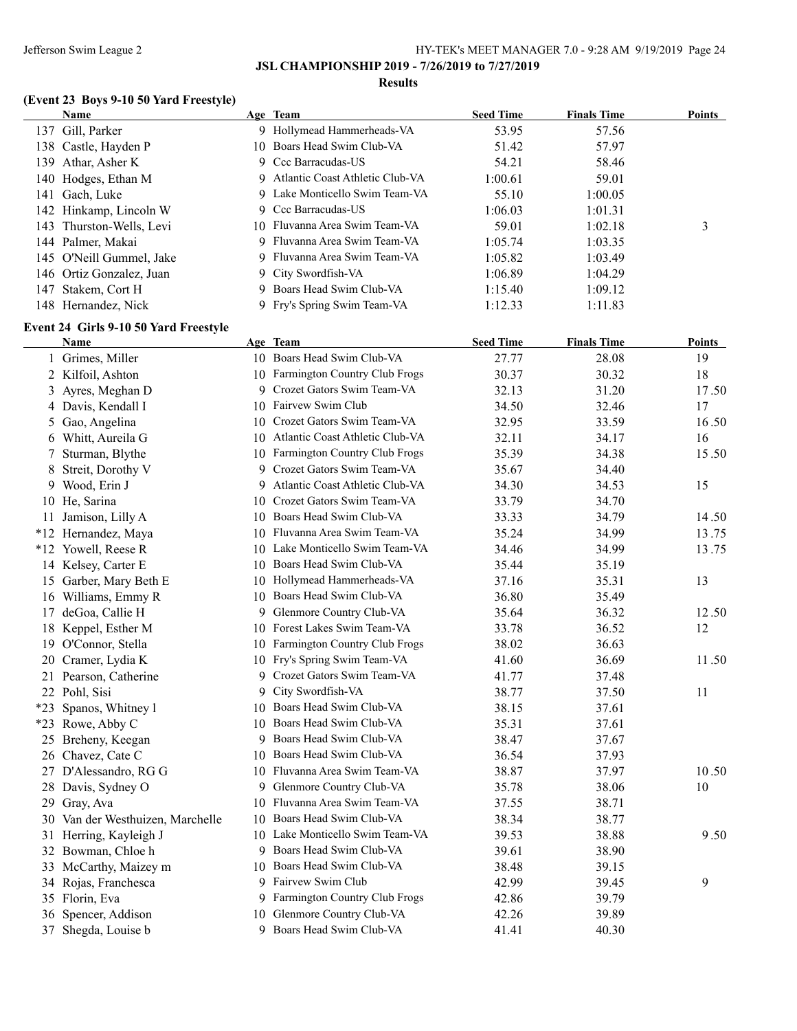**JSL CHAMPIONSHIP 2019 - 7/26/2019 to 7/27/2019**

**Results**

### (Event 23 Boys 9-10 50 Yard Freestyle)

| | Name | Age | Team | Seed Time | Finals Time | Points |
|---|---|---|---|---|---|---|
| 137 | Gill, Parker | 9 | Hollymead Hammerheads-VA | 53.95 | 57.56 | |
| 138 | Castle, Hayden P | 10 | Boars Head Swim Club-VA | 51.42 | 57.97 | |
| 139 | Athar, Asher K | 9 | Ccc Barracudas-US | 54.21 | 58.46 | |
| 140 | Hodges, Ethan M | 9 | Atlantic Coast Athletic Club-VA | 1:00.61 | 59.01 | |
| 141 | Gach, Luke | 9 | Lake Monticello Swim Team-VA | 55.10 | 1:00.05 | |
| 142 | Hinkamp, Lincoln W | 9 | Ccc Barracudas-US | 1:06.03 | 1:01.31 | |
| 143 | Thurston-Wells, Levi | 10 | Fluvanna Area Swim Team-VA | 59.01 | 1:02.18 | 3 |
| 144 | Palmer, Makai | 9 | Fluvanna Area Swim Team-VA | 1:05.74 | 1:03.35 | |
| 145 | O'Neill Gummel, Jake | 9 | Fluvanna Area Swim Team-VA | 1:05.82 | 1:03.49 | |
| 146 | Ortiz Gonzalez, Juan | 9 | City Swordfish-VA | 1:06.89 | 1:04.29 | |
| 147 | Stakem, Cort H | 9 | Boars Head Swim Club-VA | 1:15.40 | 1:09.12 | |
| 148 | Hernandez, Nick | 9 | Fry's Spring Swim Team-VA | 1:12.33 | 1:11.83 | |

### Event 24 Girls 9-10 50 Yard Freestyle

| | Name | Age | Team | Seed Time | Finals Time | Points |
|---|---|---|---|---|---|---|
| 1 | Grimes, Miller | 10 | Boars Head Swim Club-VA | 27.77 | 28.08 | 19 |
| 2 | Kilfoil, Ashton | 10 | Farmington Country Club Frogs | 30.37 | 30.32 | 18 |
| 3 | Ayres, Meghan D | 9 | Crozet Gators Swim Team-VA | 32.13 | 31.20 | 17.50 |
| 4 | Davis, Kendall I | 10 | Fairvew Swim Club | 34.50 | 32.46 | 17 |
| 5 | Gao, Angelina | 10 | Crozet Gators Swim Team-VA | 32.95 | 33.59 | 16.50 |
| 6 | Whitt, Aureila G | 10 | Atlantic Coast Athletic Club-VA | 32.11 | 34.17 | 16 |
| 7 | Sturman, Blythe | 10 | Farmington Country Club Frogs | 35.39 | 34.38 | 15.50 |
| 8 | Streit, Dorothy V | 9 | Crozet Gators Swim Team-VA | 35.67 | 34.40 | |
| 9 | Wood, Erin J | 9 | Atlantic Coast Athletic Club-VA | 34.30 | 34.53 | 15 |
| 10 | He, Sarina | 10 | Crozet Gators Swim Team-VA | 33.79 | 34.70 | |
| 11 | Jamison, Lilly A | 10 | Boars Head Swim Club-VA | 33.33 | 34.79 | 14.50 |
| *12 | Hernandez, Maya | 10 | Fluvanna Area Swim Team-VA | 35.24 | 34.99 | 13.75 |
| *12 | Yowell, Reese R | 10 | Lake Monticello Swim Team-VA | 34.46 | 34.99 | 13.75 |
| 14 | Kelsey, Carter E | 10 | Boars Head Swim Club-VA | 35.44 | 35.19 | |
| 15 | Garber, Mary Beth E | 10 | Hollymead Hammerheads-VA | 37.16 | 35.31 | 13 |
| 16 | Williams, Emmy R | 10 | Boars Head Swim Club-VA | 36.80 | 35.49 | |
| 17 | deGoa, Callie H | 9 | Glenmore Country Club-VA | 35.64 | 36.32 | 12.50 |
| 18 | Keppel, Esther M | 10 | Forest Lakes Swim Team-VA | 33.78 | 36.52 | 12 |
| 19 | O'Connor, Stella | 10 | Farmington Country Club Frogs | 38.02 | 36.63 | |
| 20 | Cramer, Lydia K | 10 | Fry's Spring Swim Team-VA | 41.60 | 36.69 | 11.50 |
| 21 | Pearson, Catherine | 9 | Crozet Gators Swim Team-VA | 41.77 | 37.48 | |
| 22 | Pohl, Sisi | 9 | City Swordfish-VA | 38.77 | 37.50 | 11 |
| *23 | Spanos, Whitney l | 10 | Boars Head Swim Club-VA | 38.15 | 37.61 | |
| *23 | Rowe, Abby C | 10 | Boars Head Swim Club-VA | 35.31 | 37.61 | |
| 25 | Breheny, Keegan | 9 | Boars Head Swim Club-VA | 38.47 | 37.67 | |
| 26 | Chavez, Cate C | 10 | Boars Head Swim Club-VA | 36.54 | 37.93 | |
| 27 | D'Alessandro, RG G | 10 | Fluvanna Area Swim Team-VA | 38.87 | 37.97 | 10.50 |
| 28 | Davis, Sydney O | 9 | Glenmore Country Club-VA | 35.78 | 38.06 | 10 |
| 29 | Gray, Ava | 10 | Fluvanna Area Swim Team-VA | 37.55 | 38.71 | |
| 30 | Van der Westhuizen, Marchelle | 10 | Boars Head Swim Club-VA | 38.34 | 38.77 | |
| 31 | Herring, Kayleigh J | 10 | Lake Monticello Swim Team-VA | 39.53 | 38.88 | 9.50 |
| 32 | Bowman, Chloe h | 9 | Boars Head Swim Club-VA | 39.61 | 38.90 | |
| 33 | McCarthy, Maizey m | 10 | Boars Head Swim Club-VA | 38.48 | 39.15 | |
| 34 | Rojas, Franchesca | 9 | Fairvew Swim Club | 42.99 | 39.45 | 9 |
| 35 | Florin, Eva | 9 | Farmington Country Club Frogs | 42.86 | 39.79 | |
| 36 | Spencer, Addison | 10 | Glenmore Country Club-VA | 42.26 | 39.89 | |
| 37 | Shegda, Louise b | 9 | Boars Head Swim Club-VA | 41.41 | 40.30 | |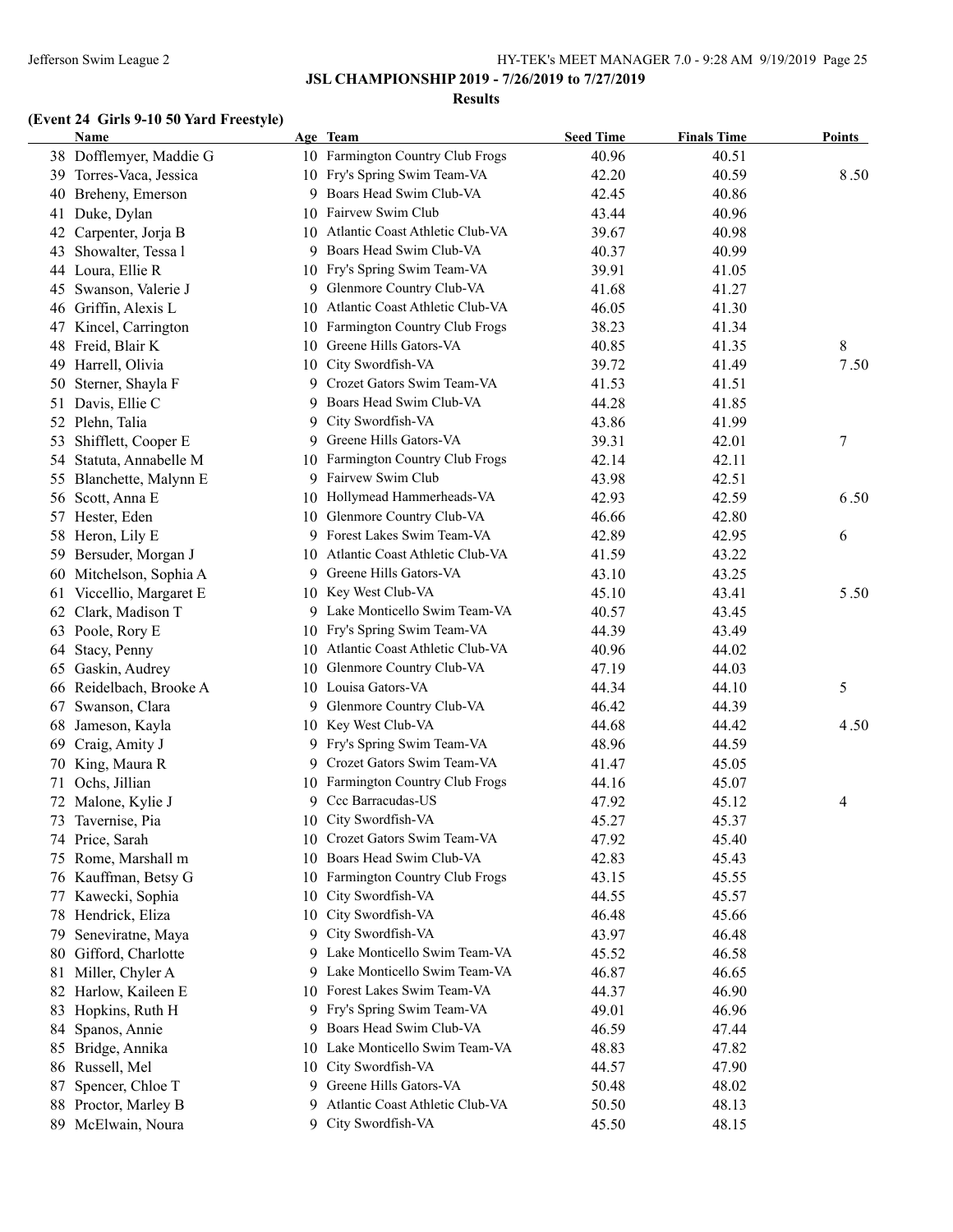**JSL CHAMPIONSHIP 2019 - 7/26/2019 to 7/27/2019**

**Results**

### (Event 24 Girls 9-10 50 Yard Freestyle)

| | Name | Age | Team | Seed Time | Finals Time | Points |
|---|---|---|---|---|---|---|
| 38 | Dofflemyer, Maddie G | 10 | Farmington Country Club Frogs | 40.96 | 40.51 | |
| 39 | Torres-Vaca, Jessica | 10 | Fry's Spring Swim Team-VA | 42.20 | 40.59 | 8.50 |
| 40 | Breheny, Emerson | 9 | Boars Head Swim Club-VA | 42.45 | 40.86 | |
| 41 | Duke, Dylan | 10 | Fairvew Swim Club | 43.44 | 40.96 | |
| 42 | Carpenter, Jorja B | 10 | Atlantic Coast Athletic Club-VA | 39.67 | 40.98 | |
| 43 | Showalter, Tessa l | 9 | Boars Head Swim Club-VA | 40.37 | 40.99 | |
| 44 | Loura, Ellie R | 10 | Fry's Spring Swim Team-VA | 39.91 | 41.05 | |
| 45 | Swanson, Valerie J | 9 | Glenmore Country Club-VA | 41.68 | 41.27 | |
| 46 | Griffin, Alexis L | 10 | Atlantic Coast Athletic Club-VA | 46.05 | 41.30 | |
| 47 | Kincel, Carrington | 10 | Farmington Country Club Frogs | 38.23 | 41.34 | |
| 48 | Freid, Blair K | 10 | Greene Hills Gators-VA | 40.85 | 41.35 | 8 |
| 49 | Harrell, Olivia | 10 | City Swordfish-VA | 39.72 | 41.49 | 7.50 |
| 50 | Sterner, Shayla F | 9 | Crozet Gators Swim Team-VA | 41.53 | 41.51 | |
| 51 | Davis, Ellie C | 9 | Boars Head Swim Club-VA | 44.28 | 41.85 | |
| 52 | Plehn, Talia | 9 | City Swordfish-VA | 43.86 | 41.99 | |
| 53 | Shifflett, Cooper E | 9 | Greene Hills Gators-VA | 39.31 | 42.01 | 7 |
| 54 | Statuta, Annabelle M | 10 | Farmington Country Club Frogs | 42.14 | 42.11 | |
| 55 | Blanchette, Malynn E | 9 | Fairvew Swim Club | 43.98 | 42.51 | |
| 56 | Scott, Anna E | 10 | Hollymead Hammerheads-VA | 42.93 | 42.59 | 6.50 |
| 57 | Hester, Eden | 10 | Glenmore Country Club-VA | 46.66 | 42.80 | |
| 58 | Heron, Lily E | 9 | Forest Lakes Swim Team-VA | 42.89 | 42.95 | 6 |
| 59 | Bersuder, Morgan J | 10 | Atlantic Coast Athletic Club-VA | 41.59 | 43.22 | |
| 60 | Mitchelson, Sophia A | 9 | Greene Hills Gators-VA | 43.10 | 43.25 | |
| 61 | Viccellio, Margaret E | 10 | Key West Club-VA | 45.10 | 43.41 | 5.50 |
| 62 | Clark, Madison T | 9 | Lake Monticello Swim Team-VA | 40.57 | 43.45 | |
| 63 | Poole, Rory E | 10 | Fry's Spring Swim Team-VA | 44.39 | 43.49 | |
| 64 | Stacy, Penny | 10 | Atlantic Coast Athletic Club-VA | 40.96 | 44.02 | |
| 65 | Gaskin, Audrey | 10 | Glenmore Country Club-VA | 47.19 | 44.03 | |
| 66 | Reidelbach, Brooke A | 10 | Louisa Gators-VA | 44.34 | 44.10 | 5 |
| 67 | Swanson, Clara | 9 | Glenmore Country Club-VA | 46.42 | 44.39 | |
| 68 | Jameson, Kayla | 10 | Key West Club-VA | 44.68 | 44.42 | 4.50 |
| 69 | Craig, Amity J | 9 | Fry's Spring Swim Team-VA | 48.96 | 44.59 | |
| 70 | King, Maura R | 9 | Crozet Gators Swim Team-VA | 41.47 | 45.05 | |
| 71 | Ochs, Jillian | 10 | Farmington Country Club Frogs | 44.16 | 45.07 | |
| 72 | Malone, Kylie J | 9 | Ccc Barracudas-US | 47.92 | 45.12 | 4 |
| 73 | Tavernise, Pia | 10 | City Swordfish-VA | 45.27 | 45.37 | |
| 74 | Price, Sarah | 10 | Crozet Gators Swim Team-VA | 47.92 | 45.40 | |
| 75 | Rome, Marshall m | 10 | Boars Head Swim Club-VA | 42.83 | 45.43 | |
| 76 | Kauffman, Betsy G | 10 | Farmington Country Club Frogs | 43.15 | 45.55 | |
| 77 | Kawecki, Sophia | 10 | City Swordfish-VA | 44.55 | 45.57 | |
| 78 | Hendrick, Eliza | 10 | City Swordfish-VA | 46.48 | 45.66 | |
| 79 | Seneviratne, Maya | 9 | City Swordfish-VA | 43.97 | 46.48 | |
| 80 | Gifford, Charlotte | 9 | Lake Monticello Swim Team-VA | 45.52 | 46.58 | |
| 81 | Miller, Chyler A | 9 | Lake Monticello Swim Team-VA | 46.87 | 46.65 | |
| 82 | Harlow, Kaileen E | 10 | Forest Lakes Swim Team-VA | 44.37 | 46.90 | |
| 83 | Hopkins, Ruth H | 9 | Fry's Spring Swim Team-VA | 49.01 | 46.96 | |
| 84 | Spanos, Annie | 9 | Boars Head Swim Club-VA | 46.59 | 47.44 | |
| 85 | Bridge, Annika | 10 | Lake Monticello Swim Team-VA | 48.83 | 47.82 | |
| 86 | Russell, Mel | 10 | City Swordfish-VA | 44.57 | 47.90 | |
| 87 | Spencer, Chloe T | 9 | Greene Hills Gators-VA | 50.48 | 48.02 | |
| 88 | Proctor, Marley B | 9 | Atlantic Coast Athletic Club-VA | 50.50 | 48.13 | |
| 89 | McElwain, Noura | 9 | City Swordfish-VA | 45.50 | 48.15 | |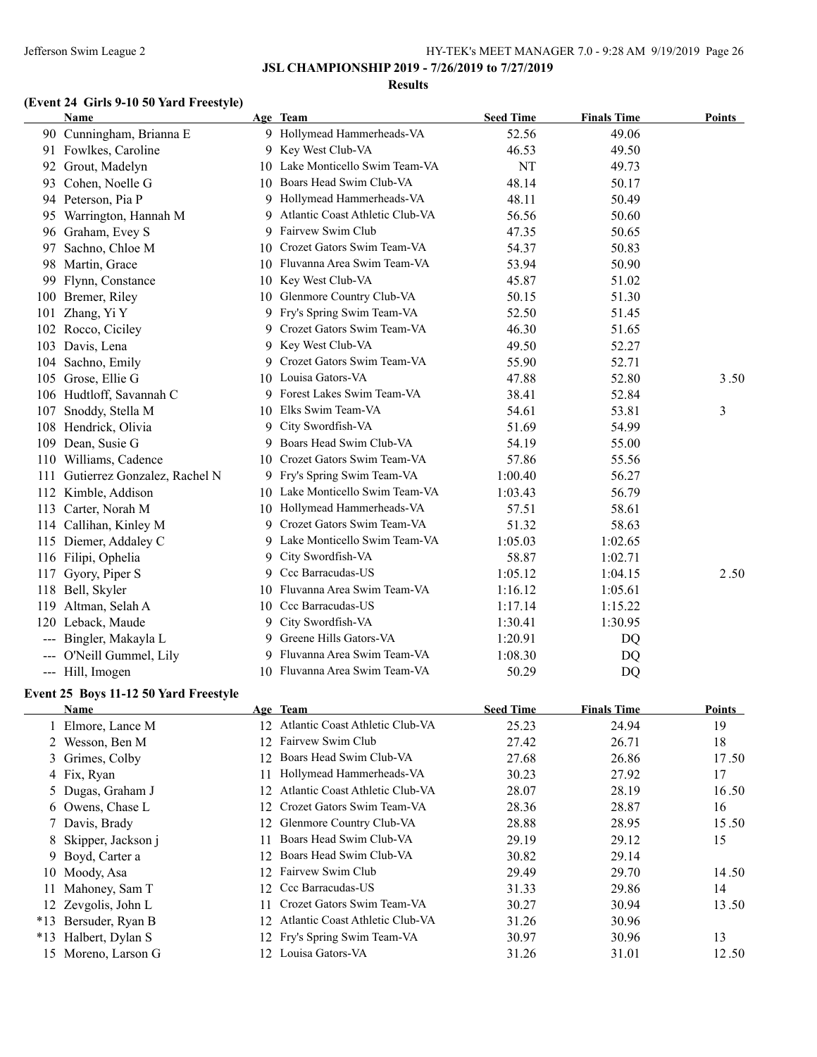## JSL CHAMPIONSHIP 2019 - 7/26/2019 to 7/27/2019

### Results

### (Event 24 Girls 9-10 50 Yard Freestyle)

| | Name | Age | Team | Seed Time | Finals Time | Points |
|---|---|---|---|---|---|---|
| 90 | Cunningham, Brianna E | 9 | Hollymead Hammerheads-VA | 52.56 | 49.06 | |
| 91 | Fowlkes, Caroline | 9 | Key West Club-VA | 46.53 | 49.50 | |
| 92 | Grout, Madelyn | 10 | Lake Monticello Swim Team-VA | NT | 49.73 | |
| 93 | Cohen, Noelle G | 10 | Boars Head Swim Club-VA | 48.14 | 50.17 | |
| 94 | Peterson, Pia P | 9 | Hollymead Hammerheads-VA | 48.11 | 50.49 | |
| 95 | Warrington, Hannah M | 9 | Atlantic Coast Athletic Club-VA | 56.56 | 50.60 | |
| 96 | Graham, Evey S | 9 | Fairvew Swim Club | 47.35 | 50.65 | |
| 97 | Sachno, Chloe M | 10 | Crozet Gators Swim Team-VA | 54.37 | 50.83 | |
| 98 | Martin, Grace | 10 | Fluvanna Area Swim Team-VA | 53.94 | 50.90 | |
| 99 | Flynn, Constance | 10 | Key West Club-VA | 45.87 | 51.02 | |
| 100 | Bremer, Riley | 10 | Glenmore Country Club-VA | 50.15 | 51.30 | |
| 101 | Zhang, Yi Y | 9 | Fry's Spring Swim Team-VA | 52.50 | 51.45 | |
| 102 | Rocco, Ciciley | 9 | Crozet Gators Swim Team-VA | 46.30 | 51.65 | |
| 103 | Davis, Lena | 9 | Key West Club-VA | 49.50 | 52.27 | |
| 104 | Sachno, Emily | 9 | Crozet Gators Swim Team-VA | 55.90 | 52.71 | |
| 105 | Grose, Ellie G | 10 | Louisa Gators-VA | 47.88 | 52.80 | 3.50 |
| 106 | Hudtloff, Savannah C | 9 | Forest Lakes Swim Team-VA | 38.41 | 52.84 | |
| 107 | Snoddy, Stella M | 10 | Elks Swim Team-VA | 54.61 | 53.81 | 3 |
| 108 | Hendrick, Olivia | 9 | City Swordfish-VA | 51.69 | 54.99 | |
| 109 | Dean, Susie G | 9 | Boars Head Swim Club-VA | 54.19 | 55.00 | |
| 110 | Williams, Cadence | 10 | Crozet Gators Swim Team-VA | 57.86 | 55.56 | |
| 111 | Gutierrez Gonzalez, Rachel N | 9 | Fry's Spring Swim Team-VA | 1:00.40 | 56.27 | |
| 112 | Kimble, Addison | 10 | Lake Monticello Swim Team-VA | 1:03.43 | 56.79 | |
| 113 | Carter, Norah M | 10 | Hollymead Hammerheads-VA | 57.51 | 58.61 | |
| 114 | Callihan, Kinley M | 9 | Crozet Gators Swim Team-VA | 51.32 | 58.63 | |
| 115 | Diemer, Addaley C | 9 | Lake Monticello Swim Team-VA | 1:05.03 | 1:02.65 | |
| 116 | Filipi, Ophelia | 9 | City Swordfish-VA | 58.87 | 1:02.71 | |
| 117 | Gyory, Piper S | 9 | Ccc Barracudas-US | 1:05.12 | 1:04.15 | 2.50 |
| 118 | Bell, Skyler | 10 | Fluvanna Area Swim Team-VA | 1:16.12 | 1:05.61 | |
| 119 | Altman, Selah A | 10 | Ccc Barracudas-US | 1:17.14 | 1:15.22 | |
| 120 | Leback, Maude | 9 | City Swordfish-VA | 1:30.41 | 1:30.95 | |
| --- | Bingler, Makayla L | 9 | Greene Hills Gators-VA | 1:20.91 | DQ | |
| --- | O'Neill Gummel, Lily | 9 | Fluvanna Area Swim Team-VA | 1:08.30 | DQ | |
| --- | Hill, Imogen | 10 | Fluvanna Area Swim Team-VA | 50.29 | DQ | |

### Event 25 Boys 11-12 50 Yard Freestyle

| | Name | Age | Team | Seed Time | Finals Time | Points |
|---|---|---|---|---|---|---|
| 1 | Elmore, Lance M | 12 | Atlantic Coast Athletic Club-VA | 25.23 | 24.94 | 19 |
| 2 | Wesson, Ben M | 12 | Fairvew Swim Club | 27.42 | 26.71 | 18 |
| 3 | Grimes, Colby | 12 | Boars Head Swim Club-VA | 27.68 | 26.86 | 17.50 |
| 4 | Fix, Ryan | 11 | Hollymead Hammerheads-VA | 30.23 | 27.92 | 17 |
| 5 | Dugas, Graham J | 12 | Atlantic Coast Athletic Club-VA | 28.07 | 28.19 | 16.50 |
| 6 | Owens, Chase L | 12 | Crozet Gators Swim Team-VA | 28.36 | 28.87 | 16 |
| 7 | Davis, Brady | 12 | Glenmore Country Club-VA | 28.88 | 28.95 | 15.50 |
| 8 | Skipper, Jackson j | 11 | Boars Head Swim Club-VA | 29.19 | 29.12 | 15 |
| 9 | Boyd, Carter a | 12 | Boars Head Swim Club-VA | 30.82 | 29.14 | |
| 10 | Moody, Asa | 12 | Fairvew Swim Club | 29.49 | 29.70 | 14.50 |
| 11 | Mahoney, Sam T | 12 | Ccc Barracudas-US | 31.33 | 29.86 | 14 |
| 12 | Zevgolis, John L | 11 | Crozet Gators Swim Team-VA | 30.27 | 30.94 | 13.50 |
| *13 | Bersuder, Ryan B | 12 | Atlantic Coast Athletic Club-VA | 31.26 | 30.96 | |
| *13 | Halbert, Dylan S | 12 | Fry's Spring Swim Team-VA | 30.97 | 30.96 | 13 |
| 15 | Moreno, Larson G | 12 | Louisa Gators-VA | 31.26 | 31.01 | 12.50 |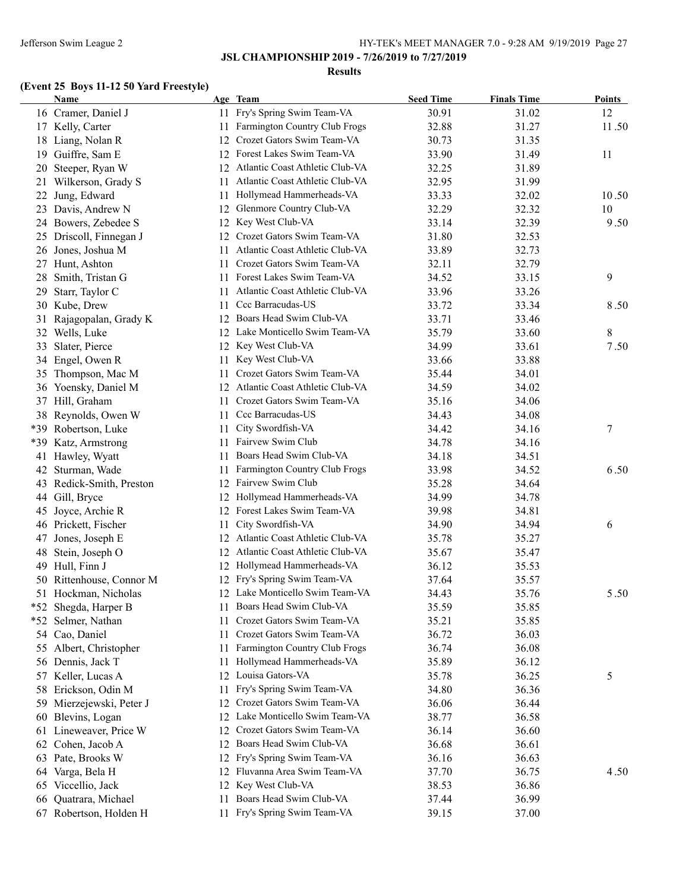## JSL CHAMPIONSHIP 2019 - 7/26/2019 to 7/27/2019

### Results

**(Event 25 Boys 11-12 50 Yard Freestyle)**

| | Name | Age | Team | Seed Time | Finals Time | Points |
|---|---|---|---|---|---|---|
| 16 | Cramer, Daniel J | 11 | Fry's Spring Swim Team-VA | 30.91 | 31.02 | 12 |
| 17 | Kelly, Carter | 11 | Farmington Country Club Frogs | 32.88 | 31.27 | 11.50 |
| 18 | Liang, Nolan R | 12 | Crozet Gators Swim Team-VA | 30.73 | 31.35 | |
| 19 | Guiffre, Sam E | 12 | Forest Lakes Swim Team-VA | 33.90 | 31.49 | 11 |
| 20 | Steeper, Ryan W | 12 | Atlantic Coast Athletic Club-VA | 32.25 | 31.89 | |
| 21 | Wilkerson, Grady S | 11 | Atlantic Coast Athletic Club-VA | 32.95 | 31.99 | |
| 22 | Jung, Edward | 11 | Hollymead Hammerheads-VA | 33.33 | 32.02 | 10.50 |
| 23 | Davis, Andrew N | 12 | Glenmore Country Club-VA | 32.29 | 32.32 | 10 |
| 24 | Bowers, Zebedee S | 12 | Key West Club-VA | 33.14 | 32.39 | 9.50 |
| 25 | Driscoll, Finnegan J | 12 | Crozet Gators Swim Team-VA | 31.80 | 32.53 | |
| 26 | Jones, Joshua M | 11 | Atlantic Coast Athletic Club-VA | 33.89 | 32.73 | |
| 27 | Hunt, Ashton | 11 | Crozet Gators Swim Team-VA | 32.11 | 32.79 | |
| 28 | Smith, Tristan G | 11 | Forest Lakes Swim Team-VA | 34.52 | 33.15 | 9 |
| 29 | Starr, Taylor C | 11 | Atlantic Coast Athletic Club-VA | 33.96 | 33.26 | |
| 30 | Kube, Drew | 11 | Ccc Barracudas-US | 33.72 | 33.34 | 8.50 |
| 31 | Rajagopalan, Grady K | 12 | Boars Head Swim Club-VA | 33.71 | 33.46 | |
| 32 | Wells, Luke | 12 | Lake Monticello Swim Team-VA | 35.79 | 33.60 | 8 |
| 33 | Slater, Pierce | 12 | Key West Club-VA | 34.99 | 33.61 | 7.50 |
| 34 | Engel, Owen R | 11 | Key West Club-VA | 33.66 | 33.88 | |
| 35 | Thompson, Mac M | 11 | Crozet Gators Swim Team-VA | 35.44 | 34.01 | |
| 36 | Yoensky, Daniel M | 12 | Atlantic Coast Athletic Club-VA | 34.59 | 34.02 | |
| 37 | Hill, Graham | 11 | Crozet Gators Swim Team-VA | 35.16 | 34.06 | |
| 38 | Reynolds, Owen W | 11 | Ccc Barracudas-US | 34.43 | 34.08 | |
| *39 | Robertson, Luke | 11 | City Swordfish-VA | 34.42 | 34.16 | 7 |
| *39 | Katz, Armstrong | 11 | Fairvew Swim Club | 34.78 | 34.16 | |
| 41 | Hawley, Wyatt | 11 | Boars Head Swim Club-VA | 34.18 | 34.51 | |
| 42 | Sturman, Wade | 11 | Farmington Country Club Frogs | 33.98 | 34.52 | 6.50 |
| 43 | Redick-Smith, Preston | 12 | Fairvew Swim Club | 35.28 | 34.64 | |
| 44 | Gill, Bryce | 12 | Hollymead Hammerheads-VA | 34.99 | 34.78 | |
| 45 | Joyce, Archie R | 12 | Forest Lakes Swim Team-VA | 39.98 | 34.81 | |
| 46 | Prickett, Fischer | 11 | City Swordfish-VA | 34.90 | 34.94 | 6 |
| 47 | Jones, Joseph E | 12 | Atlantic Coast Athletic Club-VA | 35.78 | 35.27 | |
| 48 | Stein, Joseph O | 12 | Atlantic Coast Athletic Club-VA | 35.67 | 35.47 | |
| 49 | Hull, Finn J | 12 | Hollymead Hammerheads-VA | 36.12 | 35.53 | |
| 50 | Rittenhouse, Connor M | 12 | Fry's Spring Swim Team-VA | 37.64 | 35.57 | |
| 51 | Hockman, Nicholas | 12 | Lake Monticello Swim Team-VA | 34.43 | 35.76 | 5.50 |
| *52 | Shegda, Harper B | 11 | Boars Head Swim Club-VA | 35.59 | 35.85 | |
| *52 | Selmer, Nathan | 11 | Crozet Gators Swim Team-VA | 35.21 | 35.85 | |
| 54 | Cao, Daniel | 11 | Crozet Gators Swim Team-VA | 36.72 | 36.03 | |
| 55 | Albert, Christopher | 11 | Farmington Country Club Frogs | 36.74 | 36.08 | |
| 56 | Dennis, Jack T | 11 | Hollymead Hammerheads-VA | 35.89 | 36.12 | |
| 57 | Keller, Lucas A | 12 | Louisa Gators-VA | 35.78 | 36.25 | 5 |
| 58 | Erickson, Odin M | 11 | Fry's Spring Swim Team-VA | 34.80 | 36.36 | |
| 59 | Mierzejewski, Peter J | 12 | Crozet Gators Swim Team-VA | 36.06 | 36.44 | |
| 60 | Blevins, Logan | 12 | Lake Monticello Swim Team-VA | 38.77 | 36.58 | |
| 61 | Lineweaver, Price W | 12 | Crozet Gators Swim Team-VA | 36.14 | 36.60 | |
| 62 | Cohen, Jacob A | 12 | Boars Head Swim Club-VA | 36.68 | 36.61 | |
| 63 | Pate, Brooks W | 12 | Fry's Spring Swim Team-VA | 36.16 | 36.63 | |
| 64 | Varga, Bela H | 12 | Fluvanna Area Swim Team-VA | 37.70 | 36.75 | 4.50 |
| 65 | Viccellio, Jack | 12 | Key West Club-VA | 38.53 | 36.86 | |
| 66 | Quatrara, Michael | 11 | Boars Head Swim Club-VA | 37.44 | 36.99 | |
| 67 | Robertson, Holden H | 11 | Fry's Spring Swim Team-VA | 39.15 | 37.00 | |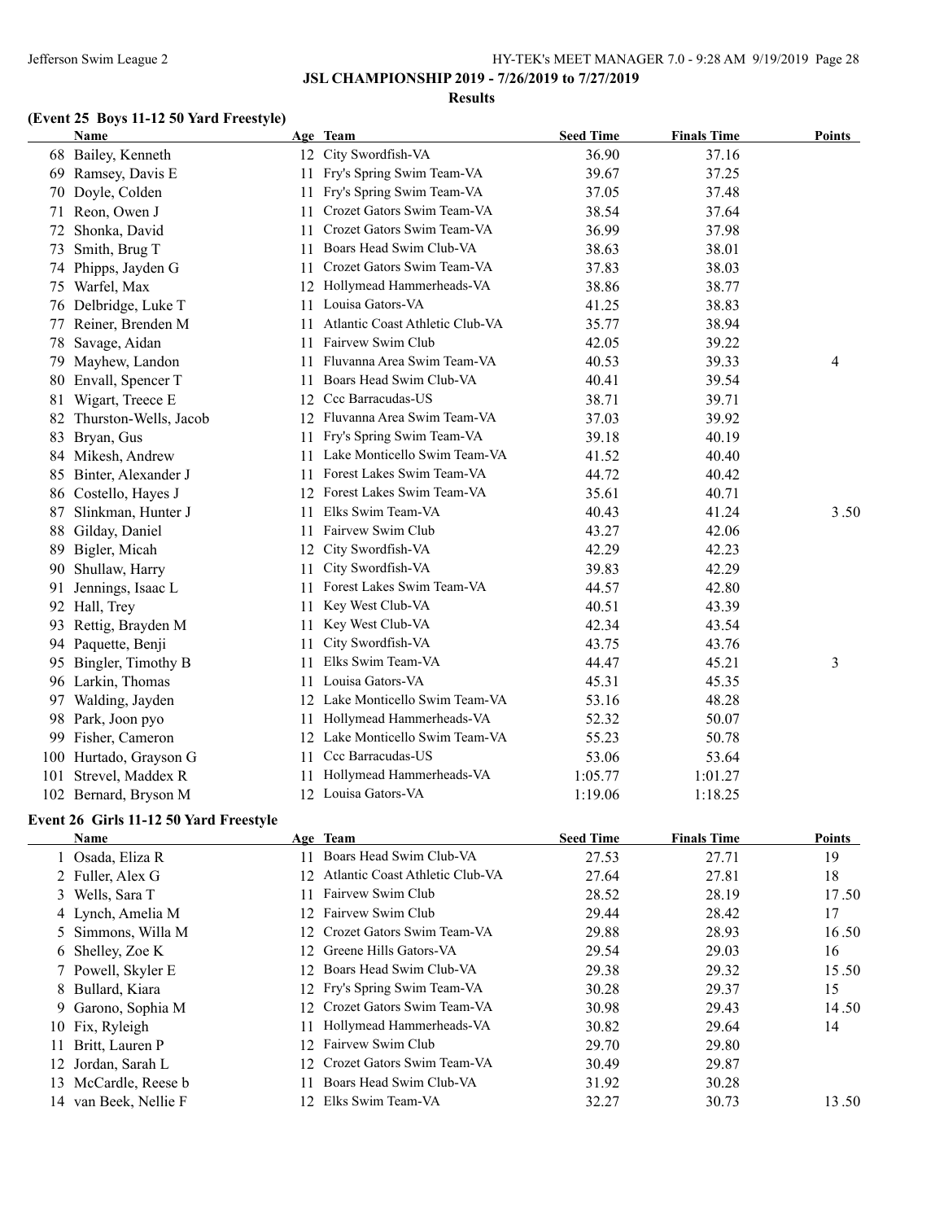## JSL CHAMPIONSHIP 2019 - 7/26/2019 to 7/27/2019

### Results

### (Event 25 Boys 11-12 50 Yard Freestyle)

| | Name | Age | Team | Seed Time | Finals Time | Points |
|---|---|---|---|---|---|---|
| 68 | Bailey, Kenneth | 12 | City Swordfish-VA | 36.90 | 37.16 | |
| 69 | Ramsey, Davis E | 11 | Fry's Spring Swim Team-VA | 39.67 | 37.25 | |
| 70 | Doyle, Colden | 11 | Fry's Spring Swim Team-VA | 37.05 | 37.48 | |
| 71 | Reon, Owen J | 11 | Crozet Gators Swim Team-VA | 38.54 | 37.64 | |
| 72 | Shonka, David | 11 | Crozet Gators Swim Team-VA | 36.99 | 37.98 | |
| 73 | Smith, Brug T | 11 | Boars Head Swim Club-VA | 38.63 | 38.01 | |
| 74 | Phipps, Jayden G | 11 | Crozet Gators Swim Team-VA | 37.83 | 38.03 | |
| 75 | Warfel, Max | 12 | Hollymead Hammerheads-VA | 38.86 | 38.77 | |
| 76 | Delbridge, Luke T | 11 | Louisa Gators-VA | 41.25 | 38.83 | |
| 77 | Reiner, Brenden M | 11 | Atlantic Coast Athletic Club-VA | 35.77 | 38.94 | |
| 78 | Savage, Aidan | 11 | Fairvew Swim Club | 42.05 | 39.22 | |
| 79 | Mayhew, Landon | 11 | Fluvanna Area Swim Team-VA | 40.53 | 39.33 | 4 |
| 80 | Envall, Spencer T | 11 | Boars Head Swim Club-VA | 40.41 | 39.54 | |
| 81 | Wigart, Treece E | 12 | Ccc Barracudas-US | 38.71 | 39.71 | |
| 82 | Thurston-Wells, Jacob | 12 | Fluvanna Area Swim Team-VA | 37.03 | 39.92 | |
| 83 | Bryan, Gus | 11 | Fry's Spring Swim Team-VA | 39.18 | 40.19 | |
| 84 | Mikesh, Andrew | 11 | Lake Monticello Swim Team-VA | 41.52 | 40.40 | |
| 85 | Binter, Alexander J | 11 | Forest Lakes Swim Team-VA | 44.72 | 40.42 | |
| 86 | Costello, Hayes J | 12 | Forest Lakes Swim Team-VA | 35.61 | 40.71 | |
| 87 | Slinkman, Hunter J | 11 | Elks Swim Team-VA | 40.43 | 41.24 | 3.50 |
| 88 | Gilday, Daniel | 11 | Fairvew Swim Club | 43.27 | 42.06 | |
| 89 | Bigler, Micah | 12 | City Swordfish-VA | 42.29 | 42.23 | |
| 90 | Shullaw, Harry | 11 | City Swordfish-VA | 39.83 | 42.29 | |
| 91 | Jennings, Isaac L | 11 | Forest Lakes Swim Team-VA | 44.57 | 42.80 | |
| 92 | Hall, Trey | 11 | Key West Club-VA | 40.51 | 43.39 | |
| 93 | Rettig, Brayden M | 11 | Key West Club-VA | 42.34 | 43.54 | |
| 94 | Paquette, Benji | 11 | City Swordfish-VA | 43.75 | 43.76 | |
| 95 | Bingler, Timothy B | 11 | Elks Swim Team-VA | 44.47 | 45.21 | 3 |
| 96 | Larkin, Thomas | 11 | Louisa Gators-VA | 45.31 | 45.35 | |
| 97 | Walding, Jayden | 12 | Lake Monticello Swim Team-VA | 53.16 | 48.28 | |
| 98 | Park, Joon pyo | 11 | Hollymead Hammerheads-VA | 52.32 | 50.07 | |
| 99 | Fisher, Cameron | 12 | Lake Monticello Swim Team-VA | 55.23 | 50.78 | |
| 100 | Hurtado, Grayson G | 11 | Ccc Barracudas-US | 53.06 | 53.64 | |
| 101 | Strevel, Maddex R | 11 | Hollymead Hammerheads-VA | 1:05.77 | 1:01.27 | |
| 102 | Bernard, Bryson M | 12 | Louisa Gators-VA | 1:19.06 | 1:18.25 | |

### Event 26 Girls 11-12 50 Yard Freestyle

| | Name | Age | Team | Seed Time | Finals Time | Points |
|---|---|---|---|---|---|---|
| 1 | Osada, Eliza R | 11 | Boars Head Swim Club-VA | 27.53 | 27.71 | 19 |
| 2 | Fuller, Alex G | 12 | Atlantic Coast Athletic Club-VA | 27.64 | 27.81 | 18 |
| 3 | Wells, Sara T | 11 | Fairvew Swim Club | 28.52 | 28.19 | 17.50 |
| 4 | Lynch, Amelia M | 12 | Fairvew Swim Club | 29.44 | 28.42 | 17 |
| 5 | Simmons, Willa M | 12 | Crozet Gators Swim Team-VA | 29.88 | 28.93 | 16.50 |
| 6 | Shelley, Zoe K | 12 | Greene Hills Gators-VA | 29.54 | 29.03 | 16 |
| 7 | Powell, Skyler E | 12 | Boars Head Swim Club-VA | 29.38 | 29.32 | 15.50 |
| 8 | Bullard, Kiara | 12 | Fry's Spring Swim Team-VA | 30.28 | 29.37 | 15 |
| 9 | Garono, Sophia M | 12 | Crozet Gators Swim Team-VA | 30.98 | 29.43 | 14.50 |
| 10 | Fix, Ryleigh | 11 | Hollymead Hammerheads-VA | 30.82 | 29.64 | 14 |
| 11 | Britt, Lauren P | 12 | Fairvew Swim Club | 29.70 | 29.80 | |
| 12 | Jordan, Sarah L | 12 | Crozet Gators Swim Team-VA | 30.49 | 29.87 | |
| 13 | McCardle, Reese b | 11 | Boars Head Swim Club-VA | 31.92 | 30.28 | |
| 14 | van Beek, Nellie F | 12 | Elks Swim Team-VA | 32.27 | 30.73 | 13.50 |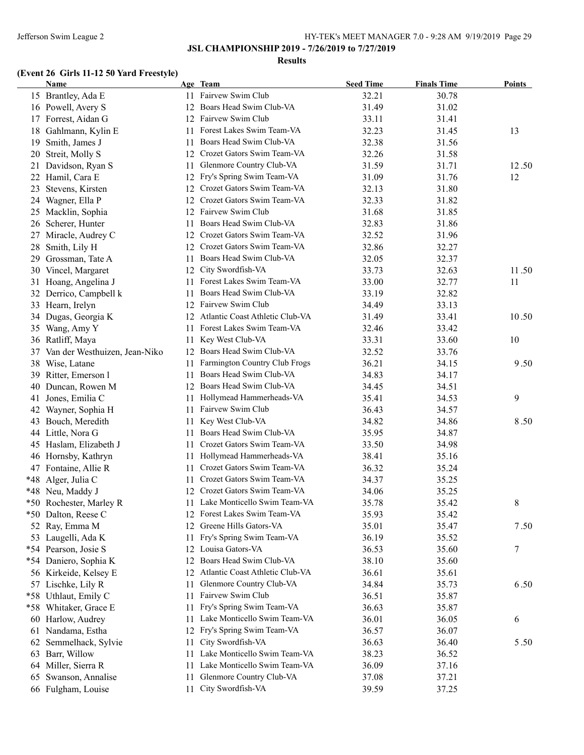## JSL CHAMPIONSHIP 2019 - 7/26/2019 to 7/27/2019

### Results

### (Event 26 Girls 11-12 50 Yard Freestyle)

| | Name | Age | Team | Seed Time | Finals Time | Points |
|---|---|---|---|---|---|---|
| 15 | Brantley, Ada E | 11 | Fairvew Swim Club | 32.21 | 30.78 | |
| 16 | Powell, Avery S | 12 | Boars Head Swim Club-VA | 31.49 | 31.02 | |
| 17 | Forrest, Aidan G | 12 | Fairvew Swim Club | 33.11 | 31.41 | |
| 18 | Gahlmann, Kylin E | 11 | Forest Lakes Swim Team-VA | 32.23 | 31.45 | 13 |
| 19 | Smith, James J | 11 | Boars Head Swim Club-VA | 32.38 | 31.56 | |
| 20 | Streit, Molly S | 12 | Crozet Gators Swim Team-VA | 32.26 | 31.58 | |
| 21 | Davidson, Ryan S | 11 | Glenmore Country Club-VA | 31.59 | 31.71 | 12.50 |
| 22 | Hamil, Cara E | 12 | Fry's Spring Swim Team-VA | 31.09 | 31.76 | 12 |
| 23 | Stevens, Kirsten | 12 | Crozet Gators Swim Team-VA | 32.13 | 31.80 | |
| 24 | Wagner, Ella P | 12 | Crozet Gators Swim Team-VA | 32.33 | 31.82 | |
| 25 | Macklin, Sophia | 12 | Fairvew Swim Club | 31.68 | 31.85 | |
| 26 | Scherer, Hunter | 11 | Boars Head Swim Club-VA | 32.83 | 31.86 | |
| 27 | Miracle, Audrey C | 12 | Crozet Gators Swim Team-VA | 32.52 | 31.96 | |
| 28 | Smith, Lily H | 12 | Crozet Gators Swim Team-VA | 32.86 | 32.27 | |
| 29 | Grossman, Tate A | 11 | Boars Head Swim Club-VA | 32.05 | 32.37 | |
| 30 | Vincel, Margaret | 12 | City Swordfish-VA | 33.73 | 32.63 | 11.50 |
| 31 | Hoang, Angelina J | 11 | Forest Lakes Swim Team-VA | 33.00 | 32.77 | 11 |
| 32 | Derrico, Campbell k | 11 | Boars Head Swim Club-VA | 33.19 | 32.82 | |
| 33 | Hearn, Irelyn | 12 | Fairvew Swim Club | 34.49 | 33.13 | |
| 34 | Dugas, Georgia K | 12 | Atlantic Coast Athletic Club-VA | 31.49 | 33.41 | 10.50 |
| 35 | Wang, Amy Y | 11 | Forest Lakes Swim Team-VA | 32.46 | 33.42 | |
| 36 | Ratliff, Maya | 11 | Key West Club-VA | 33.31 | 33.60 | 10 |
| 37 | Van der Westhuizen, Jean-Niko | 12 | Boars Head Swim Club-VA | 32.52 | 33.76 | |
| 38 | Wise, Latane | 11 | Farmington Country Club Frogs | 36.21 | 34.15 | 9.50 |
| 39 | Ritter, Emerson l | 11 | Boars Head Swim Club-VA | 34.83 | 34.17 | |
| 40 | Duncan, Rowen M | 12 | Boars Head Swim Club-VA | 34.45 | 34.51 | |
| 41 | Jones, Emilia C | 11 | Hollymead Hammerheads-VA | 35.41 | 34.53 | 9 |
| 42 | Wayner, Sophia H | 11 | Fairvew Swim Club | 36.43 | 34.57 | |
| 43 | Bouch, Meredith | 11 | Key West Club-VA | 34.82 | 34.86 | 8.50 |
| 44 | Little, Nora G | 11 | Boars Head Swim Club-VA | 35.95 | 34.87 | |
| 45 | Haslam, Elizabeth J | 11 | Crozet Gators Swim Team-VA | 33.50 | 34.98 | |
| 46 | Hornsby, Kathryn | 11 | Hollymead Hammerheads-VA | 38.41 | 35.16 | |
| 47 | Fontaine, Allie R | 11 | Crozet Gators Swim Team-VA | 36.32 | 35.24 | |
| *48 | Alger, Julia C | 11 | Crozet Gators Swim Team-VA | 34.37 | 35.25 | |
| *48 | Neu, Maddy J | 12 | Crozet Gators Swim Team-VA | 34.06 | 35.25 | |
| *50 | Rochester, Marley R | 11 | Lake Monticello Swim Team-VA | 35.78 | 35.42 | 8 |
| *50 | Dalton, Reese C | 12 | Forest Lakes Swim Team-VA | 35.93 | 35.42 | |
| 52 | Ray, Emma M | 12 | Greene Hills Gators-VA | 35.01 | 35.47 | 7.50 |
| 53 | Laugelli, Ada K | 11 | Fry's Spring Swim Team-VA | 36.19 | 35.52 | |
| *54 | Pearson, Josie S | 12 | Louisa Gators-VA | 36.53 | 35.60 | 7 |
| *54 | Daniero, Sophia K | 12 | Boars Head Swim Club-VA | 38.10 | 35.60 | |
| 56 | Kirkeide, Kelsey E | 12 | Atlantic Coast Athletic Club-VA | 36.61 | 35.61 | |
| 57 | Lischke, Lily R | 11 | Glenmore Country Club-VA | 34.84 | 35.73 | 6.50 |
| *58 | Uthlaut, Emily C | 11 | Fairvew Swim Club | 36.51 | 35.87 | |
| *58 | Whitaker, Grace E | 11 | Fry's Spring Swim Team-VA | 36.63 | 35.87 | |
| 60 | Harlow, Audrey | 11 | Lake Monticello Swim Team-VA | 36.01 | 36.05 | 6 |
| 61 | Nandama, Estha | 12 | Fry's Spring Swim Team-VA | 36.57 | 36.07 | |
| 62 | Semmelhack, Sylvie | 11 | City Swordfish-VA | 36.63 | 36.40 | 5.50 |
| 63 | Barr, Willow | 11 | Lake Monticello Swim Team-VA | 38.23 | 36.52 | |
| 64 | Miller, Sierra R | 11 | Lake Monticello Swim Team-VA | 36.09 | 37.16 | |
| 65 | Swanson, Annalise | 11 | Glenmore Country Club-VA | 37.08 | 37.21 | |
| 66 | Fulgham, Louise | 11 | City Swordfish-VA | 39.59 | 37.25 | |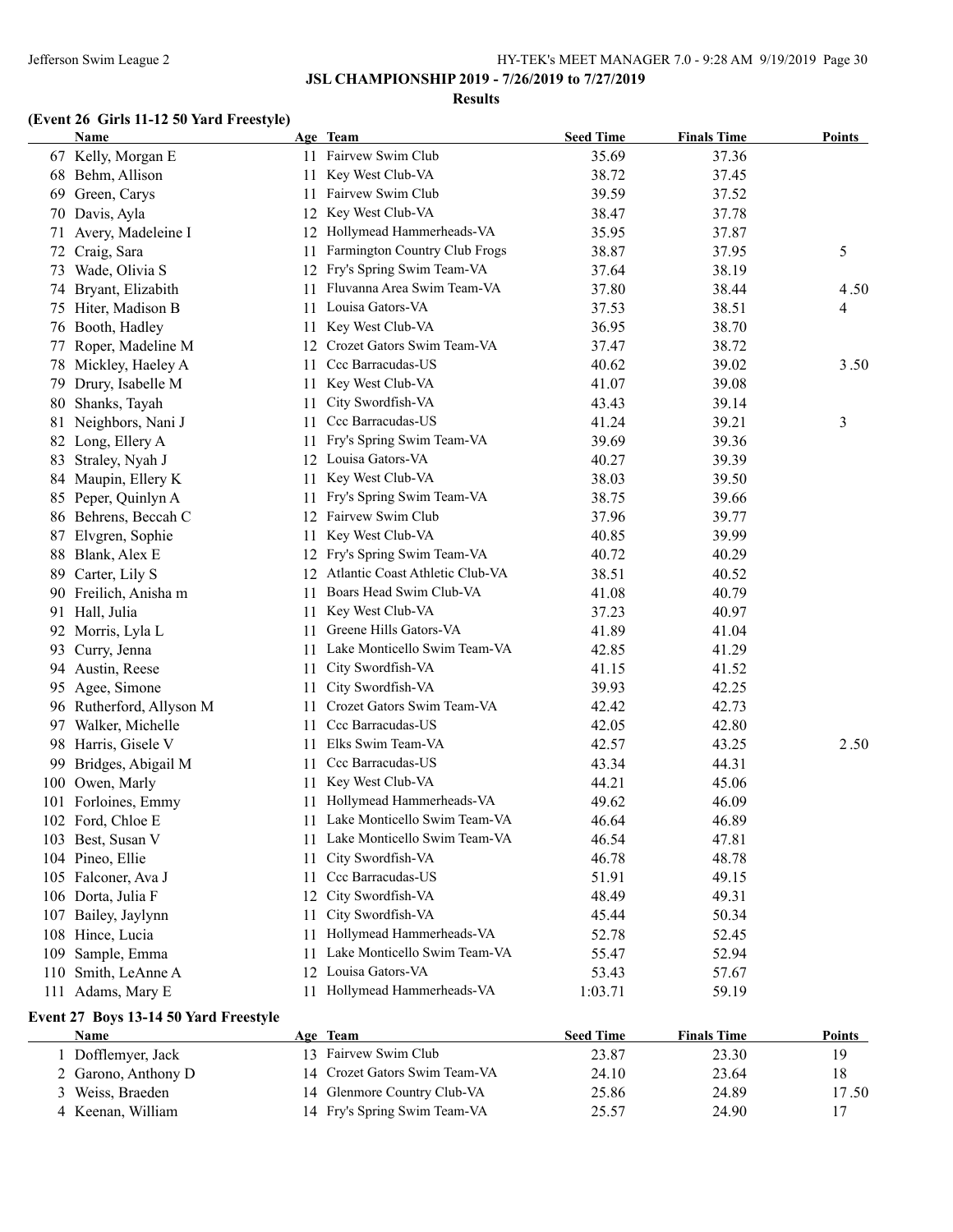**JSL CHAMPIONSHIP 2019 - 7/26/2019 to 7/27/2019**

**Results**

### (Event 26 Girls 11-12 50 Yard Freestyle)

| | Name | Age | Team | Seed Time | Finals Time | Points |
|---|---|---|---|---|---|---|
| 67 | Kelly, Morgan E | 11 | Fairvew Swim Club | 35.69 | 37.36 | |
| 68 | Behm, Allison | 11 | Key West Club-VA | 38.72 | 37.45 | |
| 69 | Green, Carys | 11 | Fairvew Swim Club | 39.59 | 37.52 | |
| 70 | Davis, Ayla | 12 | Key West Club-VA | 38.47 | 37.78 | |
| 71 | Avery, Madeleine I | 12 | Hollymead Hammerheads-VA | 35.95 | 37.87 | |
| 72 | Craig, Sara | 11 | Farmington Country Club Frogs | 38.87 | 37.95 | 5 |
| 73 | Wade, Olivia S | 12 | Fry's Spring Swim Team-VA | 37.64 | 38.19 | |
| 74 | Bryant, Elizabith | 11 | Fluvanna Area Swim Team-VA | 37.80 | 38.44 | 4.50 |
| 75 | Hiter, Madison B | 11 | Louisa Gators-VA | 37.53 | 38.51 | 4 |
| 76 | Booth, Hadley | 11 | Key West Club-VA | 36.95 | 38.70 | |
| 77 | Roper, Madeline M | 12 | Crozet Gators Swim Team-VA | 37.47 | 38.72 | |
| 78 | Mickley, Haeley A | 11 | Ccc Barracudas-US | 40.62 | 39.02 | 3.50 |
| 79 | Drury, Isabelle M | 11 | Key West Club-VA | 41.07 | 39.08 | |
| 80 | Shanks, Tayah | 11 | City Swordfish-VA | 43.43 | 39.14 | |
| 81 | Neighbors, Nani J | 11 | Ccc Barracudas-US | 41.24 | 39.21 | 3 |
| 82 | Long, Ellery A | 11 | Fry's Spring Swim Team-VA | 39.69 | 39.36 | |
| 83 | Straley, Nyah J | 12 | Louisa Gators-VA | 40.27 | 39.39 | |
| 84 | Maupin, Ellery K | 11 | Key West Club-VA | 38.03 | 39.50 | |
| 85 | Peper, Quinlyn A | 11 | Fry's Spring Swim Team-VA | 38.75 | 39.66 | |
| 86 | Behrens, Beccah C | 12 | Fairvew Swim Club | 37.96 | 39.77 | |
| 87 | Elvgren, Sophie | 11 | Key West Club-VA | 40.85 | 39.99 | |
| 88 | Blank, Alex E | 12 | Fry's Spring Swim Team-VA | 40.72 | 40.29 | |
| 89 | Carter, Lily S | 12 | Atlantic Coast Athletic Club-VA | 38.51 | 40.52 | |
| 90 | Freilich, Anisha m | 11 | Boars Head Swim Club-VA | 41.08 | 40.79 | |
| 91 | Hall, Julia | 11 | Key West Club-VA | 37.23 | 40.97 | |
| 92 | Morris, Lyla L | 11 | Greene Hills Gators-VA | 41.89 | 41.04 | |
| 93 | Curry, Jenna | 11 | Lake Monticello Swim Team-VA | 42.85 | 41.29 | |
| 94 | Austin, Reese | 11 | City Swordfish-VA | 41.15 | 41.52 | |
| 95 | Agee, Simone | 11 | City Swordfish-VA | 39.93 | 42.25 | |
| 96 | Rutherford, Allyson M | 11 | Crozet Gators Swim Team-VA | 42.42 | 42.73 | |
| 97 | Walker, Michelle | 11 | Ccc Barracudas-US | 42.05 | 42.80 | |
| 98 | Harris, Gisele V | 11 | Elks Swim Team-VA | 42.57 | 43.25 | 2.50 |
| 99 | Bridges, Abigail M | 11 | Ccc Barracudas-US | 43.34 | 44.31 | |
| 100 | Owen, Marly | 11 | Key West Club-VA | 44.21 | 45.06 | |
| 101 | Forloines, Emmy | 11 | Hollymead Hammerheads-VA | 49.62 | 46.09 | |
| 102 | Ford, Chloe E | 11 | Lake Monticello Swim Team-VA | 46.64 | 46.89 | |
| 103 | Best, Susan V | 11 | Lake Monticello Swim Team-VA | 46.54 | 47.81 | |
| 104 | Pineo, Ellie | 11 | City Swordfish-VA | 46.78 | 48.78 | |
| 105 | Falconer, Ava J | 11 | Ccc Barracudas-US | 51.91 | 49.15 | |
| 106 | Dorta, Julia F | 12 | City Swordfish-VA | 48.49 | 49.31 | |
| 107 | Bailey, Jaylynn | 11 | City Swordfish-VA | 45.44 | 50.34 | |
| 108 | Hince, Lucia | 11 | Hollymead Hammerheads-VA | 52.78 | 52.45 | |
| 109 | Sample, Emma | 11 | Lake Monticello Swim Team-VA | 55.47 | 52.94 | |
| 110 | Smith, LeAnne A | 12 | Louisa Gators-VA | 53.43 | 57.67 | |
| 111 | Adams, Mary E | 11 | Hollymead Hammerheads-VA | 1:03.71 | 59.19 | |

### Event 27 Boys 13-14 50 Yard Freestyle

| | Name | Age | Team | Seed Time | Finals Time | Points |
|---|---|---|---|---|---|---|
| 1 | Dofflemyer, Jack | 13 | Fairvew Swim Club | 23.87 | 23.30 | 19 |
| 2 | Garono, Anthony D | 14 | Crozet Gators Swim Team-VA | 24.10 | 23.64 | 18 |
| 3 | Weiss, Braeden | 14 | Glenmore Country Club-VA | 25.86 | 24.89 | 17.50 |
| 4 | Keenan, William | 14 | Fry's Spring Swim Team-VA | 25.57 | 24.90 | 17 |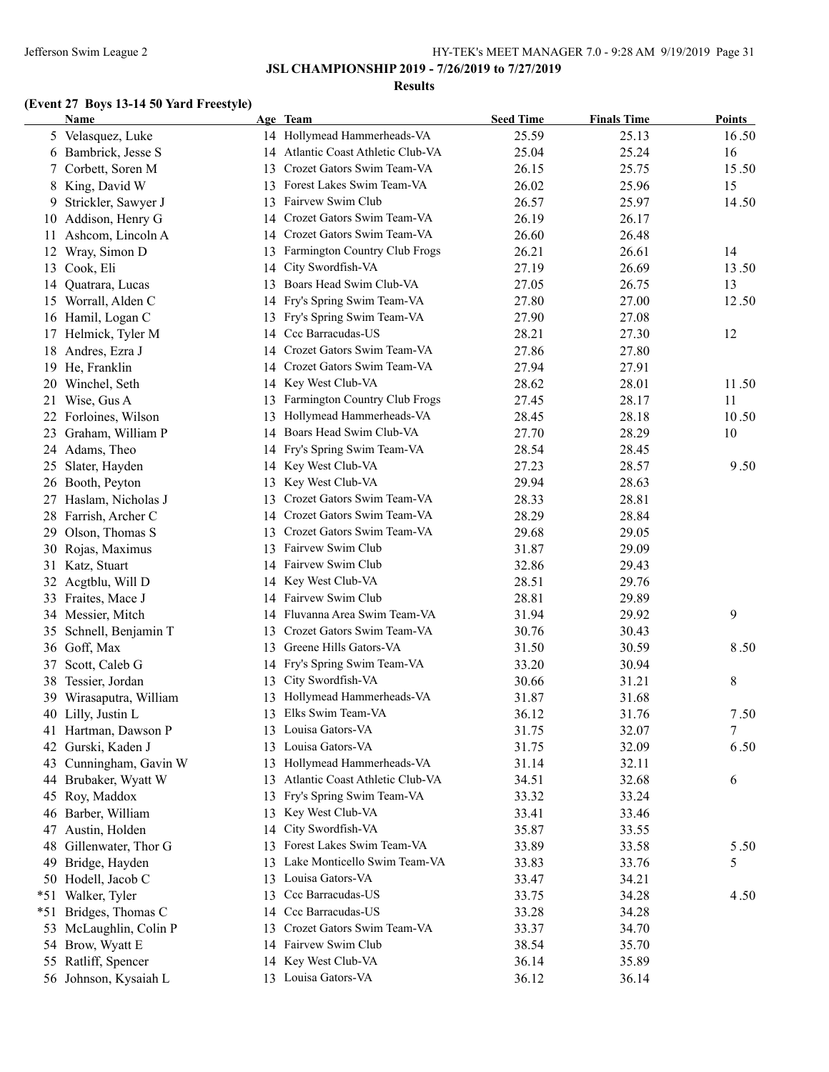**JSL CHAMPIONSHIP 2019 - 7/26/2019 to 7/27/2019**

**Results**

### (Event 27 Boys 13-14 50 Yard Freestyle)

| | Name | Age | Team | Seed Time | Finals Time | Points |
|---|---|---|---|---|---|---|
| 5 | Velasquez, Luke | 14 | Hollymead Hammerheads-VA | 25.59 | 25.13 | 16.50 |
| 6 | Bambrick, Jesse S | 14 | Atlantic Coast Athletic Club-VA | 25.04 | 25.24 | 16 |
| 7 | Corbett, Soren M | 13 | Crozet Gators Swim Team-VA | 26.15 | 25.75 | 15.50 |
| 8 | King, David W | 13 | Forest Lakes Swim Team-VA | 26.02 | 25.96 | 15 |
| 9 | Strickler, Sawyer J | 13 | Fairvew Swim Club | 26.57 | 25.97 | 14.50 |
| 10 | Addison, Henry G | 14 | Crozet Gators Swim Team-VA | 26.19 | 26.17 | |
| 11 | Ashcom, Lincoln A | 14 | Crozet Gators Swim Team-VA | 26.60 | 26.48 | |
| 12 | Wray, Simon D | 13 | Farmington Country Club Frogs | 26.21 | 26.61 | 14 |
| 13 | Cook, Eli | 14 | City Swordfish-VA | 27.19 | 26.69 | 13.50 |
| 14 | Quatrara, Lucas | 13 | Boars Head Swim Club-VA | 27.05 | 26.75 | 13 |
| 15 | Worrall, Alden C | 14 | Fry's Spring Swim Team-VA | 27.80 | 27.00 | 12.50 |
| 16 | Hamil, Logan C | 13 | Fry's Spring Swim Team-VA | 27.90 | 27.08 | |
| 17 | Helmick, Tyler M | 14 | Ccc Barracudas-US | 28.21 | 27.30 | 12 |
| 18 | Andres, Ezra J | 14 | Crozet Gators Swim Team-VA | 27.86 | 27.80 | |
| 19 | He, Franklin | 14 | Crozet Gators Swim Team-VA | 27.94 | 27.91 | |
| 20 | Winchel, Seth | 14 | Key West Club-VA | 28.62 | 28.01 | 11.50 |
| 21 | Wise, Gus A | 13 | Farmington Country Club Frogs | 27.45 | 28.17 | 11 |
| 22 | Forloines, Wilson | 13 | Hollymead Hammerheads-VA | 28.45 | 28.18 | 10.50 |
| 23 | Graham, William P | 14 | Boars Head Swim Club-VA | 27.70 | 28.29 | 10 |
| 24 | Adams, Theo | 14 | Fry's Spring Swim Team-VA | 28.54 | 28.45 | |
| 25 | Slater, Hayden | 14 | Key West Club-VA | 27.23 | 28.57 | 9.50 |
| 26 | Booth, Peyton | 13 | Key West Club-VA | 29.94 | 28.63 | |
| 27 | Haslam, Nicholas J | 13 | Crozet Gators Swim Team-VA | 28.33 | 28.81 | |
| 28 | Farrish, Archer C | 14 | Crozet Gators Swim Team-VA | 28.29 | 28.84 | |
| 29 | Olson, Thomas S | 13 | Crozet Gators Swim Team-VA | 29.68 | 29.05 | |
| 30 | Rojas, Maximus | 13 | Fairvew Swim Club | 31.87 | 29.09 | |
| 31 | Katz, Stuart | 14 | Fairvew Swim Club | 32.86 | 29.43 | |
| 32 | Acgtblu, Will D | 14 | Key West Club-VA | 28.51 | 29.76 | |
| 33 | Fraites, Mace J | 14 | Fairvew Swim Club | 28.81 | 29.89 | |
| 34 | Messier, Mitch | 14 | Fluvanna Area Swim Team-VA | 31.94 | 29.92 | 9 |
| 35 | Schnell, Benjamin T | 13 | Crozet Gators Swim Team-VA | 30.76 | 30.43 | |
| 36 | Goff, Max | 13 | Greene Hills Gators-VA | 31.50 | 30.59 | 8.50 |
| 37 | Scott, Caleb G | 14 | Fry's Spring Swim Team-VA | 33.20 | 30.94 | |
| 38 | Tessier, Jordan | 13 | City Swordfish-VA | 30.66 | 31.21 | 8 |
| 39 | Wirasaputra, William | 13 | Hollymead Hammerheads-VA | 31.87 | 31.68 | |
| 40 | Lilly, Justin L | 13 | Elks Swim Team-VA | 36.12 | 31.76 | 7.50 |
| 41 | Hartman, Dawson P | 13 | Louisa Gators-VA | 31.75 | 32.07 | 7 |
| 42 | Gurski, Kaden J | 13 | Louisa Gators-VA | 31.75 | 32.09 | 6.50 |
| 43 | Cunningham, Gavin W | 13 | Hollymead Hammerheads-VA | 31.14 | 32.11 | |
| 44 | Brubaker, Wyatt W | 13 | Atlantic Coast Athletic Club-VA | 34.51 | 32.68 | 6 |
| 45 | Roy, Maddox | 13 | Fry's Spring Swim Team-VA | 33.32 | 33.24 | |
| 46 | Barber, William | 13 | Key West Club-VA | 33.41 | 33.46 | |
| 47 | Austin, Holden | 14 | City Swordfish-VA | 35.87 | 33.55 | |
| 48 | Gillenwater, Thor G | 13 | Forest Lakes Swim Team-VA | 33.89 | 33.58 | 5.50 |
| 49 | Bridge, Hayden | 13 | Lake Monticello Swim Team-VA | 33.83 | 33.76 | 5 |
| 50 | Hodell, Jacob C | 13 | Louisa Gators-VA | 33.47 | 34.21 | |
| *51 | Walker, Tyler | 13 | Ccc Barracudas-US | 33.75 | 34.28 | 4.50 |
| *51 | Bridges, Thomas C | 14 | Ccc Barracudas-US | 33.28 | 34.28 | |
| 53 | McLaughlin, Colin P | 13 | Crozet Gators Swim Team-VA | 33.37 | 34.70 | |
| 54 | Brow, Wyatt E | 14 | Fairvew Swim Club | 38.54 | 35.70 | |
| 55 | Ratliff, Spencer | 14 | Key West Club-VA | 36.14 | 35.89 | |
| 56 | Johnson, Kysaiah L | 13 | Louisa Gators-VA | 36.12 | 36.14 | |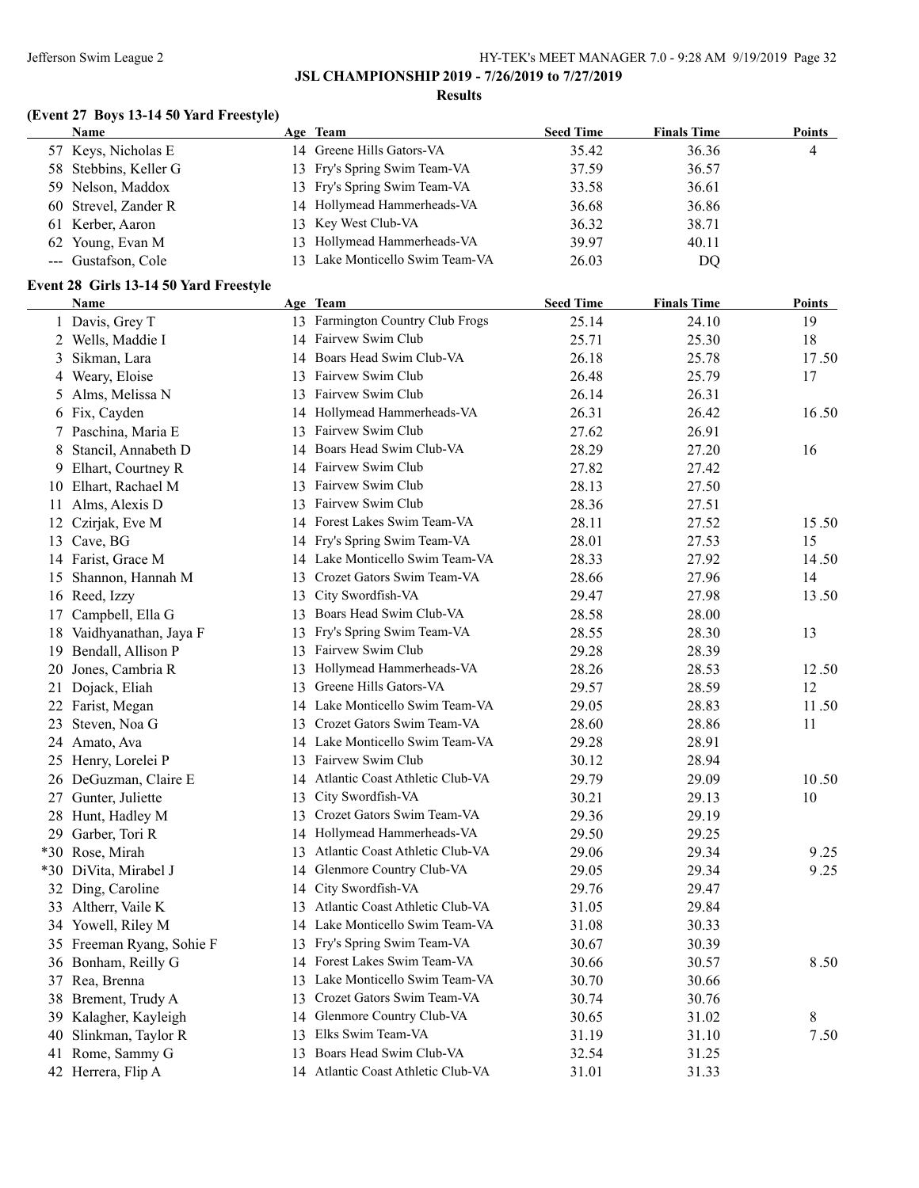## JSL CHAMPIONSHIP 2019 - 7/26/2019 to 7/27/2019

### Results

### (Event 27 Boys 13-14 50 Yard Freestyle)

| | Name | Age | Team | Seed Time | Finals Time | Points |
|---|---|---|---|---|---|---|
| 57 | Keys, Nicholas E | 14 | Greene Hills Gators-VA | 35.42 | 36.36 | 4 |
| 58 | Stebbins, Keller G | 13 | Fry's Spring Swim Team-VA | 37.59 | 36.57 | |
| 59 | Nelson, Maddox | 13 | Fry's Spring Swim Team-VA | 33.58 | 36.61 | |
| 60 | Strevel, Zander R | 14 | Hollymead Hammerheads-VA | 36.68 | 36.86 | |
| 61 | Kerber, Aaron | 13 | Key West Club-VA | 36.32 | 38.71 | |
| 62 | Young, Evan M | 13 | Hollymead Hammerheads-VA | 39.97 | 40.11 | |
| --- | Gustafson, Cole | 13 | Lake Monticello Swim Team-VA | 26.03 | DQ | |

### Event 28 Girls 13-14 50 Yard Freestyle

| | Name | Age | Team | Seed Time | Finals Time | Points |
|---|---|---|---|---|---|---|
| 1 | Davis, Grey T | 13 | Farmington Country Club Frogs | 25.14 | 24.10 | 19 |
| 2 | Wells, Maddie I | 14 | Fairvew Swim Club | 25.71 | 25.30 | 18 |
| 3 | Sikman, Lara | 14 | Boars Head Swim Club-VA | 26.18 | 25.78 | 17.50 |
| 4 | Weary, Eloise | 13 | Fairvew Swim Club | 26.48 | 25.79 | 17 |
| 5 | Alms, Melissa N | 13 | Fairvew Swim Club | 26.14 | 26.31 | |
| 6 | Fix, Cayden | 14 | Hollymead Hammerheads-VA | 26.31 | 26.42 | 16.50 |
| 7 | Paschina, Maria E | 13 | Fairvew Swim Club | 27.62 | 26.91 | |
| 8 | Stancil, Annabeth D | 14 | Boars Head Swim Club-VA | 28.29 | 27.20 | 16 |
| 9 | Elhart, Courtney R | 14 | Fairvew Swim Club | 27.82 | 27.42 | |
| 10 | Elhart, Rachael M | 13 | Fairvew Swim Club | 28.13 | 27.50 | |
| 11 | Alms, Alexis D | 13 | Fairvew Swim Club | 28.36 | 27.51 | |
| 12 | Czirjak, Eve M | 14 | Forest Lakes Swim Team-VA | 28.11 | 27.52 | 15.50 |
| 13 | Cave, BG | 14 | Fry's Spring Swim Team-VA | 28.01 | 27.53 | 15 |
| 14 | Farist, Grace M | 14 | Lake Monticello Swim Team-VA | 28.33 | 27.92 | 14.50 |
| 15 | Shannon, Hannah M | 13 | Crozet Gators Swim Team-VA | 28.66 | 27.96 | 14 |
| 16 | Reed, Izzy | 13 | City Swordfish-VA | 29.47 | 27.98 | 13.50 |
| 17 | Campbell, Ella G | 13 | Boars Head Swim Club-VA | 28.58 | 28.00 | |
| 18 | Vaidhyanathan, Jaya F | 13 | Fry's Spring Swim Team-VA | 28.55 | 28.30 | 13 |
| 19 | Bendall, Allison P | 13 | Fairvew Swim Club | 29.28 | 28.39 | |
| 20 | Jones, Cambria R | 13 | Hollymead Hammerheads-VA | 28.26 | 28.53 | 12.50 |
| 21 | Dojack, Eliah | 13 | Greene Hills Gators-VA | 29.57 | 28.59 | 12 |
| 22 | Farist, Megan | 14 | Lake Monticello Swim Team-VA | 29.05 | 28.83 | 11.50 |
| 23 | Steven, Noa G | 13 | Crozet Gators Swim Team-VA | 28.60 | 28.86 | 11 |
| 24 | Amato, Ava | 14 | Lake Monticello Swim Team-VA | 29.28 | 28.91 | |
| 25 | Henry, Lorelei P | 13 | Fairvew Swim Club | 30.12 | 28.94 | |
| 26 | DeGuzman, Claire E | 14 | Atlantic Coast Athletic Club-VA | 29.79 | 29.09 | 10.50 |
| 27 | Gunter, Juliette | 13 | City Swordfish-VA | 30.21 | 29.13 | 10 |
| 28 | Hunt, Hadley M | 13 | Crozet Gators Swim Team-VA | 29.36 | 29.19 | |
| 29 | Garber, Tori R | 14 | Hollymead Hammerheads-VA | 29.50 | 29.25 | |
| *30 | Rose, Mirah | 13 | Atlantic Coast Athletic Club-VA | 29.06 | 29.34 | 9.25 |
| *30 | DiVita, Mirabel J | 14 | Glenmore Country Club-VA | 29.05 | 29.34 | 9.25 |
| 32 | Ding, Caroline | 14 | City Swordfish-VA | 29.76 | 29.47 | |
| 33 | Altherr, Vaile K | 13 | Atlantic Coast Athletic Club-VA | 31.05 | 29.84 | |
| 34 | Yowell, Riley M | 14 | Lake Monticello Swim Team-VA | 31.08 | 30.33 | |
| 35 | Freeman Ryang, Sohie F | 13 | Fry's Spring Swim Team-VA | 30.67 | 30.39 | |
| 36 | Bonham, Reilly G | 14 | Forest Lakes Swim Team-VA | 30.66 | 30.57 | 8.50 |
| 37 | Rea, Brenna | 13 | Lake Monticello Swim Team-VA | 30.70 | 30.66 | |
| 38 | Brement, Trudy A | 13 | Crozet Gators Swim Team-VA | 30.74 | 30.76 | |
| 39 | Kalagher, Kayleigh | 14 | Glenmore Country Club-VA | 30.65 | 31.02 | 8 |
| 40 | Slinkman, Taylor R | 13 | Elks Swim Team-VA | 31.19 | 31.10 | 7.50 |
| 41 | Rome, Sammy G | 13 | Boars Head Swim Club-VA | 32.54 | 31.25 | |
| 42 | Herrera, Flip A | 14 | Atlantic Coast Athletic Club-VA | 31.01 | 31.33 | |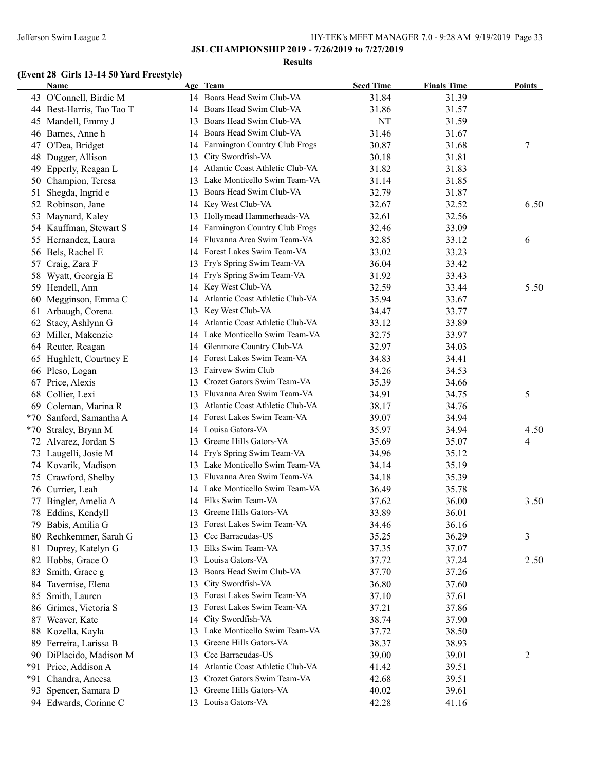**JSL CHAMPIONSHIP 2019 - 7/26/2019 to 7/27/2019**

**Results**

### (Event 28 Girls 13-14 50 Yard Freestyle)

| | Name | Age | Team | Seed Time | Finals Time | Points |
|---|---|---|---|---|---|---|
| 43 | O'Connell, Birdie M | 14 | Boars Head Swim Club-VA | 31.84 | 31.39 | |
| 44 | Best-Harris, Tao Tao T | 14 | Boars Head Swim Club-VA | 31.86 | 31.57 | |
| 45 | Mandell, Emmy J | 13 | Boars Head Swim Club-VA | NT | 31.59 | |
| 46 | Barnes, Anne h | 14 | Boars Head Swim Club-VA | 31.46 | 31.67 | |
| 47 | O'Dea, Bridget | 14 | Farmington Country Club Frogs | 30.87 | 31.68 | 7 |
| 48 | Dugger, Allison | 13 | City Swordfish-VA | 30.18 | 31.81 | |
| 49 | Epperly, Reagan L | 14 | Atlantic Coast Athletic Club-VA | 31.82 | 31.83 | |
| 50 | Champion, Teresa | 13 | Lake Monticello Swim Team-VA | 31.14 | 31.85 | |
| 51 | Shegda, Ingrid e | 13 | Boars Head Swim Club-VA | 32.79 | 31.87 | |
| 52 | Robinson, Jane | 14 | Key West Club-VA | 32.67 | 32.52 | 6.50 |
| 53 | Maynard, Kaley | 13 | Hollymead Hammerheads-VA | 32.61 | 32.56 | |
| 54 | Kauffman, Stewart S | 14 | Farmington Country Club Frogs | 32.46 | 33.09 | |
| 55 | Hernandez, Laura | 14 | Fluvanna Area Swim Team-VA | 32.85 | 33.12 | 6 |
| 56 | Bels, Rachel E | 14 | Forest Lakes Swim Team-VA | 33.02 | 33.23 | |
| 57 | Craig, Zara F | 13 | Fry's Spring Swim Team-VA | 36.04 | 33.42 | |
| 58 | Wyatt, Georgia E | 14 | Fry's Spring Swim Team-VA | 31.92 | 33.43 | |
| 59 | Hendell, Ann | 14 | Key West Club-VA | 32.59 | 33.44 | 5.50 |
| 60 | Megginson, Emma C | 14 | Atlantic Coast Athletic Club-VA | 35.94 | 33.67 | |
| 61 | Arbaugh, Corena | 13 | Key West Club-VA | 34.47 | 33.77 | |
| 62 | Stacy, Ashlynn G | 14 | Atlantic Coast Athletic Club-VA | 33.12 | 33.89 | |
| 63 | Miller, Makenzie | 14 | Lake Monticello Swim Team-VA | 32.75 | 33.97 | |
| 64 | Reuter, Reagan | 14 | Glenmore Country Club-VA | 32.97 | 34.03 | |
| 65 | Hughlett, Courtney E | 14 | Forest Lakes Swim Team-VA | 34.83 | 34.41 | |
| 66 | Pleso, Logan | 13 | Fairvew Swim Club | 34.26 | 34.53 | |
| 67 | Price, Alexis | 13 | Crozet Gators Swim Team-VA | 35.39 | 34.66 | |
| 68 | Collier, Lexi | 13 | Fluvanna Area Swim Team-VA | 34.91 | 34.75 | 5 |
| 69 | Coleman, Marina R | 13 | Atlantic Coast Athletic Club-VA | 38.17 | 34.76 | |
| *70 | Sanford, Samantha A | 14 | Forest Lakes Swim Team-VA | 39.07 | 34.94 | |
| *70 | Straley, Brynn M | 14 | Louisa Gators-VA | 35.97 | 34.94 | 4.50 |
| 72 | Alvarez, Jordan S | 13 | Greene Hills Gators-VA | 35.69 | 35.07 | 4 |
| 73 | Laugelli, Josie M | 14 | Fry's Spring Swim Team-VA | 34.96 | 35.12 | |
| 74 | Kovarik, Madison | 13 | Lake Monticello Swim Team-VA | 34.14 | 35.19 | |
| 75 | Crawford, Shelby | 13 | Fluvanna Area Swim Team-VA | 34.18 | 35.39 | |
| 76 | Currier, Leah | 14 | Lake Monticello Swim Team-VA | 36.49 | 35.78 | |
| 77 | Bingler, Amelia A | 14 | Elks Swim Team-VA | 37.62 | 36.00 | 3.50 |
| 78 | Eddins, Kendyll | 13 | Greene Hills Gators-VA | 33.89 | 36.01 | |
| 79 | Babis, Amilia G | 13 | Forest Lakes Swim Team-VA | 34.46 | 36.16 | |
| 80 | Rechkemmer, Sarah G | 13 | Ccc Barracudas-US | 35.25 | 36.29 | 3 |
| 81 | Duprey, Katelyn G | 13 | Elks Swim Team-VA | 37.35 | 37.07 | |
| 82 | Hobbs, Grace O | 13 | Louisa Gators-VA | 37.72 | 37.24 | 2.50 |
| 83 | Smith, Grace g | 13 | Boars Head Swim Club-VA | 37.70 | 37.26 | |
| 84 | Tavernise, Elena | 13 | City Swordfish-VA | 36.80 | 37.60 | |
| 85 | Smith, Lauren | 13 | Forest Lakes Swim Team-VA | 37.10 | 37.61 | |
| 86 | Grimes, Victoria S | 13 | Forest Lakes Swim Team-VA | 37.21 | 37.86 | |
| 87 | Weaver, Kate | 14 | City Swordfish-VA | 38.74 | 37.90 | |
| 88 | Kozella, Kayla | 13 | Lake Monticello Swim Team-VA | 37.72 | 38.50 | |
| 89 | Ferreira, Larissa B | 13 | Greene Hills Gators-VA | 38.37 | 38.93 | |
| 90 | DiPlacido, Madison M | 13 | Ccc Barracudas-US | 39.00 | 39.01 | 2 |
| *91 | Price, Addison A | 14 | Atlantic Coast Athletic Club-VA | 41.42 | 39.51 | |
| *91 | Chandra, Aneesa | 13 | Crozet Gators Swim Team-VA | 42.68 | 39.51 | |
| 93 | Spencer, Samara D | 13 | Greene Hills Gators-VA | 40.02 | 39.61 | |
| 94 | Edwards, Corinne C | 13 | Louisa Gators-VA | 42.28 | 41.16 | |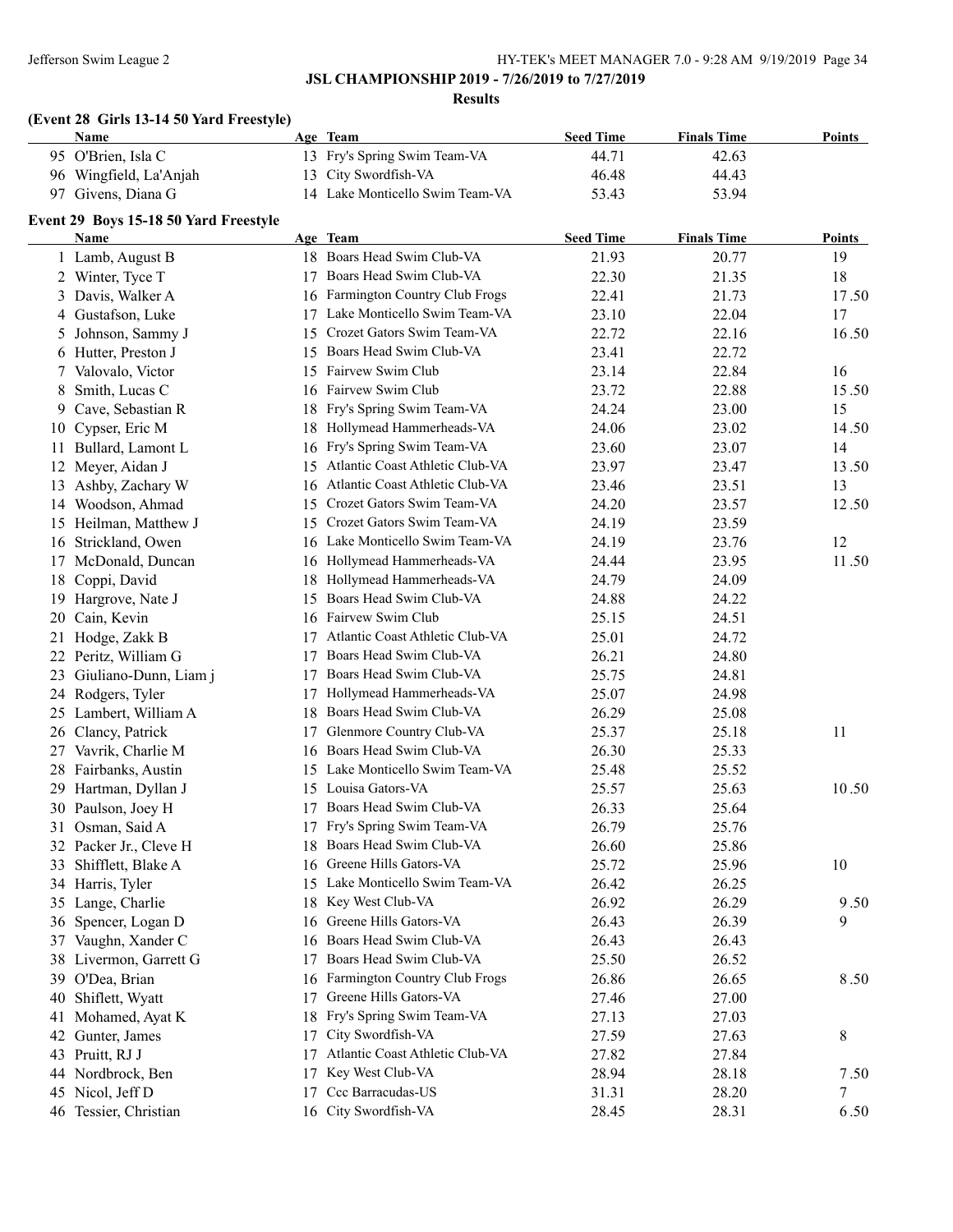**JSL CHAMPIONSHIP 2019 - 7/26/2019 to 7/27/2019**

**Results**

### (Event 28 Girls 13-14 50 Yard Freestyle)

| | Name | Age | Team | Seed Time | Finals Time | Points |
|---|---|---|---|---|---|---|
| 95 | O'Brien, Isla C | 13 | Fry's Spring Swim Team-VA | 44.71 | 42.63 | |
| 96 | Wingfield, La'Anjah | 13 | City Swordfish-VA | 46.48 | 44.43 | |
| 97 | Givens, Diana G | 14 | Lake Monticello Swim Team-VA | 53.43 | 53.94 | |

### Event 29 Boys 15-18 50 Yard Freestyle

| | Name | Age | Team | Seed Time | Finals Time | Points |
|---|---|---|---|---|---|---|
| 1 | Lamb, August B | 18 | Boars Head Swim Club-VA | 21.93 | 20.77 | 19 |
| 2 | Winter, Tyce T | 17 | Boars Head Swim Club-VA | 22.30 | 21.35 | 18 |
| 3 | Davis, Walker A | 16 | Farmington Country Club Frogs | 22.41 | 21.73 | 17.50 |
| 4 | Gustafson, Luke | 17 | Lake Monticello Swim Team-VA | 23.10 | 22.04 | 17 |
| 5 | Johnson, Sammy J | 15 | Crozet Gators Swim Team-VA | 22.72 | 22.16 | 16.50 |
| 6 | Hutter, Preston J | 15 | Boars Head Swim Club-VA | 23.41 | 22.72 | |
| 7 | Valovalo, Victor | 15 | Fairvew Swim Club | 23.14 | 22.84 | 16 |
| 8 | Smith, Lucas C | 16 | Fairvew Swim Club | 23.72 | 22.88 | 15.50 |
| 9 | Cave, Sebastian R | 18 | Fry's Spring Swim Team-VA | 24.24 | 23.00 | 15 |
| 10 | Cypser, Eric M | 18 | Hollymead Hammerheads-VA | 24.06 | 23.02 | 14.50 |
| 11 | Bullard, Lamont L | 16 | Fry's Spring Swim Team-VA | 23.60 | 23.07 | 14 |
| 12 | Meyer, Aidan J | 15 | Atlantic Coast Athletic Club-VA | 23.97 | 23.47 | 13.50 |
| 13 | Ashby, Zachary W | 16 | Atlantic Coast Athletic Club-VA | 23.46 | 23.51 | 13 |
| 14 | Woodson, Ahmad | 15 | Crozet Gators Swim Team-VA | 24.20 | 23.57 | 12.50 |
| 15 | Heilman, Matthew J | 15 | Crozet Gators Swim Team-VA | 24.19 | 23.59 | |
| 16 | Strickland, Owen | 16 | Lake Monticello Swim Team-VA | 24.19 | 23.76 | 12 |
| 17 | McDonald, Duncan | 16 | Hollymead Hammerheads-VA | 24.44 | 23.95 | 11.50 |
| 18 | Coppi, David | 18 | Hollymead Hammerheads-VA | 24.79 | 24.09 | |
| 19 | Hargrove, Nate J | 15 | Boars Head Swim Club-VA | 24.88 | 24.22 | |
| 20 | Cain, Kevin | 16 | Fairvew Swim Club | 25.15 | 24.51 | |
| 21 | Hodge, Zakk B | 17 | Atlantic Coast Athletic Club-VA | 25.01 | 24.72 | |
| 22 | Peritz, William G | 17 | Boars Head Swim Club-VA | 26.21 | 24.80 | |
| 23 | Giuliano-Dunn, Liam j | 17 | Boars Head Swim Club-VA | 25.75 | 24.81 | |
| 24 | Rodgers, Tyler | 17 | Hollymead Hammerheads-VA | 25.07 | 24.98 | |
| 25 | Lambert, William A | 18 | Boars Head Swim Club-VA | 26.29 | 25.08 | |
| 26 | Clancy, Patrick | 17 | Glenmore Country Club-VA | 25.37 | 25.18 | 11 |
| 27 | Vavrik, Charlie M | 16 | Boars Head Swim Club-VA | 26.30 | 25.33 | |
| 28 | Fairbanks, Austin | 15 | Lake Monticello Swim Team-VA | 25.48 | 25.52 | |
| 29 | Hartman, Dyllan J | 15 | Louisa Gators-VA | 25.57 | 25.63 | 10.50 |
| 30 | Paulson, Joey H | 17 | Boars Head Swim Club-VA | 26.33 | 25.64 | |
| 31 | Osman, Said A | 17 | Fry's Spring Swim Team-VA | 26.79 | 25.76 | |
| 32 | Packer Jr., Cleve H | 18 | Boars Head Swim Club-VA | 26.60 | 25.86 | |
| 33 | Shifflett, Blake A | 16 | Greene Hills Gators-VA | 25.72 | 25.96 | 10 |
| 34 | Harris, Tyler | 15 | Lake Monticello Swim Team-VA | 26.42 | 26.25 | |
| 35 | Lange, Charlie | 18 | Key West Club-VA | 26.92 | 26.29 | 9.50 |
| 36 | Spencer, Logan D | 16 | Greene Hills Gators-VA | 26.43 | 26.39 | 9 |
| 37 | Vaughn, Xander C | 16 | Boars Head Swim Club-VA | 26.43 | 26.43 | |
| 38 | Livermon, Garrett G | 17 | Boars Head Swim Club-VA | 25.50 | 26.52 | |
| 39 | O'Dea, Brian | 16 | Farmington Country Club Frogs | 26.86 | 26.65 | 8.50 |
| 40 | Shiflett, Wyatt | 17 | Greene Hills Gators-VA | 27.46 | 27.00 | |
| 41 | Mohamed, Ayat K | 18 | Fry's Spring Swim Team-VA | 27.13 | 27.03 | |
| 42 | Gunter, James | 17 | City Swordfish-VA | 27.59 | 27.63 | 8 |
| 43 | Pruitt, RJ J | 17 | Atlantic Coast Athletic Club-VA | 27.82 | 27.84 | |
| 44 | Nordbrock, Ben | 17 | Key West Club-VA | 28.94 | 28.18 | 7.50 |
| 45 | Nicol, Jeff D | 17 | Ccc Barracudas-US | 31.31 | 28.20 | 7 |
| 46 | Tessier, Christian | 16 | City Swordfish-VA | 28.45 | 28.31 | 6.50 |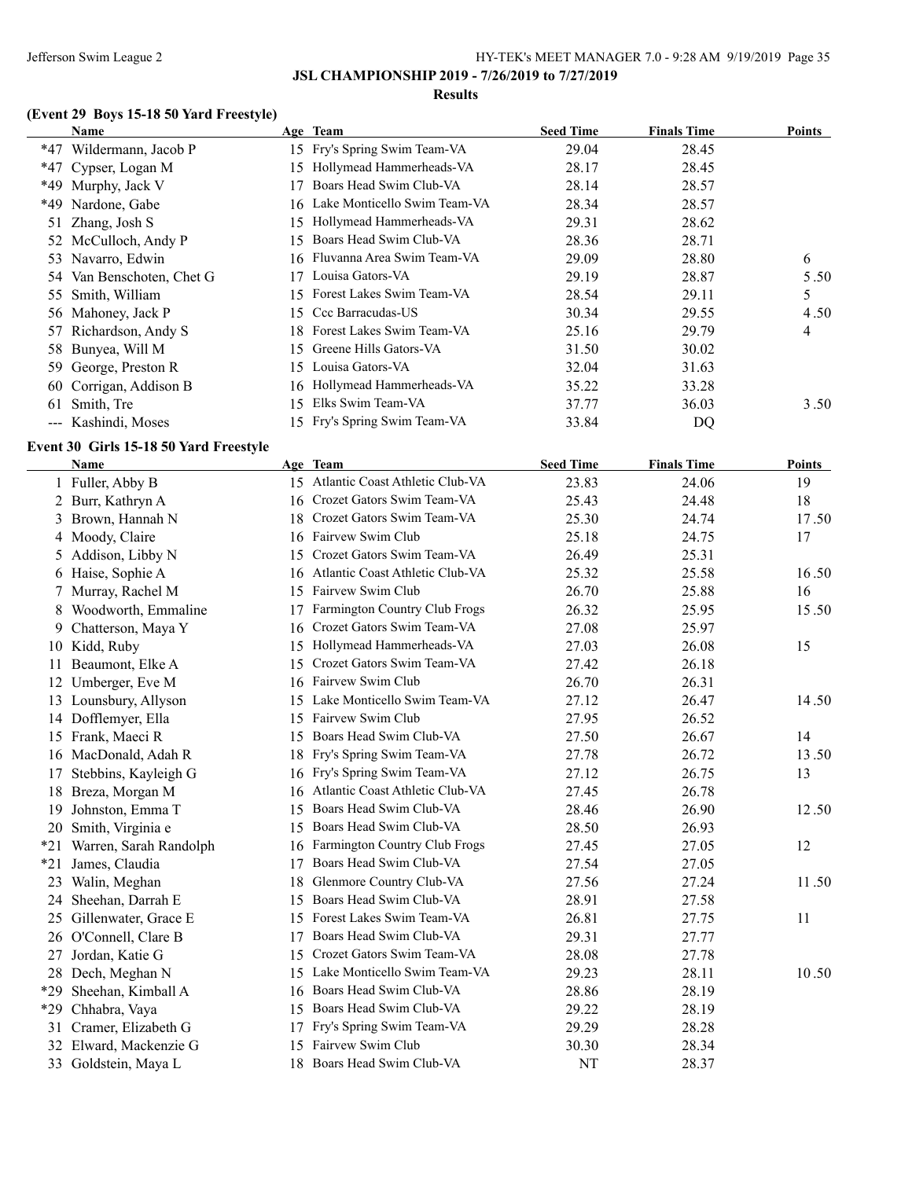# JSL CHAMPIONSHIP 2019 - 7/26/2019 to 7/27/2019

## Results

### (Event 29 Boys 15-18 50 Yard Freestyle)

| | Name | Age | Team | Seed Time | Finals Time | Points |
|---|---|---|---|---|---|---|
| *47 | Wildermann, Jacob P | 15 | Fry's Spring Swim Team-VA | 29.04 | 28.45 | |
| *47 | Cypser, Logan M | 15 | Hollymead Hammerheads-VA | 28.17 | 28.45 | |
| *49 | Murphy, Jack V | 17 | Boars Head Swim Club-VA | 28.14 | 28.57 | |
| *49 | Nardone, Gabe | 16 | Lake Monticello Swim Team-VA | 28.34 | 28.57 | |
| 51 | Zhang, Josh S | 15 | Hollymead Hammerheads-VA | 29.31 | 28.62 | |
| 52 | McCulloch, Andy P | 15 | Boars Head Swim Club-VA | 28.36 | 28.71 | |
| 53 | Navarro, Edwin | 16 | Fluvanna Area Swim Team-VA | 29.09 | 28.80 | 6 |
| 54 | Van Benschoten, Chet G | 17 | Louisa Gators-VA | 29.19 | 28.87 | 5.50 |
| 55 | Smith, William | 15 | Forest Lakes Swim Team-VA | 28.54 | 29.11 | 5 |
| 56 | Mahoney, Jack P | 15 | Ccc Barracudas-US | 30.34 | 29.55 | 4.50 |
| 57 | Richardson, Andy S | 18 | Forest Lakes Swim Team-VA | 25.16 | 29.79 | 4 |
| 58 | Bunyea, Will M | 15 | Greene Hills Gators-VA | 31.50 | 30.02 | |
| 59 | George, Preston R | 15 | Louisa Gators-VA | 32.04 | 31.63 | |
| 60 | Corrigan, Addison B | 16 | Hollymead Hammerheads-VA | 35.22 | 33.28 | |
| 61 | Smith, Tre | 15 | Elks Swim Team-VA | 37.77 | 36.03 | 3.50 |
| --- | Kashindi, Moses | 15 | Fry's Spring Swim Team-VA | 33.84 | DQ | |

### Event 30 Girls 15-18 50 Yard Freestyle

| | Name | Age | Team | Seed Time | Finals Time | Points |
|---|---|---|---|---|---|---|
| 1 | Fuller, Abby B | 15 | Atlantic Coast Athletic Club-VA | 23.83 | 24.06 | 19 |
| 2 | Burr, Kathryn A | 16 | Crozet Gators Swim Team-VA | 25.43 | 24.48 | 18 |
| 3 | Brown, Hannah N | 18 | Crozet Gators Swim Team-VA | 25.30 | 24.74 | 17.50 |
| 4 | Moody, Claire | 16 | Fairvew Swim Club | 25.18 | 24.75 | 17 |
| 5 | Addison, Libby N | 15 | Crozet Gators Swim Team-VA | 26.49 | 25.31 | |
| 6 | Haise, Sophie A | 16 | Atlantic Coast Athletic Club-VA | 25.32 | 25.58 | 16.50 |
| 7 | Murray, Rachel M | 15 | Fairvew Swim Club | 26.70 | 25.88 | 16 |
| 8 | Woodworth, Emmaline | 17 | Farmington Country Club Frogs | 26.32 | 25.95 | 15.50 |
| 9 | Chatterson, Maya Y | 16 | Crozet Gators Swim Team-VA | 27.08 | 25.97 | |
| 10 | Kidd, Ruby | 15 | Hollymead Hammerheads-VA | 27.03 | 26.08 | 15 |
| 11 | Beaumont, Elke A | 15 | Crozet Gators Swim Team-VA | 27.42 | 26.18 | |
| 12 | Umberger, Eve M | 16 | Fairvew Swim Club | 26.70 | 26.31 | |
| 13 | Lounsbury, Allyson | 15 | Lake Monticello Swim Team-VA | 27.12 | 26.47 | 14.50 |
| 14 | Dofflemyer, Ella | 15 | Fairvew Swim Club | 27.95 | 26.52 | |
| 15 | Frank, Maeci R | 15 | Boars Head Swim Club-VA | 27.50 | 26.67 | 14 |
| 16 | MacDonald, Adah R | 18 | Fry's Spring Swim Team-VA | 27.78 | 26.72 | 13.50 |
| 17 | Stebbins, Kayleigh G | 16 | Fry's Spring Swim Team-VA | 27.12 | 26.75 | 13 |
| 18 | Breza, Morgan M | 16 | Atlantic Coast Athletic Club-VA | 27.45 | 26.78 | |
| 19 | Johnston, Emma T | 15 | Boars Head Swim Club-VA | 28.46 | 26.90 | 12.50 |
| 20 | Smith, Virginia e | 15 | Boars Head Swim Club-VA | 28.50 | 26.93 | |
| *21 | Warren, Sarah Randolph | 16 | Farmington Country Club Frogs | 27.45 | 27.05 | 12 |
| *21 | James, Claudia | 17 | Boars Head Swim Club-VA | 27.54 | 27.05 | |
| 23 | Walin, Meghan | 18 | Glenmore Country Club-VA | 27.56 | 27.24 | 11.50 |
| 24 | Sheehan, Darrah E | 15 | Boars Head Swim Club-VA | 28.91 | 27.58 | |
| 25 | Gillenwater, Grace E | 15 | Forest Lakes Swim Team-VA | 26.81 | 27.75 | 11 |
| 26 | O'Connell, Clare B | 17 | Boars Head Swim Club-VA | 29.31 | 27.77 | |
| 27 | Jordan, Katie G | 15 | Crozet Gators Swim Team-VA | 28.08 | 27.78 | |
| 28 | Dech, Meghan N | 15 | Lake Monticello Swim Team-VA | 29.23 | 28.11 | 10.50 |
| *29 | Sheehan, Kimball A | 16 | Boars Head Swim Club-VA | 28.86 | 28.19 | |
| *29 | Chhabra, Vaya | 15 | Boars Head Swim Club-VA | 29.22 | 28.19 | |
| 31 | Cramer, Elizabeth G | 17 | Fry's Spring Swim Team-VA | 29.29 | 28.28 | |
| 32 | Elward, Mackenzie G | 15 | Fairvew Swim Club | 30.30 | 28.34 | |
| 33 | Goldstein, Maya L | 18 | Boars Head Swim Club-VA | NT | 28.37 | |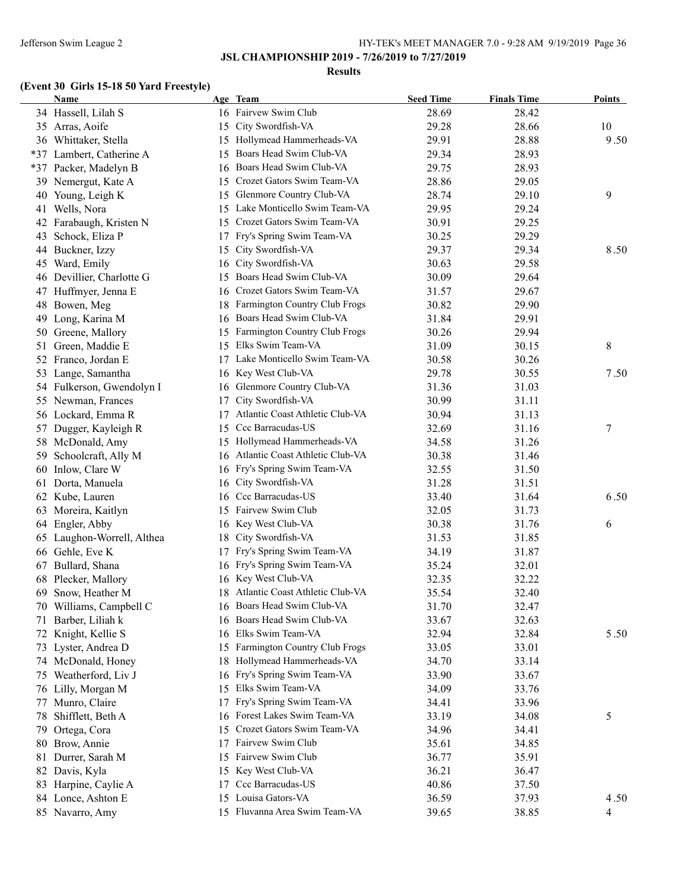## JSL CHAMPIONSHIP 2019 - 7/26/2019 to 7/27/2019

### Results

#### (Event 30 Girls 15-18 50 Yard Freestyle)

| | Name | Age | Team | Seed Time | Finals Time | Points |
|---|---|---|---|---|---|---|
| 34 | Hassell, Lilah S | 16 | Fairvew Swim Club | 28.69 | 28.42 | |
| 35 | Arras, Aoife | 15 | City Swordfish-VA | 29.28 | 28.66 | 10 |
| 36 | Whittaker, Stella | 15 | Hollymead Hammerheads-VA | 29.91 | 28.88 | 9.50 |
| *37 | Lambert, Catherine A | 15 | Boars Head Swim Club-VA | 29.34 | 28.93 | |
| *37 | Packer, Madelyn B | 16 | Boars Head Swim Club-VA | 29.75 | 28.93 | |
| 39 | Nemergut, Kate A | 15 | Crozet Gators Swim Team-VA | 28.86 | 29.05 | |
| 40 | Young, Leigh K | 15 | Glenmore Country Club-VA | 28.74 | 29.10 | 9 |
| 41 | Wells, Nora | 15 | Lake Monticello Swim Team-VA | 29.95 | 29.24 | |
| 42 | Farabaugh, Kristen N | 15 | Crozet Gators Swim Team-VA | 30.91 | 29.25 | |
| 43 | Schock, Eliza P | 17 | Fry's Spring Swim Team-VA | 30.25 | 29.29 | |
| 44 | Buckner, Izzy | 15 | City Swordfish-VA | 29.37 | 29.34 | 8.50 |
| 45 | Ward, Emily | 16 | City Swordfish-VA | 30.63 | 29.58 | |
| 46 | Devillier, Charlotte G | 15 | Boars Head Swim Club-VA | 30.09 | 29.64 | |
| 47 | Huffmyer, Jenna E | 16 | Crozet Gators Swim Team-VA | 31.57 | 29.67 | |
| 48 | Bowen, Meg | 18 | Farmington Country Club Frogs | 30.82 | 29.90 | |
| 49 | Long, Karina M | 16 | Boars Head Swim Club-VA | 31.84 | 29.91 | |
| 50 | Greene, Mallory | 15 | Farmington Country Club Frogs | 30.26 | 29.94 | |
| 51 | Green, Maddie E | 15 | Elks Swim Team-VA | 31.09 | 30.15 | 8 |
| 52 | Franco, Jordan E | 17 | Lake Monticello Swim Team-VA | 30.58 | 30.26 | |
| 53 | Lange, Samantha | 16 | Key West Club-VA | 29.78 | 30.55 | 7.50 |
| 54 | Fulkerson, Gwendolyn I | 16 | Glenmore Country Club-VA | 31.36 | 31.03 | |
| 55 | Newman, Frances | 17 | City Swordfish-VA | 30.99 | 31.11 | |
| 56 | Lockard, Emma R | 17 | Atlantic Coast Athletic Club-VA | 30.94 | 31.13 | |
| 57 | Dugger, Kayleigh R | 15 | Ccc Barracudas-US | 32.69 | 31.16 | 7 |
| 58 | McDonald, Amy | 15 | Hollymead Hammerheads-VA | 34.58 | 31.26 | |
| 59 | Schoolcraft, Ally M | 16 | Atlantic Coast Athletic Club-VA | 30.38 | 31.46 | |
| 60 | Inlow, Clare W | 16 | Fry's Spring Swim Team-VA | 32.55 | 31.50 | |
| 61 | Dorta, Manuela | 16 | City Swordfish-VA | 31.28 | 31.51 | |
| 62 | Kube, Lauren | 16 | Ccc Barracudas-US | 33.40 | 31.64 | 6.50 |
| 63 | Moreira, Kaitlyn | 15 | Fairvew Swim Club | 32.05 | 31.73 | |
| 64 | Engler, Abby | 16 | Key West Club-VA | 30.38 | 31.76 | 6 |
| 65 | Laughon-Worrell, Althea | 18 | City Swordfish-VA | 31.53 | 31.85 | |
| 66 | Gehle, Eve K | 17 | Fry's Spring Swim Team-VA | 34.19 | 31.87 | |
| 67 | Bullard, Shana | 16 | Fry's Spring Swim Team-VA | 35.24 | 32.01 | |
| 68 | Plecker, Mallory | 16 | Key West Club-VA | 32.35 | 32.22 | |
| 69 | Snow, Heather M | 18 | Atlantic Coast Athletic Club-VA | 35.54 | 32.40 | |
| 70 | Williams, Campbell C | 16 | Boars Head Swim Club-VA | 31.70 | 32.47 | |
| 71 | Barber, Liliah k | 16 | Boars Head Swim Club-VA | 33.67 | 32.63 | |
| 72 | Knight, Kellie S | 16 | Elks Swim Team-VA | 32.94 | 32.84 | 5.50 |
| 73 | Lyster, Andrea D | 15 | Farmington Country Club Frogs | 33.05 | 33.01 | |
| 74 | McDonald, Honey | 18 | Hollymead Hammerheads-VA | 34.70 | 33.14 | |
| 75 | Weatherford, Liv J | 16 | Fry's Spring Swim Team-VA | 33.90 | 33.67 | |
| 76 | Lilly, Morgan M | 15 | Elks Swim Team-VA | 34.09 | 33.76 | |
| 77 | Munro, Claire | 17 | Fry's Spring Swim Team-VA | 34.41 | 33.96 | |
| 78 | Shifflett, Beth A | 16 | Forest Lakes Swim Team-VA | 33.19 | 34.08 | 5 |
| 79 | Ortega, Cora | 15 | Crozet Gators Swim Team-VA | 34.96 | 34.41 | |
| 80 | Brow, Annie | 17 | Fairvew Swim Club | 35.61 | 34.85 | |
| 81 | Durrer, Sarah M | 15 | Fairvew Swim Club | 36.77 | 35.91 | |
| 82 | Davis, Kyla | 15 | Key West Club-VA | 36.21 | 36.47 | |
| 83 | Harpine, Caylie A | 17 | Ccc Barracudas-US | 40.86 | 37.50 | |
| 84 | Lonce, Ashton E | 15 | Louisa Gators-VA | 36.59 | 37.93 | 4.50 |
| 85 | Navarro, Amy | 15 | Fluvanna Area Swim Team-VA | 39.65 | 38.85 | 4 |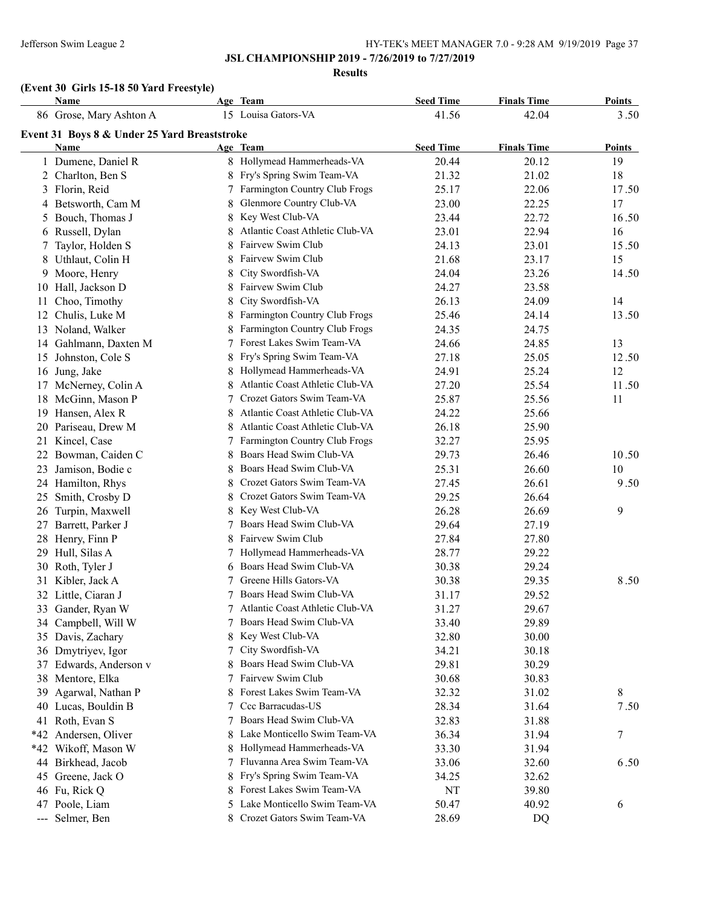## JSL CHAMPIONSHIP 2019 - 7/26/2019 to 7/27/2019

### Results

### (Event 30 Girls 15-18 50 Yard Freestyle)

| Name | Age | Team | Seed Time | Finals Time | Points |
|---|---|---|---|---|---|
| 86 Grose, Mary Ashton A | 15 | Louisa Gators-VA | 41.56 | 42.04 | 3.50 |

### Event 31 Boys 8 & Under 25 Yard Breaststroke

| Name | Age | Team | Seed Time | Finals Time | Points |
|---|---|---|---|---|---|
| 1 Dumene, Daniel R | 8 | Hollymead Hammerheads-VA | 20.44 | 20.12 | 19 |
| 2 Charlton, Ben S | 8 | Fry's Spring Swim Team-VA | 21.32 | 21.02 | 18 |
| 3 Florin, Reid | 7 | Farmington Country Club Frogs | 25.17 | 22.06 | 17.50 |
| 4 Betsworth, Cam M | 8 | Glenmore Country Club-VA | 23.00 | 22.25 | 17 |
| 5 Bouch, Thomas J | 8 | Key West Club-VA | 23.44 | 22.72 | 16.50 |
| 6 Russell, Dylan | 8 | Atlantic Coast Athletic Club-VA | 23.01 | 22.94 | 16 |
| 7 Taylor, Holden S | 8 | Fairvew Swim Club | 24.13 | 23.01 | 15.50 |
| 8 Uthlaut, Colin H | 8 | Fairvew Swim Club | 21.68 | 23.17 | 15 |
| 9 Moore, Henry | 8 | City Swordfish-VA | 24.04 | 23.26 | 14.50 |
| 10 Hall, Jackson D | 8 | Fairvew Swim Club | 24.27 | 23.58 | |
| 11 Choo, Timothy | 8 | City Swordfish-VA | 26.13 | 24.09 | 14 |
| 12 Chulis, Luke M | 8 | Farmington Country Club Frogs | 25.46 | 24.14 | 13.50 |
| 13 Noland, Walker | 8 | Farmington Country Club Frogs | 24.35 | 24.75 | |
| 14 Gahlmann, Daxten M | 7 | Forest Lakes Swim Team-VA | 24.66 | 24.85 | 13 |
| 15 Johnston, Cole S | 8 | Fry's Spring Swim Team-VA | 27.18 | 25.05 | 12.50 |
| 16 Jung, Jake | 8 | Hollymead Hammerheads-VA | 24.91 | 25.24 | 12 |
| 17 McNerney, Colin A | 8 | Atlantic Coast Athletic Club-VA | 27.20 | 25.54 | 11.50 |
| 18 McGinn, Mason P | 7 | Crozet Gators Swim Team-VA | 25.87 | 25.56 | 11 |
| 19 Hansen, Alex R | 8 | Atlantic Coast Athletic Club-VA | 24.22 | 25.66 | |
| 20 Pariseau, Drew M | 8 | Atlantic Coast Athletic Club-VA | 26.18 | 25.90 | |
| 21 Kincel, Case | 7 | Farmington Country Club Frogs | 32.27 | 25.95 | |
| 22 Bowman, Caiden C | 8 | Boars Head Swim Club-VA | 29.73 | 26.46 | 10.50 |
| 23 Jamison, Bodie c | 8 | Boars Head Swim Club-VA | 25.31 | 26.60 | 10 |
| 24 Hamilton, Rhys | 8 | Crozet Gators Swim Team-VA | 27.45 | 26.61 | 9.50 |
| 25 Smith, Crosby D | 8 | Crozet Gators Swim Team-VA | 29.25 | 26.64 | |
| 26 Turpin, Maxwell | 8 | Key West Club-VA | 26.28 | 26.69 | 9 |
| 27 Barrett, Parker J | 7 | Boars Head Swim Club-VA | 29.64 | 27.19 | |
| 28 Henry, Finn P | 8 | Fairvew Swim Club | 27.84 | 27.80 | |
| 29 Hull, Silas A | 7 | Hollymead Hammerheads-VA | 28.77 | 29.22 | |
| 30 Roth, Tyler J | 6 | Boars Head Swim Club-VA | 30.38 | 29.24 | |
| 31 Kibler, Jack A | 7 | Greene Hills Gators-VA | 30.38 | 29.35 | 8.50 |
| 32 Little, Ciaran J | 7 | Boars Head Swim Club-VA | 31.17 | 29.52 | |
| 33 Gander, Ryan W | 7 | Atlantic Coast Athletic Club-VA | 31.27 | 29.67 | |
| 34 Campbell, Will W | 7 | Boars Head Swim Club-VA | 33.40 | 29.89 | |
| 35 Davis, Zachary | 8 | Key West Club-VA | 32.80 | 30.00 | |
| 36 Dmytriyev, Igor | 7 | City Swordfish-VA | 34.21 | 30.18 | |
| 37 Edwards, Anderson v | 8 | Boars Head Swim Club-VA | 29.81 | 30.29 | |
| 38 Mentore, Elka | 7 | Fairvew Swim Club | 30.68 | 30.83 | |
| 39 Agarwal, Nathan P | 8 | Forest Lakes Swim Team-VA | 32.32 | 31.02 | 8 |
| 40 Lucas, Bouldin B | 7 | Ccc Barracudas-US | 28.34 | 31.64 | 7.50 |
| 41 Roth, Evan S | 7 | Boars Head Swim Club-VA | 32.83 | 31.88 | |
| *42 Andersen, Oliver | 8 | Lake Monticello Swim Team-VA | 36.34 | 31.94 | 7 |
| *42 Wikoff, Mason W | 8 | Hollymead Hammerheads-VA | 33.30 | 31.94 | |
| 44 Birkhead, Jacob | 7 | Fluvanna Area Swim Team-VA | 33.06 | 32.60 | 6.50 |
| 45 Greene, Jack O | 8 | Fry's Spring Swim Team-VA | 34.25 | 32.62 | |
| 46 Fu, Rick Q | 8 | Forest Lakes Swim Team-VA | NT | 39.80 | |
| 47 Poole, Liam | 5 | Lake Monticello Swim Team-VA | 50.47 | 40.92 | 6 |
| --- Selmer, Ben | 8 | Crozet Gators Swim Team-VA | 28.69 | DQ | |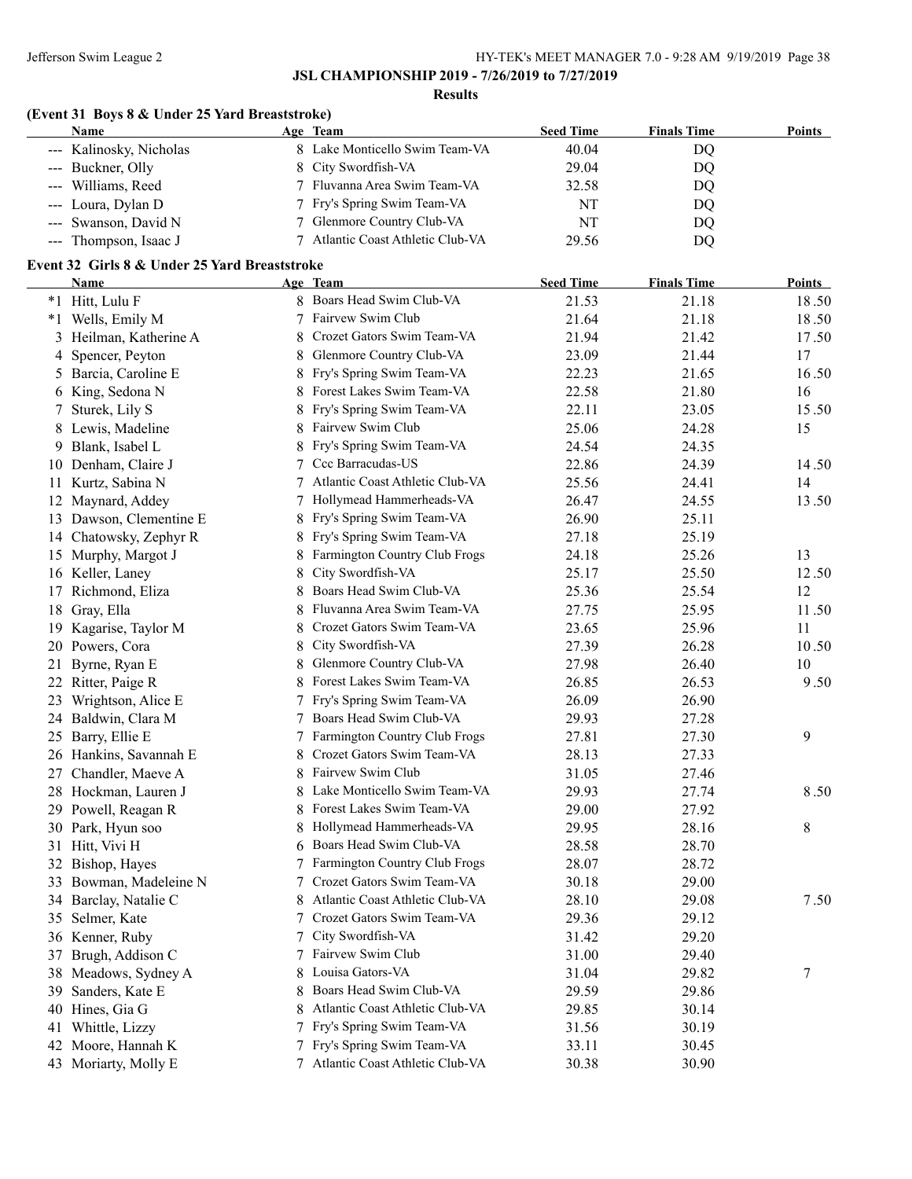**JSL CHAMPIONSHIP 2019 - 7/26/2019 to 7/27/2019**

**Results**

### (Event 31 Boys 8 & Under 25 Yard Breaststroke)

| | Name | Age | Team | Seed Time | Finals Time | Points |
|---|---|---|---|---|---|---|
| --- | Kalinosky, Nicholas | 8 | Lake Monticello Swim Team-VA | 40.04 | DQ | |
| --- | Buckner, Olly | 8 | City Swordfish-VA | 29.04 | DQ | |
| --- | Williams, Reed | 7 | Fluvanna Area Swim Team-VA | 32.58 | DQ | |
| --- | Loura, Dylan D | 7 | Fry's Spring Swim Team-VA | NT | DQ | |
| --- | Swanson, David N | 7 | Glenmore Country Club-VA | NT | DQ | |
| --- | Thompson, Isaac J | 7 | Atlantic Coast Athletic Club-VA | 29.56 | DQ | |

### Event 32 Girls 8 & Under 25 Yard Breaststroke

| | Name | Age | Team | Seed Time | Finals Time | Points |
|---|---|---|---|---|---|---|
| *1 | Hitt, Lulu F | 8 | Boars Head Swim Club-VA | 21.53 | 21.18 | 18.50 |
| *1 | Wells, Emily M | 7 | Fairvew Swim Club | 21.64 | 21.18 | 18.50 |
| 3 | Heilman, Katherine A | 8 | Crozet Gators Swim Team-VA | 21.94 | 21.42 | 17.50 |
| 4 | Spencer, Peyton | 8 | Glenmore Country Club-VA | 23.09 | 21.44 | 17 |
| 5 | Barcia, Caroline E | 8 | Fry's Spring Swim Team-VA | 22.23 | 21.65 | 16.50 |
| 6 | King, Sedona N | 8 | Forest Lakes Swim Team-VA | 22.58 | 21.80 | 16 |
| 7 | Sturek, Lily S | 8 | Fry's Spring Swim Team-VA | 22.11 | 23.05 | 15.50 |
| 8 | Lewis, Madeline | 8 | Fairvew Swim Club | 25.06 | 24.28 | 15 |
| 9 | Blank, Isabel L | 8 | Fry's Spring Swim Team-VA | 24.54 | 24.35 | |
| 10 | Denham, Claire J | 7 | Ccc Barracudas-US | 22.86 | 24.39 | 14.50 |
| 11 | Kurtz, Sabina N | 7 | Atlantic Coast Athletic Club-VA | 25.56 | 24.41 | 14 |
| 12 | Maynard, Addey | 7 | Hollymead Hammerheads-VA | 26.47 | 24.55 | 13.50 |
| 13 | Dawson, Clementine E | 8 | Fry's Spring Swim Team-VA | 26.90 | 25.11 | |
| 14 | Chatowsky, Zephyr R | 8 | Fry's Spring Swim Team-VA | 27.18 | 25.19 | |
| 15 | Murphy, Margot J | 8 | Farmington Country Club Frogs | 24.18 | 25.26 | 13 |
| 16 | Keller, Laney | 8 | City Swordfish-VA | 25.17 | 25.50 | 12.50 |
| 17 | Richmond, Eliza | 8 | Boars Head Swim Club-VA | 25.36 | 25.54 | 12 |
| 18 | Gray, Ella | 8 | Fluvanna Area Swim Team-VA | 27.75 | 25.95 | 11.50 |
| 19 | Kagarise, Taylor M | 8 | Crozet Gators Swim Team-VA | 23.65 | 25.96 | 11 |
| 20 | Powers, Cora | 8 | City Swordfish-VA | 27.39 | 26.28 | 10.50 |
| 21 | Byrne, Ryan E | 8 | Glenmore Country Club-VA | 27.98 | 26.40 | 10 |
| 22 | Ritter, Paige R | 8 | Forest Lakes Swim Team-VA | 26.85 | 26.53 | 9.50 |
| 23 | Wrightson, Alice E | 7 | Fry's Spring Swim Team-VA | 26.09 | 26.90 | |
| 24 | Baldwin, Clara M | 7 | Boars Head Swim Club-VA | 29.93 | 27.28 | |
| 25 | Barry, Ellie E | 7 | Farmington Country Club Frogs | 27.81 | 27.30 | 9 |
| 26 | Hankins, Savannah E | 8 | Crozet Gators Swim Team-VA | 28.13 | 27.33 | |
| 27 | Chandler, Maeve A | 8 | Fairvew Swim Club | 31.05 | 27.46 | |
| 28 | Hockman, Lauren J | 8 | Lake Monticello Swim Team-VA | 29.93 | 27.74 | 8.50 |
| 29 | Powell, Reagan R | 8 | Forest Lakes Swim Team-VA | 29.00 | 27.92 | |
| 30 | Park, Hyun soo | 8 | Hollymead Hammerheads-VA | 29.95 | 28.16 | 8 |
| 31 | Hitt, Vivi H | 6 | Boars Head Swim Club-VA | 28.58 | 28.70 | |
| 32 | Bishop, Hayes | 7 | Farmington Country Club Frogs | 28.07 | 28.72 | |
| 33 | Bowman, Madeleine N | 7 | Crozet Gators Swim Team-VA | 30.18 | 29.00 | |
| 34 | Barclay, Natalie C | 8 | Atlantic Coast Athletic Club-VA | 28.10 | 29.08 | 7.50 |
| 35 | Selmer, Kate | 7 | Crozet Gators Swim Team-VA | 29.36 | 29.12 | |
| 36 | Kenner, Ruby | 7 | City Swordfish-VA | 31.42 | 29.20 | |
| 37 | Brugh, Addison C | 7 | Fairvew Swim Club | 31.00 | 29.40 | |
| 38 | Meadows, Sydney A | 8 | Louisa Gators-VA | 31.04 | 29.82 | 7 |
| 39 | Sanders, Kate E | 8 | Boars Head Swim Club-VA | 29.59 | 29.86 | |
| 40 | Hines, Gia G | 8 | Atlantic Coast Athletic Club-VA | 29.85 | 30.14 | |
| 41 | Whittle, Lizzy | 7 | Fry's Spring Swim Team-VA | 31.56 | 30.19 | |
| 42 | Moore, Hannah K | 7 | Fry's Spring Swim Team-VA | 33.11 | 30.45 | |
| 43 | Moriarty, Molly E | 7 | Atlantic Coast Athletic Club-VA | 30.38 | 30.90 | |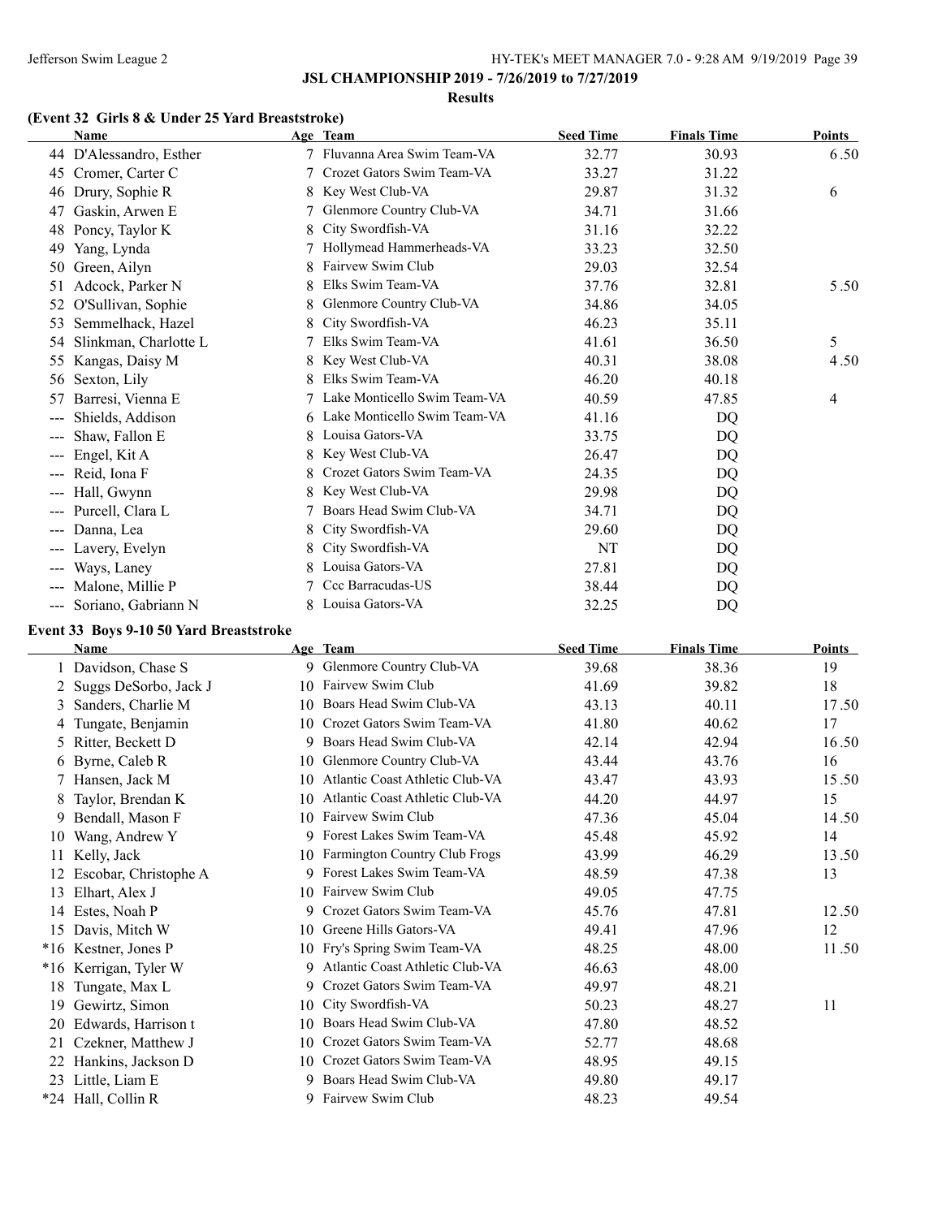**JSL CHAMPIONSHIP 2019 - 7/26/2019 to 7/27/2019**

**Results**

### (Event 32 Girls 8 & Under 25 Yard Breaststroke)

| | Name | Age | Team | Seed Time | Finals Time | Points |
|---|---|---|---|---|---|---|
| 44 | D'Alessandro, Esther | 7 | Fluvanna Area Swim Team-VA | 32.77 | 30.93 | 6.50 |
| 45 | Cromer, Carter C | 7 | Crozet Gators Swim Team-VA | 33.27 | 31.22 | |
| 46 | Drury, Sophie R | 8 | Key West Club-VA | 29.87 | 31.32 | 6 |
| 47 | Gaskin, Arwen E | 7 | Glenmore Country Club-VA | 34.71 | 31.66 | |
| 48 | Poncy, Taylor K | 8 | City Swordfish-VA | 31.16 | 32.22 | |
| 49 | Yang, Lynda | 7 | Hollymead Hammerheads-VA | 33.23 | 32.50 | |
| 50 | Green, Ailyn | 8 | Fairvew Swim Club | 29.03 | 32.54 | |
| 51 | Adcock, Parker N | 8 | Elks Swim Team-VA | 37.76 | 32.81 | 5.50 |
| 52 | O'Sullivan, Sophie | 8 | Glenmore Country Club-VA | 34.86 | 34.05 | |
| 53 | Semmelhack, Hazel | 8 | City Swordfish-VA | 46.23 | 35.11 | |
| 54 | Slinkman, Charlotte L | 7 | Elks Swim Team-VA | 41.61 | 36.50 | 5 |
| 55 | Kangas, Daisy M | 8 | Key West Club-VA | 40.31 | 38.08 | 4.50 |
| 56 | Sexton, Lily | 8 | Elks Swim Team-VA | 46.20 | 40.18 | |
| 57 | Barresi, Vienna E | 7 | Lake Monticello Swim Team-VA | 40.59 | 47.85 | 4 |
| --- | Shields, Addison | 6 | Lake Monticello Swim Team-VA | 41.16 | DQ | |
| --- | Shaw, Fallon E | 8 | Louisa Gators-VA | 33.75 | DQ | |
| --- | Engel, Kit A | 8 | Key West Club-VA | 26.47 | DQ | |
| --- | Reid, Iona F | 8 | Crozet Gators Swim Team-VA | 24.35 | DQ | |
| --- | Hall, Gwynn | 8 | Key West Club-VA | 29.98 | DQ | |
| --- | Purcell, Clara L | 7 | Boars Head Swim Club-VA | 34.71 | DQ | |
| --- | Danna, Lea | 8 | City Swordfish-VA | 29.60 | DQ | |
| --- | Lavery, Evelyn | 8 | City Swordfish-VA | NT | DQ | |
| --- | Ways, Laney | 8 | Louisa Gators-VA | 27.81 | DQ | |
| --- | Malone, Millie P | 7 | Ccc Barracudas-US | 38.44 | DQ | |
| --- | Soriano, Gabriann N | 8 | Louisa Gators-VA | 32.25 | DQ | |

### Event 33 Boys 9-10 50 Yard Breaststroke

| | Name | Age | Team | Seed Time | Finals Time | Points |
|---|---|---|---|---|---|---|
| 1 | Davidson, Chase S | 9 | Glenmore Country Club-VA | 39.68 | 38.36 | 19 |
| 2 | Suggs DeSorbo, Jack J | 10 | Fairvew Swim Club | 41.69 | 39.82 | 18 |
| 3 | Sanders, Charlie M | 10 | Boars Head Swim Club-VA | 43.13 | 40.11 | 17.50 |
| 4 | Tungate, Benjamin | 10 | Crozet Gators Swim Team-VA | 41.80 | 40.62 | 17 |
| 5 | Ritter, Beckett D | 9 | Boars Head Swim Club-VA | 42.14 | 42.94 | 16.50 |
| 6 | Byrne, Caleb R | 10 | Glenmore Country Club-VA | 43.44 | 43.76 | 16 |
| 7 | Hansen, Jack M | 10 | Atlantic Coast Athletic Club-VA | 43.47 | 43.93 | 15.50 |
| 8 | Taylor, Brendan K | 10 | Atlantic Coast Athletic Club-VA | 44.20 | 44.97 | 15 |
| 9 | Bendall, Mason F | 10 | Fairvew Swim Club | 47.36 | 45.04 | 14.50 |
| 10 | Wang, Andrew Y | 9 | Forest Lakes Swim Team-VA | 45.48 | 45.92 | 14 |
| 11 | Kelly, Jack | 10 | Farmington Country Club Frogs | 43.99 | 46.29 | 13.50 |
| 12 | Escobar, Christophe A | 9 | Forest Lakes Swim Team-VA | 48.59 | 47.38 | 13 |
| 13 | Elhart, Alex J | 10 | Fairvew Swim Club | 49.05 | 47.75 | |
| 14 | Estes, Noah P | 9 | Crozet Gators Swim Team-VA | 45.76 | 47.81 | 12.50 |
| 15 | Davis, Mitch W | 10 | Greene Hills Gators-VA | 49.41 | 47.96 | 12 |
| *16 | Kestner, Jones P | 10 | Fry's Spring Swim Team-VA | 48.25 | 48.00 | 11.50 |
| *16 | Kerrigan, Tyler W | 9 | Atlantic Coast Athletic Club-VA | 46.63 | 48.00 | |
| 18 | Tungate, Max L | 9 | Crozet Gators Swim Team-VA | 49.97 | 48.21 | |
| 19 | Gewirtz, Simon | 10 | City Swordfish-VA | 50.23 | 48.27 | 11 |
| 20 | Edwards, Harrison t | 10 | Boars Head Swim Club-VA | 47.80 | 48.52 | |
| 21 | Czekner, Matthew J | 10 | Crozet Gators Swim Team-VA | 52.77 | 48.68 | |
| 22 | Hankins, Jackson D | 10 | Crozet Gators Swim Team-VA | 48.95 | 49.15 | |
| 23 | Little, Liam E | 9 | Boars Head Swim Club-VA | 49.80 | 49.17 | |
| *24 | Hall, Collin R | 9 | Fairvew Swim Club | 48.23 | 49.54 | |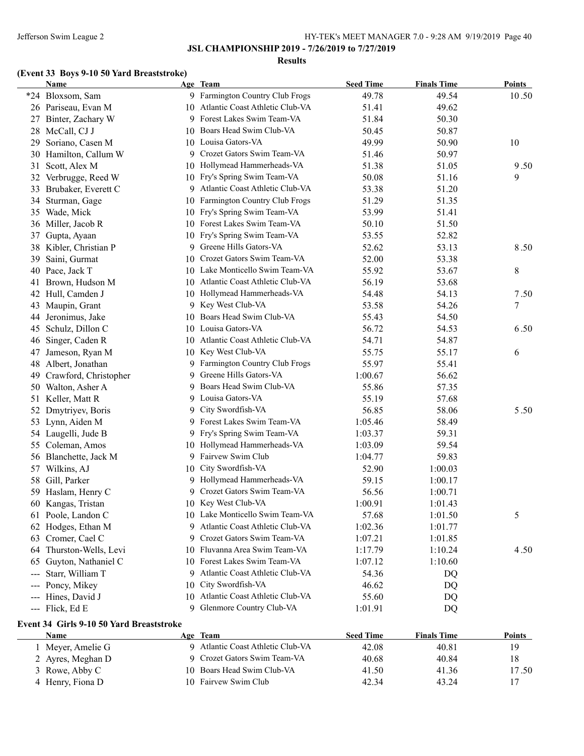JSL CHAMPIONSHIP 2019 - 7/26/2019 to 7/27/2019

**Results**

### (Event 33 Boys 9-10 50 Yard Breaststroke)

| | Name | Age | Team | Seed Time | Finals Time | Points |
|---|---|---|---|---|---|---|
| *24 | Bloxsom, Sam | 9 | Farmington Country Club Frogs | 49.78 | 49.54 | 10.50 |
| 26 | Pariseau, Evan M | 10 | Atlantic Coast Athletic Club-VA | 51.41 | 49.62 | |
| 27 | Binter, Zachary W | 9 | Forest Lakes Swim Team-VA | 51.84 | 50.30 | |
| 28 | McCall, CJ J | 10 | Boars Head Swim Club-VA | 50.45 | 50.87 | |
| 29 | Soriano, Casen M | 10 | Louisa Gators-VA | 49.99 | 50.90 | 10 |
| 30 | Hamilton, Callum W | 9 | Crozet Gators Swim Team-VA | 51.46 | 50.97 | |
| 31 | Scott, Alex M | 10 | Hollymead Hammerheads-VA | 51.38 | 51.05 | 9.50 |
| 32 | Verbrugge, Reed W | 10 | Fry's Spring Swim Team-VA | 50.08 | 51.16 | 9 |
| 33 | Brubaker, Everett C | 9 | Atlantic Coast Athletic Club-VA | 53.38 | 51.20 | |
| 34 | Sturman, Gage | 10 | Farmington Country Club Frogs | 51.29 | 51.35 | |
| 35 | Wade, Mick | 10 | Fry's Spring Swim Team-VA | 53.99 | 51.41 | |
| 36 | Miller, Jacob R | 10 | Forest Lakes Swim Team-VA | 50.10 | 51.50 | |
| 37 | Gupta, Ayaan | 10 | Fry's Spring Swim Team-VA | 53.55 | 52.82 | |
| 38 | Kibler, Christian P | 9 | Greene Hills Gators-VA | 52.62 | 53.13 | 8.50 |
| 39 | Saini, Gurmat | 10 | Crozet Gators Swim Team-VA | 52.00 | 53.38 | |
| 40 | Pace, Jack T | 10 | Lake Monticello Swim Team-VA | 55.92 | 53.67 | 8 |
| 41 | Brown, Hudson M | 10 | Atlantic Coast Athletic Club-VA | 56.19 | 53.68 | |
| 42 | Hull, Camden J | 10 | Hollymead Hammerheads-VA | 54.48 | 54.13 | 7.50 |
| 43 | Maupin, Grant | 9 | Key West Club-VA | 53.58 | 54.26 | 7 |
| 44 | Jeronimus, Jake | 10 | Boars Head Swim Club-VA | 55.43 | 54.50 | |
| 45 | Schulz, Dillon C | 10 | Louisa Gators-VA | 56.72 | 54.53 | 6.50 |
| 46 | Singer, Caden R | 10 | Atlantic Coast Athletic Club-VA | 54.71 | 54.87 | |
| 47 | Jameson, Ryan M | 10 | Key West Club-VA | 55.75 | 55.17 | 6 |
| 48 | Albert, Jonathan | 9 | Farmington Country Club Frogs | 55.97 | 55.41 | |
| 49 | Crawford, Christopher | 9 | Greene Hills Gators-VA | 1:00.67 | 56.62 | |
| 50 | Walton, Asher A | 9 | Boars Head Swim Club-VA | 55.86 | 57.35 | |
| 51 | Keller, Matt R | 9 | Louisa Gators-VA | 55.19 | 57.68 | |
| 52 | Dmytriyev, Boris | 9 | City Swordfish-VA | 56.85 | 58.06 | 5.50 |
| 53 | Lynn, Aiden M | 9 | Forest Lakes Swim Team-VA | 1:05.46 | 58.49 | |
| 54 | Laugelli, Jude B | 9 | Fry's Spring Swim Team-VA | 1:03.37 | 59.31 | |
| 55 | Coleman, Amos | 10 | Hollymead Hammerheads-VA | 1:03.09 | 59.54 | |
| 56 | Blanchette, Jack M | 9 | Fairvew Swim Club | 1:04.77 | 59.83 | |
| 57 | Wilkins, AJ | 10 | City Swordfish-VA | 52.90 | 1:00.03 | |
| 58 | Gill, Parker | 9 | Hollymead Hammerheads-VA | 59.15 | 1:00.17 | |
| 59 | Haslam, Henry C | 9 | Crozet Gators Swim Team-VA | 56.56 | 1:00.71 | |
| 60 | Kangas, Tristan | 10 | Key West Club-VA | 1:00.91 | 1:01.43 | |
| 61 | Poole, Landon C | 10 | Lake Monticello Swim Team-VA | 57.68 | 1:01.50 | 5 |
| 62 | Hodges, Ethan M | 9 | Atlantic Coast Athletic Club-VA | 1:02.36 | 1:01.77 | |
| 63 | Cromer, Cael C | 9 | Crozet Gators Swim Team-VA | 1:07.21 | 1:01.85 | |
| 64 | Thurston-Wells, Levi | 10 | Fluvanna Area Swim Team-VA | 1:17.79 | 1:10.24 | 4.50 |
| 65 | Guyton, Nathaniel C | 10 | Forest Lakes Swim Team-VA | 1:07.12 | 1:10.60 | |
| --- | Starr, William T | 9 | Atlantic Coast Athletic Club-VA | 54.36 | DQ | |
| --- | Poncy, Mikey | 10 | City Swordfish-VA | 46.62 | DQ | |
| --- | Hines, David J | 10 | Atlantic Coast Athletic Club-VA | 55.60 | DQ | |
| --- | Flick, Ed E | 9 | Glenmore Country Club-VA | 1:01.91 | DQ | |

### Event 34 Girls 9-10 50 Yard Breaststroke

| | Name | Age | Team | Seed Time | Finals Time | Points |
|---|---|---|---|---|---|---|
| 1 | Meyer, Amelie G | 9 | Atlantic Coast Athletic Club-VA | 42.08 | 40.81 | 19 |
| 2 | Ayres, Meghan D | 9 | Crozet Gators Swim Team-VA | 40.68 | 40.84 | 18 |
| 3 | Rowe, Abby C | 10 | Boars Head Swim Club-VA | 41.50 | 41.36 | 17.50 |
| 4 | Henry, Fiona D | 10 | Fairvew Swim Club | 42.34 | 43.24 | 17 |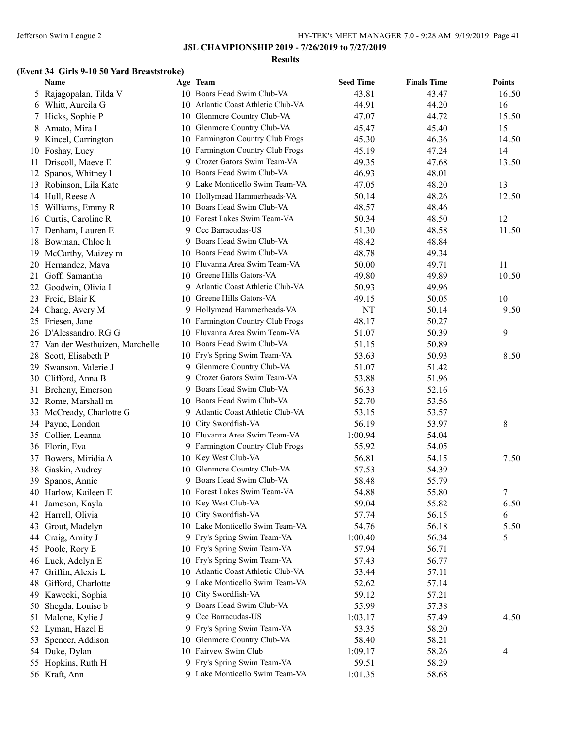**JSL CHAMPIONSHIP 2019 - 7/26/2019 to 7/27/2019**

**Results**

### (Event 34 Girls 9-10 50 Yard Breaststroke)

| | Name | Age | Team | Seed Time | Finals Time | Points |
|---|---|---|---|---|---|---|
| 5 | Rajagopalan, Tilda V | 10 | Boars Head Swim Club-VA | 43.81 | 43.47 | 16.50 |
| 6 | Whitt, Aureila G | 10 | Atlantic Coast Athletic Club-VA | 44.91 | 44.20 | 16 |
| 7 | Hicks, Sophie P | 10 | Glenmore Country Club-VA | 47.07 | 44.72 | 15.50 |
| 8 | Amato, Mira I | 10 | Glenmore Country Club-VA | 45.47 | 45.40 | 15 |
| 9 | Kincel, Carrington | 10 | Farmington Country Club Frogs | 45.30 | 46.36 | 14.50 |
| 10 | Foshay, Lucy | 10 | Farmington Country Club Frogs | 45.19 | 47.24 | 14 |
| 11 | Driscoll, Maeve E | 9 | Crozet Gators Swim Team-VA | 49.35 | 47.68 | 13.50 |
| 12 | Spanos, Whitney l | 10 | Boars Head Swim Club-VA | 46.93 | 48.01 | |
| 13 | Robinson, Lila Kate | 9 | Lake Monticello Swim Team-VA | 47.05 | 48.20 | 13 |
| 14 | Hull, Reese A | 10 | Hollymead Hammerheads-VA | 50.14 | 48.26 | 12.50 |
| 15 | Williams, Emmy R | 10 | Boars Head Swim Club-VA | 48.57 | 48.46 | |
| 16 | Curtis, Caroline R | 10 | Forest Lakes Swim Team-VA | 50.34 | 48.50 | 12 |
| 17 | Denham, Lauren E | 9 | Ccc Barracudas-US | 51.30 | 48.58 | 11.50 |
| 18 | Bowman, Chloe h | 9 | Boars Head Swim Club-VA | 48.42 | 48.84 | |
| 19 | McCarthy, Maizey m | 10 | Boars Head Swim Club-VA | 48.78 | 49.34 | |
| 20 | Hernandez, Maya | 10 | Fluvanna Area Swim Team-VA | 50.00 | 49.71 | 11 |
| 21 | Goff, Samantha | 10 | Greene Hills Gators-VA | 49.80 | 49.89 | 10.50 |
| 22 | Goodwin, Olivia I | 9 | Atlantic Coast Athletic Club-VA | 50.93 | 49.96 | |
| 23 | Freid, Blair K | 10 | Greene Hills Gators-VA | 49.15 | 50.05 | 10 |
| 24 | Chang, Avery M | 9 | Hollymead Hammerheads-VA | NT | 50.14 | 9.50 |
| 25 | Friesen, Jane | 10 | Farmington Country Club Frogs | 48.17 | 50.27 | |
| 26 | D'Alessandro, RG G | 10 | Fluvanna Area Swim Team-VA | 51.07 | 50.39 | 9 |
| 27 | Van der Westhuizen, Marchelle | 10 | Boars Head Swim Club-VA | 51.15 | 50.89 | |
| 28 | Scott, Elisabeth P | 10 | Fry's Spring Swim Team-VA | 53.63 | 50.93 | 8.50 |
| 29 | Swanson, Valerie J | 9 | Glenmore Country Club-VA | 51.07 | 51.42 | |
| 30 | Clifford, Anna B | 9 | Crozet Gators Swim Team-VA | 53.88 | 51.96 | |
| 31 | Breheny, Emerson | 9 | Boars Head Swim Club-VA | 56.33 | 52.16 | |
| 32 | Rome, Marshall m | 10 | Boars Head Swim Club-VA | 52.70 | 53.56 | |
| 33 | McCready, Charlotte G | 9 | Atlantic Coast Athletic Club-VA | 53.15 | 53.57 | |
| 34 | Payne, London | 10 | City Swordfish-VA | 56.19 | 53.97 | 8 |
| 35 | Collier, Leanna | 10 | Fluvanna Area Swim Team-VA | 1:00.94 | 54.04 | |
| 36 | Florin, Eva | 9 | Farmington Country Club Frogs | 55.92 | 54.05 | |
| 37 | Bowers, Miridia A | 10 | Key West Club-VA | 56.81 | 54.15 | 7.50 |
| 38 | Gaskin, Audrey | 10 | Glenmore Country Club-VA | 57.53 | 54.39 | |
| 39 | Spanos, Annie | 9 | Boars Head Swim Club-VA | 58.48 | 55.79 | |
| 40 | Harlow, Kaileen E | 10 | Forest Lakes Swim Team-VA | 54.88 | 55.80 | 7 |
| 41 | Jameson, Kayla | 10 | Key West Club-VA | 59.04 | 55.82 | 6.50 |
| 42 | Harrell, Olivia | 10 | City Swordfish-VA | 57.74 | 56.15 | 6 |
| 43 | Grout, Madelyn | 10 | Lake Monticello Swim Team-VA | 54.76 | 56.18 | 5.50 |
| 44 | Craig, Amity J | 9 | Fry's Spring Swim Team-VA | 1:00.40 | 56.34 | 5 |
| 45 | Poole, Rory E | 10 | Fry's Spring Swim Team-VA | 57.94 | 56.71 | |
| 46 | Luck, Adelyn E | 10 | Fry's Spring Swim Team-VA | 57.43 | 56.77 | |
| 47 | Griffin, Alexis L | 10 | Atlantic Coast Athletic Club-VA | 53.44 | 57.11 | |
| 48 | Gifford, Charlotte | 9 | Lake Monticello Swim Team-VA | 52.62 | 57.14 | |
| 49 | Kawecki, Sophia | 10 | City Swordfish-VA | 59.12 | 57.21 | |
| 50 | Shegda, Louise b | 9 | Boars Head Swim Club-VA | 55.99 | 57.38 | |
| 51 | Malone, Kylie J | 9 | Ccc Barracudas-US | 1:03.17 | 57.49 | 4.50 |
| 52 | Lyman, Hazel E | 9 | Fry's Spring Swim Team-VA | 53.35 | 58.20 | |
| 53 | Spencer, Addison | 10 | Glenmore Country Club-VA | 58.40 | 58.21 | |
| 54 | Duke, Dylan | 10 | Fairvew Swim Club | 1:09.17 | 58.26 | 4 |
| 55 | Hopkins, Ruth H | 9 | Fry's Spring Swim Team-VA | 59.51 | 58.29 | |
| 56 | Kraft, Ann | 9 | Lake Monticello Swim Team-VA | 1:01.35 | 58.68 | |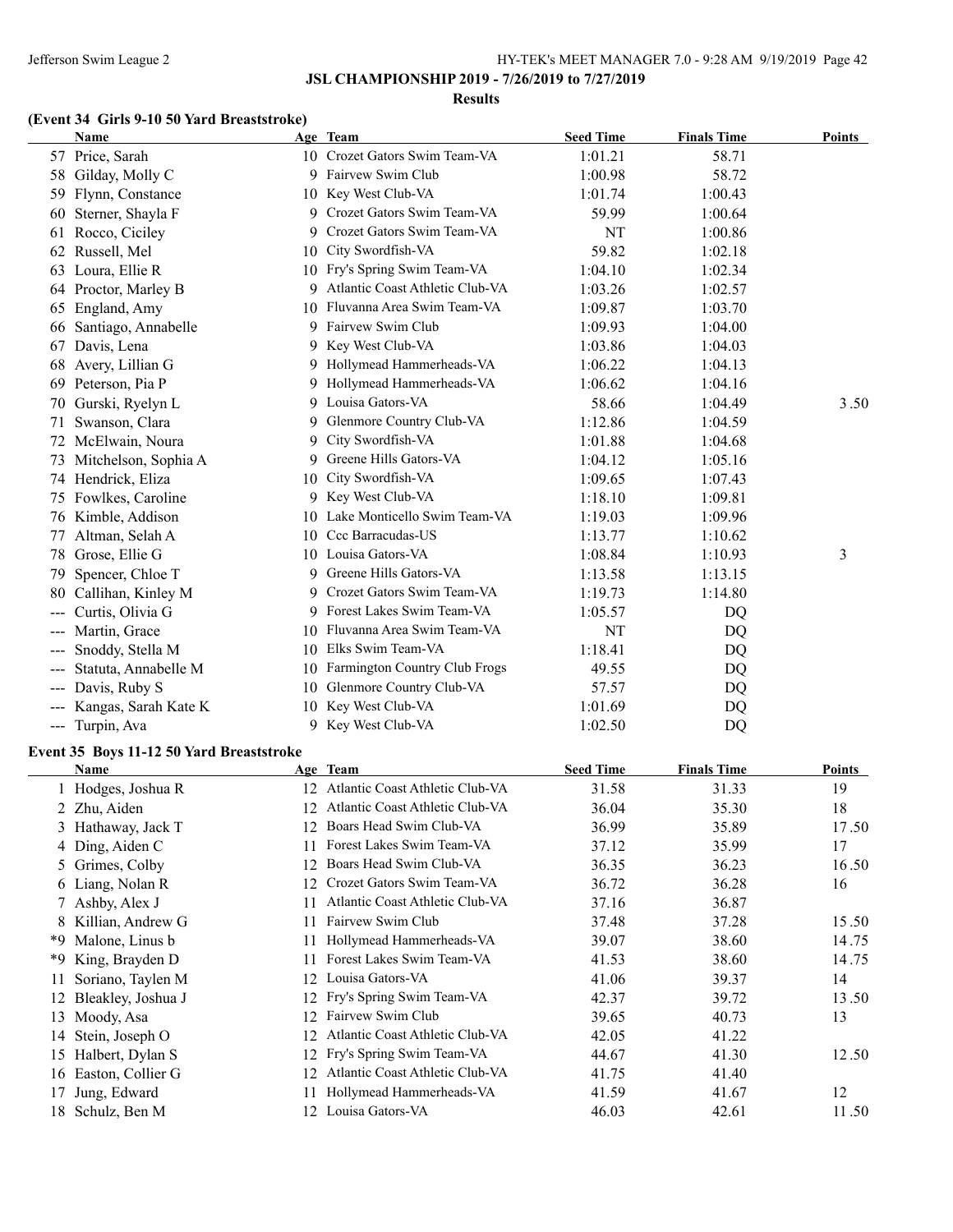## JSL CHAMPIONSHIP 2019 - 7/26/2019 to 7/27/2019

### Results

#### (Event 34 Girls 9-10 50 Yard Breaststroke)

| | Name | Age | Team | Seed Time | Finals Time | Points |
|---|---|---|---|---|---|---|
| 57 | Price, Sarah | 10 | Crozet Gators Swim Team-VA | 1:01.21 | 58.71 | |
| 58 | Gilday, Molly C | 9 | Fairvew Swim Club | 1:00.98 | 58.72 | |
| 59 | Flynn, Constance | 10 | Key West Club-VA | 1:01.74 | 1:00.43 | |
| 60 | Sterner, Shayla F | 9 | Crozet Gators Swim Team-VA | 59.99 | 1:00.64 | |
| 61 | Rocco, Ciciley | 9 | Crozet Gators Swim Team-VA | NT | 1:00.86 | |
| 62 | Russell, Mel | 10 | City Swordfish-VA | 59.82 | 1:02.18 | |
| 63 | Loura, Ellie R | 10 | Fry's Spring Swim Team-VA | 1:04.10 | 1:02.34 | |
| 64 | Proctor, Marley B | 9 | Atlantic Coast Athletic Club-VA | 1:03.26 | 1:02.57 | |
| 65 | England, Amy | 10 | Fluvanna Area Swim Team-VA | 1:09.87 | 1:03.70 | |
| 66 | Santiago, Annabelle | 9 | Fairvew Swim Club | 1:09.93 | 1:04.00 | |
| 67 | Davis, Lena | 9 | Key West Club-VA | 1:03.86 | 1:04.03 | |
| 68 | Avery, Lillian G | 9 | Hollymead Hammerheads-VA | 1:06.22 | 1:04.13 | |
| 69 | Peterson, Pia P | 9 | Hollymead Hammerheads-VA | 1:06.62 | 1:04.16 | |
| 70 | Gurski, Ryelyn L | 9 | Louisa Gators-VA | 58.66 | 1:04.49 | 3.50 |
| 71 | Swanson, Clara | 9 | Glenmore Country Club-VA | 1:12.86 | 1:04.59 | |
| 72 | McElwain, Noura | 9 | City Swordfish-VA | 1:01.88 | 1:04.68 | |
| 73 | Mitchelson, Sophia A | 9 | Greene Hills Gators-VA | 1:04.12 | 1:05.16 | |
| 74 | Hendrick, Eliza | 10 | City Swordfish-VA | 1:09.65 | 1:07.43 | |
| 75 | Fowlkes, Caroline | 9 | Key West Club-VA | 1:18.10 | 1:09.81 | |
| 76 | Kimble, Addison | 10 | Lake Monticello Swim Team-VA | 1:19.03 | 1:09.96 | |
| 77 | Altman, Selah A | 10 | Ccc Barracudas-US | 1:13.77 | 1:10.62 | |
| 78 | Grose, Ellie G | 10 | Louisa Gators-VA | 1:08.84 | 1:10.93 | 3 |
| 79 | Spencer, Chloe T | 9 | Greene Hills Gators-VA | 1:13.58 | 1:13.15 | |
| 80 | Callihan, Kinley M | 9 | Crozet Gators Swim Team-VA | 1:19.73 | 1:14.80 | |
| --- | Curtis, Olivia G | 9 | Forest Lakes Swim Team-VA | 1:05.57 | DQ | |
| --- | Martin, Grace | 10 | Fluvanna Area Swim Team-VA | NT | DQ | |
| --- | Snoddy, Stella M | 10 | Elks Swim Team-VA | 1:18.41 | DQ | |
| --- | Statuta, Annabelle M | 10 | Farmington Country Club Frogs | 49.55 | DQ | |
| --- | Davis, Ruby S | 10 | Glenmore Country Club-VA | 57.57 | DQ | |
| --- | Kangas, Sarah Kate K | 10 | Key West Club-VA | 1:01.69 | DQ | |
| --- | Turpin, Ava | 9 | Key West Club-VA | 1:02.50 | DQ | |

#### Event 35 Boys 11-12 50 Yard Breaststroke

| | Name | Age | Team | Seed Time | Finals Time | Points |
|---|---|---|---|---|---|---|
| 1 | Hodges, Joshua R | 12 | Atlantic Coast Athletic Club-VA | 31.58 | 31.33 | 19 |
| 2 | Zhu, Aiden | 12 | Atlantic Coast Athletic Club-VA | 36.04 | 35.30 | 18 |
| 3 | Hathaway, Jack T | 12 | Boars Head Swim Club-VA | 36.99 | 35.89 | 17.50 |
| 4 | Ding, Aiden C | 11 | Forest Lakes Swim Team-VA | 37.12 | 35.99 | 17 |
| 5 | Grimes, Colby | 12 | Boars Head Swim Club-VA | 36.35 | 36.23 | 16.50 |
| 6 | Liang, Nolan R | 12 | Crozet Gators Swim Team-VA | 36.72 | 36.28 | 16 |
| 7 | Ashby, Alex J | 11 | Atlantic Coast Athletic Club-VA | 37.16 | 36.87 | |
| 8 | Killian, Andrew G | 11 | Fairvew Swim Club | 37.48 | 37.28 | 15.50 |
| *9 | Malone, Linus b | 11 | Hollymead Hammerheads-VA | 39.07 | 38.60 | 14.75 |
| *9 | King, Brayden D | 11 | Forest Lakes Swim Team-VA | 41.53 | 38.60 | 14.75 |
| 11 | Soriano, Taylen M | 12 | Louisa Gators-VA | 41.06 | 39.37 | 14 |
| 12 | Bleakley, Joshua J | 12 | Fry's Spring Swim Team-VA | 42.37 | 39.72 | 13.50 |
| 13 | Moody, Asa | 12 | Fairvew Swim Club | 39.65 | 40.73 | 13 |
| 14 | Stein, Joseph O | 12 | Atlantic Coast Athletic Club-VA | 42.05 | 41.22 | |
| 15 | Halbert, Dylan S | 12 | Fry's Spring Swim Team-VA | 44.67 | 41.30 | 12.50 |
| 16 | Easton, Collier G | 12 | Atlantic Coast Athletic Club-VA | 41.75 | 41.40 | |
| 17 | Jung, Edward | 11 | Hollymead Hammerheads-VA | 41.59 | 41.67 | 12 |
| 18 | Schulz, Ben M | 12 | Louisa Gators-VA | 46.03 | 42.61 | 11.50 |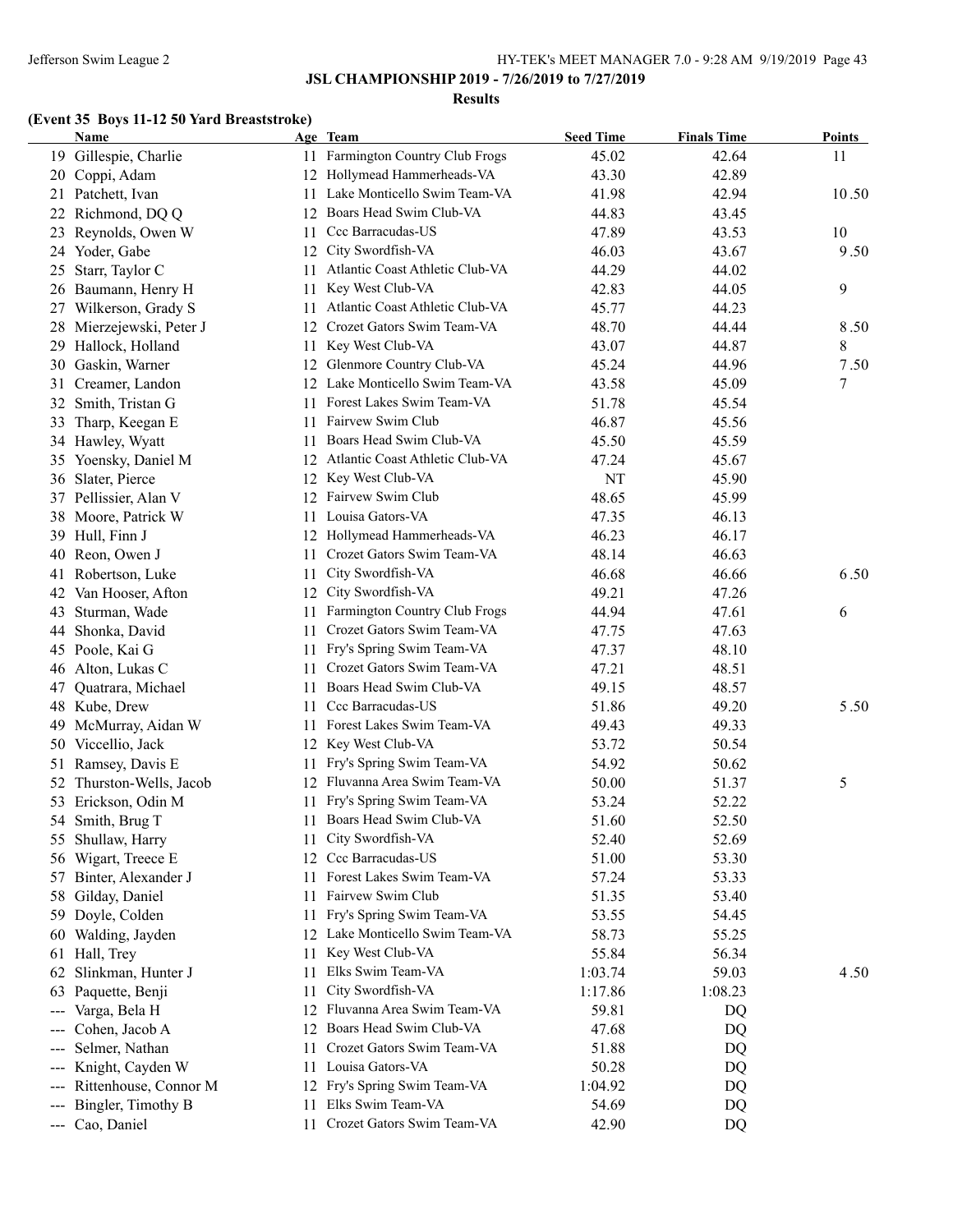## JSL CHAMPIONSHIP 2019 - 7/26/2019 to 7/27/2019

### Results

#### (Event 35 Boys 11-12 50 Yard Breaststroke)

| | Name | Age | Team | Seed Time | Finals Time | Points |
|---|---|---|---|---|---|---|
| 19 | Gillespie, Charlie | 11 | Farmington Country Club Frogs | 45.02 | 42.64 | 11 |
| 20 | Coppi, Adam | 12 | Hollymead Hammerheads-VA | 43.30 | 42.89 | |
| 21 | Patchett, Ivan | 11 | Lake Monticello Swim Team-VA | 41.98 | 42.94 | 10.50 |
| 22 | Richmond, DQ Q | 12 | Boars Head Swim Club-VA | 44.83 | 43.45 | |
| 23 | Reynolds, Owen W | 11 | Ccc Barracudas-US | 47.89 | 43.53 | 10 |
| 24 | Yoder, Gabe | 12 | City Swordfish-VA | 46.03 | 43.67 | 9.50 |
| 25 | Starr, Taylor C | 11 | Atlantic Coast Athletic Club-VA | 44.29 | 44.02 | |
| 26 | Baumann, Henry H | 11 | Key West Club-VA | 42.83 | 44.05 | 9 |
| 27 | Wilkerson, Grady S | 11 | Atlantic Coast Athletic Club-VA | 45.77 | 44.23 | |
| 28 | Mierzejewski, Peter J | 12 | Crozet Gators Swim Team-VA | 48.70 | 44.44 | 8.50 |
| 29 | Hallock, Holland | 11 | Key West Club-VA | 43.07 | 44.87 | 8 |
| 30 | Gaskin, Warner | 12 | Glenmore Country Club-VA | 45.24 | 44.96 | 7.50 |
| 31 | Creamer, Landon | 12 | Lake Monticello Swim Team-VA | 43.58 | 45.09 | 7 |
| 32 | Smith, Tristan G | 11 | Forest Lakes Swim Team-VA | 51.78 | 45.54 | |
| 33 | Tharp, Keegan E | 11 | Fairvew Swim Club | 46.87 | 45.56 | |
| 34 | Hawley, Wyatt | 11 | Boars Head Swim Club-VA | 45.50 | 45.59 | |
| 35 | Yoensky, Daniel M | 12 | Atlantic Coast Athletic Club-VA | 47.24 | 45.67 | |
| 36 | Slater, Pierce | 12 | Key West Club-VA | NT | 45.90 | |
| 37 | Pellissier, Alan V | 12 | Fairvew Swim Club | 48.65 | 45.99 | |
| 38 | Moore, Patrick W | 11 | Louisa Gators-VA | 47.35 | 46.13 | |
| 39 | Hull, Finn J | 12 | Hollymead Hammerheads-VA | 46.23 | 46.17 | |
| 40 | Reon, Owen J | 11 | Crozet Gators Swim Team-VA | 48.14 | 46.63 | |
| 41 | Robertson, Luke | 11 | City Swordfish-VA | 46.68 | 46.66 | 6.50 |
| 42 | Van Hooser, Afton | 12 | City Swordfish-VA | 49.21 | 47.26 | |
| 43 | Sturman, Wade | 11 | Farmington Country Club Frogs | 44.94 | 47.61 | 6 |
| 44 | Shonka, David | 11 | Crozet Gators Swim Team-VA | 47.75 | 47.63 | |
| 45 | Poole, Kai G | 11 | Fry's Spring Swim Team-VA | 47.37 | 48.10 | |
| 46 | Alton, Lukas C | 11 | Crozet Gators Swim Team-VA | 47.21 | 48.51 | |
| 47 | Quatrara, Michael | 11 | Boars Head Swim Club-VA | 49.15 | 48.57 | |
| 48 | Kube, Drew | 11 | Ccc Barracudas-US | 51.86 | 49.20 | 5.50 |
| 49 | McMurray, Aidan W | 11 | Forest Lakes Swim Team-VA | 49.43 | 49.33 | |
| 50 | Viccellio, Jack | 12 | Key West Club-VA | 53.72 | 50.54 | |
| 51 | Ramsey, Davis E | 11 | Fry's Spring Swim Team-VA | 54.92 | 50.62 | |
| 52 | Thurston-Wells, Jacob | 12 | Fluvanna Area Swim Team-VA | 50.00 | 51.37 | 5 |
| 53 | Erickson, Odin M | 11 | Fry's Spring Swim Team-VA | 53.24 | 52.22 | |
| 54 | Smith, Brug T | 11 | Boars Head Swim Club-VA | 51.60 | 52.50 | |
| 55 | Shullaw, Harry | 11 | City Swordfish-VA | 52.40 | 52.69 | |
| 56 | Wigart, Treece E | 12 | Ccc Barracudas-US | 51.00 | 53.30 | |
| 57 | Binter, Alexander J | 11 | Forest Lakes Swim Team-VA | 57.24 | 53.33 | |
| 58 | Gilday, Daniel | 11 | Fairvew Swim Club | 51.35 | 53.40 | |
| 59 | Doyle, Colden | 11 | Fry's Spring Swim Team-VA | 53.55 | 54.45 | |
| 60 | Walding, Jayden | 12 | Lake Monticello Swim Team-VA | 58.73 | 55.25 | |
| 61 | Hall, Trey | 11 | Key West Club-VA | 55.84 | 56.34 | |
| 62 | Slinkman, Hunter J | 11 | Elks Swim Team-VA | 1:03.74 | 59.03 | 4.50 |
| 63 | Paquette, Benji | 11 | City Swordfish-VA | 1:17.86 | 1:08.23 | |
| --- | Varga, Bela H | 12 | Fluvanna Area Swim Team-VA | 59.81 | DQ | |
| --- | Cohen, Jacob A | 12 | Boars Head Swim Club-VA | 47.68 | DQ | |
| --- | Selmer, Nathan | 11 | Crozet Gators Swim Team-VA | 51.88 | DQ | |
| --- | Knight, Cayden W | 11 | Louisa Gators-VA | 50.28 | DQ | |
| --- | Rittenhouse, Connor M | 12 | Fry's Spring Swim Team-VA | 1:04.92 | DQ | |
| --- | Bingler, Timothy B | 11 | Elks Swim Team-VA | 54.69 | DQ | |
| --- | Cao, Daniel | 11 | Crozet Gators Swim Team-VA | 42.90 | DQ | |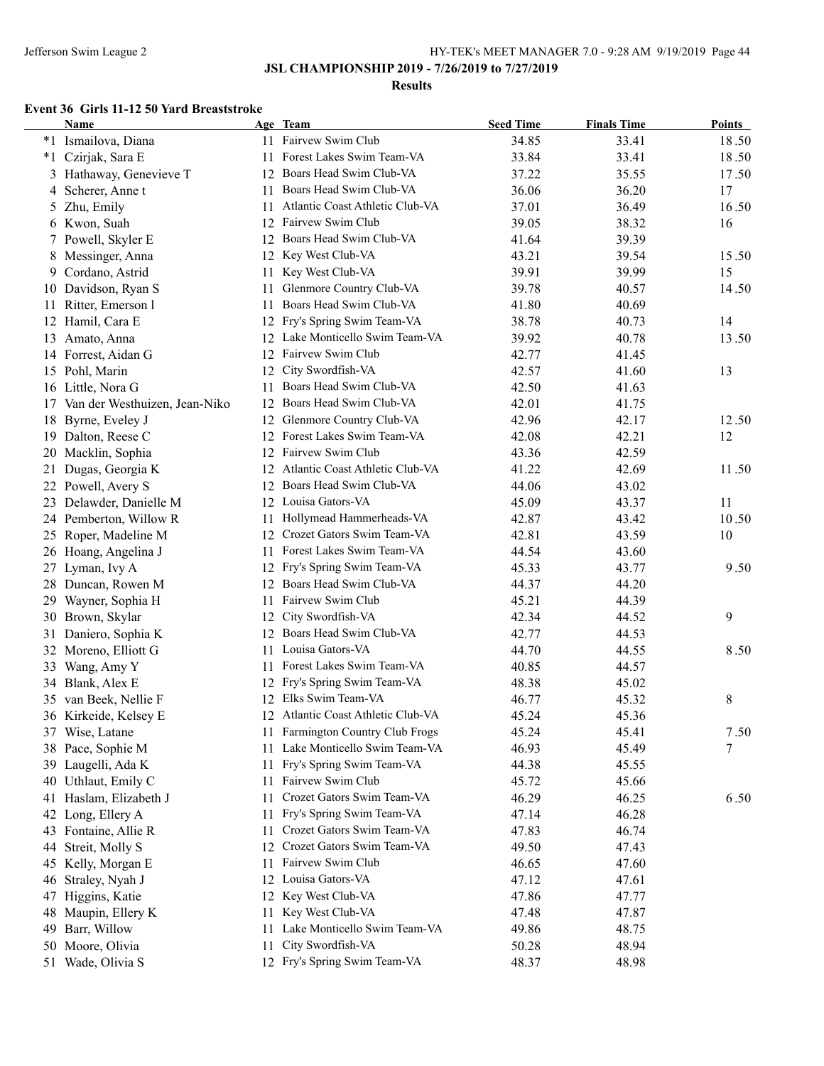**JSL CHAMPIONSHIP 2019 - 7/26/2019 to 7/27/2019**

**Results**

### Event 36 Girls 11-12 50 Yard Breaststroke

| | Name | Age | Team | Seed Time | Finals Time | Points |
|---|---|---|---|---|---|---|
| *1 | Ismailova, Diana | 11 | Fairvew Swim Club | 34.85 | 33.41 | 18.50 |
| *1 | Czirjak, Sara E | 11 | Forest Lakes Swim Team-VA | 33.84 | 33.41 | 18.50 |
| 3 | Hathaway, Genevieve T | 12 | Boars Head Swim Club-VA | 37.22 | 35.55 | 17.50 |
| 4 | Scherer, Anne t | 11 | Boars Head Swim Club-VA | 36.06 | 36.20 | 17 |
| 5 | Zhu, Emily | 11 | Atlantic Coast Athletic Club-VA | 37.01 | 36.49 | 16.50 |
| 6 | Kwon, Suah | 12 | Fairvew Swim Club | 39.05 | 38.32 | 16 |
| 7 | Powell, Skyler E | 12 | Boars Head Swim Club-VA | 41.64 | 39.39 | |
| 8 | Messinger, Anna | 12 | Key West Club-VA | 43.21 | 39.54 | 15.50 |
| 9 | Cordano, Astrid | 11 | Key West Club-VA | 39.91 | 39.99 | 15 |
| 10 | Davidson, Ryan S | 11 | Glenmore Country Club-VA | 39.78 | 40.57 | 14.50 |
| 11 | Ritter, Emerson l | 11 | Boars Head Swim Club-VA | 41.80 | 40.69 | |
| 12 | Hamil, Cara E | 12 | Fry's Spring Swim Team-VA | 38.78 | 40.73 | 14 |
| 13 | Amato, Anna | 12 | Lake Monticello Swim Team-VA | 39.92 | 40.78 | 13.50 |
| 14 | Forrest, Aidan G | 12 | Fairvew Swim Club | 42.77 | 41.45 | |
| 15 | Pohl, Marin | 12 | City Swordfish-VA | 42.57 | 41.60 | 13 |
| 16 | Little, Nora G | 11 | Boars Head Swim Club-VA | 42.50 | 41.63 | |
| 17 | Van der Westhuizen, Jean-Niko | 12 | Boars Head Swim Club-VA | 42.01 | 41.75 | |
| 18 | Byrne, Eveley J | 12 | Glenmore Country Club-VA | 42.96 | 42.17 | 12.50 |
| 19 | Dalton, Reese C | 12 | Forest Lakes Swim Team-VA | 42.08 | 42.21 | 12 |
| 20 | Macklin, Sophia | 12 | Fairvew Swim Club | 43.36 | 42.59 | |
| 21 | Dugas, Georgia K | 12 | Atlantic Coast Athletic Club-VA | 41.22 | 42.69 | 11.50 |
| 22 | Powell, Avery S | 12 | Boars Head Swim Club-VA | 44.06 | 43.02 | |
| 23 | Delawder, Danielle M | 12 | Louisa Gators-VA | 45.09 | 43.37 | 11 |
| 24 | Pemberton, Willow R | 11 | Hollymead Hammerheads-VA | 42.87 | 43.42 | 10.50 |
| 25 | Roper, Madeline M | 12 | Crozet Gators Swim Team-VA | 42.81 | 43.59 | 10 |
| 26 | Hoang, Angelina J | 11 | Forest Lakes Swim Team-VA | 44.54 | 43.60 | |
| 27 | Lyman, Ivy A | 12 | Fry's Spring Swim Team-VA | 45.33 | 43.77 | 9.50 |
| 28 | Duncan, Rowen M | 12 | Boars Head Swim Club-VA | 44.37 | 44.20 | |
| 29 | Wayner, Sophia H | 11 | Fairvew Swim Club | 45.21 | 44.39 | |
| 30 | Brown, Skylar | 12 | City Swordfish-VA | 42.34 | 44.52 | 9 |
| 31 | Daniero, Sophia K | 12 | Boars Head Swim Club-VA | 42.77 | 44.53 | |
| 32 | Moreno, Elliott G | 11 | Louisa Gators-VA | 44.70 | 44.55 | 8.50 |
| 33 | Wang, Amy Y | 11 | Forest Lakes Swim Team-VA | 40.85 | 44.57 | |
| 34 | Blank, Alex E | 12 | Fry's Spring Swim Team-VA | 48.38 | 45.02 | |
| 35 | van Beek, Nellie F | 12 | Elks Swim Team-VA | 46.77 | 45.32 | 8 |
| 36 | Kirkeide, Kelsey E | 12 | Atlantic Coast Athletic Club-VA | 45.24 | 45.36 | |
| 37 | Wise, Latane | 11 | Farmington Country Club Frogs | 45.24 | 45.41 | 7.50 |
| 38 | Pace, Sophie M | 11 | Lake Monticello Swim Team-VA | 46.93 | 45.49 | 7 |
| 39 | Laugelli, Ada K | 11 | Fry's Spring Swim Team-VA | 44.38 | 45.55 | |
| 40 | Uthlaut, Emily C | 11 | Fairvew Swim Club | 45.72 | 45.66 | |
| 41 | Haslam, Elizabeth J | 11 | Crozet Gators Swim Team-VA | 46.29 | 46.25 | 6.50 |
| 42 | Long, Ellery A | 11 | Fry's Spring Swim Team-VA | 47.14 | 46.28 | |
| 43 | Fontaine, Allie R | 11 | Crozet Gators Swim Team-VA | 47.83 | 46.74 | |
| 44 | Streit, Molly S | 12 | Crozet Gators Swim Team-VA | 49.50 | 47.43 | |
| 45 | Kelly, Morgan E | 11 | Fairvew Swim Club | 46.65 | 47.60 | |
| 46 | Straley, Nyah J | 12 | Louisa Gators-VA | 47.12 | 47.61 | |
| 47 | Higgins, Katie | 12 | Key West Club-VA | 47.86 | 47.77 | |
| 48 | Maupin, Ellery K | 11 | Key West Club-VA | 47.48 | 47.87 | |
| 49 | Barr, Willow | 11 | Lake Monticello Swim Team-VA | 49.86 | 48.75 | |
| 50 | Moore, Olivia | 11 | City Swordfish-VA | 50.28 | 48.94 | |
| 51 | Wade, Olivia S | 12 | Fry's Spring Swim Team-VA | 48.37 | 48.98 | |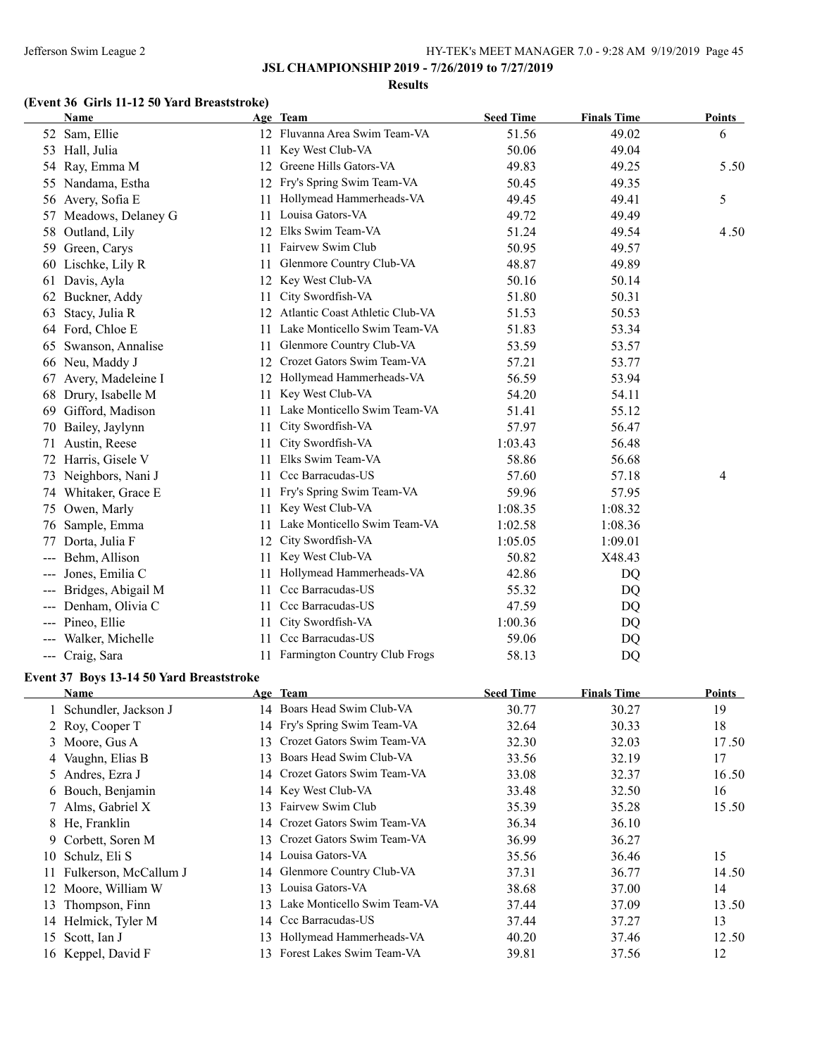**JSL CHAMPIONSHIP 2019 - 7/26/2019 to 7/27/2019**

**Results**

### (Event 36 Girls 11-12 50 Yard Breaststroke)

| | Name | Age | Team | Seed Time | Finals Time | Points |
|---|---|---|---|---|---|---|
| 52 | Sam, Ellie | 12 | Fluvanna Area Swim Team-VA | 51.56 | 49.02 | 6 |
| 53 | Hall, Julia | 11 | Key West Club-VA | 50.06 | 49.04 | |
| 54 | Ray, Emma M | 12 | Greene Hills Gators-VA | 49.83 | 49.25 | 5.50 |
| 55 | Nandama, Estha | 12 | Fry's Spring Swim Team-VA | 50.45 | 49.35 | |
| 56 | Avery, Sofia E | 11 | Hollymead Hammerheads-VA | 49.45 | 49.41 | 5 |
| 57 | Meadows, Delaney G | 11 | Louisa Gators-VA | 49.72 | 49.49 | |
| 58 | Outland, Lily | 12 | Elks Swim Team-VA | 51.24 | 49.54 | 4.50 |
| 59 | Green, Carys | 11 | Fairvew Swim Club | 50.95 | 49.57 | |
| 60 | Lischke, Lily R | 11 | Glenmore Country Club-VA | 48.87 | 49.89 | |
| 61 | Davis, Ayla | 12 | Key West Club-VA | 50.16 | 50.14 | |
| 62 | Buckner, Addy | 11 | City Swordfish-VA | 51.80 | 50.31 | |
| 63 | Stacy, Julia R | 12 | Atlantic Coast Athletic Club-VA | 51.53 | 50.53 | |
| 64 | Ford, Chloe E | 11 | Lake Monticello Swim Team-VA | 51.83 | 53.34 | |
| 65 | Swanson, Annalise | 11 | Glenmore Country Club-VA | 53.59 | 53.57 | |
| 66 | Neu, Maddy J | 12 | Crozet Gators Swim Team-VA | 57.21 | 53.77 | |
| 67 | Avery, Madeleine I | 12 | Hollymead Hammerheads-VA | 56.59 | 53.94 | |
| 68 | Drury, Isabelle M | 11 | Key West Club-VA | 54.20 | 54.11 | |
| 69 | Gifford, Madison | 11 | Lake Monticello Swim Team-VA | 51.41 | 55.12 | |
| 70 | Bailey, Jaylynn | 11 | City Swordfish-VA | 57.97 | 56.47 | |
| 71 | Austin, Reese | 11 | City Swordfish-VA | 1:03.43 | 56.48 | |
| 72 | Harris, Gisele V | 11 | Elks Swim Team-VA | 58.86 | 56.68 | |
| 73 | Neighbors, Nani J | 11 | Ccc Barracudas-US | 57.60 | 57.18 | 4 |
| 74 | Whitaker, Grace E | 11 | Fry's Spring Swim Team-VA | 59.96 | 57.95 | |
| 75 | Owen, Marly | 11 | Key West Club-VA | 1:08.35 | 1:08.32 | |
| 76 | Sample, Emma | 11 | Lake Monticello Swim Team-VA | 1:02.58 | 1:08.36 | |
| 77 | Dorta, Julia F | 12 | City Swordfish-VA | 1:05.05 | 1:09.01 | |
| --- | Behm, Allison | 11 | Key West Club-VA | 50.82 | X48.43 | |
| --- | Jones, Emilia C | 11 | Hollymead Hammerheads-VA | 42.86 | DQ | |
| --- | Bridges, Abigail M | 11 | Ccc Barracudas-US | 55.32 | DQ | |
| --- | Denham, Olivia C | 11 | Ccc Barracudas-US | 47.59 | DQ | |
| --- | Pineo, Ellie | 11 | City Swordfish-VA | 1:00.36 | DQ | |
| --- | Walker, Michelle | 11 | Ccc Barracudas-US | 59.06 | DQ | |
| --- | Craig, Sara | 11 | Farmington Country Club Frogs | 58.13 | DQ | |

### Event 37 Boys 13-14 50 Yard Breaststroke

| | Name | Age | Team | Seed Time | Finals Time | Points |
|---|---|---|---|---|---|---|
| 1 | Schundler, Jackson J | 14 | Boars Head Swim Club-VA | 30.77 | 30.27 | 19 |
| 2 | Roy, Cooper T | 14 | Fry's Spring Swim Team-VA | 32.64 | 30.33 | 18 |
| 3 | Moore, Gus A | 13 | Crozet Gators Swim Team-VA | 32.30 | 32.03 | 17.50 |
| 4 | Vaughn, Elias B | 13 | Boars Head Swim Club-VA | 33.56 | 32.19 | 17 |
| 5 | Andres, Ezra J | 14 | Crozet Gators Swim Team-VA | 33.08 | 32.37 | 16.50 |
| 6 | Bouch, Benjamin | 14 | Key West Club-VA | 33.48 | 32.50 | 16 |
| 7 | Alms, Gabriel X | 13 | Fairvew Swim Club | 35.39 | 35.28 | 15.50 |
| 8 | He, Franklin | 14 | Crozet Gators Swim Team-VA | 36.34 | 36.10 | |
| 9 | Corbett, Soren M | 13 | Crozet Gators Swim Team-VA | 36.99 | 36.27 | |
| 10 | Schulz, Eli S | 14 | Louisa Gators-VA | 35.56 | 36.46 | 15 |
| 11 | Fulkerson, McCallum J | 14 | Glenmore Country Club-VA | 37.31 | 36.77 | 14.50 |
| 12 | Moore, William W | 13 | Louisa Gators-VA | 38.68 | 37.00 | 14 |
| 13 | Thompson, Finn | 13 | Lake Monticello Swim Team-VA | 37.44 | 37.09 | 13.50 |
| 14 | Helmick, Tyler M | 14 | Ccc Barracudas-US | 37.44 | 37.27 | 13 |
| 15 | Scott, Ian J | 13 | Hollymead Hammerheads-VA | 40.20 | 37.46 | 12.50 |
| 16 | Keppel, David F | 13 | Forest Lakes Swim Team-VA | 39.81 | 37.56 | 12 |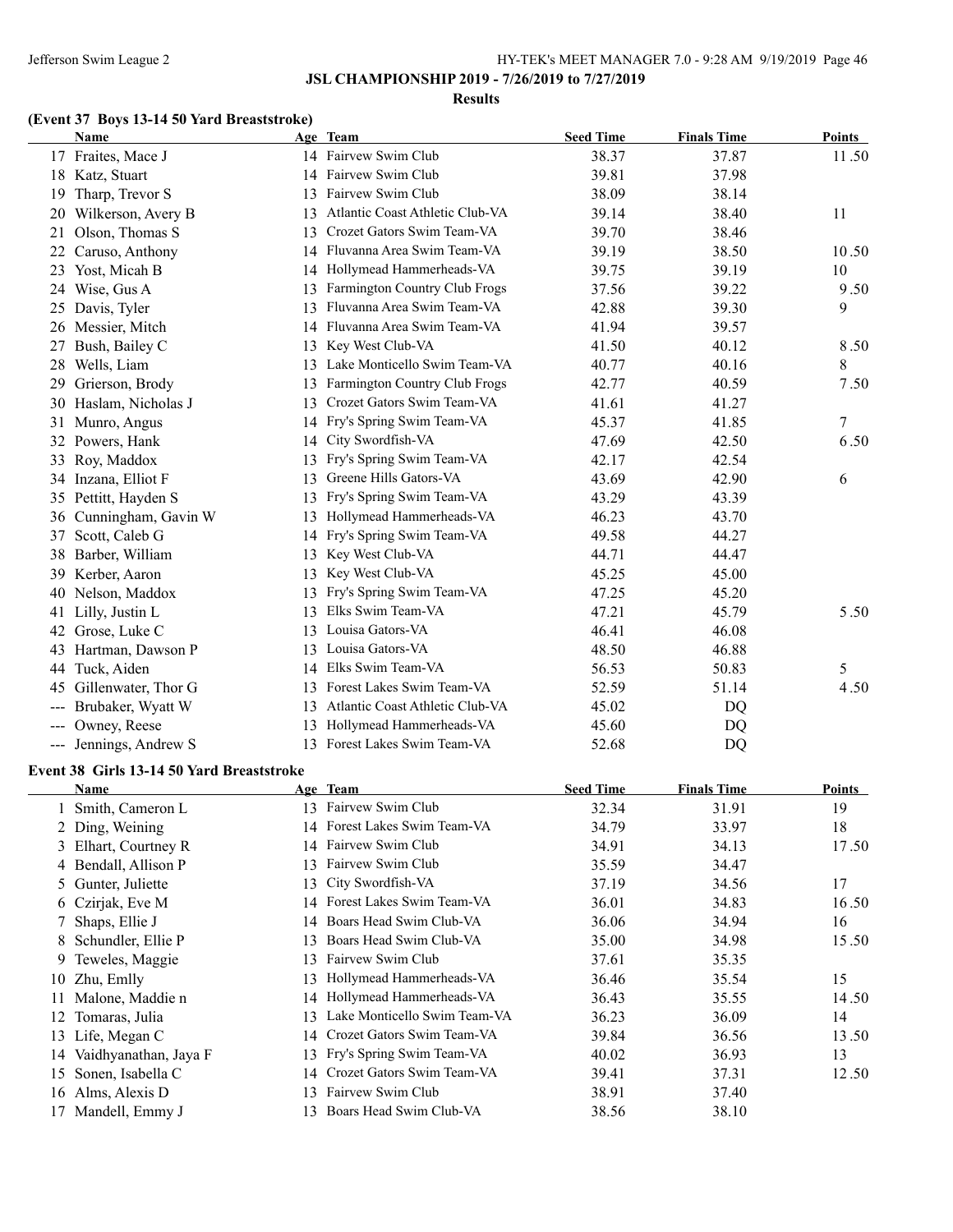**JSL CHAMPIONSHIP 2019 - 7/26/2019 to 7/27/2019**

**Results**

### (Event 37 Boys 13-14 50 Yard Breaststroke)

| | Name | Age | Team | Seed Time | Finals Time | Points |
|---|---|---|---|---|---|---|
| 17 | Fraites, Mace J | 14 | Fairvew Swim Club | 38.37 | 37.87 | 11.50 |
| 18 | Katz, Stuart | 14 | Fairvew Swim Club | 39.81 | 37.98 | |
| 19 | Tharp, Trevor S | 13 | Fairvew Swim Club | 38.09 | 38.14 | |
| 20 | Wilkerson, Avery B | 13 | Atlantic Coast Athletic Club-VA | 39.14 | 38.40 | 11 |
| 21 | Olson, Thomas S | 13 | Crozet Gators Swim Team-VA | 39.70 | 38.46 | |
| 22 | Caruso, Anthony | 14 | Fluvanna Area Swim Team-VA | 39.19 | 38.50 | 10.50 |
| 23 | Yost, Micah B | 14 | Hollymead Hammerheads-VA | 39.75 | 39.19 | 10 |
| 24 | Wise, Gus A | 13 | Farmington Country Club Frogs | 37.56 | 39.22 | 9.50 |
| 25 | Davis, Tyler | 13 | Fluvanna Area Swim Team-VA | 42.88 | 39.30 | 9 |
| 26 | Messier, Mitch | 14 | Fluvanna Area Swim Team-VA | 41.94 | 39.57 | |
| 27 | Bush, Bailey C | 13 | Key West Club-VA | 41.50 | 40.12 | 8.50 |
| 28 | Wells, Liam | 13 | Lake Monticello Swim Team-VA | 40.77 | 40.16 | 8 |
| 29 | Grierson, Brody | 13 | Farmington Country Club Frogs | 42.77 | 40.59 | 7.50 |
| 30 | Haslam, Nicholas J | 13 | Crozet Gators Swim Team-VA | 41.61 | 41.27 | |
| 31 | Munro, Angus | 14 | Fry's Spring Swim Team-VA | 45.37 | 41.85 | 7 |
| 32 | Powers, Hank | 14 | City Swordfish-VA | 47.69 | 42.50 | 6.50 |
| 33 | Roy, Maddox | 13 | Fry's Spring Swim Team-VA | 42.17 | 42.54 | |
| 34 | Inzana, Elliot F | 13 | Greene Hills Gators-VA | 43.69 | 42.90 | 6 |
| 35 | Pettitt, Hayden S | 13 | Fry's Spring Swim Team-VA | 43.29 | 43.39 | |
| 36 | Cunningham, Gavin W | 13 | Hollymead Hammerheads-VA | 46.23 | 43.70 | |
| 37 | Scott, Caleb G | 14 | Fry's Spring Swim Team-VA | 49.58 | 44.27 | |
| 38 | Barber, William | 13 | Key West Club-VA | 44.71 | 44.47 | |
| 39 | Kerber, Aaron | 13 | Key West Club-VA | 45.25 | 45.00 | |
| 40 | Nelson, Maddox | 13 | Fry's Spring Swim Team-VA | 47.25 | 45.20 | |
| 41 | Lilly, Justin L | 13 | Elks Swim Team-VA | 47.21 | 45.79 | 5.50 |
| 42 | Grose, Luke C | 13 | Louisa Gators-VA | 46.41 | 46.08 | |
| 43 | Hartman, Dawson P | 13 | Louisa Gators-VA | 48.50 | 46.88 | |
| 44 | Tuck, Aiden | 14 | Elks Swim Team-VA | 56.53 | 50.83 | 5 |
| 45 | Gillenwater, Thor G | 13 | Forest Lakes Swim Team-VA | 52.59 | 51.14 | 4.50 |
| --- | Brubaker, Wyatt W | 13 | Atlantic Coast Athletic Club-VA | 45.02 | DQ | |
| --- | Owney, Reese | 13 | Hollymead Hammerheads-VA | 45.60 | DQ | |
| --- | Jennings, Andrew S | 13 | Forest Lakes Swim Team-VA | 52.68 | DQ | |

### Event 38 Girls 13-14 50 Yard Breaststroke

| | Name | Age | Team | Seed Time | Finals Time | Points |
|---|---|---|---|---|---|---|
| 1 | Smith, Cameron L | 13 | Fairvew Swim Club | 32.34 | 31.91 | 19 |
| 2 | Ding, Weining | 14 | Forest Lakes Swim Team-VA | 34.79 | 33.97 | 18 |
| 3 | Elhart, Courtney R | 14 | Fairvew Swim Club | 34.91 | 34.13 | 17.50 |
| 4 | Bendall, Allison P | 13 | Fairvew Swim Club | 35.59 | 34.47 | |
| 5 | Gunter, Juliette | 13 | City Swordfish-VA | 37.19 | 34.56 | 17 |
| 6 | Czirjak, Eve M | 14 | Forest Lakes Swim Team-VA | 36.01 | 34.83 | 16.50 |
| 7 | Shaps, Ellie J | 14 | Boars Head Swim Club-VA | 36.06 | 34.94 | 16 |
| 8 | Schundler, Ellie P | 13 | Boars Head Swim Club-VA | 35.00 | 34.98 | 15.50 |
| 9 | Teweles, Maggie | 13 | Fairvew Swim Club | 37.61 | 35.35 | |
| 10 | Zhu, Emlly | 13 | Hollymead Hammerheads-VA | 36.46 | 35.54 | 15 |
| 11 | Malone, Maddie n | 14 | Hollymead Hammerheads-VA | 36.43 | 35.55 | 14.50 |
| 12 | Tomaras, Julia | 13 | Lake Monticello Swim Team-VA | 36.23 | 36.09 | 14 |
| 13 | Life, Megan C | 14 | Crozet Gators Swim Team-VA | 39.84 | 36.56 | 13.50 |
| 14 | Vaidhyanathan, Jaya F | 13 | Fry's Spring Swim Team-VA | 40.02 | 36.93 | 13 |
| 15 | Sonen, Isabella C | 14 | Crozet Gators Swim Team-VA | 39.41 | 37.31 | 12.50 |
| 16 | Alms, Alexis D | 13 | Fairvew Swim Club | 38.91 | 37.40 | |
| 17 | Mandell, Emmy J | 13 | Boars Head Swim Club-VA | 38.56 | 38.10 | |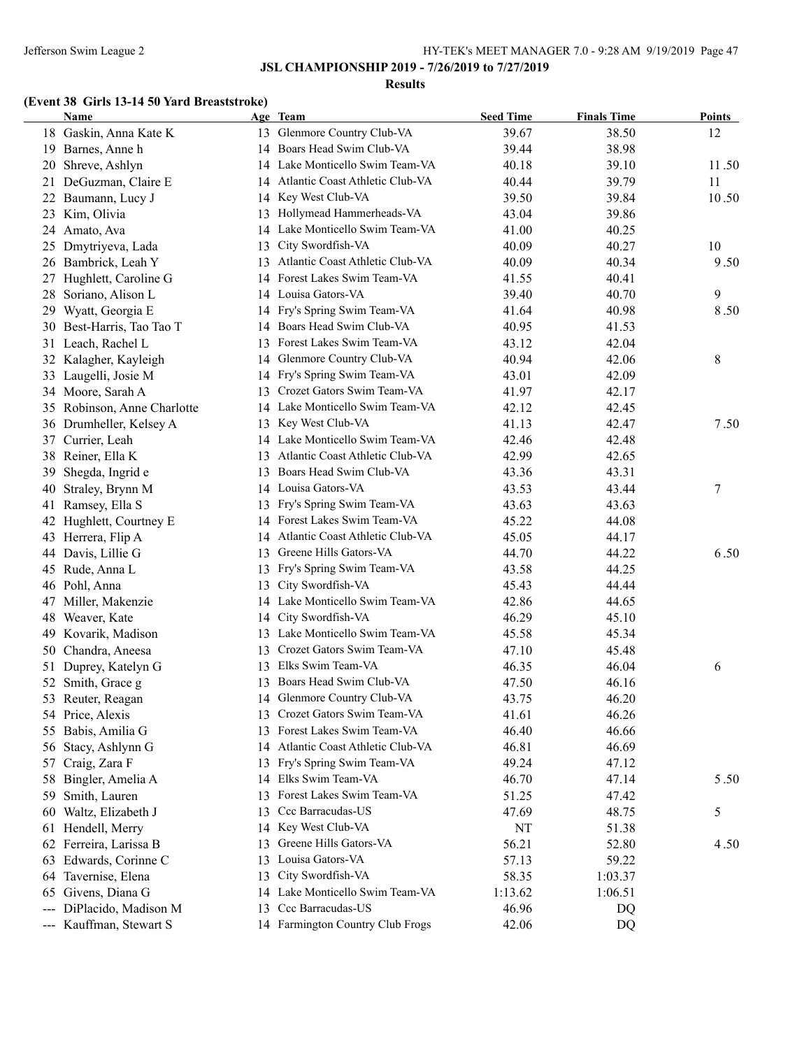**JSL CHAMPIONSHIP 2019 - 7/26/2019 to 7/27/2019**

**Results**

### (Event 38 Girls 13-14 50 Yard Breaststroke)

| | Name | Age | Team | Seed Time | Finals Time | Points |
|---|---|---|---|---|---|---|
| 18 | Gaskin, Anna Kate K | 13 | Glenmore Country Club-VA | 39.67 | 38.50 | 12 |
| 19 | Barnes, Anne h | 14 | Boars Head Swim Club-VA | 39.44 | 38.98 | |
| 20 | Shreve, Ashlyn | 14 | Lake Monticello Swim Team-VA | 40.18 | 39.10 | 11.50 |
| 21 | DeGuzman, Claire E | 14 | Atlantic Coast Athletic Club-VA | 40.44 | 39.79 | 11 |
| 22 | Baumann, Lucy J | 14 | Key West Club-VA | 39.50 | 39.84 | 10.50 |
| 23 | Kim, Olivia | 13 | Hollymead Hammerheads-VA | 43.04 | 39.86 | |
| 24 | Amato, Ava | 14 | Lake Monticello Swim Team-VA | 41.00 | 40.25 | |
| 25 | Dmytriyeva, Lada | 13 | City Swordfish-VA | 40.09 | 40.27 | 10 |
| 26 | Bambrick, Leah Y | 13 | Atlantic Coast Athletic Club-VA | 40.09 | 40.34 | 9.50 |
| 27 | Hughlett, Caroline G | 14 | Forest Lakes Swim Team-VA | 41.55 | 40.41 | |
| 28 | Soriano, Alison L | 14 | Louisa Gators-VA | 39.40 | 40.70 | 9 |
| 29 | Wyatt, Georgia E | 14 | Fry's Spring Swim Team-VA | 41.64 | 40.98 | 8.50 |
| 30 | Best-Harris, Tao Tao T | 14 | Boars Head Swim Club-VA | 40.95 | 41.53 | |
| 31 | Leach, Rachel L | 13 | Forest Lakes Swim Team-VA | 43.12 | 42.04 | |
| 32 | Kalagher, Kayleigh | 14 | Glenmore Country Club-VA | 40.94 | 42.06 | 8 |
| 33 | Laugelli, Josie M | 14 | Fry's Spring Swim Team-VA | 43.01 | 42.09 | |
| 34 | Moore, Sarah A | 13 | Crozet Gators Swim Team-VA | 41.97 | 42.17 | |
| 35 | Robinson, Anne Charlotte | 14 | Lake Monticello Swim Team-VA | 42.12 | 42.45 | |
| 36 | Drumheller, Kelsey A | 13 | Key West Club-VA | 41.13 | 42.47 | 7.50 |
| 37 | Currier, Leah | 14 | Lake Monticello Swim Team-VA | 42.46 | 42.48 | |
| 38 | Reiner, Ella K | 13 | Atlantic Coast Athletic Club-VA | 42.99 | 42.65 | |
| 39 | Shegda, Ingrid e | 13 | Boars Head Swim Club-VA | 43.36 | 43.31 | |
| 40 | Straley, Brynn M | 14 | Louisa Gators-VA | 43.53 | 43.44 | 7 |
| 41 | Ramsey, Ella S | 13 | Fry's Spring Swim Team-VA | 43.63 | 43.63 | |
| 42 | Hughlett, Courtney E | 14 | Forest Lakes Swim Team-VA | 45.22 | 44.08 | |
| 43 | Herrera, Flip A | 14 | Atlantic Coast Athletic Club-VA | 45.05 | 44.17 | |
| 44 | Davis, Lillie G | 13 | Greene Hills Gators-VA | 44.70 | 44.22 | 6.50 |
| 45 | Rude, Anna L | 13 | Fry's Spring Swim Team-VA | 43.58 | 44.25 | |
| 46 | Pohl, Anna | 13 | City Swordfish-VA | 45.43 | 44.44 | |
| 47 | Miller, Makenzie | 14 | Lake Monticello Swim Team-VA | 42.86 | 44.65 | |
| 48 | Weaver, Kate | 14 | City Swordfish-VA | 46.29 | 45.10 | |
| 49 | Kovarik, Madison | 13 | Lake Monticello Swim Team-VA | 45.58 | 45.34 | |
| 50 | Chandra, Aneesa | 13 | Crozet Gators Swim Team-VA | 47.10 | 45.48 | |
| 51 | Duprey, Katelyn G | 13 | Elks Swim Team-VA | 46.35 | 46.04 | 6 |
| 52 | Smith, Grace g | 13 | Boars Head Swim Club-VA | 47.50 | 46.16 | |
| 53 | Reuter, Reagan | 14 | Glenmore Country Club-VA | 43.75 | 46.20 | |
| 54 | Price, Alexis | 13 | Crozet Gators Swim Team-VA | 41.61 | 46.26 | |
| 55 | Babis, Amilia G | 13 | Forest Lakes Swim Team-VA | 46.40 | 46.66 | |
| 56 | Stacy, Ashlynn G | 14 | Atlantic Coast Athletic Club-VA | 46.81 | 46.69 | |
| 57 | Craig, Zara F | 13 | Fry's Spring Swim Team-VA | 49.24 | 47.12 | |
| 58 | Bingler, Amelia A | 14 | Elks Swim Team-VA | 46.70 | 47.14 | 5.50 |
| 59 | Smith, Lauren | 13 | Forest Lakes Swim Team-VA | 51.25 | 47.42 | |
| 60 | Waltz, Elizabeth J | 13 | Ccc Barracudas-US | 47.69 | 48.75 | 5 |
| 61 | Hendell, Merry | 14 | Key West Club-VA | NT | 51.38 | |
| 62 | Ferreira, Larissa B | 13 | Greene Hills Gators-VA | 56.21 | 52.80 | 4.50 |
| 63 | Edwards, Corinne C | 13 | Louisa Gators-VA | 57.13 | 59.22 | |
| 64 | Tavernise, Elena | 13 | City Swordfish-VA | 58.35 | 1:03.37 | |
| 65 | Givens, Diana G | 14 | Lake Monticello Swim Team-VA | 1:13.62 | 1:06.51 | |
| --- | DiPlacido, Madison M | 13 | Ccc Barracudas-US | 46.96 | DQ | |
| --- | Kauffman, Stewart S | 14 | Farmington Country Club Frogs | 42.06 | DQ | |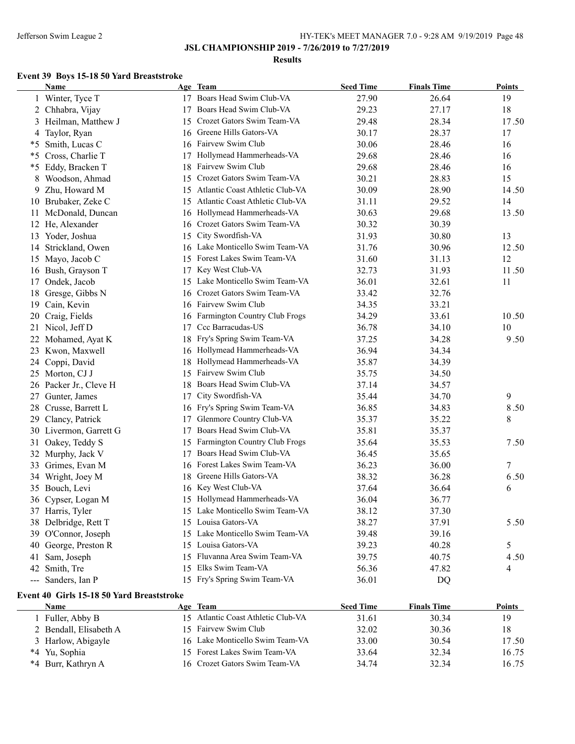**JSL CHAMPIONSHIP 2019 - 7/26/2019 to 7/27/2019**

**Results**

### Event 39 Boys 15-18 50 Yard Breaststroke

| | Name | Age | Team | Seed Time | Finals Time | Points |
|---|---|---|---|---|---|---|
| 1 | Winter, Tyce T | 17 | Boars Head Swim Club-VA | 27.90 | 26.64 | 19 |
| 2 | Chhabra, Vijay | 17 | Boars Head Swim Club-VA | 29.23 | 27.17 | 18 |
| 3 | Heilman, Matthew J | 15 | Crozet Gators Swim Team-VA | 29.48 | 28.34 | 17.50 |
| 4 | Taylor, Ryan | 16 | Greene Hills Gators-VA | 30.17 | 28.37 | 17 |
| *5 | Smith, Lucas C | 16 | Fairvew Swim Club | 30.06 | 28.46 | 16 |
| *5 | Cross, Charlie T | 17 | Hollymead Hammerheads-VA | 29.68 | 28.46 | 16 |
| *5 | Eddy, Bracken T | 18 | Fairvew Swim Club | 29.68 | 28.46 | 16 |
| 8 | Woodson, Ahmad | 15 | Crozet Gators Swim Team-VA | 30.21 | 28.83 | 15 |
| 9 | Zhu, Howard M | 15 | Atlantic Coast Athletic Club-VA | 30.09 | 28.90 | 14.50 |
| 10 | Brubaker, Zeke C | 15 | Atlantic Coast Athletic Club-VA | 31.11 | 29.52 | 14 |
| 11 | McDonald, Duncan | 16 | Hollymead Hammerheads-VA | 30.63 | 29.68 | 13.50 |
| 12 | He, Alexander | 16 | Crozet Gators Swim Team-VA | 30.32 | 30.39 | |
| 13 | Yoder, Joshua | 15 | City Swordfish-VA | 31.93 | 30.80 | 13 |
| 14 | Strickland, Owen | 16 | Lake Monticello Swim Team-VA | 31.76 | 30.96 | 12.50 |
| 15 | Mayo, Jacob C | 15 | Forest Lakes Swim Team-VA | 31.60 | 31.13 | 12 |
| 16 | Bush, Grayson T | 17 | Key West Club-VA | 32.73 | 31.93 | 11.50 |
| 17 | Ondek, Jacob | 15 | Lake Monticello Swim Team-VA | 36.01 | 32.61 | 11 |
| 18 | Gresge, Gibbs N | 16 | Crozet Gators Swim Team-VA | 33.42 | 32.76 | |
| 19 | Cain, Kevin | 16 | Fairvew Swim Club | 34.35 | 33.21 | |
| 20 | Craig, Fields | 16 | Farmington Country Club Frogs | 34.29 | 33.61 | 10.50 |
| 21 | Nicol, Jeff D | 17 | Ccc Barracudas-US | 36.78 | 34.10 | 10 |
| 22 | Mohamed, Ayat K | 18 | Fry's Spring Swim Team-VA | 37.25 | 34.28 | 9.50 |
| 23 | Kwon, Maxwell | 16 | Hollymead Hammerheads-VA | 36.94 | 34.34 | |
| 24 | Coppi, David | 18 | Hollymead Hammerheads-VA | 35.87 | 34.39 | |
| 25 | Morton, CJ J | 15 | Fairvew Swim Club | 35.75 | 34.50 | |
| 26 | Packer Jr., Cleve H | 18 | Boars Head Swim Club-VA | 37.14 | 34.57 | |
| 27 | Gunter, James | 17 | City Swordfish-VA | 35.44 | 34.70 | 9 |
| 28 | Crusse, Barrett L | 16 | Fry's Spring Swim Team-VA | 36.85 | 34.83 | 8.50 |
| 29 | Clancy, Patrick | 17 | Glenmore Country Club-VA | 35.37 | 35.22 | 8 |
| 30 | Livermon, Garrett G | 17 | Boars Head Swim Club-VA | 35.81 | 35.37 | |
| 31 | Oakey, Teddy S | 15 | Farmington Country Club Frogs | 35.64 | 35.53 | 7.50 |
| 32 | Murphy, Jack V | 17 | Boars Head Swim Club-VA | 36.45 | 35.65 | |
| 33 | Grimes, Evan M | 16 | Forest Lakes Swim Team-VA | 36.23 | 36.00 | 7 |
| 34 | Wright, Joey M | 18 | Greene Hills Gators-VA | 38.32 | 36.28 | 6.50 |
| 35 | Bouch, Levi | 16 | Key West Club-VA | 37.64 | 36.64 | 6 |
| 36 | Cypser, Logan M | 15 | Hollymead Hammerheads-VA | 36.04 | 36.77 | |
| 37 | Harris, Tyler | 15 | Lake Monticello Swim Team-VA | 38.12 | 37.30 | |
| 38 | Delbridge, Rett T | 15 | Louisa Gators-VA | 38.27 | 37.91 | 5.50 |
| 39 | O'Connor, Joseph | 15 | Lake Monticello Swim Team-VA | 39.48 | 39.16 | |
| 40 | George, Preston R | 15 | Louisa Gators-VA | 39.23 | 40.28 | 5 |
| 41 | Sam, Joseph | 15 | Fluvanna Area Swim Team-VA | 39.75 | 40.75 | 4.50 |
| 42 | Smith, Tre | 15 | Elks Swim Team-VA | 56.36 | 47.82 | 4 |
| --- | Sanders, Ian P | 15 | Fry's Spring Swim Team-VA | 36.01 | DQ | |

### Event 40 Girls 15-18 50 Yard Breaststroke

| | Name | Age | Team | Seed Time | Finals Time | Points |
|---|---|---|---|---|---|---|
| 1 | Fuller, Abby B | 15 | Atlantic Coast Athletic Club-VA | 31.61 | 30.34 | 19 |
| 2 | Bendall, Elisabeth A | 15 | Fairvew Swim Club | 32.02 | 30.36 | 18 |
| 3 | Harlow, Abigayle | 16 | Lake Monticello Swim Team-VA | 33.00 | 30.54 | 17.50 |
| *4 | Yu, Sophia | 15 | Forest Lakes Swim Team-VA | 33.64 | 32.34 | 16.75 |
| *4 | Burr, Kathryn A | 16 | Crozet Gators Swim Team-VA | 34.74 | 32.34 | 16.75 |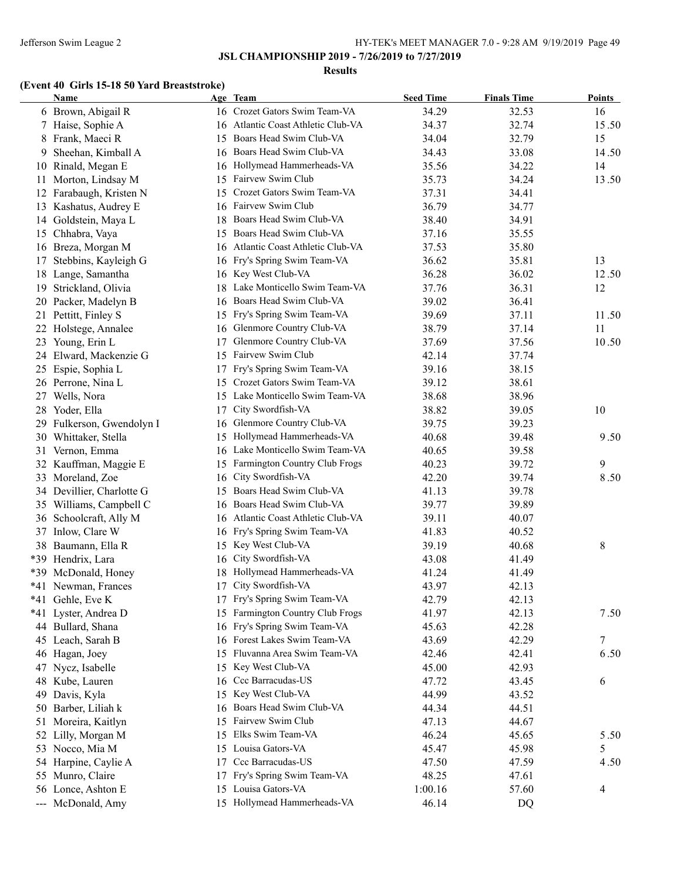**JSL CHAMPIONSHIP 2019 - 7/26/2019 to 7/27/2019**

**Results**

**(Event 40 Girls 15-18 50 Yard Breaststroke)**

| | Name | Age | Team | Seed Time | Finals Time | Points |
|---|---|---|---|---|---|---|
| 6 | Brown, Abigail R | 16 | Crozet Gators Swim Team-VA | 34.29 | 32.53 | 16 |
| 7 | Haise, Sophie A | 16 | Atlantic Coast Athletic Club-VA | 34.37 | 32.74 | 15.50 |
| 8 | Frank, Maeci R | 15 | Boars Head Swim Club-VA | 34.04 | 32.79 | 15 |
| 9 | Sheehan, Kimball A | 16 | Boars Head Swim Club-VA | 34.43 | 33.08 | 14.50 |
| 10 | Rinald, Megan E | 16 | Hollymead Hammerheads-VA | 35.56 | 34.22 | 14 |
| 11 | Morton, Lindsay M | 15 | Fairvew Swim Club | 35.73 | 34.24 | 13.50 |
| 12 | Farabaugh, Kristen N | 15 | Crozet Gators Swim Team-VA | 37.31 | 34.41 | |
| 13 | Kashatus, Audrey E | 16 | Fairvew Swim Club | 36.79 | 34.77 | |
| 14 | Goldstein, Maya L | 18 | Boars Head Swim Club-VA | 38.40 | 34.91 | |
| 15 | Chhabra, Vaya | 15 | Boars Head Swim Club-VA | 37.16 | 35.55 | |
| 16 | Breza, Morgan M | 16 | Atlantic Coast Athletic Club-VA | 37.53 | 35.80 | |
| 17 | Stebbins, Kayleigh G | 16 | Fry's Spring Swim Team-VA | 36.62 | 35.81 | 13 |
| 18 | Lange, Samantha | 16 | Key West Club-VA | 36.28 | 36.02 | 12.50 |
| 19 | Strickland, Olivia | 18 | Lake Monticello Swim Team-VA | 37.76 | 36.31 | 12 |
| 20 | Packer, Madelyn B | 16 | Boars Head Swim Club-VA | 39.02 | 36.41 | |
| 21 | Pettitt, Finley S | 15 | Fry's Spring Swim Team-VA | 39.69 | 37.11 | 11.50 |
| 22 | Holstege, Annalee | 16 | Glenmore Country Club-VA | 38.79 | 37.14 | 11 |
| 23 | Young, Erin L | 17 | Glenmore Country Club-VA | 37.69 | 37.56 | 10.50 |
| 24 | Elward, Mackenzie G | 15 | Fairvew Swim Club | 42.14 | 37.74 | |
| 25 | Espie, Sophia L | 17 | Fry's Spring Swim Team-VA | 39.16 | 38.15 | |
| 26 | Perrone, Nina L | 15 | Crozet Gators Swim Team-VA | 39.12 | 38.61 | |
| 27 | Wells, Nora | 15 | Lake Monticello Swim Team-VA | 38.68 | 38.96 | |
| 28 | Yoder, Ella | 17 | City Swordfish-VA | 38.82 | 39.05 | 10 |
| 29 | Fulkerson, Gwendolyn I | 16 | Glenmore Country Club-VA | 39.75 | 39.23 | |
| 30 | Whittaker, Stella | 15 | Hollymead Hammerheads-VA | 40.68 | 39.48 | 9.50 |
| 31 | Vernon, Emma | 16 | Lake Monticello Swim Team-VA | 40.65 | 39.58 | |
| 32 | Kauffman, Maggie E | 15 | Farmington Country Club Frogs | 40.23 | 39.72 | 9 |
| 33 | Moreland, Zoe | 16 | City Swordfish-VA | 42.20 | 39.74 | 8.50 |
| 34 | Devillier, Charlotte G | 15 | Boars Head Swim Club-VA | 41.13 | 39.78 | |
| 35 | Williams, Campbell C | 16 | Boars Head Swim Club-VA | 39.77 | 39.89 | |
| 36 | Schoolcraft, Ally M | 16 | Atlantic Coast Athletic Club-VA | 39.11 | 40.07 | |
| 37 | Inlow, Clare W | 16 | Fry's Spring Swim Team-VA | 41.83 | 40.52 | |
| 38 | Baumann, Ella R | 15 | Key West Club-VA | 39.19 | 40.68 | 8 |
| *39 | Hendrix, Lara | 16 | City Swordfish-VA | 43.08 | 41.49 | |
| *39 | McDonald, Honey | 18 | Hollymead Hammerheads-VA | 41.24 | 41.49 | |
| *41 | Newman, Frances | 17 | City Swordfish-VA | 43.97 | 42.13 | |
| *41 | Gehle, Eve K | 17 | Fry's Spring Swim Team-VA | 42.79 | 42.13 | |
| *41 | Lyster, Andrea D | 15 | Farmington Country Club Frogs | 41.97 | 42.13 | 7.50 |
| 44 | Bullard, Shana | 16 | Fry's Spring Swim Team-VA | 45.63 | 42.28 | |
| 45 | Leach, Sarah B | 16 | Forest Lakes Swim Team-VA | 43.69 | 42.29 | 7 |
| 46 | Hagan, Joey | 15 | Fluvanna Area Swim Team-VA | 42.46 | 42.41 | 6.50 |
| 47 | Nycz, Isabelle | 15 | Key West Club-VA | 45.00 | 42.93 | |
| 48 | Kube, Lauren | 16 | Ccc Barracudas-US | 47.72 | 43.45 | 6 |
| 49 | Davis, Kyla | 15 | Key West Club-VA | 44.99 | 43.52 | |
| 50 | Barber, Liliah k | 16 | Boars Head Swim Club-VA | 44.34 | 44.51 | |
| 51 | Moreira, Kaitlyn | 15 | Fairvew Swim Club | 47.13 | 44.67 | |
| 52 | Lilly, Morgan M | 15 | Elks Swim Team-VA | 46.24 | 45.65 | 5.50 |
| 53 | Nocco, Mia M | 15 | Louisa Gators-VA | 45.47 | 45.98 | 5 |
| 54 | Harpine, Caylie A | 17 | Ccc Barracudas-US | 47.50 | 47.59 | 4.50 |
| 55 | Munro, Claire | 17 | Fry's Spring Swim Team-VA | 48.25 | 47.61 | |
| 56 | Lonce, Ashton E | 15 | Louisa Gators-VA | 1:00.16 | 57.60 | 4 |
| --- | McDonald, Amy | 15 | Hollymead Hammerheads-VA | 46.14 | DQ | |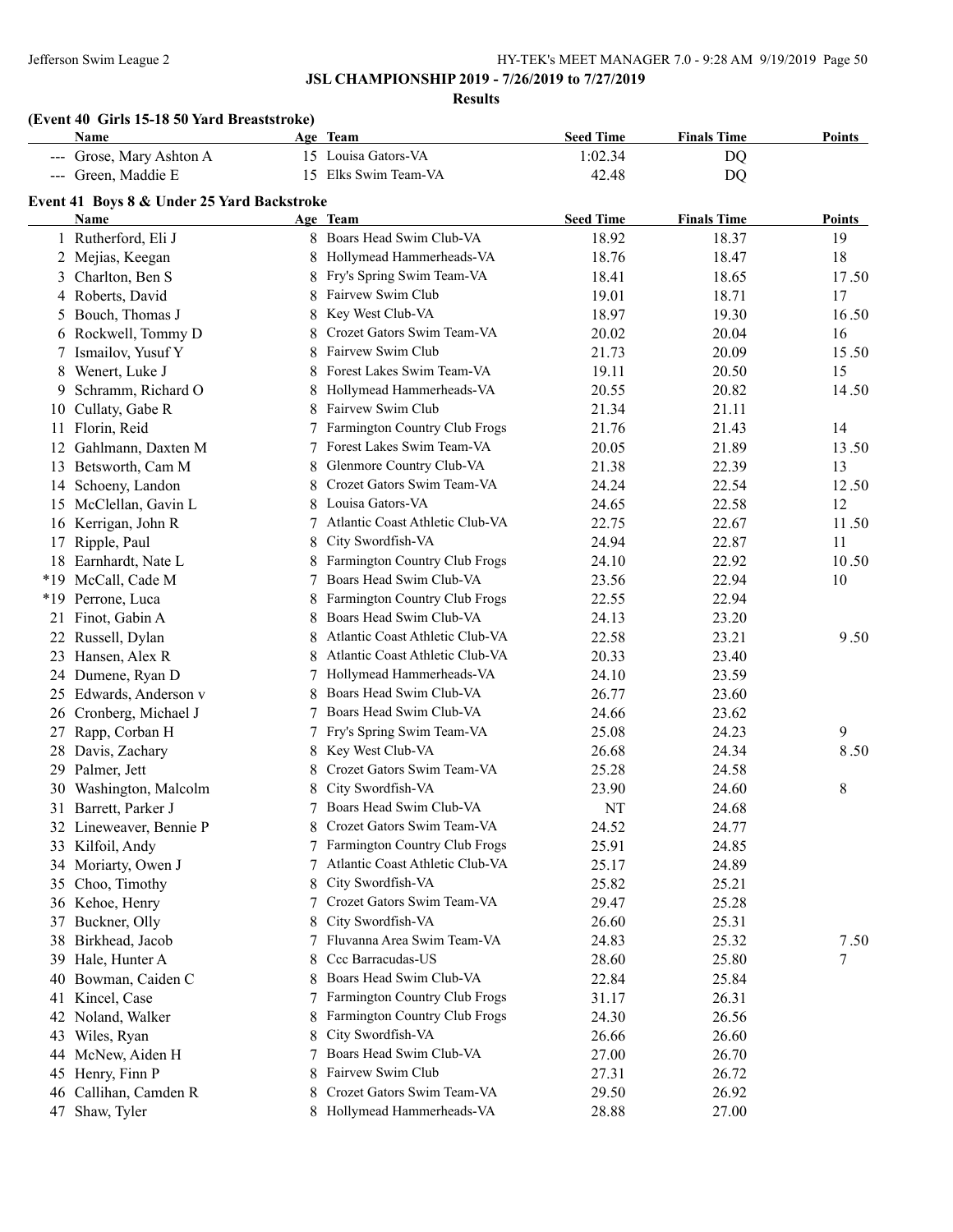## JSL CHAMPIONSHIP 2019 - 7/26/2019 to 7/27/2019

### Results

**(Event 40 Girls 15-18 50 Yard Breaststroke)**

| | Name | Age | Team | Seed Time | Finals Time | Points |
|---|---|---|---|---|---|---|
| --- | Grose, Mary Ashton A | 15 | Louisa Gators-VA | 1:02.34 | DQ | |
| --- | Green, Maddie E | 15 | Elks Swim Team-VA | 42.48 | DQ | |

**Event 41 Boys 8 & Under 25 Yard Backstroke**

| | Name | Age | Team | Seed Time | Finals Time | Points |
|---|---|---|---|---|---|---|
| 1 | Rutherford, Eli J | 8 | Boars Head Swim Club-VA | 18.92 | 18.37 | 19 |
| 2 | Mejias, Keegan | 8 | Hollymead Hammerheads-VA | 18.76 | 18.47 | 18 |
| 3 | Charlton, Ben S | 8 | Fry's Spring Swim Team-VA | 18.41 | 18.65 | 17.50 |
| 4 | Roberts, David | 8 | Fairvew Swim Club | 19.01 | 18.71 | 17 |
| 5 | Bouch, Thomas J | 8 | Key West Club-VA | 18.97 | 19.30 | 16.50 |
| 6 | Rockwell, Tommy D | 8 | Crozet Gators Swim Team-VA | 20.02 | 20.04 | 16 |
| 7 | Ismailov, Yusuf Y | 8 | Fairvew Swim Club | 21.73 | 20.09 | 15.50 |
| 8 | Wenert, Luke J | 8 | Forest Lakes Swim Team-VA | 19.11 | 20.50 | 15 |
| 9 | Schramm, Richard O | 8 | Hollymead Hammerheads-VA | 20.55 | 20.82 | 14.50 |
| 10 | Cullaty, Gabe R | 8 | Fairvew Swim Club | 21.34 | 21.11 | |
| 11 | Florin, Reid | 7 | Farmington Country Club Frogs | 21.76 | 21.43 | 14 |
| 12 | Gahlmann, Daxten M | 7 | Forest Lakes Swim Team-VA | 20.05 | 21.89 | 13.50 |
| 13 | Betsworth, Cam M | 8 | Glenmore Country Club-VA | 21.38 | 22.39 | 13 |
| 14 | Schoeny, Landon | 8 | Crozet Gators Swim Team-VA | 24.24 | 22.54 | 12.50 |
| 15 | McClellan, Gavin L | 8 | Louisa Gators-VA | 24.65 | 22.58 | 12 |
| 16 | Kerrigan, John R | 7 | Atlantic Coast Athletic Club-VA | 22.75 | 22.67 | 11.50 |
| 17 | Ripple, Paul | 8 | City Swordfish-VA | 24.94 | 22.87 | 11 |
| 18 | Earnhardt, Nate L | 8 | Farmington Country Club Frogs | 24.10 | 22.92 | 10.50 |
| *19 | McCall, Cade M | 7 | Boars Head Swim Club-VA | 23.56 | 22.94 | 10 |
| *19 | Perrone, Luca | 8 | Farmington Country Club Frogs | 22.55 | 22.94 | |
| 21 | Finot, Gabin A | 8 | Boars Head Swim Club-VA | 24.13 | 23.20 | |
| 22 | Russell, Dylan | 8 | Atlantic Coast Athletic Club-VA | 22.58 | 23.21 | 9.50 |
| 23 | Hansen, Alex R | 8 | Atlantic Coast Athletic Club-VA | 20.33 | 23.40 | |
| 24 | Dumene, Ryan D | 7 | Hollymead Hammerheads-VA | 24.10 | 23.59 | |
| 25 | Edwards, Anderson v | 8 | Boars Head Swim Club-VA | 26.77 | 23.60 | |
| 26 | Cronberg, Michael J | 7 | Boars Head Swim Club-VA | 24.66 | 23.62 | |
| 27 | Rapp, Corban H | 7 | Fry's Spring Swim Team-VA | 25.08 | 24.23 | 9 |
| 28 | Davis, Zachary | 8 | Key West Club-VA | 26.68 | 24.34 | 8.50 |
| 29 | Palmer, Jett | 8 | Crozet Gators Swim Team-VA | 25.28 | 24.58 | |
| 30 | Washington, Malcolm | 8 | City Swordfish-VA | 23.90 | 24.60 | 8 |
| 31 | Barrett, Parker J | 7 | Boars Head Swim Club-VA | NT | 24.68 | |
| 32 | Lineweaver, Bennie P | 8 | Crozet Gators Swim Team-VA | 24.52 | 24.77 | |
| 33 | Kilfoil, Andy | 7 | Farmington Country Club Frogs | 25.91 | 24.85 | |
| 34 | Moriarty, Owen J | 7 | Atlantic Coast Athletic Club-VA | 25.17 | 24.89 | |
| 35 | Choo, Timothy | 8 | City Swordfish-VA | 25.82 | 25.21 | |
| 36 | Kehoe, Henry | 7 | Crozet Gators Swim Team-VA | 29.47 | 25.28 | |
| 37 | Buckner, Olly | 8 | City Swordfish-VA | 26.60 | 25.31 | |
| 38 | Birkhead, Jacob | 7 | Fluvanna Area Swim Team-VA | 24.83 | 25.32 | 7.50 |
| 39 | Hale, Hunter A | 8 | Ccc Barracudas-US | 28.60 | 25.80 | 7 |
| 40 | Bowman, Caiden C | 8 | Boars Head Swim Club-VA | 22.84 | 25.84 | |
| 41 | Kincel, Case | 7 | Farmington Country Club Frogs | 31.17 | 26.31 | |
| 42 | Noland, Walker | 8 | Farmington Country Club Frogs | 24.30 | 26.56 | |
| 43 | Wiles, Ryan | 8 | City Swordfish-VA | 26.66 | 26.60 | |
| 44 | McNew, Aiden H | 7 | Boars Head Swim Club-VA | 27.00 | 26.70 | |
| 45 | Henry, Finn P | 8 | Fairvew Swim Club | 27.31 | 26.72 | |
| 46 | Callihan, Camden R | 8 | Crozet Gators Swim Team-VA | 29.50 | 26.92 | |
| 47 | Shaw, Tyler | 8 | Hollymead Hammerheads-VA | 28.88 | 27.00 | |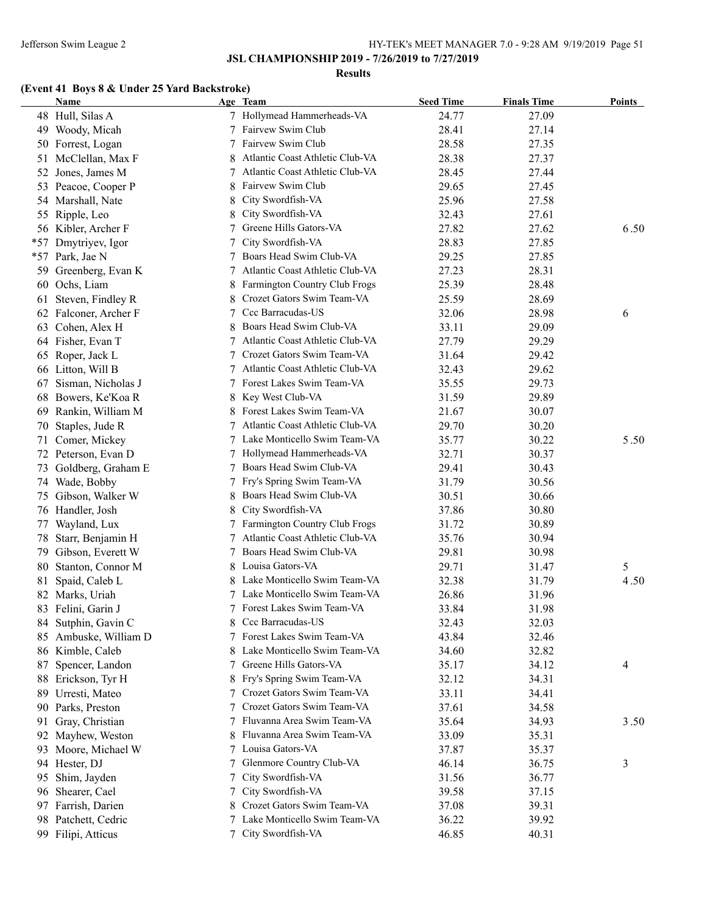## JSL CHAMPIONSHIP 2019 - 7/26/2019 to 7/27/2019

### Results

#### (Event 41 Boys 8 & Under 25 Yard Backstroke)

| | Name | Age | Team | Seed Time | Finals Time | Points |
|---|---|---|---|---|---|---|
| 48 | Hull, Silas A | 7 | Hollymead Hammerheads-VA | 24.77 | 27.09 | |
| 49 | Woody, Micah | 7 | Fairvew Swim Club | 28.41 | 27.14 | |
| 50 | Forrest, Logan | 7 | Fairvew Swim Club | 28.58 | 27.35 | |
| 51 | McClellan, Max F | 8 | Atlantic Coast Athletic Club-VA | 28.38 | 27.37 | |
| 52 | Jones, James M | 7 | Atlantic Coast Athletic Club-VA | 28.45 | 27.44 | |
| 53 | Peacoe, Cooper P | 8 | Fairvew Swim Club | 29.65 | 27.45 | |
| 54 | Marshall, Nate | 8 | City Swordfish-VA | 25.96 | 27.58 | |
| 55 | Ripple, Leo | 8 | City Swordfish-VA | 32.43 | 27.61 | |
| 56 | Kibler, Archer F | 7 | Greene Hills Gators-VA | 27.82 | 27.62 | 6.50 |
| *57 | Dmytriyev, Igor | 7 | City Swordfish-VA | 28.83 | 27.85 | |
| *57 | Park, Jae N | 7 | Boars Head Swim Club-VA | 29.25 | 27.85 | |
| 59 | Greenberg, Evan K | 7 | Atlantic Coast Athletic Club-VA | 27.23 | 28.31 | |
| 60 | Ochs, Liam | 8 | Farmington Country Club Frogs | 25.39 | 28.48 | |
| 61 | Steven, Findley R | 8 | Crozet Gators Swim Team-VA | 25.59 | 28.69 | |
| 62 | Falconer, Archer F | 7 | Ccc Barracudas-US | 32.06 | 28.98 | 6 |
| 63 | Cohen, Alex H | 8 | Boars Head Swim Club-VA | 33.11 | 29.09 | |
| 64 | Fisher, Evan T | 7 | Atlantic Coast Athletic Club-VA | 27.79 | 29.29 | |
| 65 | Roper, Jack L | 7 | Crozet Gators Swim Team-VA | 31.64 | 29.42 | |
| 66 | Litton, Will B | 7 | Atlantic Coast Athletic Club-VA | 32.43 | 29.62 | |
| 67 | Sisman, Nicholas J | 7 | Forest Lakes Swim Team-VA | 35.55 | 29.73 | |
| 68 | Bowers, Ke'Koa R | 8 | Key West Club-VA | 31.59 | 29.89 | |
| 69 | Rankin, William M | 8 | Forest Lakes Swim Team-VA | 21.67 | 30.07 | |
| 70 | Staples, Jude R | 7 | Atlantic Coast Athletic Club-VA | 29.70 | 30.20 | |
| 71 | Comer, Mickey | 7 | Lake Monticello Swim Team-VA | 35.77 | 30.22 | 5.50 |
| 72 | Peterson, Evan D | 7 | Hollymead Hammerheads-VA | 32.71 | 30.37 | |
| 73 | Goldberg, Graham E | 7 | Boars Head Swim Club-VA | 29.41 | 30.43 | |
| 74 | Wade, Bobby | 7 | Fry's Spring Swim Team-VA | 31.79 | 30.56 | |
| 75 | Gibson, Walker W | 8 | Boars Head Swim Club-VA | 30.51 | 30.66 | |
| 76 | Handler, Josh | 8 | City Swordfish-VA | 37.86 | 30.80 | |
| 77 | Wayland, Lux | 7 | Farmington Country Club Frogs | 31.72 | 30.89 | |
| 78 | Starr, Benjamin H | 7 | Atlantic Coast Athletic Club-VA | 35.76 | 30.94 | |
| 79 | Gibson, Everett W | 7 | Boars Head Swim Club-VA | 29.81 | 30.98 | |
| 80 | Stanton, Connor M | 8 | Louisa Gators-VA | 29.71 | 31.47 | 5 |
| 81 | Spaid, Caleb L | 8 | Lake Monticello Swim Team-VA | 32.38 | 31.79 | 4.50 |
| 82 | Marks, Uriah | 7 | Lake Monticello Swim Team-VA | 26.86 | 31.96 | |
| 83 | Felini, Garin J | 7 | Forest Lakes Swim Team-VA | 33.84 | 31.98 | |
| 84 | Sutphin, Gavin C | 8 | Ccc Barracudas-US | 32.43 | 32.03 | |
| 85 | Ambuske, William D | 7 | Forest Lakes Swim Team-VA | 43.84 | 32.46 | |
| 86 | Kimble, Caleb | 8 | Lake Monticello Swim Team-VA | 34.60 | 32.82 | |
| 87 | Spencer, Landon | 7 | Greene Hills Gators-VA | 35.17 | 34.12 | 4 |
| 88 | Erickson, Tyr H | 8 | Fry's Spring Swim Team-VA | 32.12 | 34.31 | |
| 89 | Urresti, Mateo | 7 | Crozet Gators Swim Team-VA | 33.11 | 34.41 | |
| 90 | Parks, Preston | 7 | Crozet Gators Swim Team-VA | 37.61 | 34.58 | |
| 91 | Gray, Christian | 7 | Fluvanna Area Swim Team-VA | 35.64 | 34.93 | 3.50 |
| 92 | Mayhew, Weston | 8 | Fluvanna Area Swim Team-VA | 33.09 | 35.31 | |
| 93 | Moore, Michael W | 7 | Louisa Gators-VA | 37.87 | 35.37 | |
| 94 | Hester, DJ | 7 | Glenmore Country Club-VA | 46.14 | 36.75 | 3 |
| 95 | Shim, Jayden | 7 | City Swordfish-VA | 31.56 | 36.77 | |
| 96 | Shearer, Cael | 7 | City Swordfish-VA | 39.58 | 37.15 | |
| 97 | Farrish, Darien | 8 | Crozet Gators Swim Team-VA | 37.08 | 39.31 | |
| 98 | Patchett, Cedric | 7 | Lake Monticello Swim Team-VA | 36.22 | 39.92 | |
| 99 | Filipi, Atticus | 7 | City Swordfish-VA | 46.85 | 40.31 | |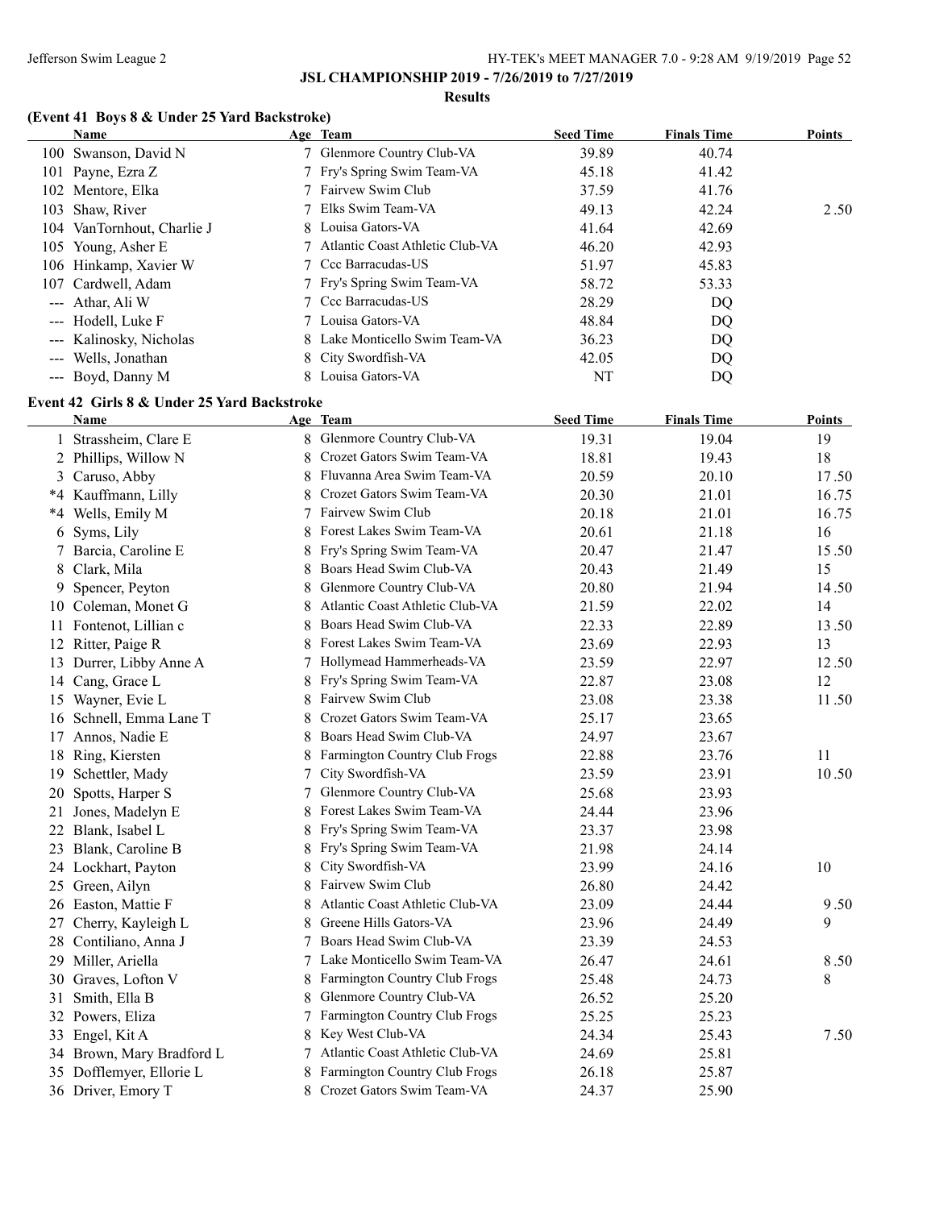## JSL CHAMPIONSHIP 2019 - 7/26/2019 to 7/27/2019

### Results

### (Event 41 Boys 8 & Under 25 Yard Backstroke)

| | Name | Age | Team | Seed Time | Finals Time | Points |
|---|---|---|---|---|---|---|
| 100 | Swanson, David N | 7 | Glenmore Country Club-VA | 39.89 | 40.74 | |
| 101 | Payne, Ezra Z | 7 | Fry's Spring Swim Team-VA | 45.18 | 41.42 | |
| 102 | Mentore, Elka | 7 | Fairvew Swim Club | 37.59 | 41.76 | |
| 103 | Shaw, River | 7 | Elks Swim Team-VA | 49.13 | 42.24 | 2.50 |
| 104 | VanTornhout, Charlie J | 8 | Louisa Gators-VA | 41.64 | 42.69 | |
| 105 | Young, Asher E | 7 | Atlantic Coast Athletic Club-VA | 46.20 | 42.93 | |
| 106 | Hinkamp, Xavier W | 7 | Ccc Barracudas-US | 51.97 | 45.83 | |
| 107 | Cardwell, Adam | 7 | Fry's Spring Swim Team-VA | 58.72 | 53.33 | |
| --- | Athar, Ali W | 7 | Ccc Barracudas-US | 28.29 | DQ | |
| --- | Hodell, Luke F | 7 | Louisa Gators-VA | 48.84 | DQ | |
| --- | Kalinosky, Nicholas | 8 | Lake Monticello Swim Team-VA | 36.23 | DQ | |
| --- | Wells, Jonathan | 8 | City Swordfish-VA | 42.05 | DQ | |
| --- | Boyd, Danny M | 8 | Louisa Gators-VA | NT | DQ | |

### Event 42 Girls 8 & Under 25 Yard Backstroke

| | Name | Age | Team | Seed Time | Finals Time | Points |
|---|---|---|---|---|---|---|
| 1 | Strassheim, Clare E | 8 | Glenmore Country Club-VA | 19.31 | 19.04 | 19 |
| 2 | Phillips, Willow N | 8 | Crozet Gators Swim Team-VA | 18.81 | 19.43 | 18 |
| 3 | Caruso, Abby | 8 | Fluvanna Area Swim Team-VA | 20.59 | 20.10 | 17.50 |
| *4 | Kauffmann, Lilly | 8 | Crozet Gators Swim Team-VA | 20.30 | 21.01 | 16.75 |
| *4 | Wells, Emily M | 7 | Fairvew Swim Club | 20.18 | 21.01 | 16.75 |
| 6 | Syms, Lily | 8 | Forest Lakes Swim Team-VA | 20.61 | 21.18 | 16 |
| 7 | Barcia, Caroline E | 8 | Fry's Spring Swim Team-VA | 20.47 | 21.47 | 15.50 |
| 8 | Clark, Mila | 8 | Boars Head Swim Club-VA | 20.43 | 21.49 | 15 |
| 9 | Spencer, Peyton | 8 | Glenmore Country Club-VA | 20.80 | 21.94 | 14.50 |
| 10 | Coleman, Monet G | 8 | Atlantic Coast Athletic Club-VA | 21.59 | 22.02 | 14 |
| 11 | Fontenot, Lillian c | 8 | Boars Head Swim Club-VA | 22.33 | 22.89 | 13.50 |
| 12 | Ritter, Paige R | 8 | Forest Lakes Swim Team-VA | 23.69 | 22.93 | 13 |
| 13 | Durrer, Libby Anne A | 7 | Hollymead Hammerheads-VA | 23.59 | 22.97 | 12.50 |
| 14 | Cang, Grace L | 8 | Fry's Spring Swim Team-VA | 22.87 | 23.08 | 12 |
| 15 | Wayner, Evie L | 8 | Fairvew Swim Club | 23.08 | 23.38 | 11.50 |
| 16 | Schnell, Emma Lane T | 8 | Crozet Gators Swim Team-VA | 25.17 | 23.65 | |
| 17 | Annos, Nadie E | 8 | Boars Head Swim Club-VA | 24.97 | 23.67 | |
| 18 | Ring, Kiersten | 8 | Farmington Country Club Frogs | 22.88 | 23.76 | 11 |
| 19 | Schettler, Mady | 7 | City Swordfish-VA | 23.59 | 23.91 | 10.50 |
| 20 | Spotts, Harper S | 7 | Glenmore Country Club-VA | 25.68 | 23.93 | |
| 21 | Jones, Madelyn E | 8 | Forest Lakes Swim Team-VA | 24.44 | 23.96 | |
| 22 | Blank, Isabel L | 8 | Fry's Spring Swim Team-VA | 23.37 | 23.98 | |
| 23 | Blank, Caroline B | 8 | Fry's Spring Swim Team-VA | 21.98 | 24.14 | |
| 24 | Lockhart, Payton | 8 | City Swordfish-VA | 23.99 | 24.16 | 10 |
| 25 | Green, Ailyn | 8 | Fairvew Swim Club | 26.80 | 24.42 | |
| 26 | Easton, Mattie F | 8 | Atlantic Coast Athletic Club-VA | 23.09 | 24.44 | 9.50 |
| 27 | Cherry, Kayleigh L | 8 | Greene Hills Gators-VA | 23.96 | 24.49 | 9 |
| 28 | Contiliano, Anna J | 7 | Boars Head Swim Club-VA | 23.39 | 24.53 | |
| 29 | Miller, Ariella | 7 | Lake Monticello Swim Team-VA | 26.47 | 24.61 | 8.50 |
| 30 | Graves, Lofton V | 8 | Farmington Country Club Frogs | 25.48 | 24.73 | 8 |
| 31 | Smith, Ella B | 8 | Glenmore Country Club-VA | 26.52 | 25.20 | |
| 32 | Powers, Eliza | 7 | Farmington Country Club Frogs | 25.25 | 25.23 | |
| 33 | Engel, Kit A | 8 | Key West Club-VA | 24.34 | 25.43 | 7.50 |
| 34 | Brown, Mary Bradford L | 7 | Atlantic Coast Athletic Club-VA | 24.69 | 25.81 | |
| 35 | Dofflemyer, Ellorie L | 8 | Farmington Country Club Frogs | 26.18 | 25.87 | |
| 36 | Driver, Emory T | 8 | Crozet Gators Swim Team-VA | 24.37 | 25.90 | |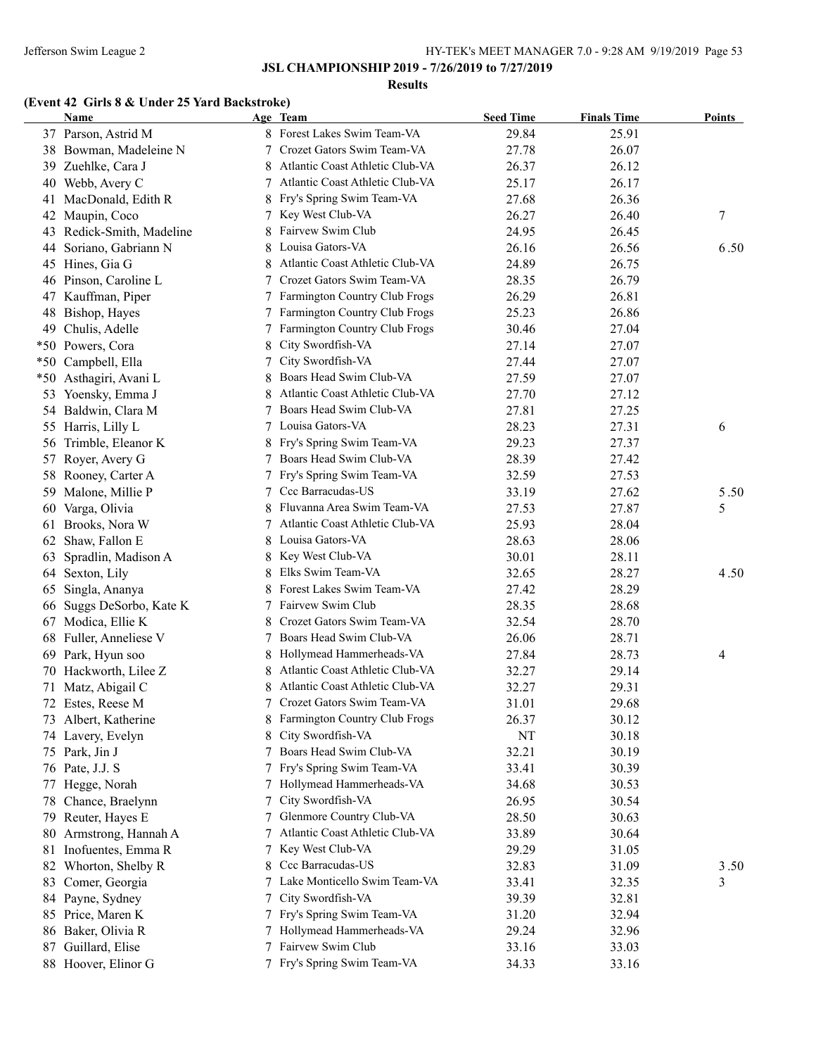**JSL CHAMPIONSHIP 2019 - 7/26/2019 to 7/27/2019**

**Results**

### (Event 42 Girls 8 & Under 25 Yard Backstroke)

| | Name | Age | Team | Seed Time | Finals Time | Points |
|---|---|---|---|---|---|---|
| 37 | Parson, Astrid M | 8 | Forest Lakes Swim Team-VA | 29.84 | 25.91 | |
| 38 | Bowman, Madeleine N | 7 | Crozet Gators Swim Team-VA | 27.78 | 26.07 | |
| 39 | Zuehlke, Cara J | 8 | Atlantic Coast Athletic Club-VA | 26.37 | 26.12 | |
| 40 | Webb, Avery C | 7 | Atlantic Coast Athletic Club-VA | 25.17 | 26.17 | |
| 41 | MacDonald, Edith R | 8 | Fry's Spring Swim Team-VA | 27.68 | 26.36 | |
| 42 | Maupin, Coco | 7 | Key West Club-VA | 26.27 | 26.40 | 7 |
| 43 | Redick-Smith, Madeline | 8 | Fairvew Swim Club | 24.95 | 26.45 | |
| 44 | Soriano, Gabriann N | 8 | Louisa Gators-VA | 26.16 | 26.56 | 6.50 |
| 45 | Hines, Gia G | 8 | Atlantic Coast Athletic Club-VA | 24.89 | 26.75 | |
| 46 | Pinson, Caroline L | 7 | Crozet Gators Swim Team-VA | 28.35 | 26.79 | |
| 47 | Kauffman, Piper | 7 | Farmington Country Club Frogs | 26.29 | 26.81 | |
| 48 | Bishop, Hayes | 7 | Farmington Country Club Frogs | 25.23 | 26.86 | |
| 49 | Chulis, Adelle | 7 | Farmington Country Club Frogs | 30.46 | 27.04 | |
| *50 | Powers, Cora | 8 | City Swordfish-VA | 27.14 | 27.07 | |
| *50 | Campbell, Ella | 7 | City Swordfish-VA | 27.44 | 27.07 | |
| *50 | Asthagiri, Avani L | 8 | Boars Head Swim Club-VA | 27.59 | 27.07 | |
| 53 | Yoensky, Emma J | 8 | Atlantic Coast Athletic Club-VA | 27.70 | 27.12 | |
| 54 | Baldwin, Clara M | 7 | Boars Head Swim Club-VA | 27.81 | 27.25 | |
| 55 | Harris, Lilly L | 7 | Louisa Gators-VA | 28.23 | 27.31 | 6 |
| 56 | Trimble, Eleanor K | 8 | Fry's Spring Swim Team-VA | 29.23 | 27.37 | |
| 57 | Royer, Avery G | 7 | Boars Head Swim Club-VA | 28.39 | 27.42 | |
| 58 | Rooney, Carter A | 7 | Fry's Spring Swim Team-VA | 32.59 | 27.53 | |
| 59 | Malone, Millie P | 7 | Ccc Barracudas-US | 33.19 | 27.62 | 5.50 |
| 60 | Varga, Olivia | 8 | Fluvanna Area Swim Team-VA | 27.53 | 27.87 | 5 |
| 61 | Brooks, Nora W | 7 | Atlantic Coast Athletic Club-VA | 25.93 | 28.04 | |
| 62 | Shaw, Fallon E | 8 | Louisa Gators-VA | 28.63 | 28.06 | |
| 63 | Spradlin, Madison A | 8 | Key West Club-VA | 30.01 | 28.11 | |
| 64 | Sexton, Lily | 8 | Elks Swim Team-VA | 32.65 | 28.27 | 4.50 |
| 65 | Singla, Ananya | 8 | Forest Lakes Swim Team-VA | 27.42 | 28.29 | |
| 66 | Suggs DeSorbo, Kate K | 7 | Fairvew Swim Club | 28.35 | 28.68 | |
| 67 | Modica, Ellie K | 8 | Crozet Gators Swim Team-VA | 32.54 | 28.70 | |
| 68 | Fuller, Anneliese V | 7 | Boars Head Swim Club-VA | 26.06 | 28.71 | |
| 69 | Park, Hyun soo | 8 | Hollymead Hammerheads-VA | 27.84 | 28.73 | 4 |
| 70 | Hackworth, Lilee Z | 8 | Atlantic Coast Athletic Club-VA | 32.27 | 29.14 | |
| 71 | Matz, Abigail C | 8 | Atlantic Coast Athletic Club-VA | 32.27 | 29.31 | |
| 72 | Estes, Reese M | 7 | Crozet Gators Swim Team-VA | 31.01 | 29.68 | |
| 73 | Albert, Katherine | 8 | Farmington Country Club Frogs | 26.37 | 30.12 | |
| 74 | Lavery, Evelyn | 8 | City Swordfish-VA | NT | 30.18 | |
| 75 | Park, Jin J | 7 | Boars Head Swim Club-VA | 32.21 | 30.19 | |
| 76 | Pate, J.J. S | 7 | Fry's Spring Swim Team-VA | 33.41 | 30.39 | |
| 77 | Hegge, Norah | 7 | Hollymead Hammerheads-VA | 34.68 | 30.53 | |
| 78 | Chance, Braelynn | 7 | City Swordfish-VA | 26.95 | 30.54 | |
| 79 | Reuter, Hayes E | 7 | Glenmore Country Club-VA | 28.50 | 30.63 | |
| 80 | Armstrong, Hannah A | 7 | Atlantic Coast Athletic Club-VA | 33.89 | 30.64 | |
| 81 | Inofuentes, Emma R | 7 | Key West Club-VA | 29.29 | 31.05 | |
| 82 | Whorton, Shelby R | 8 | Ccc Barracudas-US | 32.83 | 31.09 | 3.50 |
| 83 | Comer, Georgia | 7 | Lake Monticello Swim Team-VA | 33.41 | 32.35 | 3 |
| 84 | Payne, Sydney | 7 | City Swordfish-VA | 39.39 | 32.81 | |
| 85 | Price, Maren K | 7 | Fry's Spring Swim Team-VA | 31.20 | 32.94 | |
| 86 | Baker, Olivia R | 7 | Hollymead Hammerheads-VA | 29.24 | 32.96 | |
| 87 | Guillard, Elise | 7 | Fairvew Swim Club | 33.16 | 33.03 | |
| 88 | Hoover, Elinor G | 7 | Fry's Spring Swim Team-VA | 34.33 | 33.16 | |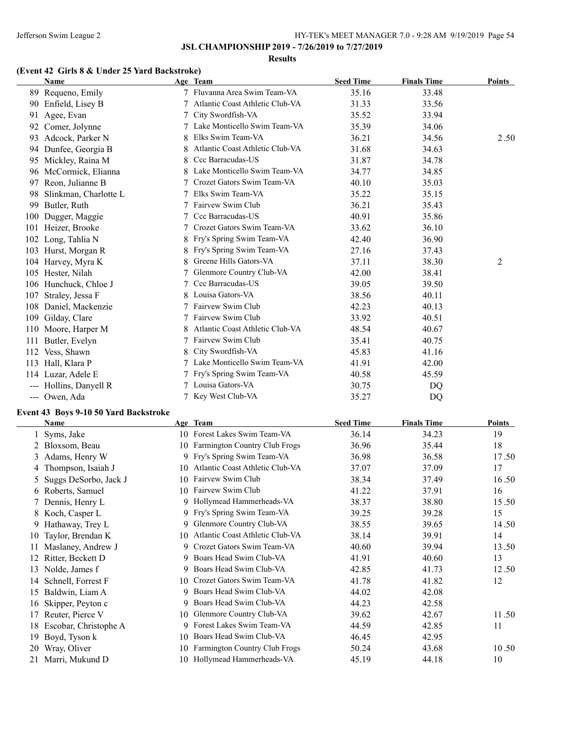**JSL CHAMPIONSHIP 2019 - 7/26/2019 to 7/27/2019**

**Results**

### (Event 42 Girls 8 & Under 25 Yard Backstroke)

| | Name | Age | Team | Seed Time | Finals Time | Points |
|---|---|---|---|---|---|---|
| 89 | Requeno, Emily | 7 | Fluvanna Area Swim Team-VA | 35.16 | 33.48 | |
| 90 | Enfield, Lisey B | 7 | Atlantic Coast Athletic Club-VA | 31.33 | 33.56 | |
| 91 | Agee, Evan | 7 | City Swordfish-VA | 35.52 | 33.94 | |
| 92 | Comer, Jolynne | 7 | Lake Monticello Swim Team-VA | 35.39 | 34.06 | |
| 93 | Adcock, Parker N | 8 | Elks Swim Team-VA | 36.21 | 34.56 | 2.50 |
| 94 | Dunfee, Georgia B | 8 | Atlantic Coast Athletic Club-VA | 31.68 | 34.63 | |
| 95 | Mickley, Raina M | 8 | Ccc Barracudas-US | 31.87 | 34.78 | |
| 96 | McCormick, Elianna | 8 | Lake Monticello Swim Team-VA | 34.77 | 34.85 | |
| 97 | Reon, Julianne B | 7 | Crozet Gators Swim Team-VA | 40.10 | 35.03 | |
| 98 | Slinkman, Charlotte L | 7 | Elks Swim Team-VA | 35.22 | 35.15 | |
| 99 | Butler, Ruth | 7 | Fairvew Swim Club | 36.21 | 35.43 | |
| 100 | Dugger, Maggie | 7 | Ccc Barracudas-US | 40.91 | 35.86 | |
| 101 | Heizer, Brooke | 7 | Crozet Gators Swim Team-VA | 33.62 | 36.10 | |
| 102 | Long, Tahlia N | 8 | Fry's Spring Swim Team-VA | 42.40 | 36.90 | |
| 103 | Hurst, Morgan R | 8 | Fry's Spring Swim Team-VA | 27.16 | 37.43 | |
| 104 | Harvey, Myra K | 8 | Greene Hills Gators-VA | 37.11 | 38.30 | 2 |
| 105 | Hester, Nilah | 7 | Glenmore Country Club-VA | 42.00 | 38.41 | |
| 106 | Hunchuck, Chloe J | 7 | Ccc Barracudas-US | 39.05 | 39.50 | |
| 107 | Straley, Jessa F | 8 | Louisa Gators-VA | 38.56 | 40.11 | |
| 108 | Daniel, Mackenzie | 7 | Fairvew Swim Club | 42.23 | 40.13 | |
| 109 | Gilday, Clare | 7 | Fairvew Swim Club | 33.92 | 40.51 | |
| 110 | Moore, Harper M | 8 | Atlantic Coast Athletic Club-VA | 48.54 | 40.67 | |
| 111 | Butler, Evelyn | 7 | Fairvew Swim Club | 35.41 | 40.75 | |
| 112 | Vess, Shawn | 8 | City Swordfish-VA | 45.83 | 41.16 | |
| 113 | Hall, Klara P | 7 | Lake Monticello Swim Team-VA | 41.91 | 42.00 | |
| 114 | Luzar, Adele E | 7 | Fry's Spring Swim Team-VA | 40.58 | 45.59 | |
| --- | Hollins, Danyell R | 7 | Louisa Gators-VA | 30.75 | DQ | |
| --- | Owen, Ada | 7 | Key West Club-VA | 35.27 | DQ | |

### Event 43 Boys 9-10 50 Yard Backstroke

| | Name | Age | Team | Seed Time | Finals Time | Points |
|---|---|---|---|---|---|---|
| 1 | Syms, Jake | 10 | Forest Lakes Swim Team-VA | 36.14 | 34.23 | 19 |
| 2 | Bloxsom, Beau | 10 | Farmington Country Club Frogs | 36.96 | 35.44 | 18 |
| 3 | Adams, Henry W | 9 | Fry's Spring Swim Team-VA | 36.98 | 36.58 | 17.50 |
| 4 | Thompson, Isaiah J | 10 | Atlantic Coast Athletic Club-VA | 37.07 | 37.09 | 17 |
| 5 | Suggs DeSorbo, Jack J | 10 | Fairvew Swim Club | 38.34 | 37.49 | 16.50 |
| 6 | Roberts, Samuel | 10 | Fairvew Swim Club | 41.22 | 37.91 | 16 |
| 7 | Dennis, Henry L | 9 | Hollymead Hammerheads-VA | 38.37 | 38.80 | 15.50 |
| 8 | Koch, Casper L | 9 | Fry's Spring Swim Team-VA | 39.25 | 39.28 | 15 |
| 9 | Hathaway, Trey L | 9 | Glenmore Country Club-VA | 38.55 | 39.65 | 14.50 |
| 10 | Taylor, Brendan K | 10 | Atlantic Coast Athletic Club-VA | 38.14 | 39.91 | 14 |
| 11 | Maslaney, Andrew J | 9 | Crozet Gators Swim Team-VA | 40.60 | 39.94 | 13.50 |
| 12 | Ritter, Beckett D | 9 | Boars Head Swim Club-VA | 41.91 | 40.60 | 13 |
| 13 | Nolde, James f | 9 | Boars Head Swim Club-VA | 42.85 | 41.73 | 12.50 |
| 14 | Schnell, Forrest F | 10 | Crozet Gators Swim Team-VA | 41.78 | 41.82 | 12 |
| 15 | Baldwin, Liam A | 9 | Boars Head Swim Club-VA | 44.02 | 42.08 | |
| 16 | Skipper, Peyton c | 9 | Boars Head Swim Club-VA | 44.23 | 42.58 | |
| 17 | Reuter, Pierce V | 10 | Glenmore Country Club-VA | 39.62 | 42.67 | 11.50 |
| 18 | Escobar, Christophe A | 9 | Forest Lakes Swim Team-VA | 44.59 | 42.85 | 11 |
| 19 | Boyd, Tyson k | 10 | Boars Head Swim Club-VA | 46.45 | 42.95 | |
| 20 | Wray, Oliver | 10 | Farmington Country Club Frogs | 50.24 | 43.68 | 10.50 |
| 21 | Marri, Mukund D | 10 | Hollymead Hammerheads-VA | 45.19 | 44.18 | 10 |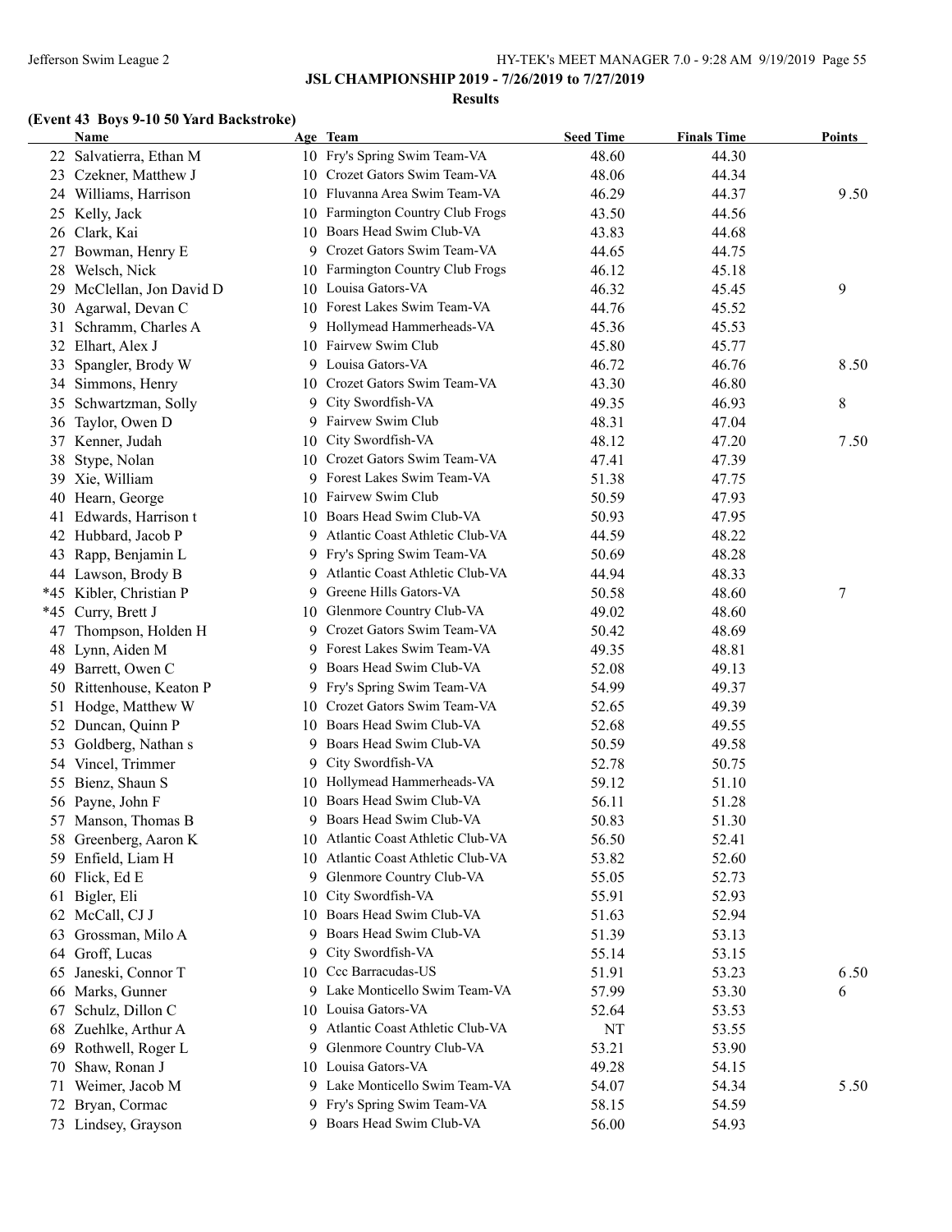## JSL CHAMPIONSHIP 2019 - 7/26/2019 to 7/27/2019

### Results

#### (Event 43 Boys 9-10 50 Yard Backstroke)

| | Name | Age | Team | Seed Time | Finals Time | Points |
|---|---|---|---|---|---|---|
| 22 | Salvatierra, Ethan M | 10 | Fry's Spring Swim Team-VA | 48.60 | 44.30 | |
| 23 | Czekner, Matthew J | 10 | Crozet Gators Swim Team-VA | 48.06 | 44.34 | |
| 24 | Williams, Harrison | 10 | Fluvanna Area Swim Team-VA | 46.29 | 44.37 | 9.50 |
| 25 | Kelly, Jack | 10 | Farmington Country Club Frogs | 43.50 | 44.56 | |
| 26 | Clark, Kai | 10 | Boars Head Swim Club-VA | 43.83 | 44.68 | |
| 27 | Bowman, Henry E | 9 | Crozet Gators Swim Team-VA | 44.65 | 44.75 | |
| 28 | Welsch, Nick | 10 | Farmington Country Club Frogs | 46.12 | 45.18 | |
| 29 | McClellan, Jon David D | 10 | Louisa Gators-VA | 46.32 | 45.45 | 9 |
| 30 | Agarwal, Devan C | 10 | Forest Lakes Swim Team-VA | 44.76 | 45.52 | |
| 31 | Schramm, Charles A | 9 | Hollymead Hammerheads-VA | 45.36 | 45.53 | |
| 32 | Elhart, Alex J | 10 | Fairvew Swim Club | 45.80 | 45.77 | |
| 33 | Spangler, Brody W | 9 | Louisa Gators-VA | 46.72 | 46.76 | 8.50 |
| 34 | Simmons, Henry | 10 | Crozet Gators Swim Team-VA | 43.30 | 46.80 | |
| 35 | Schwartzman, Solly | 9 | City Swordfish-VA | 49.35 | 46.93 | 8 |
| 36 | Taylor, Owen D | 9 | Fairvew Swim Club | 48.31 | 47.04 | |
| 37 | Kenner, Judah | 10 | City Swordfish-VA | 48.12 | 47.20 | 7.50 |
| 38 | Stype, Nolan | 10 | Crozet Gators Swim Team-VA | 47.41 | 47.39 | |
| 39 | Xie, William | 9 | Forest Lakes Swim Team-VA | 51.38 | 47.75 | |
| 40 | Hearn, George | 10 | Fairvew Swim Club | 50.59 | 47.93 | |
| 41 | Edwards, Harrison t | 10 | Boars Head Swim Club-VA | 50.93 | 47.95 | |
| 42 | Hubbard, Jacob P | 9 | Atlantic Coast Athletic Club-VA | 44.59 | 48.22 | |
| 43 | Rapp, Benjamin L | 9 | Fry's Spring Swim Team-VA | 50.69 | 48.28 | |
| 44 | Lawson, Brody B | 9 | Atlantic Coast Athletic Club-VA | 44.94 | 48.33 | |
| *45 | Kibler, Christian P | 9 | Greene Hills Gators-VA | 50.58 | 48.60 | 7 |
| *45 | Curry, Brett J | 10 | Glenmore Country Club-VA | 49.02 | 48.60 | |
| 47 | Thompson, Holden H | 9 | Crozet Gators Swim Team-VA | 50.42 | 48.69 | |
| 48 | Lynn, Aiden M | 9 | Forest Lakes Swim Team-VA | 49.35 | 48.81 | |
| 49 | Barrett, Owen C | 9 | Boars Head Swim Club-VA | 52.08 | 49.13 | |
| 50 | Rittenhouse, Keaton P | 9 | Fry's Spring Swim Team-VA | 54.99 | 49.37 | |
| 51 | Hodge, Matthew W | 10 | Crozet Gators Swim Team-VA | 52.65 | 49.39 | |
| 52 | Duncan, Quinn P | 10 | Boars Head Swim Club-VA | 52.68 | 49.55 | |
| 53 | Goldberg, Nathan s | 9 | Boars Head Swim Club-VA | 50.59 | 49.58 | |
| 54 | Vincel, Trimmer | 9 | City Swordfish-VA | 52.78 | 50.75 | |
| 55 | Bienz, Shaun S | 10 | Hollymead Hammerheads-VA | 59.12 | 51.10 | |
| 56 | Payne, John F | 10 | Boars Head Swim Club-VA | 56.11 | 51.28 | |
| 57 | Manson, Thomas B | 9 | Boars Head Swim Club-VA | 50.83 | 51.30 | |
| 58 | Greenberg, Aaron K | 10 | Atlantic Coast Athletic Club-VA | 56.50 | 52.41 | |
| 59 | Enfield, Liam H | 10 | Atlantic Coast Athletic Club-VA | 53.82 | 52.60 | |
| 60 | Flick, Ed E | 9 | Glenmore Country Club-VA | 55.05 | 52.73 | |
| 61 | Bigler, Eli | 10 | City Swordfish-VA | 55.91 | 52.93 | |
| 62 | McCall, CJ J | 10 | Boars Head Swim Club-VA | 51.63 | 52.94 | |
| 63 | Grossman, Milo A | 9 | Boars Head Swim Club-VA | 51.39 | 53.13 | |
| 64 | Groff, Lucas | 9 | City Swordfish-VA | 55.14 | 53.15 | |
| 65 | Janeski, Connor T | 10 | Ccc Barracudas-US | 51.91 | 53.23 | 6.50 |
| 66 | Marks, Gunner | 9 | Lake Monticello Swim Team-VA | 57.99 | 53.30 | 6 |
| 67 | Schulz, Dillon C | 10 | Louisa Gators-VA | 52.64 | 53.53 | |
| 68 | Zuehlke, Arthur A | 9 | Atlantic Coast Athletic Club-VA | NT | 53.55 | |
| 69 | Rothwell, Roger L | 9 | Glenmore Country Club-VA | 53.21 | 53.90 | |
| 70 | Shaw, Ronan J | 10 | Louisa Gators-VA | 49.28 | 54.15 | |
| 71 | Weimer, Jacob M | 9 | Lake Monticello Swim Team-VA | 54.07 | 54.34 | 5.50 |
| 72 | Bryan, Cormac | 9 | Fry's Spring Swim Team-VA | 58.15 | 54.59 | |
| 73 | Lindsey, Grayson | 9 | Boars Head Swim Club-VA | 56.00 | 54.93 | |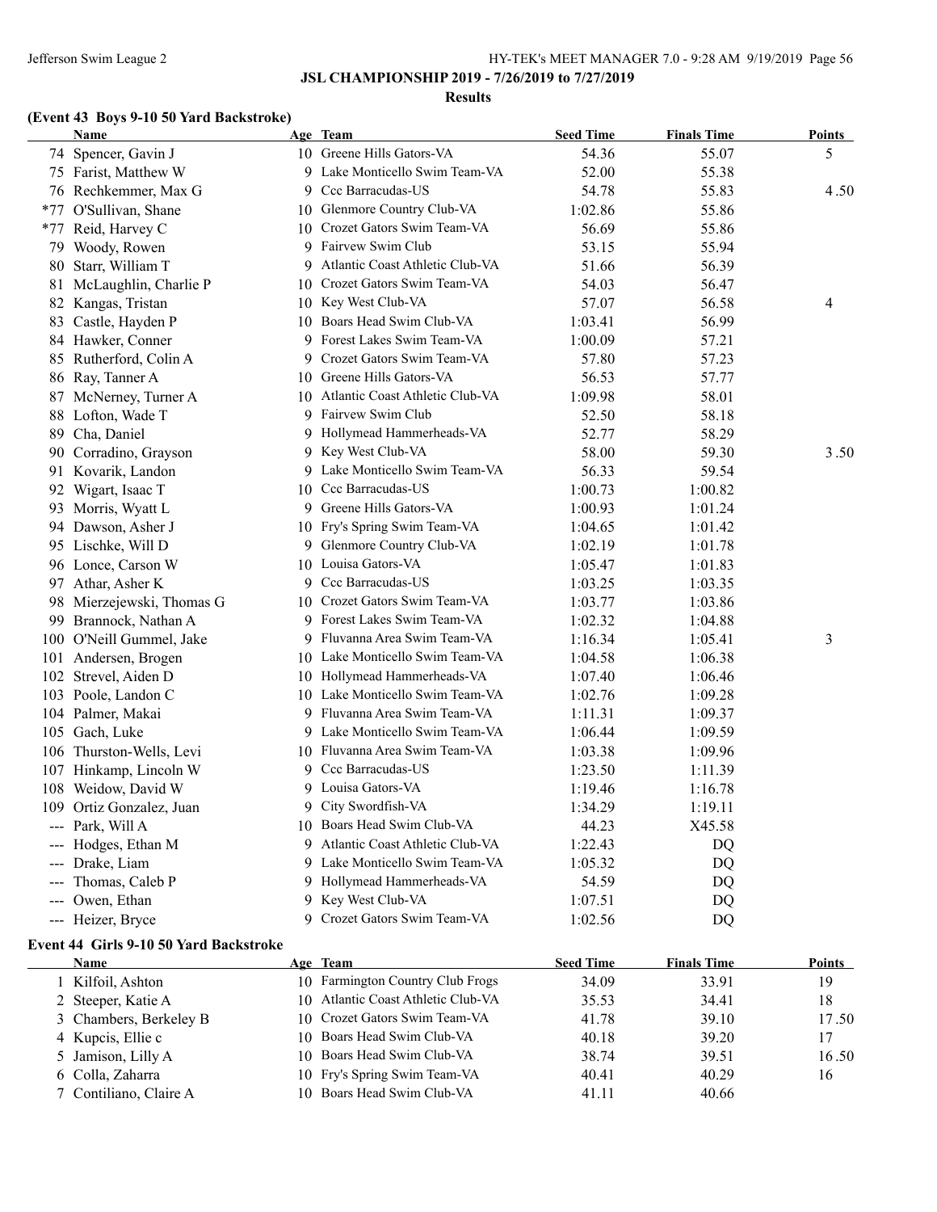**JSL CHAMPIONSHIP 2019 - 7/26/2019 to 7/27/2019**

**Results**

### (Event 43 Boys 9-10 50 Yard Backstroke)

| | Name | Age | Team | Seed Time | Finals Time | Points |
|---|---|---|---|---|---|---|
| 74 | Spencer, Gavin J | 10 | Greene Hills Gators-VA | 54.36 | 55.07 | 5 |
| 75 | Farist, Matthew W | 9 | Lake Monticello Swim Team-VA | 52.00 | 55.38 | |
| 76 | Rechkemmer, Max G | 9 | Ccc Barracudas-US | 54.78 | 55.83 | 4.50 |
| *77 | O'Sullivan, Shane | 10 | Glenmore Country Club-VA | 1:02.86 | 55.86 | |
| *77 | Reid, Harvey C | 10 | Crozet Gators Swim Team-VA | 56.69 | 55.86 | |
| 79 | Woody, Rowen | 9 | Fairvew Swim Club | 53.15 | 55.94 | |
| 80 | Starr, William T | 9 | Atlantic Coast Athletic Club-VA | 51.66 | 56.39 | |
| 81 | McLaughlin, Charlie P | 10 | Crozet Gators Swim Team-VA | 54.03 | 56.47 | |
| 82 | Kangas, Tristan | 10 | Key West Club-VA | 57.07 | 56.58 | 4 |
| 83 | Castle, Hayden P | 10 | Boars Head Swim Club-VA | 1:03.41 | 56.99 | |
| 84 | Hawker, Conner | 9 | Forest Lakes Swim Team-VA | 1:00.09 | 57.21 | |
| 85 | Rutherford, Colin A | 9 | Crozet Gators Swim Team-VA | 57.80 | 57.23 | |
| 86 | Ray, Tanner A | 10 | Greene Hills Gators-VA | 56.53 | 57.77 | |
| 87 | McNerney, Turner A | 10 | Atlantic Coast Athletic Club-VA | 1:09.98 | 58.01 | |
| 88 | Lofton, Wade T | 9 | Fairvew Swim Club | 52.50 | 58.18 | |
| 89 | Cha, Daniel | 9 | Hollymead Hammerheads-VA | 52.77 | 58.29 | |
| 90 | Corradino, Grayson | 9 | Key West Club-VA | 58.00 | 59.30 | 3.50 |
| 91 | Kovarik, Landon | 9 | Lake Monticello Swim Team-VA | 56.33 | 59.54 | |
| 92 | Wigart, Isaac T | 10 | Ccc Barracudas-US | 1:00.73 | 1:00.82 | |
| 93 | Morris, Wyatt L | 9 | Greene Hills Gators-VA | 1:00.93 | 1:01.24 | |
| 94 | Dawson, Asher J | 10 | Fry's Spring Swim Team-VA | 1:04.65 | 1:01.42 | |
| 95 | Lischke, Will D | 9 | Glenmore Country Club-VA | 1:02.19 | 1:01.78 | |
| 96 | Lonce, Carson W | 10 | Louisa Gators-VA | 1:05.47 | 1:01.83 | |
| 97 | Athar, Asher K | 9 | Ccc Barracudas-US | 1:03.25 | 1:03.35 | |
| 98 | Mierzejewski, Thomas G | 10 | Crozet Gators Swim Team-VA | 1:03.77 | 1:03.86 | |
| 99 | Brannock, Nathan A | 9 | Forest Lakes Swim Team-VA | 1:02.32 | 1:04.88 | |
| 100 | O'Neill Gummel, Jake | 9 | Fluvanna Area Swim Team-VA | 1:16.34 | 1:05.41 | 3 |
| 101 | Andersen, Brogen | 10 | Lake Monticello Swim Team-VA | 1:04.58 | 1:06.38 | |
| 102 | Strevel, Aiden D | 10 | Hollymead Hammerheads-VA | 1:07.40 | 1:06.46 | |
| 103 | Poole, Landon C | 10 | Lake Monticello Swim Team-VA | 1:02.76 | 1:09.28 | |
| 104 | Palmer, Makai | 9 | Fluvanna Area Swim Team-VA | 1:11.31 | 1:09.37 | |
| 105 | Gach, Luke | 9 | Lake Monticello Swim Team-VA | 1:06.44 | 1:09.59 | |
| 106 | Thurston-Wells, Levi | 10 | Fluvanna Area Swim Team-VA | 1:03.38 | 1:09.96 | |
| 107 | Hinkamp, Lincoln W | 9 | Ccc Barracudas-US | 1:23.50 | 1:11.39 | |
| 108 | Weidow, David W | 9 | Louisa Gators-VA | 1:19.46 | 1:16.78 | |
| 109 | Ortiz Gonzalez, Juan | 9 | City Swordfish-VA | 1:34.29 | 1:19.11 | |
| --- | Park, Will A | 10 | Boars Head Swim Club-VA | 44.23 | X45.58 | |
| --- | Hodges, Ethan M | 9 | Atlantic Coast Athletic Club-VA | 1:22.43 | DQ | |
| --- | Drake, Liam | 9 | Lake Monticello Swim Team-VA | 1:05.32 | DQ | |
| --- | Thomas, Caleb P | 9 | Hollymead Hammerheads-VA | 54.59 | DQ | |
| --- | Owen, Ethan | 9 | Key West Club-VA | 1:07.51 | DQ | |
| --- | Heizer, Bryce | 9 | Crozet Gators Swim Team-VA | 1:02.56 | DQ | |

### Event 44 Girls 9-10 50 Yard Backstroke

| | Name | Age | Team | Seed Time | Finals Time | Points |
|---|---|---|---|---|---|---|
| 1 | Kilfoil, Ashton | 10 | Farmington Country Club Frogs | 34.09 | 33.91 | 19 |
| 2 | Steeper, Katie A | 10 | Atlantic Coast Athletic Club-VA | 35.53 | 34.41 | 18 |
| 3 | Chambers, Berkeley B | 10 | Crozet Gators Swim Team-VA | 41.78 | 39.10 | 17.50 |
| 4 | Kupcis, Ellie c | 10 | Boars Head Swim Club-VA | 40.18 | 39.20 | 17 |
| 5 | Jamison, Lilly A | 10 | Boars Head Swim Club-VA | 38.74 | 39.51 | 16.50 |
| 6 | Colla, Zaharra | 10 | Fry's Spring Swim Team-VA | 40.41 | 40.29 | 16 |
| 7 | Contiliano, Claire A | 10 | Boars Head Swim Club-VA | 41.11 | 40.66 | |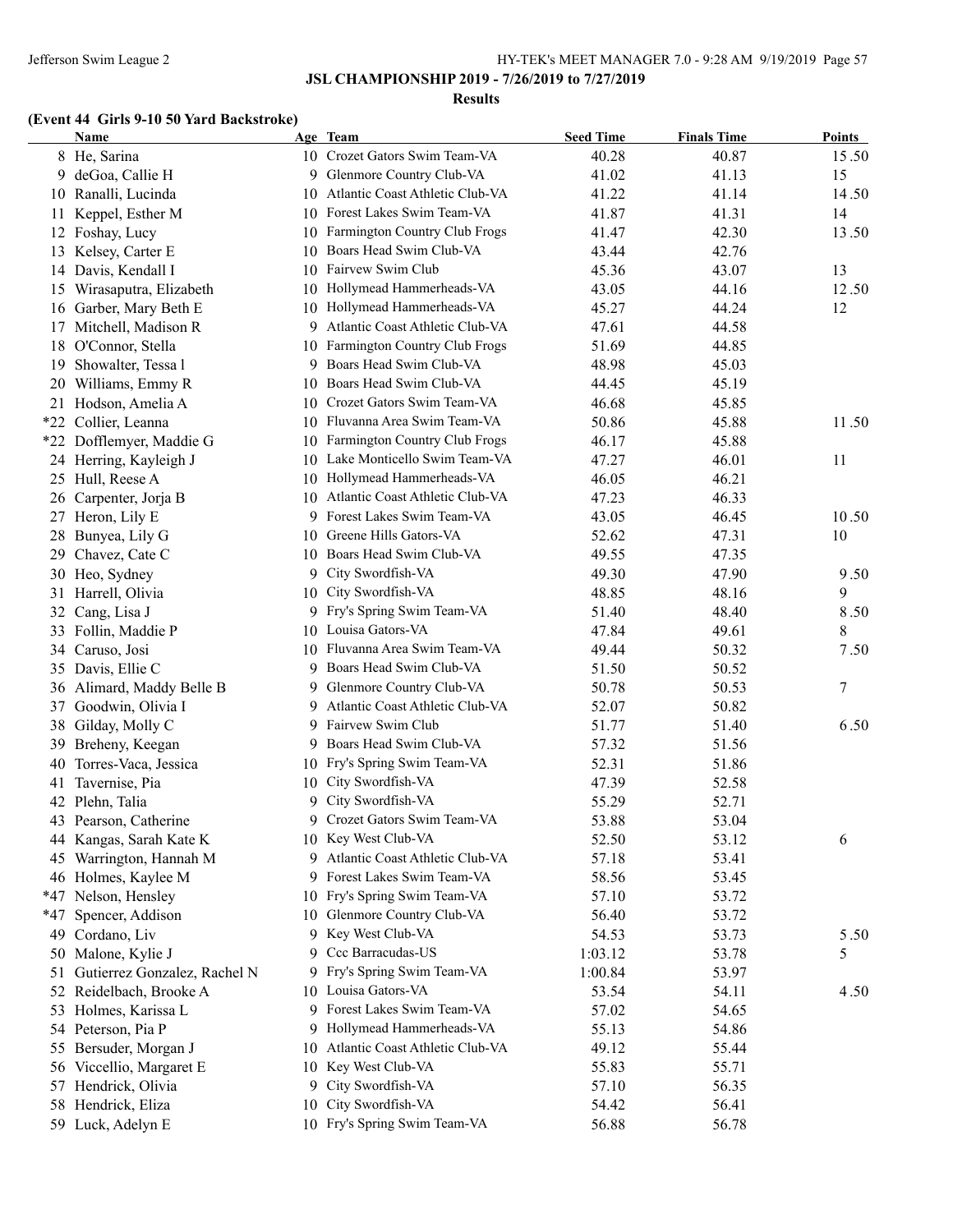**JSL CHAMPIONSHIP 2019 - 7/26/2019 to 7/27/2019**

**Results**

### (Event 44 Girls 9-10 50 Yard Backstroke)

| | Name | Age | Team | Seed Time | Finals Time | Points |
|---|---|---|---|---|---|---|
| 8 | He, Sarina | 10 | Crozet Gators Swim Team-VA | 40.28 | 40.87 | 15.50 |
| 9 | deGoa, Callie H | 9 | Glenmore Country Club-VA | 41.02 | 41.13 | 15 |
| 10 | Ranalli, Lucinda | 10 | Atlantic Coast Athletic Club-VA | 41.22 | 41.14 | 14.50 |
| 11 | Keppel, Esther M | 10 | Forest Lakes Swim Team-VA | 41.87 | 41.31 | 14 |
| 12 | Foshay, Lucy | 10 | Farmington Country Club Frogs | 41.47 | 42.30 | 13.50 |
| 13 | Kelsey, Carter E | 10 | Boars Head Swim Club-VA | 43.44 | 42.76 | |
| 14 | Davis, Kendall I | 10 | Fairvew Swim Club | 45.36 | 43.07 | 13 |
| 15 | Wirasaputra, Elizabeth | 10 | Hollymead Hammerheads-VA | 43.05 | 44.16 | 12.50 |
| 16 | Garber, Mary Beth E | 10 | Hollymead Hammerheads-VA | 45.27 | 44.24 | 12 |
| 17 | Mitchell, Madison R | 9 | Atlantic Coast Athletic Club-VA | 47.61 | 44.58 | |
| 18 | O'Connor, Stella | 10 | Farmington Country Club Frogs | 51.69 | 44.85 | |
| 19 | Showalter, Tessa l | 9 | Boars Head Swim Club-VA | 48.98 | 45.03 | |
| 20 | Williams, Emmy R | 10 | Boars Head Swim Club-VA | 44.45 | 45.19 | |
| 21 | Hodson, Amelia A | 10 | Crozet Gators Swim Team-VA | 46.68 | 45.85 | |
| *22 | Collier, Leanna | 10 | Fluvanna Area Swim Team-VA | 50.86 | 45.88 | 11.50 |
| *22 | Dofflemyer, Maddie G | 10 | Farmington Country Club Frogs | 46.17 | 45.88 | |
| 24 | Herring, Kayleigh J | 10 | Lake Monticello Swim Team-VA | 47.27 | 46.01 | 11 |
| 25 | Hull, Reese A | 10 | Hollymead Hammerheads-VA | 46.05 | 46.21 | |
| 26 | Carpenter, Jorja B | 10 | Atlantic Coast Athletic Club-VA | 47.23 | 46.33 | |
| 27 | Heron, Lily E | 9 | Forest Lakes Swim Team-VA | 43.05 | 46.45 | 10.50 |
| 28 | Bunyea, Lily G | 10 | Greene Hills Gators-VA | 52.62 | 47.31 | 10 |
| 29 | Chavez, Cate C | 10 | Boars Head Swim Club-VA | 49.55 | 47.35 | |
| 30 | Heo, Sydney | 9 | City Swordfish-VA | 49.30 | 47.90 | 9.50 |
| 31 | Harrell, Olivia | 10 | City Swordfish-VA | 48.85 | 48.16 | 9 |
| 32 | Cang, Lisa J | 9 | Fry's Spring Swim Team-VA | 51.40 | 48.40 | 8.50 |
| 33 | Follin, Maddie P | 10 | Louisa Gators-VA | 47.84 | 49.61 | 8 |
| 34 | Caruso, Josi | 10 | Fluvanna Area Swim Team-VA | 49.44 | 50.32 | 7.50 |
| 35 | Davis, Ellie C | 9 | Boars Head Swim Club-VA | 51.50 | 50.52 | |
| 36 | Alimard, Maddy Belle B | 9 | Glenmore Country Club-VA | 50.78 | 50.53 | 7 |
| 37 | Goodwin, Olivia I | 9 | Atlantic Coast Athletic Club-VA | 52.07 | 50.82 | |
| 38 | Gilday, Molly C | 9 | Fairvew Swim Club | 51.77 | 51.40 | 6.50 |
| 39 | Breheny, Keegan | 9 | Boars Head Swim Club-VA | 57.32 | 51.56 | |
| 40 | Torres-Vaca, Jessica | 10 | Fry's Spring Swim Team-VA | 52.31 | 51.86 | |
| 41 | Tavernise, Pia | 10 | City Swordfish-VA | 47.39 | 52.58 | |
| 42 | Plehn, Talia | 9 | City Swordfish-VA | 55.29 | 52.71 | |
| 43 | Pearson, Catherine | 9 | Crozet Gators Swim Team-VA | 53.88 | 53.04 | |
| 44 | Kangas, Sarah Kate K | 10 | Key West Club-VA | 52.50 | 53.12 | 6 |
| 45 | Warrington, Hannah M | 9 | Atlantic Coast Athletic Club-VA | 57.18 | 53.41 | |
| 46 | Holmes, Kaylee M | 9 | Forest Lakes Swim Team-VA | 58.56 | 53.45 | |
| *47 | Nelson, Hensley | 10 | Fry's Spring Swim Team-VA | 57.10 | 53.72 | |
| *47 | Spencer, Addison | 10 | Glenmore Country Club-VA | 56.40 | 53.72 | |
| 49 | Cordano, Liv | 9 | Key West Club-VA | 54.53 | 53.73 | 5.50 |
| 50 | Malone, Kylie J | 9 | Ccc Barracudas-US | 1:03.12 | 53.78 | 5 |
| 51 | Gutierrez Gonzalez, Rachel N | 9 | Fry's Spring Swim Team-VA | 1:00.84 | 53.97 | |
| 52 | Reidelbach, Brooke A | 10 | Louisa Gators-VA | 53.54 | 54.11 | 4.50 |
| 53 | Holmes, Karissa L | 9 | Forest Lakes Swim Team-VA | 57.02 | 54.65 | |
| 54 | Peterson, Pia P | 9 | Hollymead Hammerheads-VA | 55.13 | 54.86 | |
| 55 | Bersuder, Morgan J | 10 | Atlantic Coast Athletic Club-VA | 49.12 | 55.44 | |
| 56 | Viccellio, Margaret E | 10 | Key West Club-VA | 55.83 | 55.71 | |
| 57 | Hendrick, Olivia | 9 | City Swordfish-VA | 57.10 | 56.35 | |
| 58 | Hendrick, Eliza | 10 | City Swordfish-VA | 54.42 | 56.41 | |
| 59 | Luck, Adelyn E | 10 | Fry's Spring Swim Team-VA | 56.88 | 56.78 | |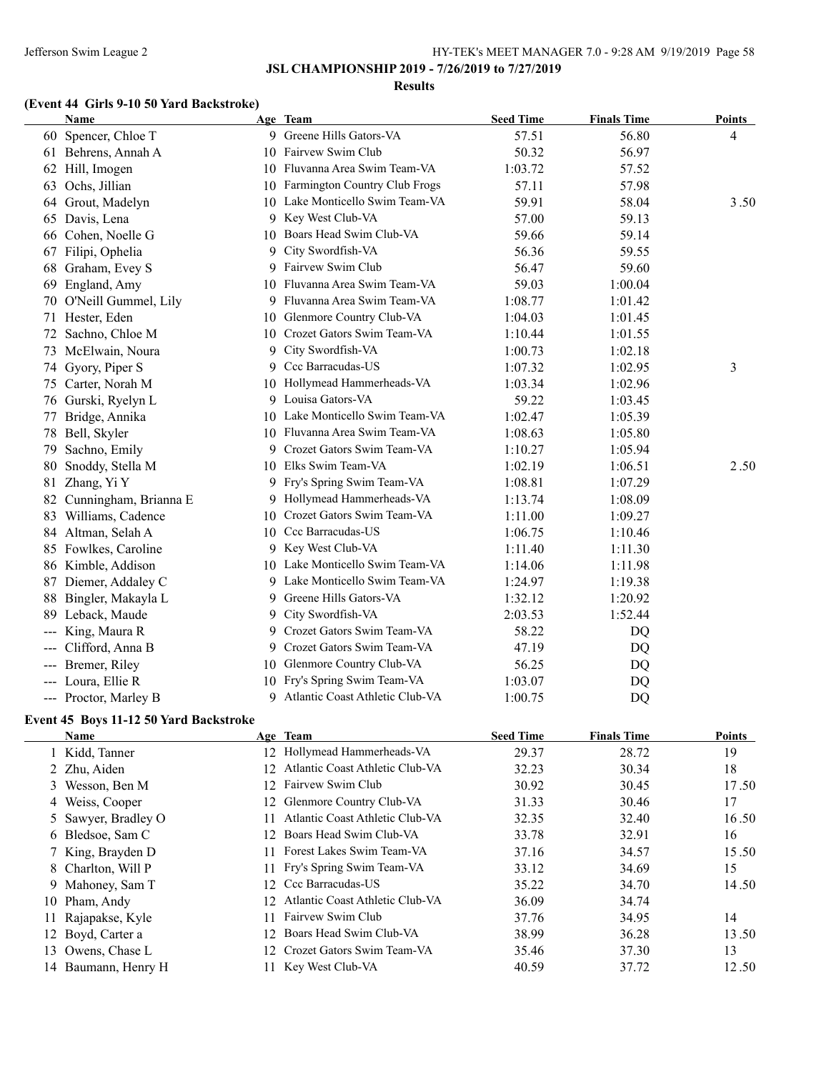**JSL CHAMPIONSHIP 2019 - 7/26/2019 to 7/27/2019**

**Results**

### (Event 44 Girls 9-10 50 Yard Backstroke)

| | Name | Age | Team | Seed Time | Finals Time | Points |
|---|---|---|---|---|---|---|
| 60 | Spencer, Chloe T | 9 | Greene Hills Gators-VA | 57.51 | 56.80 | 4 |
| 61 | Behrens, Annah A | 10 | Fairvew Swim Club | 50.32 | 56.97 | |
| 62 | Hill, Imogen | 10 | Fluvanna Area Swim Team-VA | 1:03.72 | 57.52 | |
| 63 | Ochs, Jillian | 10 | Farmington Country Club Frogs | 57.11 | 57.98 | |
| 64 | Grout, Madelyn | 10 | Lake Monticello Swim Team-VA | 59.91 | 58.04 | 3.50 |
| 65 | Davis, Lena | 9 | Key West Club-VA | 57.00 | 59.13 | |
| 66 | Cohen, Noelle G | 10 | Boars Head Swim Club-VA | 59.66 | 59.14 | |
| 67 | Filipi, Ophelia | 9 | City Swordfish-VA | 56.36 | 59.55 | |
| 68 | Graham, Evey S | 9 | Fairvew Swim Club | 56.47 | 59.60 | |
| 69 | England, Amy | 10 | Fluvanna Area Swim Team-VA | 59.03 | 1:00.04 | |
| 70 | O'Neill Gummel, Lily | 9 | Fluvanna Area Swim Team-VA | 1:08.77 | 1:01.42 | |
| 71 | Hester, Eden | 10 | Glenmore Country Club-VA | 1:04.03 | 1:01.45 | |
| 72 | Sachno, Chloe M | 10 | Crozet Gators Swim Team-VA | 1:10.44 | 1:01.55 | |
| 73 | McElwain, Noura | 9 | City Swordfish-VA | 1:00.73 | 1:02.18 | |
| 74 | Gyory, Piper S | 9 | Ccc Barracudas-US | 1:07.32 | 1:02.95 | 3 |
| 75 | Carter, Norah M | 10 | Hollymead Hammerheads-VA | 1:03.34 | 1:02.96 | |
| 76 | Gurski, Ryelyn L | 9 | Louisa Gators-VA | 59.22 | 1:03.45 | |
| 77 | Bridge, Annika | 10 | Lake Monticello Swim Team-VA | 1:02.47 | 1:05.39 | |
| 78 | Bell, Skyler | 10 | Fluvanna Area Swim Team-VA | 1:08.63 | 1:05.80 | |
| 79 | Sachno, Emily | 9 | Crozet Gators Swim Team-VA | 1:10.27 | 1:05.94 | |
| 80 | Snoddy, Stella M | 10 | Elks Swim Team-VA | 1:02.19 | 1:06.51 | 2.50 |
| 81 | Zhang, Yi Y | 9 | Fry's Spring Swim Team-VA | 1:08.81 | 1:07.29 | |
| 82 | Cunningham, Brianna E | 9 | Hollymead Hammerheads-VA | 1:13.74 | 1:08.09 | |
| 83 | Williams, Cadence | 10 | Crozet Gators Swim Team-VA | 1:11.00 | 1:09.27 | |
| 84 | Altman, Selah A | 10 | Ccc Barracudas-US | 1:06.75 | 1:10.46 | |
| 85 | Fowlkes, Caroline | 9 | Key West Club-VA | 1:11.40 | 1:11.30 | |
| 86 | Kimble, Addison | 10 | Lake Monticello Swim Team-VA | 1:14.06 | 1:11.98 | |
| 87 | Diemer, Addaley C | 9 | Lake Monticello Swim Team-VA | 1:24.97 | 1:19.38 | |
| 88 | Bingler, Makayla L | 9 | Greene Hills Gators-VA | 1:32.12 | 1:20.92 | |
| 89 | Leback, Maude | 9 | City Swordfish-VA | 2:03.53 | 1:52.44 | |
| --- | King, Maura R | 9 | Crozet Gators Swim Team-VA | 58.22 | DQ | |
| --- | Clifford, Anna B | 9 | Crozet Gators Swim Team-VA | 47.19 | DQ | |
| --- | Bremer, Riley | 10 | Glenmore Country Club-VA | 56.25 | DQ | |
| --- | Loura, Ellie R | 10 | Fry's Spring Swim Team-VA | 1:03.07 | DQ | |
| --- | Proctor, Marley B | 9 | Atlantic Coast Athletic Club-VA | 1:00.75 | DQ | |

### Event 45 Boys 11-12 50 Yard Backstroke

| | Name | Age | Team | Seed Time | Finals Time | Points |
|---|---|---|---|---|---|---|
| 1 | Kidd, Tanner | 12 | Hollymead Hammerheads-VA | 29.37 | 28.72 | 19 |
| 2 | Zhu, Aiden | 12 | Atlantic Coast Athletic Club-VA | 32.23 | 30.34 | 18 |
| 3 | Wesson, Ben M | 12 | Fairvew Swim Club | 30.92 | 30.45 | 17.50 |
| 4 | Weiss, Cooper | 12 | Glenmore Country Club-VA | 31.33 | 30.46 | 17 |
| 5 | Sawyer, Bradley O | 11 | Atlantic Coast Athletic Club-VA | 32.35 | 32.40 | 16.50 |
| 6 | Bledsoe, Sam C | 12 | Boars Head Swim Club-VA | 33.78 | 32.91 | 16 |
| 7 | King, Brayden D | 11 | Forest Lakes Swim Team-VA | 37.16 | 34.57 | 15.50 |
| 8 | Charlton, Will P | 11 | Fry's Spring Swim Team-VA | 33.12 | 34.69 | 15 |
| 9 | Mahoney, Sam T | 12 | Ccc Barracudas-US | 35.22 | 34.70 | 14.50 |
| 10 | Pham, Andy | 12 | Atlantic Coast Athletic Club-VA | 36.09 | 34.74 | |
| 11 | Rajapakse, Kyle | 11 | Fairvew Swim Club | 37.76 | 34.95 | 14 |
| 12 | Boyd, Carter a | 12 | Boars Head Swim Club-VA | 38.99 | 36.28 | 13.50 |
| 13 | Owens, Chase L | 12 | Crozet Gators Swim Team-VA | 35.46 | 37.30 | 13 |
| 14 | Baumann, Henry H | 11 | Key West Club-VA | 40.59 | 37.72 | 12.50 |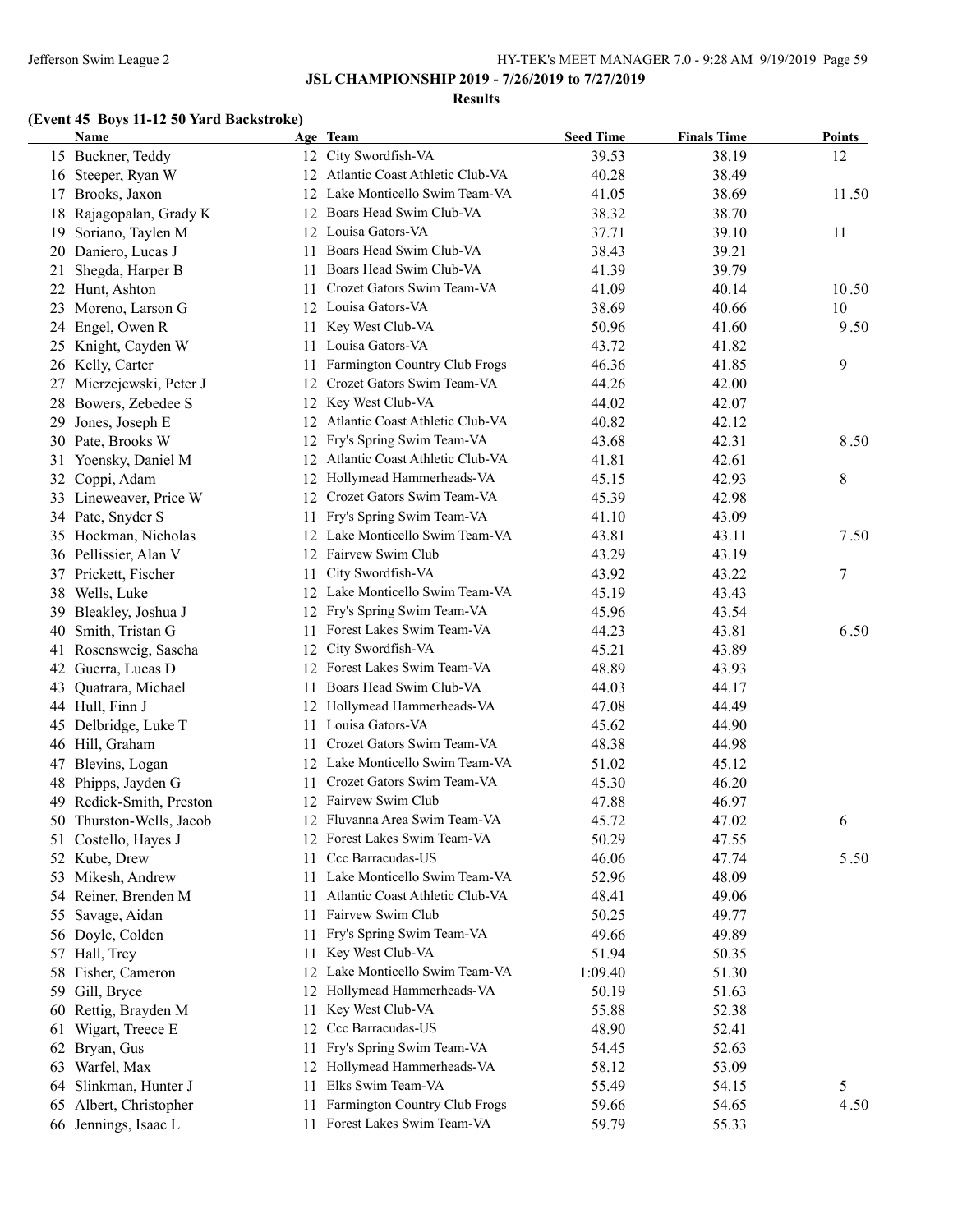**JSL CHAMPIONSHIP 2019 - 7/26/2019 to 7/27/2019**

**Results**

### (Event 45 Boys 11-12 50 Yard Backstroke)

| | Name | Age | Team | Seed Time | Finals Time | Points |
|---|---|---|---|---|---|---|
| 15 | Buckner, Teddy | 12 | City Swordfish-VA | 39.53 | 38.19 | 12 |
| 16 | Steeper, Ryan W | 12 | Atlantic Coast Athletic Club-VA | 40.28 | 38.49 | |
| 17 | Brooks, Jaxon | 12 | Lake Monticello Swim Team-VA | 41.05 | 38.69 | 11.50 |
| 18 | Rajagopalan, Grady K | 12 | Boars Head Swim Club-VA | 38.32 | 38.70 | |
| 19 | Soriano, Taylen M | 12 | Louisa Gators-VA | 37.71 | 39.10 | 11 |
| 20 | Daniero, Lucas J | 11 | Boars Head Swim Club-VA | 38.43 | 39.21 | |
| 21 | Shegda, Harper B | 11 | Boars Head Swim Club-VA | 41.39 | 39.79 | |
| 22 | Hunt, Ashton | 11 | Crozet Gators Swim Team-VA | 41.09 | 40.14 | 10.50 |
| 23 | Moreno, Larson G | 12 | Louisa Gators-VA | 38.69 | 40.66 | 10 |
| 24 | Engel, Owen R | 11 | Key West Club-VA | 50.96 | 41.60 | 9.50 |
| 25 | Knight, Cayden W | 11 | Louisa Gators-VA | 43.72 | 41.82 | |
| 26 | Kelly, Carter | 11 | Farmington Country Club Frogs | 46.36 | 41.85 | 9 |
| 27 | Mierzejewski, Peter J | 12 | Crozet Gators Swim Team-VA | 44.26 | 42.00 | |
| 28 | Bowers, Zebedee S | 12 | Key West Club-VA | 44.02 | 42.07 | |
| 29 | Jones, Joseph E | 12 | Atlantic Coast Athletic Club-VA | 40.82 | 42.12 | |
| 30 | Pate, Brooks W | 12 | Fry's Spring Swim Team-VA | 43.68 | 42.31 | 8.50 |
| 31 | Yoensky, Daniel M | 12 | Atlantic Coast Athletic Club-VA | 41.81 | 42.61 | |
| 32 | Coppi, Adam | 12 | Hollymead Hammerheads-VA | 45.15 | 42.93 | 8 |
| 33 | Lineweaver, Price W | 12 | Crozet Gators Swim Team-VA | 45.39 | 42.98 | |
| 34 | Pate, Snyder S | 11 | Fry's Spring Swim Team-VA | 41.10 | 43.09 | |
| 35 | Hockman, Nicholas | 12 | Lake Monticello Swim Team-VA | 43.81 | 43.11 | 7.50 |
| 36 | Pellissier, Alan V | 12 | Fairvew Swim Club | 43.29 | 43.19 | |
| 37 | Prickett, Fischer | 11 | City Swordfish-VA | 43.92 | 43.22 | 7 |
| 38 | Wells, Luke | 12 | Lake Monticello Swim Team-VA | 45.19 | 43.43 | |
| 39 | Bleakley, Joshua J | 12 | Fry's Spring Swim Team-VA | 45.96 | 43.54 | |
| 40 | Smith, Tristan G | 11 | Forest Lakes Swim Team-VA | 44.23 | 43.81 | 6.50 |
| 41 | Rosensweig, Sascha | 12 | City Swordfish-VA | 45.21 | 43.89 | |
| 42 | Guerra, Lucas D | 12 | Forest Lakes Swim Team-VA | 48.89 | 43.93 | |
| 43 | Quatrara, Michael | 11 | Boars Head Swim Club-VA | 44.03 | 44.17 | |
| 44 | Hull, Finn J | 12 | Hollymead Hammerheads-VA | 47.08 | 44.49 | |
| 45 | Delbridge, Luke T | 11 | Louisa Gators-VA | 45.62 | 44.90 | |
| 46 | Hill, Graham | 11 | Crozet Gators Swim Team-VA | 48.38 | 44.98 | |
| 47 | Blevins, Logan | 12 | Lake Monticello Swim Team-VA | 51.02 | 45.12 | |
| 48 | Phipps, Jayden G | 11 | Crozet Gators Swim Team-VA | 45.30 | 46.20 | |
| 49 | Redick-Smith, Preston | 12 | Fairvew Swim Club | 47.88 | 46.97 | |
| 50 | Thurston-Wells, Jacob | 12 | Fluvanna Area Swim Team-VA | 45.72 | 47.02 | 6 |
| 51 | Costello, Hayes J | 12 | Forest Lakes Swim Team-VA | 50.29 | 47.55 | |
| 52 | Kube, Drew | 11 | Ccc Barracudas-US | 46.06 | 47.74 | 5.50 |
| 53 | Mikesh, Andrew | 11 | Lake Monticello Swim Team-VA | 52.96 | 48.09 | |
| 54 | Reiner, Brenden M | 11 | Atlantic Coast Athletic Club-VA | 48.41 | 49.06 | |
| 55 | Savage, Aidan | 11 | Fairvew Swim Club | 50.25 | 49.77 | |
| 56 | Doyle, Colden | 11 | Fry's Spring Swim Team-VA | 49.66 | 49.89 | |
| 57 | Hall, Trey | 11 | Key West Club-VA | 51.94 | 50.35 | |
| 58 | Fisher, Cameron | 12 | Lake Monticello Swim Team-VA | 1:09.40 | 51.30 | |
| 59 | Gill, Bryce | 12 | Hollymead Hammerheads-VA | 50.19 | 51.63 | |
| 60 | Rettig, Brayden M | 11 | Key West Club-VA | 55.88 | 52.38 | |
| 61 | Wigart, Treece E | 12 | Ccc Barracudas-US | 48.90 | 52.41 | |
| 62 | Bryan, Gus | 11 | Fry's Spring Swim Team-VA | 54.45 | 52.63 | |
| 63 | Warfel, Max | 12 | Hollymead Hammerheads-VA | 58.12 | 53.09 | |
| 64 | Slinkman, Hunter J | 11 | Elks Swim Team-VA | 55.49 | 54.15 | 5 |
| 65 | Albert, Christopher | 11 | Farmington Country Club Frogs | 59.66 | 54.65 | 4.50 |
| 66 | Jennings, Isaac L | 11 | Forest Lakes Swim Team-VA | 59.79 | 55.33 | |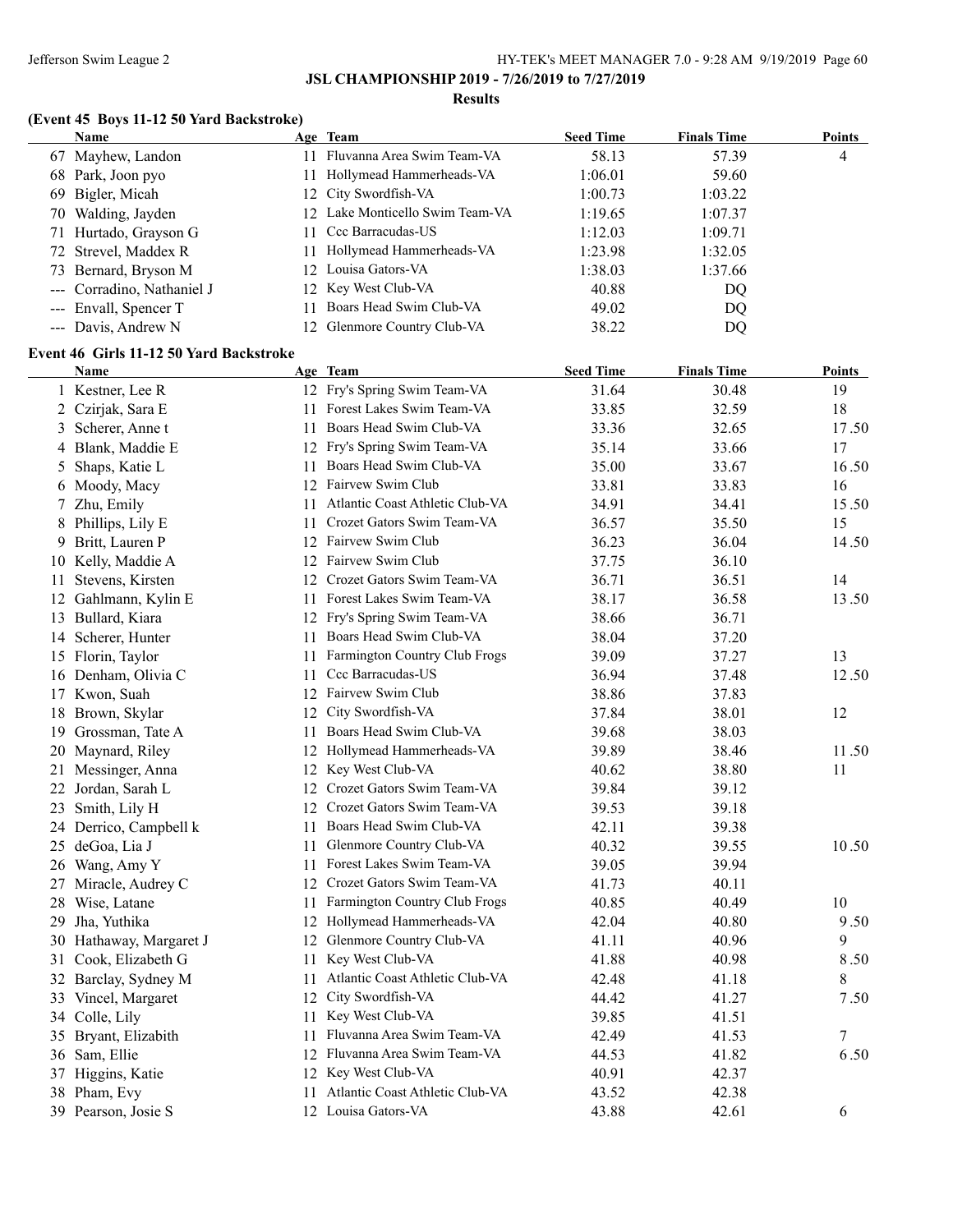## JSL CHAMPIONSHIP 2019 - 7/26/2019 to 7/27/2019

### Results

#### (Event 45 Boys 11-12 50 Yard Backstroke)

| | Name | Age | Team | Seed Time | Finals Time | Points |
|---|---|---|---|---|---|---|
| 67 | Mayhew, Landon | 11 | Fluvanna Area Swim Team-VA | 58.13 | 57.39 | 4 |
| 68 | Park, Joon pyo | 11 | Hollymead Hammerheads-VA | 1:06.01 | 59.60 | |
| 69 | Bigler, Micah | 12 | City Swordfish-VA | 1:00.73 | 1:03.22 | |
| 70 | Walding, Jayden | 12 | Lake Monticello Swim Team-VA | 1:19.65 | 1:07.37 | |
| 71 | Hurtado, Grayson G | 11 | Ccc Barracudas-US | 1:12.03 | 1:09.71 | |
| 72 | Strevel, Maddex R | 11 | Hollymead Hammerheads-VA | 1:23.98 | 1:32.05 | |
| 73 | Bernard, Bryson M | 12 | Louisa Gators-VA | 1:38.03 | 1:37.66 | |
| --- | Corradino, Nathaniel J | 12 | Key West Club-VA | 40.88 | DQ | |
| --- | Envall, Spencer T | 11 | Boars Head Swim Club-VA | 49.02 | DQ | |
| --- | Davis, Andrew N | 12 | Glenmore Country Club-VA | 38.22 | DQ | |

#### Event 46 Girls 11-12 50 Yard Backstroke

| | Name | Age | Team | Seed Time | Finals Time | Points |
|---|---|---|---|---|---|---|
| 1 | Kestner, Lee R | 12 | Fry's Spring Swim Team-VA | 31.64 | 30.48 | 19 |
| 2 | Czirjak, Sara E | 11 | Forest Lakes Swim Team-VA | 33.85 | 32.59 | 18 |
| 3 | Scherer, Anne t | 11 | Boars Head Swim Club-VA | 33.36 | 32.65 | 17.50 |
| 4 | Blank, Maddie E | 12 | Fry's Spring Swim Team-VA | 35.14 | 33.66 | 17 |
| 5 | Shaps, Katie L | 11 | Boars Head Swim Club-VA | 35.00 | 33.67 | 16.50 |
| 6 | Moody, Macy | 12 | Fairvew Swim Club | 33.81 | 33.83 | 16 |
| 7 | Zhu, Emily | 11 | Atlantic Coast Athletic Club-VA | 34.91 | 34.41 | 15.50 |
| 8 | Phillips, Lily E | 11 | Crozet Gators Swim Team-VA | 36.57 | 35.50 | 15 |
| 9 | Britt, Lauren P | 12 | Fairvew Swim Club | 36.23 | 36.04 | 14.50 |
| 10 | Kelly, Maddie A | 12 | Fairvew Swim Club | 37.75 | 36.10 | |
| 11 | Stevens, Kirsten | 12 | Crozet Gators Swim Team-VA | 36.71 | 36.51 | 14 |
| 12 | Gahlmann, Kylin E | 11 | Forest Lakes Swim Team-VA | 38.17 | 36.58 | 13.50 |
| 13 | Bullard, Kiara | 12 | Fry's Spring Swim Team-VA | 38.66 | 36.71 | |
| 14 | Scherer, Hunter | 11 | Boars Head Swim Club-VA | 38.04 | 37.20 | |
| 15 | Florin, Taylor | 11 | Farmington Country Club Frogs | 39.09 | 37.27 | 13 |
| 16 | Denham, Olivia C | 11 | Ccc Barracudas-US | 36.94 | 37.48 | 12.50 |
| 17 | Kwon, Suah | 12 | Fairvew Swim Club | 38.86 | 37.83 | |
| 18 | Brown, Skylar | 12 | City Swordfish-VA | 37.84 | 38.01 | 12 |
| 19 | Grossman, Tate A | 11 | Boars Head Swim Club-VA | 39.68 | 38.03 | |
| 20 | Maynard, Riley | 12 | Hollymead Hammerheads-VA | 39.89 | 38.46 | 11.50 |
| 21 | Messinger, Anna | 12 | Key West Club-VA | 40.62 | 38.80 | 11 |
| 22 | Jordan, Sarah L | 12 | Crozet Gators Swim Team-VA | 39.84 | 39.12 | |
| 23 | Smith, Lily H | 12 | Crozet Gators Swim Team-VA | 39.53 | 39.18 | |
| 24 | Derrico, Campbell k | 11 | Boars Head Swim Club-VA | 42.11 | 39.38 | |
| 25 | deGoa, Lia J | 11 | Glenmore Country Club-VA | 40.32 | 39.55 | 10.50 |
| 26 | Wang, Amy Y | 11 | Forest Lakes Swim Team-VA | 39.05 | 39.94 | |
| 27 | Miracle, Audrey C | 12 | Crozet Gators Swim Team-VA | 41.73 | 40.11 | |
| 28 | Wise, Latane | 11 | Farmington Country Club Frogs | 40.85 | 40.49 | 10 |
| 29 | Jha, Yuthika | 12 | Hollymead Hammerheads-VA | 42.04 | 40.80 | 9.50 |
| 30 | Hathaway, Margaret J | 12 | Glenmore Country Club-VA | 41.11 | 40.96 | 9 |
| 31 | Cook, Elizabeth G | 11 | Key West Club-VA | 41.88 | 40.98 | 8.50 |
| 32 | Barclay, Sydney M | 11 | Atlantic Coast Athletic Club-VA | 42.48 | 41.18 | 8 |
| 33 | Vincel, Margaret | 12 | City Swordfish-VA | 44.42 | 41.27 | 7.50 |
| 34 | Colle, Lily | 11 | Key West Club-VA | 39.85 | 41.51 | |
| 35 | Bryant, Elizabith | 11 | Fluvanna Area Swim Team-VA | 42.49 | 41.53 | 7 |
| 36 | Sam, Ellie | 12 | Fluvanna Area Swim Team-VA | 44.53 | 41.82 | 6.50 |
| 37 | Higgins, Katie | 12 | Key West Club-VA | 40.91 | 42.37 | |
| 38 | Pham, Evy | 11 | Atlantic Coast Athletic Club-VA | 43.52 | 42.38 | |
| 39 | Pearson, Josie S | 12 | Louisa Gators-VA | 43.88 | 42.61 | 6 |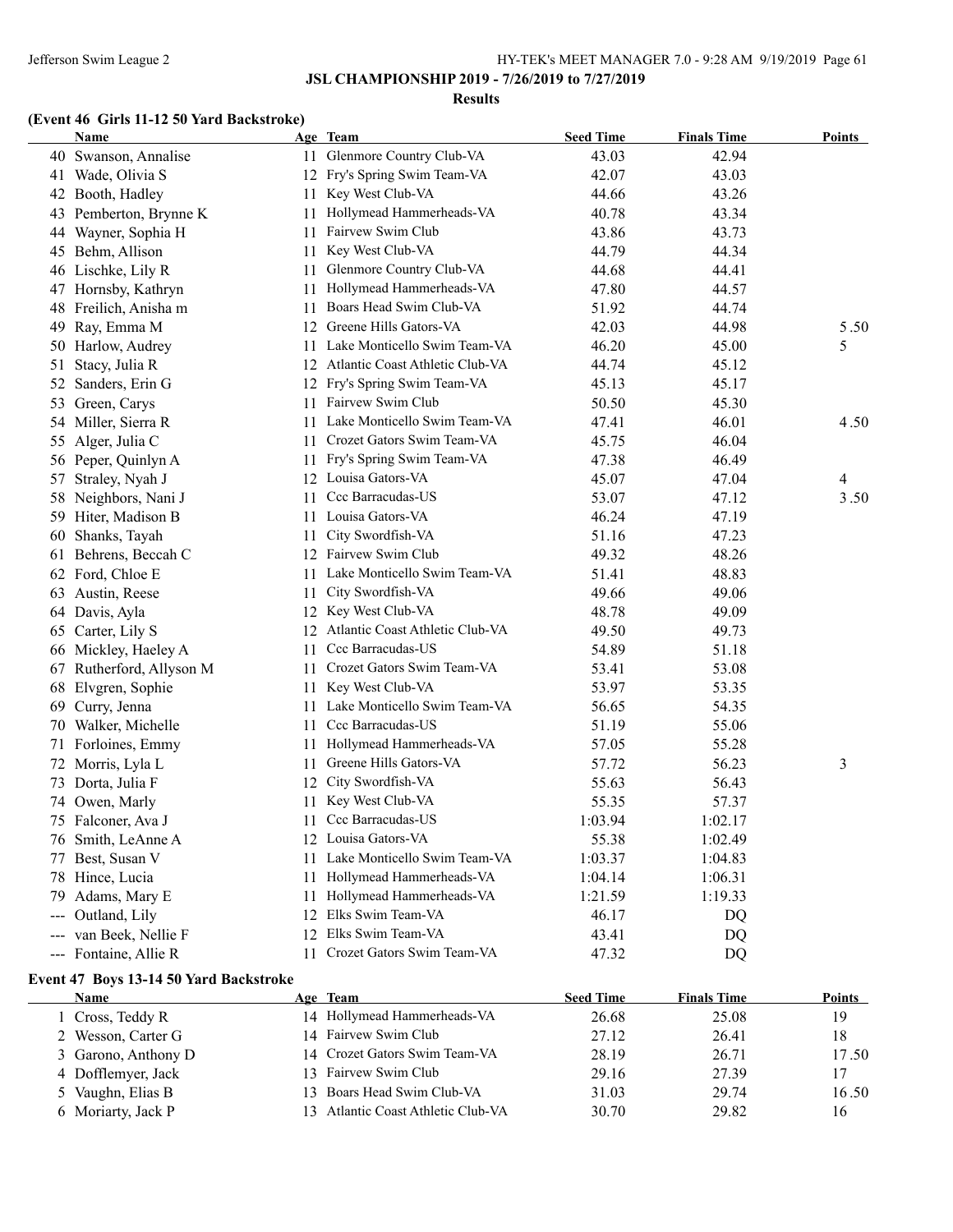**JSL CHAMPIONSHIP 2019 - 7/26/2019 to 7/27/2019**

**Results**

### (Event 46 Girls 11-12 50 Yard Backstroke)

| | Name | Age | Team | Seed Time | Finals Time | Points |
|---|---|---|---|---|---|---|
| 40 | Swanson, Annalise | 11 | Glenmore Country Club-VA | 43.03 | 42.94 | |
| 41 | Wade, Olivia S | 12 | Fry's Spring Swim Team-VA | 42.07 | 43.03 | |
| 42 | Booth, Hadley | 11 | Key West Club-VA | 44.66 | 43.26 | |
| 43 | Pemberton, Brynne K | 11 | Hollymead Hammerheads-VA | 40.78 | 43.34 | |
| 44 | Wayner, Sophia H | 11 | Fairvew Swim Club | 43.86 | 43.73 | |
| 45 | Behm, Allison | 11 | Key West Club-VA | 44.79 | 44.34 | |
| 46 | Lischke, Lily R | 11 | Glenmore Country Club-VA | 44.68 | 44.41 | |
| 47 | Hornsby, Kathryn | 11 | Hollymead Hammerheads-VA | 47.80 | 44.57 | |
| 48 | Freilich, Anisha m | 11 | Boars Head Swim Club-VA | 51.92 | 44.74 | |
| 49 | Ray, Emma M | 12 | Greene Hills Gators-VA | 42.03 | 44.98 | 5.50 |
| 50 | Harlow, Audrey | 11 | Lake Monticello Swim Team-VA | 46.20 | 45.00 | 5 |
| 51 | Stacy, Julia R | 12 | Atlantic Coast Athletic Club-VA | 44.74 | 45.12 | |
| 52 | Sanders, Erin G | 12 | Fry's Spring Swim Team-VA | 45.13 | 45.17 | |
| 53 | Green, Carys | 11 | Fairvew Swim Club | 50.50 | 45.30 | |
| 54 | Miller, Sierra R | 11 | Lake Monticello Swim Team-VA | 47.41 | 46.01 | 4.50 |
| 55 | Alger, Julia C | 11 | Crozet Gators Swim Team-VA | 45.75 | 46.04 | |
| 56 | Peper, Quinlyn A | 11 | Fry's Spring Swim Team-VA | 47.38 | 46.49 | |
| 57 | Straley, Nyah J | 12 | Louisa Gators-VA | 45.07 | 47.04 | 4 |
| 58 | Neighbors, Nani J | 11 | Ccc Barracudas-US | 53.07 | 47.12 | 3.50 |
| 59 | Hiter, Madison B | 11 | Louisa Gators-VA | 46.24 | 47.19 | |
| 60 | Shanks, Tayah | 11 | City Swordfish-VA | 51.16 | 47.23 | |
| 61 | Behrens, Beccah C | 12 | Fairvew Swim Club | 49.32 | 48.26 | |
| 62 | Ford, Chloe E | 11 | Lake Monticello Swim Team-VA | 51.41 | 48.83 | |
| 63 | Austin, Reese | 11 | City Swordfish-VA | 49.66 | 49.06 | |
| 64 | Davis, Ayla | 12 | Key West Club-VA | 48.78 | 49.09 | |
| 65 | Carter, Lily S | 12 | Atlantic Coast Athletic Club-VA | 49.50 | 49.73 | |
| 66 | Mickley, Haeley A | 11 | Ccc Barracudas-US | 54.89 | 51.18 | |
| 67 | Rutherford, Allyson M | 11 | Crozet Gators Swim Team-VA | 53.41 | 53.08 | |
| 68 | Elvgren, Sophie | 11 | Key West Club-VA | 53.97 | 53.35 | |
| 69 | Curry, Jenna | 11 | Lake Monticello Swim Team-VA | 56.65 | 54.35 | |
| 70 | Walker, Michelle | 11 | Ccc Barracudas-US | 51.19 | 55.06 | |
| 71 | Forloines, Emmy | 11 | Hollymead Hammerheads-VA | 57.05 | 55.28 | |
| 72 | Morris, Lyla L | 11 | Greene Hills Gators-VA | 57.72 | 56.23 | 3 |
| 73 | Dorta, Julia F | 12 | City Swordfish-VA | 55.63 | 56.43 | |
| 74 | Owen, Marly | 11 | Key West Club-VA | 55.35 | 57.37 | |
| 75 | Falconer, Ava J | 11 | Ccc Barracudas-US | 1:03.94 | 1:02.17 | |
| 76 | Smith, LeAnne A | 12 | Louisa Gators-VA | 55.38 | 1:02.49 | |
| 77 | Best, Susan V | 11 | Lake Monticello Swim Team-VA | 1:03.37 | 1:04.83 | |
| 78 | Hince, Lucia | 11 | Hollymead Hammerheads-VA | 1:04.14 | 1:06.31 | |
| 79 | Adams, Mary E | 11 | Hollymead Hammerheads-VA | 1:21.59 | 1:19.33 | |
| --- | Outland, Lily | 12 | Elks Swim Team-VA | 46.17 | DQ | |
| --- | van Beek, Nellie F | 12 | Elks Swim Team-VA | 43.41 | DQ | |
| --- | Fontaine, Allie R | 11 | Crozet Gators Swim Team-VA | 47.32 | DQ | |

### Event 47 Boys 13-14 50 Yard Backstroke

| | Name | Age | Team | Seed Time | Finals Time | Points |
|---|---|---|---|---|---|---|
| 1 | Cross, Teddy R | 14 | Hollymead Hammerheads-VA | 26.68 | 25.08 | 19 |
| 2 | Wesson, Carter G | 14 | Fairvew Swim Club | 27.12 | 26.41 | 18 |
| 3 | Garono, Anthony D | 14 | Crozet Gators Swim Team-VA | 28.19 | 26.71 | 17.50 |
| 4 | Dofflemyer, Jack | 13 | Fairvew Swim Club | 29.16 | 27.39 | 17 |
| 5 | Vaughn, Elias B | 13 | Boars Head Swim Club-VA | 31.03 | 29.74 | 16.50 |
| 6 | Moriarty, Jack P | 13 | Atlantic Coast Athletic Club-VA | 30.70 | 29.82 | 16 |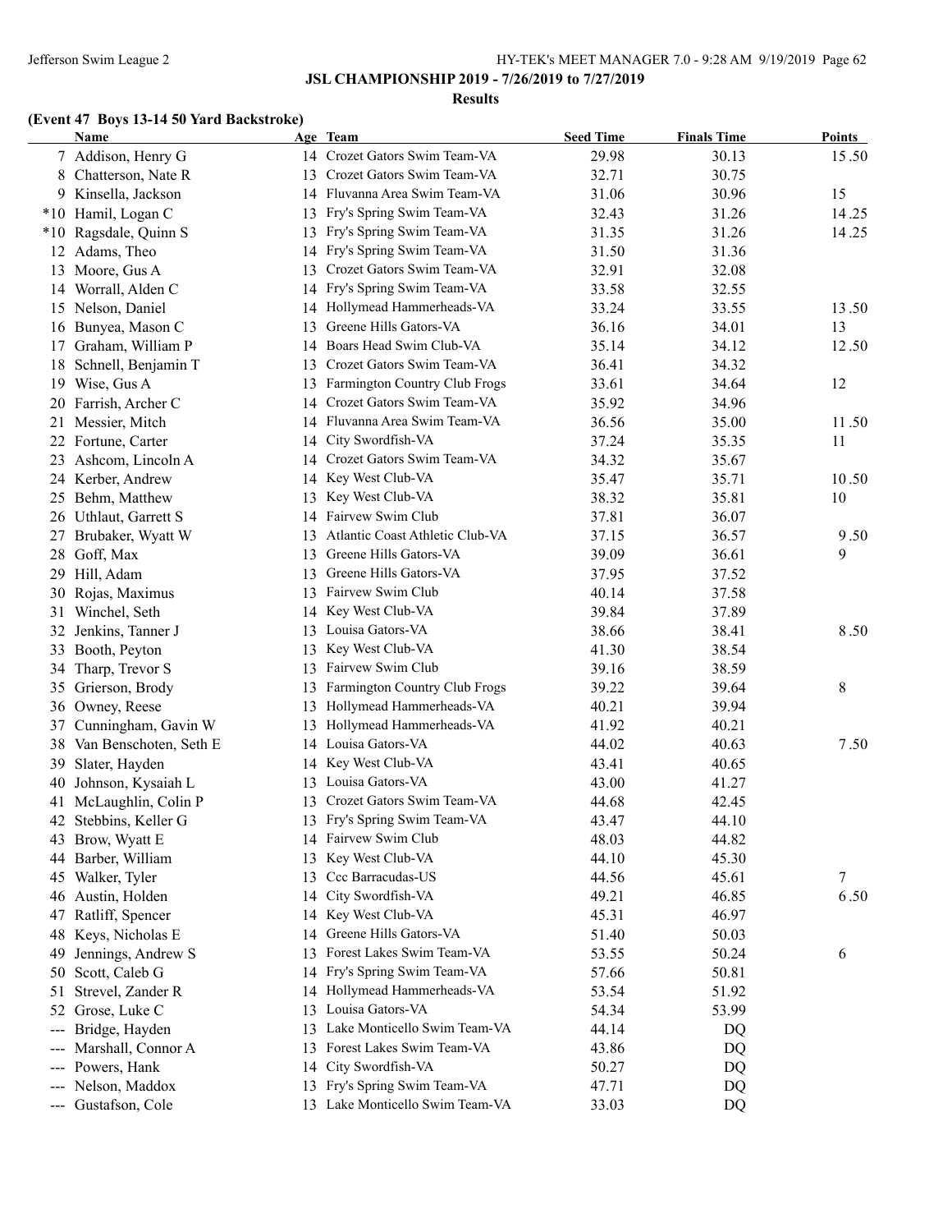## JSL CHAMPIONSHIP 2019 - 7/26/2019 to 7/27/2019

### Results

#### (Event 47 Boys 13-14 50 Yard Backstroke)

| | Name | Age | Team | Seed Time | Finals Time | Points |
|---|---|---|---|---|---|---|
| 7 | Addison, Henry G | 14 | Crozet Gators Swim Team-VA | 29.98 | 30.13 | 15.50 |
| 8 | Chatterson, Nate R | 13 | Crozet Gators Swim Team-VA | 32.71 | 30.75 | |
| 9 | Kinsella, Jackson | 14 | Fluvanna Area Swim Team-VA | 31.06 | 30.96 | 15 |
| *10 | Hamil, Logan C | 13 | Fry's Spring Swim Team-VA | 32.43 | 31.26 | 14.25 |
| *10 | Ragsdale, Quinn S | 13 | Fry's Spring Swim Team-VA | 31.35 | 31.26 | 14.25 |
| 12 | Adams, Theo | 14 | Fry's Spring Swim Team-VA | 31.50 | 31.36 | |
| 13 | Moore, Gus A | 13 | Crozet Gators Swim Team-VA | 32.91 | 32.08 | |
| 14 | Worrall, Alden C | 14 | Fry's Spring Swim Team-VA | 33.58 | 32.55 | |
| 15 | Nelson, Daniel | 14 | Hollymead Hammerheads-VA | 33.24 | 33.55 | 13.50 |
| 16 | Bunyea, Mason C | 13 | Greene Hills Gators-VA | 36.16 | 34.01 | 13 |
| 17 | Graham, William P | 14 | Boars Head Swim Club-VA | 35.14 | 34.12 | 12.50 |
| 18 | Schnell, Benjamin T | 13 | Crozet Gators Swim Team-VA | 36.41 | 34.32 | |
| 19 | Wise, Gus A | 13 | Farmington Country Club Frogs | 33.61 | 34.64 | 12 |
| 20 | Farrish, Archer C | 14 | Crozet Gators Swim Team-VA | 35.92 | 34.96 | |
| 21 | Messier, Mitch | 14 | Fluvanna Area Swim Team-VA | 36.56 | 35.00 | 11.50 |
| 22 | Fortune, Carter | 14 | City Swordfish-VA | 37.24 | 35.35 | 11 |
| 23 | Ashcom, Lincoln A | 14 | Crozet Gators Swim Team-VA | 34.32 | 35.67 | |
| 24 | Kerber, Andrew | 14 | Key West Club-VA | 35.47 | 35.71 | 10.50 |
| 25 | Behm, Matthew | 13 | Key West Club-VA | 38.32 | 35.81 | 10 |
| 26 | Uthlaut, Garrett S | 14 | Fairvew Swim Club | 37.81 | 36.07 | |
| 27 | Brubaker, Wyatt W | 13 | Atlantic Coast Athletic Club-VA | 37.15 | 36.57 | 9.50 |
| 28 | Goff, Max | 13 | Greene Hills Gators-VA | 39.09 | 36.61 | 9 |
| 29 | Hill, Adam | 13 | Greene Hills Gators-VA | 37.95 | 37.52 | |
| 30 | Rojas, Maximus | 13 | Fairvew Swim Club | 40.14 | 37.58 | |
| 31 | Winchel, Seth | 14 | Key West Club-VA | 39.84 | 37.89 | |
| 32 | Jenkins, Tanner J | 13 | Louisa Gators-VA | 38.66 | 38.41 | 8.50 |
| 33 | Booth, Peyton | 13 | Key West Club-VA | 41.30 | 38.54 | |
| 34 | Tharp, Trevor S | 13 | Fairvew Swim Club | 39.16 | 38.59 | |
| 35 | Grierson, Brody | 13 | Farmington Country Club Frogs | 39.22 | 39.64 | 8 |
| 36 | Owney, Reese | 13 | Hollymead Hammerheads-VA | 40.21 | 39.94 | |
| 37 | Cunningham, Gavin W | 13 | Hollymead Hammerheads-VA | 41.92 | 40.21 | |
| 38 | Van Benschoten, Seth E | 14 | Louisa Gators-VA | 44.02 | 40.63 | 7.50 |
| 39 | Slater, Hayden | 14 | Key West Club-VA | 43.41 | 40.65 | |
| 40 | Johnson, Kysaiah L | 13 | Louisa Gators-VA | 43.00 | 41.27 | |
| 41 | McLaughlin, Colin P | 13 | Crozet Gators Swim Team-VA | 44.68 | 42.45 | |
| 42 | Stebbins, Keller G | 13 | Fry's Spring Swim Team-VA | 43.47 | 44.10 | |
| 43 | Brow, Wyatt E | 14 | Fairvew Swim Club | 48.03 | 44.82 | |
| 44 | Barber, William | 13 | Key West Club-VA | 44.10 | 45.30 | |
| 45 | Walker, Tyler | 13 | Ccc Barracudas-US | 44.56 | 45.61 | 7 |
| 46 | Austin, Holden | 14 | City Swordfish-VA | 49.21 | 46.85 | 6.50 |
| 47 | Ratliff, Spencer | 14 | Key West Club-VA | 45.31 | 46.97 | |
| 48 | Keys, Nicholas E | 14 | Greene Hills Gators-VA | 51.40 | 50.03 | |
| 49 | Jennings, Andrew S | 13 | Forest Lakes Swim Team-VA | 53.55 | 50.24 | 6 |
| 50 | Scott, Caleb G | 14 | Fry's Spring Swim Team-VA | 57.66 | 50.81 | |
| 51 | Strevel, Zander R | 14 | Hollymead Hammerheads-VA | 53.54 | 51.92 | |
| 52 | Grose, Luke C | 13 | Louisa Gators-VA | 54.34 | 53.99 | |
| --- | Bridge, Hayden | 13 | Lake Monticello Swim Team-VA | 44.14 | DQ | |
| --- | Marshall, Connor A | 13 | Forest Lakes Swim Team-VA | 43.86 | DQ | |
| --- | Powers, Hank | 14 | City Swordfish-VA | 50.27 | DQ | |
| --- | Nelson, Maddox | 13 | Fry's Spring Swim Team-VA | 47.71 | DQ | |
| --- | Gustafson, Cole | 13 | Lake Monticello Swim Team-VA | 33.03 | DQ | |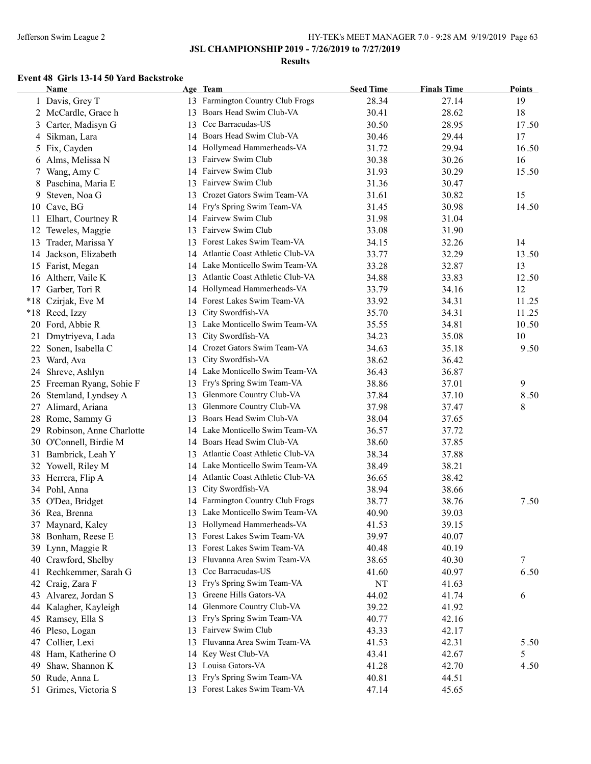## JSL CHAMPIONSHIP 2019 - 7/26/2019 to 7/27/2019

### Results

#### Event 48 Girls 13-14 50 Yard Backstroke

| | Name | Age | Team | Seed Time | Finals Time | Points |
|---|---|---|---|---|---|---|
| 1 | Davis, Grey T | 13 | Farmington Country Club Frogs | 28.34 | 27.14 | 19 |
| 2 | McCardle, Grace h | 13 | Boars Head Swim Club-VA | 30.41 | 28.62 | 18 |
| 3 | Carter, Madisyn G | 13 | Ccc Barracudas-US | 30.50 | 28.95 | 17.50 |
| 4 | Sikman, Lara | 14 | Boars Head Swim Club-VA | 30.46 | 29.44 | 17 |
| 5 | Fix, Cayden | 14 | Hollymead Hammerheads-VA | 31.72 | 29.94 | 16.50 |
| 6 | Alms, Melissa N | 13 | Fairvew Swim Club | 30.38 | 30.26 | 16 |
| 7 | Wang, Amy C | 14 | Fairvew Swim Club | 31.93 | 30.29 | 15.50 |
| 8 | Paschina, Maria E | 13 | Fairvew Swim Club | 31.36 | 30.47 | |
| 9 | Steven, Noa G | 13 | Crozet Gators Swim Team-VA | 31.61 | 30.82 | 15 |
| 10 | Cave, BG | 14 | Fry's Spring Swim Team-VA | 31.45 | 30.98 | 14.50 |
| 11 | Elhart, Courtney R | 14 | Fairvew Swim Club | 31.98 | 31.04 | |
| 12 | Teweles, Maggie | 13 | Fairvew Swim Club | 33.08 | 31.90 | |
| 13 | Trader, Marissa Y | 13 | Forest Lakes Swim Team-VA | 34.15 | 32.26 | 14 |
| 14 | Jackson, Elizabeth | 14 | Atlantic Coast Athletic Club-VA | 33.77 | 32.29 | 13.50 |
| 15 | Farist, Megan | 14 | Lake Monticello Swim Team-VA | 33.28 | 32.87 | 13 |
| 16 | Altherr, Vaile K | 13 | Atlantic Coast Athletic Club-VA | 34.88 | 33.83 | 12.50 |
| 17 | Garber, Tori R | 14 | Hollymead Hammerheads-VA | 33.79 | 34.16 | 12 |
| *18 | Czirjak, Eve M | 14 | Forest Lakes Swim Team-VA | 33.92 | 34.31 | 11.25 |
| *18 | Reed, Izzy | 13 | City Swordfish-VA | 35.70 | 34.31 | 11.25 |
| 20 | Ford, Abbie R | 13 | Lake Monticello Swim Team-VA | 35.55 | 34.81 | 10.50 |
| 21 | Dmytriyeva, Lada | 13 | City Swordfish-VA | 34.23 | 35.08 | 10 |
| 22 | Sonen, Isabella C | 14 | Crozet Gators Swim Team-VA | 34.63 | 35.18 | 9.50 |
| 23 | Ward, Ava | 13 | City Swordfish-VA | 38.62 | 36.42 | |
| 24 | Shreve, Ashlyn | 14 | Lake Monticello Swim Team-VA | 36.43 | 36.87 | |
| 25 | Freeman Ryang, Sohie F | 13 | Fry's Spring Swim Team-VA | 38.86 | 37.01 | 9 |
| 26 | Stemland, Lyndsey A | 13 | Glenmore Country Club-VA | 37.84 | 37.10 | 8.50 |
| 27 | Alimard, Ariana | 13 | Glenmore Country Club-VA | 37.98 | 37.47 | 8 |
| 28 | Rome, Sammy G | 13 | Boars Head Swim Club-VA | 38.04 | 37.65 | |
| 29 | Robinson, Anne Charlotte | 14 | Lake Monticello Swim Team-VA | 36.57 | 37.72 | |
| 30 | O'Connell, Birdie M | 14 | Boars Head Swim Club-VA | 38.60 | 37.85 | |
| 31 | Bambrick, Leah Y | 13 | Atlantic Coast Athletic Club-VA | 38.34 | 37.88 | |
| 32 | Yowell, Riley M | 14 | Lake Monticello Swim Team-VA | 38.49 | 38.21 | |
| 33 | Herrera, Flip A | 14 | Atlantic Coast Athletic Club-VA | 36.65 | 38.42 | |
| 34 | Pohl, Anna | 13 | City Swordfish-VA | 38.94 | 38.66 | |
| 35 | O'Dea, Bridget | 14 | Farmington Country Club Frogs | 38.77 | 38.76 | 7.50 |
| 36 | Rea, Brenna | 13 | Lake Monticello Swim Team-VA | 40.90 | 39.03 | |
| 37 | Maynard, Kaley | 13 | Hollymead Hammerheads-VA | 41.53 | 39.15 | |
| 38 | Bonham, Reese E | 13 | Forest Lakes Swim Team-VA | 39.97 | 40.07 | |
| 39 | Lynn, Maggie R | 13 | Forest Lakes Swim Team-VA | 40.48 | 40.19 | |
| 40 | Crawford, Shelby | 13 | Fluvanna Area Swim Team-VA | 38.65 | 40.30 | 7 |
| 41 | Rechkemmer, Sarah G | 13 | Ccc Barracudas-US | 41.60 | 40.97 | 6.50 |
| 42 | Craig, Zara F | 13 | Fry's Spring Swim Team-VA | NT | 41.63 | |
| 43 | Alvarez, Jordan S | 13 | Greene Hills Gators-VA | 44.02 | 41.74 | 6 |
| 44 | Kalagher, Kayleigh | 14 | Glenmore Country Club-VA | 39.22 | 41.92 | |
| 45 | Ramsey, Ella S | 13 | Fry's Spring Swim Team-VA | 40.77 | 42.16 | |
| 46 | Pleso, Logan | 13 | Fairvew Swim Club | 43.33 | 42.17 | |
| 47 | Collier, Lexi | 13 | Fluvanna Area Swim Team-VA | 41.53 | 42.31 | 5.50 |
| 48 | Ham, Katherine O | 14 | Key West Club-VA | 43.41 | 42.67 | 5 |
| 49 | Shaw, Shannon K | 13 | Louisa Gators-VA | 41.28 | 42.70 | 4.50 |
| 50 | Rude, Anna L | 13 | Fry's Spring Swim Team-VA | 40.81 | 44.51 | |
| 51 | Grimes, Victoria S | 13 | Forest Lakes Swim Team-VA | 47.14 | 45.65 | |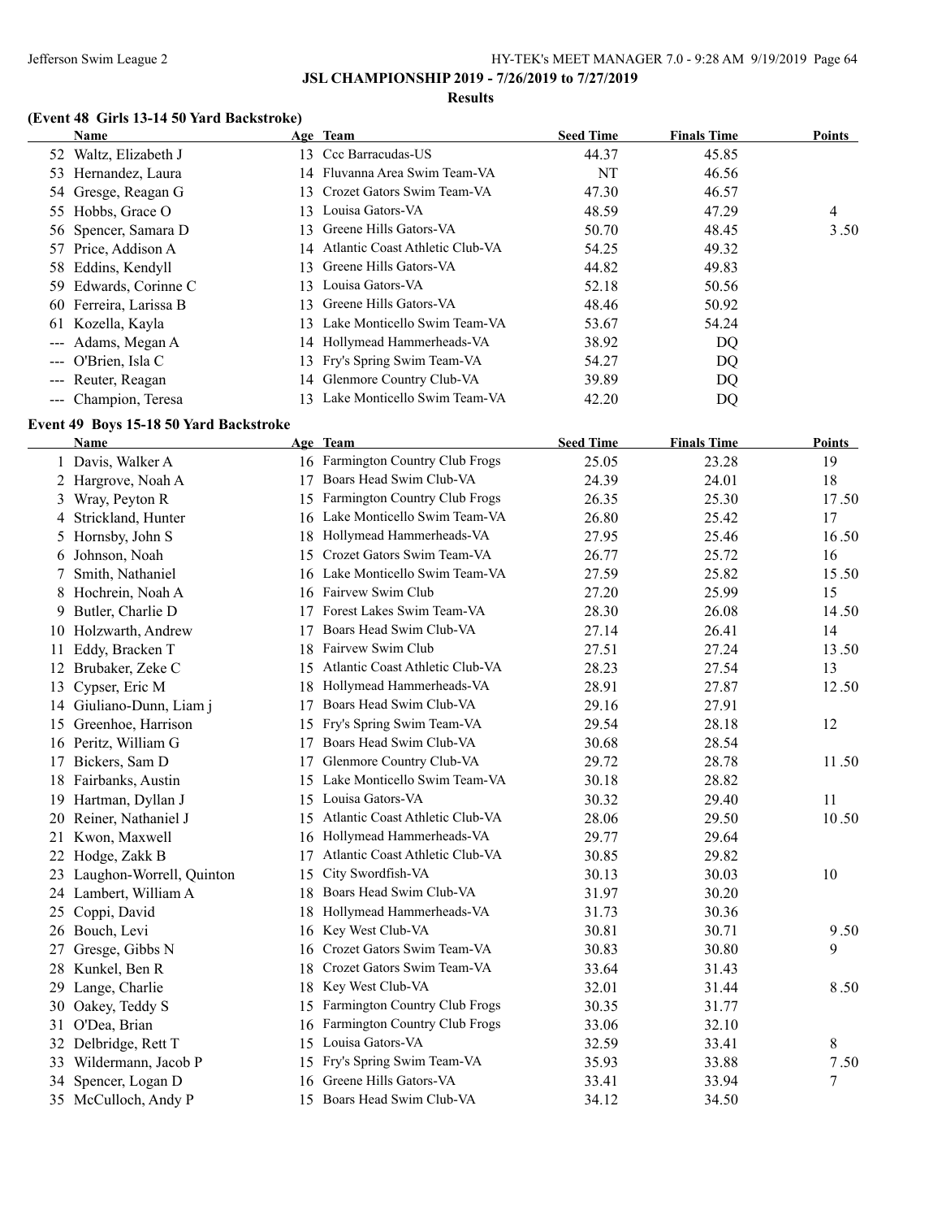**JSL CHAMPIONSHIP 2019 - 7/26/2019 to 7/27/2019**

**Results**

### (Event 48 Girls 13-14 50 Yard Backstroke)

| | Name | Age | Team | Seed Time | Finals Time | Points |
|---|---|---|---|---|---|---|
| 52 | Waltz, Elizabeth J | 13 | Ccc Barracudas-US | 44.37 | 45.85 | |
| 53 | Hernandez, Laura | 14 | Fluvanna Area Swim Team-VA | NT | 46.56 | |
| 54 | Gresge, Reagan G | 13 | Crozet Gators Swim Team-VA | 47.30 | 46.57 | |
| 55 | Hobbs, Grace O | 13 | Louisa Gators-VA | 48.59 | 47.29 | 4 |
| 56 | Spencer, Samara D | 13 | Greene Hills Gators-VA | 50.70 | 48.45 | 3.50 |
| 57 | Price, Addison A | 14 | Atlantic Coast Athletic Club-VA | 54.25 | 49.32 | |
| 58 | Eddins, Kendyll | 13 | Greene Hills Gators-VA | 44.82 | 49.83 | |
| 59 | Edwards, Corinne C | 13 | Louisa Gators-VA | 52.18 | 50.56 | |
| 60 | Ferreira, Larissa B | 13 | Greene Hills Gators-VA | 48.46 | 50.92 | |
| 61 | Kozella, Kayla | 13 | Lake Monticello Swim Team-VA | 53.67 | 54.24 | |
| --- | Adams, Megan A | 14 | Hollymead Hammerheads-VA | 38.92 | DQ | |
| --- | O'Brien, Isla C | 13 | Fry's Spring Swim Team-VA | 54.27 | DQ | |
| --- | Reuter, Reagan | 14 | Glenmore Country Club-VA | 39.89 | DQ | |
| --- | Champion, Teresa | 13 | Lake Monticello Swim Team-VA | 42.20 | DQ | |

### Event 49 Boys 15-18 50 Yard Backstroke

| | Name | Age | Team | Seed Time | Finals Time | Points |
|---|---|---|---|---|---|---|
| 1 | Davis, Walker A | 16 | Farmington Country Club Frogs | 25.05 | 23.28 | 19 |
| 2 | Hargrove, Noah A | 17 | Boars Head Swim Club-VA | 24.39 | 24.01 | 18 |
| 3 | Wray, Peyton R | 15 | Farmington Country Club Frogs | 26.35 | 25.30 | 17.50 |
| 4 | Strickland, Hunter | 16 | Lake Monticello Swim Team-VA | 26.80 | 25.42 | 17 |
| 5 | Hornsby, John S | 18 | Hollymead Hammerheads-VA | 27.95 | 25.46 | 16.50 |
| 6 | Johnson, Noah | 15 | Crozet Gators Swim Team-VA | 26.77 | 25.72 | 16 |
| 7 | Smith, Nathaniel | 16 | Lake Monticello Swim Team-VA | 27.59 | 25.82 | 15.50 |
| 8 | Hochrein, Noah A | 16 | Fairvew Swim Club | 27.20 | 25.99 | 15 |
| 9 | Butler, Charlie D | 17 | Forest Lakes Swim Team-VA | 28.30 | 26.08 | 14.50 |
| 10 | Holzwarth, Andrew | 17 | Boars Head Swim Club-VA | 27.14 | 26.41 | 14 |
| 11 | Eddy, Bracken T | 18 | Fairvew Swim Club | 27.51 | 27.24 | 13.50 |
| 12 | Brubaker, Zeke C | 15 | Atlantic Coast Athletic Club-VA | 28.23 | 27.54 | 13 |
| 13 | Cypser, Eric M | 18 | Hollymead Hammerheads-VA | 28.91 | 27.87 | 12.50 |
| 14 | Giuliano-Dunn, Liam j | 17 | Boars Head Swim Club-VA | 29.16 | 27.91 | |
| 15 | Greenhoe, Harrison | 15 | Fry's Spring Swim Team-VA | 29.54 | 28.18 | 12 |
| 16 | Peritz, William G | 17 | Boars Head Swim Club-VA | 30.68 | 28.54 | |
| 17 | Bickers, Sam D | 17 | Glenmore Country Club-VA | 29.72 | 28.78 | 11.50 |
| 18 | Fairbanks, Austin | 15 | Lake Monticello Swim Team-VA | 30.18 | 28.82 | |
| 19 | Hartman, Dyllan J | 15 | Louisa Gators-VA | 30.32 | 29.40 | 11 |
| 20 | Reiner, Nathaniel J | 15 | Atlantic Coast Athletic Club-VA | 28.06 | 29.50 | 10.50 |
| 21 | Kwon, Maxwell | 16 | Hollymead Hammerheads-VA | 29.77 | 29.64 | |
| 22 | Hodge, Zakk B | 17 | Atlantic Coast Athletic Club-VA | 30.85 | 29.82 | |
| 23 | Laughon-Worrell, Quinton | 15 | City Swordfish-VA | 30.13 | 30.03 | 10 |
| 24 | Lambert, William A | 18 | Boars Head Swim Club-VA | 31.97 | 30.20 | |
| 25 | Coppi, David | 18 | Hollymead Hammerheads-VA | 31.73 | 30.36 | |
| 26 | Bouch, Levi | 16 | Key West Club-VA | 30.81 | 30.71 | 9.50 |
| 27 | Gresge, Gibbs N | 16 | Crozet Gators Swim Team-VA | 30.83 | 30.80 | 9 |
| 28 | Kunkel, Ben R | 18 | Crozet Gators Swim Team-VA | 33.64 | 31.43 | |
| 29 | Lange, Charlie | 18 | Key West Club-VA | 32.01 | 31.44 | 8.50 |
| 30 | Oakey, Teddy S | 15 | Farmington Country Club Frogs | 30.35 | 31.77 | |
| 31 | O'Dea, Brian | 16 | Farmington Country Club Frogs | 33.06 | 32.10 | |
| 32 | Delbridge, Rett T | 15 | Louisa Gators-VA | 32.59 | 33.41 | 8 |
| 33 | Wildermann, Jacob P | 15 | Fry's Spring Swim Team-VA | 35.93 | 33.88 | 7.50 |
| 34 | Spencer, Logan D | 16 | Greene Hills Gators-VA | 33.41 | 33.94 | 7 |
| 35 | McCulloch, Andy P | 15 | Boars Head Swim Club-VA | 34.12 | 34.50 | |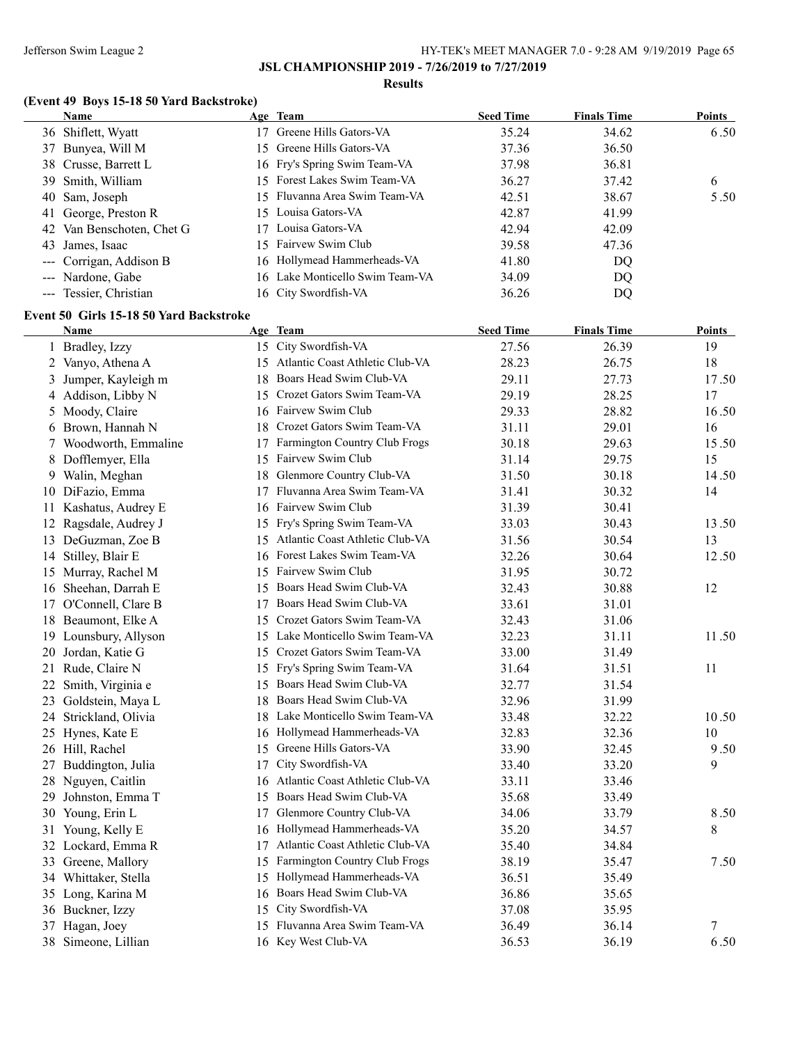**JSL CHAMPIONSHIP 2019 - 7/26/2019 to 7/27/2019**

**Results**

### (Event 49 Boys 15-18 50 Yard Backstroke)

| | Name | Age | Team | Seed Time | Finals Time | Points |
|---|---|---|---|---|---|---|
| 36 | Shiflett, Wyatt | 17 | Greene Hills Gators-VA | 35.24 | 34.62 | 6.50 |
| 37 | Bunyea, Will M | 15 | Greene Hills Gators-VA | 37.36 | 36.50 | |
| 38 | Crusse, Barrett L | 16 | Fry's Spring Swim Team-VA | 37.98 | 36.81 | |
| 39 | Smith, William | 15 | Forest Lakes Swim Team-VA | 36.27 | 37.42 | 6 |
| 40 | Sam, Joseph | 15 | Fluvanna Area Swim Team-VA | 42.51 | 38.67 | 5.50 |
| 41 | George, Preston R | 15 | Louisa Gators-VA | 42.87 | 41.99 | |
| 42 | Van Benschoten, Chet G | 17 | Louisa Gators-VA | 42.94 | 42.09 | |
| 43 | James, Isaac | 15 | Fairvew Swim Club | 39.58 | 47.36 | |
| --- | Corrigan, Addison B | 16 | Hollymead Hammerheads-VA | 41.80 | DQ | |
| --- | Nardone, Gabe | 16 | Lake Monticello Swim Team-VA | 34.09 | DQ | |
| --- | Tessier, Christian | 16 | City Swordfish-VA | 36.26 | DQ | |

### Event 50 Girls 15-18 50 Yard Backstroke

| | Name | Age | Team | Seed Time | Finals Time | Points |
|---|---|---|---|---|---|---|
| 1 | Bradley, Izzy | 15 | City Swordfish-VA | 27.56 | 26.39 | 19 |
| 2 | Vanyo, Athena A | 15 | Atlantic Coast Athletic Club-VA | 28.23 | 26.75 | 18 |
| 3 | Jumper, Kayleigh m | 18 | Boars Head Swim Club-VA | 29.11 | 27.73 | 17.50 |
| 4 | Addison, Libby N | 15 | Crozet Gators Swim Team-VA | 29.19 | 28.25 | 17 |
| 5 | Moody, Claire | 16 | Fairvew Swim Club | 29.33 | 28.82 | 16.50 |
| 6 | Brown, Hannah N | 18 | Crozet Gators Swim Team-VA | 31.11 | 29.01 | 16 |
| 7 | Woodworth, Emmaline | 17 | Farmington Country Club Frogs | 30.18 | 29.63 | 15.50 |
| 8 | Dofflemyer, Ella | 15 | Fairvew Swim Club | 31.14 | 29.75 | 15 |
| 9 | Walin, Meghan | 18 | Glenmore Country Club-VA | 31.50 | 30.18 | 14.50 |
| 10 | DiFazio, Emma | 17 | Fluvanna Area Swim Team-VA | 31.41 | 30.32 | 14 |
| 11 | Kashatus, Audrey E | 16 | Fairvew Swim Club | 31.39 | 30.41 | |
| 12 | Ragsdale, Audrey J | 15 | Fry's Spring Swim Team-VA | 33.03 | 30.43 | 13.50 |
| 13 | DeGuzman, Zoe B | 15 | Atlantic Coast Athletic Club-VA | 31.56 | 30.54 | 13 |
| 14 | Stilley, Blair E | 16 | Forest Lakes Swim Team-VA | 32.26 | 30.64 | 12.50 |
| 15 | Murray, Rachel M | 15 | Fairvew Swim Club | 31.95 | 30.72 | |
| 16 | Sheehan, Darrah E | 15 | Boars Head Swim Club-VA | 32.43 | 30.88 | 12 |
| 17 | O'Connell, Clare B | 17 | Boars Head Swim Club-VA | 33.61 | 31.01 | |
| 18 | Beaumont, Elke A | 15 | Crozet Gators Swim Team-VA | 32.43 | 31.06 | |
| 19 | Lounsbury, Allyson | 15 | Lake Monticello Swim Team-VA | 32.23 | 31.11 | 11.50 |
| 20 | Jordan, Katie G | 15 | Crozet Gators Swim Team-VA | 33.00 | 31.49 | |
| 21 | Rude, Claire N | 15 | Fry's Spring Swim Team-VA | 31.64 | 31.51 | 11 |
| 22 | Smith, Virginia e | 15 | Boars Head Swim Club-VA | 32.77 | 31.54 | |
| 23 | Goldstein, Maya L | 18 | Boars Head Swim Club-VA | 32.96 | 31.99 | |
| 24 | Strickland, Olivia | 18 | Lake Monticello Swim Team-VA | 33.48 | 32.22 | 10.50 |
| 25 | Hynes, Kate E | 16 | Hollymead Hammerheads-VA | 32.83 | 32.36 | 10 |
| 26 | Hill, Rachel | 15 | Greene Hills Gators-VA | 33.90 | 32.45 | 9.50 |
| 27 | Buddington, Julia | 17 | City Swordfish-VA | 33.40 | 33.20 | 9 |
| 28 | Nguyen, Caitlin | 16 | Atlantic Coast Athletic Club-VA | 33.11 | 33.46 | |
| 29 | Johnston, Emma T | 15 | Boars Head Swim Club-VA | 35.68 | 33.49 | |
| 30 | Young, Erin L | 17 | Glenmore Country Club-VA | 34.06 | 33.79 | 8.50 |
| 31 | Young, Kelly E | 16 | Hollymead Hammerheads-VA | 35.20 | 34.57 | 8 |
| 32 | Lockard, Emma R | 17 | Atlantic Coast Athletic Club-VA | 35.40 | 34.84 | |
| 33 | Greene, Mallory | 15 | Farmington Country Club Frogs | 38.19 | 35.47 | 7.50 |
| 34 | Whittaker, Stella | 15 | Hollymead Hammerheads-VA | 36.51 | 35.49 | |
| 35 | Long, Karina M | 16 | Boars Head Swim Club-VA | 36.86 | 35.65 | |
| 36 | Buckner, Izzy | 15 | City Swordfish-VA | 37.08 | 35.95 | |
| 37 | Hagan, Joey | 15 | Fluvanna Area Swim Team-VA | 36.49 | 36.14 | 7 |
| 38 | Simeone, Lillian | 16 | Key West Club-VA | 36.53 | 36.19 | 6.50 |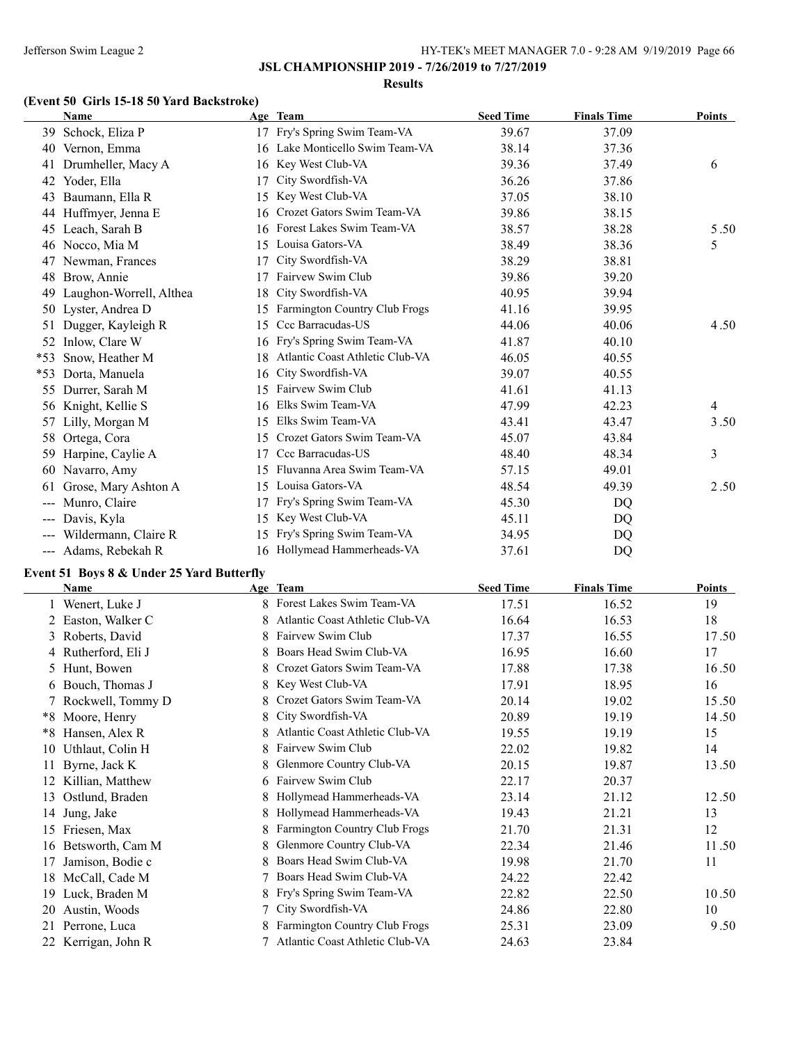## JSL CHAMPIONSHIP 2019 - 7/26/2019 to 7/27/2019

### Results

### (Event 50 Girls 15-18 50 Yard Backstroke)

| | Name | Age | Team | Seed Time | Finals Time | Points |
|---|---|---|---|---|---|---|
| 39 | Schock, Eliza P | 17 | Fry's Spring Swim Team-VA | 39.67 | 37.09 | |
| 40 | Vernon, Emma | 16 | Lake Monticello Swim Team-VA | 38.14 | 37.36 | |
| 41 | Drumheller, Macy A | 16 | Key West Club-VA | 39.36 | 37.49 | 6 |
| 42 | Yoder, Ella | 17 | City Swordfish-VA | 36.26 | 37.86 | |
| 43 | Baumann, Ella R | 15 | Key West Club-VA | 37.05 | 38.10 | |
| 44 | Huffmyer, Jenna E | 16 | Crozet Gators Swim Team-VA | 39.86 | 38.15 | |
| 45 | Leach, Sarah B | 16 | Forest Lakes Swim Team-VA | 38.57 | 38.28 | 5.50 |
| 46 | Nocco, Mia M | 15 | Louisa Gators-VA | 38.49 | 38.36 | 5 |
| 47 | Newman, Frances | 17 | City Swordfish-VA | 38.29 | 38.81 | |
| 48 | Brow, Annie | 17 | Fairvew Swim Club | 39.86 | 39.20 | |
| 49 | Laughon-Worrell, Althea | 18 | City Swordfish-VA | 40.95 | 39.94 | |
| 50 | Lyster, Andrea D | 15 | Farmington Country Club Frogs | 41.16 | 39.95 | |
| 51 | Dugger, Kayleigh R | 15 | Ccc Barracudas-US | 44.06 | 40.06 | 4.50 |
| 52 | Inlow, Clare W | 16 | Fry's Spring Swim Team-VA | 41.87 | 40.10 | |
| *53 | Snow, Heather M | 18 | Atlantic Coast Athletic Club-VA | 46.05 | 40.55 | |
| *53 | Dorta, Manuela | 16 | City Swordfish-VA | 39.07 | 40.55 | |
| 55 | Durrer, Sarah M | 15 | Fairvew Swim Club | 41.61 | 41.13 | |
| 56 | Knight, Kellie S | 16 | Elks Swim Team-VA | 47.99 | 42.23 | 4 |
| 57 | Lilly, Morgan M | 15 | Elks Swim Team-VA | 43.41 | 43.47 | 3.50 |
| 58 | Ortega, Cora | 15 | Crozet Gators Swim Team-VA | 45.07 | 43.84 | |
| 59 | Harpine, Caylie A | 17 | Ccc Barracudas-US | 48.40 | 48.34 | 3 |
| 60 | Navarro, Amy | 15 | Fluvanna Area Swim Team-VA | 57.15 | 49.01 | |
| 61 | Grose, Mary Ashton A | 15 | Louisa Gators-VA | 48.54 | 49.39 | 2.50 |
| --- | Munro, Claire | 17 | Fry's Spring Swim Team-VA | 45.30 | DQ | |
| --- | Davis, Kyla | 15 | Key West Club-VA | 45.11 | DQ | |
| --- | Wildermann, Claire R | 15 | Fry's Spring Swim Team-VA | 34.95 | DQ | |
| --- | Adams, Rebekah R | 16 | Hollymead Hammerheads-VA | 37.61 | DQ | |

### Event 51 Boys 8 & Under 25 Yard Butterfly

| | Name | Age | Team | Seed Time | Finals Time | Points |
|---|---|---|---|---|---|---|
| 1 | Wenert, Luke J | 8 | Forest Lakes Swim Team-VA | 17.51 | 16.52 | 19 |
| 2 | Easton, Walker C | 8 | Atlantic Coast Athletic Club-VA | 16.64 | 16.53 | 18 |
| 3 | Roberts, David | 8 | Fairvew Swim Club | 17.37 | 16.55 | 17.50 |
| 4 | Rutherford, Eli J | 8 | Boars Head Swim Club-VA | 16.95 | 16.60 | 17 |
| 5 | Hunt, Bowen | 8 | Crozet Gators Swim Team-VA | 17.88 | 17.38 | 16.50 |
| 6 | Bouch, Thomas J | 8 | Key West Club-VA | 17.91 | 18.95 | 16 |
| 7 | Rockwell, Tommy D | 8 | Crozet Gators Swim Team-VA | 20.14 | 19.02 | 15.50 |
| *8 | Moore, Henry | 8 | City Swordfish-VA | 20.89 | 19.19 | 14.50 |
| *8 | Hansen, Alex R | 8 | Atlantic Coast Athletic Club-VA | 19.55 | 19.19 | 15 |
| 10 | Uthlaut, Colin H | 8 | Fairvew Swim Club | 22.02 | 19.82 | 14 |
| 11 | Byrne, Jack K | 8 | Glenmore Country Club-VA | 20.15 | 19.87 | 13.50 |
| 12 | Killian, Matthew | 6 | Fairvew Swim Club | 22.17 | 20.37 | |
| 13 | Ostlund, Braden | 8 | Hollymead Hammerheads-VA | 23.14 | 21.12 | 12.50 |
| 14 | Jung, Jake | 8 | Hollymead Hammerheads-VA | 19.43 | 21.21 | 13 |
| 15 | Friesen, Max | 8 | Farmington Country Club Frogs | 21.70 | 21.31 | 12 |
| 16 | Betsworth, Cam M | 8 | Glenmore Country Club-VA | 22.34 | 21.46 | 11.50 |
| 17 | Jamison, Bodie c | 8 | Boars Head Swim Club-VA | 19.98 | 21.70 | 11 |
| 18 | McCall, Cade M | 7 | Boars Head Swim Club-VA | 24.22 | 22.42 | |
| 19 | Luck, Braden M | 8 | Fry's Spring Swim Team-VA | 22.82 | 22.50 | 10.50 |
| 20 | Austin, Woods | 7 | City Swordfish-VA | 24.86 | 22.80 | 10 |
| 21 | Perrone, Luca | 8 | Farmington Country Club Frogs | 25.31 | 23.09 | 9.50 |
| 22 | Kerrigan, John R | 7 | Atlantic Coast Athletic Club-VA | 24.63 | 23.84 | |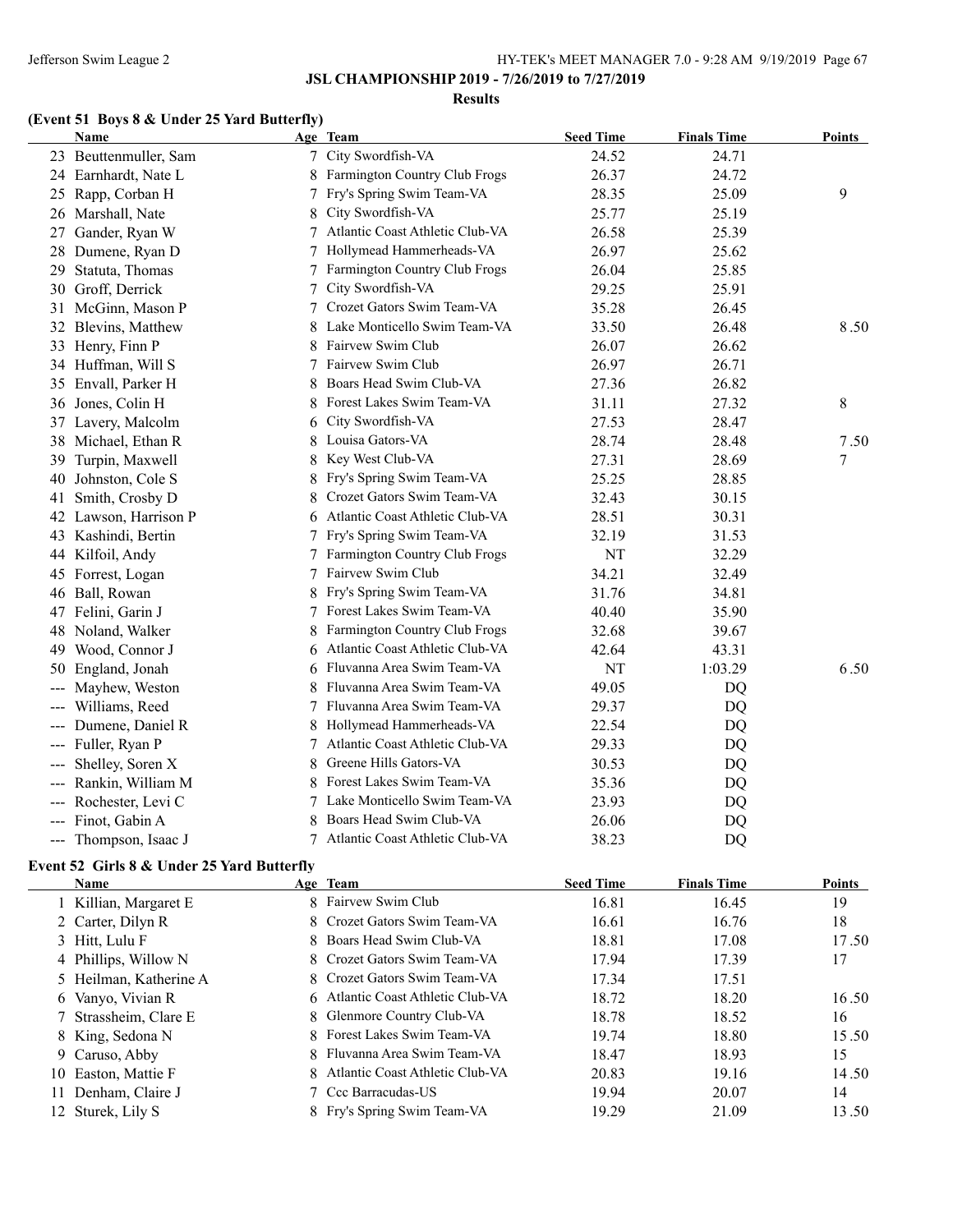## JSL CHAMPIONSHIP 2019 - 7/26/2019 to 7/27/2019

### Results

### (Event 51 Boys 8 & Under 25 Yard Butterfly)

| | Name | Age | Team | Seed Time | Finals Time | Points |
|---|---|---|---|---|---|---|
| 23 | Beuttenmuller, Sam | 7 | City Swordfish-VA | 24.52 | 24.71 | |
| 24 | Earnhardt, Nate L | 8 | Farmington Country Club Frogs | 26.37 | 24.72 | |
| 25 | Rapp, Corban H | 7 | Fry's Spring Swim Team-VA | 28.35 | 25.09 | 9 |
| 26 | Marshall, Nate | 8 | City Swordfish-VA | 25.77 | 25.19 | |
| 27 | Gander, Ryan W | 7 | Atlantic Coast Athletic Club-VA | 26.58 | 25.39 | |
| 28 | Dumene, Ryan D | 7 | Hollymead Hammerheads-VA | 26.97 | 25.62 | |
| 29 | Statuta, Thomas | 7 | Farmington Country Club Frogs | 26.04 | 25.85 | |
| 30 | Groff, Derrick | 7 | City Swordfish-VA | 29.25 | 25.91 | |
| 31 | McGinn, Mason P | 7 | Crozet Gators Swim Team-VA | 35.28 | 26.45 | |
| 32 | Blevins, Matthew | 8 | Lake Monticello Swim Team-VA | 33.50 | 26.48 | 8.50 |
| 33 | Henry, Finn P | 8 | Fairvew Swim Club | 26.07 | 26.62 | |
| 34 | Huffman, Will S | 7 | Fairvew Swim Club | 26.97 | 26.71 | |
| 35 | Envall, Parker H | 8 | Boars Head Swim Club-VA | 27.36 | 26.82 | |
| 36 | Jones, Colin H | 8 | Forest Lakes Swim Team-VA | 31.11 | 27.32 | 8 |
| 37 | Lavery, Malcolm | 6 | City Swordfish-VA | 27.53 | 28.47 | |
| 38 | Michael, Ethan R | 8 | Louisa Gators-VA | 28.74 | 28.48 | 7.50 |
| 39 | Turpin, Maxwell | 8 | Key West Club-VA | 27.31 | 28.69 | 7 |
| 40 | Johnston, Cole S | 8 | Fry's Spring Swim Team-VA | 25.25 | 28.85 | |
| 41 | Smith, Crosby D | 8 | Crozet Gators Swim Team-VA | 32.43 | 30.15 | |
| 42 | Lawson, Harrison P | 6 | Atlantic Coast Athletic Club-VA | 28.51 | 30.31 | |
| 43 | Kashindi, Bertin | 7 | Fry's Spring Swim Team-VA | 32.19 | 31.53 | |
| 44 | Kilfoil, Andy | 7 | Farmington Country Club Frogs | NT | 32.29 | |
| 45 | Forrest, Logan | 7 | Fairvew Swim Club | 34.21 | 32.49 | |
| 46 | Ball, Rowan | 8 | Fry's Spring Swim Team-VA | 31.76 | 34.81 | |
| 47 | Felini, Garin J | 7 | Forest Lakes Swim Team-VA | 40.40 | 35.90 | |
| 48 | Noland, Walker | 8 | Farmington Country Club Frogs | 32.68 | 39.67 | |
| 49 | Wood, Connor J | 6 | Atlantic Coast Athletic Club-VA | 42.64 | 43.31 | |
| 50 | England, Jonah | 6 | Fluvanna Area Swim Team-VA | NT | 1:03.29 | 6.50 |
| --- | Mayhew, Weston | 8 | Fluvanna Area Swim Team-VA | 49.05 | DQ | |
| --- | Williams, Reed | 7 | Fluvanna Area Swim Team-VA | 29.37 | DQ | |
| --- | Dumene, Daniel R | 8 | Hollymead Hammerheads-VA | 22.54 | DQ | |
| --- | Fuller, Ryan P | 7 | Atlantic Coast Athletic Club-VA | 29.33 | DQ | |
| --- | Shelley, Soren X | 8 | Greene Hills Gators-VA | 30.53 | DQ | |
| --- | Rankin, William M | 8 | Forest Lakes Swim Team-VA | 35.36 | DQ | |
| --- | Rochester, Levi C | 7 | Lake Monticello Swim Team-VA | 23.93 | DQ | |
| --- | Finot, Gabin A | 8 | Boars Head Swim Club-VA | 26.06 | DQ | |
| --- | Thompson, Isaac J | 7 | Atlantic Coast Athletic Club-VA | 38.23 | DQ | |

### Event 52 Girls 8 & Under 25 Yard Butterfly

| | Name | Age | Team | Seed Time | Finals Time | Points |
|---|---|---|---|---|---|---|
| 1 | Killian, Margaret E | 8 | Fairvew Swim Club | 16.81 | 16.45 | 19 |
| 2 | Carter, Dilyn R | 8 | Crozet Gators Swim Team-VA | 16.61 | 16.76 | 18 |
| 3 | Hitt, Lulu F | 8 | Boars Head Swim Club-VA | 18.81 | 17.08 | 17.50 |
| 4 | Phillips, Willow N | 8 | Crozet Gators Swim Team-VA | 17.94 | 17.39 | 17 |
| 5 | Heilman, Katherine A | 8 | Crozet Gators Swim Team-VA | 17.34 | 17.51 | |
| 6 | Vanyo, Vivian R | 6 | Atlantic Coast Athletic Club-VA | 18.72 | 18.20 | 16.50 |
| 7 | Strassheim, Clare E | 8 | Glenmore Country Club-VA | 18.78 | 18.52 | 16 |
| 8 | King, Sedona N | 8 | Forest Lakes Swim Team-VA | 19.74 | 18.80 | 15.50 |
| 9 | Caruso, Abby | 8 | Fluvanna Area Swim Team-VA | 18.47 | 18.93 | 15 |
| 10 | Easton, Mattie F | 8 | Atlantic Coast Athletic Club-VA | 20.83 | 19.16 | 14.50 |
| 11 | Denham, Claire J | 7 | Ccc Barracudas-US | 19.94 | 20.07 | 14 |
| 12 | Sturek, Lily S | 8 | Fry's Spring Swim Team-VA | 19.29 | 21.09 | 13.50 |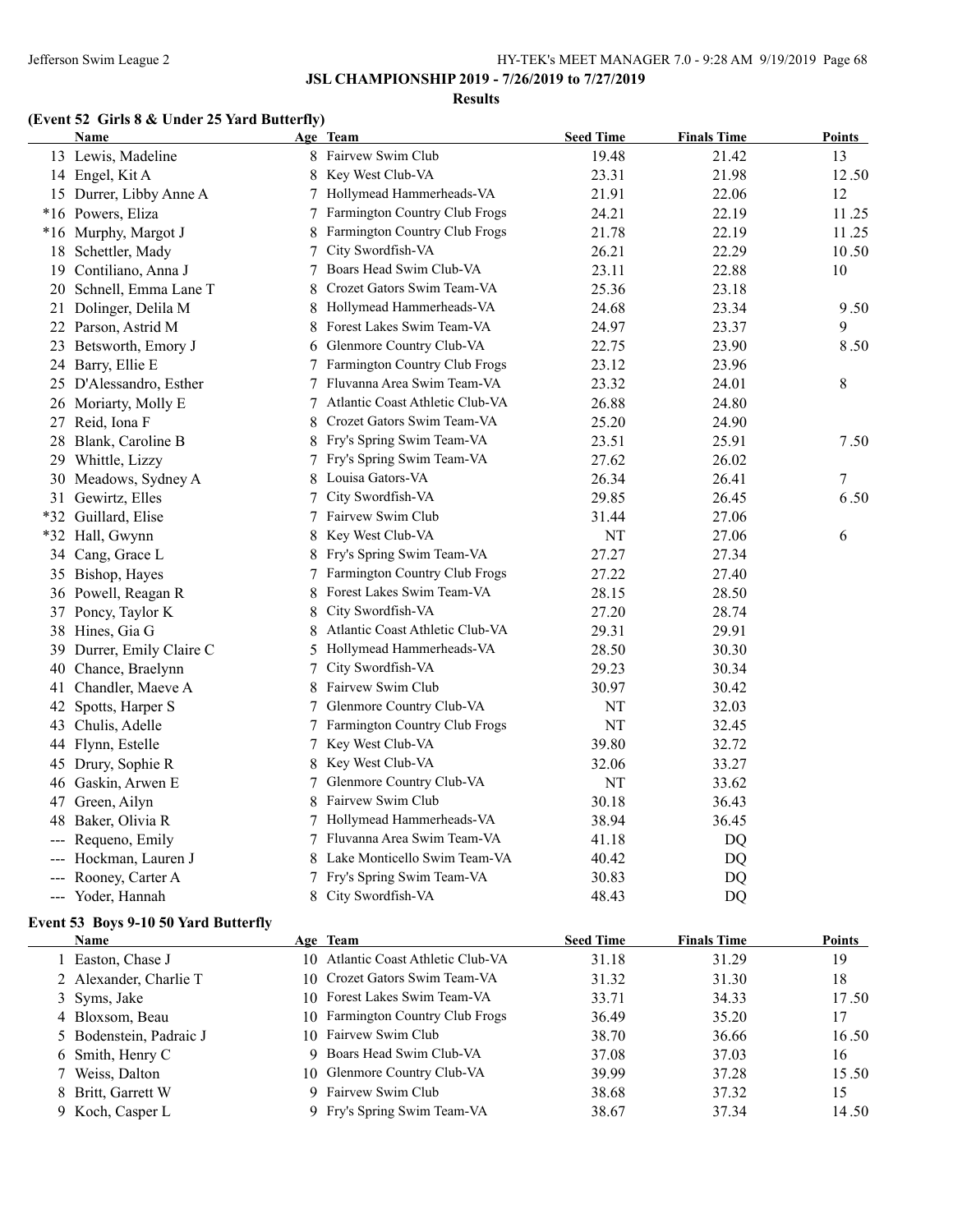## JSL CHAMPIONSHIP 2019 - 7/26/2019 to 7/27/2019

### Results

### (Event 52 Girls 8 & Under 25 Yard Butterfly)

| | Name | Age | Team | Seed Time | Finals Time | Points |
|---|---|---|---|---|---|---|
| 13 | Lewis, Madeline | 8 | Fairvew Swim Club | 19.48 | 21.42 | 13 |
| 14 | Engel, Kit A | 8 | Key West Club-VA | 23.31 | 21.98 | 12.50 |
| 15 | Durrer, Libby Anne A | 7 | Hollymead Hammerheads-VA | 21.91 | 22.06 | 12 |
| *16 | Powers, Eliza | 7 | Farmington Country Club Frogs | 24.21 | 22.19 | 11.25 |
| *16 | Murphy, Margot J | 8 | Farmington Country Club Frogs | 21.78 | 22.19 | 11.25 |
| 18 | Schettler, Mady | 7 | City Swordfish-VA | 26.21 | 22.29 | 10.50 |
| 19 | Contiliano, Anna J | 7 | Boars Head Swim Club-VA | 23.11 | 22.88 | 10 |
| 20 | Schnell, Emma Lane T | 8 | Crozet Gators Swim Team-VA | 25.36 | 23.18 | |
| 21 | Dolinger, Delila M | 8 | Hollymead Hammerheads-VA | 24.68 | 23.34 | 9.50 |
| 22 | Parson, Astrid M | 8 | Forest Lakes Swim Team-VA | 24.97 | 23.37 | 9 |
| 23 | Betsworth, Emory J | 6 | Glenmore Country Club-VA | 22.75 | 23.90 | 8.50 |
| 24 | Barry, Ellie E | 7 | Farmington Country Club Frogs | 23.12 | 23.96 | |
| 25 | D'Alessandro, Esther | 7 | Fluvanna Area Swim Team-VA | 23.32 | 24.01 | 8 |
| 26 | Moriarty, Molly E | 7 | Atlantic Coast Athletic Club-VA | 26.88 | 24.80 | |
| 27 | Reid, Iona F | 8 | Crozet Gators Swim Team-VA | 25.20 | 24.90 | |
| 28 | Blank, Caroline B | 8 | Fry's Spring Swim Team-VA | 23.51 | 25.91 | 7.50 |
| 29 | Whittle, Lizzy | 7 | Fry's Spring Swim Team-VA | 27.62 | 26.02 | |
| 30 | Meadows, Sydney A | 8 | Louisa Gators-VA | 26.34 | 26.41 | 7 |
| 31 | Gewirtz, Elles | 7 | City Swordfish-VA | 29.85 | 26.45 | 6.50 |
| *32 | Guillard, Elise | 7 | Fairvew Swim Club | 31.44 | 27.06 | |
| *32 | Hall, Gwynn | 8 | Key West Club-VA | NT | 27.06 | 6 |
| 34 | Cang, Grace L | 8 | Fry's Spring Swim Team-VA | 27.27 | 27.34 | |
| 35 | Bishop, Hayes | 7 | Farmington Country Club Frogs | 27.22 | 27.40 | |
| 36 | Powell, Reagan R | 8 | Forest Lakes Swim Team-VA | 28.15 | 28.50 | |
| 37 | Poncy, Taylor K | 8 | City Swordfish-VA | 27.20 | 28.74 | |
| 38 | Hines, Gia G | 8 | Atlantic Coast Athletic Club-VA | 29.31 | 29.91 | |
| 39 | Durrer, Emily Claire C | 5 | Hollymead Hammerheads-VA | 28.50 | 30.30 | |
| 40 | Chance, Braelynn | 7 | City Swordfish-VA | 29.23 | 30.34 | |
| 41 | Chandler, Maeve A | 8 | Fairvew Swim Club | 30.97 | 30.42 | |
| 42 | Spotts, Harper S | 7 | Glenmore Country Club-VA | NT | 32.03 | |
| 43 | Chulis, Adelle | 7 | Farmington Country Club Frogs | NT | 32.45 | |
| 44 | Flynn, Estelle | 7 | Key West Club-VA | 39.80 | 32.72 | |
| 45 | Drury, Sophie R | 8 | Key West Club-VA | 32.06 | 33.27 | |
| 46 | Gaskin, Arwen E | 7 | Glenmore Country Club-VA | NT | 33.62 | |
| 47 | Green, Ailyn | 8 | Fairvew Swim Club | 30.18 | 36.43 | |
| 48 | Baker, Olivia R | 7 | Hollymead Hammerheads-VA | 38.94 | 36.45 | |
| --- | Requeno, Emily | 7 | Fluvanna Area Swim Team-VA | 41.18 | DQ | |
| --- | Hockman, Lauren J | 8 | Lake Monticello Swim Team-VA | 40.42 | DQ | |
| --- | Rooney, Carter A | 7 | Fry's Spring Swim Team-VA | 30.83 | DQ | |
| --- | Yoder, Hannah | 8 | City Swordfish-VA | 48.43 | DQ | |

### Event 53 Boys 9-10 50 Yard Butterfly

| | Name | Age | Team | Seed Time | Finals Time | Points |
|---|---|---|---|---|---|---|
| 1 | Easton, Chase J | 10 | Atlantic Coast Athletic Club-VA | 31.18 | 31.29 | 19 |
| 2 | Alexander, Charlie T | 10 | Crozet Gators Swim Team-VA | 31.32 | 31.30 | 18 |
| 3 | Syms, Jake | 10 | Forest Lakes Swim Team-VA | 33.71 | 34.33 | 17.50 |
| 4 | Bloxsom, Beau | 10 | Farmington Country Club Frogs | 36.49 | 35.20 | 17 |
| 5 | Bodenstein, Padraic J | 10 | Fairvew Swim Club | 38.70 | 36.66 | 16.50 |
| 6 | Smith, Henry C | 9 | Boars Head Swim Club-VA | 37.08 | 37.03 | 16 |
| 7 | Weiss, Dalton | 10 | Glenmore Country Club-VA | 39.99 | 37.28 | 15.50 |
| 8 | Britt, Garrett W | 9 | Fairvew Swim Club | 38.68 | 37.32 | 15 |
| 9 | Koch, Casper L | 9 | Fry's Spring Swim Team-VA | 38.67 | 37.34 | 14.50 |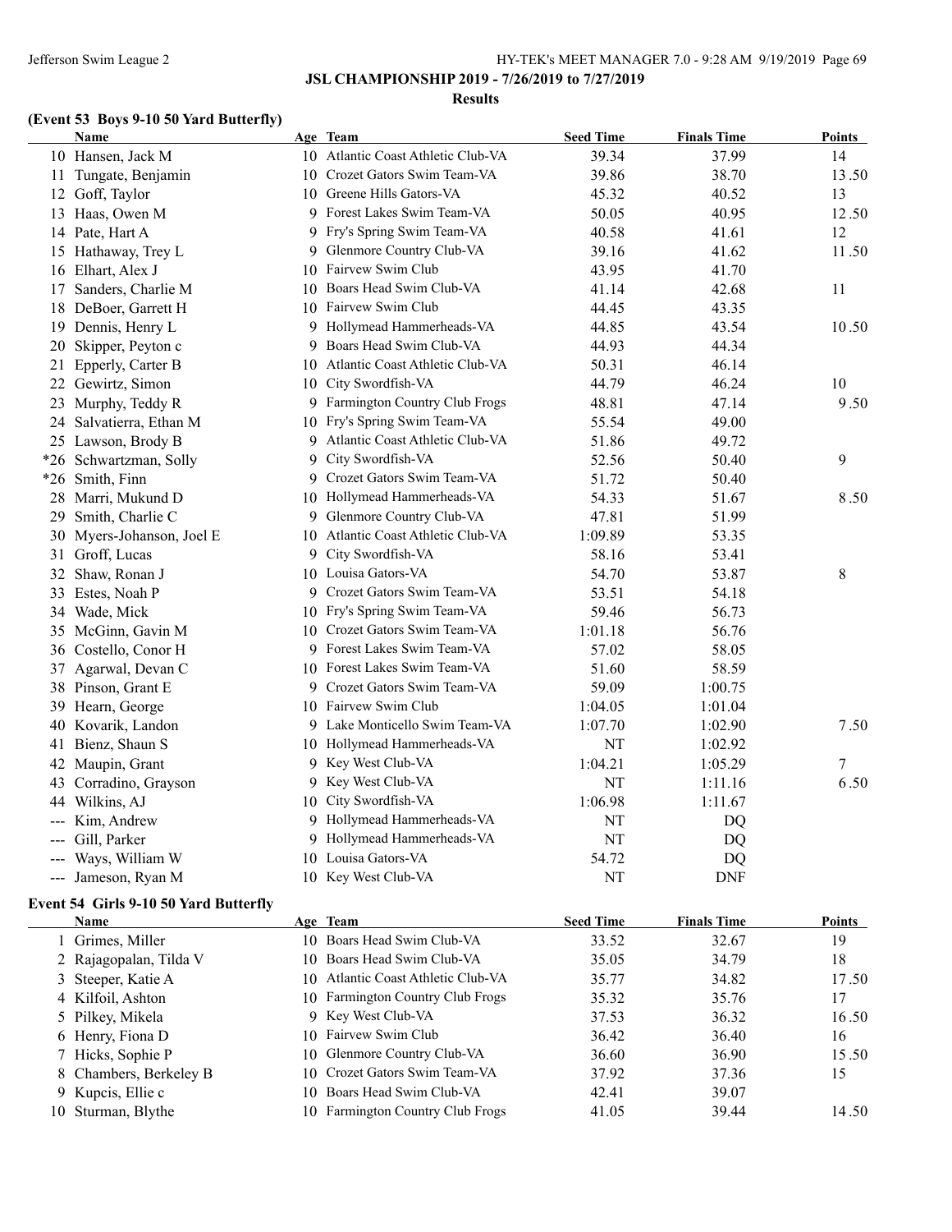## JSL CHAMPIONSHIP 2019 - 7/26/2019 to 7/27/2019

### Results

### (Event 53 Boys 9-10 50 Yard Butterfly)

| | Name | Age | Team | Seed Time | Finals Time | Points |
|---|---|---|---|---|---|---|
| 10 | Hansen, Jack M | 10 | Atlantic Coast Athletic Club-VA | 39.34 | 37.99 | 14 |
| 11 | Tungate, Benjamin | 10 | Crozet Gators Swim Team-VA | 39.86 | 38.70 | 13.50 |
| 12 | Goff, Taylor | 10 | Greene Hills Gators-VA | 45.32 | 40.52 | 13 |
| 13 | Haas, Owen M | 9 | Forest Lakes Swim Team-VA | 50.05 | 40.95 | 12.50 |
| 14 | Pate, Hart A | 9 | Fry's Spring Swim Team-VA | 40.58 | 41.61 | 12 |
| 15 | Hathaway, Trey L | 9 | Glenmore Country Club-VA | 39.16 | 41.62 | 11.50 |
| 16 | Elhart, Alex J | 10 | Fairvew Swim Club | 43.95 | 41.70 | |
| 17 | Sanders, Charlie M | 10 | Boars Head Swim Club-VA | 41.14 | 42.68 | 11 |
| 18 | DeBoer, Garrett H | 10 | Fairvew Swim Club | 44.45 | 43.35 | |
| 19 | Dennis, Henry L | 9 | Hollymead Hammerheads-VA | 44.85 | 43.54 | 10.50 |
| 20 | Skipper, Peyton c | 9 | Boars Head Swim Club-VA | 44.93 | 44.34 | |
| 21 | Epperly, Carter B | 10 | Atlantic Coast Athletic Club-VA | 50.31 | 46.14 | |
| 22 | Gewirtz, Simon | 10 | City Swordfish-VA | 44.79 | 46.24 | 10 |
| 23 | Murphy, Teddy R | 9 | Farmington Country Club Frogs | 48.81 | 47.14 | 9.50 |
| 24 | Salvatierra, Ethan M | 10 | Fry's Spring Swim Team-VA | 55.54 | 49.00 | |
| 25 | Lawson, Brody B | 9 | Atlantic Coast Athletic Club-VA | 51.86 | 49.72 | |
| *26 | Schwartzman, Solly | 9 | City Swordfish-VA | 52.56 | 50.40 | 9 |
| *26 | Smith, Finn | 9 | Crozet Gators Swim Team-VA | 51.72 | 50.40 | |
| 28 | Marri, Mukund D | 10 | Hollymead Hammerheads-VA | 54.33 | 51.67 | 8.50 |
| 29 | Smith, Charlie C | 9 | Glenmore Country Club-VA | 47.81 | 51.99 | |
| 30 | Myers-Johanson, Joel E | 10 | Atlantic Coast Athletic Club-VA | 1:09.89 | 53.35 | |
| 31 | Groff, Lucas | 9 | City Swordfish-VA | 58.16 | 53.41 | |
| 32 | Shaw, Ronan J | 10 | Louisa Gators-VA | 54.70 | 53.87 | 8 |
| 33 | Estes, Noah P | 9 | Crozet Gators Swim Team-VA | 53.51 | 54.18 | |
| 34 | Wade, Mick | 10 | Fry's Spring Swim Team-VA | 59.46 | 56.73 | |
| 35 | McGinn, Gavin M | 10 | Crozet Gators Swim Team-VA | 1:01.18 | 56.76 | |
| 36 | Costello, Conor H | 9 | Forest Lakes Swim Team-VA | 57.02 | 58.05 | |
| 37 | Agarwal, Devan C | 10 | Forest Lakes Swim Team-VA | 51.60 | 58.59 | |
| 38 | Pinson, Grant E | 9 | Crozet Gators Swim Team-VA | 59.09 | 1:00.75 | |
| 39 | Hearn, George | 10 | Fairvew Swim Club | 1:04.05 | 1:01.04 | |
| 40 | Kovarik, Landon | 9 | Lake Monticello Swim Team-VA | 1:07.70 | 1:02.90 | 7.50 |
| 41 | Bienz, Shaun S | 10 | Hollymead Hammerheads-VA | NT | 1:02.92 | |
| 42 | Maupin, Grant | 9 | Key West Club-VA | 1:04.21 | 1:05.29 | 7 |
| 43 | Corradino, Grayson | 9 | Key West Club-VA | NT | 1:11.16 | 6.50 |
| 44 | Wilkins, AJ | 10 | City Swordfish-VA | 1:06.98 | 1:11.67 | |
| --- | Kim, Andrew | 9 | Hollymead Hammerheads-VA | NT | DQ | |
| --- | Gill, Parker | 9 | Hollymead Hammerheads-VA | NT | DQ | |
| --- | Ways, William W | 10 | Louisa Gators-VA | 54.72 | DQ | |
| --- | Jameson, Ryan M | 10 | Key West Club-VA | NT | DNF | |

### Event 54 Girls 9-10 50 Yard Butterfly

| | Name | Age | Team | Seed Time | Finals Time | Points |
|---|---|---|---|---|---|---|
| 1 | Grimes, Miller | 10 | Boars Head Swim Club-VA | 33.52 | 32.67 | 19 |
| 2 | Rajagopalan, Tilda V | 10 | Boars Head Swim Club-VA | 35.05 | 34.79 | 18 |
| 3 | Steeper, Katie A | 10 | Atlantic Coast Athletic Club-VA | 35.77 | 34.82 | 17.50 |
| 4 | Kilfoil, Ashton | 10 | Farmington Country Club Frogs | 35.32 | 35.76 | 17 |
| 5 | Pilkey, Mikela | 9 | Key West Club-VA | 37.53 | 36.32 | 16.50 |
| 6 | Henry, Fiona D | 10 | Fairvew Swim Club | 36.42 | 36.40 | 16 |
| 7 | Hicks, Sophie P | 10 | Glenmore Country Club-VA | 36.60 | 36.90 | 15.50 |
| 8 | Chambers, Berkeley B | 10 | Crozet Gators Swim Team-VA | 37.92 | 37.36 | 15 |
| 9 | Kupcis, Ellie c | 10 | Boars Head Swim Club-VA | 42.41 | 39.07 | |
| 10 | Sturman, Blythe | 10 | Farmington Country Club Frogs | 41.05 | 39.44 | 14.50 |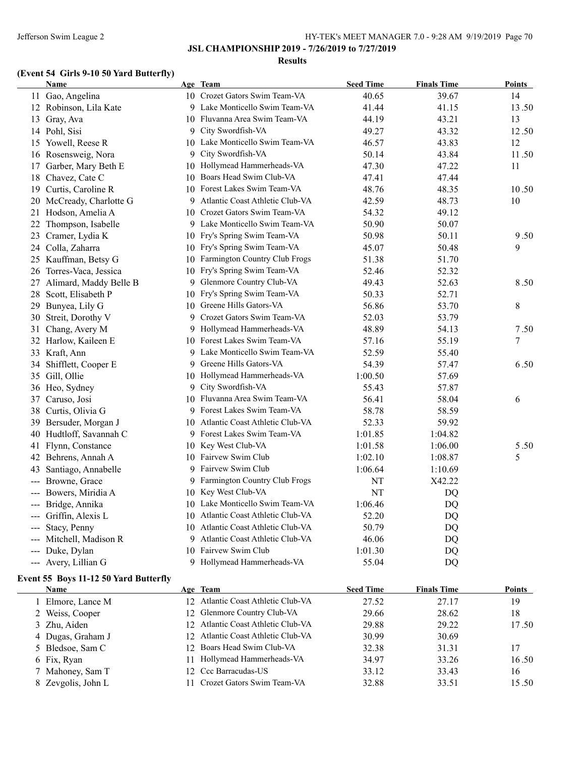## JSL CHAMPIONSHIP 2019 - 7/26/2019 to 7/27/2019

### Results

### (Event 54 Girls 9-10 50 Yard Butterfly)

| | Name | Age | Team | Seed Time | Finals Time | Points |
|---|---|---|---|---|---|---|
| 11 | Gao, Angelina | 10 | Crozet Gators Swim Team-VA | 40.65 | 39.67 | 14 |
| 12 | Robinson, Lila Kate | 9 | Lake Monticello Swim Team-VA | 41.44 | 41.15 | 13.50 |
| 13 | Gray, Ava | 10 | Fluvanna Area Swim Team-VA | 44.19 | 43.21 | 13 |
| 14 | Pohl, Sisi | 9 | City Swordfish-VA | 49.27 | 43.32 | 12.50 |
| 15 | Yowell, Reese R | 10 | Lake Monticello Swim Team-VA | 46.57 | 43.83 | 12 |
| 16 | Rosensweig, Nora | 9 | City Swordfish-VA | 50.14 | 43.84 | 11.50 |
| 17 | Garber, Mary Beth E | 10 | Hollymead Hammerheads-VA | 47.30 | 47.22 | 11 |
| 18 | Chavez, Cate C | 10 | Boars Head Swim Club-VA | 47.41 | 47.44 | |
| 19 | Curtis, Caroline R | 10 | Forest Lakes Swim Team-VA | 48.76 | 48.35 | 10.50 |
| 20 | McCready, Charlotte G | 9 | Atlantic Coast Athletic Club-VA | 42.59 | 48.73 | 10 |
| 21 | Hodson, Amelia A | 10 | Crozet Gators Swim Team-VA | 54.32 | 49.12 | |
| 22 | Thompson, Isabelle | 9 | Lake Monticello Swim Team-VA | 50.90 | 50.07 | |
| 23 | Cramer, Lydia K | 10 | Fry's Spring Swim Team-VA | 50.98 | 50.11 | 9.50 |
| 24 | Colla, Zaharra | 10 | Fry's Spring Swim Team-VA | 45.07 | 50.48 | 9 |
| 25 | Kauffman, Betsy G | 10 | Farmington Country Club Frogs | 51.38 | 51.70 | |
| 26 | Torres-Vaca, Jessica | 10 | Fry's Spring Swim Team-VA | 52.46 | 52.32 | |
| 27 | Alimard, Maddy Belle B | 9 | Glenmore Country Club-VA | 49.43 | 52.63 | 8.50 |
| 28 | Scott, Elisabeth P | 10 | Fry's Spring Swim Team-VA | 50.33 | 52.71 | |
| 29 | Bunyea, Lily G | 10 | Greene Hills Gators-VA | 56.86 | 53.70 | 8 |
| 30 | Streit, Dorothy V | 9 | Crozet Gators Swim Team-VA | 52.03 | 53.79 | |
| 31 | Chang, Avery M | 9 | Hollymead Hammerheads-VA | 48.89 | 54.13 | 7.50 |
| 32 | Harlow, Kaileen E | 10 | Forest Lakes Swim Team-VA | 57.16 | 55.19 | 7 |
| 33 | Kraft, Ann | 9 | Lake Monticello Swim Team-VA | 52.59 | 55.40 | |
| 34 | Shifflett, Cooper E | 9 | Greene Hills Gators-VA | 54.39 | 57.47 | 6.50 |
| 35 | Gill, Ollie | 10 | Hollymead Hammerheads-VA | 1:00.50 | 57.69 | |
| 36 | Heo, Sydney | 9 | City Swordfish-VA | 55.43 | 57.87 | |
| 37 | Caruso, Josi | 10 | Fluvanna Area Swim Team-VA | 56.41 | 58.04 | 6 |
| 38 | Curtis, Olivia G | 9 | Forest Lakes Swim Team-VA | 58.78 | 58.59 | |
| 39 | Bersuder, Morgan J | 10 | Atlantic Coast Athletic Club-VA | 52.33 | 59.92 | |
| 40 | Hudtloff, Savannah C | 9 | Forest Lakes Swim Team-VA | 1:01.85 | 1:04.82 | |
| 41 | Flynn, Constance | 10 | Key West Club-VA | 1:01.58 | 1:06.00 | 5.50 |
| 42 | Behrens, Annah A | 10 | Fairvew Swim Club | 1:02.10 | 1:08.87 | 5 |
| 43 | Santiago, Annabelle | 9 | Fairvew Swim Club | 1:06.64 | 1:10.69 | |
| --- | Browne, Grace | 9 | Farmington Country Club Frogs | NT | X42.22 | |
| --- | Bowers, Miridia A | 10 | Key West Club-VA | NT | DQ | |
| --- | Bridge, Annika | 10 | Lake Monticello Swim Team-VA | 1:06.46 | DQ | |
| --- | Griffin, Alexis L | 10 | Atlantic Coast Athletic Club-VA | 52.20 | DQ | |
| --- | Stacy, Penny | 10 | Atlantic Coast Athletic Club-VA | 50.79 | DQ | |
| --- | Mitchell, Madison R | 9 | Atlantic Coast Athletic Club-VA | 46.06 | DQ | |
| --- | Duke, Dylan | 10 | Fairvew Swim Club | 1:01.30 | DQ | |
| --- | Avery, Lillian G | 9 | Hollymead Hammerheads-VA | 55.04 | DQ | |

### Event 55 Boys 11-12 50 Yard Butterfly

| | Name | Age | Team | Seed Time | Finals Time | Points |
|---|---|---|---|---|---|---|
| 1 | Elmore, Lance M | 12 | Atlantic Coast Athletic Club-VA | 27.52 | 27.17 | 19 |
| 2 | Weiss, Cooper | 12 | Glenmore Country Club-VA | 29.66 | 28.62 | 18 |
| 3 | Zhu, Aiden | 12 | Atlantic Coast Athletic Club-VA | 29.88 | 29.22 | 17.50 |
| 4 | Dugas, Graham J | 12 | Atlantic Coast Athletic Club-VA | 30.99 | 30.69 | |
| 5 | Bledsoe, Sam C | 12 | Boars Head Swim Club-VA | 32.38 | 31.31 | 17 |
| 6 | Fix, Ryan | 11 | Hollymead Hammerheads-VA | 34.97 | 33.26 | 16.50 |
| 7 | Mahoney, Sam T | 12 | Ccc Barracudas-US | 33.12 | 33.43 | 16 |
| 8 | Zevgolis, John L | 11 | Crozet Gators Swim Team-VA | 32.88 | 33.51 | 15.50 |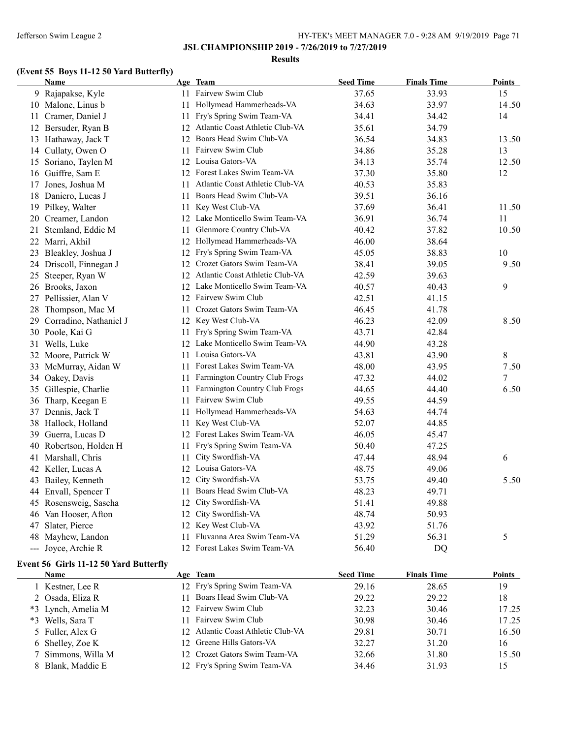## JSL CHAMPIONSHIP 2019 - 7/26/2019 to 7/27/2019

### Results

### (Event 55 Boys 11-12 50 Yard Butterfly)

| | Name | Age | Team | Seed Time | Finals Time | Points |
|---|---|---|---|---|---|---|
| 9 | Rajapakse, Kyle | 11 | Fairvew Swim Club | 37.65 | 33.93 | 15 |
| 10 | Malone, Linus b | 11 | Hollymead Hammerheads-VA | 34.63 | 33.97 | 14.50 |
| 11 | Cramer, Daniel J | 11 | Fry's Spring Swim Team-VA | 34.41 | 34.42 | 14 |
| 12 | Bersuder, Ryan B | 12 | Atlantic Coast Athletic Club-VA | 35.61 | 34.79 | |
| 13 | Hathaway, Jack T | 12 | Boars Head Swim Club-VA | 36.54 | 34.83 | 13.50 |
| 14 | Cullaty, Owen O | 11 | Fairvew Swim Club | 34.86 | 35.28 | 13 |
| 15 | Soriano, Taylen M | 12 | Louisa Gators-VA | 34.13 | 35.74 | 12.50 |
| 16 | Guiffre, Sam E | 12 | Forest Lakes Swim Team-VA | 37.30 | 35.80 | 12 |
| 17 | Jones, Joshua M | 11 | Atlantic Coast Athletic Club-VA | 40.53 | 35.83 | |
| 18 | Daniero, Lucas J | 11 | Boars Head Swim Club-VA | 39.51 | 36.16 | |
| 19 | Pilkey, Walter | 11 | Key West Club-VA | 37.69 | 36.41 | 11.50 |
| 20 | Creamer, Landon | 12 | Lake Monticello Swim Team-VA | 36.91 | 36.74 | 11 |
| 21 | Stemland, Eddie M | 11 | Glenmore Country Club-VA | 40.42 | 37.82 | 10.50 |
| 22 | Marri, Akhil | 12 | Hollymead Hammerheads-VA | 46.00 | 38.64 | |
| 23 | Bleakley, Joshua J | 12 | Fry's Spring Swim Team-VA | 45.05 | 38.83 | 10 |
| 24 | Driscoll, Finnegan J | 12 | Crozet Gators Swim Team-VA | 38.41 | 39.05 | 9.50 |
| 25 | Steeper, Ryan W | 12 | Atlantic Coast Athletic Club-VA | 42.59 | 39.63 | |
| 26 | Brooks, Jaxon | 12 | Lake Monticello Swim Team-VA | 40.57 | 40.43 | 9 |
| 27 | Pellissier, Alan V | 12 | Fairvew Swim Club | 42.51 | 41.15 | |
| 28 | Thompson, Mac M | 11 | Crozet Gators Swim Team-VA | 46.45 | 41.78 | |
| 29 | Corradino, Nathaniel J | 12 | Key West Club-VA | 46.23 | 42.09 | 8.50 |
| 30 | Poole, Kai G | 11 | Fry's Spring Swim Team-VA | 43.71 | 42.84 | |
| 31 | Wells, Luke | 12 | Lake Monticello Swim Team-VA | 44.90 | 43.28 | |
| 32 | Moore, Patrick W | 11 | Louisa Gators-VA | 43.81 | 43.90 | 8 |
| 33 | McMurray, Aidan W | 11 | Forest Lakes Swim Team-VA | 48.00 | 43.95 | 7.50 |
| 34 | Oakey, Davis | 11 | Farmington Country Club Frogs | 47.32 | 44.02 | 7 |
| 35 | Gillespie, Charlie | 11 | Farmington Country Club Frogs | 44.65 | 44.40 | 6.50 |
| 36 | Tharp, Keegan E | 11 | Fairvew Swim Club | 49.55 | 44.59 | |
| 37 | Dennis, Jack T | 11 | Hollymead Hammerheads-VA | 54.63 | 44.74 | |
| 38 | Hallock, Holland | 11 | Key West Club-VA | 52.07 | 44.85 | |
| 39 | Guerra, Lucas D | 12 | Forest Lakes Swim Team-VA | 46.05 | 45.47 | |
| 40 | Robertson, Holden H | 11 | Fry's Spring Swim Team-VA | 50.40 | 47.25 | |
| 41 | Marshall, Chris | 11 | City Swordfish-VA | 47.44 | 48.94 | 6 |
| 42 | Keller, Lucas A | 12 | Louisa Gators-VA | 48.75 | 49.06 | |
| 43 | Bailey, Kenneth | 12 | City Swordfish-VA | 53.75 | 49.40 | 5.50 |
| 44 | Envall, Spencer T | 11 | Boars Head Swim Club-VA | 48.23 | 49.71 | |
| 45 | Rosensweig, Sascha | 12 | City Swordfish-VA | 51.41 | 49.88 | |
| 46 | Van Hooser, Afton | 12 | City Swordfish-VA | 48.74 | 50.93 | |
| 47 | Slater, Pierce | 12 | Key West Club-VA | 43.92 | 51.76 | |
| 48 | Mayhew, Landon | 11 | Fluvanna Area Swim Team-VA | 51.29 | 56.31 | 5 |
| --- | Joyce, Archie R | 12 | Forest Lakes Swim Team-VA | 56.40 | DQ | |

### Event 56 Girls 11-12 50 Yard Butterfly

| | Name | Age | Team | Seed Time | Finals Time | Points |
|---|---|---|---|---|---|---|
| 1 | Kestner, Lee R | 12 | Fry's Spring Swim Team-VA | 29.16 | 28.65 | 19 |
| 2 | Osada, Eliza R | 11 | Boars Head Swim Club-VA | 29.22 | 29.22 | 18 |
| *3 | Lynch, Amelia M | 12 | Fairvew Swim Club | 32.23 | 30.46 | 17.25 |
| *3 | Wells, Sara T | 11 | Fairvew Swim Club | 30.98 | 30.46 | 17.25 |
| 5 | Fuller, Alex G | 12 | Atlantic Coast Athletic Club-VA | 29.81 | 30.71 | 16.50 |
| 6 | Shelley, Zoe K | 12 | Greene Hills Gators-VA | 32.27 | 31.20 | 16 |
| 7 | Simmons, Willa M | 12 | Crozet Gators Swim Team-VA | 32.66 | 31.80 | 15.50 |
| 8 | Blank, Maddie E | 12 | Fry's Spring Swim Team-VA | 34.46 | 31.93 | 15 |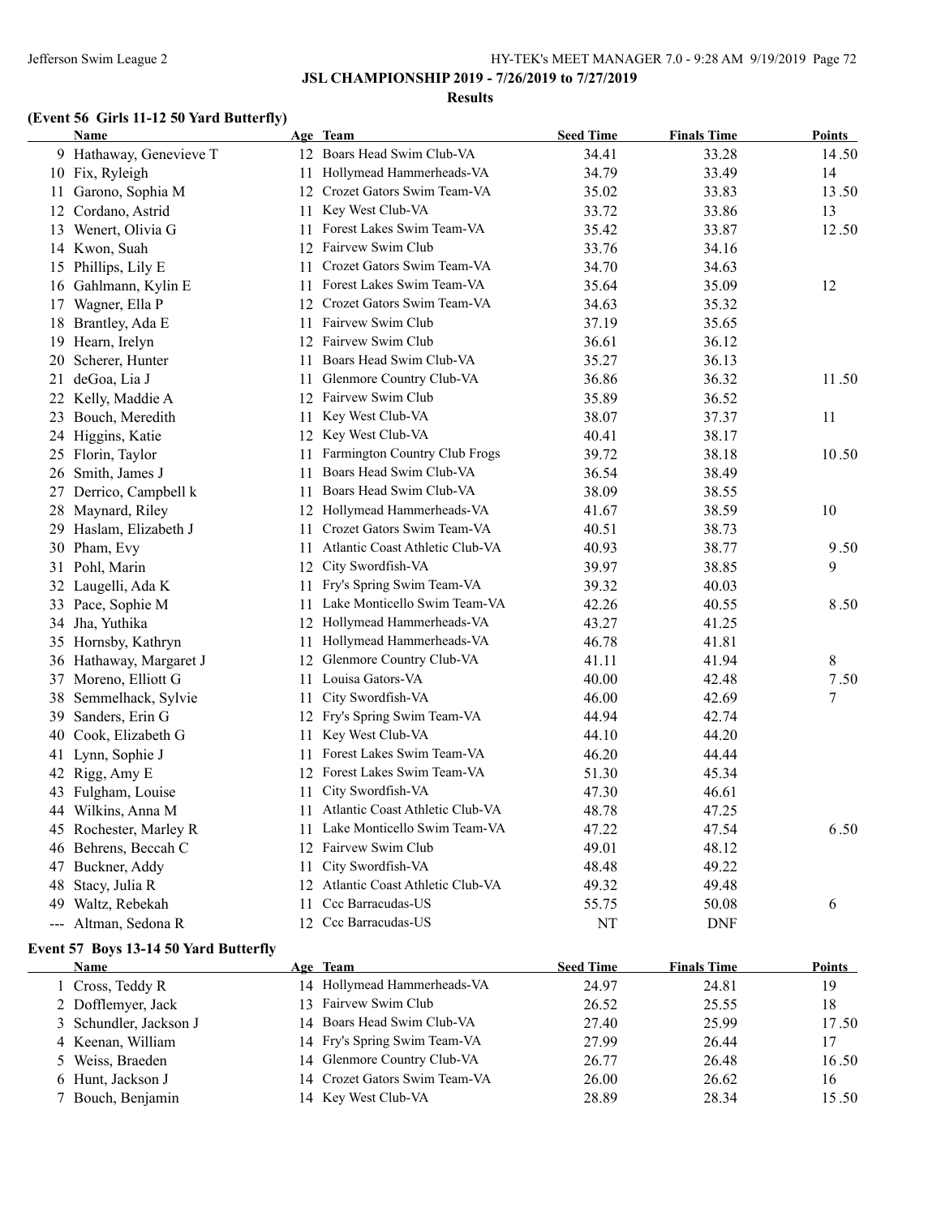## JSL CHAMPIONSHIP 2019 - 7/26/2019 to 7/27/2019

### Results

#### (Event 56 Girls 11-12 50 Yard Butterfly)

| | Name | Age | Team | Seed Time | Finals Time | Points |
|---|---|---|---|---|---|---|
| 9 | Hathaway, Genevieve T | 12 | Boars Head Swim Club-VA | 34.41 | 33.28 | 14.50 |
| 10 | Fix, Ryleigh | 11 | Hollymead Hammerheads-VA | 34.79 | 33.49 | 14 |
| 11 | Garono, Sophia M | 12 | Crozet Gators Swim Team-VA | 35.02 | 33.83 | 13.50 |
| 12 | Cordano, Astrid | 11 | Key West Club-VA | 33.72 | 33.86 | 13 |
| 13 | Wenert, Olivia G | 11 | Forest Lakes Swim Team-VA | 35.42 | 33.87 | 12.50 |
| 14 | Kwon, Suah | 12 | Fairvew Swim Club | 33.76 | 34.16 | |
| 15 | Phillips, Lily E | 11 | Crozet Gators Swim Team-VA | 34.70 | 34.63 | |
| 16 | Gahlmann, Kylin E | 11 | Forest Lakes Swim Team-VA | 35.64 | 35.09 | 12 |
| 17 | Wagner, Ella P | 12 | Crozet Gators Swim Team-VA | 34.63 | 35.32 | |
| 18 | Brantley, Ada E | 11 | Fairvew Swim Club | 37.19 | 35.65 | |
| 19 | Hearn, Irelyn | 12 | Fairvew Swim Club | 36.61 | 36.12 | |
| 20 | Scherer, Hunter | 11 | Boars Head Swim Club-VA | 35.27 | 36.13 | |
| 21 | deGoa, Lia J | 11 | Glenmore Country Club-VA | 36.86 | 36.32 | 11.50 |
| 22 | Kelly, Maddie A | 12 | Fairvew Swim Club | 35.89 | 36.52 | |
| 23 | Bouch, Meredith | 11 | Key West Club-VA | 38.07 | 37.37 | 11 |
| 24 | Higgins, Katie | 12 | Key West Club-VA | 40.41 | 38.17 | |
| 25 | Florin, Taylor | 11 | Farmington Country Club Frogs | 39.72 | 38.18 | 10.50 |
| 26 | Smith, James J | 11 | Boars Head Swim Club-VA | 36.54 | 38.49 | |
| 27 | Derrico, Campbell k | 11 | Boars Head Swim Club-VA | 38.09 | 38.55 | |
| 28 | Maynard, Riley | 12 | Hollymead Hammerheads-VA | 41.67 | 38.59 | 10 |
| 29 | Haslam, Elizabeth J | 11 | Crozet Gators Swim Team-VA | 40.51 | 38.73 | |
| 30 | Pham, Evy | 11 | Atlantic Coast Athletic Club-VA | 40.93 | 38.77 | 9.50 |
| 31 | Pohl, Marin | 12 | City Swordfish-VA | 39.97 | 38.85 | 9 |
| 32 | Laugelli, Ada K | 11 | Fry's Spring Swim Team-VA | 39.32 | 40.03 | |
| 33 | Pace, Sophie M | 11 | Lake Monticello Swim Team-VA | 42.26 | 40.55 | 8.50 |
| 34 | Jha, Yuthika | 12 | Hollymead Hammerheads-VA | 43.27 | 41.25 | |
| 35 | Hornsby, Kathryn | 11 | Hollymead Hammerheads-VA | 46.78 | 41.81 | |
| 36 | Hathaway, Margaret J | 12 | Glenmore Country Club-VA | 41.11 | 41.94 | 8 |
| 37 | Moreno, Elliott G | 11 | Louisa Gators-VA | 40.00 | 42.48 | 7.50 |
| 38 | Semmelhack, Sylvie | 11 | City Swordfish-VA | 46.00 | 42.69 | 7 |
| 39 | Sanders, Erin G | 12 | Fry's Spring Swim Team-VA | 44.94 | 42.74 | |
| 40 | Cook, Elizabeth G | 11 | Key West Club-VA | 44.10 | 44.20 | |
| 41 | Lynn, Sophie J | 11 | Forest Lakes Swim Team-VA | 46.20 | 44.44 | |
| 42 | Rigg, Amy E | 12 | Forest Lakes Swim Team-VA | 51.30 | 45.34 | |
| 43 | Fulgham, Louise | 11 | City Swordfish-VA | 47.30 | 46.61 | |
| 44 | Wilkins, Anna M | 11 | Atlantic Coast Athletic Club-VA | 48.78 | 47.25 | |
| 45 | Rochester, Marley R | 11 | Lake Monticello Swim Team-VA | 47.22 | 47.54 | 6.50 |
| 46 | Behrens, Beccah C | 12 | Fairvew Swim Club | 49.01 | 48.12 | |
| 47 | Buckner, Addy | 11 | City Swordfish-VA | 48.48 | 49.22 | |
| 48 | Stacy, Julia R | 12 | Atlantic Coast Athletic Club-VA | 49.32 | 49.48 | |
| 49 | Waltz, Rebekah | 11 | Ccc Barracudas-US | 55.75 | 50.08 | 6 |
| --- | Altman, Sedona R | 12 | Ccc Barracudas-US | NT | DNF | |

#### Event 57 Boys 13-14 50 Yard Butterfly

| | Name | Age | Team | Seed Time | Finals Time | Points |
|---|---|---|---|---|---|---|
| 1 | Cross, Teddy R | 14 | Hollymead Hammerheads-VA | 24.97 | 24.81 | 19 |
| 2 | Dofflemyer, Jack | 13 | Fairvew Swim Club | 26.52 | 25.55 | 18 |
| 3 | Schundler, Jackson J | 14 | Boars Head Swim Club-VA | 27.40 | 25.99 | 17.50 |
| 4 | Keenan, William | 14 | Fry's Spring Swim Team-VA | 27.99 | 26.44 | 17 |
| 5 | Weiss, Braeden | 14 | Glenmore Country Club-VA | 26.77 | 26.48 | 16.50 |
| 6 | Hunt, Jackson J | 14 | Crozet Gators Swim Team-VA | 26.00 | 26.62 | 16 |
| 7 | Bouch, Benjamin | 14 | Key West Club-VA | 28.89 | 28.34 | 15.50 |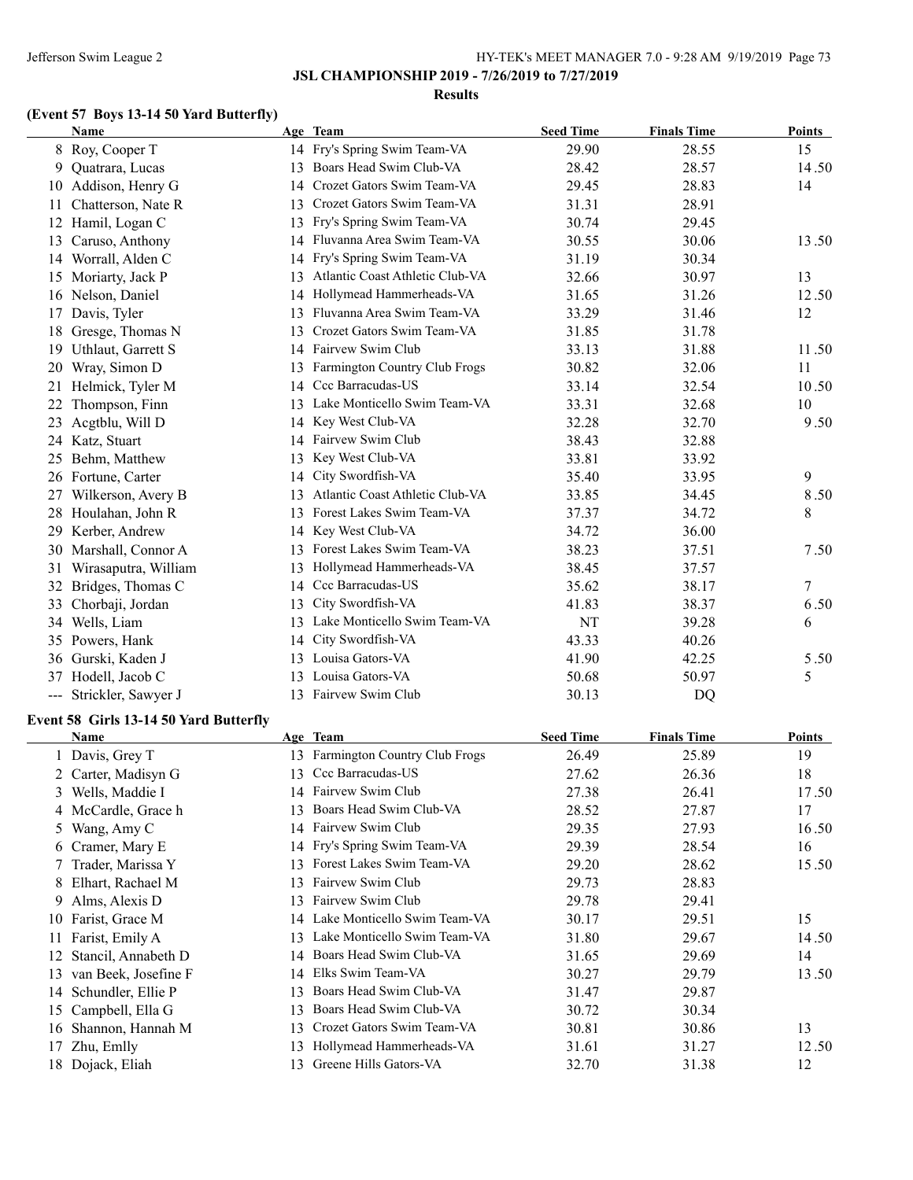**JSL CHAMPIONSHIP 2019 - 7/26/2019 to 7/27/2019**

**Results**

### (Event 57 Boys 13-14 50 Yard Butterfly)

| | Name | Age | Team | Seed Time | Finals Time | Points |
|---|---|---|---|---|---|---|
| 8 | Roy, Cooper T | 14 | Fry's Spring Swim Team-VA | 29.90 | 28.55 | 15 |
| 9 | Quatrara, Lucas | 13 | Boars Head Swim Club-VA | 28.42 | 28.57 | 14.50 |
| 10 | Addison, Henry G | 14 | Crozet Gators Swim Team-VA | 29.45 | 28.83 | 14 |
| 11 | Chatterson, Nate R | 13 | Crozet Gators Swim Team-VA | 31.31 | 28.91 | |
| 12 | Hamil, Logan C | 13 | Fry's Spring Swim Team-VA | 30.74 | 29.45 | |
| 13 | Caruso, Anthony | 14 | Fluvanna Area Swim Team-VA | 30.55 | 30.06 | 13.50 |
| 14 | Worrall, Alden C | 14 | Fry's Spring Swim Team-VA | 31.19 | 30.34 | |
| 15 | Moriarty, Jack P | 13 | Atlantic Coast Athletic Club-VA | 32.66 | 30.97 | 13 |
| 16 | Nelson, Daniel | 14 | Hollymead Hammerheads-VA | 31.65 | 31.26 | 12.50 |
| 17 | Davis, Tyler | 13 | Fluvanna Area Swim Team-VA | 33.29 | 31.46 | 12 |
| 18 | Gresge, Thomas N | 13 | Crozet Gators Swim Team-VA | 31.85 | 31.78 | |
| 19 | Uthlaut, Garrett S | 14 | Fairvew Swim Club | 33.13 | 31.88 | 11.50 |
| 20 | Wray, Simon D | 13 | Farmington Country Club Frogs | 30.82 | 32.06 | 11 |
| 21 | Helmick, Tyler M | 14 | Ccc Barracudas-US | 33.14 | 32.54 | 10.50 |
| 22 | Thompson, Finn | 13 | Lake Monticello Swim Team-VA | 33.31 | 32.68 | 10 |
| 23 | Acgtblu, Will D | 14 | Key West Club-VA | 32.28 | 32.70 | 9.50 |
| 24 | Katz, Stuart | 14 | Fairvew Swim Club | 38.43 | 32.88 | |
| 25 | Behm, Matthew | 13 | Key West Club-VA | 33.81 | 33.92 | |
| 26 | Fortune, Carter | 14 | City Swordfish-VA | 35.40 | 33.95 | 9 |
| 27 | Wilkerson, Avery B | 13 | Atlantic Coast Athletic Club-VA | 33.85 | 34.45 | 8.50 |
| 28 | Houlahan, John R | 13 | Forest Lakes Swim Team-VA | 37.37 | 34.72 | 8 |
| 29 | Kerber, Andrew | 14 | Key West Club-VA | 34.72 | 36.00 | |
| 30 | Marshall, Connor A | 13 | Forest Lakes Swim Team-VA | 38.23 | 37.51 | 7.50 |
| 31 | Wirasaputra, William | 13 | Hollymead Hammerheads-VA | 38.45 | 37.57 | |
| 32 | Bridges, Thomas C | 14 | Ccc Barracudas-US | 35.62 | 38.17 | 7 |
| 33 | Chorbaji, Jordan | 13 | City Swordfish-VA | 41.83 | 38.37 | 6.50 |
| 34 | Wells, Liam | 13 | Lake Monticello Swim Team-VA | NT | 39.28 | 6 |
| 35 | Powers, Hank | 14 | City Swordfish-VA | 43.33 | 40.26 | |
| 36 | Gurski, Kaden J | 13 | Louisa Gators-VA | 41.90 | 42.25 | 5.50 |
| 37 | Hodell, Jacob C | 13 | Louisa Gators-VA | 50.68 | 50.97 | 5 |
| --- | Strickler, Sawyer J | 13 | Fairvew Swim Club | 30.13 | DQ | |

### Event 58 Girls 13-14 50 Yard Butterfly

| | Name | Age | Team | Seed Time | Finals Time | Points |
|---|---|---|---|---|---|---|
| 1 | Davis, Grey T | 13 | Farmington Country Club Frogs | 26.49 | 25.89 | 19 |
| 2 | Carter, Madisyn G | 13 | Ccc Barracudas-US | 27.62 | 26.36 | 18 |
| 3 | Wells, Maddie I | 14 | Fairvew Swim Club | 27.38 | 26.41 | 17.50 |
| 4 | McCardle, Grace h | 13 | Boars Head Swim Club-VA | 28.52 | 27.87 | 17 |
| 5 | Wang, Amy C | 14 | Fairvew Swim Club | 29.35 | 27.93 | 16.50 |
| 6 | Cramer, Mary E | 14 | Fry's Spring Swim Team-VA | 29.39 | 28.54 | 16 |
| 7 | Trader, Marissa Y | 13 | Forest Lakes Swim Team-VA | 29.20 | 28.62 | 15.50 |
| 8 | Elhart, Rachael M | 13 | Fairvew Swim Club | 29.73 | 28.83 | |
| 9 | Alms, Alexis D | 13 | Fairvew Swim Club | 29.78 | 29.41 | |
| 10 | Farist, Grace M | 14 | Lake Monticello Swim Team-VA | 30.17 | 29.51 | 15 |
| 11 | Farist, Emily A | 13 | Lake Monticello Swim Team-VA | 31.80 | 29.67 | 14.50 |
| 12 | Stancil, Annabeth D | 14 | Boars Head Swim Club-VA | 31.65 | 29.69 | 14 |
| 13 | van Beek, Josefine F | 14 | Elks Swim Team-VA | 30.27 | 29.79 | 13.50 |
| 14 | Schundler, Ellie P | 13 | Boars Head Swim Club-VA | 31.47 | 29.87 | |
| 15 | Campbell, Ella G | 13 | Boars Head Swim Club-VA | 30.72 | 30.34 | |
| 16 | Shannon, Hannah M | 13 | Crozet Gators Swim Team-VA | 30.81 | 30.86 | 13 |
| 17 | Zhu, Emlly | 13 | Hollymead Hammerheads-VA | 31.61 | 31.27 | 12.50 |
| 18 | Dojack, Eliah | 13 | Greene Hills Gators-VA | 32.70 | 31.38 | 12 |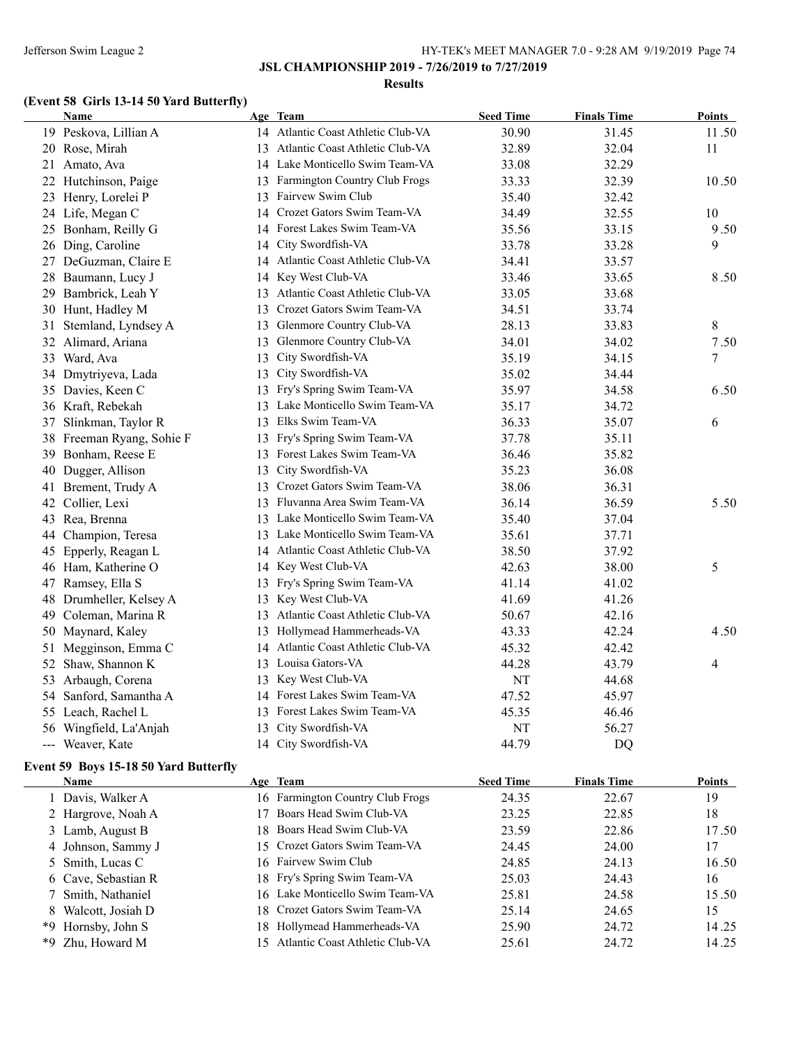## JSL CHAMPIONSHIP 2019 - 7/26/2019 to 7/27/2019

### Results

### (Event 58 Girls 13-14 50 Yard Butterfly)

| | Name | Age | Team | Seed Time | Finals Time | Points |
|---|---|---|---|---|---|---|
| 19 | Peskova, Lillian A | 14 | Atlantic Coast Athletic Club-VA | 30.90 | 31.45 | 11.50 |
| 20 | Rose, Mirah | 13 | Atlantic Coast Athletic Club-VA | 32.89 | 32.04 | 11 |
| 21 | Amato, Ava | 14 | Lake Monticello Swim Team-VA | 33.08 | 32.29 | |
| 22 | Hutchinson, Paige | 13 | Farmington Country Club Frogs | 33.33 | 32.39 | 10.50 |
| 23 | Henry, Lorelei P | 13 | Fairvew Swim Club | 35.40 | 32.42 | |
| 24 | Life, Megan C | 14 | Crozet Gators Swim Team-VA | 34.49 | 32.55 | 10 |
| 25 | Bonham, Reilly G | 14 | Forest Lakes Swim Team-VA | 35.56 | 33.15 | 9.50 |
| 26 | Ding, Caroline | 14 | City Swordfish-VA | 33.78 | 33.28 | 9 |
| 27 | DeGuzman, Claire E | 14 | Atlantic Coast Athletic Club-VA | 34.41 | 33.57 | |
| 28 | Baumann, Lucy J | 14 | Key West Club-VA | 33.46 | 33.65 | 8.50 |
| 29 | Bambrick, Leah Y | 13 | Atlantic Coast Athletic Club-VA | 33.05 | 33.68 | |
| 30 | Hunt, Hadley M | 13 | Crozet Gators Swim Team-VA | 34.51 | 33.74 | |
| 31 | Stemland, Lyndsey A | 13 | Glenmore Country Club-VA | 28.13 | 33.83 | 8 |
| 32 | Alimard, Ariana | 13 | Glenmore Country Club-VA | 34.01 | 34.02 | 7.50 |
| 33 | Ward, Ava | 13 | City Swordfish-VA | 35.19 | 34.15 | 7 |
| 34 | Dmytriyeva, Lada | 13 | City Swordfish-VA | 35.02 | 34.44 | |
| 35 | Davies, Keen C | 13 | Fry's Spring Swim Team-VA | 35.97 | 34.58 | 6.50 |
| 36 | Kraft, Rebekah | 13 | Lake Monticello Swim Team-VA | 35.17 | 34.72 | |
| 37 | Slinkman, Taylor R | 13 | Elks Swim Team-VA | 36.33 | 35.07 | 6 |
| 38 | Freeman Ryang, Sohie F | 13 | Fry's Spring Swim Team-VA | 37.78 | 35.11 | |
| 39 | Bonham, Reese E | 13 | Forest Lakes Swim Team-VA | 36.46 | 35.82 | |
| 40 | Dugger, Allison | 13 | City Swordfish-VA | 35.23 | 36.08 | |
| 41 | Brement, Trudy A | 13 | Crozet Gators Swim Team-VA | 38.06 | 36.31 | |
| 42 | Collier, Lexi | 13 | Fluvanna Area Swim Team-VA | 36.14 | 36.59 | 5.50 |
| 43 | Rea, Brenna | 13 | Lake Monticello Swim Team-VA | 35.40 | 37.04 | |
| 44 | Champion, Teresa | 13 | Lake Monticello Swim Team-VA | 35.61 | 37.71 | |
| 45 | Epperly, Reagan L | 14 | Atlantic Coast Athletic Club-VA | 38.50 | 37.92 | |
| 46 | Ham, Katherine O | 14 | Key West Club-VA | 42.63 | 38.00 | 5 |
| 47 | Ramsey, Ella S | 13 | Fry's Spring Swim Team-VA | 41.14 | 41.02 | |
| 48 | Drumheller, Kelsey A | 13 | Key West Club-VA | 41.69 | 41.26 | |
| 49 | Coleman, Marina R | 13 | Atlantic Coast Athletic Club-VA | 50.67 | 42.16 | |
| 50 | Maynard, Kaley | 13 | Hollymead Hammerheads-VA | 43.33 | 42.24 | 4.50 |
| 51 | Megginson, Emma C | 14 | Atlantic Coast Athletic Club-VA | 45.32 | 42.42 | |
| 52 | Shaw, Shannon K | 13 | Louisa Gators-VA | 44.28 | 43.79 | 4 |
| 53 | Arbaugh, Corena | 13 | Key West Club-VA | NT | 44.68 | |
| 54 | Sanford, Samantha A | 14 | Forest Lakes Swim Team-VA | 47.52 | 45.97 | |
| 55 | Leach, Rachel L | 13 | Forest Lakes Swim Team-VA | 45.35 | 46.46 | |
| 56 | Wingfield, La'Anjah | 13 | City Swordfish-VA | NT | 56.27 | |
| --- | Weaver, Kate | 14 | City Swordfish-VA | 44.79 | DQ | |

### Event 59 Boys 15-18 50 Yard Butterfly

| | Name | Age | Team | Seed Time | Finals Time | Points |
|---|---|---|---|---|---|---|
| 1 | Davis, Walker A | 16 | Farmington Country Club Frogs | 24.35 | 22.67 | 19 |
| 2 | Hargrove, Noah A | 17 | Boars Head Swim Club-VA | 23.25 | 22.85 | 18 |
| 3 | Lamb, August B | 18 | Boars Head Swim Club-VA | 23.59 | 22.86 | 17.50 |
| 4 | Johnson, Sammy J | 15 | Crozet Gators Swim Team-VA | 24.45 | 24.00 | 17 |
| 5 | Smith, Lucas C | 16 | Fairvew Swim Club | 24.85 | 24.13 | 16.50 |
| 6 | Cave, Sebastian R | 18 | Fry's Spring Swim Team-VA | 25.03 | 24.43 | 16 |
| 7 | Smith, Nathaniel | 16 | Lake Monticello Swim Team-VA | 25.81 | 24.58 | 15.50 |
| 8 | Walcott, Josiah D | 18 | Crozet Gators Swim Team-VA | 25.14 | 24.65 | 15 |
| *9 | Hornsby, John S | 18 | Hollymead Hammerheads-VA | 25.90 | 24.72 | 14.25 |
| *9 | Zhu, Howard M | 15 | Atlantic Coast Athletic Club-VA | 25.61 | 24.72 | 14.25 |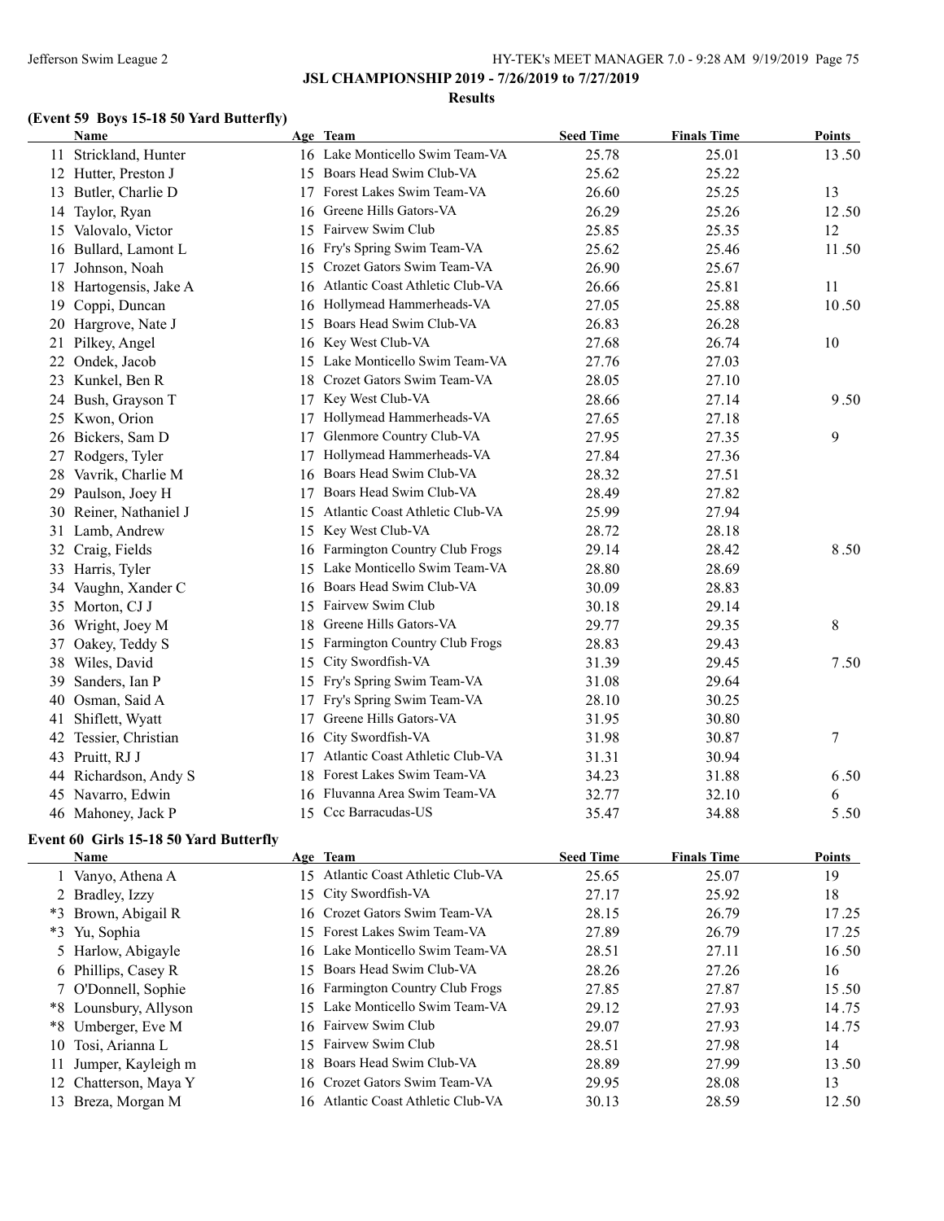# JSL CHAMPIONSHIP 2019 - 7/26/2019 to 7/27/2019

## Results

### (Event 59 Boys 15-18 50 Yard Butterfly)

| | Name | Age | Team | Seed Time | Finals Time | Points |
|---|---|---|---|---|---|---|
| 11 | Strickland, Hunter | 16 | Lake Monticello Swim Team-VA | 25.78 | 25.01 | 13.50 |
| 12 | Hutter, Preston J | 15 | Boars Head Swim Club-VA | 25.62 | 25.22 | |
| 13 | Butler, Charlie D | 17 | Forest Lakes Swim Team-VA | 26.60 | 25.25 | 13 |
| 14 | Taylor, Ryan | 16 | Greene Hills Gators-VA | 26.29 | 25.26 | 12.50 |
| 15 | Valovalo, Victor | 15 | Fairvew Swim Club | 25.85 | 25.35 | 12 |
| 16 | Bullard, Lamont L | 16 | Fry's Spring Swim Team-VA | 25.62 | 25.46 | 11.50 |
| 17 | Johnson, Noah | 15 | Crozet Gators Swim Team-VA | 26.90 | 25.67 | |
| 18 | Hartogensis, Jake A | 16 | Atlantic Coast Athletic Club-VA | 26.66 | 25.81 | 11 |
| 19 | Coppi, Duncan | 16 | Hollymead Hammerheads-VA | 27.05 | 25.88 | 10.50 |
| 20 | Hargrove, Nate J | 15 | Boars Head Swim Club-VA | 26.83 | 26.28 | |
| 21 | Pilkey, Angel | 16 | Key West Club-VA | 27.68 | 26.74 | 10 |
| 22 | Ondek, Jacob | 15 | Lake Monticello Swim Team-VA | 27.76 | 27.03 | |
| 23 | Kunkel, Ben R | 18 | Crozet Gators Swim Team-VA | 28.05 | 27.10 | |
| 24 | Bush, Grayson T | 17 | Key West Club-VA | 28.66 | 27.14 | 9.50 |
| 25 | Kwon, Orion | 17 | Hollymead Hammerheads-VA | 27.65 | 27.18 | |
| 26 | Bickers, Sam D | 17 | Glenmore Country Club-VA | 27.95 | 27.35 | 9 |
| 27 | Rodgers, Tyler | 17 | Hollymead Hammerheads-VA | 27.84 | 27.36 | |
| 28 | Vavrik, Charlie M | 16 | Boars Head Swim Club-VA | 28.32 | 27.51 | |
| 29 | Paulson, Joey H | 17 | Boars Head Swim Club-VA | 28.49 | 27.82 | |
| 30 | Reiner, Nathaniel J | 15 | Atlantic Coast Athletic Club-VA | 25.99 | 27.94 | |
| 31 | Lamb, Andrew | 15 | Key West Club-VA | 28.72 | 28.18 | |
| 32 | Craig, Fields | 16 | Farmington Country Club Frogs | 29.14 | 28.42 | 8.50 |
| 33 | Harris, Tyler | 15 | Lake Monticello Swim Team-VA | 28.80 | 28.69 | |
| 34 | Vaughn, Xander C | 16 | Boars Head Swim Club-VA | 30.09 | 28.83 | |
| 35 | Morton, CJ J | 15 | Fairvew Swim Club | 30.18 | 29.14 | |
| 36 | Wright, Joey M | 18 | Greene Hills Gators-VA | 29.77 | 29.35 | 8 |
| 37 | Oakey, Teddy S | 15 | Farmington Country Club Frogs | 28.83 | 29.43 | |
| 38 | Wiles, David | 15 | City Swordfish-VA | 31.39 | 29.45 | 7.50 |
| 39 | Sanders, Ian P | 15 | Fry's Spring Swim Team-VA | 31.08 | 29.64 | |
| 40 | Osman, Said A | 17 | Fry's Spring Swim Team-VA | 28.10 | 30.25 | |
| 41 | Shiflett, Wyatt | 17 | Greene Hills Gators-VA | 31.95 | 30.80 | |
| 42 | Tessier, Christian | 16 | City Swordfish-VA | 31.98 | 30.87 | 7 |
| 43 | Pruitt, RJ J | 17 | Atlantic Coast Athletic Club-VA | 31.31 | 30.94 | |
| 44 | Richardson, Andy S | 18 | Forest Lakes Swim Team-VA | 34.23 | 31.88 | 6.50 |
| 45 | Navarro, Edwin | 16 | Fluvanna Area Swim Team-VA | 32.77 | 32.10 | 6 |
| 46 | Mahoney, Jack P | 15 | Ccc Barracudas-US | 35.47 | 34.88 | 5.50 |

### Event 60 Girls 15-18 50 Yard Butterfly

| | Name | Age | Team | Seed Time | Finals Time | Points |
|---|---|---|---|---|---|---|
| 1 | Vanyo, Athena A | 15 | Atlantic Coast Athletic Club-VA | 25.65 | 25.07 | 19 |
| 2 | Bradley, Izzy | 15 | City Swordfish-VA | 27.17 | 25.92 | 18 |
| *3 | Brown, Abigail R | 16 | Crozet Gators Swim Team-VA | 28.15 | 26.79 | 17.25 |
| *3 | Yu, Sophia | 15 | Forest Lakes Swim Team-VA | 27.89 | 26.79 | 17.25 |
| 5 | Harlow, Abigayle | 16 | Lake Monticello Swim Team-VA | 28.51 | 27.11 | 16.50 |
| 6 | Phillips, Casey R | 15 | Boars Head Swim Club-VA | 28.26 | 27.26 | 16 |
| 7 | O'Donnell, Sophie | 16 | Farmington Country Club Frogs | 27.85 | 27.87 | 15.50 |
| *8 | Lounsbury, Allyson | 15 | Lake Monticello Swim Team-VA | 29.12 | 27.93 | 14.75 |
| *8 | Umberger, Eve M | 16 | Fairvew Swim Club | 29.07 | 27.93 | 14.75 |
| 10 | Tosi, Arianna L | 15 | Fairvew Swim Club | 28.51 | 27.98 | 14 |
| 11 | Jumper, Kayleigh m | 18 | Boars Head Swim Club-VA | 28.89 | 27.99 | 13.50 |
| 12 | Chatterson, Maya Y | 16 | Crozet Gators Swim Team-VA | 29.95 | 28.08 | 13 |
| 13 | Breza, Morgan M | 16 | Atlantic Coast Athletic Club-VA | 30.13 | 28.59 | 12.50 |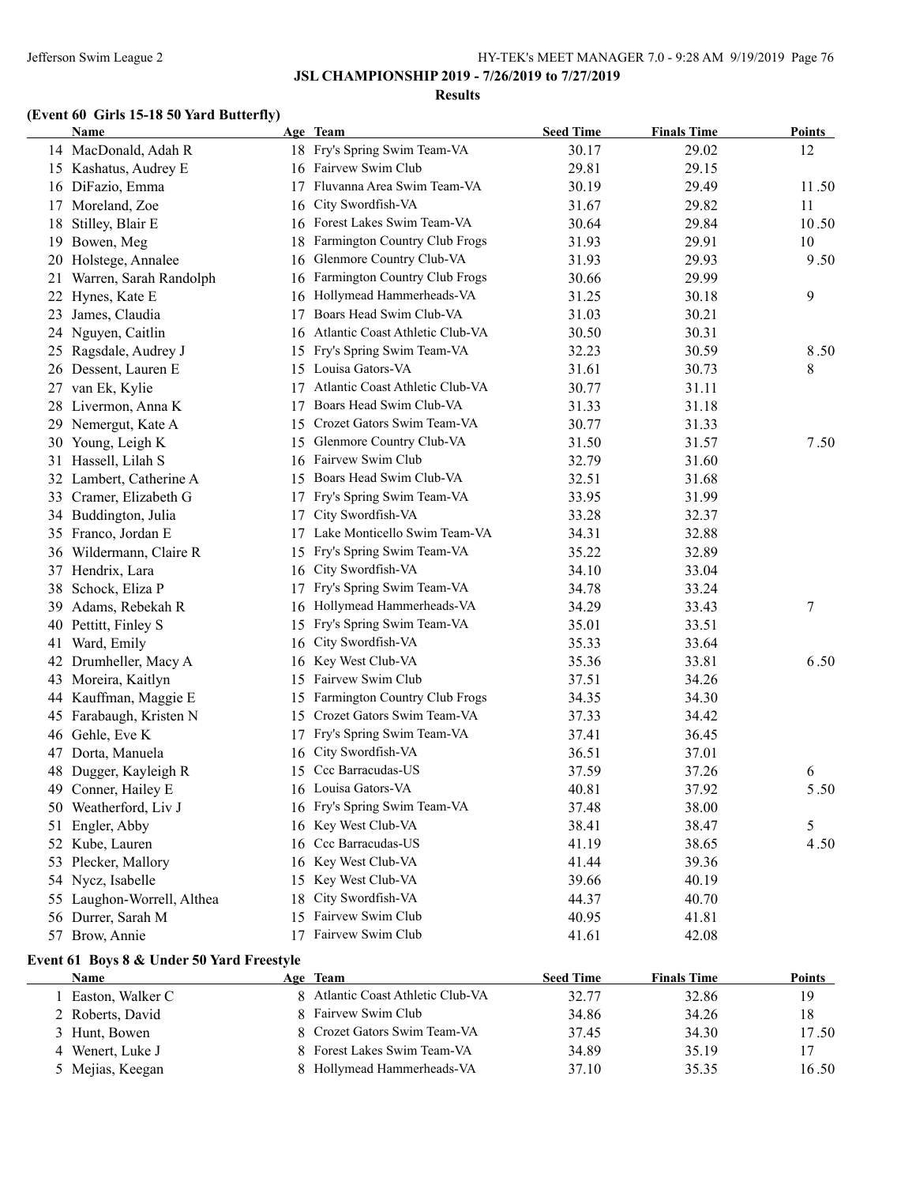## JSL CHAMPIONSHIP 2019 - 7/26/2019 to 7/27/2019

### Results

### (Event 60 Girls 15-18 50 Yard Butterfly)

| | Name | Age | Team | Seed Time | Finals Time | Points |
|---|---|---|---|---|---|---|
| 14 | MacDonald, Adah R | 18 | Fry's Spring Swim Team-VA | 30.17 | 29.02 | 12 |
| 15 | Kashatus, Audrey E | 16 | Fairvew Swim Club | 29.81 | 29.15 | |
| 16 | DiFazio, Emma | 17 | Fluvanna Area Swim Team-VA | 30.19 | 29.49 | 11.50 |
| 17 | Moreland, Zoe | 16 | City Swordfish-VA | 31.67 | 29.82 | 11 |
| 18 | Stilley, Blair E | 16 | Forest Lakes Swim Team-VA | 30.64 | 29.84 | 10.50 |
| 19 | Bowen, Meg | 18 | Farmington Country Club Frogs | 31.93 | 29.91 | 10 |
| 20 | Holstege, Annalee | 16 | Glenmore Country Club-VA | 31.93 | 29.93 | 9.50 |
| 21 | Warren, Sarah Randolph | 16 | Farmington Country Club Frogs | 30.66 | 29.99 | |
| 22 | Hynes, Kate E | 16 | Hollymead Hammerheads-VA | 31.25 | 30.18 | 9 |
| 23 | James, Claudia | 17 | Boars Head Swim Club-VA | 31.03 | 30.21 | |
| 24 | Nguyen, Caitlin | 16 | Atlantic Coast Athletic Club-VA | 30.50 | 30.31 | |
| 25 | Ragsdale, Audrey J | 15 | Fry's Spring Swim Team-VA | 32.23 | 30.59 | 8.50 |
| 26 | Dessent, Lauren E | 15 | Louisa Gators-VA | 31.61 | 30.73 | 8 |
| 27 | van Ek, Kylie | 17 | Atlantic Coast Athletic Club-VA | 30.77 | 31.11 | |
| 28 | Livermon, Anna K | 17 | Boars Head Swim Club-VA | 31.33 | 31.18 | |
| 29 | Nemergut, Kate A | 15 | Crozet Gators Swim Team-VA | 30.77 | 31.33 | |
| 30 | Young, Leigh K | 15 | Glenmore Country Club-VA | 31.50 | 31.57 | 7.50 |
| 31 | Hassell, Lilah S | 16 | Fairvew Swim Club | 32.79 | 31.60 | |
| 32 | Lambert, Catherine A | 15 | Boars Head Swim Club-VA | 32.51 | 31.68 | |
| 33 | Cramer, Elizabeth G | 17 | Fry's Spring Swim Team-VA | 33.95 | 31.99 | |
| 34 | Buddington, Julia | 17 | City Swordfish-VA | 33.28 | 32.37 | |
| 35 | Franco, Jordan E | 17 | Lake Monticello Swim Team-VA | 34.31 | 32.88 | |
| 36 | Wildermann, Claire R | 15 | Fry's Spring Swim Team-VA | 35.22 | 32.89 | |
| 37 | Hendrix, Lara | 16 | City Swordfish-VA | 34.10 | 33.04 | |
| 38 | Schock, Eliza P | 17 | Fry's Spring Swim Team-VA | 34.78 | 33.24 | |
| 39 | Adams, Rebekah R | 16 | Hollymead Hammerheads-VA | 34.29 | 33.43 | 7 |
| 40 | Pettitt, Finley S | 15 | Fry's Spring Swim Team-VA | 35.01 | 33.51 | |
| 41 | Ward, Emily | 16 | City Swordfish-VA | 35.33 | 33.64 | |
| 42 | Drumheller, Macy A | 16 | Key West Club-VA | 35.36 | 33.81 | 6.50 |
| 43 | Moreira, Kaitlyn | 15 | Fairvew Swim Club | 37.51 | 34.26 | |
| 44 | Kauffman, Maggie E | 15 | Farmington Country Club Frogs | 34.35 | 34.30 | |
| 45 | Farabaugh, Kristen N | 15 | Crozet Gators Swim Team-VA | 37.33 | 34.42 | |
| 46 | Gehle, Eve K | 17 | Fry's Spring Swim Team-VA | 37.41 | 36.45 | |
| 47 | Dorta, Manuela | 16 | City Swordfish-VA | 36.51 | 37.01 | |
| 48 | Dugger, Kayleigh R | 15 | Ccc Barracudas-US | 37.59 | 37.26 | 6 |
| 49 | Conner, Hailey E | 16 | Louisa Gators-VA | 40.81 | 37.92 | 5.50 |
| 50 | Weatherford, Liv J | 16 | Fry's Spring Swim Team-VA | 37.48 | 38.00 | |
| 51 | Engler, Abby | 16 | Key West Club-VA | 38.41 | 38.47 | 5 |
| 52 | Kube, Lauren | 16 | Ccc Barracudas-US | 41.19 | 38.65 | 4.50 |
| 53 | Plecker, Mallory | 16 | Key West Club-VA | 41.44 | 39.36 | |
| 54 | Nycz, Isabelle | 15 | Key West Club-VA | 39.66 | 40.19 | |
| 55 | Laughon-Worrell, Althea | 18 | City Swordfish-VA | 44.37 | 40.70 | |
| 56 | Durrer, Sarah M | 15 | Fairvew Swim Club | 40.95 | 41.81 | |
| 57 | Brow, Annie | 17 | Fairvew Swim Club | 41.61 | 42.08 | |

### Event 61 Boys 8 & Under 50 Yard Freestyle

| | Name | Age | Team | Seed Time | Finals Time | Points |
|---|---|---|---|---|---|---|
| 1 | Easton, Walker C | 8 | Atlantic Coast Athletic Club-VA | 32.77 | 32.86 | 19 |
| 2 | Roberts, David | 8 | Fairvew Swim Club | 34.86 | 34.26 | 18 |
| 3 | Hunt, Bowen | 8 | Crozet Gators Swim Team-VA | 37.45 | 34.30 | 17.50 |
| 4 | Wenert, Luke J | 8 | Forest Lakes Swim Team-VA | 34.89 | 35.19 | 17 |
| 5 | Mejias, Keegan | 8 | Hollymead Hammerheads-VA | 37.10 | 35.35 | 16.50 |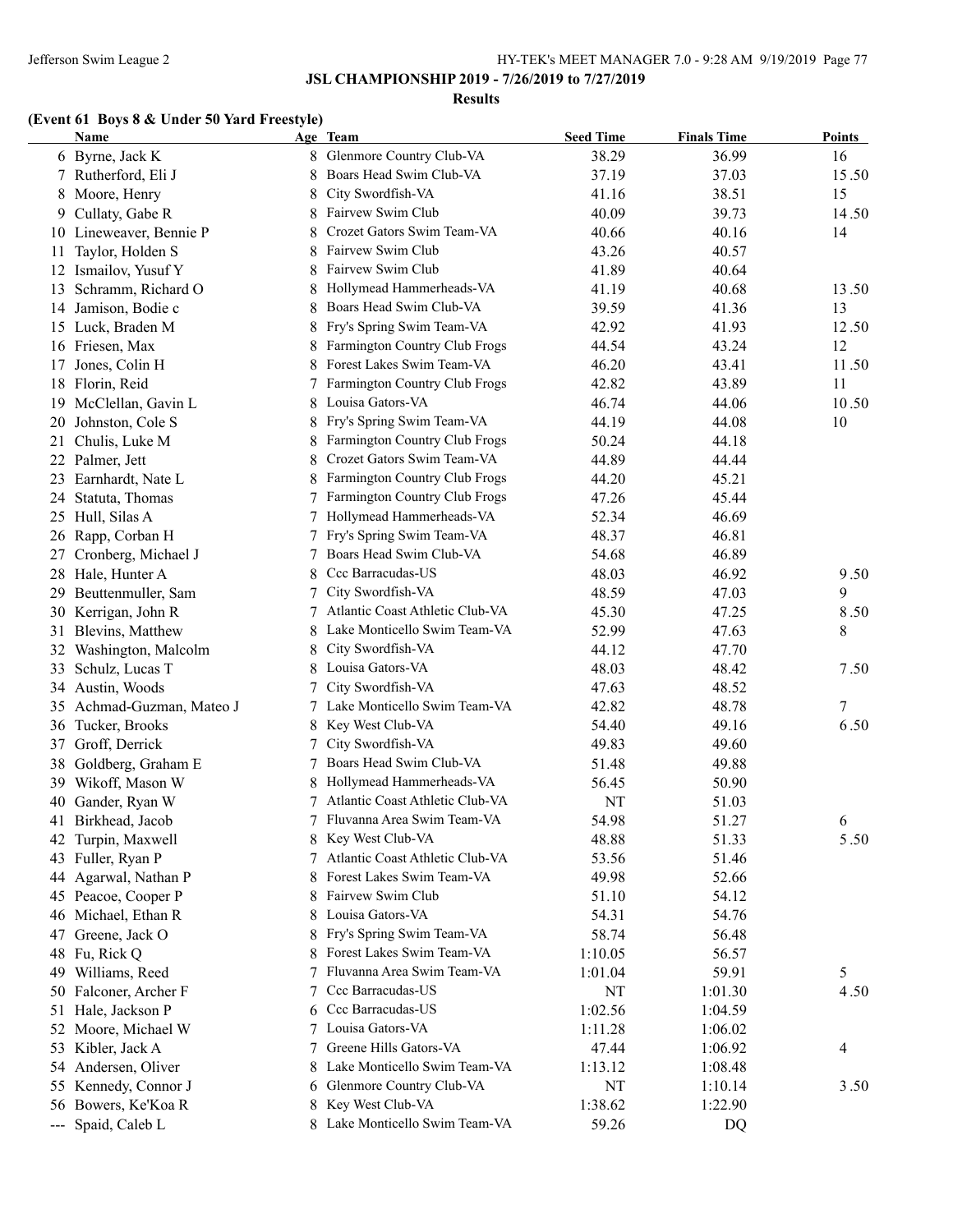**JSL CHAMPIONSHIP 2019 - 7/26/2019 to 7/27/2019**

**Results**

### (Event 61 Boys 8 & Under 50 Yard Freestyle)

| | Name | Age | Team | Seed Time | Finals Time | Points |
|---|---|---|---|---|---|---|
| 6 | Byrne, Jack K | 8 | Glenmore Country Club-VA | 38.29 | 36.99 | 16 |
| 7 | Rutherford, Eli J | 8 | Boars Head Swim Club-VA | 37.19 | 37.03 | 15.50 |
| 8 | Moore, Henry | 8 | City Swordfish-VA | 41.16 | 38.51 | 15 |
| 9 | Cullaty, Gabe R | 8 | Fairvew Swim Club | 40.09 | 39.73 | 14.50 |
| 10 | Lineweaver, Bennie P | 8 | Crozet Gators Swim Team-VA | 40.66 | 40.16 | 14 |
| 11 | Taylor, Holden S | 8 | Fairvew Swim Club | 43.26 | 40.57 | |
| 12 | Ismailov, Yusuf Y | 8 | Fairvew Swim Club | 41.89 | 40.64 | |
| 13 | Schramm, Richard O | 8 | Hollymead Hammerheads-VA | 41.19 | 40.68 | 13.50 |
| 14 | Jamison, Bodie c | 8 | Boars Head Swim Club-VA | 39.59 | 41.36 | 13 |
| 15 | Luck, Braden M | 8 | Fry's Spring Swim Team-VA | 42.92 | 41.93 | 12.50 |
| 16 | Friesen, Max | 8 | Farmington Country Club Frogs | 44.54 | 43.24 | 12 |
| 17 | Jones, Colin H | 8 | Forest Lakes Swim Team-VA | 46.20 | 43.41 | 11.50 |
| 18 | Florin, Reid | 7 | Farmington Country Club Frogs | 42.82 | 43.89 | 11 |
| 19 | McClellan, Gavin L | 8 | Louisa Gators-VA | 46.74 | 44.06 | 10.50 |
| 20 | Johnston, Cole S | 8 | Fry's Spring Swim Team-VA | 44.19 | 44.08 | 10 |
| 21 | Chulis, Luke M | 8 | Farmington Country Club Frogs | 50.24 | 44.18 | |
| 22 | Palmer, Jett | 8 | Crozet Gators Swim Team-VA | 44.89 | 44.44 | |
| 23 | Earnhardt, Nate L | 8 | Farmington Country Club Frogs | 44.20 | 45.21 | |
| 24 | Statuta, Thomas | 7 | Farmington Country Club Frogs | 47.26 | 45.44 | |
| 25 | Hull, Silas A | 7 | Hollymead Hammerheads-VA | 52.34 | 46.69 | |
| 26 | Rapp, Corban H | 7 | Fry's Spring Swim Team-VA | 48.37 | 46.81 | |
| 27 | Cronberg, Michael J | 7 | Boars Head Swim Club-VA | 54.68 | 46.89 | |
| 28 | Hale, Hunter A | 8 | Ccc Barracudas-US | 48.03 | 46.92 | 9.50 |
| 29 | Beuttenmuller, Sam | 7 | City Swordfish-VA | 48.59 | 47.03 | 9 |
| 30 | Kerrigan, John R | 7 | Atlantic Coast Athletic Club-VA | 45.30 | 47.25 | 8.50 |
| 31 | Blevins, Matthew | 8 | Lake Monticello Swim Team-VA | 52.99 | 47.63 | 8 |
| 32 | Washington, Malcolm | 8 | City Swordfish-VA | 44.12 | 47.70 | |
| 33 | Schulz, Lucas T | 8 | Louisa Gators-VA | 48.03 | 48.42 | 7.50 |
| 34 | Austin, Woods | 7 | City Swordfish-VA | 47.63 | 48.52 | |
| 35 | Achmad-Guzman, Mateo J | 7 | Lake Monticello Swim Team-VA | 42.82 | 48.78 | 7 |
| 36 | Tucker, Brooks | 8 | Key West Club-VA | 54.40 | 49.16 | 6.50 |
| 37 | Groff, Derrick | 7 | City Swordfish-VA | 49.83 | 49.60 | |
| 38 | Goldberg, Graham E | 7 | Boars Head Swim Club-VA | 51.48 | 49.88 | |
| 39 | Wikoff, Mason W | 8 | Hollymead Hammerheads-VA | 56.45 | 50.90 | |
| 40 | Gander, Ryan W | 7 | Atlantic Coast Athletic Club-VA | NT | 51.03 | |
| 41 | Birkhead, Jacob | 7 | Fluvanna Area Swim Team-VA | 54.98 | 51.27 | 6 |
| 42 | Turpin, Maxwell | 8 | Key West Club-VA | 48.88 | 51.33 | 5.50 |
| 43 | Fuller, Ryan P | 7 | Atlantic Coast Athletic Club-VA | 53.56 | 51.46 | |
| 44 | Agarwal, Nathan P | 8 | Forest Lakes Swim Team-VA | 49.98 | 52.66 | |
| 45 | Peacoe, Cooper P | 8 | Fairvew Swim Club | 51.10 | 54.12 | |
| 46 | Michael, Ethan R | 8 | Louisa Gators-VA | 54.31 | 54.76 | |
| 47 | Greene, Jack O | 8 | Fry's Spring Swim Team-VA | 58.74 | 56.48 | |
| 48 | Fu, Rick Q | 8 | Forest Lakes Swim Team-VA | 1:10.05 | 56.57 | |
| 49 | Williams, Reed | 7 | Fluvanna Area Swim Team-VA | 1:01.04 | 59.91 | 5 |
| 50 | Falconer, Archer F | 7 | Ccc Barracudas-US | NT | 1:01.30 | 4.50 |
| 51 | Hale, Jackson P | 6 | Ccc Barracudas-US | 1:02.56 | 1:04.59 | |
| 52 | Moore, Michael W | 7 | Louisa Gators-VA | 1:11.28 | 1:06.02 | |
| 53 | Kibler, Jack A | 7 | Greene Hills Gators-VA | 47.44 | 1:06.92 | 4 |
| 54 | Andersen, Oliver | 8 | Lake Monticello Swim Team-VA | 1:13.12 | 1:08.48 | |
| 55 | Kennedy, Connor J | 6 | Glenmore Country Club-VA | NT | 1:10.14 | 3.50 |
| 56 | Bowers, Ke'Koa R | 8 | Key West Club-VA | 1:38.62 | 1:22.90 | |
| --- | Spaid, Caleb L | 8 | Lake Monticello Swim Team-VA | 59.26 | DQ | |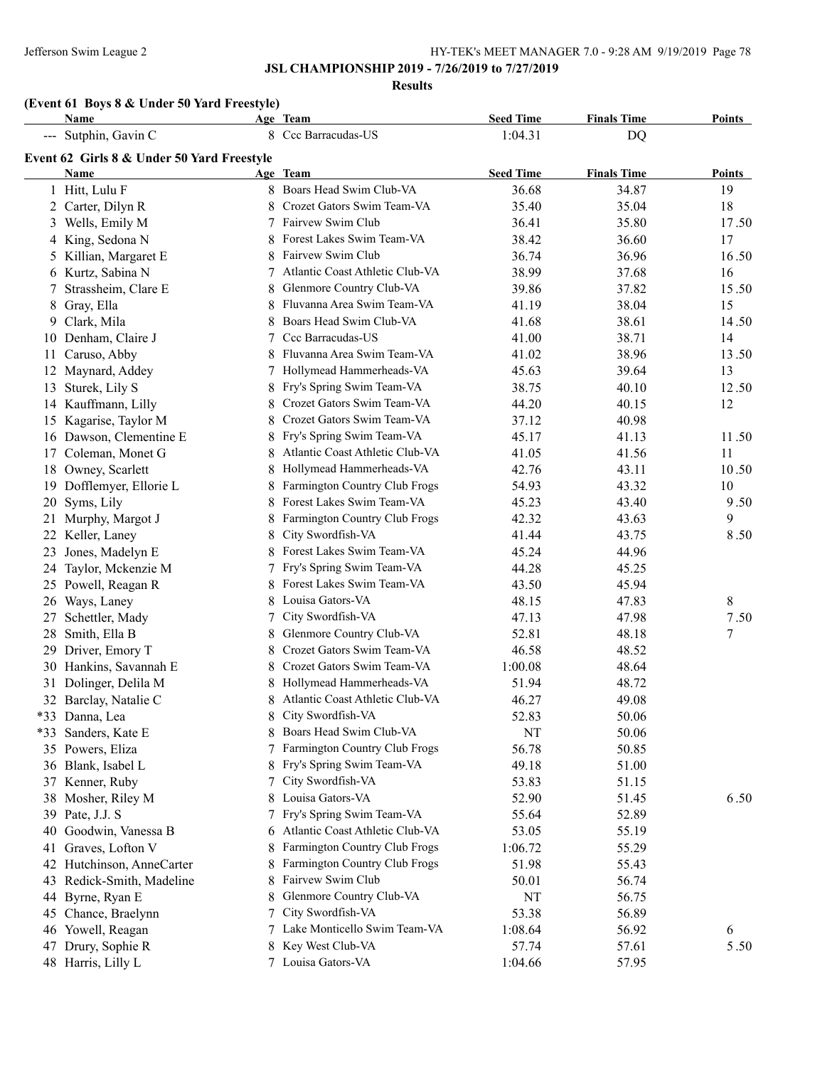**JSL CHAMPIONSHIP 2019 - 7/26/2019 to 7/27/2019**

**Results**

### (Event 61 Boys 8 & Under 50 Yard Freestyle)

| | Name | Age | Team | Seed Time | Finals Time | Points |
|---|---|---|---|---|---|---|
| --- | Sutphin, Gavin C | 8 | Ccc Barracudas-US | 1:04.31 | DQ | |

### Event 62 Girls 8 & Under 50 Yard Freestyle

| | Name | Age | Team | Seed Time | Finals Time | Points |
|---|---|---|---|---|---|---|
| 1 | Hitt, Lulu F | 8 | Boars Head Swim Club-VA | 36.68 | 34.87 | 19 |
| 2 | Carter, Dilyn R | 8 | Crozet Gators Swim Team-VA | 35.40 | 35.04 | 18 |
| 3 | Wells, Emily M | 7 | Fairvew Swim Club | 36.41 | 35.80 | 17.50 |
| 4 | King, Sedona N | 8 | Forest Lakes Swim Team-VA | 38.42 | 36.60 | 17 |
| 5 | Killian, Margaret E | 8 | Fairvew Swim Club | 36.74 | 36.96 | 16.50 |
| 6 | Kurtz, Sabina N | 7 | Atlantic Coast Athletic Club-VA | 38.99 | 37.68 | 16 |
| 7 | Strassheim, Clare E | 8 | Glenmore Country Club-VA | 39.86 | 37.82 | 15.50 |
| 8 | Gray, Ella | 8 | Fluvanna Area Swim Team-VA | 41.19 | 38.04 | 15 |
| 9 | Clark, Mila | 8 | Boars Head Swim Club-VA | 41.68 | 38.61 | 14.50 |
| 10 | Denham, Claire J | 7 | Ccc Barracudas-US | 41.00 | 38.71 | 14 |
| 11 | Caruso, Abby | 8 | Fluvanna Area Swim Team-VA | 41.02 | 38.96 | 13.50 |
| 12 | Maynard, Addey | 7 | Hollymead Hammerheads-VA | 45.63 | 39.64 | 13 |
| 13 | Sturek, Lily S | 8 | Fry's Spring Swim Team-VA | 38.75 | 40.10 | 12.50 |
| 14 | Kauffmann, Lilly | 8 | Crozet Gators Swim Team-VA | 44.20 | 40.15 | 12 |
| 15 | Kagarise, Taylor M | 8 | Crozet Gators Swim Team-VA | 37.12 | 40.98 | |
| 16 | Dawson, Clementine E | 8 | Fry's Spring Swim Team-VA | 45.17 | 41.13 | 11.50 |
| 17 | Coleman, Monet G | 8 | Atlantic Coast Athletic Club-VA | 41.05 | 41.56 | 11 |
| 18 | Owney, Scarlett | 8 | Hollymead Hammerheads-VA | 42.76 | 43.11 | 10.50 |
| 19 | Dofflemyer, Ellorie L | 8 | Farmington Country Club Frogs | 54.93 | 43.32 | 10 |
| 20 | Syms, Lily | 8 | Forest Lakes Swim Team-VA | 45.23 | 43.40 | 9.50 |
| 21 | Murphy, Margot J | 8 | Farmington Country Club Frogs | 42.32 | 43.63 | 9 |
| 22 | Keller, Laney | 8 | City Swordfish-VA | 41.44 | 43.75 | 8.50 |
| 23 | Jones, Madelyn E | 8 | Forest Lakes Swim Team-VA | 45.24 | 44.96 | |
| 24 | Taylor, Mckenzie M | 7 | Fry's Spring Swim Team-VA | 44.28 | 45.25 | |
| 25 | Powell, Reagan R | 8 | Forest Lakes Swim Team-VA | 43.50 | 45.94 | |
| 26 | Ways, Laney | 8 | Louisa Gators-VA | 48.15 | 47.83 | 8 |
| 27 | Schettler, Mady | 7 | City Swordfish-VA | 47.13 | 47.98 | 7.50 |
| 28 | Smith, Ella B | 8 | Glenmore Country Club-VA | 52.81 | 48.18 | 7 |
| 29 | Driver, Emory T | 8 | Crozet Gators Swim Team-VA | 46.58 | 48.52 | |
| 30 | Hankins, Savannah E | 8 | Crozet Gators Swim Team-VA | 1:00.08 | 48.64 | |
| 31 | Dolinger, Delila M | 8 | Hollymead Hammerheads-VA | 51.94 | 48.72 | |
| 32 | Barclay, Natalie C | 8 | Atlantic Coast Athletic Club-VA | 46.27 | 49.08 | |
| *33 | Danna, Lea | 8 | City Swordfish-VA | 52.83 | 50.06 | |
| *33 | Sanders, Kate E | 8 | Boars Head Swim Club-VA | NT | 50.06 | |
| 35 | Powers, Eliza | 7 | Farmington Country Club Frogs | 56.78 | 50.85 | |
| 36 | Blank, Isabel L | 8 | Fry's Spring Swim Team-VA | 49.18 | 51.00 | |
| 37 | Kenner, Ruby | 7 | City Swordfish-VA | 53.83 | 51.15 | |
| 38 | Mosher, Riley M | 8 | Louisa Gators-VA | 52.90 | 51.45 | 6.50 |
| 39 | Pate, J.J. S | 7 | Fry's Spring Swim Team-VA | 55.64 | 52.89 | |
| 40 | Goodwin, Vanessa B | 6 | Atlantic Coast Athletic Club-VA | 53.05 | 55.19 | |
| 41 | Graves, Lofton V | 8 | Farmington Country Club Frogs | 1:06.72 | 55.29 | |
| 42 | Hutchinson, AnneCarter | 8 | Farmington Country Club Frogs | 51.98 | 55.43 | |
| 43 | Redick-Smith, Madeline | 8 | Fairvew Swim Club | 50.01 | 56.74 | |
| 44 | Byrne, Ryan E | 8 | Glenmore Country Club-VA | NT | 56.75 | |
| 45 | Chance, Braelynn | 7 | City Swordfish-VA | 53.38 | 56.89 | |
| 46 | Yowell, Reagan | 7 | Lake Monticello Swim Team-VA | 1:08.64 | 56.92 | 6 |
| 47 | Drury, Sophie R | 8 | Key West Club-VA | 57.74 | 57.61 | 5.50 |
| 48 | Harris, Lilly L | 7 | Louisa Gators-VA | 1:04.66 | 57.95 | |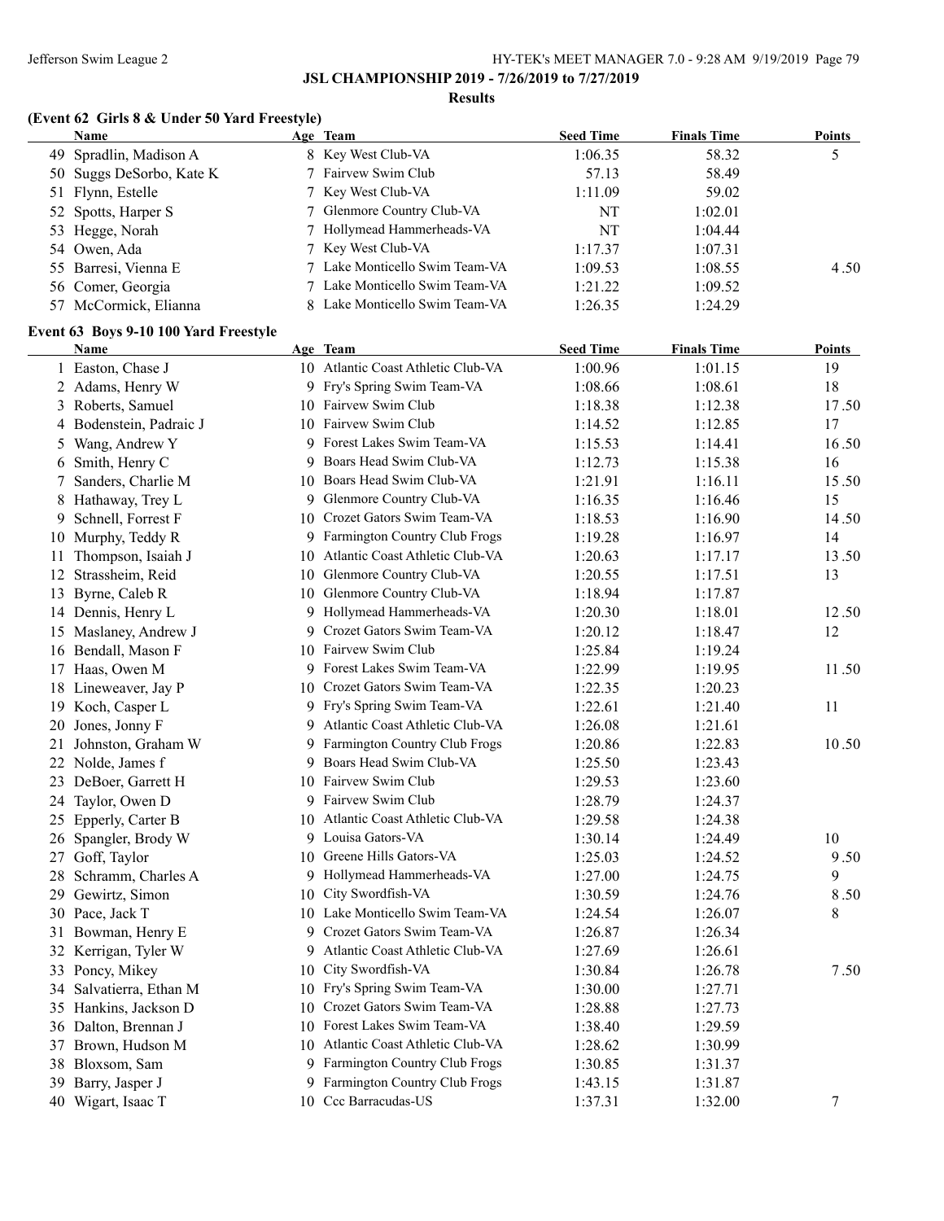**JSL CHAMPIONSHIP 2019 - 7/26/2019 to 7/27/2019**

**Results**

### (Event 62 Girls 8 & Under 50 Yard Freestyle)

| | Name | Age | Team | Seed Time | Finals Time | Points |
|---|---|---|---|---|---|---|
| 49 | Spradlin, Madison A | 8 | Key West Club-VA | 1:06.35 | 58.32 | 5 |
| 50 | Suggs DeSorbo, Kate K | 7 | Fairvew Swim Club | 57.13 | 58.49 | |
| 51 | Flynn, Estelle | 7 | Key West Club-VA | 1:11.09 | 59.02 | |
| 52 | Spotts, Harper S | 7 | Glenmore Country Club-VA | NT | 1:02.01 | |
| 53 | Hegge, Norah | 7 | Hollymead Hammerheads-VA | NT | 1:04.44 | |
| 54 | Owen, Ada | 7 | Key West Club-VA | 1:17.37 | 1:07.31 | |
| 55 | Barresi, Vienna E | 7 | Lake Monticello Swim Team-VA | 1:09.53 | 1:08.55 | 4.50 |
| 56 | Comer, Georgia | 7 | Lake Monticello Swim Team-VA | 1:21.22 | 1:09.52 | |
| 57 | McCormick, Elianna | 8 | Lake Monticello Swim Team-VA | 1:26.35 | 1:24.29 | |

### Event 63 Boys 9-10 100 Yard Freestyle

| | Name | Age | Team | Seed Time | Finals Time | Points |
|---|---|---|---|---|---|---|
| 1 | Easton, Chase J | 10 | Atlantic Coast Athletic Club-VA | 1:00.96 | 1:01.15 | 19 |
| 2 | Adams, Henry W | 9 | Fry's Spring Swim Team-VA | 1:08.66 | 1:08.61 | 18 |
| 3 | Roberts, Samuel | 10 | Fairvew Swim Club | 1:18.38 | 1:12.38 | 17.50 |
| 4 | Bodenstein, Padraic J | 10 | Fairvew Swim Club | 1:14.52 | 1:12.85 | 17 |
| 5 | Wang, Andrew Y | 9 | Forest Lakes Swim Team-VA | 1:15.53 | 1:14.41 | 16.50 |
| 6 | Smith, Henry C | 9 | Boars Head Swim Club-VA | 1:12.73 | 1:15.38 | 16 |
| 7 | Sanders, Charlie M | 10 | Boars Head Swim Club-VA | 1:21.91 | 1:16.11 | 15.50 |
| 8 | Hathaway, Trey L | 9 | Glenmore Country Club-VA | 1:16.35 | 1:16.46 | 15 |
| 9 | Schnell, Forrest F | 10 | Crozet Gators Swim Team-VA | 1:18.53 | 1:16.90 | 14.50 |
| 10 | Murphy, Teddy R | 9 | Farmington Country Club Frogs | 1:19.28 | 1:16.97 | 14 |
| 11 | Thompson, Isaiah J | 10 | Atlantic Coast Athletic Club-VA | 1:20.63 | 1:17.17 | 13.50 |
| 12 | Strassheim, Reid | 10 | Glenmore Country Club-VA | 1:20.55 | 1:17.51 | 13 |
| 13 | Byrne, Caleb R | 10 | Glenmore Country Club-VA | 1:18.94 | 1:17.87 | |
| 14 | Dennis, Henry L | 9 | Hollymead Hammerheads-VA | 1:20.30 | 1:18.01 | 12.50 |
| 15 | Maslaney, Andrew J | 9 | Crozet Gators Swim Team-VA | 1:20.12 | 1:18.47 | 12 |
| 16 | Bendall, Mason F | 10 | Fairvew Swim Club | 1:25.84 | 1:19.24 | |
| 17 | Haas, Owen M | 9 | Forest Lakes Swim Team-VA | 1:22.99 | 1:19.95 | 11.50 |
| 18 | Lineweaver, Jay P | 10 | Crozet Gators Swim Team-VA | 1:22.35 | 1:20.23 | |
| 19 | Koch, Casper L | 9 | Fry's Spring Swim Team-VA | 1:22.61 | 1:21.40 | 11 |
| 20 | Jones, Jonny F | 9 | Atlantic Coast Athletic Club-VA | 1:26.08 | 1:21.61 | |
| 21 | Johnston, Graham W | 9 | Farmington Country Club Frogs | 1:20.86 | 1:22.83 | 10.50 |
| 22 | Nolde, James f | 9 | Boars Head Swim Club-VA | 1:25.50 | 1:23.43 | |
| 23 | DeBoer, Garrett H | 10 | Fairvew Swim Club | 1:29.53 | 1:23.60 | |
| 24 | Taylor, Owen D | 9 | Fairvew Swim Club | 1:28.79 | 1:24.37 | |
| 25 | Epperly, Carter B | 10 | Atlantic Coast Athletic Club-VA | 1:29.58 | 1:24.38 | |
| 26 | Spangler, Brody W | 9 | Louisa Gators-VA | 1:30.14 | 1:24.49 | 10 |
| 27 | Goff, Taylor | 10 | Greene Hills Gators-VA | 1:25.03 | 1:24.52 | 9.50 |
| 28 | Schramm, Charles A | 9 | Hollymead Hammerheads-VA | 1:27.00 | 1:24.75 | 9 |
| 29 | Gewirtz, Simon | 10 | City Swordfish-VA | 1:30.59 | 1:24.76 | 8.50 |
| 30 | Pace, Jack T | 10 | Lake Monticello Swim Team-VA | 1:24.54 | 1:26.07 | 8 |
| 31 | Bowman, Henry E | 9 | Crozet Gators Swim Team-VA | 1:26.87 | 1:26.34 | |
| 32 | Kerrigan, Tyler W | 9 | Atlantic Coast Athletic Club-VA | 1:27.69 | 1:26.61 | |
| 33 | Poncy, Mikey | 10 | City Swordfish-VA | 1:30.84 | 1:26.78 | 7.50 |
| 34 | Salvatierra, Ethan M | 10 | Fry's Spring Swim Team-VA | 1:30.00 | 1:27.71 | |
| 35 | Hankins, Jackson D | 10 | Crozet Gators Swim Team-VA | 1:28.88 | 1:27.73 | |
| 36 | Dalton, Brennan J | 10 | Forest Lakes Swim Team-VA | 1:38.40 | 1:29.59 | |
| 37 | Brown, Hudson M | 10 | Atlantic Coast Athletic Club-VA | 1:28.62 | 1:30.99 | |
| 38 | Bloxsom, Sam | 9 | Farmington Country Club Frogs | 1:30.85 | 1:31.37 | |
| 39 | Barry, Jasper J | 9 | Farmington Country Club Frogs | 1:43.15 | 1:31.87 | |
| 40 | Wigart, Isaac T | 10 | Ccc Barracudas-US | 1:37.31 | 1:32.00 | 7 |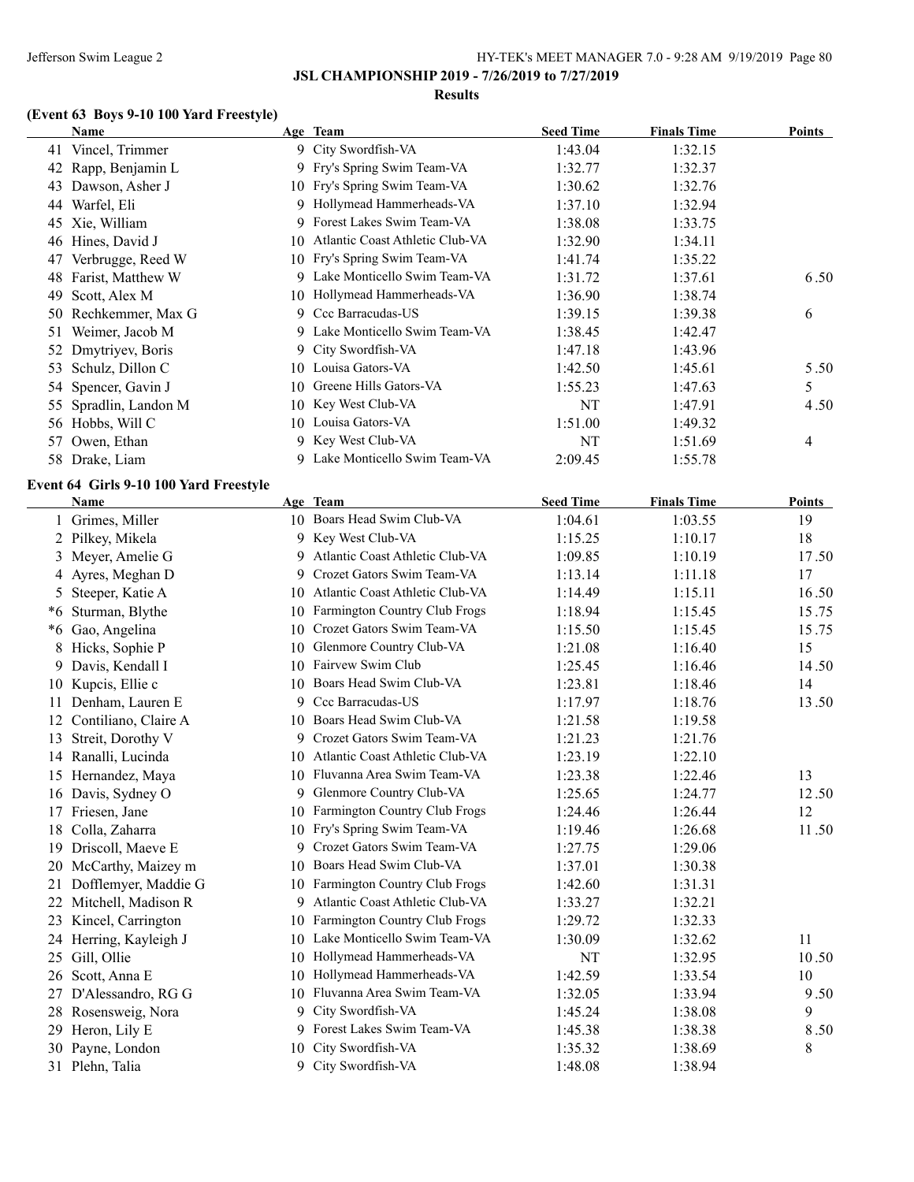## JSL CHAMPIONSHIP 2019 - 7/26/2019 to 7/27/2019

### Results

### (Event 63 Boys 9-10 100 Yard Freestyle)

| | Name | Age | Team | Seed Time | Finals Time | Points |
|---|---|---|---|---|---|---|
| 41 | Vincel, Trimmer | 9 | City Swordfish-VA | 1:43.04 | 1:32.15 | |
| 42 | Rapp, Benjamin L | 9 | Fry's Spring Swim Team-VA | 1:32.77 | 1:32.37 | |
| 43 | Dawson, Asher J | 10 | Fry's Spring Swim Team-VA | 1:30.62 | 1:32.76 | |
| 44 | Warfel, Eli | 9 | Hollymead Hammerheads-VA | 1:37.10 | 1:32.94 | |
| 45 | Xie, William | 9 | Forest Lakes Swim Team-VA | 1:38.08 | 1:33.75 | |
| 46 | Hines, David J | 10 | Atlantic Coast Athletic Club-VA | 1:32.90 | 1:34.11 | |
| 47 | Verbrugge, Reed W | 10 | Fry's Spring Swim Team-VA | 1:41.74 | 1:35.22 | |
| 48 | Farist, Matthew W | 9 | Lake Monticello Swim Team-VA | 1:31.72 | 1:37.61 | 6.50 |
| 49 | Scott, Alex M | 10 | Hollymead Hammerheads-VA | 1:36.90 | 1:38.74 | |
| 50 | Rechkemmer, Max G | 9 | Ccc Barracudas-US | 1:39.15 | 1:39.38 | 6 |
| 51 | Weimer, Jacob M | 9 | Lake Monticello Swim Team-VA | 1:38.45 | 1:42.47 | |
| 52 | Dmytriyev, Boris | 9 | City Swordfish-VA | 1:47.18 | 1:43.96 | |
| 53 | Schulz, Dillon C | 10 | Louisa Gators-VA | 1:42.50 | 1:45.61 | 5.50 |
| 54 | Spencer, Gavin J | 10 | Greene Hills Gators-VA | 1:55.23 | 1:47.63 | 5 |
| 55 | Spradlin, Landon M | 10 | Key West Club-VA | NT | 1:47.91 | 4.50 |
| 56 | Hobbs, Will C | 10 | Louisa Gators-VA | 1:51.00 | 1:49.32 | |
| 57 | Owen, Ethan | 9 | Key West Club-VA | NT | 1:51.69 | 4 |
| 58 | Drake, Liam | 9 | Lake Monticello Swim Team-VA | 2:09.45 | 1:55.78 | |

### Event 64 Girls 9-10 100 Yard Freestyle

| | Name | Age | Team | Seed Time | Finals Time | Points |
|---|---|---|---|---|---|---|
| 1 | Grimes, Miller | 10 | Boars Head Swim Club-VA | 1:04.61 | 1:03.55 | 19 |
| 2 | Pilkey, Mikela | 9 | Key West Club-VA | 1:15.25 | 1:10.17 | 18 |
| 3 | Meyer, Amelie G | 9 | Atlantic Coast Athletic Club-VA | 1:09.85 | 1:10.19 | 17.50 |
| 4 | Ayres, Meghan D | 9 | Crozet Gators Swim Team-VA | 1:13.14 | 1:11.18 | 17 |
| 5 | Steeper, Katie A | 10 | Atlantic Coast Athletic Club-VA | 1:14.49 | 1:15.11 | 16.50 |
| *6 | Sturman, Blythe | 10 | Farmington Country Club Frogs | 1:18.94 | 1:15.45 | 15.75 |
| *6 | Gao, Angelina | 10 | Crozet Gators Swim Team-VA | 1:15.50 | 1:15.45 | 15.75 |
| 8 | Hicks, Sophie P | 10 | Glenmore Country Club-VA | 1:21.08 | 1:16.40 | 15 |
| 9 | Davis, Kendall I | 10 | Fairvew Swim Club | 1:25.45 | 1:16.46 | 14.50 |
| 10 | Kupcis, Ellie c | 10 | Boars Head Swim Club-VA | 1:23.81 | 1:18.46 | 14 |
| 11 | Denham, Lauren E | 9 | Ccc Barracudas-US | 1:17.97 | 1:18.76 | 13.50 |
| 12 | Contiliano, Claire A | 10 | Boars Head Swim Club-VA | 1:21.58 | 1:19.58 | |
| 13 | Streit, Dorothy V | 9 | Crozet Gators Swim Team-VA | 1:21.23 | 1:21.76 | |
| 14 | Ranalli, Lucinda | 10 | Atlantic Coast Athletic Club-VA | 1:23.19 | 1:22.10 | |
| 15 | Hernandez, Maya | 10 | Fluvanna Area Swim Team-VA | 1:23.38 | 1:22.46 | 13 |
| 16 | Davis, Sydney O | 9 | Glenmore Country Club-VA | 1:25.65 | 1:24.77 | 12.50 |
| 17 | Friesen, Jane | 10 | Farmington Country Club Frogs | 1:24.46 | 1:26.44 | 12 |
| 18 | Colla, Zaharra | 10 | Fry's Spring Swim Team-VA | 1:19.46 | 1:26.68 | 11.50 |
| 19 | Driscoll, Maeve E | 9 | Crozet Gators Swim Team-VA | 1:27.75 | 1:29.06 | |
| 20 | McCarthy, Maizey m | 10 | Boars Head Swim Club-VA | 1:37.01 | 1:30.38 | |
| 21 | Dofflemyer, Maddie G | 10 | Farmington Country Club Frogs | 1:42.60 | 1:31.31 | |
| 22 | Mitchell, Madison R | 9 | Atlantic Coast Athletic Club-VA | 1:33.27 | 1:32.21 | |
| 23 | Kincel, Carrington | 10 | Farmington Country Club Frogs | 1:29.72 | 1:32.33 | |
| 24 | Herring, Kayleigh J | 10 | Lake Monticello Swim Team-VA | 1:30.09 | 1:32.62 | 11 |
| 25 | Gill, Ollie | 10 | Hollymead Hammerheads-VA | NT | 1:32.95 | 10.50 |
| 26 | Scott, Anna E | 10 | Hollymead Hammerheads-VA | 1:42.59 | 1:33.54 | 10 |
| 27 | D'Alessandro, RG G | 10 | Fluvanna Area Swim Team-VA | 1:32.05 | 1:33.94 | 9.50 |
| 28 | Rosensweig, Nora | 9 | City Swordfish-VA | 1:45.24 | 1:38.08 | 9 |
| 29 | Heron, Lily E | 9 | Forest Lakes Swim Team-VA | 1:45.38 | 1:38.38 | 8.50 |
| 30 | Payne, London | 10 | City Swordfish-VA | 1:35.32 | 1:38.69 | 8 |
| 31 | Plehn, Talia | 9 | City Swordfish-VA | 1:48.08 | 1:38.94 | |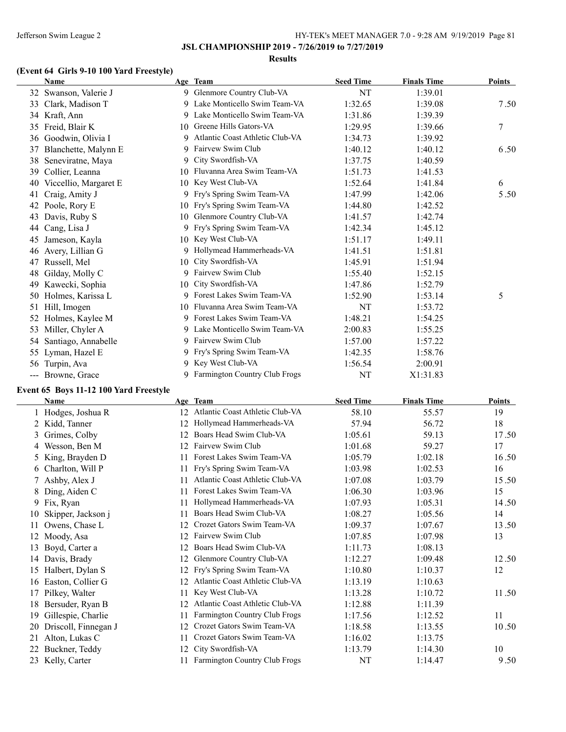## JSL CHAMPIONSHIP 2019 - 7/26/2019 to 7/27/2019

### Results

### (Event 64 Girls 9-10 100 Yard Freestyle)

| | Name | Age | Team | Seed Time | Finals Time | Points |
|---|---|---|---|---|---|---|
| 32 | Swanson, Valerie J | 9 | Glenmore Country Club-VA | NT | 1:39.01 | |
| 33 | Clark, Madison T | 9 | Lake Monticello Swim Team-VA | 1:32.65 | 1:39.08 | 7.50 |
| 34 | Kraft, Ann | 9 | Lake Monticello Swim Team-VA | 1:31.86 | 1:39.39 | |
| 35 | Freid, Blair K | 10 | Greene Hills Gators-VA | 1:29.95 | 1:39.66 | 7 |
| 36 | Goodwin, Olivia I | 9 | Atlantic Coast Athletic Club-VA | 1:34.73 | 1:39.92 | |
| 37 | Blanchette, Malynn E | 9 | Fairvew Swim Club | 1:40.12 | 1:40.12 | 6.50 |
| 38 | Seneviratne, Maya | 9 | City Swordfish-VA | 1:37.75 | 1:40.59 | |
| 39 | Collier, Leanna | 10 | Fluvanna Area Swim Team-VA | 1:51.73 | 1:41.53 | |
| 40 | Viccellio, Margaret E | 10 | Key West Club-VA | 1:52.64 | 1:41.84 | 6 |
| 41 | Craig, Amity J | 9 | Fry's Spring Swim Team-VA | 1:47.99 | 1:42.06 | 5.50 |
| 42 | Poole, Rory E | 10 | Fry's Spring Swim Team-VA | 1:44.80 | 1:42.52 | |
| 43 | Davis, Ruby S | 10 | Glenmore Country Club-VA | 1:41.57 | 1:42.74 | |
| 44 | Cang, Lisa J | 9 | Fry's Spring Swim Team-VA | 1:42.34 | 1:45.12 | |
| 45 | Jameson, Kayla | 10 | Key West Club-VA | 1:51.17 | 1:49.11 | |
| 46 | Avery, Lillian G | 9 | Hollymead Hammerheads-VA | 1:41.51 | 1:51.81 | |
| 47 | Russell, Mel | 10 | City Swordfish-VA | 1:45.91 | 1:51.94 | |
| 48 | Gilday, Molly C | 9 | Fairvew Swim Club | 1:55.40 | 1:52.15 | |
| 49 | Kawecki, Sophia | 10 | City Swordfish-VA | 1:47.86 | 1:52.79 | |
| 50 | Holmes, Karissa L | 9 | Forest Lakes Swim Team-VA | 1:52.90 | 1:53.14 | 5 |
| 51 | Hill, Imogen | 10 | Fluvanna Area Swim Team-VA | NT | 1:53.72 | |
| 52 | Holmes, Kaylee M | 9 | Forest Lakes Swim Team-VA | 1:48.21 | 1:54.25 | |
| 53 | Miller, Chyler A | 9 | Lake Monticello Swim Team-VA | 2:00.83 | 1:55.25 | |
| 54 | Santiago, Annabelle | 9 | Fairvew Swim Club | 1:57.00 | 1:57.22 | |
| 55 | Lyman, Hazel E | 9 | Fry's Spring Swim Team-VA | 1:42.35 | 1:58.76 | |
| 56 | Turpin, Ava | 9 | Key West Club-VA | 1:56.54 | 2:00.91 | |
| --- | Browne, Grace | 9 | Farmington Country Club Frogs | NT | X1:31.83 | |

### Event 65 Boys 11-12 100 Yard Freestyle

| | Name | Age | Team | Seed Time | Finals Time | Points |
|---|---|---|---|---|---|---|
| 1 | Hodges, Joshua R | 12 | Atlantic Coast Athletic Club-VA | 58.10 | 55.57 | 19 |
| 2 | Kidd, Tanner | 12 | Hollymead Hammerheads-VA | 57.94 | 56.72 | 18 |
| 3 | Grimes, Colby | 12 | Boars Head Swim Club-VA | 1:05.61 | 59.13 | 17.50 |
| 4 | Wesson, Ben M | 12 | Fairvew Swim Club | 1:01.68 | 59.27 | 17 |
| 5 | King, Brayden D | 11 | Forest Lakes Swim Team-VA | 1:05.79 | 1:02.18 | 16.50 |
| 6 | Charlton, Will P | 11 | Fry's Spring Swim Team-VA | 1:03.98 | 1:02.53 | 16 |
| 7 | Ashby, Alex J | 11 | Atlantic Coast Athletic Club-VA | 1:07.08 | 1:03.79 | 15.50 |
| 8 | Ding, Aiden C | 11 | Forest Lakes Swim Team-VA | 1:06.30 | 1:03.96 | 15 |
| 9 | Fix, Ryan | 11 | Hollymead Hammerheads-VA | 1:07.93 | 1:05.31 | 14.50 |
| 10 | Skipper, Jackson j | 11 | Boars Head Swim Club-VA | 1:08.27 | 1:05.56 | 14 |
| 11 | Owens, Chase L | 12 | Crozet Gators Swim Team-VA | 1:09.37 | 1:07.67 | 13.50 |
| 12 | Moody, Asa | 12 | Fairvew Swim Club | 1:07.85 | 1:07.98 | 13 |
| 13 | Boyd, Carter a | 12 | Boars Head Swim Club-VA | 1:11.73 | 1:08.13 | |
| 14 | Davis, Brady | 12 | Glenmore Country Club-VA | 1:12.27 | 1:09.48 | 12.50 |
| 15 | Halbert, Dylan S | 12 | Fry's Spring Swim Team-VA | 1:10.80 | 1:10.37 | 12 |
| 16 | Easton, Collier G | 12 | Atlantic Coast Athletic Club-VA | 1:13.19 | 1:10.63 | |
| 17 | Pilkey, Walter | 11 | Key West Club-VA | 1:13.28 | 1:10.72 | 11.50 |
| 18 | Bersuder, Ryan B | 12 | Atlantic Coast Athletic Club-VA | 1:12.88 | 1:11.39 | |
| 19 | Gillespie, Charlie | 11 | Farmington Country Club Frogs | 1:17.56 | 1:12.52 | 11 |
| 20 | Driscoll, Finnegan J | 12 | Crozet Gators Swim Team-VA | 1:18.58 | 1:13.55 | 10.50 |
| 21 | Alton, Lukas C | 11 | Crozet Gators Swim Team-VA | 1:16.02 | 1:13.75 | |
| 22 | Buckner, Teddy | 12 | City Swordfish-VA | 1:13.79 | 1:14.30 | 10 |
| 23 | Kelly, Carter | 11 | Farmington Country Club Frogs | NT | 1:14.47 | 9.50 |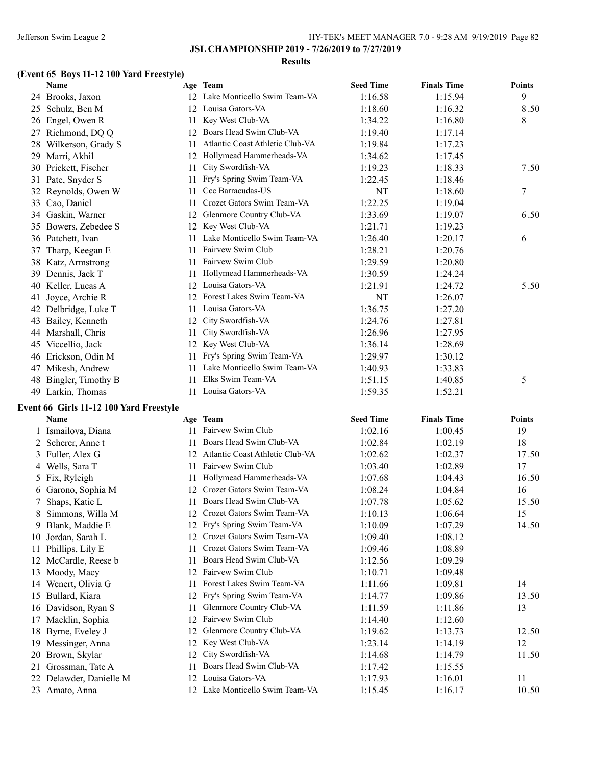## JSL CHAMPIONSHIP 2019 - 7/26/2019 to 7/27/2019

### Results

### (Event 65 Boys 11-12 100 Yard Freestyle)

| | Name | Age | Team | Seed Time | Finals Time | Points |
|---|---|---|---|---|---|---|
| 24 | Brooks, Jaxon | 12 | Lake Monticello Swim Team-VA | 1:16.58 | 1:15.94 | 9 |
| 25 | Schulz, Ben M | 12 | Louisa Gators-VA | 1:18.60 | 1:16.32 | 8.50 |
| 26 | Engel, Owen R | 11 | Key West Club-VA | 1:34.22 | 1:16.80 | 8 |
| 27 | Richmond, DQ Q | 12 | Boars Head Swim Club-VA | 1:19.40 | 1:17.14 | |
| 28 | Wilkerson, Grady S | 11 | Atlantic Coast Athletic Club-VA | 1:19.84 | 1:17.23 | |
| 29 | Marri, Akhil | 12 | Hollymead Hammerheads-VA | 1:34.62 | 1:17.45 | |
| 30 | Prickett, Fischer | 11 | City Swordfish-VA | 1:19.23 | 1:18.33 | 7.50 |
| 31 | Pate, Snyder S | 11 | Fry's Spring Swim Team-VA | 1:22.45 | 1:18.46 | |
| 32 | Reynolds, Owen W | 11 | Ccc Barracudas-US | NT | 1:18.60 | 7 |
| 33 | Cao, Daniel | 11 | Crozet Gators Swim Team-VA | 1:22.25 | 1:19.04 | |
| 34 | Gaskin, Warner | 12 | Glenmore Country Club-VA | 1:33.69 | 1:19.07 | 6.50 |
| 35 | Bowers, Zebedee S | 12 | Key West Club-VA | 1:21.71 | 1:19.23 | |
| 36 | Patchett, Ivan | 11 | Lake Monticello Swim Team-VA | 1:26.40 | 1:20.17 | 6 |
| 37 | Tharp, Keegan E | 11 | Fairvew Swim Club | 1:28.21 | 1:20.76 | |
| 38 | Katz, Armstrong | 11 | Fairvew Swim Club | 1:29.59 | 1:20.80 | |
| 39 | Dennis, Jack T | 11 | Hollymead Hammerheads-VA | 1:30.59 | 1:24.24 | |
| 40 | Keller, Lucas A | 12 | Louisa Gators-VA | 1:21.91 | 1:24.72 | 5.50 |
| 41 | Joyce, Archie R | 12 | Forest Lakes Swim Team-VA | NT | 1:26.07 | |
| 42 | Delbridge, Luke T | 11 | Louisa Gators-VA | 1:36.75 | 1:27.20 | |
| 43 | Bailey, Kenneth | 12 | City Swordfish-VA | 1:24.76 | 1:27.81 | |
| 44 | Marshall, Chris | 11 | City Swordfish-VA | 1:26.96 | 1:27.95 | |
| 45 | Viccellio, Jack | 12 | Key West Club-VA | 1:36.14 | 1:28.69 | |
| 46 | Erickson, Odin M | 11 | Fry's Spring Swim Team-VA | 1:29.97 | 1:30.12 | |
| 47 | Mikesh, Andrew | 11 | Lake Monticello Swim Team-VA | 1:40.93 | 1:33.83 | |
| 48 | Bingler, Timothy B | 11 | Elks Swim Team-VA | 1:51.15 | 1:40.85 | 5 |
| 49 | Larkin, Thomas | 11 | Louisa Gators-VA | 1:59.35 | 1:52.21 | |

### Event 66 Girls 11-12 100 Yard Freestyle

| | Name | Age | Team | Seed Time | Finals Time | Points |
|---|---|---|---|---|---|---|
| 1 | Ismailova, Diana | 11 | Fairvew Swim Club | 1:02.16 | 1:00.45 | 19 |
| 2 | Scherer, Anne t | 11 | Boars Head Swim Club-VA | 1:02.84 | 1:02.19 | 18 |
| 3 | Fuller, Alex G | 12 | Atlantic Coast Athletic Club-VA | 1:02.62 | 1:02.37 | 17.50 |
| 4 | Wells, Sara T | 11 | Fairvew Swim Club | 1:03.40 | 1:02.89 | 17 |
| 5 | Fix, Ryleigh | 11 | Hollymead Hammerheads-VA | 1:07.68 | 1:04.43 | 16.50 |
| 6 | Garono, Sophia M | 12 | Crozet Gators Swim Team-VA | 1:08.24 | 1:04.84 | 16 |
| 7 | Shaps, Katie L | 11 | Boars Head Swim Club-VA | 1:07.78 | 1:05.62 | 15.50 |
| 8 | Simmons, Willa M | 12 | Crozet Gators Swim Team-VA | 1:10.13 | 1:06.64 | 15 |
| 9 | Blank, Maddie E | 12 | Fry's Spring Swim Team-VA | 1:10.09 | 1:07.29 | 14.50 |
| 10 | Jordan, Sarah L | 12 | Crozet Gators Swim Team-VA | 1:09.40 | 1:08.12 | |
| 11 | Phillips, Lily E | 11 | Crozet Gators Swim Team-VA | 1:09.46 | 1:08.89 | |
| 12 | McCardle, Reese b | 11 | Boars Head Swim Club-VA | 1:12.56 | 1:09.29 | |
| 13 | Moody, Macy | 12 | Fairvew Swim Club | 1:10.71 | 1:09.48 | |
| 14 | Wenert, Olivia G | 11 | Forest Lakes Swim Team-VA | 1:11.66 | 1:09.81 | 14 |
| 15 | Bullard, Kiara | 12 | Fry's Spring Swim Team-VA | 1:14.77 | 1:09.86 | 13.50 |
| 16 | Davidson, Ryan S | 11 | Glenmore Country Club-VA | 1:11.59 | 1:11.86 | 13 |
| 17 | Macklin, Sophia | 12 | Fairvew Swim Club | 1:14.40 | 1:12.60 | |
| 18 | Byrne, Eveley J | 12 | Glenmore Country Club-VA | 1:19.62 | 1:13.73 | 12.50 |
| 19 | Messinger, Anna | 12 | Key West Club-VA | 1:23.14 | 1:14.19 | 12 |
| 20 | Brown, Skylar | 12 | City Swordfish-VA | 1:14.68 | 1:14.79 | 11.50 |
| 21 | Grossman, Tate A | 11 | Boars Head Swim Club-VA | 1:17.42 | 1:15.55 | |
| 22 | Delawder, Danielle M | 12 | Louisa Gators-VA | 1:17.93 | 1:16.01 | 11 |
| 23 | Amato, Anna | 12 | Lake Monticello Swim Team-VA | 1:15.45 | 1:16.17 | 10.50 |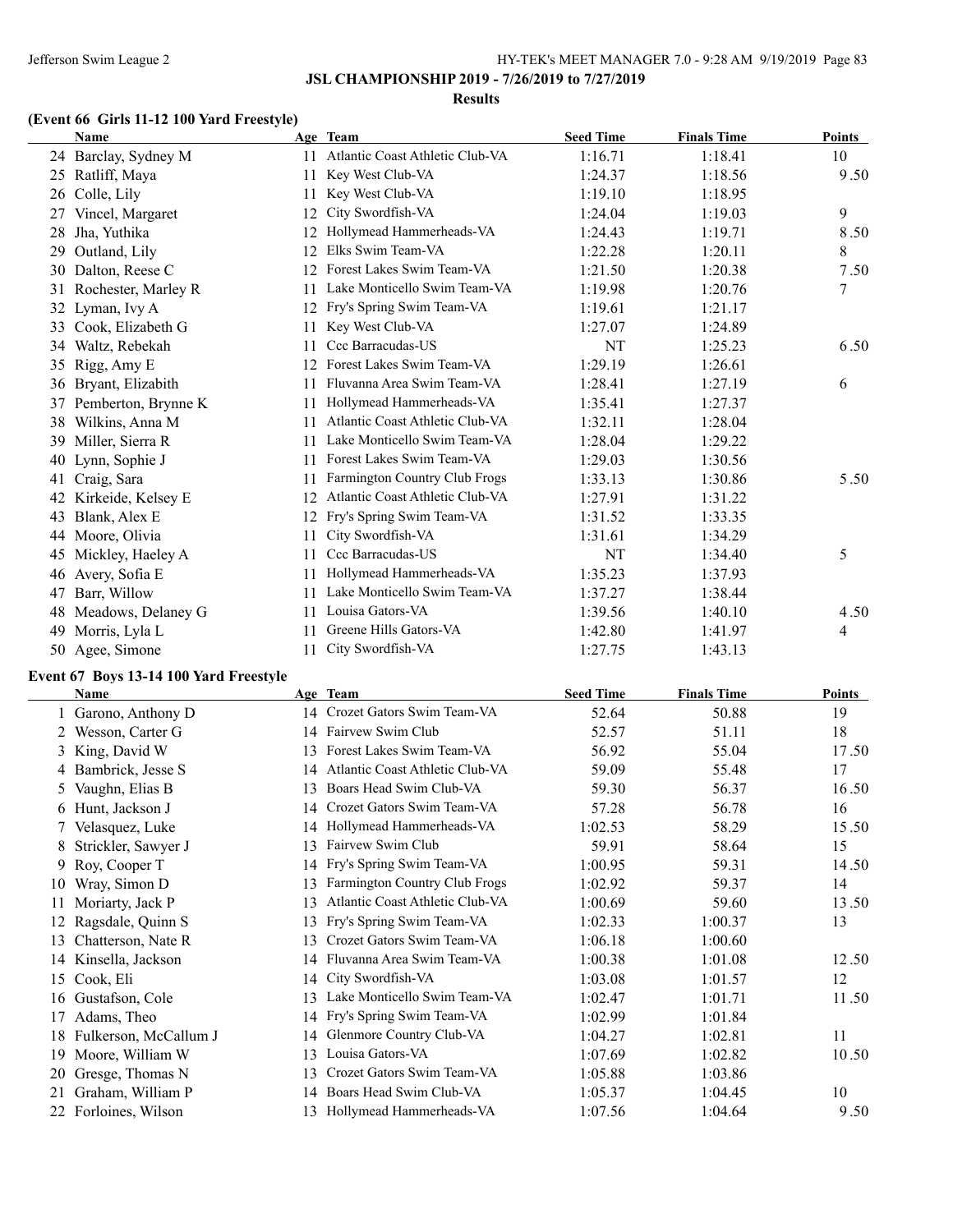**JSL CHAMPIONSHIP 2019 - 7/26/2019 to 7/27/2019**

**Results**

### (Event 66 Girls 11-12 100 Yard Freestyle)

| | Name | Age | Team | Seed Time | Finals Time | Points |
|---|---|---|---|---|---|---|
| 24 | Barclay, Sydney M | 11 | Atlantic Coast Athletic Club-VA | 1:16.71 | 1:18.41 | 10 |
| 25 | Ratliff, Maya | 11 | Key West Club-VA | 1:24.37 | 1:18.56 | 9.50 |
| 26 | Colle, Lily | 11 | Key West Club-VA | 1:19.10 | 1:18.95 | |
| 27 | Vincel, Margaret | 12 | City Swordfish-VA | 1:24.04 | 1:19.03 | 9 |
| 28 | Jha, Yuthika | 12 | Hollymead Hammerheads-VA | 1:24.43 | 1:19.71 | 8.50 |
| 29 | Outland, Lily | 12 | Elks Swim Team-VA | 1:22.28 | 1:20.11 | 8 |
| 30 | Dalton, Reese C | 12 | Forest Lakes Swim Team-VA | 1:21.50 | 1:20.38 | 7.50 |
| 31 | Rochester, Marley R | 11 | Lake Monticello Swim Team-VA | 1:19.98 | 1:20.76 | 7 |
| 32 | Lyman, Ivy A | 12 | Fry's Spring Swim Team-VA | 1:19.61 | 1:21.17 | |
| 33 | Cook, Elizabeth G | 11 | Key West Club-VA | 1:27.07 | 1:24.89 | |
| 34 | Waltz, Rebekah | 11 | Ccc Barracudas-US | NT | 1:25.23 | 6.50 |
| 35 | Rigg, Amy E | 12 | Forest Lakes Swim Team-VA | 1:29.19 | 1:26.61 | |
| 36 | Bryant, Elizabith | 11 | Fluvanna Area Swim Team-VA | 1:28.41 | 1:27.19 | 6 |
| 37 | Pemberton, Brynne K | 11 | Hollymead Hammerheads-VA | 1:35.41 | 1:27.37 | |
| 38 | Wilkins, Anna M | 11 | Atlantic Coast Athletic Club-VA | 1:32.11 | 1:28.04 | |
| 39 | Miller, Sierra R | 11 | Lake Monticello Swim Team-VA | 1:28.04 | 1:29.22 | |
| 40 | Lynn, Sophie J | 11 | Forest Lakes Swim Team-VA | 1:29.03 | 1:30.56 | |
| 41 | Craig, Sara | 11 | Farmington Country Club Frogs | 1:33.13 | 1:30.86 | 5.50 |
| 42 | Kirkeide, Kelsey E | 12 | Atlantic Coast Athletic Club-VA | 1:27.91 | 1:31.22 | |
| 43 | Blank, Alex E | 12 | Fry's Spring Swim Team-VA | 1:31.52 | 1:33.35 | |
| 44 | Moore, Olivia | 11 | City Swordfish-VA | 1:31.61 | 1:34.29 | |
| 45 | Mickley, Haeley A | 11 | Ccc Barracudas-US | NT | 1:34.40 | 5 |
| 46 | Avery, Sofia E | 11 | Hollymead Hammerheads-VA | 1:35.23 | 1:37.93 | |
| 47 | Barr, Willow | 11 | Lake Monticello Swim Team-VA | 1:37.27 | 1:38.44 | |
| 48 | Meadows, Delaney G | 11 | Louisa Gators-VA | 1:39.56 | 1:40.10 | 4.50 |
| 49 | Morris, Lyla L | 11 | Greene Hills Gators-VA | 1:42.80 | 1:41.97 | 4 |
| 50 | Agee, Simone | 11 | City Swordfish-VA | 1:27.75 | 1:43.13 | |

### Event 67 Boys 13-14 100 Yard Freestyle

| | Name | Age | Team | Seed Time | Finals Time | Points |
|---|---|---|---|---|---|---|
| 1 | Garono, Anthony D | 14 | Crozet Gators Swim Team-VA | 52.64 | 50.88 | 19 |
| 2 | Wesson, Carter G | 14 | Fairvew Swim Club | 52.57 | 51.11 | 18 |
| 3 | King, David W | 13 | Forest Lakes Swim Team-VA | 56.92 | 55.04 | 17.50 |
| 4 | Bambrick, Jesse S | 14 | Atlantic Coast Athletic Club-VA | 59.09 | 55.48 | 17 |
| 5 | Vaughn, Elias B | 13 | Boars Head Swim Club-VA | 59.30 | 56.37 | 16.50 |
| 6 | Hunt, Jackson J | 14 | Crozet Gators Swim Team-VA | 57.28 | 56.78 | 16 |
| 7 | Velasquez, Luke | 14 | Hollymead Hammerheads-VA | 1:02.53 | 58.29 | 15.50 |
| 8 | Strickler, Sawyer J | 13 | Fairvew Swim Club | 59.91 | 58.64 | 15 |
| 9 | Roy, Cooper T | 14 | Fry's Spring Swim Team-VA | 1:00.95 | 59.31 | 14.50 |
| 10 | Wray, Simon D | 13 | Farmington Country Club Frogs | 1:02.92 | 59.37 | 14 |
| 11 | Moriarty, Jack P | 13 | Atlantic Coast Athletic Club-VA | 1:00.69 | 59.60 | 13.50 |
| 12 | Ragsdale, Quinn S | 13 | Fry's Spring Swim Team-VA | 1:02.33 | 1:00.37 | 13 |
| 13 | Chatterson, Nate R | 13 | Crozet Gators Swim Team-VA | 1:06.18 | 1:00.60 | |
| 14 | Kinsella, Jackson | 14 | Fluvanna Area Swim Team-VA | 1:00.38 | 1:01.08 | 12.50 |
| 15 | Cook, Eli | 14 | City Swordfish-VA | 1:03.08 | 1:01.57 | 12 |
| 16 | Gustafson, Cole | 13 | Lake Monticello Swim Team-VA | 1:02.47 | 1:01.71 | 11.50 |
| 17 | Adams, Theo | 14 | Fry's Spring Swim Team-VA | 1:02.99 | 1:01.84 | |
| 18 | Fulkerson, McCallum J | 14 | Glenmore Country Club-VA | 1:04.27 | 1:02.81 | 11 |
| 19 | Moore, William W | 13 | Louisa Gators-VA | 1:07.69 | 1:02.82 | 10.50 |
| 20 | Gresge, Thomas N | 13 | Crozet Gators Swim Team-VA | 1:05.88 | 1:03.86 | |
| 21 | Graham, William P | 14 | Boars Head Swim Club-VA | 1:05.37 | 1:04.45 | 10 |
| 22 | Forloines, Wilson | 13 | Hollymead Hammerheads-VA | 1:07.56 | 1:04.64 | 9.50 |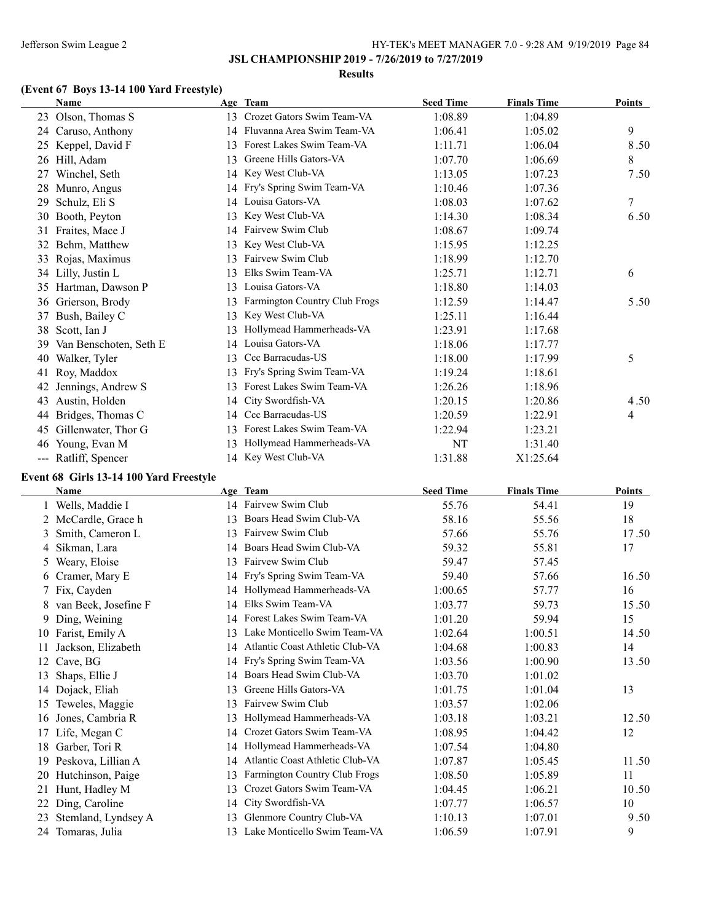**JSL CHAMPIONSHIP 2019 - 7/26/2019 to 7/27/2019**

**Results**

### (Event 67 Boys 13-14 100 Yard Freestyle)

| | Name | Age | Team | Seed Time | Finals Time | Points |
|---|---|---|---|---|---|---|
| 23 | Olson, Thomas S | 13 | Crozet Gators Swim Team-VA | 1:08.89 | 1:04.89 | |
| 24 | Caruso, Anthony | 14 | Fluvanna Area Swim Team-VA | 1:06.41 | 1:05.02 | 9 |
| 25 | Keppel, David F | 13 | Forest Lakes Swim Team-VA | 1:11.71 | 1:06.04 | 8.50 |
| 26 | Hill, Adam | 13 | Greene Hills Gators-VA | 1:07.70 | 1:06.69 | 8 |
| 27 | Winchel, Seth | 14 | Key West Club-VA | 1:13.05 | 1:07.23 | 7.50 |
| 28 | Munro, Angus | 14 | Fry's Spring Swim Team-VA | 1:10.46 | 1:07.36 | |
| 29 | Schulz, Eli S | 14 | Louisa Gators-VA | 1:08.03 | 1:07.62 | 7 |
| 30 | Booth, Peyton | 13 | Key West Club-VA | 1:14.30 | 1:08.34 | 6.50 |
| 31 | Fraites, Mace J | 14 | Fairvew Swim Club | 1:08.67 | 1:09.74 | |
| 32 | Behm, Matthew | 13 | Key West Club-VA | 1:15.95 | 1:12.25 | |
| 33 | Rojas, Maximus | 13 | Fairvew Swim Club | 1:18.99 | 1:12.70 | |
| 34 | Lilly, Justin L | 13 | Elks Swim Team-VA | 1:25.71 | 1:12.71 | 6 |
| 35 | Hartman, Dawson P | 13 | Louisa Gators-VA | 1:18.80 | 1:14.03 | |
| 36 | Grierson, Brody | 13 | Farmington Country Club Frogs | 1:12.59 | 1:14.47 | 5.50 |
| 37 | Bush, Bailey C | 13 | Key West Club-VA | 1:25.11 | 1:16.44 | |
| 38 | Scott, Ian J | 13 | Hollymead Hammerheads-VA | 1:23.91 | 1:17.68 | |
| 39 | Van Benschoten, Seth E | 14 | Louisa Gators-VA | 1:18.06 | 1:17.77 | |
| 40 | Walker, Tyler | 13 | Ccc Barracudas-US | 1:18.00 | 1:17.99 | 5 |
| 41 | Roy, Maddox | 13 | Fry's Spring Swim Team-VA | 1:19.24 | 1:18.61 | |
| 42 | Jennings, Andrew S | 13 | Forest Lakes Swim Team-VA | 1:26.26 | 1:18.96 | |
| 43 | Austin, Holden | 14 | City Swordfish-VA | 1:20.15 | 1:20.86 | 4.50 |
| 44 | Bridges, Thomas C | 14 | Ccc Barracudas-US | 1:20.59 | 1:22.91 | 4 |
| 45 | Gillenwater, Thor G | 13 | Forest Lakes Swim Team-VA | 1:22.94 | 1:23.21 | |
| 46 | Young, Evan M | 13 | Hollymead Hammerheads-VA | NT | 1:31.40 | |
| --- | Ratliff, Spencer | 14 | Key West Club-VA | 1:31.88 | X1:25.64 | |

### Event 68 Girls 13-14 100 Yard Freestyle

| | Name | Age | Team | Seed Time | Finals Time | Points |
|---|---|---|---|---|---|---|
| 1 | Wells, Maddie I | 14 | Fairvew Swim Club | 55.76 | 54.41 | 19 |
| 2 | McCardle, Grace h | 13 | Boars Head Swim Club-VA | 58.16 | 55.56 | 18 |
| 3 | Smith, Cameron L | 13 | Fairvew Swim Club | 57.66 | 55.76 | 17.50 |
| 4 | Sikman, Lara | 14 | Boars Head Swim Club-VA | 59.32 | 55.81 | 17 |
| 5 | Weary, Eloise | 13 | Fairvew Swim Club | 59.47 | 57.45 | |
| 6 | Cramer, Mary E | 14 | Fry's Spring Swim Team-VA | 59.40 | 57.66 | 16.50 |
| 7 | Fix, Cayden | 14 | Hollymead Hammerheads-VA | 1:00.65 | 57.77 | 16 |
| 8 | van Beek, Josefine F | 14 | Elks Swim Team-VA | 1:03.77 | 59.73 | 15.50 |
| 9 | Ding, Weining | 14 | Forest Lakes Swim Team-VA | 1:01.20 | 59.94 | 15 |
| 10 | Farist, Emily A | 13 | Lake Monticello Swim Team-VA | 1:02.64 | 1:00.51 | 14.50 |
| 11 | Jackson, Elizabeth | 14 | Atlantic Coast Athletic Club-VA | 1:04.68 | 1:00.83 | 14 |
| 12 | Cave, BG | 14 | Fry's Spring Swim Team-VA | 1:03.56 | 1:00.90 | 13.50 |
| 13 | Shaps, Ellie J | 14 | Boars Head Swim Club-VA | 1:03.70 | 1:01.02 | |
| 14 | Dojack, Eliah | 13 | Greene Hills Gators-VA | 1:01.75 | 1:01.04 | 13 |
| 15 | Teweles, Maggie | 13 | Fairvew Swim Club | 1:03.57 | 1:02.06 | |
| 16 | Jones, Cambria R | 13 | Hollymead Hammerheads-VA | 1:03.18 | 1:03.21 | 12.50 |
| 17 | Life, Megan C | 14 | Crozet Gators Swim Team-VA | 1:08.95 | 1:04.42 | 12 |
| 18 | Garber, Tori R | 14 | Hollymead Hammerheads-VA | 1:07.54 | 1:04.80 | |
| 19 | Peskova, Lillian A | 14 | Atlantic Coast Athletic Club-VA | 1:07.87 | 1:05.45 | 11.50 |
| 20 | Hutchinson, Paige | 13 | Farmington Country Club Frogs | 1:08.50 | 1:05.89 | 11 |
| 21 | Hunt, Hadley M | 13 | Crozet Gators Swim Team-VA | 1:04.45 | 1:06.21 | 10.50 |
| 22 | Ding, Caroline | 14 | City Swordfish-VA | 1:07.77 | 1:06.57 | 10 |
| 23 | Stemland, Lyndsey A | 13 | Glenmore Country Club-VA | 1:10.13 | 1:07.01 | 9.50 |
| 24 | Tomaras, Julia | 13 | Lake Monticello Swim Team-VA | 1:06.59 | 1:07.91 | 9 |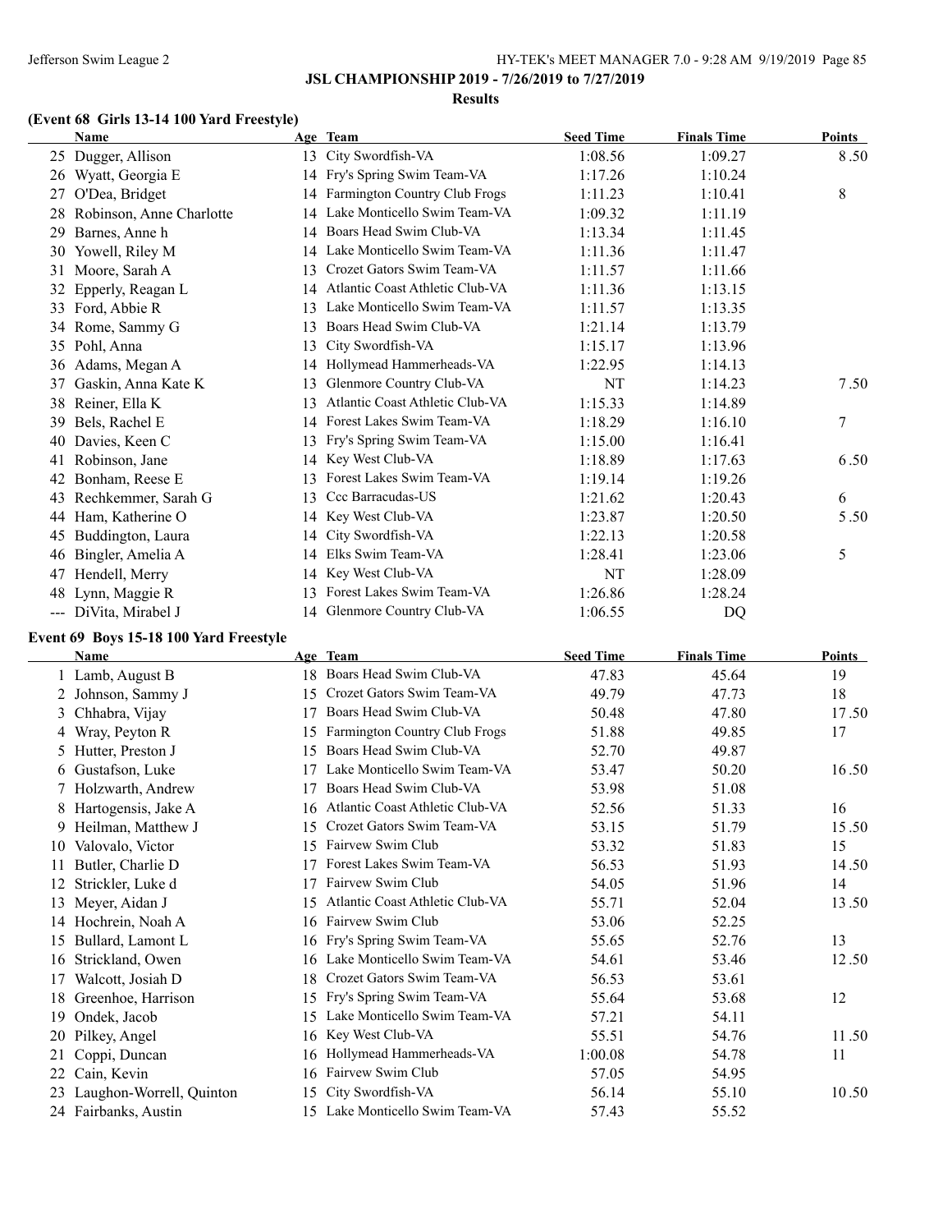**JSL CHAMPIONSHIP 2019 - 7/26/2019 to 7/27/2019**

**Results**

### (Event 68 Girls 13-14 100 Yard Freestyle)

| | Name | Age | Team | Seed Time | Finals Time | Points |
|---|---|---|---|---|---|---|
| 25 | Dugger, Allison | 13 | City Swordfish-VA | 1:08.56 | 1:09.27 | 8.50 |
| 26 | Wyatt, Georgia E | 14 | Fry's Spring Swim Team-VA | 1:17.26 | 1:10.24 | |
| 27 | O'Dea, Bridget | 14 | Farmington Country Club Frogs | 1:11.23 | 1:10.41 | 8 |
| 28 | Robinson, Anne Charlotte | 14 | Lake Monticello Swim Team-VA | 1:09.32 | 1:11.19 | |
| 29 | Barnes, Anne h | 14 | Boars Head Swim Club-VA | 1:13.34 | 1:11.45 | |
| 30 | Yowell, Riley M | 14 | Lake Monticello Swim Team-VA | 1:11.36 | 1:11.47 | |
| 31 | Moore, Sarah A | 13 | Crozet Gators Swim Team-VA | 1:11.57 | 1:11.66 | |
| 32 | Epperly, Reagan L | 14 | Atlantic Coast Athletic Club-VA | 1:11.36 | 1:13.15 | |
| 33 | Ford, Abbie R | 13 | Lake Monticello Swim Team-VA | 1:11.57 | 1:13.35 | |
| 34 | Rome, Sammy G | 13 | Boars Head Swim Club-VA | 1:21.14 | 1:13.79 | |
| 35 | Pohl, Anna | 13 | City Swordfish-VA | 1:15.17 | 1:13.96 | |
| 36 | Adams, Megan A | 14 | Hollymead Hammerheads-VA | 1:22.95 | 1:14.13 | |
| 37 | Gaskin, Anna Kate K | 13 | Glenmore Country Club-VA | NT | 1:14.23 | 7.50 |
| 38 | Reiner, Ella K | 13 | Atlantic Coast Athletic Club-VA | 1:15.33 | 1:14.89 | |
| 39 | Bels, Rachel E | 14 | Forest Lakes Swim Team-VA | 1:18.29 | 1:16.10 | 7 |
| 40 | Davies, Keen C | 13 | Fry's Spring Swim Team-VA | 1:15.00 | 1:16.41 | |
| 41 | Robinson, Jane | 14 | Key West Club-VA | 1:18.89 | 1:17.63 | 6.50 |
| 42 | Bonham, Reese E | 13 | Forest Lakes Swim Team-VA | 1:19.14 | 1:19.26 | |
| 43 | Rechkemmer, Sarah G | 13 | Ccc Barracudas-US | 1:21.62 | 1:20.43 | 6 |
| 44 | Ham, Katherine O | 14 | Key West Club-VA | 1:23.87 | 1:20.50 | 5.50 |
| 45 | Buddington, Laura | 14 | City Swordfish-VA | 1:22.13 | 1:20.58 | |
| 46 | Bingler, Amelia A | 14 | Elks Swim Team-VA | 1:28.41 | 1:23.06 | 5 |
| 47 | Hendell, Merry | 14 | Key West Club-VA | NT | 1:28.09 | |
| 48 | Lynn, Maggie R | 13 | Forest Lakes Swim Team-VA | 1:26.86 | 1:28.24 | |
| --- | DiVita, Mirabel J | 14 | Glenmore Country Club-VA | 1:06.55 | DQ | |

### Event 69 Boys 15-18 100 Yard Freestyle

| | Name | Age | Team | Seed Time | Finals Time | Points |
|---|---|---|---|---|---|---|
| 1 | Lamb, August B | 18 | Boars Head Swim Club-VA | 47.83 | 45.64 | 19 |
| 2 | Johnson, Sammy J | 15 | Crozet Gators Swim Team-VA | 49.79 | 47.73 | 18 |
| 3 | Chhabra, Vijay | 17 | Boars Head Swim Club-VA | 50.48 | 47.80 | 17.50 |
| 4 | Wray, Peyton R | 15 | Farmington Country Club Frogs | 51.88 | 49.85 | 17 |
| 5 | Hutter, Preston J | 15 | Boars Head Swim Club-VA | 52.70 | 49.87 | |
| 6 | Gustafson, Luke | 17 | Lake Monticello Swim Team-VA | 53.47 | 50.20 | 16.50 |
| 7 | Holzwarth, Andrew | 17 | Boars Head Swim Club-VA | 53.98 | 51.08 | |
| 8 | Hartogensis, Jake A | 16 | Atlantic Coast Athletic Club-VA | 52.56 | 51.33 | 16 |
| 9 | Heilman, Matthew J | 15 | Crozet Gators Swim Team-VA | 53.15 | 51.79 | 15.50 |
| 10 | Valovalo, Victor | 15 | Fairvew Swim Club | 53.32 | 51.83 | 15 |
| 11 | Butler, Charlie D | 17 | Forest Lakes Swim Team-VA | 56.53 | 51.93 | 14.50 |
| 12 | Strickler, Luke d | 17 | Fairvew Swim Club | 54.05 | 51.96 | 14 |
| 13 | Meyer, Aidan J | 15 | Atlantic Coast Athletic Club-VA | 55.71 | 52.04 | 13.50 |
| 14 | Hochrein, Noah A | 16 | Fairvew Swim Club | 53.06 | 52.25 | |
| 15 | Bullard, Lamont L | 16 | Fry's Spring Swim Team-VA | 55.65 | 52.76 | 13 |
| 16 | Strickland, Owen | 16 | Lake Monticello Swim Team-VA | 54.61 | 53.46 | 12.50 |
| 17 | Walcott, Josiah D | 18 | Crozet Gators Swim Team-VA | 56.53 | 53.61 | |
| 18 | Greenhoe, Harrison | 15 | Fry's Spring Swim Team-VA | 55.64 | 53.68 | 12 |
| 19 | Ondek, Jacob | 15 | Lake Monticello Swim Team-VA | 57.21 | 54.11 | |
| 20 | Pilkey, Angel | 16 | Key West Club-VA | 55.51 | 54.76 | 11.50 |
| 21 | Coppi, Duncan | 16 | Hollymead Hammerheads-VA | 1:00.08 | 54.78 | 11 |
| 22 | Cain, Kevin | 16 | Fairvew Swim Club | 57.05 | 54.95 | |
| 23 | Laughon-Worrell, Quinton | 15 | City Swordfish-VA | 56.14 | 55.10 | 10.50 |
| 24 | Fairbanks, Austin | 15 | Lake Monticello Swim Team-VA | 57.43 | 55.52 | |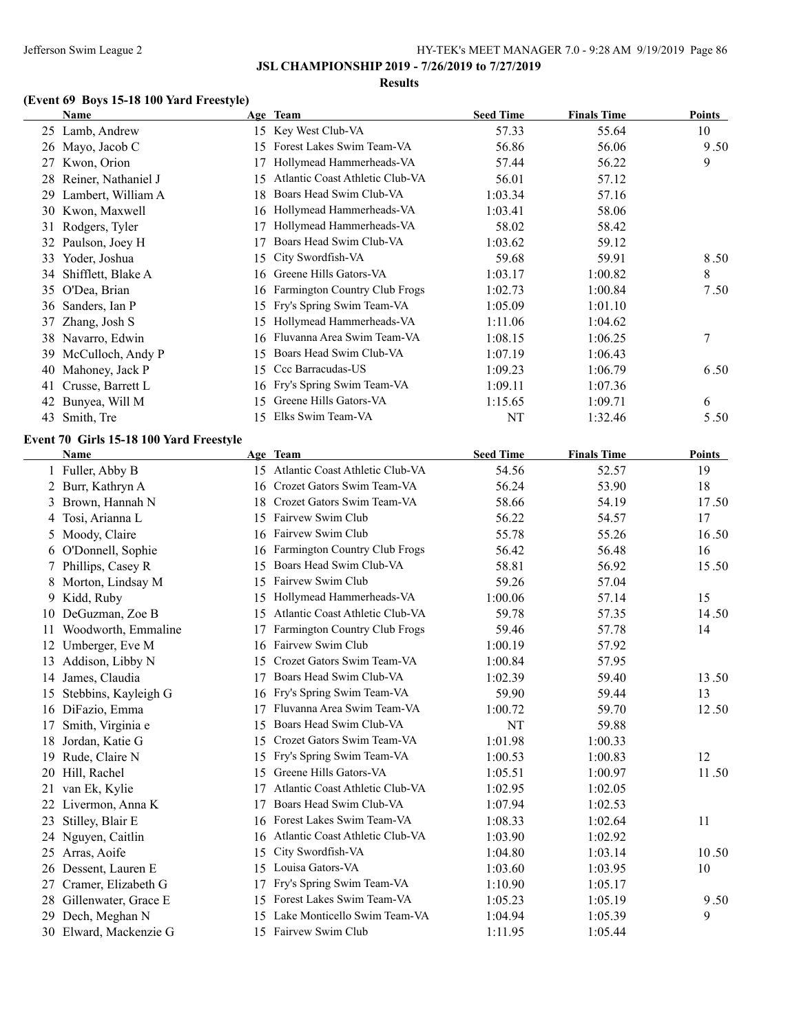**JSL CHAMPIONSHIP 2019 - 7/26/2019 to 7/27/2019**

**Results**

### (Event 69 Boys 15-18 100 Yard Freestyle)

| | Name | Age | Team | Seed Time | Finals Time | Points |
|---|---|---|---|---|---|---|
| 25 | Lamb, Andrew | 15 | Key West Club-VA | 57.33 | 55.64 | 10 |
| 26 | Mayo, Jacob C | 15 | Forest Lakes Swim Team-VA | 56.86 | 56.06 | 9.50 |
| 27 | Kwon, Orion | 17 | Hollymead Hammerheads-VA | 57.44 | 56.22 | 9 |
| 28 | Reiner, Nathaniel J | 15 | Atlantic Coast Athletic Club-VA | 56.01 | 57.12 | |
| 29 | Lambert, William A | 18 | Boars Head Swim Club-VA | 1:03.34 | 57.16 | |
| 30 | Kwon, Maxwell | 16 | Hollymead Hammerheads-VA | 1:03.41 | 58.06 | |
| 31 | Rodgers, Tyler | 17 | Hollymead Hammerheads-VA | 58.02 | 58.42 | |
| 32 | Paulson, Joey H | 17 | Boars Head Swim Club-VA | 1:03.62 | 59.12 | |
| 33 | Yoder, Joshua | 15 | City Swordfish-VA | 59.68 | 59.91 | 8.50 |
| 34 | Shifflett, Blake A | 16 | Greene Hills Gators-VA | 1:03.17 | 1:00.82 | 8 |
| 35 | O'Dea, Brian | 16 | Farmington Country Club Frogs | 1:02.73 | 1:00.84 | 7.50 |
| 36 | Sanders, Ian P | 15 | Fry's Spring Swim Team-VA | 1:05.09 | 1:01.10 | |
| 37 | Zhang, Josh S | 15 | Hollymead Hammerheads-VA | 1:11.06 | 1:04.62 | |
| 38 | Navarro, Edwin | 16 | Fluvanna Area Swim Team-VA | 1:08.15 | 1:06.25 | 7 |
| 39 | McCulloch, Andy P | 15 | Boars Head Swim Club-VA | 1:07.19 | 1:06.43 | |
| 40 | Mahoney, Jack P | 15 | Ccc Barracudas-US | 1:09.23 | 1:06.79 | 6.50 |
| 41 | Crusse, Barrett L | 16 | Fry's Spring Swim Team-VA | 1:09.11 | 1:07.36 | |
| 42 | Bunyea, Will M | 15 | Greene Hills Gators-VA | 1:15.65 | 1:09.71 | 6 |
| 43 | Smith, Tre | 15 | Elks Swim Team-VA | NT | 1:32.46 | 5.50 |

### Event 70 Girls 15-18 100 Yard Freestyle

| | Name | Age | Team | Seed Time | Finals Time | Points |
|---|---|---|---|---|---|---|
| 1 | Fuller, Abby B | 15 | Atlantic Coast Athletic Club-VA | 54.56 | 52.57 | 19 |
| 2 | Burr, Kathryn A | 16 | Crozet Gators Swim Team-VA | 56.24 | 53.90 | 18 |
| 3 | Brown, Hannah N | 18 | Crozet Gators Swim Team-VA | 58.66 | 54.19 | 17.50 |
| 4 | Tosi, Arianna L | 15 | Fairvew Swim Club | 56.22 | 54.57 | 17 |
| 5 | Moody, Claire | 16 | Fairvew Swim Club | 55.78 | 55.26 | 16.50 |
| 6 | O'Donnell, Sophie | 16 | Farmington Country Club Frogs | 56.42 | 56.48 | 16 |
| 7 | Phillips, Casey R | 15 | Boars Head Swim Club-VA | 58.81 | 56.92 | 15.50 |
| 8 | Morton, Lindsay M | 15 | Fairvew Swim Club | 59.26 | 57.04 | |
| 9 | Kidd, Ruby | 15 | Hollymead Hammerheads-VA | 1:00.06 | 57.14 | 15 |
| 10 | DeGuzman, Zoe B | 15 | Atlantic Coast Athletic Club-VA | 59.78 | 57.35 | 14.50 |
| 11 | Woodworth, Emmaline | 17 | Farmington Country Club Frogs | 59.46 | 57.78 | 14 |
| 12 | Umberger, Eve M | 16 | Fairvew Swim Club | 1:00.19 | 57.92 | |
| 13 | Addison, Libby N | 15 | Crozet Gators Swim Team-VA | 1:00.84 | 57.95 | |
| 14 | James, Claudia | 17 | Boars Head Swim Club-VA | 1:02.39 | 59.40 | 13.50 |
| 15 | Stebbins, Kayleigh G | 16 | Fry's Spring Swim Team-VA | 59.90 | 59.44 | 13 |
| 16 | DiFazio, Emma | 17 | Fluvanna Area Swim Team-VA | 1:00.72 | 59.70 | 12.50 |
| 17 | Smith, Virginia e | 15 | Boars Head Swim Club-VA | NT | 59.88 | |
| 18 | Jordan, Katie G | 15 | Crozet Gators Swim Team-VA | 1:01.98 | 1:00.33 | |
| 19 | Rude, Claire N | 15 | Fry's Spring Swim Team-VA | 1:00.53 | 1:00.83 | 12 |
| 20 | Hill, Rachel | 15 | Greene Hills Gators-VA | 1:05.51 | 1:00.97 | 11.50 |
| 21 | van Ek, Kylie | 17 | Atlantic Coast Athletic Club-VA | 1:02.95 | 1:02.05 | |
| 22 | Livermon, Anna K | 17 | Boars Head Swim Club-VA | 1:07.94 | 1:02.53 | |
| 23 | Stilley, Blair E | 16 | Forest Lakes Swim Team-VA | 1:08.33 | 1:02.64 | 11 |
| 24 | Nguyen, Caitlin | 16 | Atlantic Coast Athletic Club-VA | 1:03.90 | 1:02.92 | |
| 25 | Arras, Aoife | 15 | City Swordfish-VA | 1:04.80 | 1:03.14 | 10.50 |
| 26 | Dessent, Lauren E | 15 | Louisa Gators-VA | 1:03.60 | 1:03.95 | 10 |
| 27 | Cramer, Elizabeth G | 17 | Fry's Spring Swim Team-VA | 1:10.90 | 1:05.17 | |
| 28 | Gillenwater, Grace E | 15 | Forest Lakes Swim Team-VA | 1:05.23 | 1:05.19 | 9.50 |
| 29 | Dech, Meghan N | 15 | Lake Monticello Swim Team-VA | 1:04.94 | 1:05.39 | 9 |
| 30 | Elward, Mackenzie G | 15 | Fairvew Swim Club | 1:11.95 | 1:05.44 | |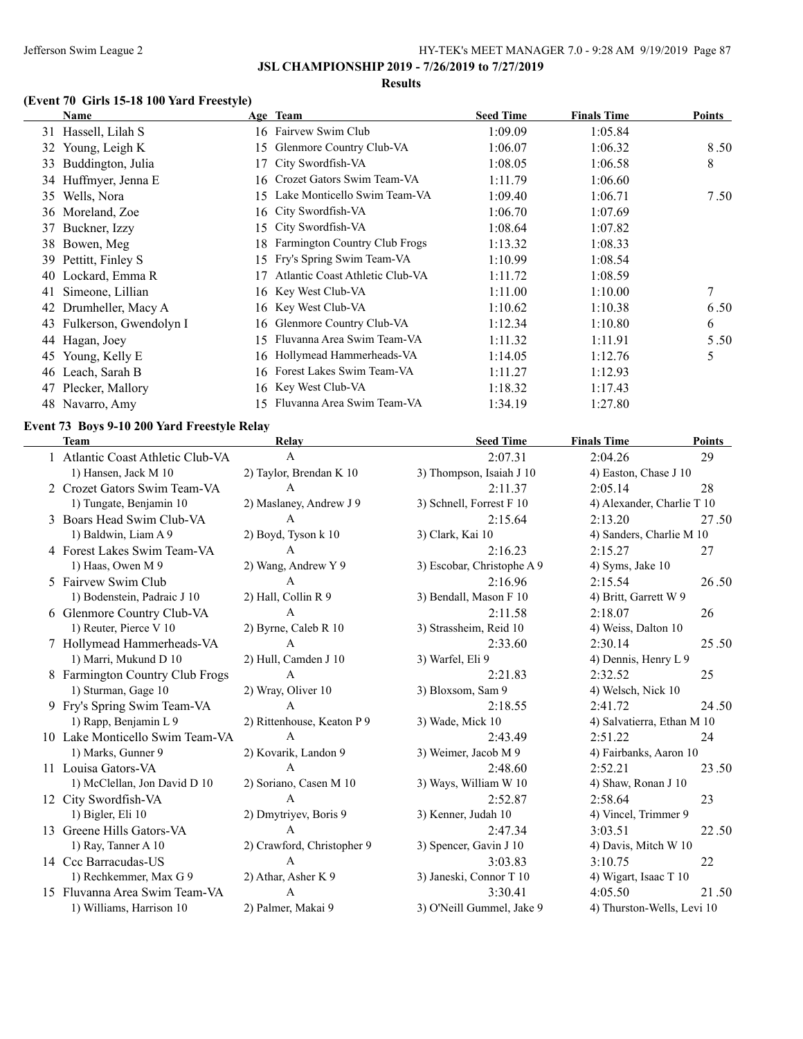**JSL CHAMPIONSHIP 2019 - 7/26/2019 to 7/27/2019**

**Results**

### (Event 70 Girls 15-18 100 Yard Freestyle)

| | Name | Age | Team | Seed Time | Finals Time | Points |
|---|---|---|---|---|---|---|
| 31 | Hassell, Lilah S | 16 | Fairvew Swim Club | 1:09.09 | 1:05.84 | |
| 32 | Young, Leigh K | 15 | Glenmore Country Club-VA | 1:06.07 | 1:06.32 | 8.50 |
| 33 | Buddington, Julia | 17 | City Swordfish-VA | 1:08.05 | 1:06.58 | 8 |
| 34 | Huffmyer, Jenna E | 16 | Crozet Gators Swim Team-VA | 1:11.79 | 1:06.60 | |
| 35 | Wells, Nora | 15 | Lake Monticello Swim Team-VA | 1:09.40 | 1:06.71 | 7.50 |
| 36 | Moreland, Zoe | 16 | City Swordfish-VA | 1:06.70 | 1:07.69 | |
| 37 | Buckner, Izzy | 15 | City Swordfish-VA | 1:08.64 | 1:07.82 | |
| 38 | Bowen, Meg | 18 | Farmington Country Club Frogs | 1:13.32 | 1:08.33 | |
| 39 | Pettitt, Finley S | 15 | Fry's Spring Swim Team-VA | 1:10.99 | 1:08.54 | |
| 40 | Lockard, Emma R | 17 | Atlantic Coast Athletic Club-VA | 1:11.72 | 1:08.59 | |
| 41 | Simeone, Lillian | 16 | Key West Club-VA | 1:11.00 | 1:10.00 | 7 |
| 42 | Drumheller, Macy A | 16 | Key West Club-VA | 1:10.62 | 1:10.38 | 6.50 |
| 43 | Fulkerson, Gwendolyn I | 16 | Glenmore Country Club-VA | 1:12.34 | 1:10.80 | 6 |
| 44 | Hagan, Joey | 15 | Fluvanna Area Swim Team-VA | 1:11.32 | 1:11.91 | 5.50 |
| 45 | Young, Kelly E | 16 | Hollymead Hammerheads-VA | 1:14.05 | 1:12.76 | 5 |
| 46 | Leach, Sarah B | 16 | Forest Lakes Swim Team-VA | 1:11.27 | 1:12.93 | |
| 47 | Plecker, Mallory | 16 | Key West Club-VA | 1:18.32 | 1:17.43 | |
| 48 | Navarro, Amy | 15 | Fluvanna Area Swim Team-VA | 1:34.19 | 1:27.80 | |

### Event 73 Boys 9-10 200 Yard Freestyle Relay

| | Team | Relay | Seed Time | Finals Time | Points |
|---|---|---|---|---|---|
| 1 | Atlantic Coast Athletic Club-VA | A | 2:07.31 | 2:04.26 | 29 |
| | 1) Hansen, Jack M 10 | 2) Taylor, Brendan K 10 | 3) Thompson, Isaiah J 10 | 4) Easton, Chase J 10 | |
| 2 | Crozet Gators Swim Team-VA | A | 2:11.37 | 2:05.14 | 28 |
| | 1) Tungate, Benjamin 10 | 2) Maslaney, Andrew J 9 | 3) Schnell, Forrest F 10 | 4) Alexander, Charlie T 10 | |
| 3 | Boars Head Swim Club-VA | A | 2:15.64 | 2:13.20 | 27.50 |
| | 1) Baldwin, Liam A 9 | 2) Boyd, Tyson k 10 | 3) Clark, Kai 10 | 4) Sanders, Charlie M 10 | |
| 4 | Forest Lakes Swim Team-VA | A | 2:16.23 | 2:15.27 | 27 |
| | 1) Haas, Owen M 9 | 2) Wang, Andrew Y 9 | 3) Escobar, Christophe A 9 | 4) Syms, Jake 10 | |
| 5 | Fairvew Swim Club | A | 2:16.96 | 2:15.54 | 26.50 |
| | 1) Bodenstein, Padraic J 10 | 2) Hall, Collin R 9 | 3) Bendall, Mason F 10 | 4) Britt, Garrett W 9 | |
| 6 | Glenmore Country Club-VA | A | 2:11.58 | 2:18.07 | 26 |
| | 1) Reuter, Pierce V 10 | 2) Byrne, Caleb R 10 | 3) Strassheim, Reid 10 | 4) Weiss, Dalton 10 | |
| 7 | Hollymead Hammerheads-VA | A | 2:33.60 | 2:30.14 | 25.50 |
| | 1) Marri, Mukund D 10 | 2) Hull, Camden J 10 | 3) Warfel, Eli 9 | 4) Dennis, Henry L 9 | |
| 8 | Farmington Country Club Frogs | A | 2:21.83 | 2:32.52 | 25 |
| | 1) Sturman, Gage 10 | 2) Wray, Oliver 10 | 3) Bloxsom, Sam 9 | 4) Welsch, Nick 10 | |
| 9 | Fry's Spring Swim Team-VA | A | 2:18.55 | 2:41.72 | 24.50 |
| | 1) Rapp, Benjamin L 9 | 2) Rittenhouse, Keaton P 9 | 3) Wade, Mick 10 | 4) Salvatierra, Ethan M 10 | |
| 10 | Lake Monticello Swim Team-VA | A | 2:43.49 | 2:51.22 | 24 |
| | 1) Marks, Gunner 9 | 2) Kovarik, Landon 9 | 3) Weimer, Jacob M 9 | 4) Fairbanks, Aaron 10 | |
| 11 | Louisa Gators-VA | A | 2:48.60 | 2:52.21 | 23.50 |
| | 1) McClellan, Jon David D 10 | 2) Soriano, Casen M 10 | 3) Ways, William W 10 | 4) Shaw, Ronan J 10 | |
| 12 | City Swordfish-VA | A | 2:52.87 | 2:58.64 | 23 |
| | 1) Bigler, Eli 10 | 2) Dmytriyev, Boris 9 | 3) Kenner, Judah 10 | 4) Vincel, Trimmer 9 | |
| 13 | Greene Hills Gators-VA | A | 2:47.34 | 3:03.51 | 22.50 |
| | 1) Ray, Tanner A 10 | 2) Crawford, Christopher 9 | 3) Spencer, Gavin J 10 | 4) Davis, Mitch W 10 | |
| 14 | Ccc Barracudas-US | A | 3:03.83 | 3:10.75 | 22 |
| | 1) Rechkemmer, Max G 9 | 2) Athar, Asher K 9 | 3) Janeski, Connor T 10 | 4) Wigart, Isaac T 10 | |
| 15 | Fluvanna Area Swim Team-VA | A | 3:30.41 | 4:05.50 | 21.50 |
| | 1) Williams, Harrison 10 | 2) Palmer, Makai 9 | 3) O'Neill Gummel, Jake 9 | 4) Thurston-Wells, Levi 10 | |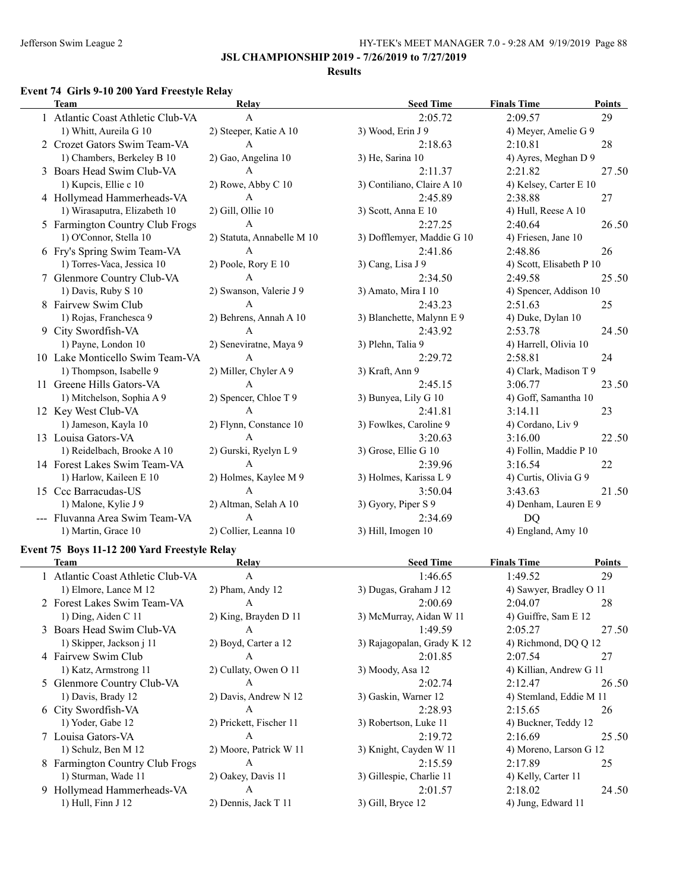## JSL CHAMPIONSHIP 2019 - 7/26/2019 to 7/27/2019

### Results

### Event 74 Girls 9-10 200 Yard Freestyle Relay

| | Team | Relay | Seed Time | Finals Time | Points |
|---|---|---|---|---|---|
| 1 | Atlantic Coast Athletic Club-VA | A | 2:05.72 | 2:09.57 | 29 |
| | 1) Whitt, Aureila G 10 | 2) Steeper, Katie A 10 | 3) Wood, Erin J 9 | 4) Meyer, Amelie G 9 | |
| 2 | Crozet Gators Swim Team-VA | A | 2:18.63 | 2:10.81 | 28 |
| | 1) Chambers, Berkeley B 10 | 2) Gao, Angelina 10 | 3) He, Sarina 10 | 4) Ayres, Meghan D 9 | |
| 3 | Boars Head Swim Club-VA | A | 2:11.37 | 2:21.82 | 27.50 |
| | 1) Kupcis, Ellie c 10 | 2) Rowe, Abby C 10 | 3) Contiliano, Claire A 10 | 4) Kelsey, Carter E 10 | |
| 4 | Hollymead Hammerheads-VA | A | 2:45.89 | 2:38.88 | 27 |
| | 1) Wirasaputra, Elizabeth 10 | 2) Gill, Ollie 10 | 3) Scott, Anna E 10 | 4) Hull, Reese A 10 | |
| 5 | Farmington Country Club Frogs | A | 2:27.25 | 2:40.64 | 26.50 |
| | 1) O'Connor, Stella 10 | 2) Statuta, Annabelle M 10 | 3) Dofflemyer, Maddie G 10 | 4) Friesen, Jane 10 | |
| 6 | Fry's Spring Swim Team-VA | A | 2:41.86 | 2:48.86 | 26 |
| | 1) Torres-Vaca, Jessica 10 | 2) Poole, Rory E 10 | 3) Cang, Lisa J 9 | 4) Scott, Elisabeth P 10 | |
| 7 | Glenmore Country Club-VA | A | 2:34.50 | 2:49.58 | 25.50 |
| | 1) Davis, Ruby S 10 | 2) Swanson, Valerie J 9 | 3) Amato, Mira I 10 | 4) Spencer, Addison 10 | |
| 8 | Fairvew Swim Club | A | 2:43.23 | 2:51.63 | 25 |
| | 1) Rojas, Franchesca 9 | 2) Behrens, Annah A 10 | 3) Blanchette, Malynn E 9 | 4) Duke, Dylan 10 | |
| 9 | City Swordfish-VA | A | 2:43.92 | 2:53.78 | 24.50 |
| | 1) Payne, London 10 | 2) Seneviratne, Maya 9 | 3) Plehn, Talia 9 | 4) Harrell, Olivia 10 | |
| 10 | Lake Monticello Swim Team-VA | A | 2:29.72 | 2:58.81 | 24 |
| | 1) Thompson, Isabelle 9 | 2) Miller, Chyler A 9 | 3) Kraft, Ann 9 | 4) Clark, Madison T 9 | |
| 11 | Greene Hills Gators-VA | A | 2:45.15 | 3:06.77 | 23.50 |
| | 1) Mitchelson, Sophia A 9 | 2) Spencer, Chloe T 9 | 3) Bunyea, Lily G 10 | 4) Goff, Samantha 10 | |
| 12 | Key West Club-VA | A | 2:41.81 | 3:14.11 | 23 |
| | 1) Jameson, Kayla 10 | 2) Flynn, Constance 10 | 3) Fowlkes, Caroline 9 | 4) Cordano, Liv 9 | |
| 13 | Louisa Gators-VA | A | 3:20.63 | 3:16.00 | 22.50 |
| | 1) Reidelbach, Brooke A 10 | 2) Gurski, Ryelyn L 9 | 3) Grose, Ellie G 10 | 4) Follin, Maddie P 10 | |
| 14 | Forest Lakes Swim Team-VA | A | 2:39.96 | 3:16.54 | 22 |
| | 1) Harlow, Kaileen E 10 | 2) Holmes, Kaylee M 9 | 3) Holmes, Karissa L 9 | 4) Curtis, Olivia G 9 | |
| 15 | Ccc Barracudas-US | A | 3:50.04 | 3:43.63 | 21.50 |
| | 1) Malone, Kylie J 9 | 2) Altman, Selah A 10 | 3) Gyory, Piper S 9 | 4) Denham, Lauren E 9 | |
| --- | Fluvanna Area Swim Team-VA | A | 2:34.69 | DQ | |
| | 1) Martin, Grace 10 | 2) Collier, Leanna 10 | 3) Hill, Imogen 10 | 4) England, Amy 10 | |

### Event 75 Boys 11-12 200 Yard Freestyle Relay

| | Team | Relay | Seed Time | Finals Time | Points |
|---|---|---|---|---|---|
| 1 | Atlantic Coast Athletic Club-VA | A | 1:46.65 | 1:49.52 | 29 |
| | 1) Elmore, Lance M 12 | 2) Pham, Andy 12 | 3) Dugas, Graham J 12 | 4) Sawyer, Bradley O 11 | |
| 2 | Forest Lakes Swim Team-VA | A | 2:00.69 | 2:04.07 | 28 |
| | 1) Ding, Aiden C 11 | 2) King, Brayden D 11 | 3) McMurray, Aidan W 11 | 4) Guiffre, Sam E 12 | |
| 3 | Boars Head Swim Club-VA | A | 1:49.59 | 2:05.27 | 27.50 |
| | 1) Skipper, Jackson j 11 | 2) Boyd, Carter a 12 | 3) Rajagopalan, Grady K 12 | 4) Richmond, DQ Q 12 | |
| 4 | Fairvew Swim Club | A | 2:01.85 | 2:07.54 | 27 |
| | 1) Katz, Armstrong 11 | 2) Cullaty, Owen O 11 | 3) Moody, Asa 12 | 4) Killian, Andrew G 11 | |
| 5 | Glenmore Country Club-VA | A | 2:02.74 | 2:12.47 | 26.50 |
| | 1) Davis, Brady 12 | 2) Davis, Andrew N 12 | 3) Gaskin, Warner 12 | 4) Stemland, Eddie M 11 | |
| 6 | City Swordfish-VA | A | 2:28.93 | 2:15.65 | 26 |
| | 1) Yoder, Gabe 12 | 2) Prickett, Fischer 11 | 3) Robertson, Luke 11 | 4) Buckner, Teddy 12 | |
| 7 | Louisa Gators-VA | A | 2:19.72 | 2:16.69 | 25.50 |
| | 1) Schulz, Ben M 12 | 2) Moore, Patrick W 11 | 3) Knight, Cayden W 11 | 4) Moreno, Larson G 12 | |
| 8 | Farmington Country Club Frogs | A | 2:15.59 | 2:17.89 | 25 |
| | 1) Sturman, Wade 11 | 2) Oakey, Davis 11 | 3) Gillespie, Charlie 11 | 4) Kelly, Carter 11 | |
| 9 | Hollymead Hammerheads-VA | A | 2:01.57 | 2:18.02 | 24.50 |
| | 1) Hull, Finn J 12 | 2) Dennis, Jack T 11 | 3) Gill, Bryce 12 | 4) Jung, Edward 11 | |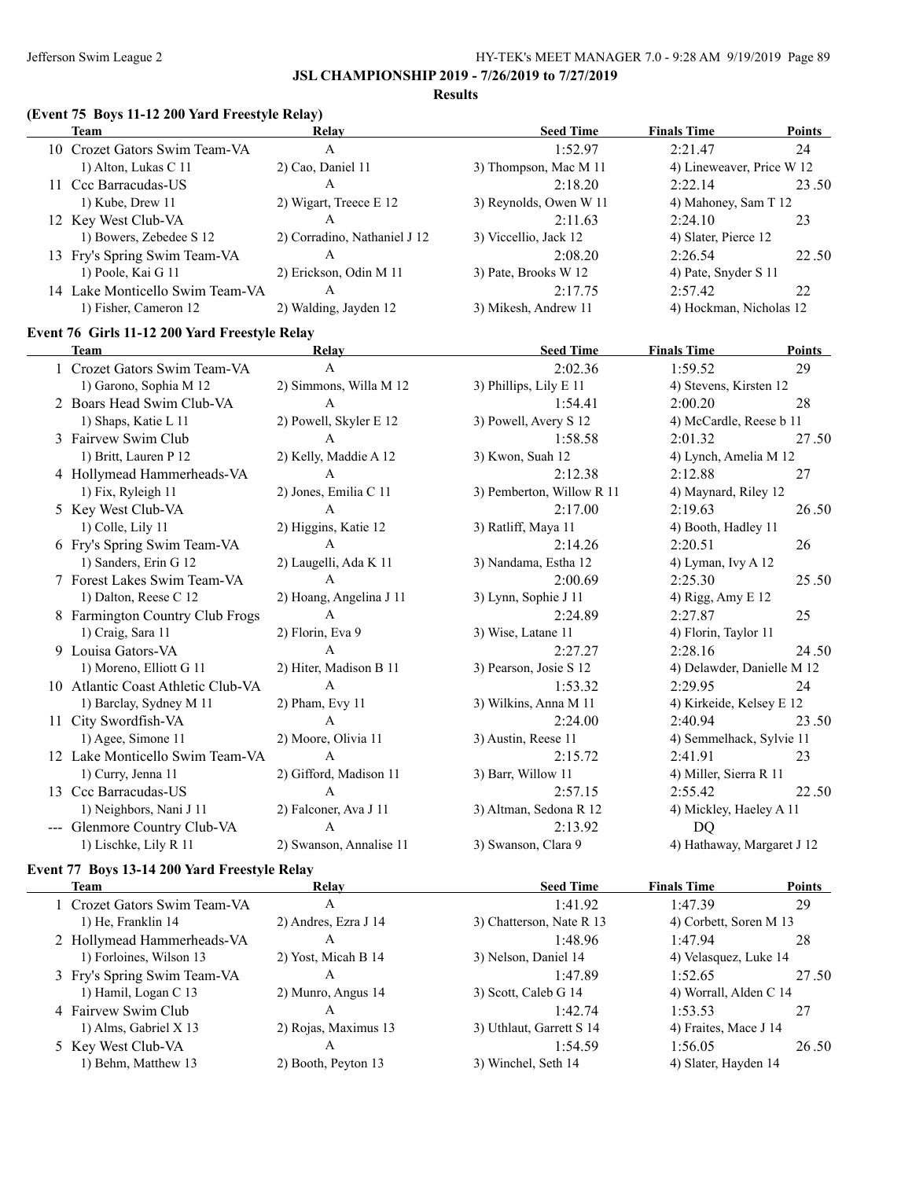## JSL CHAMPIONSHIP 2019 - 7/26/2019 to 7/27/2019

### Results

### (Event 75 Boys 11-12 200 Yard Freestyle Relay)

| | Team | Relay | Seed Time | Finals Time | Points |
|---|---|---|---|---|---|
| 10 | Crozet Gators Swim Team-VA | A | 1:52.97 | 2:21.47 | 24 |
| | 1) Alton, Lukas C 11 | 2) Cao, Daniel 11 | 3) Thompson, Mac M 11 | 4) Lineweaver, Price W 12 | |
| 11 | Ccc Barracudas-US | A | 2:18.20 | 2:22.14 | 23.50 |
| | 1) Kube, Drew 11 | 2) Wigart, Treece E 12 | 3) Reynolds, Owen W 11 | 4) Mahoney, Sam T 12 | |
| 12 | Key West Club-VA | A | 2:11.63 | 2:24.10 | 23 |
| | 1) Bowers, Zebedee S 12 | 2) Corradino, Nathaniel J 12 | 3) Viccellio, Jack 12 | 4) Slater, Pierce 12 | |
| 13 | Fry's Spring Swim Team-VA | A | 2:08.20 | 2:26.54 | 22.50 |
| | 1) Poole, Kai G 11 | 2) Erickson, Odin M 11 | 3) Pate, Brooks W 12 | 4) Pate, Snyder S 11 | |
| 14 | Lake Monticello Swim Team-VA | A | 2:17.75 | 2:57.42 | 22 |
| | 1) Fisher, Cameron 12 | 2) Walding, Jayden 12 | 3) Mikesh, Andrew 11 | 4) Hockman, Nicholas 12 | |

### Event 76 Girls 11-12 200 Yard Freestyle Relay

| | Team | Relay | Seed Time | Finals Time | Points |
|---|---|---|---|---|---|
| 1 | Crozet Gators Swim Team-VA | A | 2:02.36 | 1:59.52 | 29 |
| | 1) Garono, Sophia M 12 | 2) Simmons, Willa M 12 | 3) Phillips, Lily E 11 | 4) Stevens, Kirsten 12 | |
| 2 | Boars Head Swim Club-VA | A | 1:54.41 | 2:00.20 | 28 |
| | 1) Shaps, Katie L 11 | 2) Powell, Skyler E 12 | 3) Powell, Avery S 12 | 4) McCardle, Reese b 11 | |
| 3 | Fairvew Swim Club | A | 1:58.58 | 2:01.32 | 27.50 |
| | 1) Britt, Lauren P 12 | 2) Kelly, Maddie A 12 | 3) Kwon, Suah 12 | 4) Lynch, Amelia M 12 | |
| 4 | Hollymead Hammerheads-VA | A | 2:12.38 | 2:12.88 | 27 |
| | 1) Fix, Ryleigh 11 | 2) Jones, Emilia C 11 | 3) Pemberton, Willow R 11 | 4) Maynard, Riley 12 | |
| 5 | Key West Club-VA | A | 2:17.00 | 2:19.63 | 26.50 |
| | 1) Colle, Lily 11 | 2) Higgins, Katie 12 | 3) Ratliff, Maya 11 | 4) Booth, Hadley 11 | |
| 6 | Fry's Spring Swim Team-VA | A | 2:14.26 | 2:20.51 | 26 |
| | 1) Sanders, Erin G 12 | 2) Laugelli, Ada K 11 | 3) Nandama, Estha 12 | 4) Lyman, Ivy A 12 | |
| 7 | Forest Lakes Swim Team-VA | A | 2:00.69 | 2:25.30 | 25.50 |
| | 1) Dalton, Reese C 12 | 2) Hoang, Angelina J 11 | 3) Lynn, Sophie J 11 | 4) Rigg, Amy E 12 | |
| 8 | Farmington Country Club Frogs | A | 2:24.89 | 2:27.87 | 25 |
| | 1) Craig, Sara 11 | 2) Florin, Eva 9 | 3) Wise, Latane 11 | 4) Florin, Taylor 11 | |
| 9 | Louisa Gators-VA | A | 2:27.27 | 2:28.16 | 24.50 |
| | 1) Moreno, Elliott G 11 | 2) Hiter, Madison B 11 | 3) Pearson, Josie S 12 | 4) Delawder, Danielle M 12 | |
| 10 | Atlantic Coast Athletic Club-VA | A | 1:53.32 | 2:29.95 | 24 |
| | 1) Barclay, Sydney M 11 | 2) Pham, Evy 11 | 3) Wilkins, Anna M 11 | 4) Kirkeide, Kelsey E 12 | |
| 11 | City Swordfish-VA | A | 2:24.00 | 2:40.94 | 23.50 |
| | 1) Agee, Simone 11 | 2) Moore, Olivia 11 | 3) Austin, Reese 11 | 4) Semmelhack, Sylvie 11 | |
| 12 | Lake Monticello Swim Team-VA | A | 2:15.72 | 2:41.91 | 23 |
| | 1) Curry, Jenna 11 | 2) Gifford, Madison 11 | 3) Barr, Willow 11 | 4) Miller, Sierra R 11 | |
| 13 | Ccc Barracudas-US | A | 2:57.15 | 2:55.42 | 22.50 |
| | 1) Neighbors, Nani J 11 | 2) Falconer, Ava J 11 | 3) Altman, Sedona R 12 | 4) Mickley, Haeley A 11 | |
| --- | Glenmore Country Club-VA | A | 2:13.92 | DQ | |
| | 1) Lischke, Lily R 11 | 2) Swanson, Annalise 11 | 3) Swanson, Clara 9 | 4) Hathaway, Margaret J 12 | |

### Event 77 Boys 13-14 200 Yard Freestyle Relay

| | Team | Relay | Seed Time | Finals Time | Points |
|---|---|---|---|---|---|
| 1 | Crozet Gators Swim Team-VA | A | 1:41.92 | 1:47.39 | 29 |
| | 1) He, Franklin 14 | 2) Andres, Ezra J 14 | 3) Chatterson, Nate R 13 | 4) Corbett, Soren M 13 | |
| 2 | Hollymead Hammerheads-VA | A | 1:48.96 | 1:47.94 | 28 |
| | 1) Forloines, Wilson 13 | 2) Yost, Micah B 14 | 3) Nelson, Daniel 14 | 4) Velasquez, Luke 14 | |
| 3 | Fry's Spring Swim Team-VA | A | 1:47.89 | 1:52.65 | 27.50 |
| | 1) Hamil, Logan C 13 | 2) Munro, Angus 14 | 3) Scott, Caleb G 14 | 4) Worrall, Alden C 14 | |
| 4 | Fairvew Swim Club | A | 1:42.74 | 1:53.53 | 27 |
| | 1) Alms, Gabriel X 13 | 2) Rojas, Maximus 13 | 3) Uthlaut, Garrett S 14 | 4) Fraites, Mace J 14 | |
| 5 | Key West Club-VA | A | 1:54.59 | 1:56.05 | 26.50 |
| | 1) Behm, Matthew 13 | 2) Booth, Peyton 13 | 3) Winchel, Seth 14 | 4) Slater, Hayden 14 | |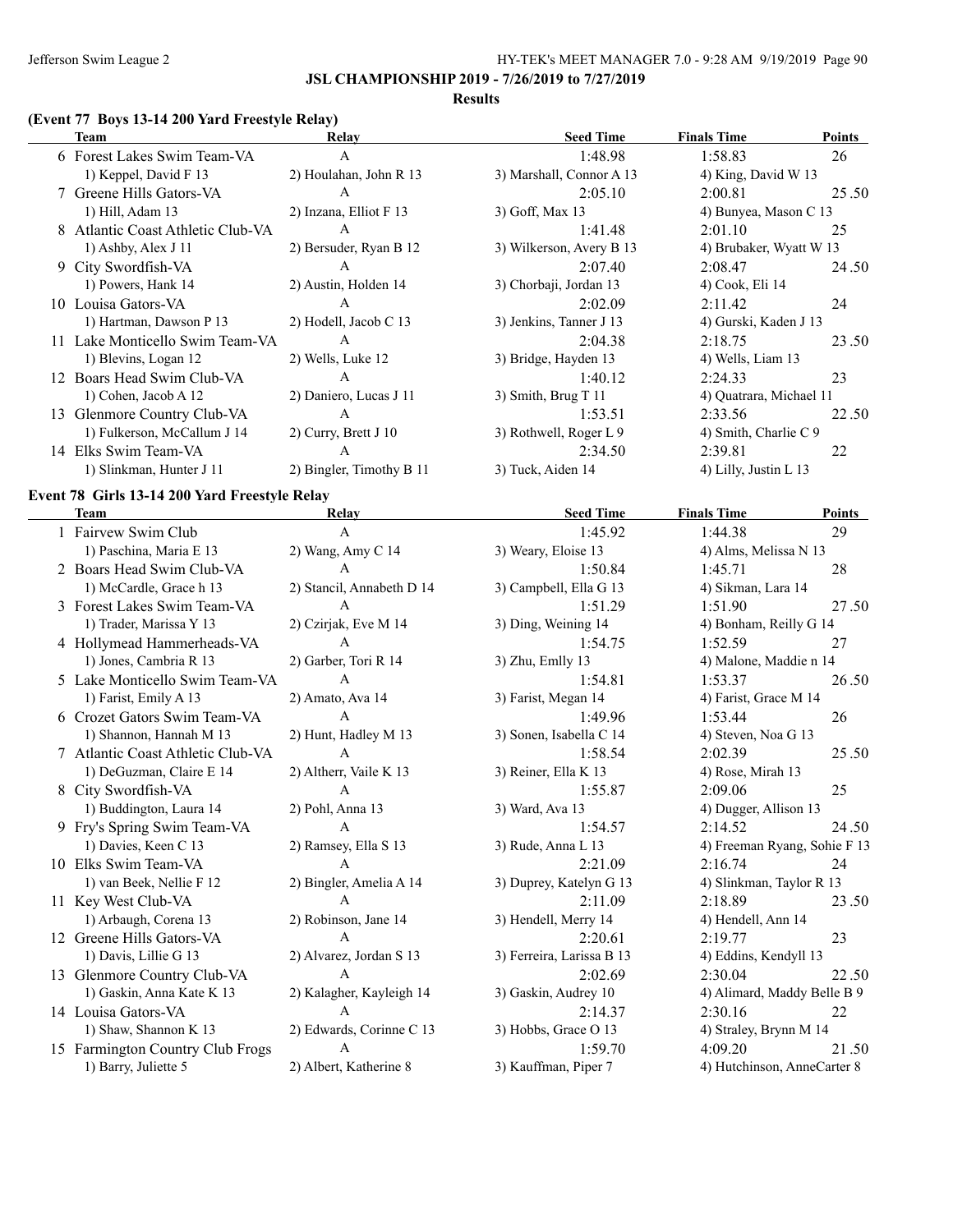**JSL CHAMPIONSHIP 2019 - 7/26/2019 to 7/27/2019**

**Results**

### (Event 77 Boys 13-14 200 Yard Freestyle Relay)

| | Team | Relay | Seed Time | Finals Time | Points |
|---|---|---|---|---|---|
| 6 | Forest Lakes Swim Team-VA | A | 1:48.98 | 1:58.83 | 26 |
| | 1) Keppel, David F 13 | 2) Houlahan, John R 13 | 3) Marshall, Connor A 13 | 4) King, David W 13 | |
| 7 | Greene Hills Gators-VA | A | 2:05.10 | 2:00.81 | 25.50 |
| | 1) Hill, Adam 13 | 2) Inzana, Elliot F 13 | 3) Goff, Max 13 | 4) Bunyea, Mason C 13 | |
| 8 | Atlantic Coast Athletic Club-VA | A | 1:41.48 | 2:01.10 | 25 |
| | 1) Ashby, Alex J 11 | 2) Bersuder, Ryan B 12 | 3) Wilkerson, Avery B 13 | 4) Brubaker, Wyatt W 13 | |
| 9 | City Swordfish-VA | A | 2:07.40 | 2:08.47 | 24.50 |
| | 1) Powers, Hank 14 | 2) Austin, Holden 14 | 3) Chorbaji, Jordan 13 | 4) Cook, Eli 14 | |
| 10 | Louisa Gators-VA | A | 2:02.09 | 2:11.42 | 24 |
| | 1) Hartman, Dawson P 13 | 2) Hodell, Jacob C 13 | 3) Jenkins, Tanner J 13 | 4) Gurski, Kaden J 13 | |
| 11 | Lake Monticello Swim Team-VA | A | 2:04.38 | 2:18.75 | 23.50 |
| | 1) Blevins, Logan 12 | 2) Wells, Luke 12 | 3) Bridge, Hayden 13 | 4) Wells, Liam 13 | |
| 12 | Boars Head Swim Club-VA | A | 1:40.12 | 2:24.33 | 23 |
| | 1) Cohen, Jacob A 12 | 2) Daniero, Lucas J 11 | 3) Smith, Brug T 11 | 4) Quatrara, Michael 11 | |
| 13 | Glenmore Country Club-VA | A | 1:53.51 | 2:33.56 | 22.50 |
| | 1) Fulkerson, McCallum J 14 | 2) Curry, Brett J 10 | 3) Rothwell, Roger L 9 | 4) Smith, Charlie C 9 | |
| 14 | Elks Swim Team-VA | A | 2:34.50 | 2:39.81 | 22 |
| | 1) Slinkman, Hunter J 11 | 2) Bingler, Timothy B 11 | 3) Tuck, Aiden 14 | 4) Lilly, Justin L 13 | |

### Event 78 Girls 13-14 200 Yard Freestyle Relay

| | Team | Relay | Seed Time | Finals Time | Points |
|---|---|---|---|---|---|
| 1 | Fairvew Swim Club | A | 1:45.92 | 1:44.38 | 29 |
| | 1) Paschina, Maria E 13 | 2) Wang, Amy C 14 | 3) Weary, Eloise 13 | 4) Alms, Melissa N 13 | |
| 2 | Boars Head Swim Club-VA | A | 1:50.84 | 1:45.71 | 28 |
| | 1) McCardle, Grace h 13 | 2) Stancil, Annabeth D 14 | 3) Campbell, Ella G 13 | 4) Sikman, Lara 14 | |
| 3 | Forest Lakes Swim Team-VA | A | 1:51.29 | 1:51.90 | 27.50 |
| | 1) Trader, Marissa Y 13 | 2) Czirjak, Eve M 14 | 3) Ding, Weining 14 | 4) Bonham, Reilly G 14 | |
| 4 | Hollymead Hammerheads-VA | A | 1:54.75 | 1:52.59 | 27 |
| | 1) Jones, Cambria R 13 | 2) Garber, Tori R 14 | 3) Zhu, Emlly 13 | 4) Malone, Maddie n 14 | |
| 5 | Lake Monticello Swim Team-VA | A | 1:54.81 | 1:53.37 | 26.50 |
| | 1) Farist, Emily A 13 | 2) Amato, Ava 14 | 3) Farist, Megan 14 | 4) Farist, Grace M 14 | |
| 6 | Crozet Gators Swim Team-VA | A | 1:49.96 | 1:53.44 | 26 |
| | 1) Shannon, Hannah M 13 | 2) Hunt, Hadley M 13 | 3) Sonen, Isabella C 14 | 4) Steven, Noa G 13 | |
| 7 | Atlantic Coast Athletic Club-VA | A | 1:58.54 | 2:02.39 | 25.50 |
| | 1) DeGuzman, Claire E 14 | 2) Altherr, Vaile K 13 | 3) Reiner, Ella K 13 | 4) Rose, Mirah 13 | |
| 8 | City Swordfish-VA | A | 1:55.87 | 2:09.06 | 25 |
| | 1) Buddington, Laura 14 | 2) Pohl, Anna 13 | 3) Ward, Ava 13 | 4) Dugger, Allison 13 | |
| 9 | Fry's Spring Swim Team-VA | A | 1:54.57 | 2:14.52 | 24.50 |
| | 1) Davies, Keen C 13 | 2) Ramsey, Ella S 13 | 3) Rude, Anna L 13 | 4) Freeman Ryang, Sohie F 13 | |
| 10 | Elks Swim Team-VA | A | 2:21.09 | 2:16.74 | 24 |
| | 1) van Beek, Nellie F 12 | 2) Bingler, Amelia A 14 | 3) Duprey, Katelyn G 13 | 4) Slinkman, Taylor R 13 | |
| 11 | Key West Club-VA | A | 2:11.09 | 2:18.89 | 23.50 |
| | 1) Arbaugh, Corena 13 | 2) Robinson, Jane 14 | 3) Hendell, Merry 14 | 4) Hendell, Ann 14 | |
| 12 | Greene Hills Gators-VA | A | 2:20.61 | 2:19.77 | 23 |
| | 1) Davis, Lillie G 13 | 2) Alvarez, Jordan S 13 | 3) Ferreira, Larissa B 13 | 4) Eddins, Kendyll 13 | |
| 13 | Glenmore Country Club-VA | A | 2:02.69 | 2:30.04 | 22.50 |
| | 1) Gaskin, Anna Kate K 13 | 2) Kalagher, Kayleigh 14 | 3) Gaskin, Audrey 10 | 4) Alimard, Maddy Belle B 9 | |
| 14 | Louisa Gators-VA | A | 2:14.37 | 2:30.16 | 22 |
| | 1) Shaw, Shannon K 13 | 2) Edwards, Corinne C 13 | 3) Hobbs, Grace O 13 | 4) Straley, Brynn M 14 | |
| 15 | Farmington Country Club Frogs | A | 1:59.70 | 4:09.20 | 21.50 |
| | 1) Barry, Juliette 5 | 2) Albert, Katherine 8 | 3) Kauffman, Piper 7 | 4) Hutchinson, AnneCarter 8 | |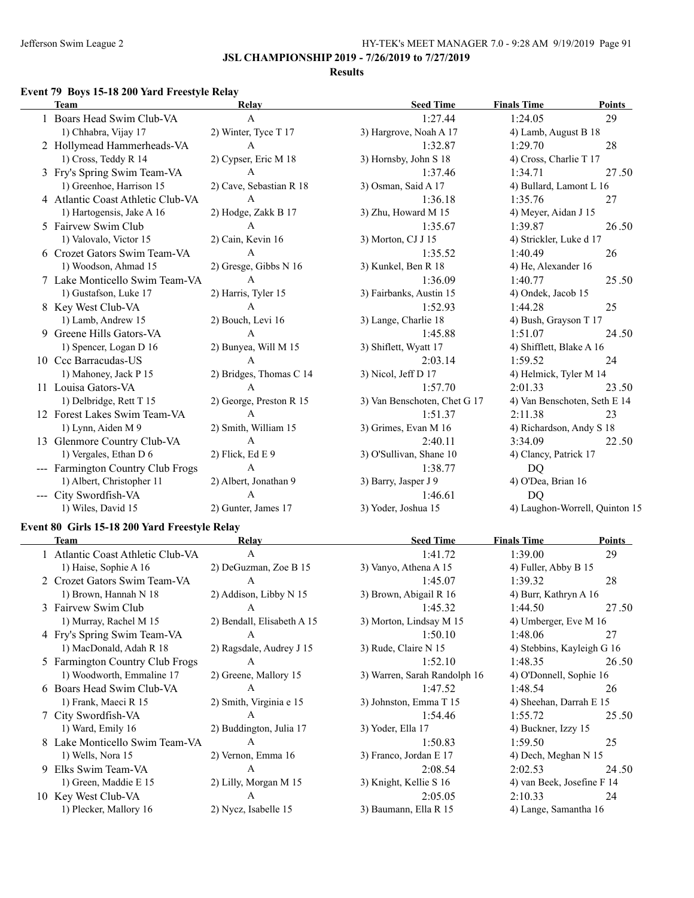# JSL CHAMPIONSHIP 2019 - 7/26/2019 to 7/27/2019

## Results

### Event 79 Boys 15-18 200 Yard Freestyle Relay

| | Team | Relay | Seed Time | Finals Time | Points |
|---|---|---|---|---|---|
| 1 | Boars Head Swim Club-VA | A | 1:27.44 | 1:24.05 | 29 |
| | 1) Chhabra, Vijay 17 | 2) Winter, Tyce T 17 | 3) Hargrove, Noah A 17 | 4) Lamb, August B 18 | |
| 2 | Hollymead Hammerheads-VA | A | 1:32.87 | 1:29.70 | 28 |
| | 1) Cross, Teddy R 14 | 2) Cypser, Eric M 18 | 3) Hornsby, John S 18 | 4) Cross, Charlie T 17 | |
| 3 | Fry's Spring Swim Team-VA | A | 1:37.46 | 1:34.71 | 27.50 |
| | 1) Greenhoe, Harrison 15 | 2) Cave, Sebastian R 18 | 3) Osman, Said A 17 | 4) Bullard, Lamont L 16 | |
| 4 | Atlantic Coast Athletic Club-VA | A | 1:36.18 | 1:35.76 | 27 |
| | 1) Hartogensis, Jake A 16 | 2) Hodge, Zakk B 17 | 3) Zhu, Howard M 15 | 4) Meyer, Aidan J 15 | |
| 5 | Fairvew Swim Club | A | 1:35.67 | 1:39.87 | 26.50 |
| | 1) Valovalo, Victor 15 | 2) Cain, Kevin 16 | 3) Morton, CJ J 15 | 4) Strickler, Luke d 17 | |
| 6 | Crozet Gators Swim Team-VA | A | 1:35.52 | 1:40.49 | 26 |
| | 1) Woodson, Ahmad 15 | 2) Gresge, Gibbs N 16 | 3) Kunkel, Ben R 18 | 4) He, Alexander 16 | |
| 7 | Lake Monticello Swim Team-VA | A | 1:36.09 | 1:40.77 | 25.50 |
| | 1) Gustafson, Luke 17 | 2) Harris, Tyler 15 | 3) Fairbanks, Austin 15 | 4) Ondek, Jacob 15 | |
| 8 | Key West Club-VA | A | 1:52.93 | 1:44.28 | 25 |
| | 1) Lamb, Andrew 15 | 2) Bouch, Levi 16 | 3) Lange, Charlie 18 | 4) Bush, Grayson T 17 | |
| 9 | Greene Hills Gators-VA | A | 1:45.88 | 1:51.07 | 24.50 |
| | 1) Spencer, Logan D 16 | 2) Bunyea, Will M 15 | 3) Shiflett, Wyatt 17 | 4) Shifflett, Blake A 16 | |
| 10 | Ccc Barracudas-US | A | 2:03.14 | 1:59.52 | 24 |
| | 1) Mahoney, Jack P 15 | 2) Bridges, Thomas C 14 | 3) Nicol, Jeff D 17 | 4) Helmick, Tyler M 14 | |
| 11 | Louisa Gators-VA | A | 1:57.70 | 2:01.33 | 23.50 |
| | 1) Delbridge, Rett T 15 | 2) George, Preston R 15 | 3) Van Benschoten, Chet G 17 | 4) Van Benschoten, Seth E 14 | |
| 12 | Forest Lakes Swim Team-VA | A | 1:51.37 | 2:11.38 | 23 |
| | 1) Lynn, Aiden M 9 | 2) Smith, William 15 | 3) Grimes, Evan M 16 | 4) Richardson, Andy S 18 | |
| 13 | Glenmore Country Club-VA | A | 2:40.11 | 3:34.09 | 22.50 |
| | 1) Vergales, Ethan D 6 | 2) Flick, Ed E 9 | 3) O'Sullivan, Shane 10 | 4) Clancy, Patrick 17 | |
| --- | Farmington Country Club Frogs | A | 1:38.77 | DQ | |
| | 1) Albert, Christopher 11 | 2) Albert, Jonathan 9 | 3) Barry, Jasper J 9 | 4) O'Dea, Brian 16 | |
| --- | City Swordfish-VA | A | 1:46.61 | DQ | |
| | 1) Wiles, David 15 | 2) Gunter, James 17 | 3) Yoder, Joshua 15 | 4) Laughon-Worrell, Quinton 15 | |

### Event 80 Girls 15-18 200 Yard Freestyle Relay

| | Team | Relay | Seed Time | Finals Time | Points |
|---|---|---|---|---|---|
| 1 | Atlantic Coast Athletic Club-VA | A | 1:41.72 | 1:39.00 | 29 |
| | 1) Haise, Sophie A 16 | 2) DeGuzman, Zoe B 15 | 3) Vanyo, Athena A 15 | 4) Fuller, Abby B 15 | |
| 2 | Crozet Gators Swim Team-VA | A | 1:45.07 | 1:39.32 | 28 |
| | 1) Brown, Hannah N 18 | 2) Addison, Libby N 15 | 3) Brown, Abigail R 16 | 4) Burr, Kathryn A 16 | |
| 3 | Fairvew Swim Club | A | 1:45.32 | 1:44.50 | 27.50 |
| | 1) Murray, Rachel M 15 | 2) Bendall, Elisabeth A 15 | 3) Morton, Lindsay M 15 | 4) Umberger, Eve M 16 | |
| 4 | Fry's Spring Swim Team-VA | A | 1:50.10 | 1:48.06 | 27 |
| | 1) MacDonald, Adah R 18 | 2) Ragsdale, Audrey J 15 | 3) Rude, Claire N 15 | 4) Stebbins, Kayleigh G 16 | |
| 5 | Farmington Country Club Frogs | A | 1:52.10 | 1:48.35 | 26.50 |
| | 1) Woodworth, Emmaline 17 | 2) Greene, Mallory 15 | 3) Warren, Sarah Randolph 16 | 4) O'Donnell, Sophie 16 | |
| 6 | Boars Head Swim Club-VA | A | 1:47.52 | 1:48.54 | 26 |
| | 1) Frank, Maeci R 15 | 2) Smith, Virginia e 15 | 3) Johnston, Emma T 15 | 4) Sheehan, Darrah E 15 | |
| 7 | City Swordfish-VA | A | 1:54.46 | 1:55.72 | 25.50 |
| | 1) Ward, Emily 16 | 2) Buddington, Julia 17 | 3) Yoder, Ella 17 | 4) Buckner, Izzy 15 | |
| 8 | Lake Monticello Swim Team-VA | A | 1:50.83 | 1:59.50 | 25 |
| | 1) Wells, Nora 15 | 2) Vernon, Emma 16 | 3) Franco, Jordan E 17 | 4) Dech, Meghan N 15 | |
| 9 | Elks Swim Team-VA | A | 2:08.54 | 2:02.53 | 24.50 |
| | 1) Green, Maddie E 15 | 2) Lilly, Morgan M 15 | 3) Knight, Kellie S 16 | 4) van Beek, Josefine F 14 | |
| 10 | Key West Club-VA | A | 2:05.05 | 2:10.33 | 24 |
| | 1) Plecker, Mallory 16 | 2) Nycz, Isabelle 15 | 3) Baumann, Ella R 15 | 4) Lange, Samantha 16 | |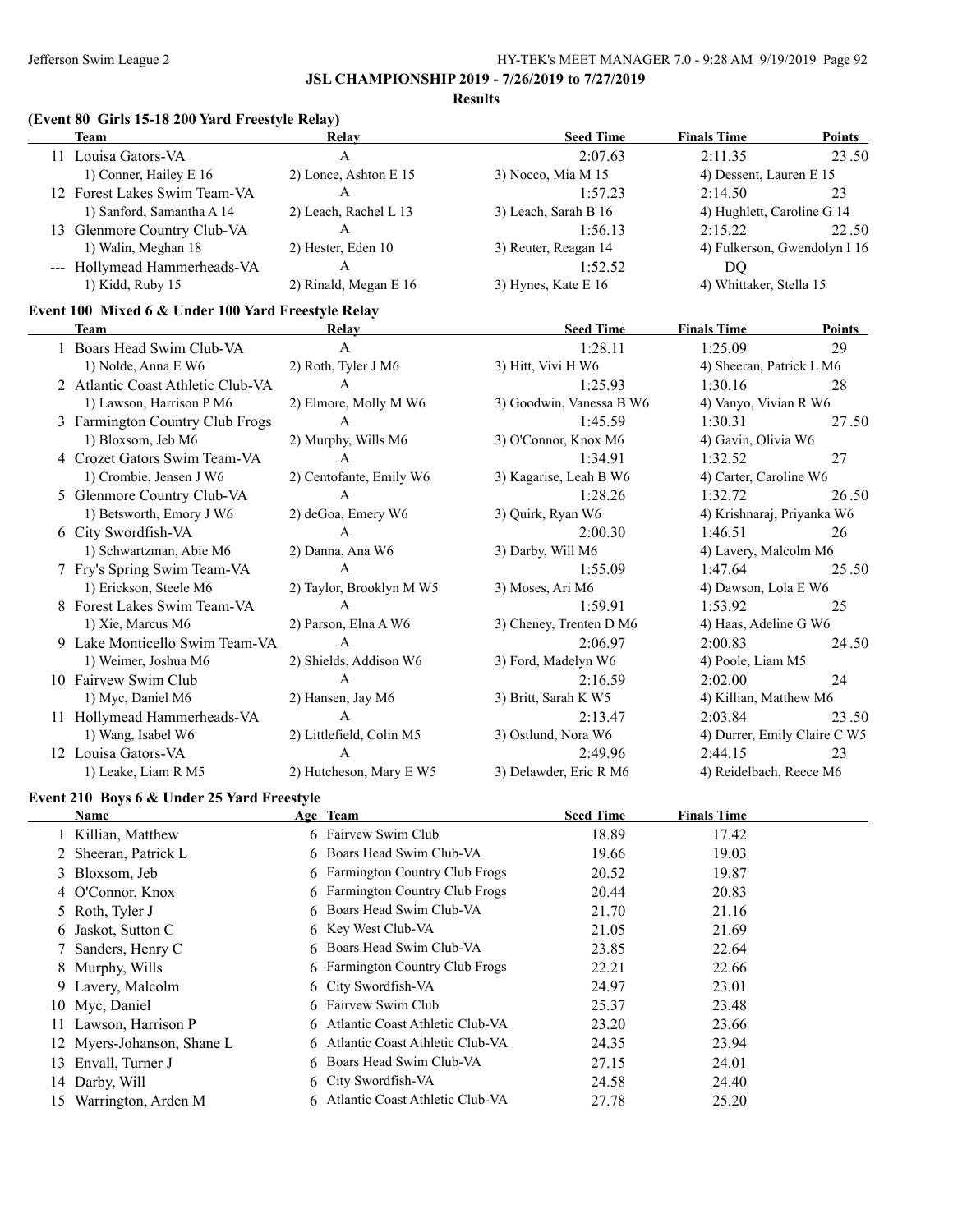## JSL CHAMPIONSHIP 2019 - 7/26/2019 to 7/27/2019

### Results

### (Event 80 Girls 15-18 200 Yard Freestyle Relay)

| | Team | Relay | Seed Time | Finals Time | Points |
|---|---|---|---|---|---|
| 11 | Louisa Gators-VA | A | 2:07.63 | 2:11.35 | 23.50 |
| | 1) Conner, Hailey E 16 | 2) Lonce, Ashton E 15 | 3) Nocco, Mia M 15 | 4) Dessent, Lauren E 15 | |
| 12 | Forest Lakes Swim Team-VA | A | 1:57.23 | 2:14.50 | 23 |
| | 1) Sanford, Samantha A 14 | 2) Leach, Rachel L 13 | 3) Leach, Sarah B 16 | 4) Hughlett, Caroline G 14 | |
| 13 | Glenmore Country Club-VA | A | 1:56.13 | 2:15.22 | 22.50 |
| | 1) Walin, Meghan 18 | 2) Hester, Eden 10 | 3) Reuter, Reagan 14 | 4) Fulkerson, Gwendolyn I 16 | |
| --- | Hollymead Hammerheads-VA | A | 1:52.52 | DQ | |
| | 1) Kidd, Ruby 15 | 2) Rinald, Megan E 16 | 3) Hynes, Kate E 16 | 4) Whittaker, Stella 15 | |

### Event 100 Mixed 6 & Under 100 Yard Freestyle Relay

| | Team | Relay | Seed Time | Finals Time | Points |
|---|---|---|---|---|---|
| 1 | Boars Head Swim Club-VA | A | 1:28.11 | 1:25.09 | 29 |
| | 1) Nolde, Anna E W6 | 2) Roth, Tyler J M6 | 3) Hitt, Vivi H W6 | 4) Sheeran, Patrick L M6 | |
| 2 | Atlantic Coast Athletic Club-VA | A | 1:25.93 | 1:30.16 | 28 |
| | 1) Lawson, Harrison P M6 | 2) Elmore, Molly M W6 | 3) Goodwin, Vanessa B W6 | 4) Vanyo, Vivian R W6 | |
| 3 | Farmington Country Club Frogs | A | 1:45.59 | 1:30.31 | 27.50 |
| | 1) Bloxsom, Jeb M6 | 2) Murphy, Wills M6 | 3) O'Connor, Knox M6 | 4) Gavin, Olivia W6 | |
| 4 | Crozet Gators Swim Team-VA | A | 1:34.91 | 1:32.52 | 27 |
| | 1) Crombie, Jensen J W6 | 2) Centofante, Emily W6 | 3) Kagarise, Leah B W6 | 4) Carter, Caroline W6 | |
| 5 | Glenmore Country Club-VA | A | 1:28.26 | 1:32.72 | 26.50 |
| | 1) Betsworth, Emory J W6 | 2) deGoa, Emery W6 | 3) Quirk, Ryan W6 | 4) Krishnaraj, Priyanka W6 | |
| 6 | City Swordfish-VA | A | 2:00.30 | 1:46.51 | 26 |
| | 1) Schwartzman, Abie M6 | 2) Danna, Ana W6 | 3) Darby, Will M6 | 4) Lavery, Malcolm M6 | |
| 7 | Fry's Spring Swim Team-VA | A | 1:55.09 | 1:47.64 | 25.50 |
| | 1) Erickson, Steele M6 | 2) Taylor, Brooklyn M W5 | 3) Moses, Ari M6 | 4) Dawson, Lola E W6 | |
| 8 | Forest Lakes Swim Team-VA | A | 1:59.91 | 1:53.92 | 25 |
| | 1) Xie, Marcus M6 | 2) Parson, Elna A W6 | 3) Cheney, Trenten D M6 | 4) Haas, Adeline G W6 | |
| 9 | Lake Monticello Swim Team-VA | A | 2:06.97 | 2:00.83 | 24.50 |
| | 1) Weimer, Joshua M6 | 2) Shields, Addison W6 | 3) Ford, Madelyn W6 | 4) Poole, Liam M5 | |
| 10 | Fairvew Swim Club | A | 2:16.59 | 2:02.00 | 24 |
| | 1) Myc, Daniel M6 | 2) Hansen, Jay M6 | 3) Britt, Sarah K W5 | 4) Killian, Matthew M6 | |
| 11 | Hollymead Hammerheads-VA | A | 2:13.47 | 2:03.84 | 23.50 |
| | 1) Wang, Isabel W6 | 2) Littlefield, Colin M5 | 3) Ostlund, Nora W6 | 4) Durrer, Emily Claire C W5 | |
| 12 | Louisa Gators-VA | A | 2:49.96 | 2:44.15 | 23 |
| | 1) Leake, Liam R M5 | 2) Hutcheson, Mary E W5 | 3) Delawder, Eric R M6 | 4) Reidelbach, Reece M6 | |

### Event 210 Boys 6 & Under 25 Yard Freestyle

| | Name | Age | Team | Seed Time | Finals Time |
|---|---|---|---|---|---|
| 1 | Killian, Matthew | 6 | Fairvew Swim Club | 18.89 | 17.42 |
| 2 | Sheeran, Patrick L | 6 | Boars Head Swim Club-VA | 19.66 | 19.03 |
| 3 | Bloxsom, Jeb | 6 | Farmington Country Club Frogs | 20.52 | 19.87 |
| 4 | O'Connor, Knox | 6 | Farmington Country Club Frogs | 20.44 | 20.83 |
| 5 | Roth, Tyler J | 6 | Boars Head Swim Club-VA | 21.70 | 21.16 |
| 6 | Jaskot, Sutton C | 6 | Key West Club-VA | 21.05 | 21.69 |
| 7 | Sanders, Henry C | 6 | Boars Head Swim Club-VA | 23.85 | 22.64 |
| 8 | Murphy, Wills | 6 | Farmington Country Club Frogs | 22.21 | 22.66 |
| 9 | Lavery, Malcolm | 6 | City Swordfish-VA | 24.97 | 23.01 |
| 10 | Myc, Daniel | 6 | Fairvew Swim Club | 25.37 | 23.48 |
| 11 | Lawson, Harrison P | 6 | Atlantic Coast Athletic Club-VA | 23.20 | 23.66 |
| 12 | Myers-Johanson, Shane L | 6 | Atlantic Coast Athletic Club-VA | 24.35 | 23.94 |
| 13 | Envall, Turner J | 6 | Boars Head Swim Club-VA | 27.15 | 24.01 |
| 14 | Darby, Will | 6 | City Swordfish-VA | 24.58 | 24.40 |
| 15 | Warrington, Arden M | 6 | Atlantic Coast Athletic Club-VA | 27.78 | 25.20 |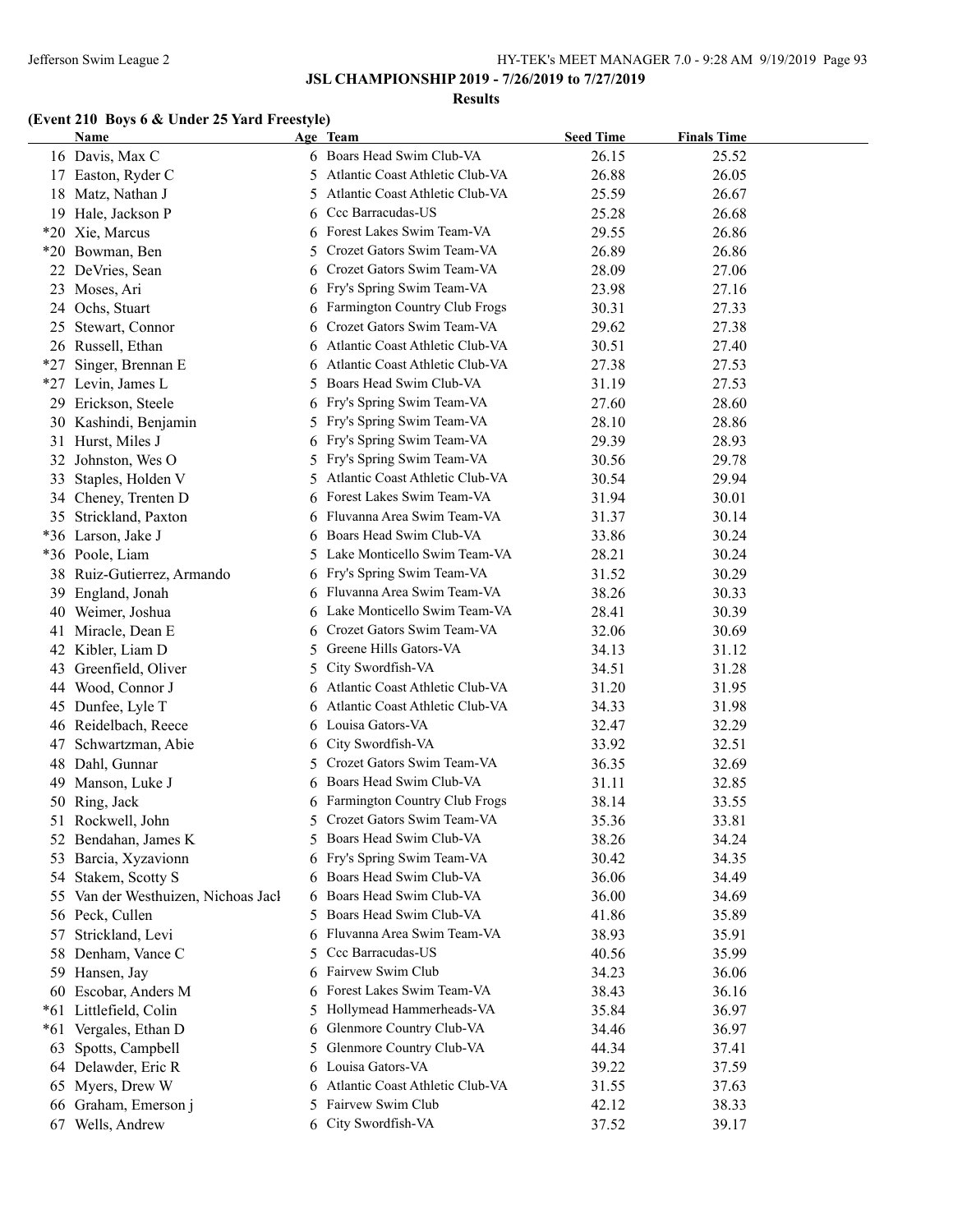## JSL CHAMPIONSHIP 2019 - 7/26/2019 to 7/27/2019

### Results

#### (Event 210 Boys 6 & Under 25 Yard Freestyle)

| | Name | Age | Team | Seed Time | Finals Time |
|---|---|---|---|---|---|
| 16 | Davis, Max C | 6 | Boars Head Swim Club-VA | 26.15 | 25.52 |
| 17 | Easton, Ryder C | 5 | Atlantic Coast Athletic Club-VA | 26.88 | 26.05 |
| 18 | Matz, Nathan J | 5 | Atlantic Coast Athletic Club-VA | 25.59 | 26.67 |
| 19 | Hale, Jackson P | 6 | Ccc Barracudas-US | 25.28 | 26.68 |
| *20 | Xie, Marcus | 6 | Forest Lakes Swim Team-VA | 29.55 | 26.86 |
| *20 | Bowman, Ben | 5 | Crozet Gators Swim Team-VA | 26.89 | 26.86 |
| 22 | DeVries, Sean | 6 | Crozet Gators Swim Team-VA | 28.09 | 27.06 |
| 23 | Moses, Ari | 6 | Fry's Spring Swim Team-VA | 23.98 | 27.16 |
| 24 | Ochs, Stuart | 6 | Farmington Country Club Frogs | 30.31 | 27.33 |
| 25 | Stewart, Connor | 6 | Crozet Gators Swim Team-VA | 29.62 | 27.38 |
| 26 | Russell, Ethan | 6 | Atlantic Coast Athletic Club-VA | 30.51 | 27.40 |
| *27 | Singer, Brennan E | 6 | Atlantic Coast Athletic Club-VA | 27.38 | 27.53 |
| *27 | Levin, James L | 5 | Boars Head Swim Club-VA | 31.19 | 27.53 |
| 29 | Erickson, Steele | 6 | Fry's Spring Swim Team-VA | 27.60 | 28.60 |
| 30 | Kashindi, Benjamin | 5 | Fry's Spring Swim Team-VA | 28.10 | 28.86 |
| 31 | Hurst, Miles J | 6 | Fry's Spring Swim Team-VA | 29.39 | 28.93 |
| 32 | Johnston, Wes O | 5 | Fry's Spring Swim Team-VA | 30.56 | 29.78 |
| 33 | Staples, Holden V | 5 | Atlantic Coast Athletic Club-VA | 30.54 | 29.94 |
| 34 | Cheney, Trenten D | 6 | Forest Lakes Swim Team-VA | 31.94 | 30.01 |
| 35 | Strickland, Paxton | 6 | Fluvanna Area Swim Team-VA | 31.37 | 30.14 |
| *36 | Larson, Jake J | 6 | Boars Head Swim Club-VA | 33.86 | 30.24 |
| *36 | Poole, Liam | 5 | Lake Monticello Swim Team-VA | 28.21 | 30.24 |
| 38 | Ruiz-Gutierrez, Armando | 6 | Fry's Spring Swim Team-VA | 31.52 | 30.29 |
| 39 | England, Jonah | 6 | Fluvanna Area Swim Team-VA | 38.26 | 30.33 |
| 40 | Weimer, Joshua | 6 | Lake Monticello Swim Team-VA | 28.41 | 30.39 |
| 41 | Miracle, Dean E | 6 | Crozet Gators Swim Team-VA | 32.06 | 30.69 |
| 42 | Kibler, Liam D | 5 | Greene Hills Gators-VA | 34.13 | 31.12 |
| 43 | Greenfield, Oliver | 5 | City Swordfish-VA | 34.51 | 31.28 |
| 44 | Wood, Connor J | 6 | Atlantic Coast Athletic Club-VA | 31.20 | 31.95 |
| 45 | Dunfee, Lyle T | 6 | Atlantic Coast Athletic Club-VA | 34.33 | 31.98 |
| 46 | Reidelbach, Reece | 6 | Louisa Gators-VA | 32.47 | 32.29 |
| 47 | Schwartzman, Abie | 6 | City Swordfish-VA | 33.92 | 32.51 |
| 48 | Dahl, Gunnar | 5 | Crozet Gators Swim Team-VA | 36.35 | 32.69 |
| 49 | Manson, Luke J | 6 | Boars Head Swim Club-VA | 31.11 | 32.85 |
| 50 | Ring, Jack | 6 | Farmington Country Club Frogs | 38.14 | 33.55 |
| 51 | Rockwell, John | 5 | Crozet Gators Swim Team-VA | 35.36 | 33.81 |
| 52 | Bendahan, James K | 5 | Boars Head Swim Club-VA | 38.26 | 34.24 |
| 53 | Barcia, Xyzavionn | 6 | Fry's Spring Swim Team-VA | 30.42 | 34.35 |
| 54 | Stakem, Scotty S | 6 | Boars Head Swim Club-VA | 36.06 | 34.49 |
| 55 | Van der Westhuizen, Nichoas Jacl | 6 | Boars Head Swim Club-VA | 36.00 | 34.69 |
| 56 | Peck, Cullen | 5 | Boars Head Swim Club-VA | 41.86 | 35.89 |
| 57 | Strickland, Levi | 6 | Fluvanna Area Swim Team-VA | 38.93 | 35.91 |
| 58 | Denham, Vance C | 5 | Ccc Barracudas-US | 40.56 | 35.99 |
| 59 | Hansen, Jay | 6 | Fairvew Swim Club | 34.23 | 36.06 |
| 60 | Escobar, Anders M | 6 | Forest Lakes Swim Team-VA | 38.43 | 36.16 |
| *61 | Littlefield, Colin | 5 | Hollymead Hammerheads-VA | 35.84 | 36.97 |
| *61 | Vergales, Ethan D | 6 | Glenmore Country Club-VA | 34.46 | 36.97 |
| 63 | Spotts, Campbell | 5 | Glenmore Country Club-VA | 44.34 | 37.41 |
| 64 | Delawder, Eric R | 6 | Louisa Gators-VA | 39.22 | 37.59 |
| 65 | Myers, Drew W | 6 | Atlantic Coast Athletic Club-VA | 31.55 | 37.63 |
| 66 | Graham, Emerson j | 5 | Fairvew Swim Club | 42.12 | 38.33 |
| 67 | Wells, Andrew | 6 | City Swordfish-VA | 37.52 | 39.17 |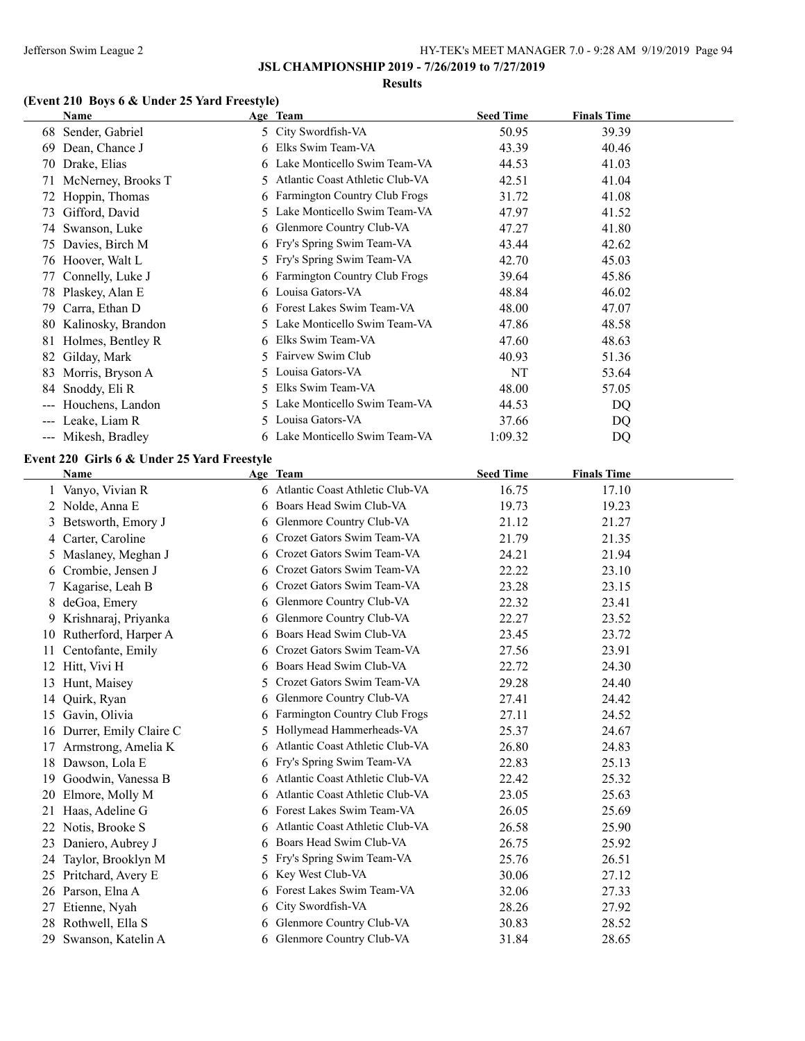## JSL CHAMPIONSHIP 2019 - 7/26/2019 to 7/27/2019

### Results

### (Event 210 Boys 6 & Under 25 Yard Freestyle)

| | Name | Age | Team | Seed Time | Finals Time |
|---|---|---|---|---|---|
| 68 | Sender, Gabriel | 5 | City Swordfish-VA | 50.95 | 39.39 |
| 69 | Dean, Chance J | 6 | Elks Swim Team-VA | 43.39 | 40.46 |
| 70 | Drake, Elias | 6 | Lake Monticello Swim Team-VA | 44.53 | 41.03 |
| 71 | McNerney, Brooks T | 5 | Atlantic Coast Athletic Club-VA | 42.51 | 41.04 |
| 72 | Hoppin, Thomas | 6 | Farmington Country Club Frogs | 31.72 | 41.08 |
| 73 | Gifford, David | 5 | Lake Monticello Swim Team-VA | 47.97 | 41.52 |
| 74 | Swanson, Luke | 6 | Glenmore Country Club-VA | 47.27 | 41.80 |
| 75 | Davies, Birch M | 6 | Fry's Spring Swim Team-VA | 43.44 | 42.62 |
| 76 | Hoover, Walt L | 5 | Fry's Spring Swim Team-VA | 42.70 | 45.03 |
| 77 | Connelly, Luke J | 6 | Farmington Country Club Frogs | 39.64 | 45.86 |
| 78 | Plaskey, Alan E | 6 | Louisa Gators-VA | 48.84 | 46.02 |
| 79 | Carra, Ethan D | 6 | Forest Lakes Swim Team-VA | 48.00 | 47.07 |
| 80 | Kalinosky, Brandon | 5 | Lake Monticello Swim Team-VA | 47.86 | 48.58 |
| 81 | Holmes, Bentley R | 6 | Elks Swim Team-VA | 47.60 | 48.63 |
| 82 | Gilday, Mark | 5 | Fairvew Swim Club | 40.93 | 51.36 |
| 83 | Morris, Bryson A | 5 | Louisa Gators-VA | NT | 53.64 |
| 84 | Snoddy, Eli R | 5 | Elks Swim Team-VA | 48.00 | 57.05 |
| --- | Houchens, Landon | 5 | Lake Monticello Swim Team-VA | 44.53 | DQ |
| --- | Leake, Liam R | 5 | Louisa Gators-VA | 37.66 | DQ |
| --- | Mikesh, Bradley | 6 | Lake Monticello Swim Team-VA | 1:09.32 | DQ |

### Event 220 Girls 6 & Under 25 Yard Freestyle

| | Name | Age | Team | Seed Time | Finals Time |
|---|---|---|---|---|---|
| 1 | Vanyo, Vivian R | 6 | Atlantic Coast Athletic Club-VA | 16.75 | 17.10 |
| 2 | Nolde, Anna E | 6 | Boars Head Swim Club-VA | 19.73 | 19.23 |
| 3 | Betsworth, Emory J | 6 | Glenmore Country Club-VA | 21.12 | 21.27 |
| 4 | Carter, Caroline | 6 | Crozet Gators Swim Team-VA | 21.79 | 21.35 |
| 5 | Maslaney, Meghan J | 6 | Crozet Gators Swim Team-VA | 24.21 | 21.94 |
| 6 | Crombie, Jensen J | 6 | Crozet Gators Swim Team-VA | 22.22 | 23.10 |
| 7 | Kagarise, Leah B | 6 | Crozet Gators Swim Team-VA | 23.28 | 23.15 |
| 8 | deGoa, Emery | 6 | Glenmore Country Club-VA | 22.32 | 23.41 |
| 9 | Krishnaraj, Priyanka | 6 | Glenmore Country Club-VA | 22.27 | 23.52 |
| 10 | Rutherford, Harper A | 6 | Boars Head Swim Club-VA | 23.45 | 23.72 |
| 11 | Centofante, Emily | 6 | Crozet Gators Swim Team-VA | 27.56 | 23.91 |
| 12 | Hitt, Vivi H | 6 | Boars Head Swim Club-VA | 22.72 | 24.30 |
| 13 | Hunt, Maisey | 5 | Crozet Gators Swim Team-VA | 29.28 | 24.40 |
| 14 | Quirk, Ryan | 6 | Glenmore Country Club-VA | 27.41 | 24.42 |
| 15 | Gavin, Olivia | 6 | Farmington Country Club Frogs | 27.11 | 24.52 |
| 16 | Durrer, Emily Claire C | 5 | Hollymead Hammerheads-VA | 25.37 | 24.67 |
| 17 | Armstrong, Amelia K | 6 | Atlantic Coast Athletic Club-VA | 26.80 | 24.83 |
| 18 | Dawson, Lola E | 6 | Fry's Spring Swim Team-VA | 22.83 | 25.13 |
| 19 | Goodwin, Vanessa B | 6 | Atlantic Coast Athletic Club-VA | 22.42 | 25.32 |
| 20 | Elmore, Molly M | 6 | Atlantic Coast Athletic Club-VA | 23.05 | 25.63 |
| 21 | Haas, Adeline G | 6 | Forest Lakes Swim Team-VA | 26.05 | 25.69 |
| 22 | Notis, Brooke S | 6 | Atlantic Coast Athletic Club-VA | 26.58 | 25.90 |
| 23 | Daniero, Aubrey J | 6 | Boars Head Swim Club-VA | 26.75 | 25.92 |
| 24 | Taylor, Brooklyn M | 5 | Fry's Spring Swim Team-VA | 25.76 | 26.51 |
| 25 | Pritchard, Avery E | 6 | Key West Club-VA | 30.06 | 27.12 |
| 26 | Parson, Elna A | 6 | Forest Lakes Swim Team-VA | 32.06 | 27.33 |
| 27 | Etienne, Nyah | 6 | City Swordfish-VA | 28.26 | 27.92 |
| 28 | Rothwell, Ella S | 6 | Glenmore Country Club-VA | 30.83 | 28.52 |
| 29 | Swanson, Katelin A | 6 | Glenmore Country Club-VA | 31.84 | 28.65 |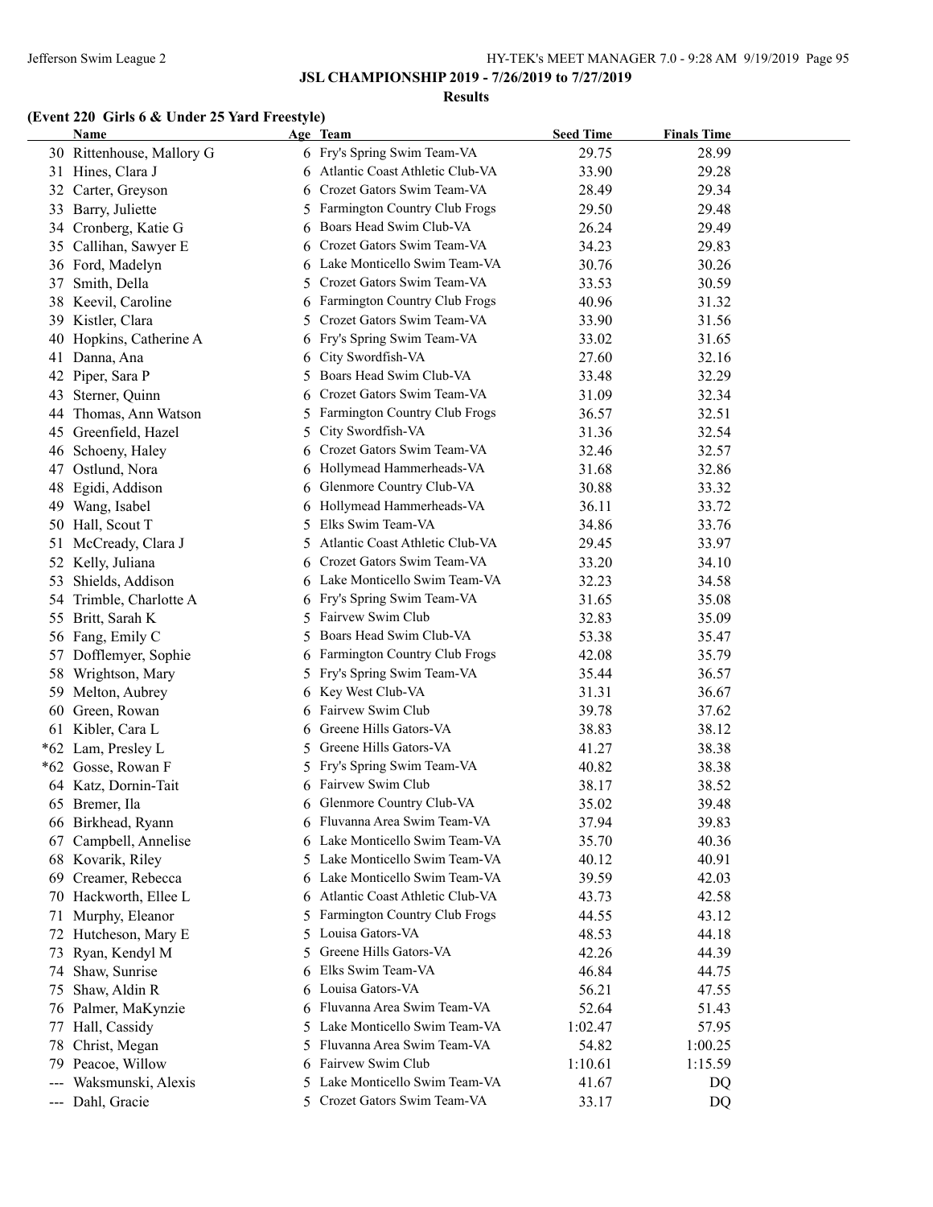**JSL CHAMPIONSHIP 2019 - 7/26/2019 to 7/27/2019**

**Results**

### (Event 220 Girls 6 & Under 25 Yard Freestyle)

| | Name | Age | Team | Seed Time | Finals Time |
|---|---|---|---|---|---|
| 30 | Rittenhouse, Mallory G | 6 | Fry's Spring Swim Team-VA | 29.75 | 28.99 |
| 31 | Hines, Clara J | 6 | Atlantic Coast Athletic Club-VA | 33.90 | 29.28 |
| 32 | Carter, Greyson | 6 | Crozet Gators Swim Team-VA | 28.49 | 29.34 |
| 33 | Barry, Juliette | 5 | Farmington Country Club Frogs | 29.50 | 29.48 |
| 34 | Cronberg, Katie G | 6 | Boars Head Swim Club-VA | 26.24 | 29.49 |
| 35 | Callihan, Sawyer E | 6 | Crozet Gators Swim Team-VA | 34.23 | 29.83 |
| 36 | Ford, Madelyn | 6 | Lake Monticello Swim Team-VA | 30.76 | 30.26 |
| 37 | Smith, Della | 5 | Crozet Gators Swim Team-VA | 33.53 | 30.59 |
| 38 | Keevil, Caroline | 6 | Farmington Country Club Frogs | 40.96 | 31.32 |
| 39 | Kistler, Clara | 5 | Crozet Gators Swim Team-VA | 33.90 | 31.56 |
| 40 | Hopkins, Catherine A | 6 | Fry's Spring Swim Team-VA | 33.02 | 31.65 |
| 41 | Danna, Ana | 6 | City Swordfish-VA | 27.60 | 32.16 |
| 42 | Piper, Sara P | 5 | Boars Head Swim Club-VA | 33.48 | 32.29 |
| 43 | Sterner, Quinn | 6 | Crozet Gators Swim Team-VA | 31.09 | 32.34 |
| 44 | Thomas, Ann Watson | 5 | Farmington Country Club Frogs | 36.57 | 32.51 |
| 45 | Greenfield, Hazel | 5 | City Swordfish-VA | 31.36 | 32.54 |
| 46 | Schoeny, Haley | 6 | Crozet Gators Swim Team-VA | 32.46 | 32.57 |
| 47 | Ostlund, Nora | 6 | Hollymead Hammerheads-VA | 31.68 | 32.86 |
| 48 | Egidi, Addison | 6 | Glenmore Country Club-VA | 30.88 | 33.32 |
| 49 | Wang, Isabel | 6 | Hollymead Hammerheads-VA | 36.11 | 33.72 |
| 50 | Hall, Scout T | 5 | Elks Swim Team-VA | 34.86 | 33.76 |
| 51 | McCready, Clara J | 5 | Atlantic Coast Athletic Club-VA | 29.45 | 33.97 |
| 52 | Kelly, Juliana | 6 | Crozet Gators Swim Team-VA | 33.20 | 34.10 |
| 53 | Shields, Addison | 6 | Lake Monticello Swim Team-VA | 32.23 | 34.58 |
| 54 | Trimble, Charlotte A | 6 | Fry's Spring Swim Team-VA | 31.65 | 35.08 |
| 55 | Britt, Sarah K | 5 | Fairvew Swim Club | 32.83 | 35.09 |
| 56 | Fang, Emily C | 5 | Boars Head Swim Club-VA | 53.38 | 35.47 |
| 57 | Dofflemyer, Sophie | 6 | Farmington Country Club Frogs | 42.08 | 35.79 |
| 58 | Wrightson, Mary | 5 | Fry's Spring Swim Team-VA | 35.44 | 36.57 |
| 59 | Melton, Aubrey | 6 | Key West Club-VA | 31.31 | 36.67 |
| 60 | Green, Rowan | 6 | Fairvew Swim Club | 39.78 | 37.62 |
| 61 | Kibler, Cara L | 6 | Greene Hills Gators-VA | 38.83 | 38.12 |
| *62 | Lam, Presley L | 5 | Greene Hills Gators-VA | 41.27 | 38.38 |
| *62 | Gosse, Rowan F | 5 | Fry's Spring Swim Team-VA | 40.82 | 38.38 |
| 64 | Katz, Dornin-Tait | 6 | Fairvew Swim Club | 38.17 | 38.52 |
| 65 | Bremer, Ila | 6 | Glenmore Country Club-VA | 35.02 | 39.48 |
| 66 | Birkhead, Ryann | 6 | Fluvanna Area Swim Team-VA | 37.94 | 39.83 |
| 67 | Campbell, Annelise | 6 | Lake Monticello Swim Team-VA | 35.70 | 40.36 |
| 68 | Kovarik, Riley | 5 | Lake Monticello Swim Team-VA | 40.12 | 40.91 |
| 69 | Creamer, Rebecca | 6 | Lake Monticello Swim Team-VA | 39.59 | 42.03 |
| 70 | Hackworth, Ellee L | 6 | Atlantic Coast Athletic Club-VA | 43.73 | 42.58 |
| 71 | Murphy, Eleanor | 5 | Farmington Country Club Frogs | 44.55 | 43.12 |
| 72 | Hutcheson, Mary E | 5 | Louisa Gators-VA | 48.53 | 44.18 |
| 73 | Ryan, Kendyl M | 5 | Greene Hills Gators-VA | 42.26 | 44.39 |
| 74 | Shaw, Sunrise | 6 | Elks Swim Team-VA | 46.84 | 44.75 |
| 75 | Shaw, Aldin R | 6 | Louisa Gators-VA | 56.21 | 47.55 |
| 76 | Palmer, MaKynzie | 6 | Fluvanna Area Swim Team-VA | 52.64 | 51.43 |
| 77 | Hall, Cassidy | 5 | Lake Monticello Swim Team-VA | 1:02.47 | 57.95 |
| 78 | Christ, Megan | 5 | Fluvanna Area Swim Team-VA | 54.82 | 1:00.25 |
| 79 | Peacoe, Willow | 6 | Fairvew Swim Club | 1:10.61 | 1:15.59 |
| --- | Waksmunski, Alexis | 5 | Lake Monticello Swim Team-VA | 41.67 | DQ |
| --- | Dahl, Gracie | 5 | Crozet Gators Swim Team-VA | 33.17 | DQ |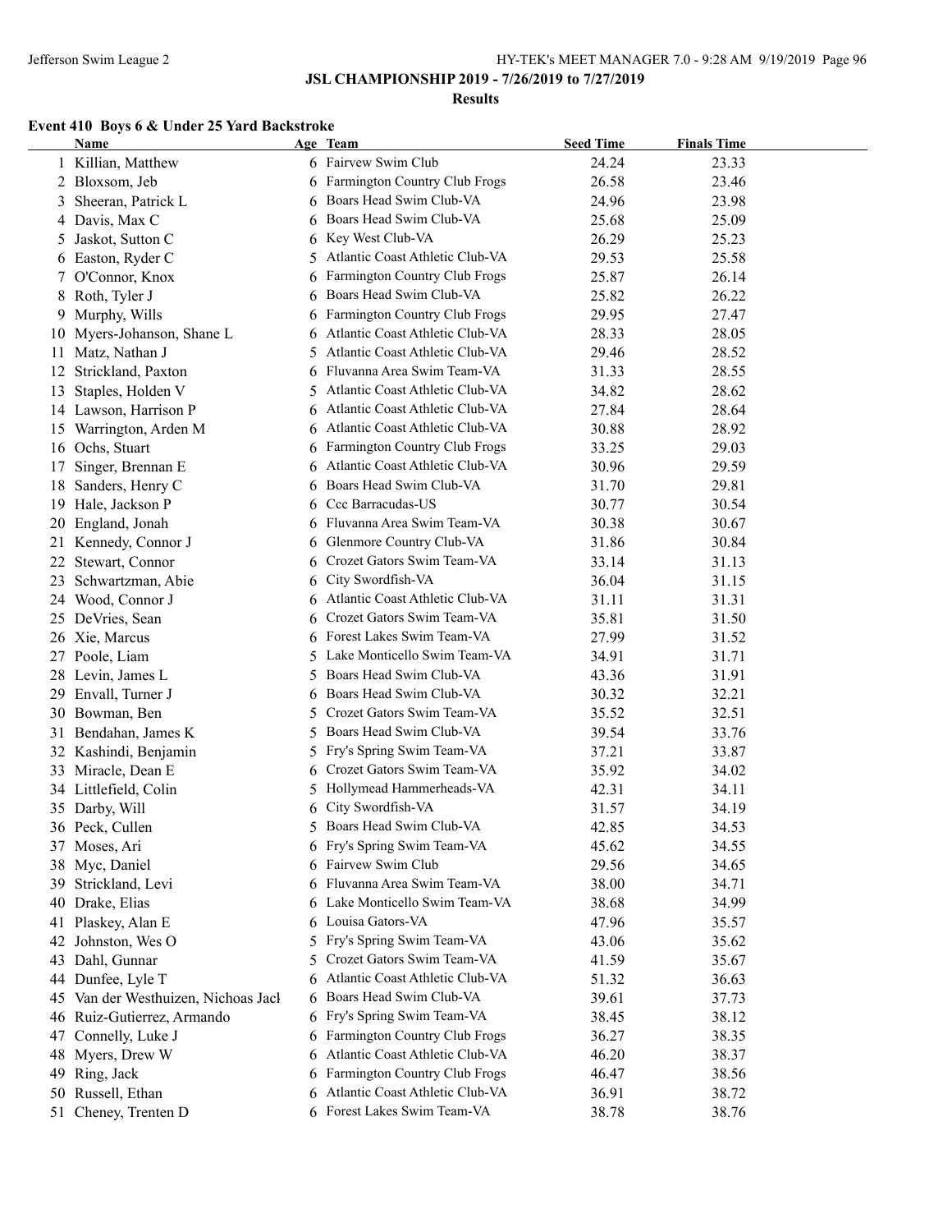## JSL CHAMPIONSHIP 2019 - 7/26/2019 to 7/27/2019

### Results

#### Event 410 Boys 6 & Under 25 Yard Backstroke

| | Name | Age | Team | Seed Time | Finals Time |
|---|---|---|---|---|---|
| 1 | Killian, Matthew | 6 | Fairvew Swim Club | 24.24 | 23.33 |
| 2 | Bloxsom, Jeb | 6 | Farmington Country Club Frogs | 26.58 | 23.46 |
| 3 | Sheeran, Patrick L | 6 | Boars Head Swim Club-VA | 24.96 | 23.98 |
| 4 | Davis, Max C | 6 | Boars Head Swim Club-VA | 25.68 | 25.09 |
| 5 | Jaskot, Sutton C | 6 | Key West Club-VA | 26.29 | 25.23 |
| 6 | Easton, Ryder C | 5 | Atlantic Coast Athletic Club-VA | 29.53 | 25.58 |
| 7 | O'Connor, Knox | 6 | Farmington Country Club Frogs | 25.87 | 26.14 |
| 8 | Roth, Tyler J | 6 | Boars Head Swim Club-VA | 25.82 | 26.22 |
| 9 | Murphy, Wills | 6 | Farmington Country Club Frogs | 29.95 | 27.47 |
| 10 | Myers-Johanson, Shane L | 6 | Atlantic Coast Athletic Club-VA | 28.33 | 28.05 |
| 11 | Matz, Nathan J | 5 | Atlantic Coast Athletic Club-VA | 29.46 | 28.52 |
| 12 | Strickland, Paxton | 6 | Fluvanna Area Swim Team-VA | 31.33 | 28.55 |
| 13 | Staples, Holden V | 5 | Atlantic Coast Athletic Club-VA | 34.82 | 28.62 |
| 14 | Lawson, Harrison P | 6 | Atlantic Coast Athletic Club-VA | 27.84 | 28.64 |
| 15 | Warrington, Arden M | 6 | Atlantic Coast Athletic Club-VA | 30.88 | 28.92 |
| 16 | Ochs, Stuart | 6 | Farmington Country Club Frogs | 33.25 | 29.03 |
| 17 | Singer, Brennan E | 6 | Atlantic Coast Athletic Club-VA | 30.96 | 29.59 |
| 18 | Sanders, Henry C | 6 | Boars Head Swim Club-VA | 31.70 | 29.81 |
| 19 | Hale, Jackson P | 6 | Ccc Barracudas-US | 30.77 | 30.54 |
| 20 | England, Jonah | 6 | Fluvanna Area Swim Team-VA | 30.38 | 30.67 |
| 21 | Kennedy, Connor J | 6 | Glenmore Country Club-VA | 31.86 | 30.84 |
| 22 | Stewart, Connor | 6 | Crozet Gators Swim Team-VA | 33.14 | 31.13 |
| 23 | Schwartzman, Abie | 6 | City Swordfish-VA | 36.04 | 31.15 |
| 24 | Wood, Connor J | 6 | Atlantic Coast Athletic Club-VA | 31.11 | 31.31 |
| 25 | DeVries, Sean | 6 | Crozet Gators Swim Team-VA | 35.81 | 31.50 |
| 26 | Xie, Marcus | 6 | Forest Lakes Swim Team-VA | 27.99 | 31.52 |
| 27 | Poole, Liam | 5 | Lake Monticello Swim Team-VA | 34.91 | 31.71 |
| 28 | Levin, James L | 5 | Boars Head Swim Club-VA | 43.36 | 31.91 |
| 29 | Envall, Turner J | 6 | Boars Head Swim Club-VA | 30.32 | 32.21 |
| 30 | Bowman, Ben | 5 | Crozet Gators Swim Team-VA | 35.52 | 32.51 |
| 31 | Bendahan, James K | 5 | Boars Head Swim Club-VA | 39.54 | 33.76 |
| 32 | Kashindi, Benjamin | 5 | Fry's Spring Swim Team-VA | 37.21 | 33.87 |
| 33 | Miracle, Dean E | 6 | Crozet Gators Swim Team-VA | 35.92 | 34.02 |
| 34 | Littlefield, Colin | 5 | Hollymead Hammerheads-VA | 42.31 | 34.11 |
| 35 | Darby, Will | 6 | City Swordfish-VA | 31.57 | 34.19 |
| 36 | Peck, Cullen | 5 | Boars Head Swim Club-VA | 42.85 | 34.53 |
| 37 | Moses, Ari | 6 | Fry's Spring Swim Team-VA | 45.62 | 34.55 |
| 38 | Myc, Daniel | 6 | Fairvew Swim Club | 29.56 | 34.65 |
| 39 | Strickland, Levi | 6 | Fluvanna Area Swim Team-VA | 38.00 | 34.71 |
| 40 | Drake, Elias | 6 | Lake Monticello Swim Team-VA | 38.68 | 34.99 |
| 41 | Plaskey, Alan E | 6 | Louisa Gators-VA | 47.96 | 35.57 |
| 42 | Johnston, Wes O | 5 | Fry's Spring Swim Team-VA | 43.06 | 35.62 |
| 43 | Dahl, Gunnar | 5 | Crozet Gators Swim Team-VA | 41.59 | 35.67 |
| 44 | Dunfee, Lyle T | 6 | Atlantic Coast Athletic Club-VA | 51.32 | 36.63 |
| 45 | Van der Westhuizen, Nichoas Jacl | 6 | Boars Head Swim Club-VA | 39.61 | 37.73 |
| 46 | Ruiz-Gutierrez, Armando | 6 | Fry's Spring Swim Team-VA | 38.45 | 38.12 |
| 47 | Connelly, Luke J | 6 | Farmington Country Club Frogs | 36.27 | 38.35 |
| 48 | Myers, Drew W | 6 | Atlantic Coast Athletic Club-VA | 46.20 | 38.37 |
| 49 | Ring, Jack | 6 | Farmington Country Club Frogs | 46.47 | 38.56 |
| 50 | Russell, Ethan | 6 | Atlantic Coast Athletic Club-VA | 36.91 | 38.72 |
| 51 | Cheney, Trenten D | 6 | Forest Lakes Swim Team-VA | 38.78 | 38.76 |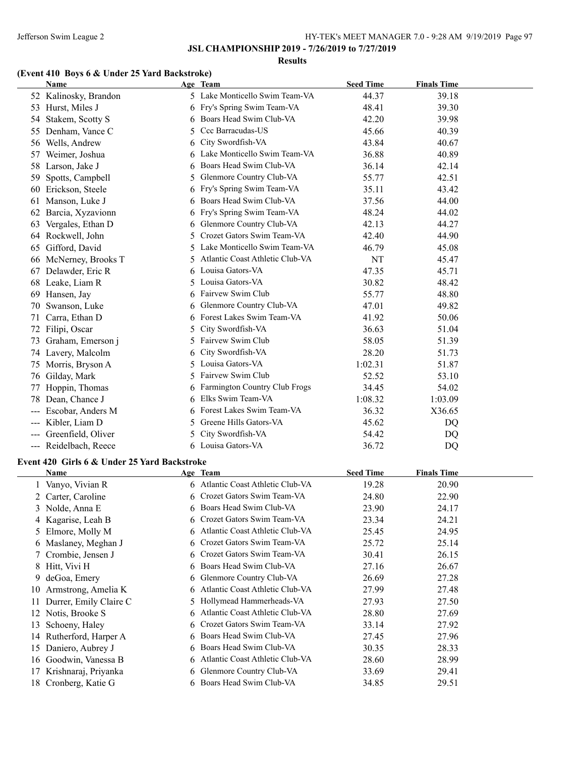**JSL CHAMPIONSHIP 2019 - 7/26/2019 to 7/27/2019**

**Results**

## (Event 410 Boys 6 & Under 25 Yard Backstroke)

| | Name | Age | Team | Seed Time | Finals Time |
|---|---|---|---|---|---|
| 52 | Kalinosky, Brandon | 5 | Lake Monticello Swim Team-VA | 44.37 | 39.18 |
| 53 | Hurst, Miles J | 6 | Fry's Spring Swim Team-VA | 48.41 | 39.30 |
| 54 | Stakem, Scotty S | 6 | Boars Head Swim Club-VA | 42.20 | 39.98 |
| 55 | Denham, Vance C | 5 | Ccc Barracudas-US | 45.66 | 40.39 |
| 56 | Wells, Andrew | 6 | City Swordfish-VA | 43.84 | 40.67 |
| 57 | Weimer, Joshua | 6 | Lake Monticello Swim Team-VA | 36.88 | 40.89 |
| 58 | Larson, Jake J | 6 | Boars Head Swim Club-VA | 36.14 | 42.14 |
| 59 | Spotts, Campbell | 5 | Glenmore Country Club-VA | 55.77 | 42.51 |
| 60 | Erickson, Steele | 6 | Fry's Spring Swim Team-VA | 35.11 | 43.42 |
| 61 | Manson, Luke J | 6 | Boars Head Swim Club-VA | 37.56 | 44.00 |
| 62 | Barcia, Xyzavionn | 6 | Fry's Spring Swim Team-VA | 48.24 | 44.02 |
| 63 | Vergales, Ethan D | 6 | Glenmore Country Club-VA | 42.13 | 44.27 |
| 64 | Rockwell, John | 5 | Crozet Gators Swim Team-VA | 42.40 | 44.90 |
| 65 | Gifford, David | 5 | Lake Monticello Swim Team-VA | 46.79 | 45.08 |
| 66 | McNerney, Brooks T | 5 | Atlantic Coast Athletic Club-VA | NT | 45.47 |
| 67 | Delawder, Eric R | 6 | Louisa Gators-VA | 47.35 | 45.71 |
| 68 | Leake, Liam R | 5 | Louisa Gators-VA | 30.82 | 48.42 |
| 69 | Hansen, Jay | 6 | Fairvew Swim Club | 55.77 | 48.80 |
| 70 | Swanson, Luke | 6 | Glenmore Country Club-VA | 47.01 | 49.82 |
| 71 | Carra, Ethan D | 6 | Forest Lakes Swim Team-VA | 41.92 | 50.06 |
| 72 | Filipi, Oscar | 5 | City Swordfish-VA | 36.63 | 51.04 |
| 73 | Graham, Emerson j | 5 | Fairvew Swim Club | 58.05 | 51.39 |
| 74 | Lavery, Malcolm | 6 | City Swordfish-VA | 28.20 | 51.73 |
| 75 | Morris, Bryson A | 5 | Louisa Gators-VA | 1:02.31 | 51.87 |
| 76 | Gilday, Mark | 5 | Fairvew Swim Club | 52.52 | 53.10 |
| 77 | Hoppin, Thomas | 6 | Farmington Country Club Frogs | 34.45 | 54.02 |
| 78 | Dean, Chance J | 6 | Elks Swim Team-VA | 1:08.32 | 1:03.09 |
| --- | Escobar, Anders M | 6 | Forest Lakes Swim Team-VA | 36.32 | X36.65 |
| --- | Kibler, Liam D | 5 | Greene Hills Gators-VA | 45.62 | DQ |
| --- | Greenfield, Oliver | 5 | City Swordfish-VA | 54.42 | DQ |
| --- | Reidelbach, Reece | 6 | Louisa Gators-VA | 36.72 | DQ |

## Event 420 Girls 6 & Under 25 Yard Backstroke

| | Name | Age | Team | Seed Time | Finals Time |
|---|---|---|---|---|---|
| 1 | Vanyo, Vivian R | 6 | Atlantic Coast Athletic Club-VA | 19.28 | 20.90 |
| 2 | Carter, Caroline | 6 | Crozet Gators Swim Team-VA | 24.80 | 22.90 |
| 3 | Nolde, Anna E | 6 | Boars Head Swim Club-VA | 23.90 | 24.17 |
| 4 | Kagarise, Leah B | 6 | Crozet Gators Swim Team-VA | 23.34 | 24.21 |
| 5 | Elmore, Molly M | 6 | Atlantic Coast Athletic Club-VA | 25.45 | 24.95 |
| 6 | Maslaney, Meghan J | 6 | Crozet Gators Swim Team-VA | 25.72 | 25.14 |
| 7 | Crombie, Jensen J | 6 | Crozet Gators Swim Team-VA | 30.41 | 26.15 |
| 8 | Hitt, Vivi H | 6 | Boars Head Swim Club-VA | 27.16 | 26.67 |
| 9 | deGoa, Emery | 6 | Glenmore Country Club-VA | 26.69 | 27.28 |
| 10 | Armstrong, Amelia K | 6 | Atlantic Coast Athletic Club-VA | 27.99 | 27.48 |
| 11 | Durrer, Emily Claire C | 5 | Hollymead Hammerheads-VA | 27.93 | 27.50 |
| 12 | Notis, Brooke S | 6 | Atlantic Coast Athletic Club-VA | 28.80 | 27.69 |
| 13 | Schoeny, Haley | 6 | Crozet Gators Swim Team-VA | 33.14 | 27.92 |
| 14 | Rutherford, Harper A | 6 | Boars Head Swim Club-VA | 27.45 | 27.96 |
| 15 | Daniero, Aubrey J | 6 | Boars Head Swim Club-VA | 30.35 | 28.33 |
| 16 | Goodwin, Vanessa B | 6 | Atlantic Coast Athletic Club-VA | 28.60 | 28.99 |
| 17 | Krishnaraj, Priyanka | 6 | Glenmore Country Club-VA | 33.69 | 29.41 |
| 18 | Cronberg, Katie G | 6 | Boars Head Swim Club-VA | 34.85 | 29.51 |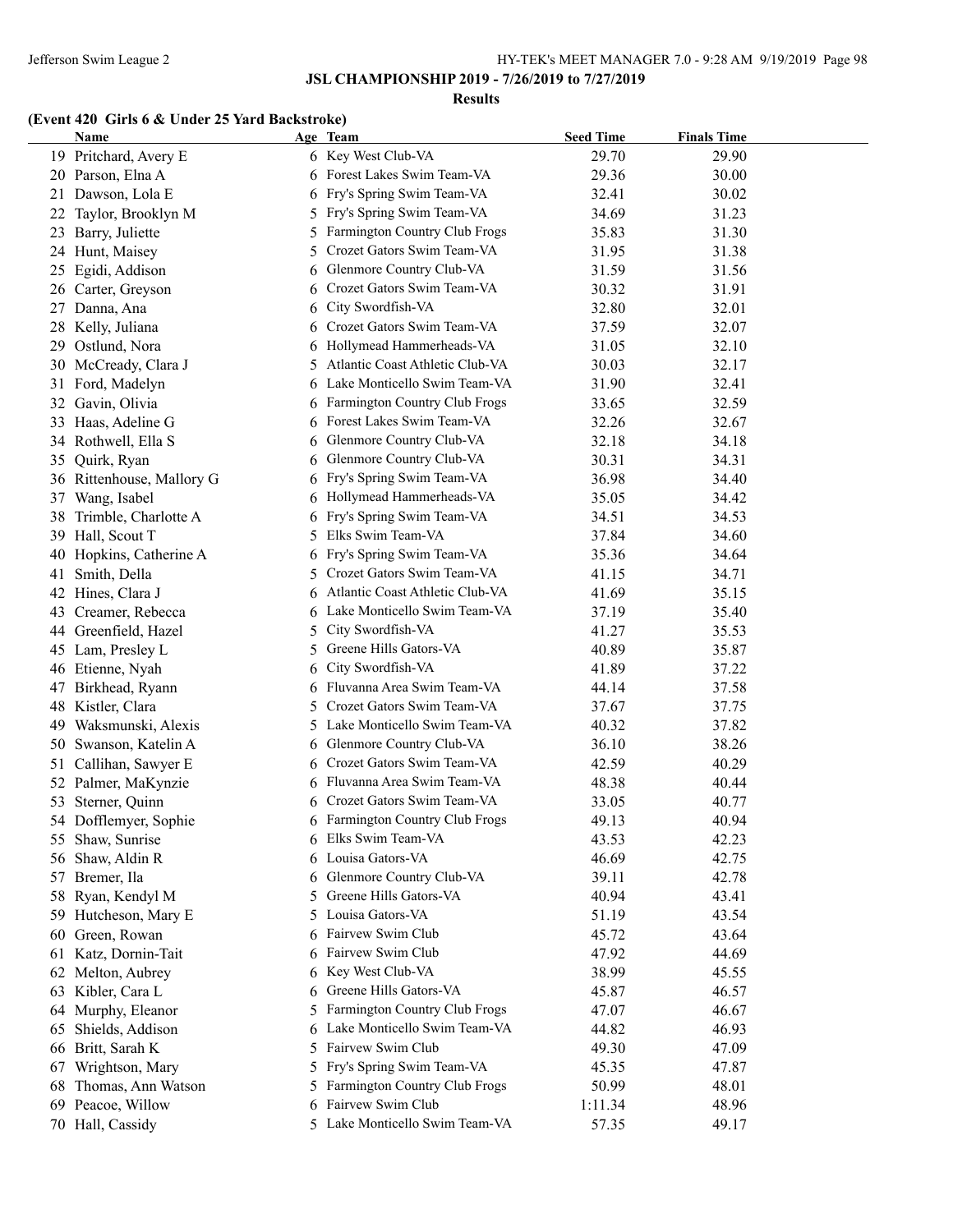## JSL CHAMPIONSHIP 2019 - 7/26/2019 to 7/27/2019

### Results

### (Event 420 Girls 6 & Under 25 Yard Backstroke)

| | Name | Age | Team | Seed Time | Finals Time |
|---|---|---|---|---|---|
| 19 | Pritchard, Avery E | 6 | Key West Club-VA | 29.70 | 29.90 |
| 20 | Parson, Elna A | 6 | Forest Lakes Swim Team-VA | 29.36 | 30.00 |
| 21 | Dawson, Lola E | 6 | Fry's Spring Swim Team-VA | 32.41 | 30.02 |
| 22 | Taylor, Brooklyn M | 5 | Fry's Spring Swim Team-VA | 34.69 | 31.23 |
| 23 | Barry, Juliette | 5 | Farmington Country Club Frogs | 35.83 | 31.30 |
| 24 | Hunt, Maisey | 5 | Crozet Gators Swim Team-VA | 31.95 | 31.38 |
| 25 | Egidi, Addison | 6 | Glenmore Country Club-VA | 31.59 | 31.56 |
| 26 | Carter, Greyson | 6 | Crozet Gators Swim Team-VA | 30.32 | 31.91 |
| 27 | Danna, Ana | 6 | City Swordfish-VA | 32.80 | 32.01 |
| 28 | Kelly, Juliana | 6 | Crozet Gators Swim Team-VA | 37.59 | 32.07 |
| 29 | Ostlund, Nora | 6 | Hollymead Hammerheads-VA | 31.05 | 32.10 |
| 30 | McCready, Clara J | 5 | Atlantic Coast Athletic Club-VA | 30.03 | 32.17 |
| 31 | Ford, Madelyn | 6 | Lake Monticello Swim Team-VA | 31.90 | 32.41 |
| 32 | Gavin, Olivia | 6 | Farmington Country Club Frogs | 33.65 | 32.59 |
| 33 | Haas, Adeline G | 6 | Forest Lakes Swim Team-VA | 32.26 | 32.67 |
| 34 | Rothwell, Ella S | 6 | Glenmore Country Club-VA | 32.18 | 34.18 |
| 35 | Quirk, Ryan | 6 | Glenmore Country Club-VA | 30.31 | 34.31 |
| 36 | Rittenhouse, Mallory G | 6 | Fry's Spring Swim Team-VA | 36.98 | 34.40 |
| 37 | Wang, Isabel | 6 | Hollymead Hammerheads-VA | 35.05 | 34.42 |
| 38 | Trimble, Charlotte A | 6 | Fry's Spring Swim Team-VA | 34.51 | 34.53 |
| 39 | Hall, Scout T | 5 | Elks Swim Team-VA | 37.84 | 34.60 |
| 40 | Hopkins, Catherine A | 6 | Fry's Spring Swim Team-VA | 35.36 | 34.64 |
| 41 | Smith, Della | 5 | Crozet Gators Swim Team-VA | 41.15 | 34.71 |
| 42 | Hines, Clara J | 6 | Atlantic Coast Athletic Club-VA | 41.69 | 35.15 |
| 43 | Creamer, Rebecca | 6 | Lake Monticello Swim Team-VA | 37.19 | 35.40 |
| 44 | Greenfield, Hazel | 5 | City Swordfish-VA | 41.27 | 35.53 |
| 45 | Lam, Presley L | 5 | Greene Hills Gators-VA | 40.89 | 35.87 |
| 46 | Etienne, Nyah | 6 | City Swordfish-VA | 41.89 | 37.22 |
| 47 | Birkhead, Ryann | 6 | Fluvanna Area Swim Team-VA | 44.14 | 37.58 |
| 48 | Kistler, Clara | 5 | Crozet Gators Swim Team-VA | 37.67 | 37.75 |
| 49 | Waksmunski, Alexis | 5 | Lake Monticello Swim Team-VA | 40.32 | 37.82 |
| 50 | Swanson, Katelin A | 6 | Glenmore Country Club-VA | 36.10 | 38.26 |
| 51 | Callihan, Sawyer E | 6 | Crozet Gators Swim Team-VA | 42.59 | 40.29 |
| 52 | Palmer, MaKynzie | 6 | Fluvanna Area Swim Team-VA | 48.38 | 40.44 |
| 53 | Sterner, Quinn | 6 | Crozet Gators Swim Team-VA | 33.05 | 40.77 |
| 54 | Dofflemyer, Sophie | 6 | Farmington Country Club Frogs | 49.13 | 40.94 |
| 55 | Shaw, Sunrise | 6 | Elks Swim Team-VA | 43.53 | 42.23 |
| 56 | Shaw, Aldin R | 6 | Louisa Gators-VA | 46.69 | 42.75 |
| 57 | Bremer, Ila | 6 | Glenmore Country Club-VA | 39.11 | 42.78 |
| 58 | Ryan, Kendyl M | 5 | Greene Hills Gators-VA | 40.94 | 43.41 |
| 59 | Hutcheson, Mary E | 5 | Louisa Gators-VA | 51.19 | 43.54 |
| 60 | Green, Rowan | 6 | Fairvew Swim Club | 45.72 | 43.64 |
| 61 | Katz, Dornin-Tait | 6 | Fairvew Swim Club | 47.92 | 44.69 |
| 62 | Melton, Aubrey | 6 | Key West Club-VA | 38.99 | 45.55 |
| 63 | Kibler, Cara L | 6 | Greene Hills Gators-VA | 45.87 | 46.57 |
| 64 | Murphy, Eleanor | 5 | Farmington Country Club Frogs | 47.07 | 46.67 |
| 65 | Shields, Addison | 6 | Lake Monticello Swim Team-VA | 44.82 | 46.93 |
| 66 | Britt, Sarah K | 5 | Fairvew Swim Club | 49.30 | 47.09 |
| 67 | Wrightson, Mary | 5 | Fry's Spring Swim Team-VA | 45.35 | 47.87 |
| 68 | Thomas, Ann Watson | 5 | Farmington Country Club Frogs | 50.99 | 48.01 |
| 69 | Peacoe, Willow | 6 | Fairvew Swim Club | 1:11.34 | 48.96 |
| 70 | Hall, Cassidy | 5 | Lake Monticello Swim Team-VA | 57.35 | 49.17 |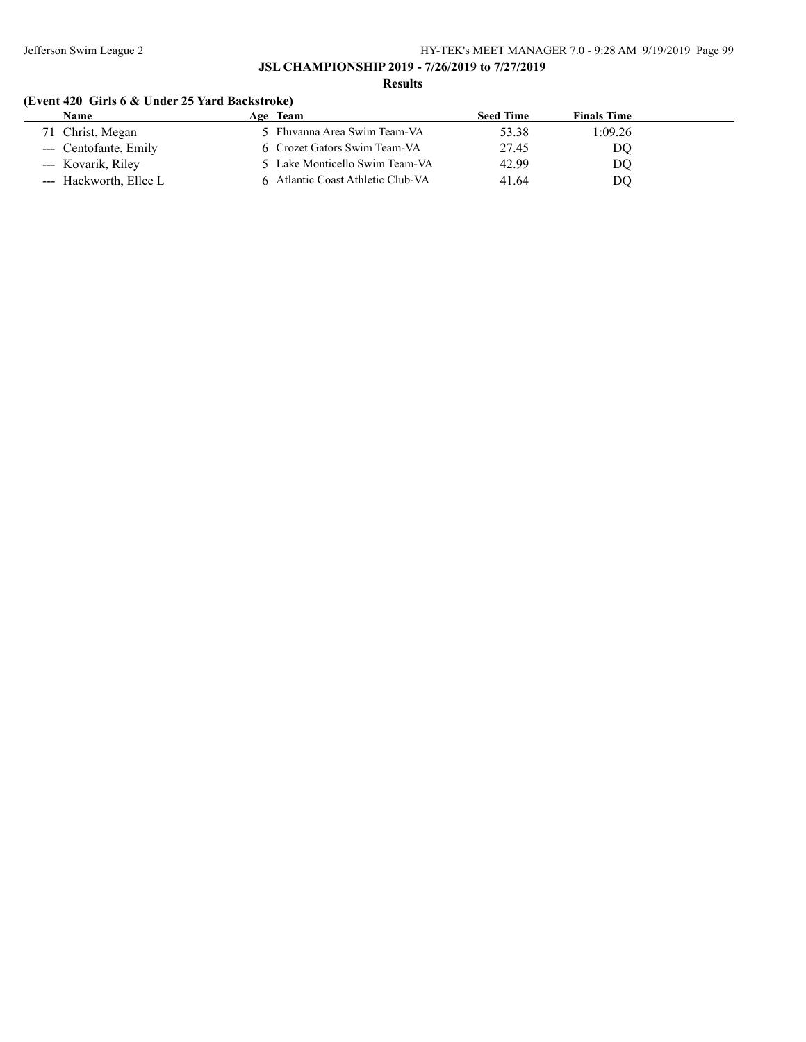**Results**

### (Event 420 Girls 6 & Under 25 Yard Backstroke)

| | Name | Age | Team | Seed Time | Finals Time |
|---|---|---|---|---|---|
| 71 | Christ, Megan | 5 | Fluvanna Area Swim Team-VA | 53.38 | 1:09.26 |
| --- | Centofante, Emily | 6 | Crozet Gators Swim Team-VA | 27.45 | DQ |
| --- | Kovarik, Riley | 5 | Lake Monticello Swim Team-VA | 42.99 | DQ |
| --- | Hackworth, Ellee L | 6 | Atlantic Coast Athletic Club-VA | 41.64 | DQ |